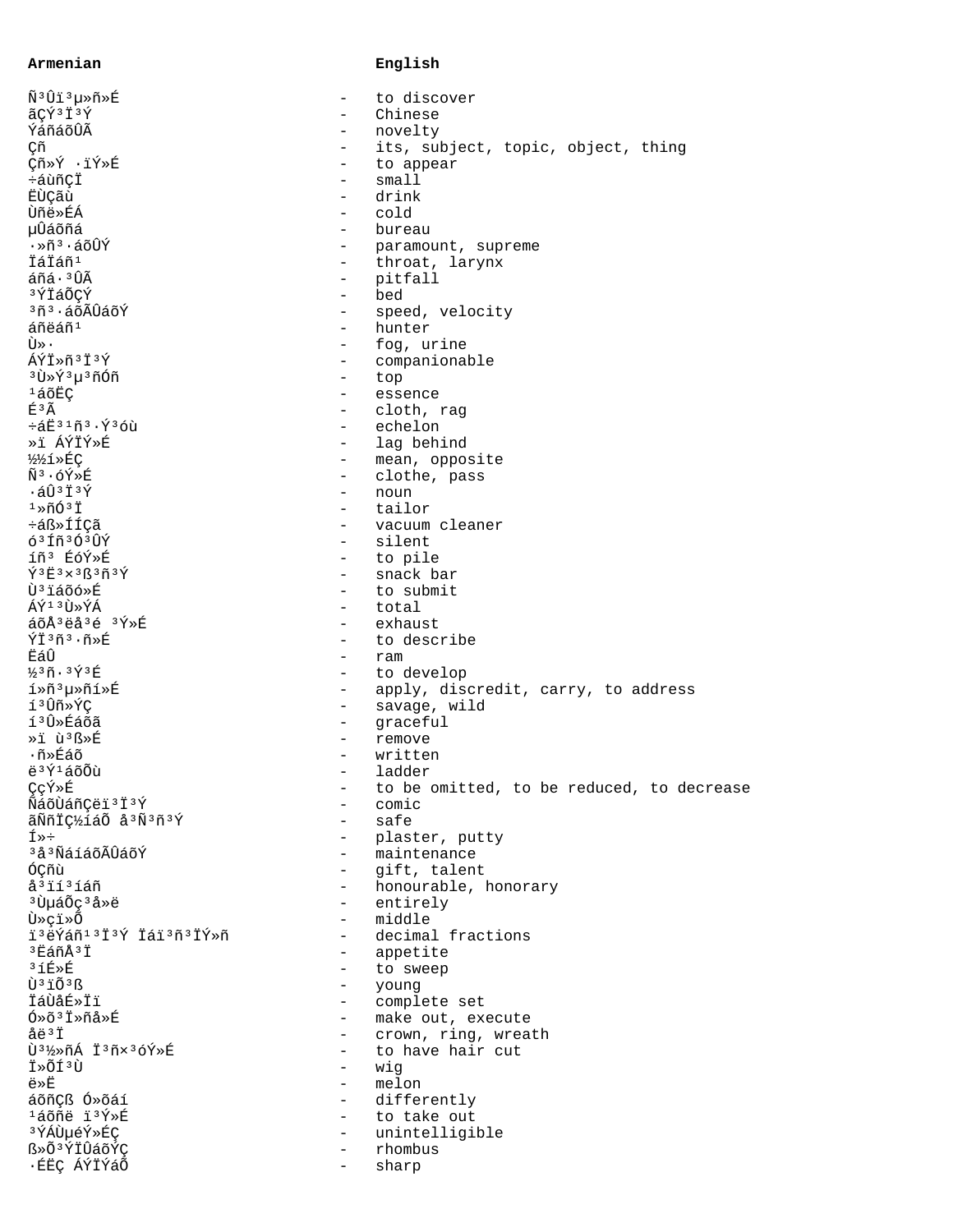| Armenian | | English |
|---|---|---|
| Ñ³Ûï³µ»ñ»É | - | to discover |
| ãÇÝ³Ï³Ý | - | Chinese |
| ÝáñáõÛÃ | - | novelty |
| Çñ | - | its, subject, topic, object, thing |
| Çñ»Ý ·ïÝ»É | - | to appear |
| ÷áùñÇÏ | - | small |
| ËÙÇãù | - | drink |
| Ùñë»ÉÁ | - | cold |
| µÛáõñá | - | bureau |
| ·»ñ³·áõÛÝ | - | paramount, supreme |
| ÏáÏáñ¹ | - | throat, larynx |
| áñá·³ÛÃ | - | pitfall |
| ³ÝÏáÕÇÝ | - | bed |
| ³ñ³·áõÃÛáõÝ | - | speed, velocity |
| áñëáñ¹ | - | hunter |
| Ù»· | - | fog, urine |
| ÁÝÏ»ñ³Ï³Ý | - | companionable |
| ³Ù»Ý³µ³ñÓñ | - | top |
| ¹áõËÇ | - | essence |
| É³Ã | - | cloth, rag |
| ÷áË³¹ñ³·Ý³óù | - | echelon |
| »ï ÁÝÏÝ»É | - | lag behind |
| ½½í»ÉÇ | - | mean, opposite |
| Ñ³·óÝ»É | - | clothe, pass |
| ·áÛ³Ï³Ý | - | noun |
| ¹»ñÓ³Ï | - | tailor |
| ÷áß»ÍÍÇã | - | vacuum cleaner |
| ó³Íñ³Ó³ÛÝ | - | silent |
| íñ³ ÉóÝ»É | - | to pile |
| Ý³Ë³×³ß³ñ³Ý | - | snack bar |
| Ù³ïáõó»É | - | to submit |
| ÁÝ¹³Ù»ÝÁ | - | total |
| áõÅ³ëå³é ³Ý»É | - | exhaust |
| ÝÏ³ñ³·ñ»É | - | to describe |
| ËáÛ | - | ram |
| ½³ñ·³Ý³É | - | to develop |
| í»ñ³µ»ñí»É | - | apply, discredit, carry, to address |
| í³Ûñ»ÝÇ | - | savage, wild |
| í³Ûñ»Éáõã | - | graceful |
| »ï ù³ß»É | - | remove |
| ·ñ»Éáõ | - | written |
| ë³Ý¹áõÕù | - | ladder |
| ÇçÝ»É | - | to be omitted, to be reduced, to decrease |
| ÑáõÙáñÇëï³Ï³Ý | - | comic |
| ãÑñÏÇ½íáÕ å³Ñ³ñ³Ý | - | safe |
| Í»÷ | - | plaster, putty |
| ³å³ÑáíáõÃÛáõÝ | - | maintenance |
| ÓÇñù | - | gift, talent |
| å³ïí³íáñ | - | honourable, honorary |
| ³ÙµáÕç³å»ë | - | entirely |
| Ù»çï»Õ | - | middle |
| ï³ëÝáñ¹³Ï³Ý Ïáï³ñ³ÏÝ»ñ | - | decimal fractions |
| ³ËáñÅ³Ï | - | appetite |
| ³íÉ»É | - | to sweep |
| Ù³ïÕ³ß | - | young |
| ÏáÙåÉ»Ïï | - | complete set |
| Ó»õ³Ï»ñå»É | - | make out, execute |
| åë³Ï | - | crown, ring, wreath |
| Ù³½»ñÁ Ï³ñ×³óÝ»É | - | to have hair cut |
| Ï»ÕÍ³Ù | - | wig |
| ë»Ë | - | melon |
| áõñÇß Ó»õáí | - | differently |
| ¹áõñë ï³Ý»É | - | to take out |
| ³ÝÁÙµéÝ»ÉÇ | - | unintelligible |
| ß»Õ³ÝÏÛáõÝÇ | - | rhombus |
| ·ÉËÇ ÁÝÏÝáÕ | - | sharp |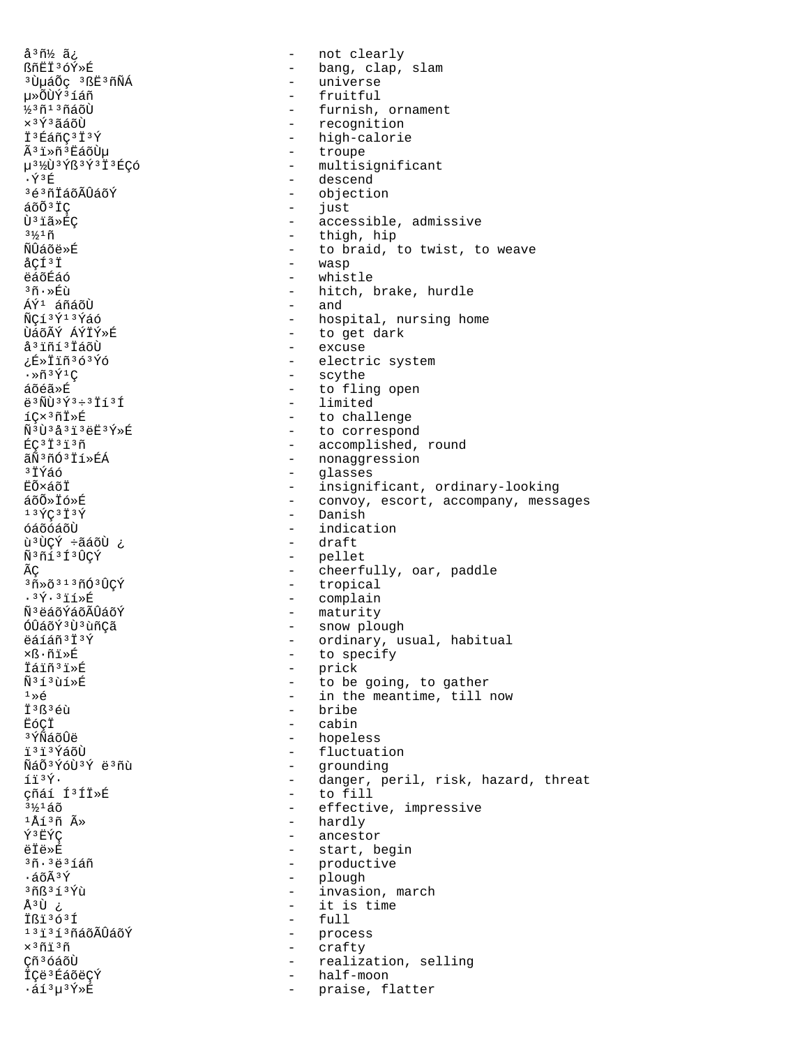å³ñ½ ã¿ - not clearly
ßñËÏ³óÝ»É - bang, clap, slam
³ÙµáÕç ³ßË³ñÑÁ - universe
µ»ÕÙÝ³íáñ - fruitful
½³ñ¹³ñáõÙ - furnish, ornament
×³Ý³ãáõÙ - recognition
Ï³ÉáñÇ³Ï³Ý - high-calorie
Ã³ï»ñ³ËáõÙµ - troupe
µ³½Ù³Ýß³Ý³Ï³ÉÇó - multisignificant
·Ý³É - descend
³é³ñÏáõÃÛáõÝ - objection
áõÕ³ÏÇ - just
Ù³ïã»ÉÇ - accessible, admissive
³½¹ñ - thigh, hip
ÑÛáõë»É - to braid, to twist, to weave
åÇÍ³Ï - wasp
ëáõÉáó - whistle
³ñ·»Éù - hitch, brake, hurdle
ÁÝ¹ áñáõÙ - and
ÑÇí³Ý¹³Ýáó - hospital, nursing home
ÙáõÃÝ ÁÝÏÝ»É - to get dark
å³ïñí³ÏáõÙ - excuse
¿É»Ïïñ³ó³Ýó - electric system
·»ñ³Ý¹Ç - scythe
áõéã»É - to fling open
ë³ÑÙ³Ý³÷³Ïí³Í - limited
íÇ×³ñÏ»É - to challenge
Ñ³Ù³å³ï³ëË³Ý»É - to correspond
ÉÇ³Ï³ï³ñ - accomplished, round
ãÑ³ñÓ³Ïí»ÉÁ - nonaggression
³ÏÝáó - glasses
ËÕ×áõÏ - insignificant, ordinary-looking
áõÕ»Ïó»É - convoy, escort, accompany, messages
¹³ÝÇ³Ï³Ý - Danish
óáõóáõÙ - indication
ù³ÙÇÝ ÷ãáõÙ ¿ - draft
Ñ³ñí³Í³ÛÇÝ - pellet
ÃÇ - cheerfully, oar, paddle
³ñ»õ³¹³ñÓ³ÛÇÝ - tropical
·³Ý·³ïí»É - complain
Ñ³ëáõÝáõÃÛáõÝ - maturity
ÓÛáõÝ³Ù³ùñÇã - snow plough
ëáíáñ³Ï³Ý - ordinary, usual, habitual
×ß·ñï»É - to specify
Ïáïñ³ï»É - prick
Ñ³í³ùí»É - to be going, to gather
¹»é - in the meantime, till now
Ï³ß³éù - bribe
ËóÇÏ - cabin
³ÝÑáõÛë - hopeless
ï³ï³ÝáõÙ - fluctuation
ÑáÕ³ÝóÙ³Ý ë³ñù - grounding
íï³Ý· - danger, peril, risk, hazard, threat
çñáí Í³ÍÏ»É - to fill
³½¹áõ - effective, impressive
¹Åí³ñ Ã» - hardly
Ý³ËÝÇ - ancestor
ëÏë»É - start, begin
³ñ·³ë³íáñ - productive
·áõÃ³Ý - plough
³ñß³í³Ýù - invasion, march
Å³Ù ¿ - it is time
Ïßï³ó³Í - full
¹³ï³í³ñáõÃÛáõÝ - process
×³ñï³ñ - crafty
Çñ³óáõÙ - realization, selling
ÏÇë³ÉáõëÇÝ - half-moon
·áí³µ³Ý»É - praise, flatter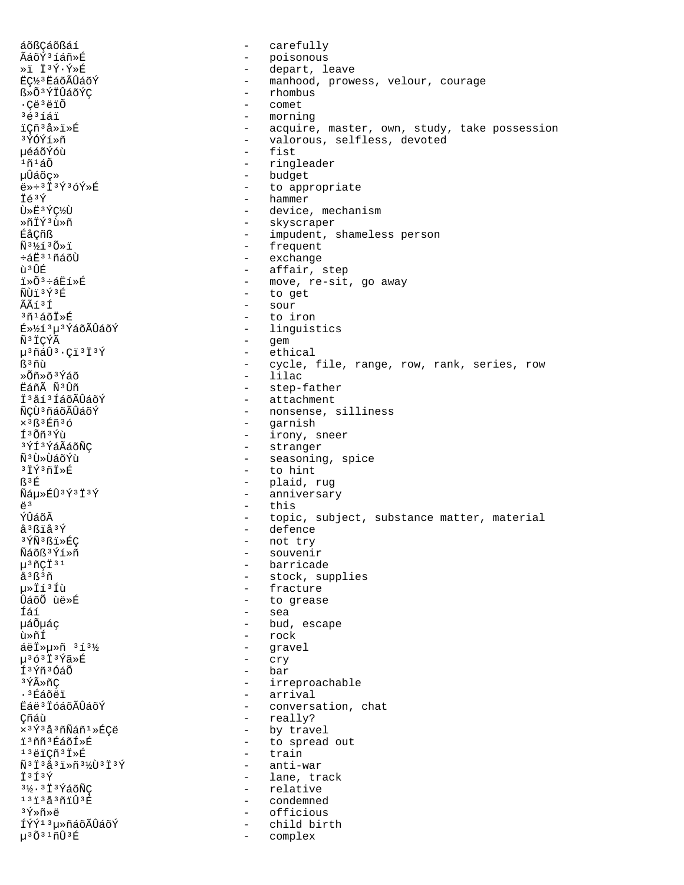áõßÇáõßáí - carefully
ÃáõÝ³íáñ»É - poisonous
»ï Ï³Ý·Ý»É - depart, leave
ËÇ½³ËáõÃÛáõÝ - manhood, prowess, velour, courage
ß»Õ³ÝÏÛáõÝÇ - rhombus
·Çë³ëïÕ - comet
³é³íáï - morning
ïÇñ³å»ï»É - acquire, master, own, study, take possession
³ÝÓÝí»ñ - valorous, selfless, devoted
µéáõÝóù - fist
¹ñ¹áÕ - ringleader
µÛáõç» - budget
ë»÷³Ï³Ý³óÝ»É - to appropriate
Ïé³Ý - hammer
Ù»Ë³ÝÇ½Ù - device, mechanism
»ñÏÝ³ù»ñ - skyscraper
ÉåÇñß - impudent, shameless person
Ñ³½í³Õ»ï - frequent
÷áË³¹ñáõÙ - exchange
ù³ÛÉ - affair, step
ï»Õ³÷áËí»É - move, re-sit, go away
ÑÙï³Ý³É - to get
ÃÃí³Í - sour
³ñ¹áõÏ»É - to iron
É»½í³µ³ÝáõÃÛáõÝ - linguistics
Ñ³ÏÇÝÃ - gem
µ³ñáÛ³·Çï³Ï³Ý - ethical
ß³ñù - cycle, file, range, row, rank, series, row
»Õñ»õ³Ýáõ - lilac
ËáñÃ Ñ³Ûñ - step-father
Ï³åí³ÍáõÃÛáõÝ - attachment
ÑÇÙ³ñáõÃÛáõÝ - nonsense, silliness
×³ß³Éñ³ó - garnish
Í³Õñ³Ýù - irony, sneer
³ÝÍ³ÝáÃáõÑÇ - stranger
Ñ³Ù»ÙáõÝù - seasoning, spice
³ÏÝ³ñÏ»É - to hint
ß³É - plaid, rug
Ñáµ»ÉÛ³Ý³Ï³Ý - anniversary
ë³ - this
ÝÛáõÃ - topic, subject, substance matter, material
å³ßïå³Ý - defence
³ÝÑ³ßï»ÉÇ - not try
Ñáõß³Ýí»ñ - souvenir
µ³ñÇÏ³¹ - barricade
å³ß³ñ - stock, supplies
µ»Ïí³Íù - fracture
ÛáõÕ ùë»É - to grease
Íáí - sea
µáÕµáç - bud, escape
ù»ñÍ - rock
áëÏ»µ»ñ ³í³½ - gravel
µ³ó³Ï³Ýã»É - cry
Í³Ýñ³ÓáÕ - bar
³ÝÃ»ñÇ - irreproachable
·³Éáõëï - arrival
Ëáë³ÏóáõÃÛáõÝ - conversation, chat
Çñáù - really?
×³Ý³å³ñÑáñ¹»ÉÇë - by travel
ï³ññ³ÉáõÍ»É - to spread out
¹³ëïÇñ³Ï»É - train
Ñ³Ï³å³ï»ñ³½Ù³Ï³Ý - anti-war
Ï³Í³Ý - lane, track
³½·³Ï³ÝáõÑÇ - relative
¹³ï³å³ñïÛ³É - condemned
³Ý»ñ»ë - officious
ÍÝÝ¹³µ»ñáõÃÛáõÝ - child birth
µ³Õ³¹ñÛ³É - complex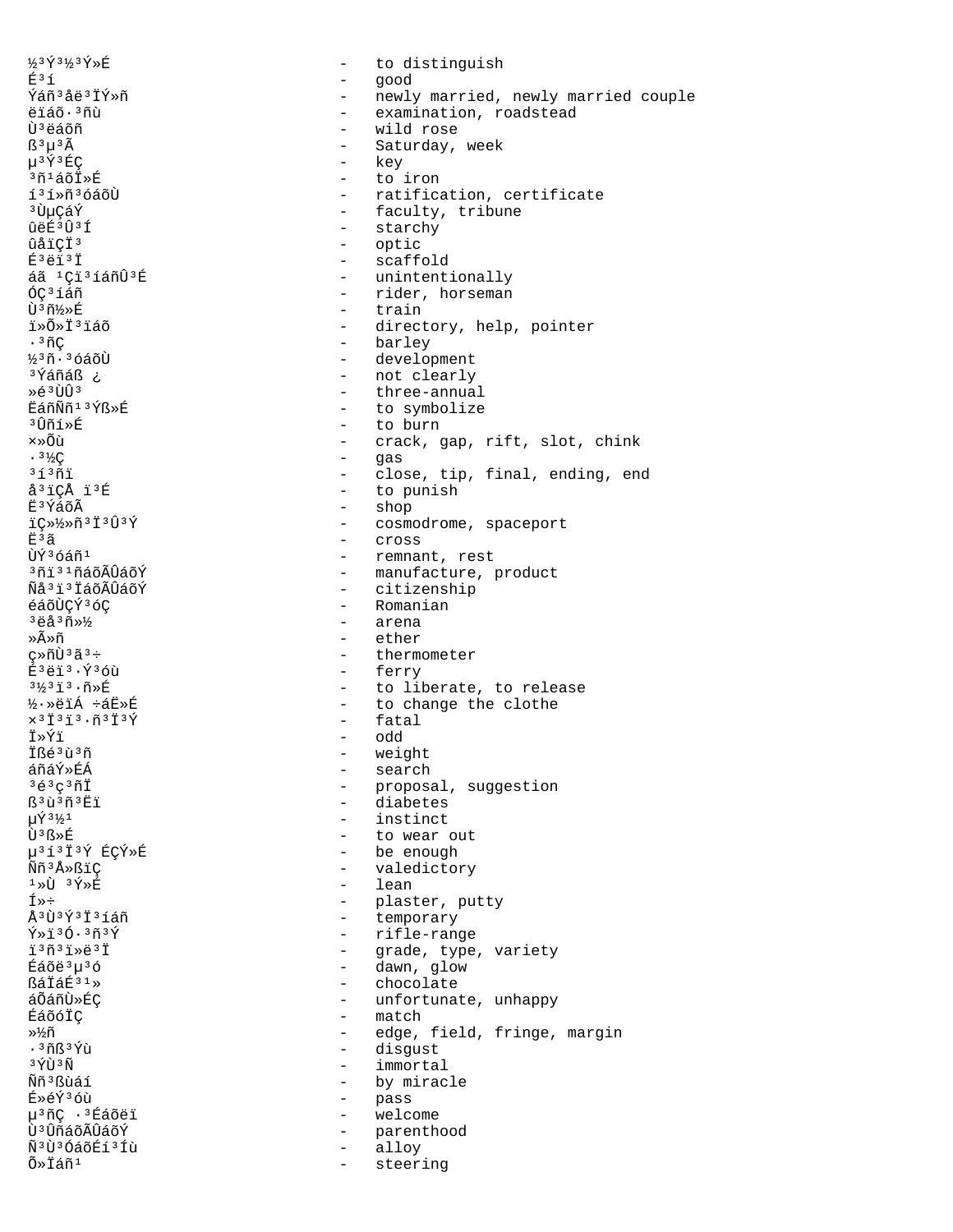½³Ý³½³Ý»É - to distinguish
É³í - good
Ýáñ³åë³ÏÝ»ñ - newly married, newly married couple
ëïáõ·³ñù - examination, roadstead
Ù³ëáõñ - wild rose
ß³µ³Ã - Saturday, week
µ³Ý³ÉÇ - key
³ñ¹áõÏ»É - to iron
í³í»ñ³óáõÙ - ratification, certificate
³ÙµÇáÝ - faculty, tribune
ûëÉ³Û³Í - starchy
ûåïÇÏ³ - optic
É³ëï³Ï - scaffold
áã ¹Çï³íáñÛ³É - unintentionally
ÓÇ³íáñ - rider, horseman
Ù³ñ½»É - train
ï»Õ»Ï³ïáõ - directory, help, pointer
·³ñÇ - barley
½³ñ·³óáõÙ - development
³Ýáñáß ¿ - not clearly
»é³ÙÛ³ - three-annual
ËáñÑñ¹³Ýß»É - to symbolize
³Ûñí»É - to burn
×»Õù - crack, gap, rift, slot, chink
·³½Ç - gas
³í³ñï - close, tip, final, ending, end
å³ïÇÅ ï³É - to punish
Ë³ÝáõÃ - shop
ïÇ»½»ñ³Ï³Û³Ý - cosmodrome, spaceport
Ë³ã - cross
ÙÝ³óáñ¹ - remnant, rest
³ñï³¹ñáõÃÛáõÝ - manufacture, product
Ñå³ï³ÏáõÃÛáõÝ - citizenship
éáõÙÇÝ³óÇ - Romanian
³ëå³ñ»½ - arena
»Ã»ñ - ether
ç»ñÙ³ã³÷ - thermometer
É³ëï³·Ý³óù - ferry
³½³ï³·ñ»É - to liberate, to release
½·»ëïÁ ÷áË»É - to change the clothe
×³Ï³ï³·ñ³Ï³Ý - fatal
Ï»Ýï - odd
Ïßé³ù³ñ - weight
áñáÝ»ÉÁ - search
³é³ç³ñÏ - proposal, suggestion
ß³ù³ñ³Ëï - diabetes
µÝ³½¹ - instinct
Ù³ß»É - to wear out
µ³í³Ï³Ý ÉÇÝ»É - be enough
Ññ³Å»ßïÇ - valedictory
¹»Ù ³Ý»É - lean
Í»÷ - plaster, putty
Å³Ù³Ý³Ï³íáñ - temporary
Ý»ï³Ó·³ñ³Ý - rifle-range
ï³ñ³ï»ë³Ï - grade, type, variety
Éáõë³µ³ó - dawn, glow
ßáÏáÉ³¹» - chocolate
áÕáñÙ»ÉÇ - unfortunate, unhappy
ÉáõóÏÇ - match
»½ñ - edge, field, fringe, margin
·³ñß³Ýù - disgust
³ÝÙ³Ñ - immortal
Ññ³ßùáí - by miracle
É»éÝ³óù - pass
µ³ñÇ ·³Éáõëï - welcome
Ù³ÛñáõÃÛáõÝ - parenthood
Ñ³Ù³ÓáõÉí³Íù - alloy
Õ»Ïáñ¹ - steering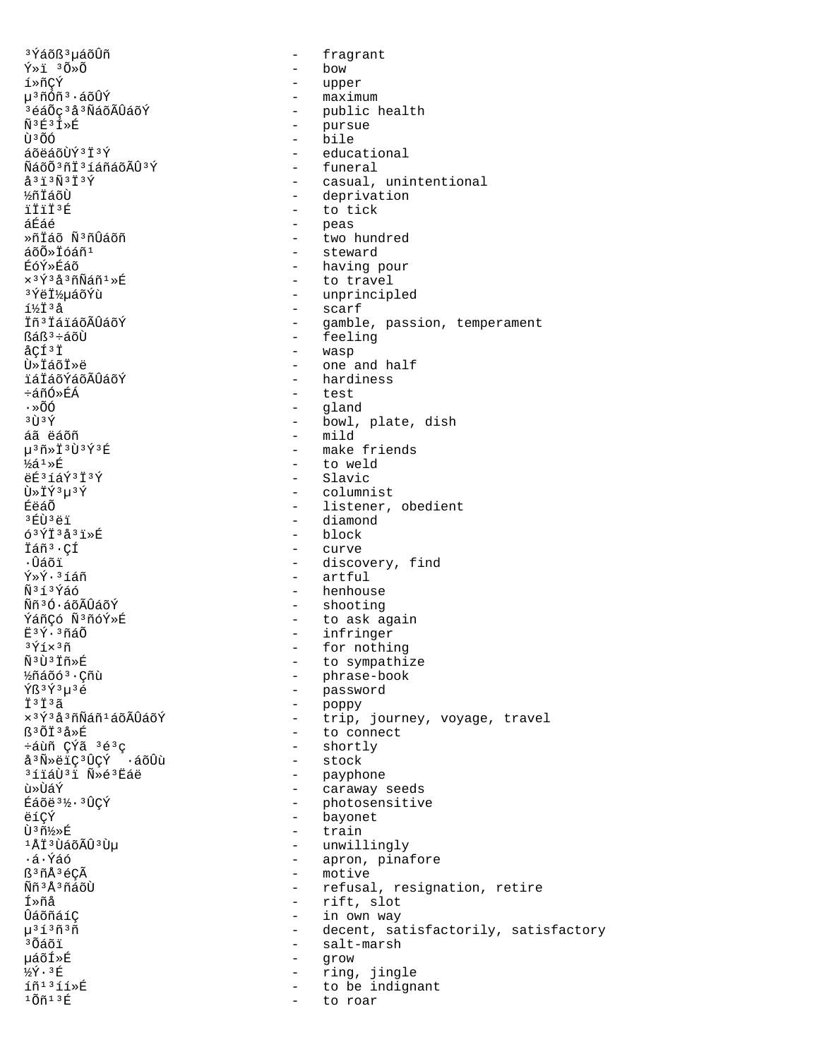³Ýáõß³µáõÛñ - fragrant
Ý»ï ³Õ»Õ - bow
í»ñÇÝ - upper
µ³ñÓñ³·áõÛÝ - maximum
³éáÕç³å³ÑáõÃÛáõÝ - public health
Ñ³É³Í»É - pursue
Ù³ÕÓ - bile
áõëáõÙÝ³Ï³Ý - educational
ÑáõÕ³ñÏ³íáñáõÃÛ³Ý - funeral
å³ï³Ñ³Ï³Ý - casual, unintentional
½ñÏáõÙ - deprivation
ïÏïÏ³É - to tick
áÉáé - peas
»ñÏáõ Ñ³ñÛáõñ - two hundred
áõÕ»Ïóáñ¹ - steward
ÉóÝ»Éáõ - having pour
×³Ý³å³ñÑáñ¹»É - to travel
³ÝëÏ½µáõÝù - unprincipled
í½Ï³å - scarf
Ïñ³ÏáïáõÃÛáõÝ - gamble, passion, temperament
ßáß³÷áõÙ - feeling
åÇÍ³Ï - wasp
Ù»ÏáõÏ»ë - one and half
ïáÏáõÝáõÃÛáõÝ - hardiness
÷áñÓ»ÉÁ - test
·»ÕÓ - gland
³Ù³Ý - bowl, plate, dish
áã ëáõñ - mild
µ³ñ»Ï³Ù³Ý³É - make friends
½á¹»É - to weld
ëÉ³íáÝ³Ï³Ý - Slavic
Ù»ÏÝ³µ³Ý - columnist
ÉëáÕ - listener, obedient
³ÉÙ³ëï - diamond
ó³ÝÏ³å³ï»É - block
Ïáñ³·ÇÍ - curve
·Ûáõï - discovery, find
Ý»Ý·³íáñ - artful
Ñ³í³Ýáó - henhouse
Ññ³Ó·áõÃÛáõÝ - shooting
ÝáñÇó Ñ³ñóÝ»É - to ask again
Ë³Ý·³ñáÕ - infringer
³Ýí×³ñ - for nothing
Ñ³Ù³Ïñ»É - to sympathize
½ñáõó³·Çñù - phrase-book
Ýß³Ý³µ³é - password
Ï³Ï³ã - poppy
×³Ý³å³ñÑáñ¹áõÃÛáõÝ - trip, journey, voyage, travel
ß³ÕÏ³å»É - to connect
÷áùñ ÇÝã ³é³ç - shortly
å³Ñ»ëïÇ³ÛÇÝ ·áõÛù - stock
³íïáÙ³ï Ñ»é³Ëáë - payphone
ù»ÙáÝ - caraway seeds
Éáõë³½·³ÛÇÝ - photosensitive
ëíÇÝ - bayonet
Ù³ñ½»É - train
¹ÅÏ³ÙáõÃÛ³Ùµ - unwillingly
·á·Ýáó - apron, pinafore
ß³ñÅ³éÇÃ - motive
Ññ³Å³ñáõÙ - refusal, resignation, retire
Í»ñå - rift, slot
Ûáõñáí - in own way
µ³í³ñ³ñ - decent, satisfactorily, satisfactory
³Õáõï - salt-marsh
µáõÍ»É - grow
½Ý·³É - ring, jingle
íñ¹³íí»É - to be indignant
¹Õñ¹³É - to roar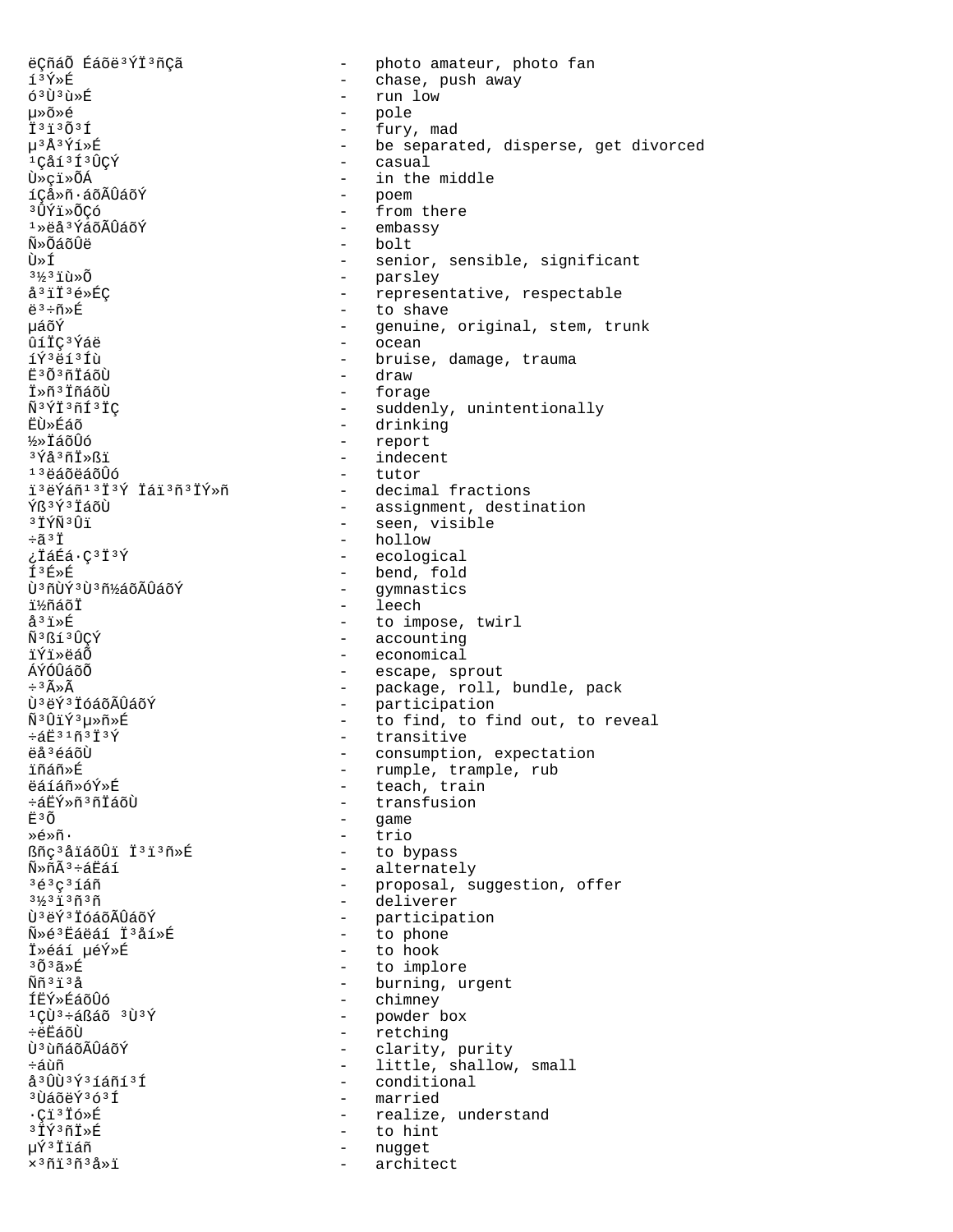ëÇñáÕ Éáõë³ÝÏ³ñÇã - photo amateur, photo fan
í³Ý»É - chase, push away
ó³Ù³ù»É - run low
µ»õ»é - pole
Ï³ï³Õ³Í - fury, mad
µ³Å³Ýí»É - be separated, disperse, get divorced
¹Çåí³Í³ÛÇÝ - casual
Ù»çï»ÕÁ - in the middle
íÇå»ñ·áõÃÛáõÝ - poem
³ÛÝï»ÕÇó - from there
¹»ëå³ÝáõÃÛáõÝ - embassy
Ñ»ÕáõÛë - bolt
Ù»Í - senior, sensible, significant
³½³ïù»Õ - parsley
å³ïÏ³é»ÉÇ - representative, respectable
ë³÷ñ»É - to shave
µáõÝ - genuine, original, stem, trunk
ûíÏÇ³Ýáë - ocean
íÝ³ëí³Íù - bruise, damage, trauma
Ë³Õ³ñÏáõÙ - draw
Ï»ñ³ÏñáõÙ - forage
Ñ³ÝÏ³ñÍ³ÏÇ - suddenly, unintentionally
ËÙ»Éáõ - drinking
½»ÏáõÛó - report
³Ýå³ñÏ»ßï - indecent
¹³ëáõëáõÛó - tutor
ï³ëÝáñ¹³Ï³Ý Ïáï³ñ³ÏÝ»ñ - decimal fractions
Ýß³Ý³ÏáõÙ - assignment, destination
³ÏÝÑ³Ûï - seen, visible
÷ã³Ï - hollow
¿ÏáÉá·Ç³Ï³Ý - ecological
Í³É»É - bend, fold
Ù³ñÙÝ³Ù³ñ½áõÃÛáõÝ - gymnastics
ï½ñáõÏ - leech
å³ï»É - to impose, twirl
Ñ³ßí³ÛÇÝ - accounting
ïÝï»ëáÕ - economical
ÁÝÓÛáõÕ - escape, sprout
÷³Ã»Ã - package, roll, bundle, pack
Ù³ëÝ³ÏóáõÃÛáõÝ - participation
Ñ³ÛïÝ³µ»ñ»É - to find, to find out, to reveal
÷áË³¹ñ³Ï³Ý - transitive
ëå³éáõÙ - consumption, expectation
ïñáñ»É - rumple, trample, rub
ëáíáñ»óÝ»É - teach, train
÷áËÝ»ñ³ñÏáõÙ - transfusion
Ë³Õ - game
»é»ñ· - trio
ßñç³åïáõÛï Ï³ï³ñ»É - to bypass
Ñ»ñÃ³÷áËáí - alternately
³é³ç³ñÏ - proposal, suggestion, offer
³½³ï³ñ³ñ - deliverer
Ù³ëÝ³ÏóáõÃÛáõÝ - participation
Ñ»é³Ëáëáí Ï³åí»É - to phone
Ï»éáí µéÝ»É - to hook
³Õ³ã»É - to implore
Ññ³ï³å - burning, urgent
ÍËÝ»ÉáõÛó - chimney
¹ÇÙ³÷áßáõ ³Ù³Ý - powder box
÷ëËáõÙ - retching
Ù³ùñáõÃÛáõÝ - clarity, purity
÷áùñ - little, shallow, small
å³ÛÙ³Ý³íáñí³Í - conditional
³ÙáõëÝ³ó³Í - married
·Çï³Ïó»É - realize, understand
³ÏÝ³ñÏ»É - to hint
µÝ³Ïïáñ - nugget
×³ñï³ñ³å»ï - architect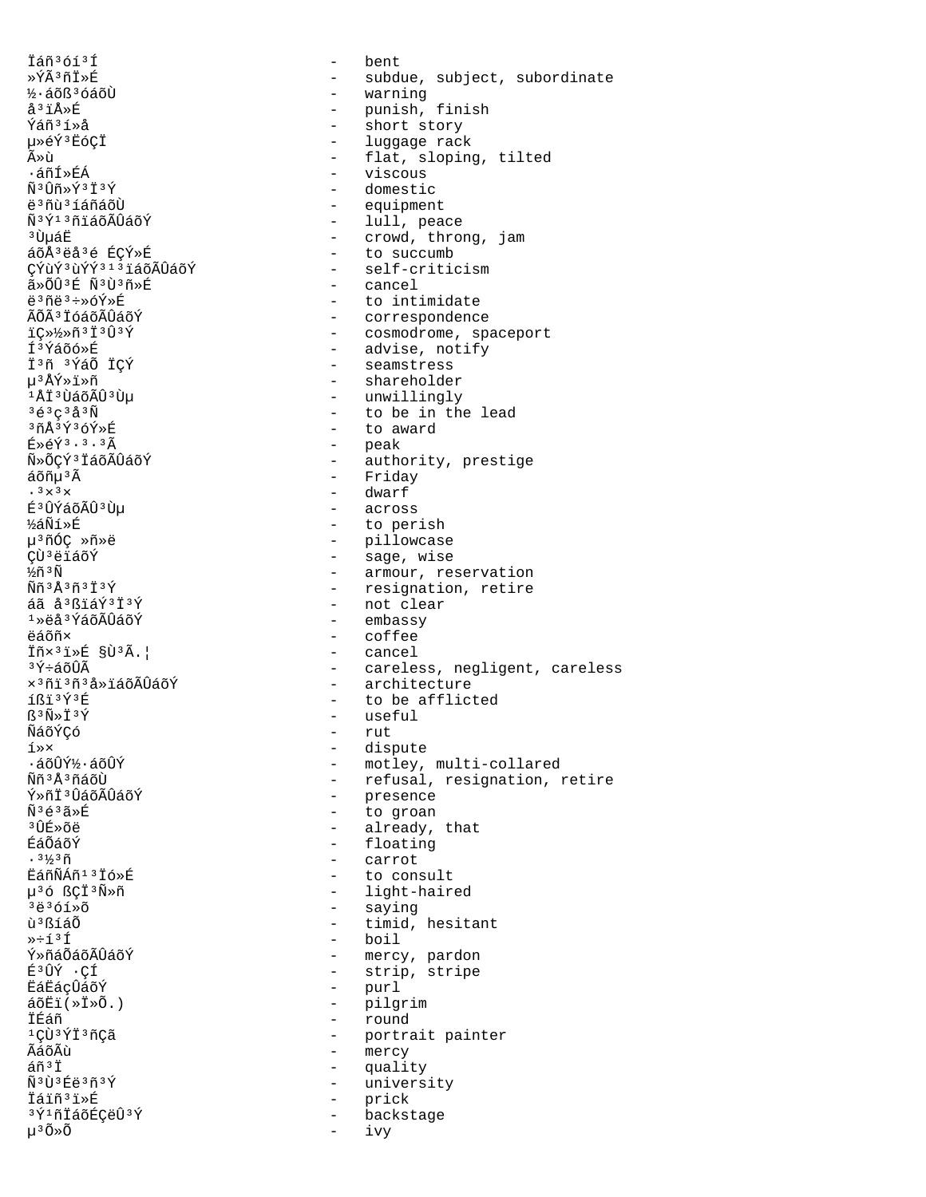Ïáñ³óí³Í - bent
»ÝÃ³ñÏ»É - subdue, subject, subordinate
½·áõß³óáõÙ - warning
å³ïÅ»É - punish, finish
Ýáñ³í»å - short story
µ»éÝ³ËóÇÏ - luggage rack
Ã»ù - flat, sloping, tilted
·áñÍ»ÉÁ - viscous
Ñ³Ûñ»Ý³Ï³Ý - domestic
ë³ñù³íáñáõÙ - equipment
Ñ³Ý¹³ñïáõÃÛáõÝ - lull, peace
³ÙµáË - crowd, throng, jam
áõÅ³ëå³é ÉÇÝ»É - to succumb
ÇÝùÝ³ùÝÝ³¹³ïáõÃÛáõÝ - self-criticism
ã»ÕÛ³É Ñ³Ù³ñ»É - cancel
ë³ñë³÷»óÝ»É - to intimidate
ÃÕÃ³ÏóáõÃÛáõÝ - correspondence
ïÇ»½»ñ³Ï³Û³Ý - cosmodrome, spaceport
Í³Ýáõó»É - advise, notify
Ï³ñ ³ÝáÕ ÏÇÝ - seamstress
µ³ÅÝ»ï»ñ - shareholder
¹ÅÏ³ÙáõÃÛ³Ùµ - unwillingly
³é³ç³å³Ñ - to be in the lead
³ñÅ³Ý³óÝ»É - to award
É»éÝ³·³·³Ã - peak
Ñ»ÕÇÝ³ÏáõÃÛáõÝ - authority, prestige
áõñµ³Ã - Friday
·³×³× - dwarf
É³ÛÝáõÃÛ³Ùµ - across
½áÑí»É - to perish
µ³ñÓÇ »ñ»ë - pillowcase
ÇÙ³ëïáõÝ - sage, wise
½ñ³Ñ - armour, reservation
Ññ³Å³ñ³Ï³Ý - resignation, retire
áã å³ßïáÝ³Ï³Ý - not clear
¹»ëå³ÝáõÃÛáõÝ - embassy
ëáõñ× - coffee
Ïñ×³ï»É §Ù³Ã.¦ - cancel
³Ý÷áõÛÃ - careless, negligent, careless
×³ñï³ñ³å»ïáõÃÛáõÝ - architecture
íßï³Ý³É - to be afflicted
ß³Ñ»Ï³Ý - useful
ÑáõÝÇó - rut
í»× - dispute
·áõÛÝ½·áõÛÝ - motley, multi-collared
Ññ³Å³ñáõÙ - refusal, resignation, retire
Ý»ñÏ³ÛáõÃÛáõÝ - presence
Ñ³é³ã»É - to groan
³ÛÉ»õë - already, that
ÉáÕáõÝ - floating
·³½³ñ - carrot
ËáñÑÁñ¹³Ïó»É - to consult
µ³ó ßÇÏ³Ñ»ñ - light-haired
³ë³óí»õ - saying
ù³ßíáÕ - timid, hesitant
»÷í³Í - boil
Ý»ñáÕáõÃÛáõÝ - mercy, pardon
É³ÛÝ ·ÇÍ - strip, stripe
ËáËáçÛáõÝ - purl
áõËï(»Ï»Õ.) - pilgrim
ÏÉáñ - round
¹ÇÙ³ÝÏ³ñÇã - portrait painter
ÃáõÃù - mercy
áñ³Ï - quality
Ñ³Ù³Éë³ñ³Ý - university
Ïáïñ³ï»É - prick
³Ý¹ñÏáõÉÇëÛ³Ý - backstage
µ³Õ»Õ - ivy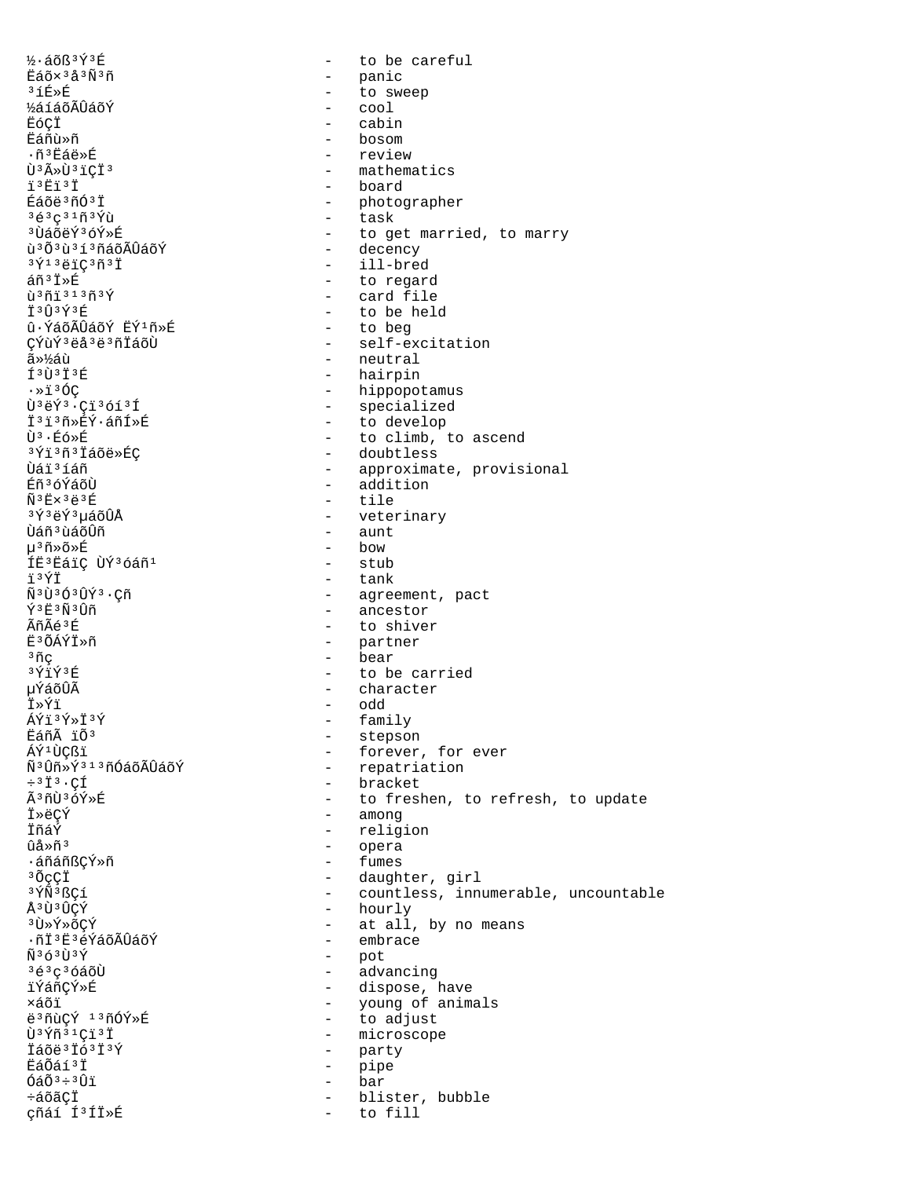½·áõß³Ý³É - to be careful
Ëáõ×³å³Ñ³ñ - panic
³íÉ»É - to sweep
½áíáõÃÛáõÝ - cool
ËóÇÏ - cabin
Ëáñù»ñ - bosom
·ñ³Ëáë»É - review
Ù³Ã»Ù³ïÇÏ³ - mathematics
ï³Ëï³Ï - board
Éáõë³ÝÏ³ñÇã - photographer
³é³ç³¹ñ³Ýù - task
³ÙáõëÝ³óÝ»É - to get married, to marry
ù³Õ³ù³í³ñáõÃÛáõÝ - decency
³Ý¹³ëïÇ³ñ³Ï - ill-bred
áñ³Ï»É - to regard
ù³ñï³¹³ñ³Ý - card file
Ï³Û³Ý³É - to be held
û·ÝáõÃÛáõÝ ËÝ¹ñ»É - to beg
ÇÝùÝ³ëå³ë³ñÏáõÙ - self-excitation
ã»½áù - neutral
Í³Ù³Ï³É - hairpin
·»ï³ÓÇ - hippopotamus
Ù³ëÝ³·Çï³óí³Í - specialized
Ï³ï³ñ»ÉÝ·áñÍ»É - to develop
Ù³·Éó»É - to climb, to ascend
³Ýï³ñ³Ïáõë»ÉÇ - doubtless
Ùáï³íáñ - approximate, provisional
Éñ³óÝáõÙ - addition
Ñ³Ë×³ë³É - tile
³Ý³ëÝ³µáõÛÅ - veterinary
Ùáñ³ùáõÛñ - aunt
µ³ñ»õ»É - bow
ÍË³ËáïÇ ÙÝ³óáñ¹ - stub
ï³ÝÏ - tank
Ñ³Ù³Ó³ÛÝ³·Çñ - agreement, pact
Ý³Ë³Ñ³Ûñ - ancestor
ÃñÃé³É - to shiver
Ë³ÕÁÝÏ»ñ - partner
³ñç - bear
³ÝïÝ³É - to be carried
µÝáõÛÃ - character
Ï»Ýï - odd
ÁÝï³Ý»Ï³Ý - family
ËáñÃ ïÕ³ - stepson
ÁÝ¹ÙÇßï - forever, for ever
Ñ³Ûñ»Ý³¹³ñÓáõÃÛáõÝ - repatriation
÷³Ï³·ÇÍ - bracket
Ã³ñÙ³óÝ»É - to freshen, to refresh, to update
Ï»ëÇÝ - among
ÏñáÝ - religion
ûå»ñ³ - opera
·áñáñßÇÝ»ñ - fumes
³ÕçÇÏ - daughter, girl
³ÝÑ³ßÇí - countless, innumerable, uncountable
Å³Ù³ÛÇÝ - hourly
³Ù»Ý»õÇÝ - at all, by no means
·ñÏ³Ë³éÝáõÃÛáõÝ - embrace
Ñ³ó³Ù³Ý - pot
³é³ç³óáõÙ - advancing
ïÝáñÇÝ»É - dispose, have
×áõï - young of animals
ë³ñùÇÝ ¹³ñÓÝ»É - to adjust
Ù³Ýñ³¹Çï³Ï - microscope
Ïáõë³Ïó³Ï³Ý - party
ËáÕáí³Ï - pipe
ÓáÕ³÷³Ûï - bar
÷áõãÇÏ - blister, bubble
çñáí Í³ÍÏ»É - to fill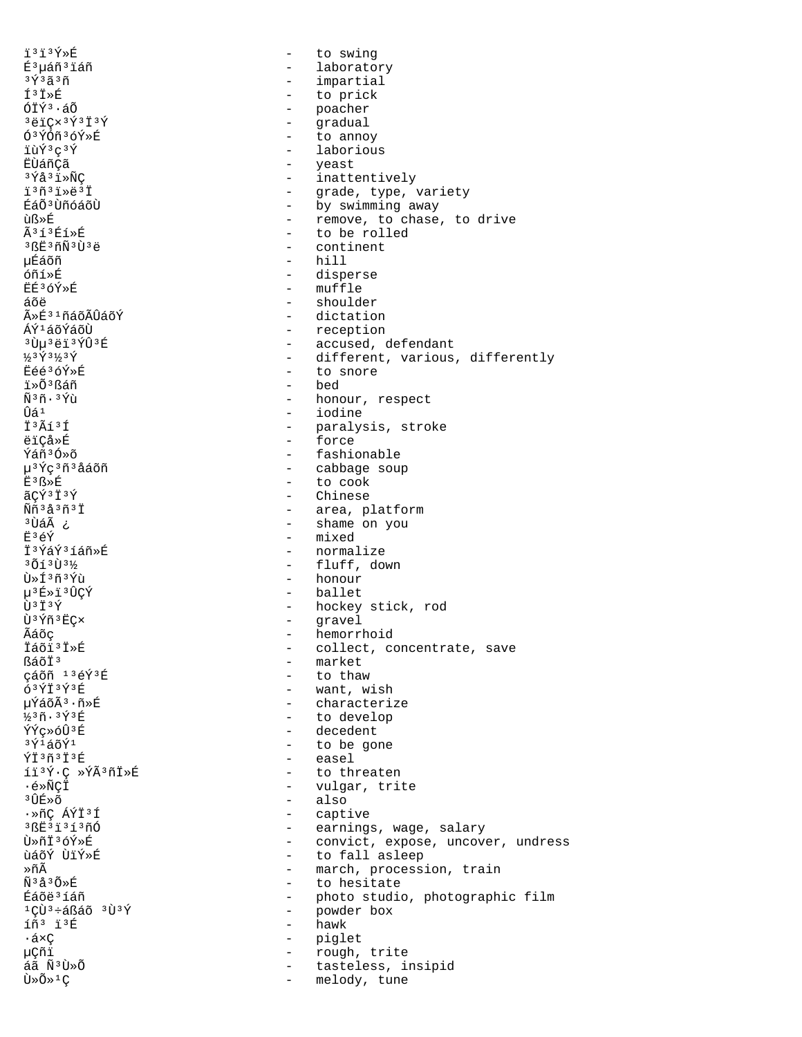ï³ï³Ý»É - to swing
É³µáñ³ïáñ - laboratory
³Ý³ã³ñ - impartial
Í³Ï»É - to prick
ÓÏÝ³·áÕ - poacher
³ëïÇ×³Ý³Ï³Ý - gradual
Ó³ÝÓñ³óÝ»É - to annoy
ïùÝ³ç³Ý - laborious
ËÙáñÇã - yeast
³Ýå³ï»ÑÇ - inattentively
ï³ñ³ï»ë³Ï - grade, type, variety
ÉáÕ³ÙñóáõÙ - by swimming away
ùß»É - remove, to chase, to drive
Ã³í³Éí»É - to be rolled
³ßË³ñÑ³Ù³ë - continent
µÉáõñ - hill
óñí»É - disperse
ËÉ³óÝ»É - muffle
áõë - shoulder
Ã»É³¹ñáõÃÛáõÝ - dictation
ÁÝ¹áõÝáõÙ - reception
³Ùµ³ëï³ÝÛ³É - accused, defendant
½³Ý³½³Ý - different, various, differently
Ëéé³óÝ»É - to snore
ï»Õ³ßáñ - bed
Ñ³ñ·³Ýù - honour, respect
Ûá¹ - iodine
Ï³Ãí³Í - paralysis, stroke
ëïÇå»É - force
Ýáñ³Ó»õ - fashionable
µ³Ýç³ñ³åáõñ - cabbage soup
Ë³ß»É - to cook
ãÇÝ³Ï³Ý - Chinese
Ññ³å³ñ³Ï - area, platform
³ÙáÃ ¿ - shame on you
Ë³éÝ - mixed
Ï³ÝáÝ³íáñ»É - normalize
³Õí³Ù³½ - fluff, down
Ù»Í³ñ³Ýù - honour
µ³É»ï³ÛÇÝ - ballet
Ù³Ï³Ý - hockey stick, rod
Ù³Ýñ³ËÇ× - gravel
Ãáõç - hemorrhoid
Ïáõï³Ï»É - collect, concentrate, save
ßáõÏ³ - market
çáõñ ¹³éÝ³É - to thaw
ó³ÝÏ³Ý³É - want, wish
µÝáõÃ³·ñ»É - characterize
½³ñ·³Ý³É - to develop
ÝÝç»óÛ³É - decedent
³Ý¹áõÝ¹ - to be gone
ÝÏ³ñ³Ï³É - easel
íï³Ý·Ç »ÝÃ³ñÏ»É - to threaten
·é»ÑÇÏ - vulgar, trite
³ÛÉ»õ - also
·»ñÇ ÁÝÏ³Í - captive
³ßË³ï³í³ñÓ - earnings, wage, salary
Ù»ñÏ³óÝ»É - convict, expose, uncover, undress
ùáõÝ ÙïÝ»É - to fall asleep
»ñÃ - march, procession, train
Ñ³å³Õ»É - to hesitate
Éáõë³íáñ - photo studio, photographic film
¹ÇÙ³÷áßáõ ³Ù³Ý - powder box
íñ³ ï³É - hawk
·á×Ç - piglet
µÇñï - rough, trite
áã Ñ³Ù»Õ - tasteless, insipid
Ù»Õ»¹Ç - melody, tune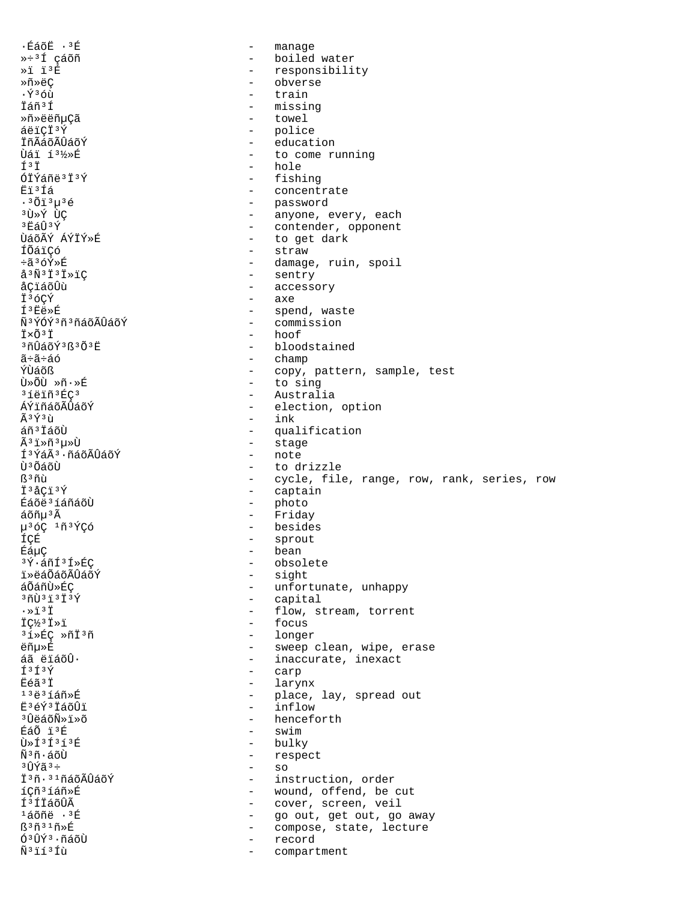·ÉáõË ·³É - manage
»÷³Í çáõñ - boiled water
»ï ï³É - responsibility
»ñ»ëÇ - obverse
·Ý³óù - train
Ïáñ³Í - missing
»ñ»ëëñµÇã - towel
áëïÇÏ³Ý - police
ÏñÃáõÃÛáõÝ - education
Ùáï í³½»É - to come running
Í³Ï - hole
ÓÏÝáñë³Ï³Ý - fishing
Ëï³Íá - concentrate
·³Õï³µ³é - password
³Ù»Ý ÙÇ - anyone, every, each
³ËáÛ³Ý - contender, opponent
ÙáõÃÝ ÁÝÏÝ»É - to get dark
ÍÕáïÇó - straw
÷ã³óÝ»É - damage, ruin, spoil
å³Ñ³Ï³Ï»ïÇ - sentry
åÇïáõÛù - accessory
Ï³óÇÝ - axe
Í³Ëë»É - spend, waste
Ñ³ÝÓÝ³ñ³ñáõÃÛáõÝ - commission
Ï×Õ³Ï - hoof
³ñÛáõÝ³ß³Õ³Ë - bloodstained
ã÷ã÷áó - champ
ÝÙáõß - copy, pattern, sample, test
Ù»ÕÙ »ñ·»É - to sing
³íëïñ³ÉÇ³ - Australia
ÁÝïñáõÃÛáõÝ - election, option
Ã³Ý³ù - ink
áñ³ÏáõÙ - qualification
Ã³ï»ñ³µ»Ù - stage
Í³ÝáÃ³·ñáõÃÛáõÝ - note
Ù³ÕáõÙ - to drizzle
ß³ñù - cycle, file, range, row, rank, series, row
Ï³åÇï³Ý - captain
Éáõë³íáñáõÙ - photo
áõñµ³Ã - Friday
µ³óÇ ¹ñ³ÝÇó - besides
ÍÇÉ - sprout
ÉáµÇ - bean
³Ý·áñÍ³Í»ÉÇ - obsolete
ï»ëáÕáõÃÛáõÝ - sight
áÕáñÙ»ÉÇ - unfortunate, unhappy
³ñÙ³ï³Ï³Ý - capital
·»ï³Ï - flow, stream, torrent
ÏÇ½³Ï»ï - focus
³í»ÉÇ »ñÏ³ñ - longer
ëñµ»É - sweep clean, wipe, erase
áã ëïáõÛ· - inaccurate, inexact
Í³Í³Ý - carp
Ëéã³Ï - larynx
¹³ë³íáñ»É - place, lay, spread out
Ë³éÝ³ÏáõÛï - inflow
³Ûëáõñ»ï»õ - henceforth
ÉáÕ ï³É - swim
Ù»Í³Í³í³É - bulky
Ñ³ñ·áõÙ - respect
³ÛÝã³÷ - so
Ï³ñ·³¹ñáõÃÛáõÝ - instruction, order
íÇñ³íáñ»É - wound, offend, be cut
Í³ÍÏáõÛÃ - cover, screen, veil
¹áõñë ·³É - go out, get out, go away
ß³ñ³¹ñ»É - compose, state, lecture
Ó³ÛÝ³·ñáõÙ - record
Ñ³ïí³Íù - compartment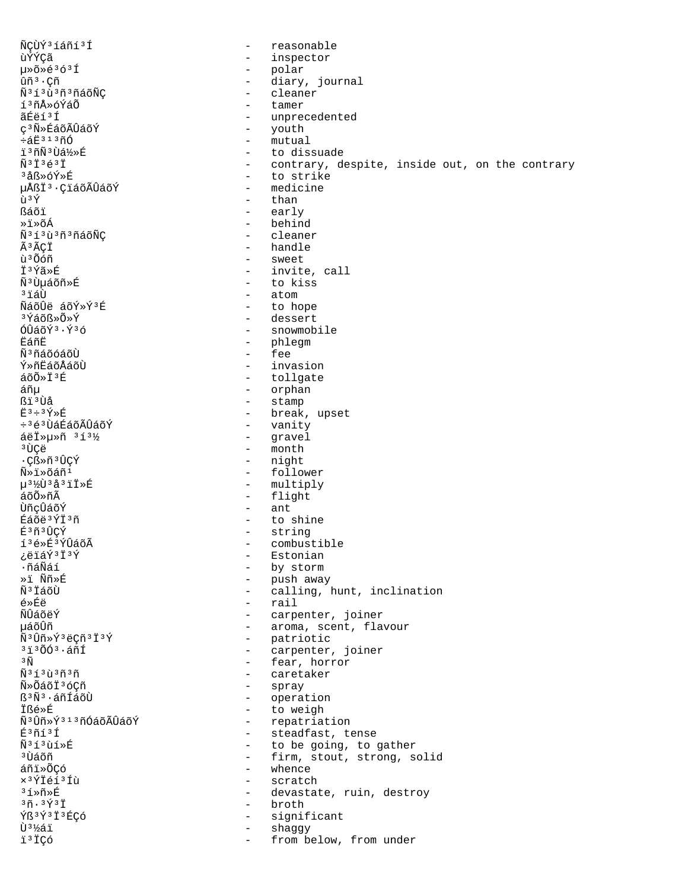ÑÇÙÝ³íáñí³Í - reasonable
ùÝÝÇã - inspector
µ»õ»é³ó³Í - polar
ûñ³·Çñ - diary, journal
Ñ³í³ù³ñ³ñáõÑÇ - cleaner
í³ñÅ»óÝáÕ - tamer
ãÉëí³Í - unprecedented
ç³Ñ»ÉáõÃÛáõÝ - youth
÷áË³¹³ñÓ - mutual
ï³ñÑ³Ùá½»É - to dissuade
Ñ³Ï³é³Ï - contrary, despite, inside out, on the contrary
³åß»óÝ»É - to strike
µÅßÏ³·ÇïáõÃÛáõÝ - medicine
ù³Ý - than
ßáõï - early
»ï»õÁ - behind
Ñ³í³ù³ñ³ñáõÑÇ - cleaner
Ã³ÃÇÏ - handle
ù³Õóñ - sweet
Ï³Ýã»É - invite, call
Ñ³Ùµáõñ»É - to kiss
³ïáÙ - atom
ÑáõÛë áõÝ»Ý³É - to hope
³Ýáõß»Õ»Ý - dessert
ÓÛáõÝ³·Ý³ó - snowmobile
ËáñË - phlegm
Ñ³ñáõóáõÙ - fee
Ý»ñËáõÅáõÙ - invasion
áõÕ»Ï³É - tollgate
áñµ - orphan
ßï³Ùå - stamp
Ë³÷³Ý»É - break, upset
÷³é³ÙáÉáõÃÛáõÝ - vanity
áëÏ»µ»ñ ³í³½ - gravel
³ÙÇë - month
·Çß»ñ³ÛÇÝ - night
Ñ»ï»õáñ¹ - follower
µ³½Ù³å³ïÏ»É - multiply
áõÕ»ñÃ - flight
ÙñçÛáõÝ - ant
Éáõë³ÝÏ³ñ - to shine
É³ñ³ÛÇÝ - string
í³é»É³ÝÛáõÃ - combustible
¿ëïáÝ³Ï³Ý - Estonian
·ñáÑáí - by storm
»ï Ññ»É - push away
Ñ³ÏáõÙ - calling, hunt, inclination
é»Éë - rail
ÑÛáõëÝ - carpenter, joiner
µáõÛñ - aroma, scent, flavour
Ñ³Ûñ»Ý³ëÇñ³Ï³Ý - patriotic
³ï³ÕÓ³·áñÍ - carpenter, joiner
³Ñ - fear, horror
Ñ³í³ù³ñ³ñ - caretaker
Ñ»ÕáõÏ³óÇñ - spray
ß³Ñ³·áñÍáõÙ - operation
Ïßé»É - to weigh
Ñ³Ûñ»Ý³¹³ñÓáõÃÛáõÝ - repatriation
É³ñí³Í - steadfast, tense
Ñ³í³ùí»É - to be going, to gather
³Ùáõñ - firm, stout, strong, solid
áñï»ÕÇó - whence
×³ÝÏé³Íù - scratch
³í»ñ»É - devastate, ruin, destroy
³ñ·³Ý³Ï - broth
Ýß³Ý³Ï³ÉÇó - significant
Ù³½áï - shaggy
ï³ÏÇó - from below, from under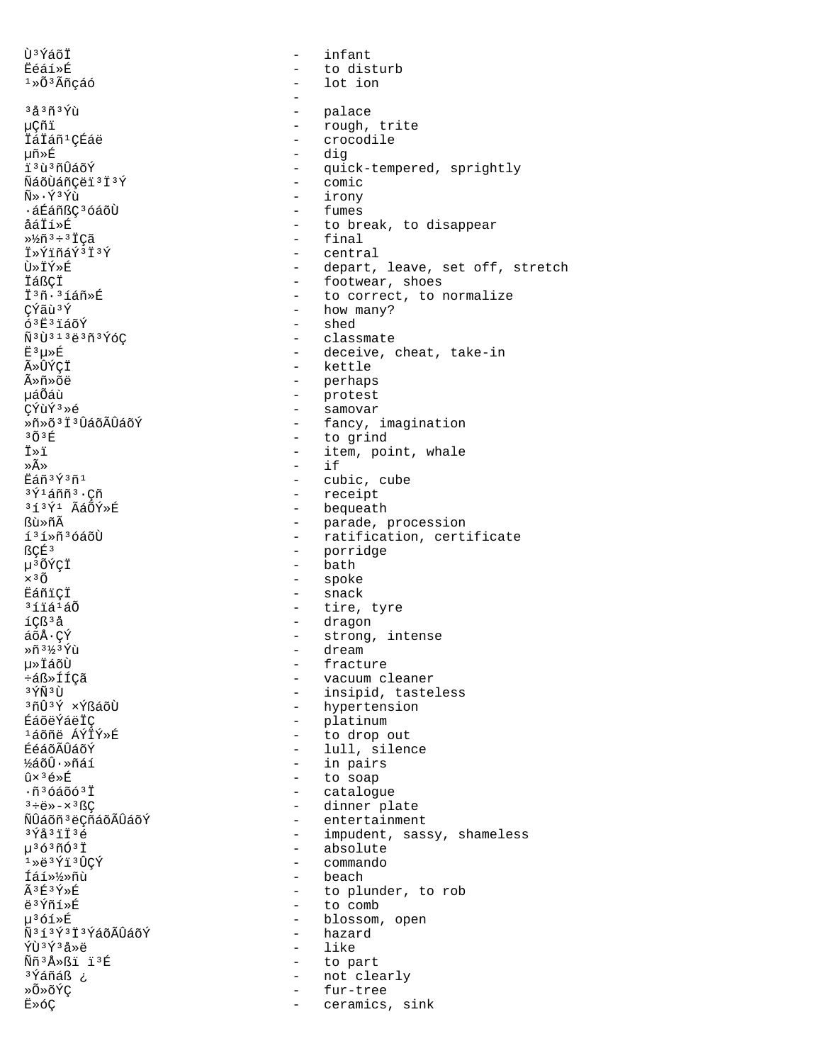Ù³ÝáõÏ - infant
Ëéáí»É - to disturb
¹»Õ³Ãñçáó - lot ion
-
³å³ñ³Ýù - palace
µÇñï - rough, trite
ÏáÏáñ¹ÇÉáë - crocodile
µñ»É - dig
ï³ù³ñÛáõÝ - quick-tempered, sprightly
ÑáõÙáñÇëï³Ï³Ý - comic
Ñ»·Ý³Ýù - irony
·áÉáñßÇ³óáõÙ - fumes
åáÏí»É - to break, to disappear
»½ñ³÷³ÏÇã - final
Ï»ÝïñáÝ³Ï³Ý - central
Ù»ÏÝ»É - depart, leave, set off, stretch
ÏáßÇÏ - footwear, shoes
Ï³ñ·³íáñ»É - to correct, to normalize
ÇÝãù³Ý - how many?
ó³Ë³ïáõÝ - shed
Ñ³Ù³¹³ë³ñ³ÝóÇ - classmate
Ë³µ»É - deceive, cheat, take-in
Ã»ÛÝÇÏ - kettle
Ã»ñ»õë - perhaps
µáÕáù - protest
ÇÝùÝ³»é - samovar
»ñ»õ³Ï³ÛáõÃÛáõÝ - fancy, imagination
³Õ³É - to grind
Ï»ï - item, point, whale
»Ã» - if
Ëáñ³Ý³ñ¹ - cubic, cube
³Ý¹áññ³·Çñ - receipt
³í³Ý¹ ÃáÕÝ»É - bequeath
ßù»ñÃ - parade, procession
í³í»ñ³óáõÙ - ratification, certificate
ßÇÉ³ - porridge
µ³ÕÝÇÏ - bath
×³Õ - spoke
ËáñïÇÏ - snack
³íïá¹áÕ - tire, tyre
íÇß³å - dragon
áõÅ·ÇÝ - strong, intense
»ñ³½³Ýù - dream
µ»ÏáõÙ - fracture
÷áß»ÍÍÇã - vacuum cleaner
³ÝÑ³Ù - insipid, tasteless
³ñÛ³Ý ×ÝßáõÙ - hypertension
ÉáõëÝáëÏÇ - platinum
¹áõñë ÁÝÏÝ»É - to drop out
ÉéáõÃÛáõÝ - lull, silence
½áõÛ·»ñáí - in pairs
û×³é»É - to soap
·ñ³óáõó³Ï - catalogue
³÷ë»-×³ßÇ - dinner plate
ÑÛáõñ³ëÇñáõÃÛáõÝ - entertainment
³Ýå³ïÏ³é - impudent, sassy, shameless
µ³ó³ñÓ³Ï - absolute
¹»ë³Ýï³ÛÇÝ - commando
Íáí»½»ñù - beach
Ã³É³Ý»É - to plunder, to rob
ë³Ýñí»É - to comb
µ³óí»É - blossom, open
Ñ³í³Ý³Ï³ÝáõÃÛáõÝ - hazard
ÝÙ³Ý³å»ë - like
Ññ³Å»ßï ï³É - to part
³Ýáñáß ¿ - not clearly
»Õ»õÝÇ - fur-tree
Ë»óÇ - ceramics, sink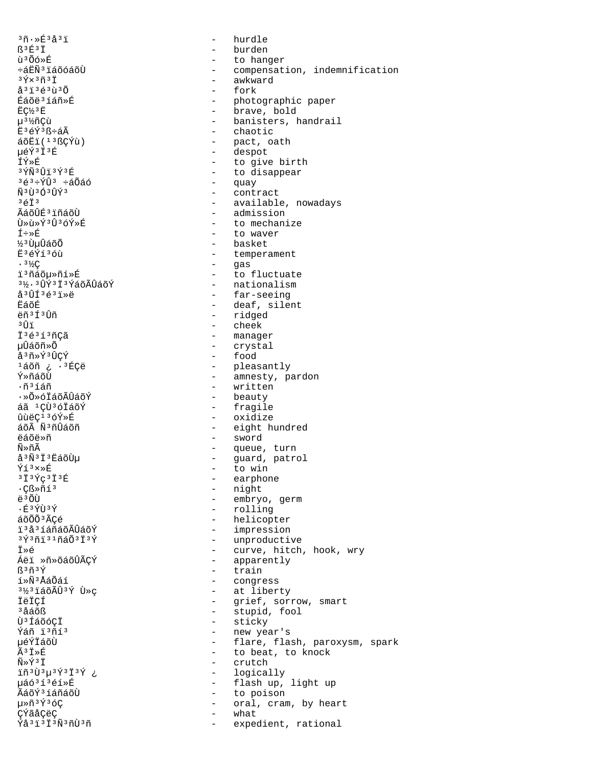³ñ·»É³å³ï - hurdle
ß³É³Ï - burden
ù³Õó»É - to hanger
÷áËÑ³ïáõóáõÙ - compensation, indemnification
³Ý×³ñ³Ï - awkward
å³ï³é³ù³Õ - fork
Éáõë³íáñ»É - photographic paper
ËÇ½³Ë - brave, bold
µ³½ñÇù - banisters, handrail
Ë³éÝ³ß÷áÃ - chaotic
áõËï(¹³ßÇÝù) - pact, oath
µéÝ³Ï³É - despot
ÍÝ»É - to give birth
³ÝÑ³Ûï³Ý³É - to disappear
³é³÷ÝÛ³ ÷áÕáó - quay
Ñ³Ù³Ó³ÛÝ³ - contract
³éÏ³ - available, nowadays
ÃáõÛÉ³ïñáõÙ - admission
Ù»ù»Ý³Û³óÝ»É - to mechanize
Í÷»É - to waver
½³ÙµÛáõÕ - basket
Ë³éÝí³óù - temperament
·³½Ç - gas
ï³ñáõµ»ñí»É - to fluctuate
³½·³ÛÝ³Ï³ÝáõÃÛáõÝ - nationalism
å³ÛÍ³é³ï»ë - far-seeing
ËáõÉ - deaf, silent
ëñ³Í³Ûñ - ridged
³Ûï - cheek
Ï³é³í³ñÇã - manager
µÛáõñ»Õ - crystal
å³ñ»Ý³ÛÇÝ - food
¹áõñ ¿ ·³ÉÇë - pleasantly
Ý»ñáõÙ - amnesty, pardon
·ñ³íáñ - written
·»Õ»óÏáõÃÛáõÝ - beauty
áã ¹ÇÙ³óÏáõÝ - fragile
ûùëÇ¹³óÝ»É - oxidize
áõÃ Ñ³ñÛáõñ - eight hundred
ëáõë»ñ - sword
Ñ»ñÃ - queue, turn
å³Ñ³Ï³ËáõÙµ - guard, patrol
Ýí³×»É - to win
³Ï³Ýç³Ï³É - earphone
·Çß»ñí³ - night
ë³ÕÙ - embryo, germ
·É³ÝÙ³Ý - rolling
áõÕÕ³ÃÇé - helicopter
ï³å³íáñáõÃÛáõÝ - impression
³Ý³ñï³¹ñáÕ³Ï³Ý - unproductive
Ï»é - curve, hitch, hook, wry
Áëï »ñ»õáõÛÃÇÝ - apparently
ß³ñ³Ý - train
í»Ñ³ÅáÕáí - congress
³½³ïáõÃÛ³Ý Ù»ç - at liberty
ÏëÏÇÍ - grief, sorrow, smart
³åáõß - stupid, fool
Ù³ÍáõóÇÏ - sticky
Ýáñ ï³ñí³ - new year's
µéÝÏáõÙ - flare, flash, paroxysm, spark
Ã³Ï»É - to beat, to knock
Ñ»Ý³Ï - crutch
ïñ³Ù³µ³Ý³Ï³Ý ¿ - logically
µáó³í³éí»É - flash up, light up
ÃáõÝ³íáñáõÙ - to poison
µ»ñ³Ý³óÇ - oral, cram, by heart
ÇÝãåÇëÇ - what
Ýå³ï³Ï³Ñ³ñÙ³ñ - expedient, rational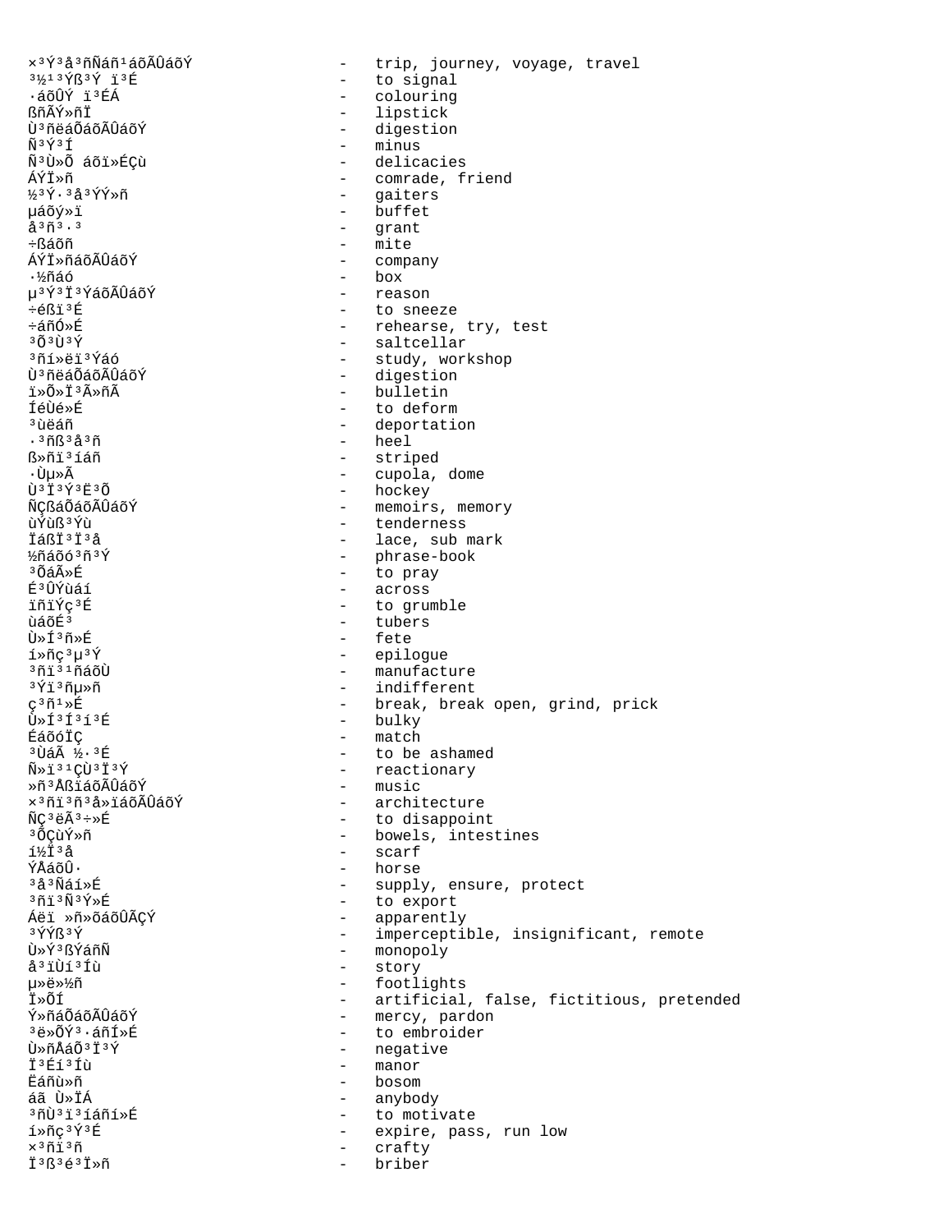×³Ý³å³ñÑáñ¹áõÃÛáõÝ - trip, journey, voyage, travel
³½¹³Ýß³Ý ï³É - to signal
·áõÝ ï³ÉÁ - colouring
ßñÃÝ»ñÏ - lipstick
Ù³ñëáÕáõÃÛáõÝ - digestion
Ñ³Ý³Í - minus
Ñ³Ù»Õ áõï»ÉÇù - delicacies
ÁÝÏ»ñ - comrade, friend
½³Ý·³å³ÝÝ»ñ - gaiters
µáõý»ï - buffet
å³ñ³·³ - grant
÷ßáõñ - mite
ÁÝÏ»ñáõÃÛáõÝ - company
·½ñáó - box
µ³Ý³Ï³ÝáõÃÛáõÝ - reason
÷éßï³É - to sneeze
÷áñÓ»É - rehearse, try, test
³Õ³Ù³Ý - saltcellar
³ñí»ëï³Ýáó - study, workshop
Ù³ñëáÕáõÃÛáõÝ - digestion
ï»Õ»Ï³Ã»ñÃ - bulletin
ÍéÙé»É - to deform
³ùëáñ - deportation
·³ñß³å³ñ - heel
ß»ñï³íáñ - striped
·Ùµ»Ã - cupola, dome
Ù³Ï³Ý³Ë³Õ - hockey
ÑÇßáÕáõÃÛáõÝ - memoirs, memory
ùÝùß³Ýù - tenderness
ÏáßÏ³Ï³å - lace, sub mark
½ñáõó³ñ³Ý - phrase-book
³ÕáÃ»É - to pray
É³ÛÝùáí - across
ïñïÝç³É - to grumble
ùáõÉ³ - tubers
Ù»Í³ñ»É - fete
í»ñç³µ³Ý - epilogue
³ñï³¹ñáõÙ - manufacture
³Ýï³ñµ»ñ - indifferent
ç³ñ¹»É - break, break open, grind, prick
Û»Í³Í³í³É - bulky
ÉáõóÏÇ - match
³ÙáÃ ½·³É - to be ashamed
Ñ»ï³¹ÇÙ³Ï³Ý - reactionary
»ñ³ÅßïáõÃÛáõÝ - music
×³ñï³ñ³å»ïáõÃÛáõÝ - architecture
ÑÇ³ëÃ³÷»É - to disappoint
³ÕÇùÝ»ñ - bowels, intestines
í½Ï³å - scarf
ÝÅáõÛ· - horse
³å³Ñáí»É - supply, ensure, protect
³ñï³Ñ³Ý»É - to export
Áëï »ñ»õáõÛÃÇÝ - apparently
³ÝÝß³Ý - imperceptible, insignificant, remote
Ù»Ý³ßÝáñÑ - monopoly
å³ïÙí³Íù - story
µ»ë»½ñ - footlights
Ï»ÕÍ - artificial, false, fictitious, pretended
Ý»ñáÕáõÃÛáõÝ - mercy, pardon
³ë»ÕÝ³·áñÍ»É - to embroider
Ù»ñÅáÕ³Ï³Ý - negative
Ï³Éí³Íù - manor
Ëáñù»ñ - bosom
áã Ù»ÏÁ - anybody
³ñÙ³ï³íáñí»É - to motivate
í»ñç³Ý³É - expire, pass, run low
×³ñï³ñ - crafty
Ï³ß³é³Ï»ñ - briber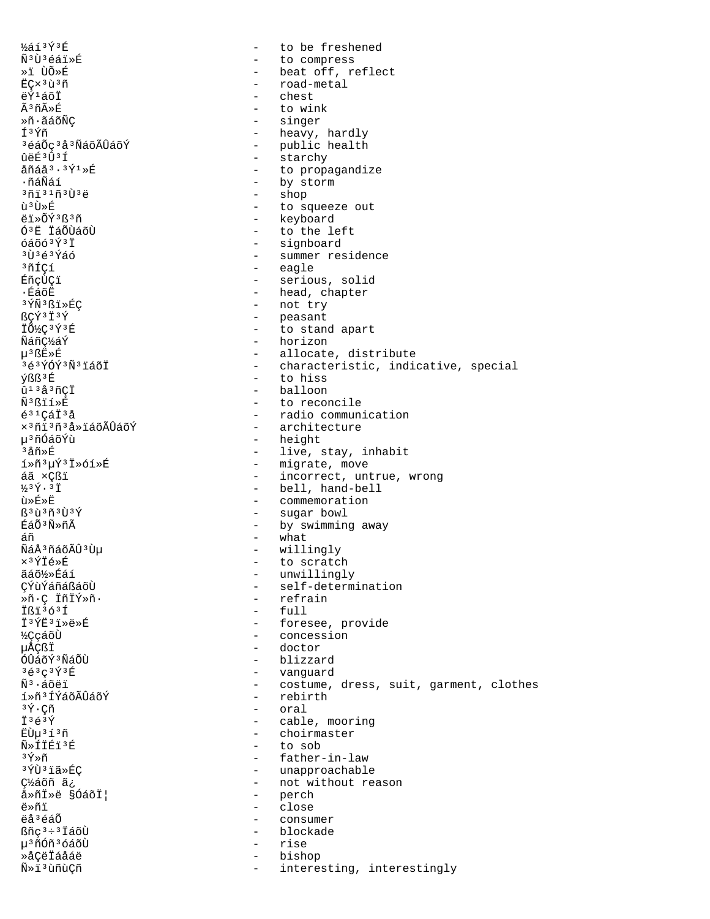½áí³Ý³É - to be freshened
Ñ³Ù³éáï»É - to compress
»ï ÙÕ»É - beat off, reflect
ËÇ×³ù³ñ - road-metal
ëÝ¹áõÏ - chest
Ã³ñÃ»É - to wink
»ñ·ãáõÑÇ - singer
Í³Ýñ - heavy, hardly
³éáÕç³å³ÑáõÃÛáõÝ - public health
ûëÉ³Û³Í - starchy
åñáå³·³Ý¹»É - to propagandize
·ñáÑáí - by storm
³ñï³¹ñ³Ù³ë - shop
ù³Ù»É - to squeeze out
ëï»ÕÝ³ß³ñ - keyboard
Ó³Ë ÏáÕÙáõÙ - to the left
óáõó³Ý³Ï - signboard
³Ù³é³Ýáó - summer residence
³ñÍÇí - eagle
ÉñçÙÇï - serious, solid
·ÉáõË - head, chapter
³ÝÑ³ßï»ÉÇ - not try
ßÇÝ³Ï³Ý - peasant
ÏÕ½Ç³Ý³É - to stand apart
ÑáñÇ½áÝ - horizon
µ³ßË»É - allocate, distribute
³é³ÝÓÝ³Ñ³ïáõÏ - characteristic, indicative, special
ýßß³É - to hiss
û¹³å³ñÇÏ - balloon
Ñ³ßïí»É - to reconcile
é³¹ÇáÏ³å - radio communication
×³ñï³ñ³å»ïáõÃÛáõÝ - architecture
µ³ñÓñáõÝù - height
³åñ»É - live, stay, inhabit
í»ñ³µÝ³Ï»óí»É - migrate, move
áã ×Çßï - incorrect, untrue, wrong
½³Ý·³Ï - bell, hand-bell
ù»É»Ë - commemoration
ß³ù³ñ³Ù³Ý - sugar bowl
ÉáÕ³Ñ»ñÃ - by swimming away
áñ - what
ÑáÅ³ñáõÃÛ³Ùµ - willingly
×³ÝÏé»É - to scratch
ãáõ½»Éáí - unwillingly
ÇÝùÝáñáßáõÙ - self-determination
»ñ·Ç ÏñÏÝ»ñ· - refrain
Ïßï³ó³Í - full
Ï³ÝË³ï»ë»É - foresee, provide
½ÇçáõÙ - concession
µÅÇßÏ - doctor
ÓÛáõÝ³ÑáÕÙ - blizzard
³é³ç³Ý³É - vanguard
Ñ³·áõëï - costume, dress, suit, garment, clothes
í»ñ³ÍÝáõÃÛáõÝ - rebirth
³Ý·Çñ - oral
Ï³é³Ý - cable, mooring
ËÙµ³í³ñ - choirmaster
Ñ»ÍÏÉï³É - to sob
³Ý»ñ - father-in-law
³ÝÙ³ïã»ÉÇ - unapproachable
Ç½áõñ ã¿ - not without reason
å»ñÏ»ë §ÓáõÏ¦ - perch
ë»ñï - close
ëå³éáÕ - consumer
ßñç³÷³ÏáõÙ - blockade
µ³ñÓñ³óáõÙ - rise
»åÇëÏáåáë - bishop
Ñ»ï³ùñùÇñ - interesting, interestingly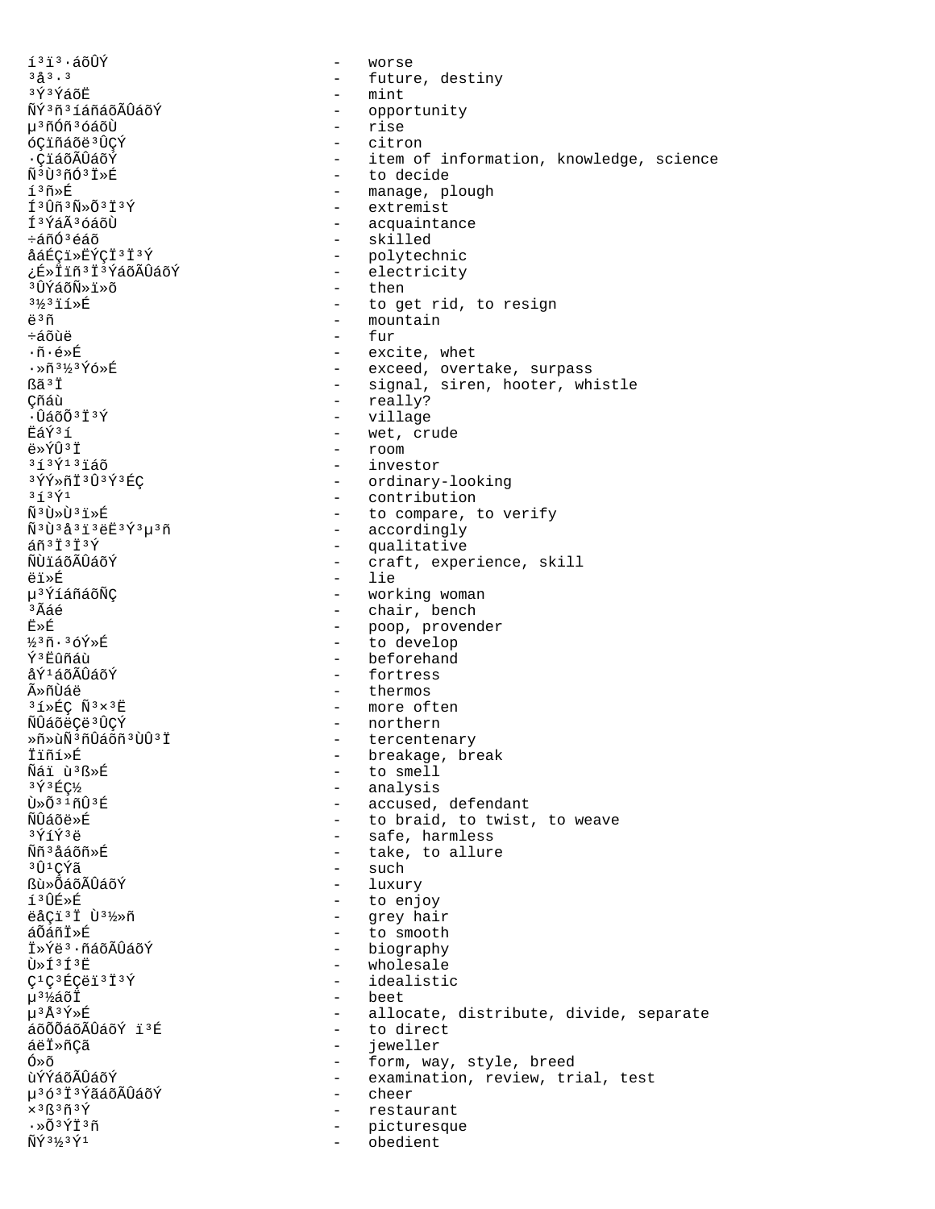í³ï³·áõÛÝ - worse
³å³·³ - future, destiny
³Ý³ÝáõË - mint
ÑÝ³ñ³íáñáõÃÛáõÝ - opportunity
µ³ñÓñ³óáõÙ - rise
óÇïñáõë³ÛÇÝ - citron
·ÇïáõÃÛáõÝ - item of information, knowledge, science
Ñ³Ù³ñÓ³Ï»É - to decide
í³ñ»É - manage, plough
Í³Ûñ³Ñ»Õ³Ï³Ý - extremist
Í³ÝáÃ³óáõÙ - acquaintance
÷áñÓ³éáõ - skilled
åáÉÇï»ËÝÇÏ³Ï³Ý - polytechnic
¿É»Ïïñ³Ï³ÝáõÃÛáõÝ - electricity
³ÛÝáõÑ»ï»õ - then
³½³ïí»É - to get rid, to resign
ë³ñ - mountain
÷áõùë - fur
·ñ·é»É - excite, whet
·»ñ³½³Ýó»É - exceed, overtake, surpass
ßã³Ï - signal, siren, hooter, whistle
Çñáù - really?
·ÛáõÕ³Ï³Ý - village
ËáÝ³í - wet, crude
ë»ÝÛ³Ï - room
³í³Ý¹³ïáõ - investor
³ÝÝ»ñÏ³Û³Ý³ÉÇ - ordinary-looking
³í³Ý¹ - contribution
Ñ³Ù»Ù³ï»É - to compare, to verify
Ñ³Ù³å³ï³ëË³Ý³µ³ñ - accordingly
áñ³Ï³Ï³Ý - qualitative
ÑÙïáõÃÛáõÝ - craft, experience, skill
ëï»É - lie
µ³Ýíáñáõ¯Ç - working woman
³Ãáé - chair, bench
Ë»É - poop, provender
½³ñ·³óÝ»É - to develop
Ý³Ëûñáù - beforehand
åÝ¹áõÃÛáõÝ - fortress
Ã»ñÙáë - thermos
³í»ÉÇ Ñ³×³Ë - more often
ÑÛáõëÇë³ÛÇÝ - northern
»ñ»ùÑ³ñÛáõñ³ÙÛ³Ï - tercentenary
Ïïñí»É - breakage, break
Ñáï ù³ß»É - to smell
³Ý³ÉÇ½ - analysis
Ù»Õ³¹ñÛ³É - accused, defendant
ÑÛáõë»É - to braid, to twist, to weave
³ÝíÝ³ë - safe, harmless
Ññ³åáõñ»É - take, to allure
³Û¹ÇÝã - such
ßù»ÕáõÃÛáõÝ - luxury
í³ÛÉ»É - to enjoy
ëåÇï³Ï Ù³½»ñ - grey hair
áÕáñÏ»É - to smooth
Ï»Ýë³·ñáõÃÛáõÝ - biography
Ù»Í³Í³Ë - wholesale
Ç¹Ç³ÉÇëï³Ï³Ý - idealistic
µ³½áõÏ - beet
µ³Å³Ý»É - allocate, distribute, divide, separate
áõÕÕáõÃÛáõÝ ï³É - to direct
áëÏ»ñÇã - jeweller
Ó»õ - form, way, style, breed
ùÝÝáõÃÛáõÝ - examination, review, trial, test
µ³ó³Ï³ÝãáõÃÛáõÝ - cheer
×³ß³ñ³Ý - restaurant
·»Õ³ÝÏ³ñ - picturesque
ÑÝ³½³Ý¹ - obedient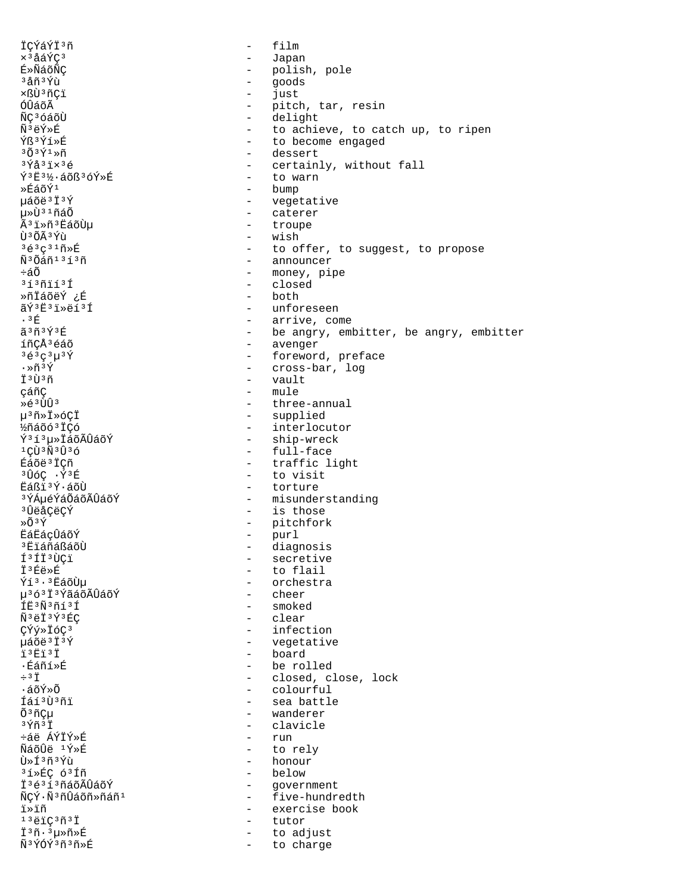ÏÇÝáÝÏ³ñ - film
×³åáÝÇ³ - Japan
É»ÑáõÑÇ - polish, pole
³åñ³Ýù - goods
×ßÙ³ñÇï - just
ÓÛáõÃ - pitch, tar, resin
ÑÇ³óáõÙ - delight
Ñ³ëÝ»É - to achieve, to catch up, to ripen
Ýß³Ýí»É - to become engaged
³Õ³Ý¹»ñ - dessert
³Ýå³ï×³é - certainly, without fall
Ý³Ë³½·áõß³óÝ»É - to warn
»ÉáõÝ¹ - bump
µáõë³Ï³Ý - vegetative
µ»Ù³¹ñáÕ - caterer
Ã³ï»ñ³ËáõÙµ - troupe
Ù³ÕÃ³Ýù - wish
³é³ç³¹ñ»É - to offer, to suggest, to propose
Ñ³Õáñ¹³í³ñ - announcer
÷áÕ - money, pipe
³í³ñïí³Í - closed
»ñÏáõëÝ ¿É - both
ãÝ³Ë³ï»ëí³Í - unforeseen
·³É - arrive, come
ã³ñ³Ý³É - be angry, embitter, be angry, embitter
íñÇÅ³éáõ - avenger
³é³ç³µ³Ý - foreword, preface
·»ñ³Ý - cross-bar, log
Ï³Ù³ñ - vault
çáñÇ - mule
»é³ÙÛ³ - three-annual
µ³ñ»Ï»óÇÏ - supplied
½ñáõó³ÏÇó - interlocutor
Ý³í³µ»ÏáõÃÛáõÝ - ship-wreck
¹ÇÙ³Ñ³Û³ó - full-face
Éáõë³ÏÇñ - traffic light
³ÛóÇ ·Ý³É - to visit
Ëáßï³Ý·áõÙ - torture
³ÝÁµéÝáÕáõÃÛáõÝ - misunderstanding
³ÛëåÇëÇÝ - is those
»Õ³Ý - pitchfork
ËáËáçÛáõÝ - purl
³Ëïáñáßáõ٠- diagnosis
Í³ÍÏ³ÙÇï - secretive
Ï³Éë»É - to flail
Ýí³·³ËáõÙµ - orchestra
µ³ó³Ï³ÝãáõÃÛáõÝ - cheer
ÍË³Ñ³ñí³Í - smoked
Ñ³ëÏ³Ý³ÉÇ - clear
ÇÝý»ÏóÇ³ - infection
µáõë³Ï³Ý - vegetative
ï³Ëï³Ï - board
·Éáñí»É - be rolled
÷³Ï - closed, close, lock
·áõÝ»Õ - colourful
Íáí³Ù³ñï - sea battle
Õ³ñÇµ - wanderer
³Ýñ³Ï - clavicle
÷áë ÁÝÏÝ»É - run
ÑáõÛë ¹Ý»É - to rely
Ù»Í³ñ³Ýù - honour
³í»ÉÇ ó³Íñ - below
Ï³é³í³ñáõÃÛáõÝ - government
ÑÇÝ·Ñ³ñÛáõñ»ñáñ¹ - five-hundredth
ï»ïñ - exercise book
¹³ëÏÇ³ñ³Ï - tutor
Ï³ñ·³µ»ñ»É - to adjust
Ñ³ÝÓÝ³ñ³ñ»É - to charge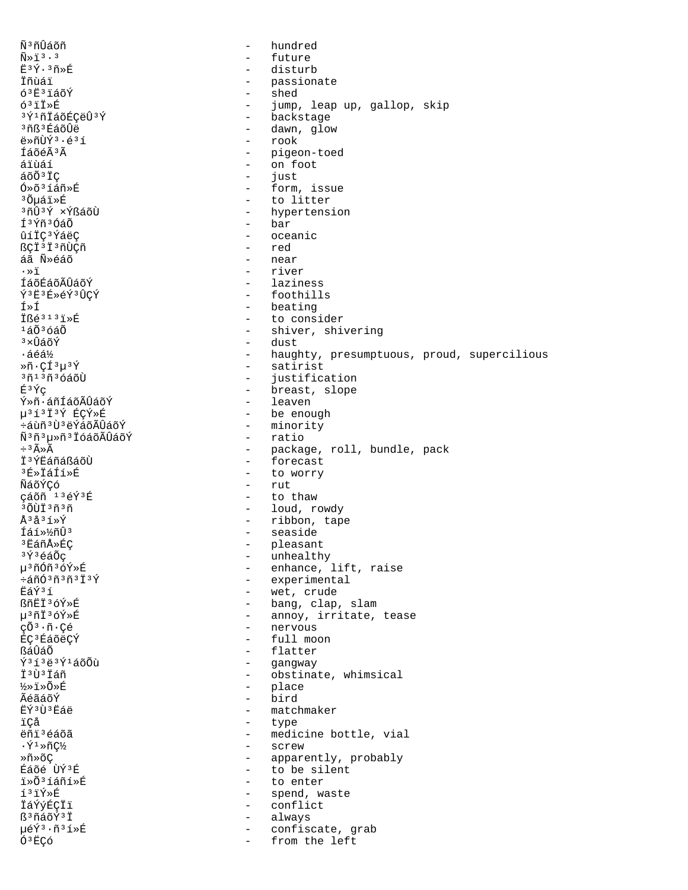Ñ³ñÛáõñ - hundred
Ñ»ï³·³ - future
Ë³Ý·³ñ»É - disturb
Ïñùáï - passionate
ó³Ë³ïáõÝ - shed
ó³ïÏ»É - jump, leap up, gallop, skip
³Ý¹ñÏáõÉÇëÛ³Ý - backstage
³ñß³ÉáõÛë - dawn, glow
ë»ñÙÝ³·é³í - rook
ÍáõéÃ³Ã - pigeon-toed
áïùáí - on foot
áõÕ³ÏÇ - just
Ó»õ³íáñ»É - form, issue
³Õµáï»É - to litter
³ñÛ³Ý ×ÝßáõÙ - hypertension
Í³Ýñ³ÓáÕ - bar
ûíÏÇ³ÝáëÇ - oceanic
ßÇÏ³Ï³ñÙÇñ - red
áã Ñ»éáõ - near
·»ï - river
ÍáõÉáõÃÛáõÝ - laziness
Ý³Ë³É»éÝ³ÛÇÝ - foothills
Í»Í - beating
Ïßé³¹³ï»É - to consider
¹áÕ³óáÕ - shiver, shivering
³×ÛáõÝ - dust
·áéá½ - haughty, presumptuous, proud, supercilious
»ñ·ÇÍ³µ³Ý - satirist
³ñ¹³ñ³óáõÙ - justification
É³Ýç - breast, slope
Ý»ñ·áñÍáõÃÛáõÝ - leaven
µ³í³Ï³Ý ÉÇÝ»É - be enough
÷áùñ³Ù³ëÝáõÃÛáõÝ - minority
Ñ³ñ³µ»ñ³ÏóáõÃÛáõÝ - ratio
÷³Ã»Ã - package, roll, bundle, pack
Ï³ÝËáñáßáõÙ - forecast
³É»ÏáÍ»É - to worry
ÑáõÝÇó - rut
çáõñ ¹³éÝ³É - to thaw
³ÕÙÏ³ñ³ñ - loud, rowdy
Å³å³í»Ý - ribbon, tape
Íáí»½ñÛ³ - seaside
³ËáñÅ»ÉÇ - pleasant
³Ý³éáÕç - unhealthy
µ³ñÓñ³óÝ»É - enhance, lift, raise
÷áñÓ³ñ³ñ³Ï³Ý - experimental
ËáÝ³í - wet, crude
ßñËÏ³óÝ»É - bang, clap, slam
µ³ñÏ³óÝ»É - annoy, irritate, tease
çÕ³·ñ·Çé - nervous
ÉÇ³ÉáõëÇÝ - full moon
ßáÛáÕ - flatter
Ý³í³ë³Ý¹áõÕù - gangway
Ï³Ù³Ïáñ - obstinate, whimsical
½»ï»Õ»É - place
ÃéãáõÝ - bird
ËÝ³Ù³Ëáë - matchmaker
ïÇå - type
ëñí³éáõã - medicine bottle, vial
·Ý¹»ñÇ½ - screw
»ñ»õÇ - apparently, probably
Éáõé ÙÝ³É - to be silent
ï»Õ³íáñí»É - to enter
í³ïÝ»É - spend, waste
ÏáÝýÉÇÏï - conflict
ß³ñáõÝ³Ï - always
µéÝ³·ñ³í»É - confiscate, grab
Ó³ËÇó - from the left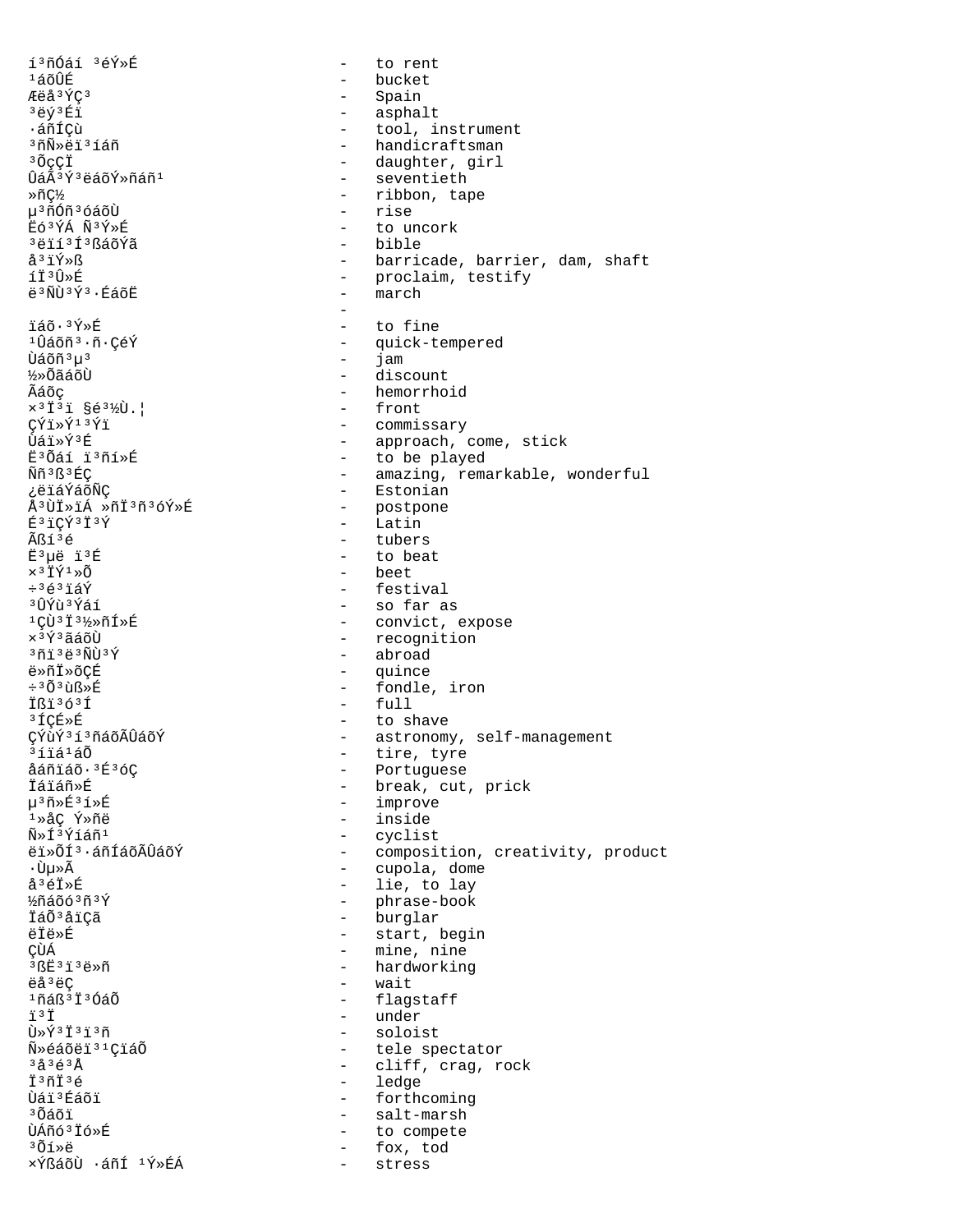í³ñÓáí ³éÝ»É - to rent
¹áõÛÉ - bucket
Æëå³ÝÇ³ - Spain
³ëý³Éï - asphalt
·áñÍÇù - tool, instrument
³ñÑ»ëï³íáñ - handicraftsman
³ÕçÇÏ - daughter, girl
ÛáÃ³Ý³ëáõÝ»ñáñ¹ - seventieth
»ñÇ½ - ribbon, tape
µ³ñÓñ³óáõÙ - rise
Ëó³ÝÁ Ñ³Ý»É - to uncork
³ëïí³Í³ßáõÝã - bible
å³ïÝ»ß - barricade, barrier, dam, shaft
íÏ³Û»É - proclaim, testify
ë³ÑÙ³Ý³·ÍáõË - march
-
ïáõ·³Ý»É - to fine
¹Ûáõñ³·ñ·ÇéÝ - quick-tempered
Ùáõñ³µ³ - jam
½»ÕãáõÙ - discount
Ãáõç - hemorrhoid
×³Ï³ï §é³½Ù.¦ - front
ÇÝï»Ý¹³Ýï - commissary
Ùáï»Ý³É - approach, come, stick
Ë³Õáí ï³ñí»É - to be played
Ññ³ß³ÉÇ - amazing, remarkable, wonderful
¿ëïáÝáõÑÇ - Estonian
Å³ÙÏ»ïÁ »ñÏ³ñ³óÝ»É - postpone
É³ïÇÝ³Ï³Ý - Latin
Ãßí³é - tubers
Ë³µë ï³É - to beat
×³ÏÝ¹»Õ - beet
÷³é³ïáÝ - festival
³ÛÝù³Ýáí - so far as
¹ÇÙ³Ï³½»ñÍ»É - convict, expose
×³Ý³ãáõÙ - recognition
³ñï³ë³ÑÙ³Ý - abroad
ë»ñÏ»õÇÉ - quince
÷³Õ³ùß»É - fondle, iron
Ïßï³ó³Í - full
³ÍÇÉ»É - to shave
ÇÝùÝ³í³ñáõÃÛáõÝ - astronomy, self-management
³íïá¹áÕ - tire, tyre
åáñïáõ·³É³óÇ - Portuguese
Ïáïáñ»É - break, cut, prick
µ³ñ»É³í»É - improve
¹»åÇ Ý»ñë - inside
Ñ»Í³Ýíáñ¹ - cyclist
ëï»ÕÍ³·áñÍáõÃÛáõÝ - composition, creativity, product
·Ùµ»Ã - cupola, dome
å³éÏ»É - lie, to lay
½ñáõó³ñ³Ý - phrase-book
ÏáÕ³åïÇã - burglar
ëÏë»É - start, begin
ÇÙÁ - mine, nine
³ßË³ï³ë»ñ - hardworking
ëå³ëÇ - wait
¹ñáß³Ï³ÓáÕ - flagstaff
ï³Ï - under
Ù»Ý³Ï³ï³ñ - soloist
Ñ»éáõëï³¹ÇïáÕ - tele spectator
³å³é³Å - cliff, crag, rock
Ï³ñÏ³é - ledge
Ùáï³Éáõï - forthcoming
³Õáõï - salt-marsh
ÙÁñó³Ïó»É - to compete
³Õí»ë - fox, tod
×Ýßáõ٠·áñÍ ¹Ý»ÉÁ - stress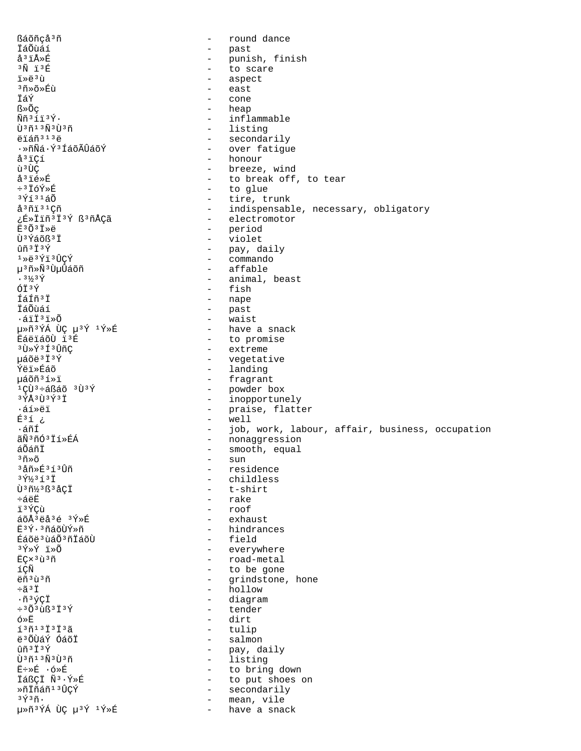ßáõñçå³ñ - round dance
ÏáÕùáí - past
å³ïÅ»É - punish, finish
³Ñ ï³É - to scare
ï»ë³ù - aspect
³ñ»õ»Éù - east
ÏáÝ - cone
ß»Õç - heap
Ññ³íï³Ý· - inflammable
Ù³ñ¹³Ñ³Ù³ñ - listing
ëïáñ³¹³ë - secondarily
·»ñÑá·Ý³ÍáõÃÛáõÝ - over fatigue
å³ïÇí - honour
ù³ÙÇ - breeze, wind
å³ïé»É - to break off, to tear
÷³ÏóÝ»É - to glue
³Ýí³¹áÕ - tire, trunk
å³ñï³¹Çñ - indispensable, necessary, obligatory
¿É»Ïïñ³Ï³Ý ß³ñÅÇã - electromotor
Ë³Õ³Ï»ë - period
Ù³Ýáõß³Ï - violet
ûñ³Ï³Ý - pay, daily
¹»ë³Ýï³ÛÇÝ - commando
µ³ñ»Ñ³ÙµÛáõñ - affable
·³½³Ý - animal, beast
ÓÏ³Ý - fish
ÍáÍñ³Ï - nape
ÏáÕùáí - past
·áïÏ³ï»Õ - waist
µ»ñ³ÝÁ ÙÇ µ³Ý ¹Ý»É - have a snack
Ëáëïáõ٠ï³É - to promise
³Ù»Ý³Í³ÛñÇ - extreme
µáõë³Ï³Ý - vegetative
Ýëï»Éáõ - landing
µáõñ³í»ï - fragrant
¹ÇÙ³÷áßáõ ³Ù³Ý - powder box
³ÝÅ³Ù³Ý³Ï - inopportunely
·áí»ëï - praise, flatter
É³í ¿ - well
·áñÍ - job, work, labour, affair, business, occupation
ãÑ³ñÓ³Ïí»ÉÁ - nonaggression
áÕáñÏ - smooth, equal
³ñ»õ - sun
³åñ»É³í³Ûñ - residence
³Ý½³í³Ï - childless
Ù³ñ½³ß³åÇÏ - t-shirt
÷áëË - rake
ï³ÝÇù - roof
áõÅ³ëå³é ³Ý»É - exhaust
Ë³Ý·³ñáõÙÝ»ñ - hindrances
Éáõë³ùáÕ³ñÏáõÙ - field
³Ý»Ý ï»Õ - everywhere
ËÇ×³ù³ñ - road-metal
íÇÑ - to be gone
ëñ³ù³ñ - grindstone, hone
÷ã³Ï - hollow
·ñ³ýÇÏ - diagram
÷³Õ³ùß³Ï³Ý - tender
ó»Ë - dirt
í³ñ¹³Ï³Ï³ã - tulip
ë³ÕÙáÝ ÓáõÏ - salmon
ûñ³Ï³Ý - pay, daily
Ù³ñ¹³Ñ³Ù³ñ - listing
Ë÷»É ·ó»É - to bring down
ÏáßÇÏ Ñ³·Ý»É - to put shoes on
»ñÏñáñ¹³ÛÇÝ - secondarily
³Ý³ñ· - mean, vile
µ»ñ³ÝÁ ÙÇ µ³Ý ¹Ý»É - have a snack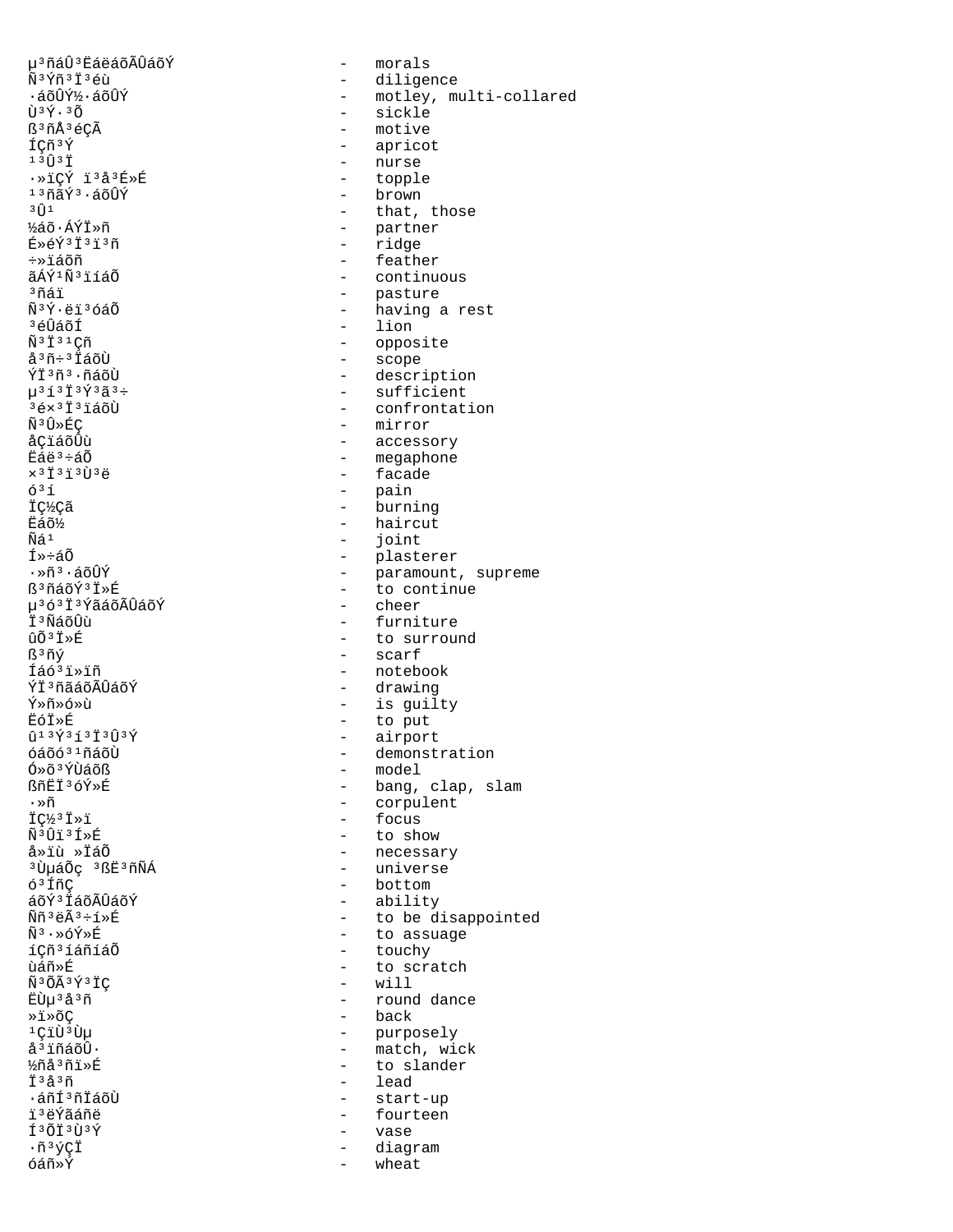µ³ñáÛ³ËáëáõÃÛáõÝ - morals
Ñ³Ýñ³Ï³éù - diligence
·áõÛÝ½·áõÛÝ - motley, multi-collared
Ù³Ý·³Õ - sickle
ß³ñÅ³éÇÃ - motive
ÍÇñ³Ý - apricot
¹³Û³Ï - nurse
·»ïÇÝ ï³å³É»É - topple
¹³ñãÝ³·áõÛÝ - brown
³Û¹ - that, those
½áõ·ÁÝÏ»ñ - partner
É»éÝ³Ï³ï³ñ - ridge
÷»ïáõñ - feather
ãÁÝ¹Ñ³ïíáÕ - continuous
³ñáï - pasture
Ñ³Ý·ëï³óáÕ - having a rest
³éÛáõÍ - lion
Ñ³Ï³¹Çñ - opposite
å³ñ÷³ÏáõÙ - scope
ÝÏ³ñ³·ñáõÙ - description
µ³í³Ï³Ý³ã³÷ - sufficient
³é×³Ï³ïáõÙ - confrontation
Ñ³Û»ÉÇ - mirror
åÇïáõÛù - accessory
Ëáë³÷áÕ - megaphone
×³Ï³ï³Ù³ë - facade
ó³í - pain
ÏÇ½Çã - burning
Ëáõ½ - haircut
Ñá¹ - joint
Í»÷áÕ - plasterer
·»ñ³·áõÛÝ - paramount, supreme
ß³ñáõÝ³Ï»É - to continue
µ³ó³Ï³ÝãáõÃÛáõÝ - cheer
Ï³ÑáõÛù - furniture
ûÕ³Ï»É - to surround
ß³ñý - scarf
Íáó³ï»ïñ - notebook
ÝÏ³ñãáõÃÛáõÝ - drawing
Ý»ñ»ó»ù - is guilty
ËóÏ»É - to put
û¹³Ý³í³Ï³Û³Ý - airport
óáõó³¹ñáõÙ - demonstration
Ó»õ³ÝÙáõß - model
ßñËÏ³óÝ»É - bang, clap, slam
·»ñ - corpulent
ÏÇ½³Ï»ï - focus
Ñ³Ûï³Í»É - to show
å»ïù »ÏáÕ - necessary
³ÙµáÕç ³ßË³ñÑÁ - universe
ó³ÍñÇ - bottom
áõÝ³ÏáõÃÛáõÝ - ability
Ññ³ëÃ³÷í»É - to be disappointed
Ñ³·»óÝ»É - to assuage
íÇñ³íáñíáÕ - touchy
ùáñ»É - to scratch
Ñ³ÕÃ³Ý³ÏÇ - will
ËÙµ³å³ñ - round dance
»ï»õÇ - back
¹ÇïÙ³Ùµ - purposely
å³ïñáõÛ· - match, wick
½ñå³ñï»É - to slander
Ï³å³ñ - lead
·áñÍ³ñÏáõÙ - start-up
ï³ëÝãáñë - fourteen
Í³ÕÏ³Ù³Ý - vase
·ñ³ýÇÏ - diagram
óáñ»Ý - wheat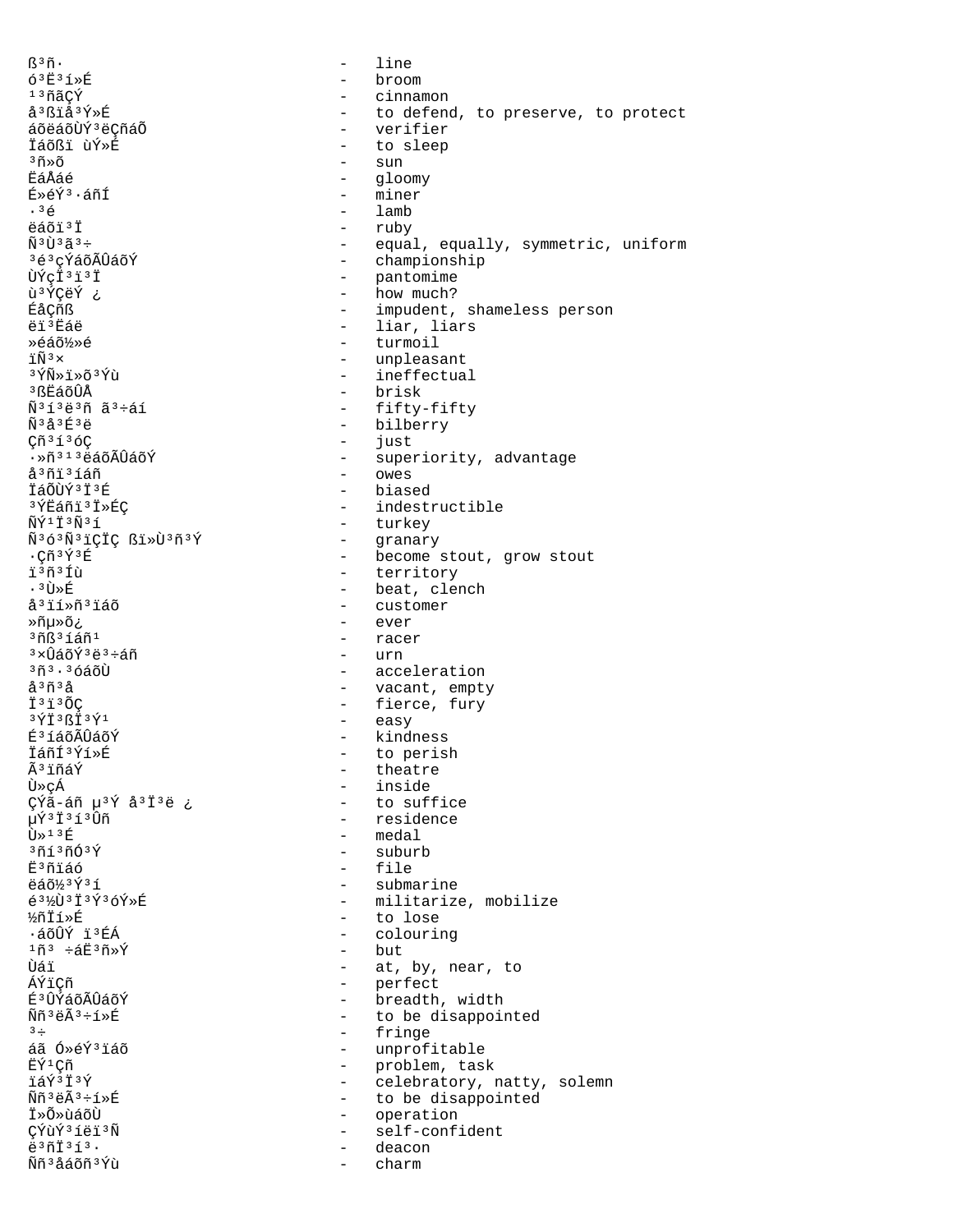ß³ñ· - line
ó³Ë³í»É - broom
¹³ñãÇÝ - cinnamon
å³ßïå³Ý»É - to defend, to preserve, to protect
áõëáõÙÝ³ëÇñáÕ - verifier
Ïáõßï ùÝ»É - to sleep
³ñ»õ - sun
ËáÅáé - gloomy
É»éÝ³·áñÍ - miner
·³é - lamb
ëáõï³Ï - ruby
Ñ³Ù³ã³÷ - equal, equally, symmetric, uniform
³é³çÝáõÃÛáõÝ - championship
ÙÝçÏ³ï³Ï - pantomime
ù³ÝÇëÝ ¿ - how much?
ÉÅÇñß - impudent, shameless person
ëï³Ëáë - liar, liars
»éáõ½»é - turmoil
ïÑ³× - unpleasant
³ÝÑ»ï»õ³Ýù - ineffectual
³ßËáõÛÅ - brisk
Ñ³í³ë³ñ ã³÷áí - fifty-fifty
Ñ³å³É³ë - bilberry
Çñ³í³óÇ - just
·»ñ³¹³ëáõÃÛáõÝ - superiority, advantage
å³ñï³íáñ - owes
ÏáÕÙÝ³Ï³É - biased
³ÝËáñï³Ï»ÉÇ - indestructible
ÑÝ¹Ï³Ñ³í - turkey
Ñ³ó³Ñ³ïÇÏÇ ßï»Ù³ñ³Ý - granary
·Çñ³Ý³É - become stout, grow stout
ï³ñ³Íù - territory
·³Ù»É - beat, clench
å³ïí»ñ³ïáõ - customer
»ñµ»õ¿ - ever
³ñß³íáñ¹ - racer
³×ÛáõÝ³ë³÷áñ - urn
³ñ³·³óáõÙ - acceleration
å³ñ³å - vacant, empty
Ï³ï³ÕÇ - fierce, fury
³ÝÏ³ßÏ³Ý¹ - easy
É³íáõÃÛáõÝ - kindness
ÏáñÍ³Ýí»É - to perish
Ã³ïñáÝ - theatre
Ù»çÁ - inside
ÇÝã-áñ µ³Ý å³Ï³ë ¿ - to suffice
µÝ³Ï³í³Ûñ - residence
Ù»¹³É - medal
³ñí³ñÓ³Ý - suburb
Ë³ñïáó - file
ëáõ½³Ý³í - submarine
é³½Ù³Ï³Ý³óÝ»É - militarize, mobilize
½ñÏí»É - to lose
·áõÛÝ ï³ÉÁ - colouring
¹ñ³ ÷áË³ñ»Ý - but
Ùáï - at, by, near, to
ÁÝïÇñ - perfect
É³ÛÝáõÃÛáõÝ - breadth, width
Ññ³ëÃ³÷í»É - to be disappointed
³÷ - fringe
áã Ó»éÝ³ïáõ - unprofitable
ËÝ¹Çñ - problem, task
ïáÝ³Ï³Ý - celebratory, natty, solemn
Ññ³ëÃ³÷í»É - to be disappointed
Ï»Õ»ùáõÙ - operation
ÇÝùÝ³íëï³Ñ - self-confident
ë³ñÏ³í³· - deacon
Ññ³åáõñ³Ýù - charm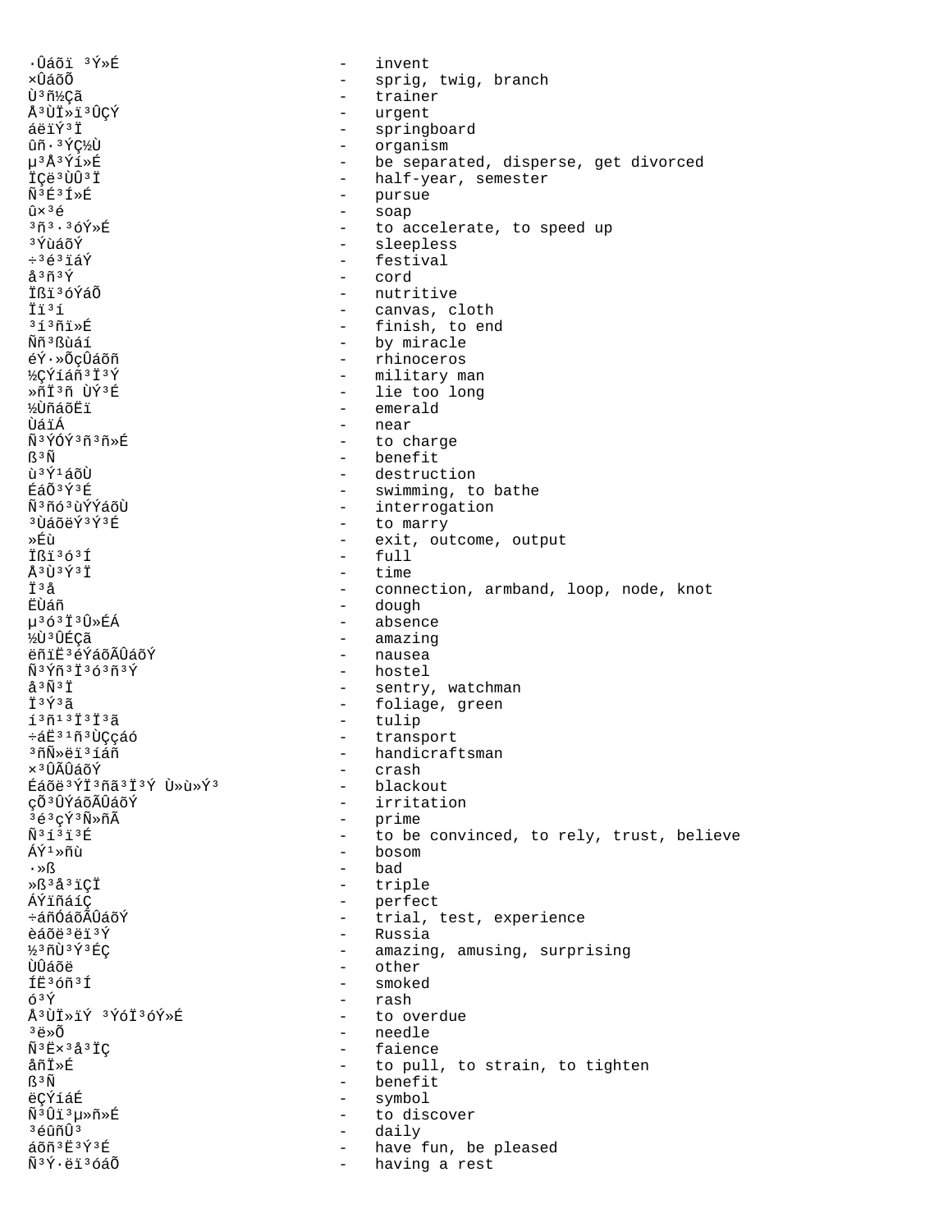·Ûáõï ³Ý»É - invent
×ÛáõÕ - sprig, twig, branch
Ù³ñ½Çã - trainer
Å³ÙÏ»ï³ÛÇÝ - urgent
áëïÝ³Ï - springboard
ûñ·³ÝÇ½Ù - organism
µ³Å³Ýí»É - be separated, disperse, get divorced
ÏÇë³ÙÛ³Ï - half-year, semester
Ñ³É³Í»É - pursue
û×³é - soap
³ñ³·³óÝ»É - to accelerate, to speed up
³ÝùáõÝ - sleepless
÷³é³ïáÝ - festival
å³ñ³Ý - cord
Ïßï³óÝáÕ - nutritive
Ïï³í - canvas, cloth
³í³ñï»É - finish, to end
Ññ³ßùáí - by miracle
éÝ·»ÕçÛáõñ - rhinoceros
½ÇÝíáñ³Ï³Ý - military man
»ñÏ³ñ ùÝ³É - lie too long
½ÙñáõËï - emerald
ÙáïÁ - near
Ñ³ÝÓÝ³ñ³ñ»É - to charge
ß³Ñ - benefit
ù³Ý¹áõÙ - destruction
ÉáÕ³Ý³É - swimming, to bathe
Ñ³ñó³ùÝÝáõÙ - interrogation
³ÙáõëÝ³Ý³É - to marry
»Éù - exit, outcome, output
Ïßï³ó³Í - full
Å³Ù³Ý³Ï - time
Ï³å - connection, armband, loop, node, knot
ËÙáñ - dough
µ³ó³Ï³Û»ÉÁ - absence
½Ù³ÛÉÇã - amazing
ëñïË³éÝáõÃÛáõÝ - nausea
Ñ³Ýñ³Ï³ó³ñ³Ý - hostel
å³Ñ³Ï - sentry, watchman
Ï³Ý³ã - foliage, green
í³ñ¹³Ï³Ï³ã - tulip
÷áË³¹ñ³ÙÇçáó - transport
³ñÑ»ëï³íáñ - handicraftsman
×³ÛÃÛáõÝ - crash
Éáõë³ÝÏ³ñã³Ï³Ý Ù»ù»Ý³ - blackout
çÕ³ÛÝáõÃÛáõÝ - irritation
³é³çÝ³Ñ»ñÃ - prime
Ñ³í³ï³É - to be convinced, to rely, trust, believe
ÁÝ¹»ñù - bosom
·»ß - bad
»ß³å³ïÇÏ - triple
ÁÝïñáíÇ - perfect
÷áñÓáõÃÛáõÝ - trial, test, experience
èáõë³ëï³Ý - Russia
½³ñÙ³Ý³ÉÇ - amazing, amusing, surprising
ÙÛáõë - other
ÍË³óñ³Í - smoked
ó³Ý - rash
Å³ÙÏ»ïÝ ³ÝóÏ³óÝ»É - to overdue
³ë»Õ - needle
Ñ³Ë×³å³ÏÇ - faience
åñÏ»É - to pull, to strain, to tighten
ß³Ñ - benefit
ëÇÝíáÉ - symbol
Ñ³Ûï³µ»ñ»É - to discover
³éûñÛ³ - daily
áõñ³Ë³Ý³É - have fun, be pleased
Ñ³Ý·ëï³óáÕ - having a rest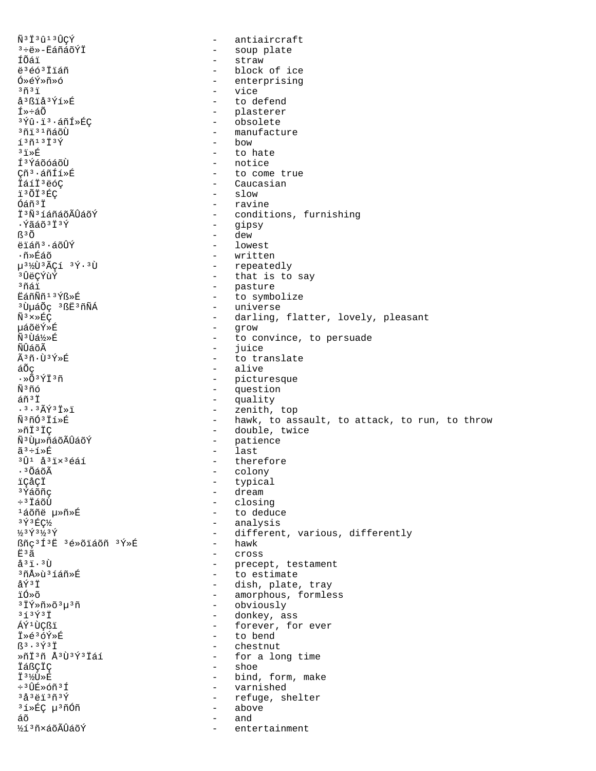Ñ³Ï³û¹³ÛÇÝ - antiaircraft
³÷ë»-ËáñáõÝÏ - soup plate
ÍÕáï - straw
ë³éó³Ïïáñ - block of ice
Ó»éÝ»ñ»ó - enterprising
³ñ³ï - vice
å³ßïå³Ý»É - to defend
Í»÷áÕ - plasterer
³Ýû·ï³·áñÍ»ÉÇ - obsolete
³ñï³¹ñáõÙ - manufacture
í³ñ¹³Ï³Ý - bow
³ï»É - to hate
Í³ÝáõóáõÙ - notice
Çñ³·áñÍ»É - to come true
ÏáíÏ³ëóÇ - Caucasian
ï³ÕÏ³ÉÇ - slow
Óáñ³Ï - ravine
Ï³Ñ³íáñáõÃÛáõÝ - conditions, furnishing
·Ýãáõ³Ï³Ý - gipsy
ß³Õ - dew
ëïáñ³·áõÛÝ - lowest
·ñ»Éáõ - written
µ³½Ù³ÃÇí ³Ý·³Ù - repeatedly
³ÛëÇÝùÝ - that is to say
³ñáï - pasture
ËáñÑñ¹³Ýß»É - to symbolize
³ÙµáÕç ³ßË³ñÑÁ - universe
Ñ³×»ÉÇ - darling, flatter, lovely, pleasant
µáõëÝ»É - grow
Ñ³Ùá½»É - to convince, to persuade
ÑÛáõÃ - juice
Ã³ñ·Ù³Ý»É - to translate
áÕç - alive
·»Õ³ÝÏ³ñ - picturesque
Ñ³ñó - question
áñ³Ï - quality
·³·³ÃÝ³Ï»ï - zenith, top
Ñ³ñÓ³Ïí»É - hawk, to assault, to attack, to run, to throw
»ñÏ³ÏÇ - double, twice
Ñ³Ùµ»ñáõÃÛáõÝ - patience
ã³÷í»É - last
³Û¹ å³ï×³éáí - therefore
·³ÕáõÃ - colony
ïÇåÇÏ - typical
³Ýáõñç - dream
÷³ÏáõÙ - closing
¹áõñë µ»ñ»É - to deduce
³Ý³ÉÇ½ - analysis
½³Ý³½³Ý - different, various, differently
ßñç³Í³Ë ³é»õïáõñ ³Ý»É - hawk
Ë³ã - cross
å³ï·³Ù - precept, testament
³ñÅ»ù³íáñ»É - to estimate
åÝ³Ï - dish, plate, tray
ïÓ»õ - amorphous, formless
³ÏÝ»ñ»õ³µ³ñ - obviously
³í³Ý³Ï - donkey, ass
ÁÝ¹ÙÇßï - forever, for ever
Ï»é³óÝ»É - to bend
ß³·³Ý³Ï - chestnut
»ñÏ³ñ Å³Ù³Ý³Ïáí - for a long time
ÏáßÇÏÇ - shoe
Ï³½Ù»É - bind, form, make
÷³ÛÉ»óñ³Í - varnished
³å³ëï³ñ³Ý - refuge, shelter
³í»ÉÇ µ³ñÓñ - above
áõ - and
½í³ñ×áõÃÛáõÝ - entertainment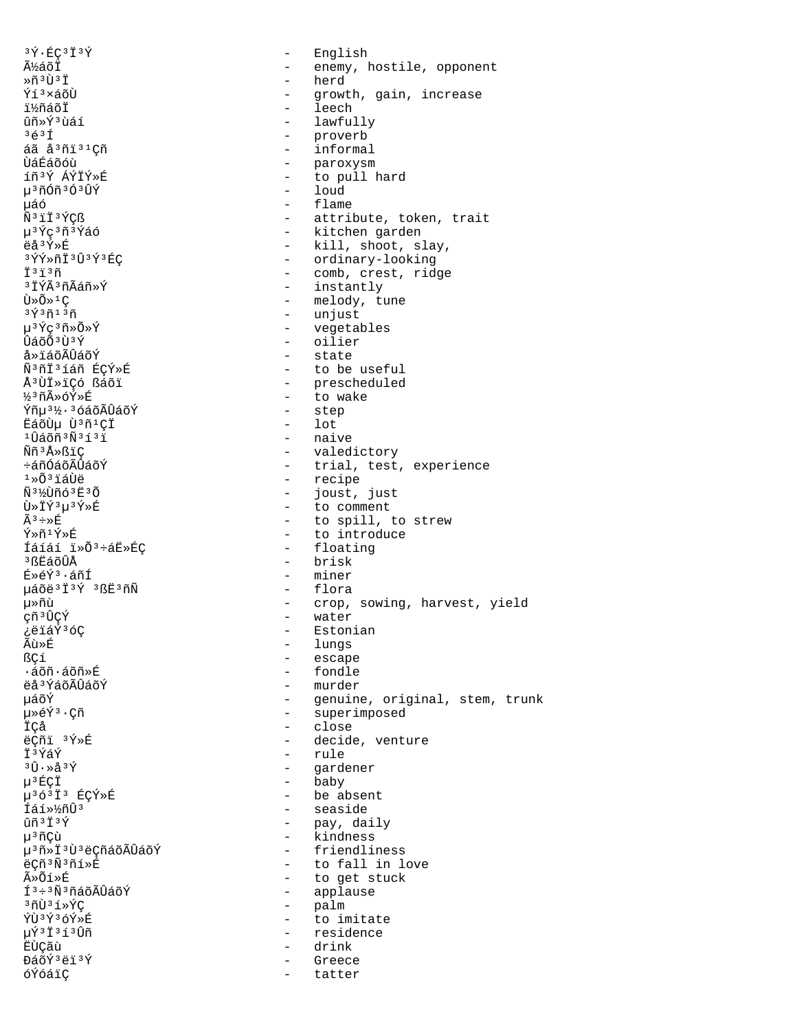³Ý·ÉÇ³Ï³Ý - English
Ã½áõÏ - enemy, hostile, opponent
»ñ³Ù³Ï - herd
Ýí³×áõÙ - growth, gain, increase
ï½ñáõÏ - leech
ûñ»Ý³ùáí - lawfully
³é³Í - proverb
áã å³ßï³ÙÝ³Ï³Ý - informal
ÙáÉáõóù - paroxysm
íñ³Ý ÁÝÏÝ»É - to pull hard
µ³ñÓñ³Ó³ÛÝ - loud
µáó - flame
Ñ³ïÏ³ÝÇß - attribute, token, trait
µ³Ýç³ñ³Ýáó - kitchen garden
ëå³Ý»É - kill, shoot, slay,
³ÝÝ»ñÏ³Û³Ý³ÉÇ - ordinary-looking
Ï³ï³ñ - comb, crest, ridge
³ÏÝÃ³ñÃáñ»Ý - instantly
Ù»Õ»¹Ç - melody, tune
³Ý³ñ¹³ñ - unjust
µ³Ýç³ñ»Õ»Ý - vegetables
ÛáõÕ³Ù³Ý - oilier
å»ïáõÃÛáõÝ - state
Ñ³ñÏ³íáñ ÉÇÝ»É - to be useful
Å³ÙÏ»ïÇó ßáõï - prescheduled
½³ñÃ»óÝ»É - to wake
Ýñµ³½·³óáõÃÛáõÝ - step
ËáõÙµ Ù³ñ¹ÇÏ - lot
¹ÛáõñÑ³í³ï - naive
Ññ³Å»ßïÇ - valedictory
÷áñÓáõÃÛáõÝ - trial, test, experience
¹»Õ³ïáÙë - recipe
Ñ³½Ùñó³Ë³Õ - joust, just
Ù»ÏÝ³µ³Ý»É - to comment
Ã³÷»É - to spill, to strew
Ý»ñ¹Ý»É - to introduce
Íáíáí ï»Õ³÷áË»ÉÇ - floating
³ßËáõÛÅ - brisk
É»éÝ³·áñÍ - miner
µáõë³Ï³Ý ³ßË³ñÑ - flora
µ»ñù - crop, sowing, harvest, yield
çñ³ÛÇÝ - water
¿ëïáÝ³óÇ - Estonian
Ãù»É - lungs
ßÇí - escape
·áõñ·áñ»É - fondle
ëå³ÝáõÃÛáõÝ - murder
µáõÝ - genuine, original, stem, trunk
µ»éÝ³·Çñ - superimposed
ÏÇå - close
ëÇñï ³Ý»É - decide, venture
Ï³ÝáÝ - rule
³Û·»å³Ý - gardener
µ³ÉÇÏ - baby
µ³ó³Ï³ ÉÇÝ»É - be absent
Íáí»½ñÛ³ - seaside
ûñ³Ï³Ý - pay, daily
µ³ñÇù - kindness
µ³ñ»Ï³Ù³ëÇñáõÃÛáõÝ - friendliness
ëÇñ³Ñ³ñí»É - to fall in love
Ã»Õí»É - to get stuck
Í³÷³Ñ³ñáõÃÛáõÝ - applause
³ñÙ³í»ÝÇ - palm
ÝÙ³Ý³óÝ»É - to imitate
µÝ³Ï³í³Ûñ - residence
ËÙÇãù - drink
ÐáõÝ³ëï³Ý - Greece
óÝóáïÇ - tatter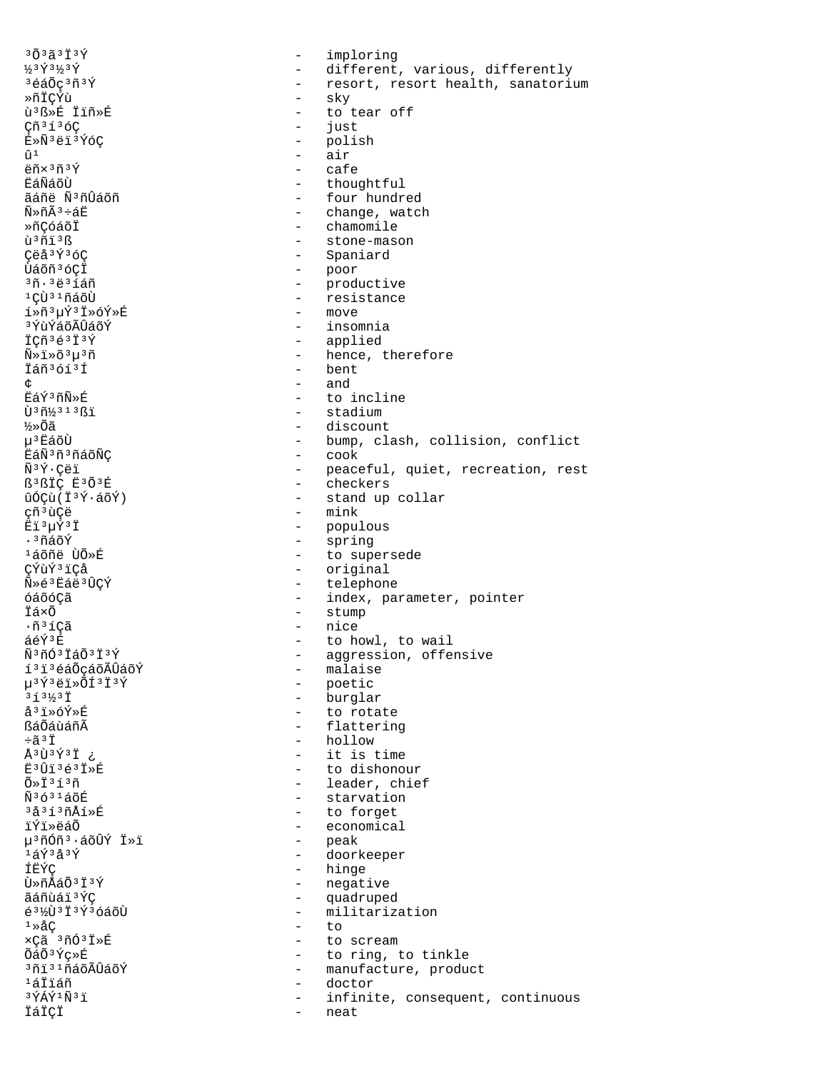³Õ³ã³Ï³Ý - imploring
½³Ý³½³Ý - different, various, differently
³éáÕç³ñ³Ý - resort, resort health, sanatorium
»ñÏÇÝù - sky
ù³ß»É Ïïñ»É - to tear off
Çñ³í³óÇ - just
É»Ñ³ëï³ÝóÇ - polish
û¹ - air
ëñ×³ñ³Ý - cafe
ËáÑáõÙ - thoughtful
ãáñë Ñ³ñÛáõñ - four hundred
Ñ»ñÃ³÷áË - change, watch
»ñÇóáõÏ - chamomile
ù³ñï³ß - stone-mason
Çëå³Ý³óÇ - Spaniard
Ùáõñ³óÇÏ - poor
³ñ·³ë³íáñ - productive
¹ÇÙ³¹ñáõÙ - resistance
í»ñ³µÝ³Ï»óÝ»É - move
³ÝùÝáõÃÛáõÝ - insomnia
ÏÇñ³é³Ï³Ý - applied
Ñ»ï»õ³µ³ñ - hence, therefore
Ïáñ³óí³Í - bent
¢ - and
ËáÝ³ñÑ»É - to incline
Ù³ñ½³¹³ßï - stadium
½»Õã - discount
µ³ËáõÙ - bump, clash, collision, conflict
ËáÑ³ñ³ñáõÑÇ - cook
Ñ³Ý·Çëï - peaceful, quiet, recreation, rest
ß³ßÏÇ Ë³Õ³É - checkers
ûÓÇù(Ï³Ý·áõÝ) - stand up collar
çñ³ùÇë - mink
Ëï³µÝ³Ï - populous
·³ñáõÝ - spring
¹áõñë ÙÕ»É - to supersede
ÇÝùÝ³ïÇå - original
Ñ»é³Ëáë³ÛÇÝ - telephone
óáõóÇã - index, parameter, pointer
Ïá×Õ - stump
·ñ³íÇã - nice
áéÝ³É - to howl, to wail
Ñ³ñÓ³ÏáÕ³Ï³Ý - aggression, offensive
í³ï³éáÕçáõÃÛáõÝ - malaise
µ³Ý³ëï»ÕÍ³Ï³Ý - poetic
³í³½³Ï - burglar
å³ï»óÝ»É - to rotate
ßáÕáùáñÃ - flattering
÷ã³Ï - hollow
Å³Ù³Ý³Ï ¿ - it is time
Ë³Ûï³é³Ï»É - to dishonour
Õ»Ï³í³ñ - leader, chief
Ñ³ó³¹áõÉ - starvation
³å³í³ñÅí»É - to forget
ïÝï»ëáÕ - economical
µ³ñÓñ³·áõÛÝ Ï»ï - peak
¹áÝ³å³Ý - doorkeeper
ÍËÝÇ - hinge
Ù»ñÅáÕ³Ï³Ý - negative
ãáñùáï³ÝÇ - quadruped
é³½Ù³Ï³Ý³óáõÙ - militarization
¹»åÇ - to
×Çã ³ñÓ³Ï»É - to scream
ÕáÕ³Ýç»É - to ring, to tinkle
³ñï³¹ñáõÃÛáõÝ - manufacture, product
¹áÏïáñ - doctor
³ÝÁÝ¹Ñ³ï - infinite, consequent, continuous
ÏáÏÇÏ - neat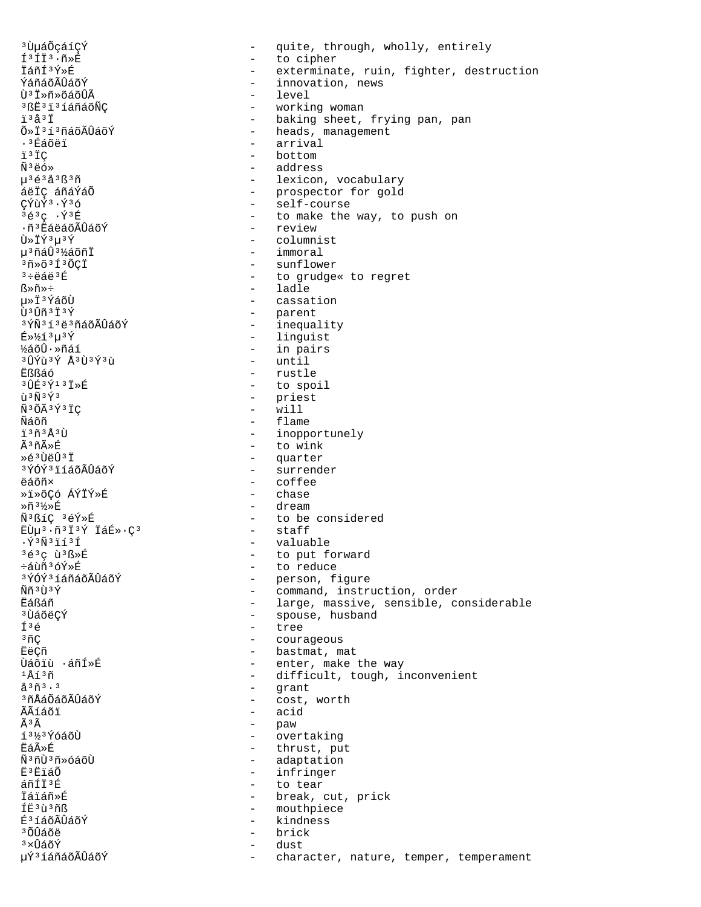³ÙµáÕçáíÇÝ - quite, through, wholly, entirely
Í³ÍÏ³·ñ»É - to cipher
ÏáñÍ³Ý»É - exterminate, ruin, fighter, destruction
ÝáñáõÃÛáõÝ - innovation, news
Ù³Ï»ñ»õáõÛÃ - level
³ßË³ï³íáñáõÑÇ - working woman
ï³å³Ï - baking sheet, frying pan, pan
Õ»Ï³í³ñáõÃÛáõÝ - heads, management
·³Éáõëï - arrival
ï³ÏÇ - bottom
Ñ³ëó» - address
µ³é³å³ß³ñ - lexicon, vocabulary
áëÏÇ áñáÝáÕ - prospector for gold
ÇÝùÝ³·Ý³ó - self-course
³é³ç ·Ý³É - to make the way, to push on
·ñ³ËáëáõÃÛáõÝ - review
Ù»ÏÝ³µ³Ý - columnist
µ³ñáÛ³½áõñÏ - immoral
³ñ»õ³Í³ÕÇÏ - sunflower
³÷ëáë³É - to grudge« to regret
ß»ñ»÷ - ladle
µ»Ï³ÝáõÙ - cassation
Ù³Ûñ³Ï³Ý - parent
³ÝÑ³í³ë³ñáõÃÛáõÝ - inequality
É»½í³µ³Ý - linguist
½áõÛ·»ñáí - in pairs
³ÛÝù³Ý Å³Ù³Ý³ù - until
Ëßßáó - rustle
³ÛÉ³Ý¹³Ï»É - to spoil
ù³Ñ³Ý³ - priest
Ñ³ÕÃ³Ý³ÏÇ - will
Ñáõñ - flame
ï³ñ³Å³Ù - inopportunely
Ã³ñÃ»É - to wink
»é³ÙëÛ³Ï - quarter
³ÝÓÝ³ïíáõÃÛáõÝ - surrender
ëáõñ× - coffee
»ï»õÇó ÁÝÏÝ»É - chase
»ñ³½»É - dream
Ñ³ßíÇ ³éÝ»É - to be considered
ËÙµ³·ñ³Ï³Ý ÏáÉ»·Ç³ - staff
·Ý³Ñ³ïí³Í - valuable
³é³ç ù³ß»É - to put forward
÷áùñ³óÝ»É - to reduce
³ÝÓÝ³íáñáõÃÛáõÝ - person, figure
Ññ³Ù³Ý - command, instruction, order
Ëáßáñ - large, massive, sensible, considerable
³ÙáõëÇÝ - spouse, husband
Í³é - tree
³ñÇ - courageous
ËëÇñ - bastmat, mat
Ùáõïù ·áñÍ»É - enter, make the way
¹Åí³ñ - difficult, tough, inconvenient
å³ñ³·³ - grant
³ñÅáÕáõÃÛáõÝ - cost, worth
ÃÃíáõï - acid
Ã³Ã - paw
í³½³ÝóáõÙ - overtaking
ËáÃ»É - thrust, put
Ñ³ñÙ³ñ»óáõÙ - adaptation
Ë³ËïáÕ - infringer
áñÍÏ³É - to tear
Ïáïáñ»É - break, cut, prick
ÍË³ù³ñß - mouthpiece
É³íáõÃÛáõÝ - kindness
³ÕÛáõë - brick
³×ÛáõÝ - dust
µÝ³íáñáõÃÛáõÝ - character, nature, temper, temperament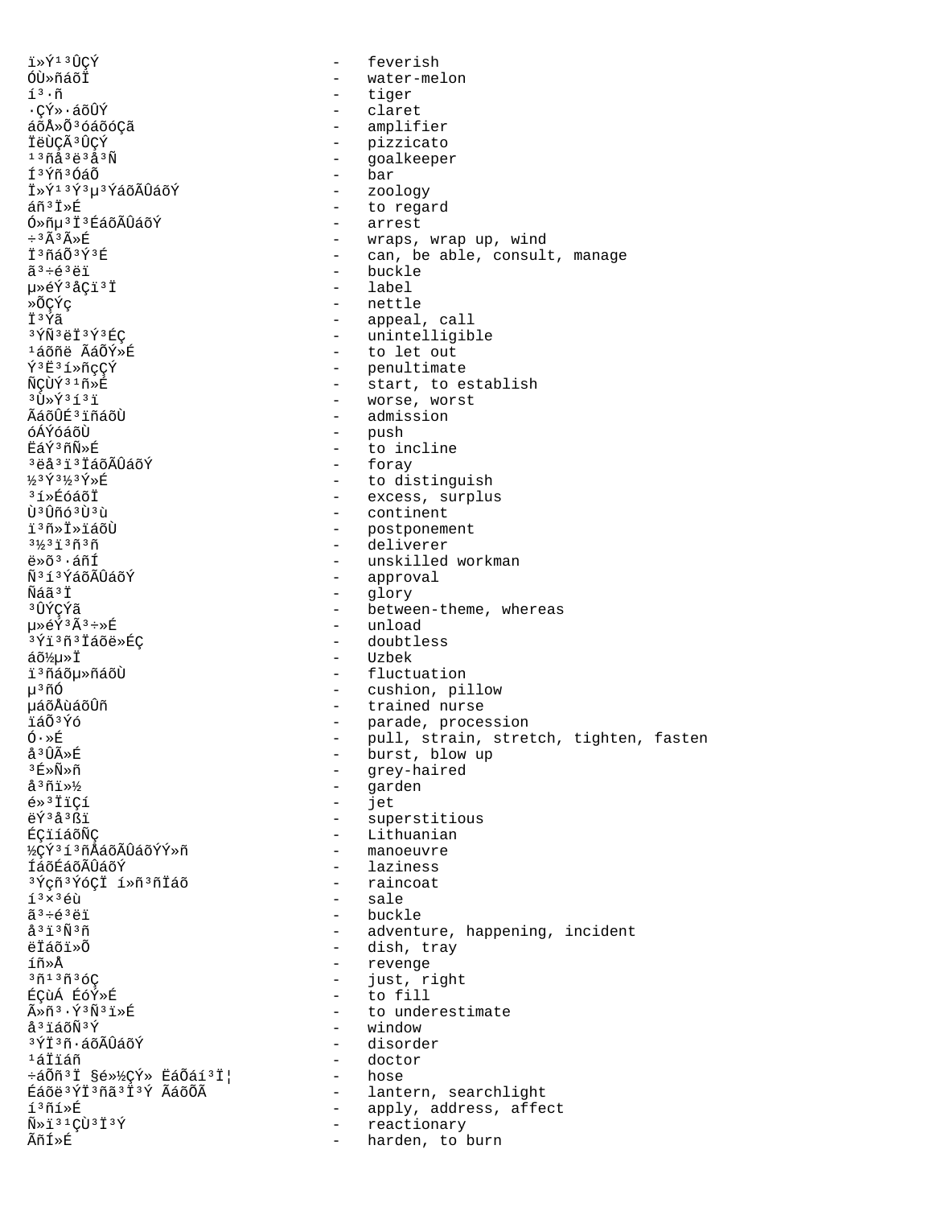ï»Ý¹³ÛÇÝ - feverish
ÓÙ»ñáõÏ - water-melon
í³·ñ - tiger
·ÇÝ»·áõÛÝ - claret
áõÅ»Õ³óáõóÇã - amplifier
ÏëÙÇÃ³ÛÇÝ - pizzicato
¹³ñå³ë³å³Ñ - goalkeeper
Í³Ýñ³ÓáÕ - bar
Ï»Ý¹³Ý³µ³ÝáõÃÛáõÝ - zoology
áñ³Ï»É - to regard
Ó»ñµ³Ï³ÉáõÃÛáõÝ - arrest
÷³Ã³Ã»É - wraps, wrap up, wind
Ï³ñáÕ³Ý³É - can, be able, consult, manage
ã³÷é³ëï - buckle
µ»éÝ³åÇï³Ï - label
»ÕÇÝç - nettle
Ï³Ýã - appeal, call
³ÝÑ³ëÏ³Ý³ÉÇ - unintelligible
¹áõñë ÃáÕÝ»É - to let out
Ý³Ë³í»ñçÇÝ - penultimate
ÑÇÙÝ³¹ñ»É - start, to establish
³Ù»Ý³í³ï - worse, worst
ÃáõÛÉ³ïñáõÙ - admission
óÁÝóáõÙ - push
ËáÝ³ñÑ»É - to incline
³ëå³ï³ÏáõÃÛáõÝ - foray
½³Ý³½³Ý»É - to distinguish
³í»ÉóáõÏ - excess, surplus
Ù³Ûñó³Ù³ù - continent
ï³ñ»Ï»ïáõÙ - postponement
³½³ï³ñ³ñ - deliverer
ë»õ³·áñÍ - unskilled workman
Ñ³í³ÝáõÃÛáõÝ - approval
Ñáã³Ï - glory
³ÛÝÇÝã - between-theme, whereas
µ»éÝ³Ã³÷»É - unload
³Ýï³ñ³ÏáõëÇ - doubtless
áõ½µ»Ï - Uzbek
ï³ñáõµ»ñáõÙ - fluctuation
µ³ñÓ - cushion, pillow
µáõÅùáõÛñ - trained nurse
ïáÕ³Ýó - parade, procession
Ó·»É - pull, strain, stretch, tighten, fasten
å³ÛÃ»É - burst, blow up
³É»Ñ»ñ - grey-haired
å³ñï»½ - garden
é»³ÏïÇí - jet
ëÝ³å³ßï - superstitious
ÉÇïíáõÑÇ - Lithuanian
½ÇÝ³í³ñÅáõÃÛáõÝÝ»ñ - manoeuvre
ÍáõÉáõÃÛáõÝ - laziness
³Ýçñ³ÝóÇÏ í»ñ³ñÏáõ - raincoat
í³×³éù - sale
ã³÷é³ëï - buckle
å³ï³Ñ³ñ - adventure, happening, incident
ëÏáõï»Õ - dish, tray
íñ»Å - revenge
³ñ¹³ñ³óÇ - just, right
ÉÇùÁ ÉóÝ»É - to fill
Ã»ñ³·Ý³Ñ³ï»É - to underestimate
å³ïáõÑ³Ý - window
³ÝÏ³ñ·áõÃÛáõÝ - disorder
¹áÏïáñ - doctor
÷áÕñ³Ï §é»½ÇÝ» ËáÕáí³Ï¦ - hose
Éáõë³ÝÏ³ñã³Ï³Ý ÃáõÕÃ - lantern, searchlight
í³ñí»É - apply, address, affect
Ñ»ï³¹ÇÙ³Ï³Ý - reactionary
ÃñÍ»É - harden, to burn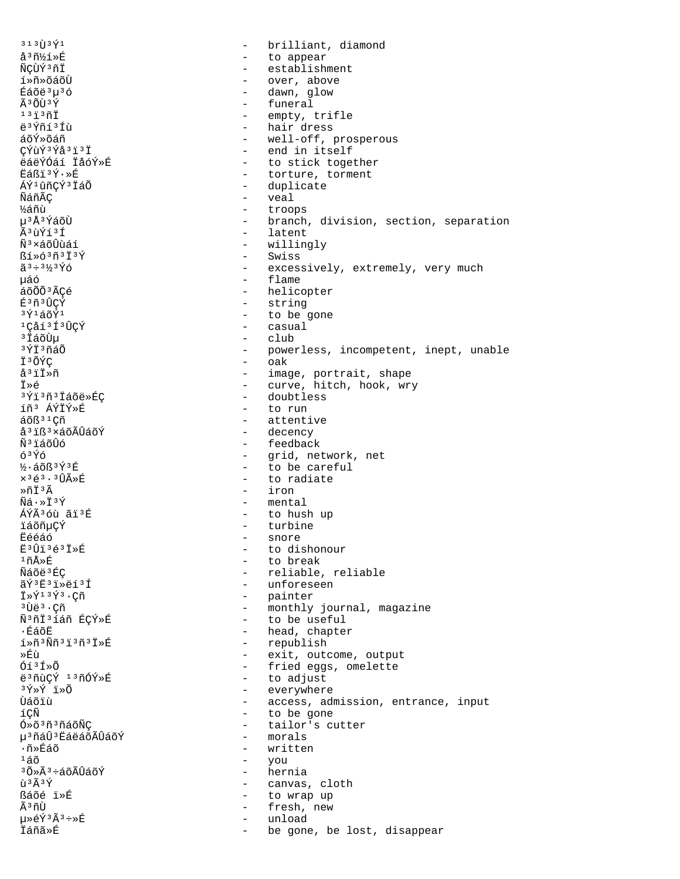³ı³Ù³Ý¹ - brilliant, diamond
å³ñ½í»É - to appear
ÑÇÙÝ³ñÏ - establishment
í»ñ»õáõÙ - over, above
Éáõë³µ³ó - dawn, glow
Ã³ÕÙ³Ý - funeral
¹³ï³ñÏ - empty, trifle
ë³Ýñí³Íù - hair dress
áõÝ»õáñ - well-off, prosperous
ÇÝùÝ³Ýå³ï³Ï - end in itself
ëáëÝÓáí ÏåóÝ»É - to stick together
Ëáßï³Ý·»É - torture, torment
ÁÝ¹ûñÇÝ³Ïáõ - duplicate
ÑáñÃÇ - veal
½áñù - troops
µ³Å³ÝáõÙ - branch, division, section, separation
Ã³ùÝí³Í - latent
Ñ³×áõÛùáí - willingly
ßí»ó³ñ³Ï³Ý - Swiss
ã³÷³½³Ýó - excessively, extremely, very much
µáó - flame
áõÕÕ³ÃÇé - helicopter
É³ñ³ÛÇÝ - string
³Ý¹áõÝ¹ - to be gone
¹Çåí³Í³ÛÇÝ - casual
³ÏáõÙµ - club
³ÝÏ³ñáÕ - powerless, incompetent, inept, unable
Ï³ÕÝÇ - oak
å³ïÏ»ñ - image, portrait, shape
Ï»é - curve, hitch, hook, wry
³Ýï³ñ³ÏáõëÉÇ - doubtless
íñ³ ÁÝÏÝ»É - to run
áõß³¹Çñ - attentive
å³ïß³×áõÃÛáõÝ - decency
Ñ³ïáõÛó - feedback
ó³Ýó - grid, network, net
½·áõß³Ý³É - to be careful
×³é³·³ÛÃ»É - to radiate
»ñÏ³Ã - iron
Ñá·»Ï³Ý - mental
ÁÝÃ³óù ãï³É - to hush up
ïáõñµÇÝ - turbine
Ëéáó - snore
Ë³Ûï³é³Ï»É - to dishonour
¹ñÅ»É - to break
Ñáõë³ÉÇ - reliable, reliable
ãÝ³Ë³ï»ëí³Í - unforeseen
Ï»Ý¹³Ý³·Çñ - painter
³Ùë³·Çñ - monthly journal, magazine
Ñ³ñÏ³íáñ ÉÇÝ»É - to be useful
·ÉáõË - head, chapter
í»ñ³Ññ³ï³ñ³Ï»É - republish
»Éù - exit, outcome, output
Óí³Í»Õ - fried eggs, omelette
ë³ñùÇÝ ¹³ñÓÝ»É - to adjust
³Ý»Ý ï»Õ - everywhere
Ùáõïù - access, admission, entrance, input
íÇÑ - to be gone
Ó»õ³ñ³ñáõÑÇ - tailor's cutter
µ³ñáÛ³ËáëáõÃÛáõÝ - morals
·ñ»Éáõ - written
¹áõ - you
³Õ»Ã³÷áõÃÛáõÝ - hernia
ù³Ã³Ý - canvas, cloth
ßáõé ï»É - to wrap up
Ã³ñÙ - fresh, new
µ»éÝ³Ã³÷»É - unload
Ïáñã»É - be gone, be lost, disappear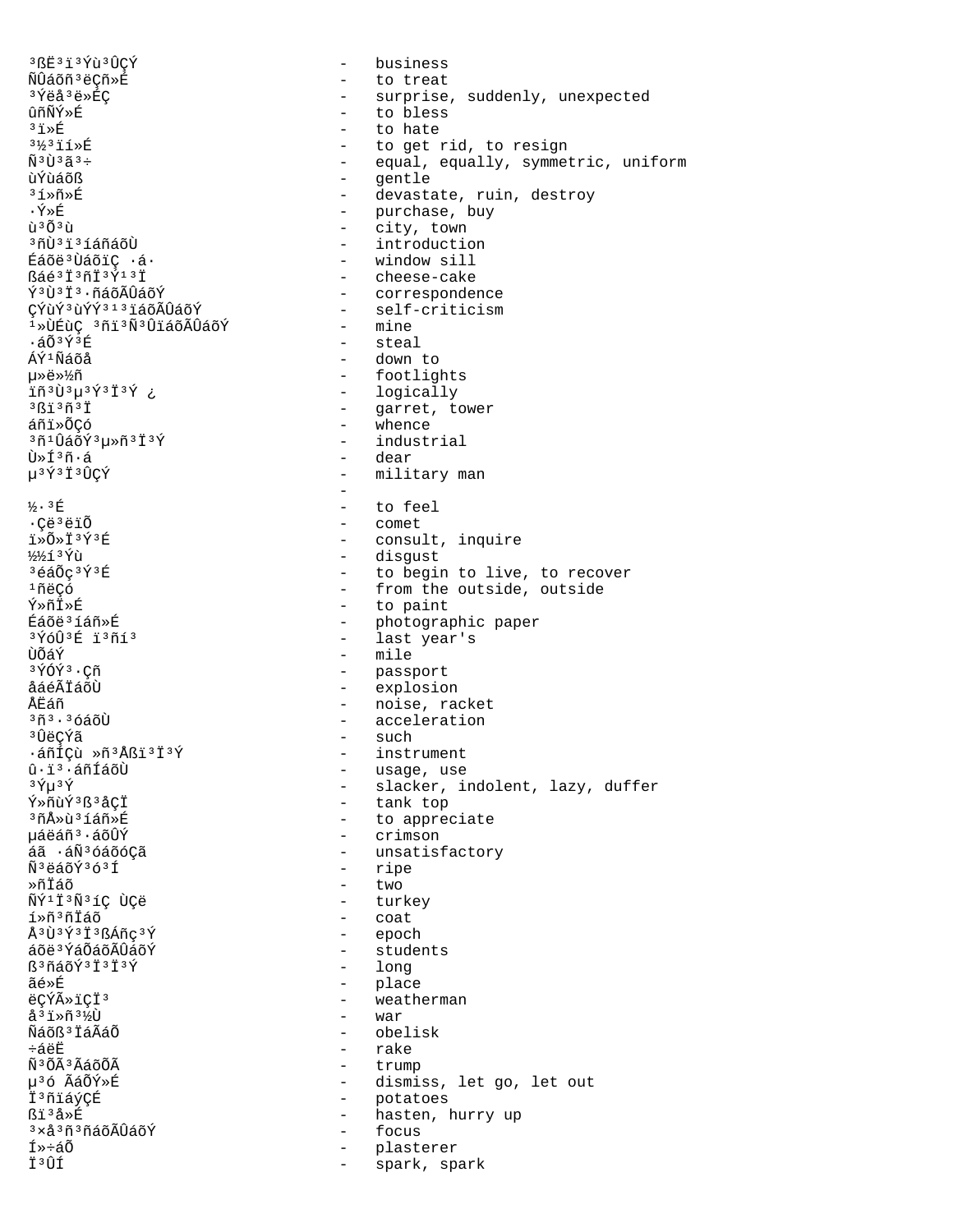³ßË³ï³Ýù³ÛÇÝ - business
ÑÛáõñ³ëÇñ»É - to treat
³Ýëå³ë»ÉÇ - surprise, suddenly, unexpected
ûñÑÝ»É - to bless
³ï»É - to hate
³½³ïí»É - to get rid, to resign
Ñ³Ù³ã³÷ - equal, equally, symmetric, uniform
ùÝùáõß - gentle
³í»ñ»É - devastate, ruin, destroy
·Ý»É - purchase, buy
ù³Õ³ù - city, town
³ñÙ³ï³íáñáõÙ - introduction
Éáõë³ÙáõïÇ ·á· - window sill
ßáé³Ï³ñÏ³Ý¹³Ï - cheese-cake
Ý³Ù³Ï³·ñáõÃÛáõÝ - correspondence
ÇÝùÝ³ùÝÝ³¹³ïáõÃÛáõÝ - self-criticism
¹»ÙÉùÇ ³ñï³Ñ³ÛïáõÃÛáõÝ - mine
·áÕ³Ý³É - steal
ÁÝ¹Ñáõå - down to
µ»ë»½ñ - footlights
ïñ³Ù³µ³Ý³Ï³Ý ¿ - logically
³ßï³ñ³Ï - garret, tower
áñï»ÕÇó - whence
³ñ¹ÛáõÝ³µ»ñ³Ï³Ý - industrial
Ù»Í³ñ·á - dear
µ³Ý³Ï³ÛÇÝ - military man
-
½·³É - to feel
·Çë³ëïÕ - comet
ï»Õ»Ï³Ý³É - consult, inquire
½½í³Ýù - disgust
³éáÕç³Ý³É - to begin to live, to recover
¹ñëÇó - from the outside, outside
Ý»ñÏ»É - to paint
Éáõë³íáñ»É - photographic paper
³ÝóÛ³É ï³ñí³ - last year's
ÙÕáÝ - mile
³ÝÓÝ³·Çñ - passport
åáéÃÏáõÙ - explosion
ÅËáñ - noise, racket
³ñ³·³óáõÙ - acceleration
³ÛëÇÝã - such
·áñÍÇù »ñ³Åßï³Ï³Ý - instrument
û·ï³·áñÍáõÙ - usage, use
³Ýµ³Ý - slacker, indolent, lazy, duffer
Ý»ñùÝ³ß³åÇÏ - tank top
³ñÅ»ù³íáñ»É - to appreciate
µáëáñ³·áõÛÝ - crimson
áã ·áÑ³óáõóÇã - unsatisfactory
Ñ³ëáõÝ³ó³Í - ripe
»ñÏáõ - two
ÑÝ¹Ï³Ñ³íÇ ÙÇë - turkey
í»ñ³ñÏáõ - coat
Å³Ù³Ý³Ï³ßÁñç³Ý - epoch
áõë³ÝáÕáõÃÛáõÝ - students
ß³ñáõÝ³Ï³Ï³Ý - long
ãé»É - place
ëÇÝÃ»ïÇÏ³ - weatherman
å³ï»ñ³½Ù - war
Ñáõß³ÏáÃáÕ - obelisk
÷áëË - rake
Ñ³ÕÃ³ÃáõÕÃ - trump
µ³ó ÃáÕÝ»É - dismiss, let go, let out
Ï³ñïáýÇÉ - potatoes
ßï³å»É - hasten, hurry up
³×å³ñ³ñáõÃÛáõÝ - focus
Í»÷áÕ - plasterer
Ï³ÛÍ - spark, spark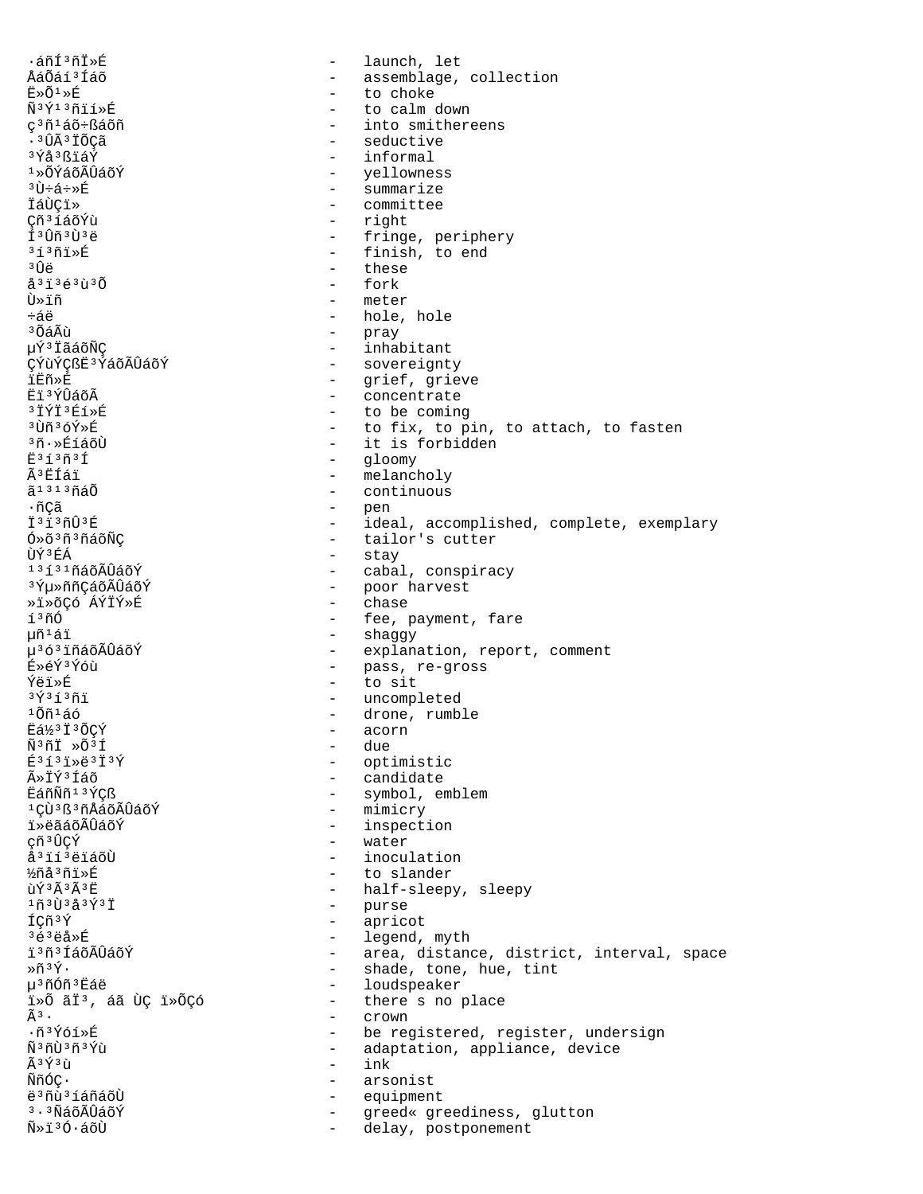·áñÍ³ñÏ»É - launch, let
ÅáÕáí³Íáõ - assemblage, collection
Ë»Õ¹»É - to choke
Ñ³Ý¹³ñïí»É - to calm down
ç³ñ¹áõ÷ßáõñ - into smithereens
·³ÛÃ³ÏÕÇã - seductive
³Ýå³ßïáÝ - informal
¹»ÕÝáõÃÛáõÝ - yellowness
³Ù÷á÷»É - summarize
ÏáÙÇï» - committee
Çñ³íáõÝù - right
Í³Ûñ³Ù³ë - fringe, periphery
³í³ñï»É - finish, to end
³Ûë - these
å³ï³é³ù³Õ - fork
Ù»ïñ - meter
÷áë - hole, hole
³ÕáÃù - pray
µÝ³ÏãáõÑÇ - inhabitant
ÇÝùÝÇßË³ÝáõÃÛáõÝ - sovereignty
ïËñ»É - grief, grieve
Ëï³ÝÛáõÃ - concentrate
³ÏÝÏ³Éí»É - to be coming
³Ùñ³óÝ»É - to fix, to pin, to attach, to fasten
³ñ·»ÉíáõÙ - it is forbidden
Ë³í³ñ³Í - gloomy
Ã³ËÍáï - melancholy
ã¹³¹³ñáÕ - continuous
·ñÇã - pen
Ï³ï³ñÛ³É - ideal, accomplished, complete, exemplary
Ó»õ³ñ³ñáõÑÇ - tailor's cutter
ÙÝ³ÉÁ - stay
¹³í³¹ñáõÃÛáõÝ - cabal, conspiracy
³Ýµ»ññÇáõÃÛáõÝ - poor harvest
»ï»õÇó ÁÝÏÝ»É - chase
í³ñÓ - fee, payment, fare
µñ¹áï - shaggy
µ³ó³ïñáõÃÛáõÝ - explanation, report, comment
É»éÝ³Ýóù - pass, re-gross
Ýëï»É - to sit
³Ý³í³ñï - uncompleted
¹Õñ¹áó - drone, rumble
Ëá½³Ï³ÕÇÝ - acorn
Ñ³ñÏ »Õ³Í - due
É³í³ï»ë³Ï³Ý - optimistic
Ã»ÏÝ³Íáõ - candidate
ËáñÑñ¹³ÝÇß - symbol, emblem
¹ÇÙ³ß³ñÅáõÃÛáõÝ - mimicry
ï»ëãáõÃÛáõÝ - inspection
çñ³ÛÇÝ - water
å³ïí³ëïáõÙ - inoculation
½ñå³ñï»É - to slander
ùÝ³Ã³Ã³Ë - half-sleepy, sleepy
¹ñ³Ù³å³Ý³Ï - purse
ÍÇñ³Ý - apricot
³é³ëå»É - legend, myth
ï³ñ³ÍáõÃÛáõÝ - area, distance, district, interval, space
»ñ³Ý· - shade, tone, hue, tint
µ³ñÓñ³Ëáë - loudspeaker
ï»Õ ãÏ³, áã ÙÇ ï»ÕÇó - there s no place
Ã³· - crown
·ñ³Ýóí»É - be registered, register, undersign
Ñ³ñÙ³ñ³Ýù - adaptation, appliance, device
Ã³Ý³ù - ink
ÑñÓÇ· - arsonist
ë³ñù³íáñáõÙ - equipment
³·³ÑáõÃÛáõÝ - greed« greediness, glutton
Ñ»ï³Ó·áõÙ - delay, postponement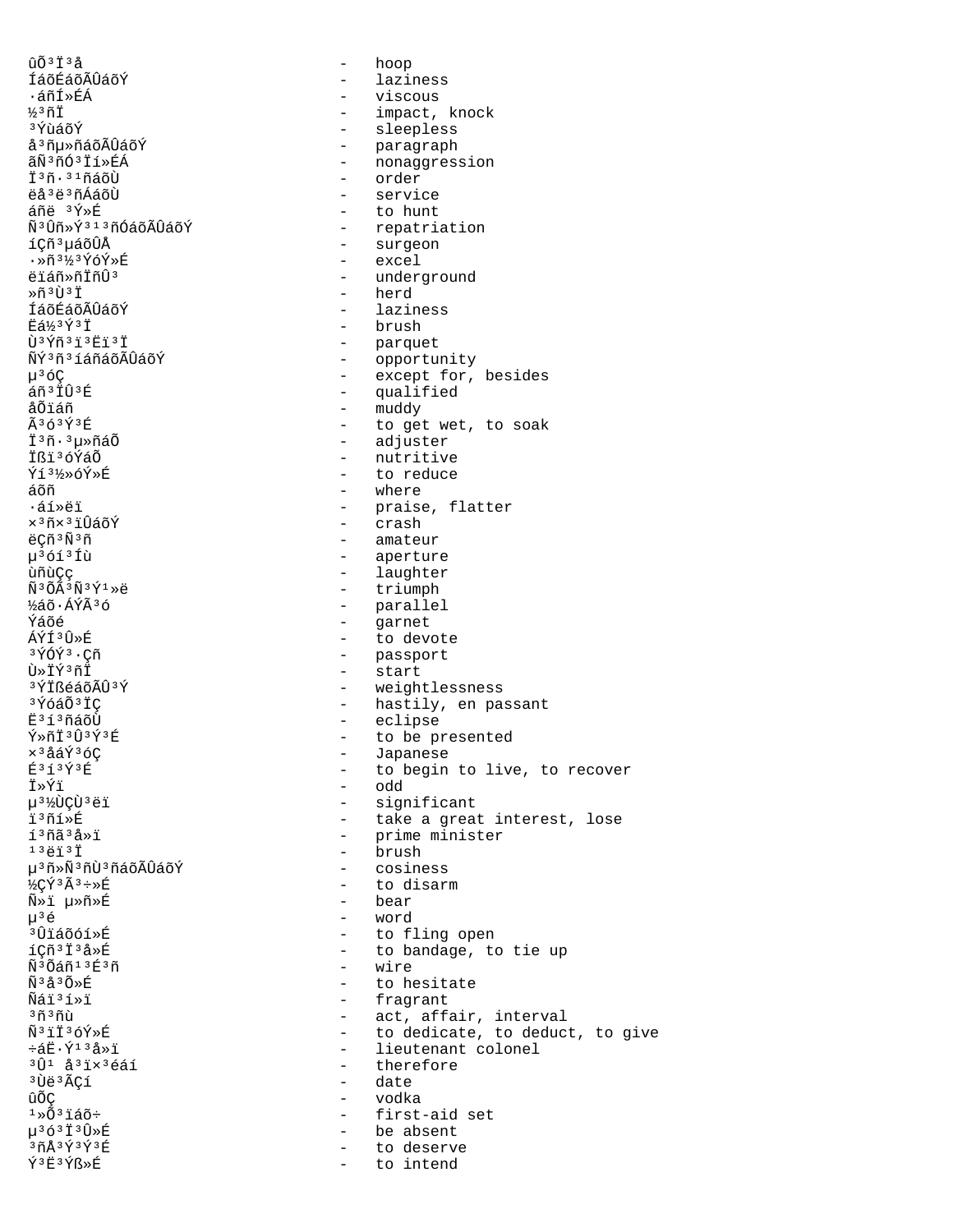ûÕ³Ï³å - hoop
ÍáõÉáõÃÛáõÝ - laziness
·áñÍ»ÉÁ - viscous
½³ñÏ - impact, knock
³ÝùáõÝ - sleepless
å³ñµ»ñáõÃÛáõÝ - paragraph
ãÑ³ñÓ³Ïí»ÉÁ - nonaggression
Ï³ñ·³¹ñáõÙ - order
ëå³ë³ñÏáõÙ - service
áñë ³Ý»É - to hunt
Ñ³Ûñ»Ý³¹³ñÓáõÃÛáõÝ - repatriation
íÇñ³µáõÛÅ - surgeon
·»ñ³½³ÝóÝ»É - excel
ëïáñ»ñÏñÛ³ - underground
»ñ³Ù³Ï - herd
ÍáõÉáõÃÛáõÝ - laziness
Ëá½³Ý³Ï - brush
Ù³Ýñ³ï³Ëï³Ï - parquet
ÑÝ³ñ³íáñáõÃÛáõÝ - opportunity
µ³óÇ - except for, besides
áñ³ÏÛ³É - qualified
åÕïáñ - muddy
Ã³ó³Ý³É - to get wet, to soak
Ï³ñ·³µ»ñáÕ - adjuster
Ïßï³óÝáÕ - nutritive
Ýí³½»óÝ»É - to reduce
áõñ - where
·áí»ëï - praise, flatter
×³ñ×³ïÛáõÝ - crash
ëÇñ³Ñ³ñ - amateur
µ³óí³Íù - aperture
ùñùÇç - laughter
Ñ³ÕÃ³Ñ³Ý¹»ë - triumph
½áõ·ÁÝÃ³ó - parallel
Ýáõé - garnet
ÁÝÍ³Û»É - to devote
³ÝÓÝ³·Çñ - passport
Ù»ÏÝ³ñÏ - start
³ÝÏßéáõÃÛ³Ý - weightlessness
³ÝóáÕ³ÏÇ - hastily, en passant
Ë³í³ñáõÙ - eclipse
Ý»ñÏ³Û³Ý³É - to be presented
×³åáÝ³óÇ - Japanese
É³í³Ý³É - to begin to live, to recover
Ï»Ýï - odd
µ³½ÙÇÙ³ëï - significant
ï³ñí»É - take a great interest, lose
í³ñã³å»ï - prime minister
¹³ëï³Ï - brush
µ³ñ»Ñ³ñÙ³ñáõÃÛáõÝ - cosiness
½ÇÝ³Ã³÷»É - to disarm
Ñ»ï µ»ñ»É - bear
µ³é - word
³Ûïáõóí»É - to fling open
íÇñ³Ï³å»É - to bandage, to tie up
Ñ³Õáñ¹³É³ñ - wire
Ñ³å³Õ»É - to hesitate
Ñáï³í»ï - fragrant
³ñ³ñù - act, affair, interval
Ñ³ïÏ³óÝ»É - to dedicate, to deduct, to give
÷áË·Ý¹³å»ï - lieutenant colonel
³Û¹ å³ï×³éáí - therefore
³Ùë³ÃÇí - date
ûÕÇ - vodka
¹»Õ³ïáõ÷ - first-aid set
µ³ó³Ï³Û»É - be absent
³ñÅ³Ý³Ý³É - to deserve
Ý³Ë³Ýß»É - to intend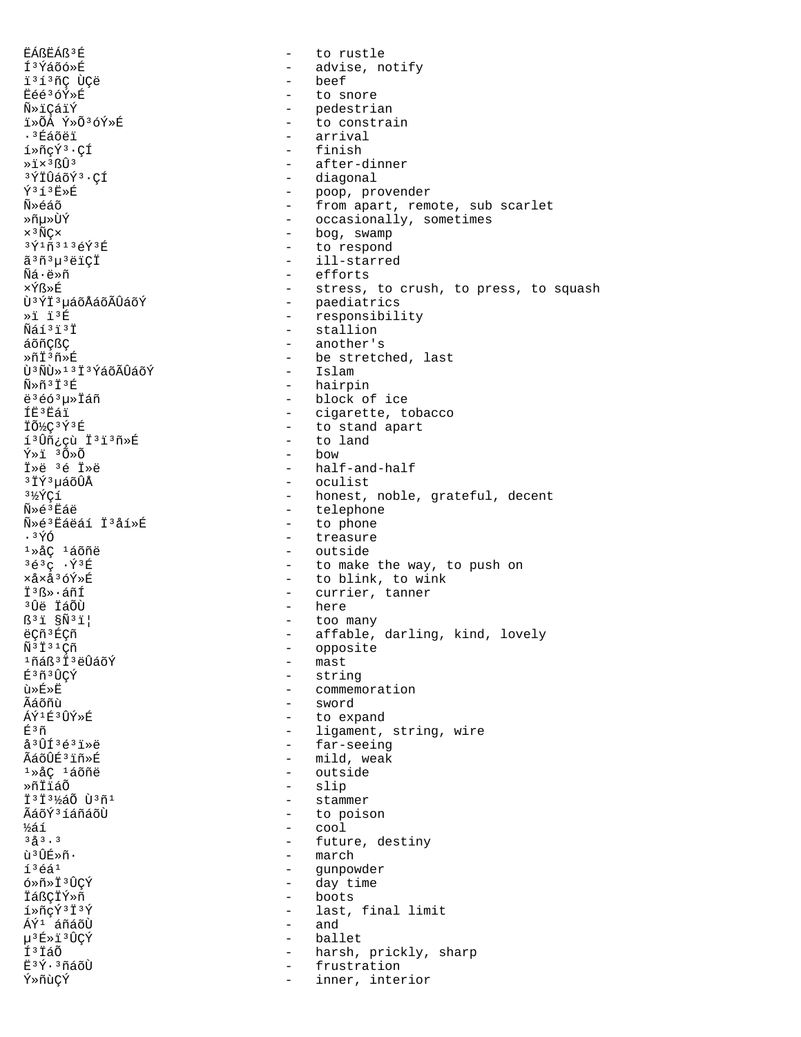ËÁßËÁß³É - to rustle
Í³Ýáõó»É - advise, notify
ï³í³ñÇ ÙÇë - beef
Ëéé³óÝ»É - to snore
Ñ»ïÇáïÝ - pedestrian
ï»ÕÁ Ý»Õ³óÝ»É - to constrain
·³Éáõëï - arrival
í»ñçÝ³·ÇÍ - finish
»ï×³ßÛ³ - after-dinner
³ÝÏÛáõÝ³·ÇÍ - diagonal
Ý³í³Ë»É - poop, provender
Ñ»éáõ - from apart, remote, sub scarlet
»ñµ»ÙÝ - occasionally, sometimes
×³ÑÇ× - bog, swamp
³Ý¹ñ³¹³éÝ³É - to respond
ã³ñ³µ³ëïÇÏ - ill-starred
Ñá·ë»ñ - efforts
×Ýß»É - stress, to crush, to press, to squash
Ù³ÝÏ³µáõÅáõÃÛáõÝ - paediatrics
»ï ï³É - responsibility
Ñáí³ï³Ï - stallion
áõñÇßÇ - another's
»ñÏ³ñ»É - be stretched, last
Ù³ÑÙ»¹³Ï³ÝáõÃÛáõÝ - Islam
Ñ»ñ³Ï³É - hairpin
ë³éó³µ»Ïáñ - block of ice
ÍË³Ëáï - cigarette, tobacco
ÏÕ½Ç³Ý³É - to stand apart
í³Ûñ¿çù Ï³ï³ñ»É - to land
Ý»ï ³Õ»Õ - bow
Ï»ë ³é Ï»ë - half-and-half
³ÏÝ³µáõÛÅ - oculist
³½ÝÇí - honest, noble, grateful, decent
Ñ»é³Ëáë - telephone
Ñ»é³Ëáëáí Ï³åí»É - to phone
·³ÝÓ - treasure
¹»åÇ ¹áõñë - outside
³é³ç ·Ý³É - to make the way, to push on
×å×å³óÝ»É - to blink, to wink
Ï³ß»·áñÍ - currier, tanner
³Ûë ÏáÕÙ - here
ß³ï §Ñ³ï¦ - too many
ëÇñ³ÉÇñ - affable, darling, kind, lovely
Ñ³Ï³¹Çñ - opposite
¹ñáß³Ï³ëÛáõÝ - mast
É³ñ³ÛÇÝ - string
ù»É»Ë - commemoration
Ãáõñù - sword
ÁÝ¹É³ÛÝ»É - to expand
É³ñ - ligament, string, wire
å³ÛÍ³é³ï»ë - far-seeing
ÃáõÛÉ³ïñ»É - mild, weak
¹»åÇ ¹áõñë - outside
»ñÏïáÕ - slip
Ï³Ï³½áÕ Ù³ñ¹ - stammer
ÃáõÝ³íáñáõÙ - to poison
½áí - cool
³å³·³ - future, destiny
ù³ÛÉ»ñ· - march
í³éá¹ - gunpowder
ó»ñ»Ï³ÛÇÝ - day time
ÏáßÇÏÝ»ñ - boots
í»ñçÝ³Ï³Ý - last, final limit
ÁÝ¹ áñáõÙ - and
µ³É»ï³ÛÇÝ - ballet
Í³ÏáÕ - harsh, prickly, sharp
Ë³Ý·³ñáõÙ - frustration
Ý»ñùÇÝ - inner, interior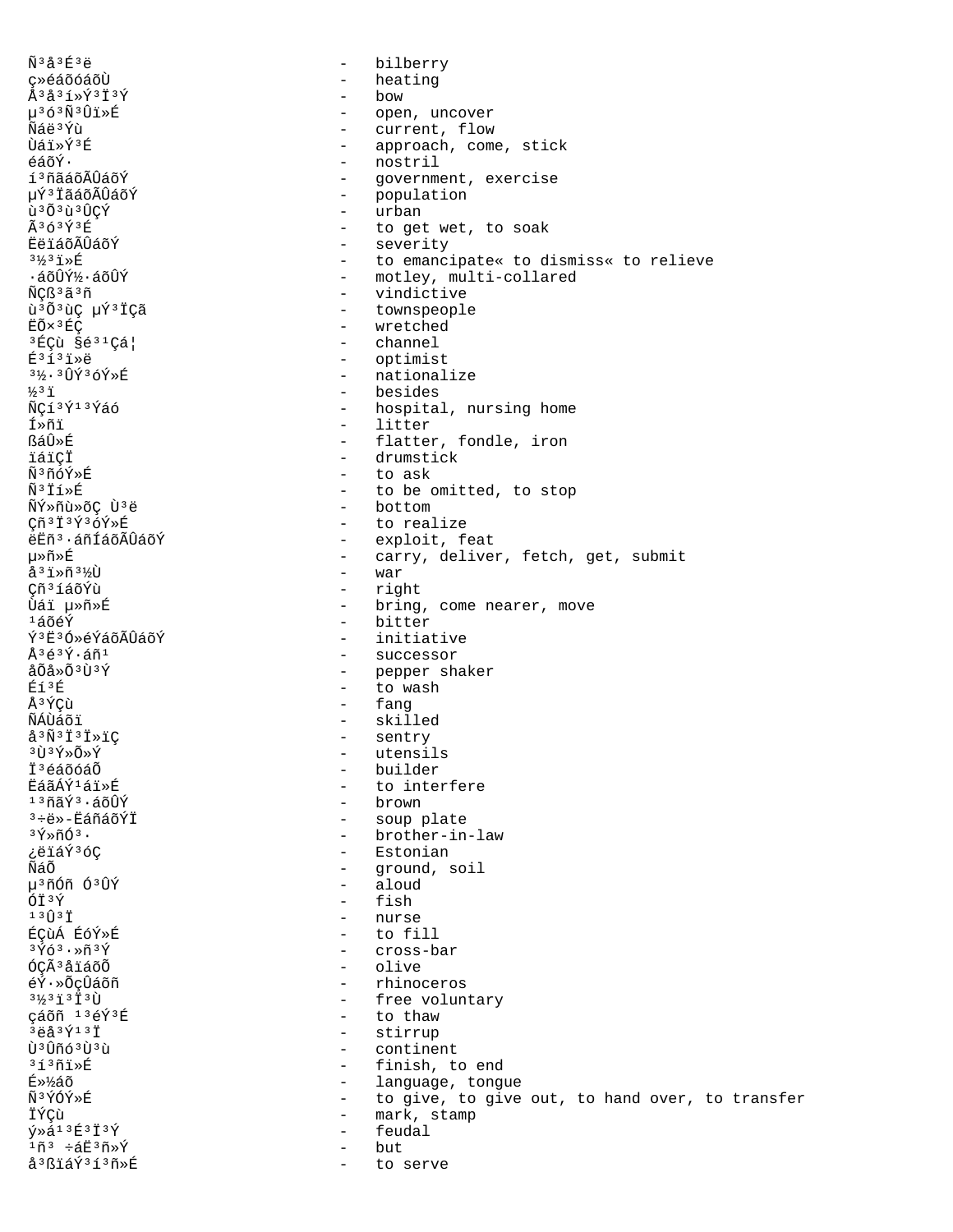Ñ³å³É³ë - bilberry
ç»éáõóáõÙ - heating
Å³å³í»Ý³Ï³Ý - bow
µ³ó³Ñ³Ûï»É - open, uncover
Ñáë³Ýù - current, flow
Ùáï»Ý³É - approach, come, stick
éáõÝ· - nostril
í³ñãáõÃÛáõÝ - government, exercise
µÝ³ÏãáõÃÛáõÝ - population
ù³Õ³ù³ÛÇÝ - urban
Ã³ó³Ý³É - to get wet, to soak
ËëïáõÃÛáõÝ - severity
³½³ï»É - to emancipate« to dismiss« to relieve
·áõÛÝ½·áõÛÝ - motley, multi-collared
ÑÇß³ã³ñ - vindictive
ù³Õ³ùÇ µÝ³ÏÇã - townspeople
ËÕ×³ÉÇ - wretched
³ÉÇù §é³¹Çá¦ - channel
É³í³ï»ë - optimist
³½·³ÛÝ³óÝ»É - nationalize
½³ï - besides
ÑÇí³Ý¹³Ýáó - hospital, nursing home
Í»ñï - litter
ßáÛ»É - flatter, fondle, iron
ïáïÇÏ - drumstick
Ñ³ñóÝ»É - to ask
Ñ³Ïí»É - to be omitted, to stop
ÑÝ»ñù»õÇ Ù³ë - bottom
Çñ³Ï³Ý³óÝ»É - to realize
ëËñ³·áñÍáõÃÛáõÝ - exploit, feat
µ»ñ»É - carry, deliver, fetch, get, submit
å³ï»ñ³½Ù - war
Çñ³íáõÝù - right
Ùáï µ»ñ»É - bring, come nearer, move
¹áõéÝ - bitter
Ý³Ë³Ó»éÝáõÃÛáõÝ - initiative
Å³é³Ý·áñ¹ - successor
åÕå»Õ³Ù³Ý - pepper shaker
Éí³É - to wash
Å³ÝÇù - fang
ÑÁÙáõï - skilled
å³Ñ³Ï³Ï»ïÇ - sentry
³Ù³Ý»Õ»Ý - utensils
Ï³éáõóáÕ - builder
ËáãÁÝ¹áï»É - to interfere
¹³ñÝ³·áõÛÝ - brown
³÷ë»-ËáñáõÝÏ - soup plate
³Ý»ñÓ³· - brother-in-law
¿ëïáÝ³óÇ - Estonian
ÑáÕ - ground, soil
µ³ñÓñ Ó³ÛÝ - aloud
ÓÏ³Ý - fish
¹³Û³Ï - nurse
ÉÇùÁ ÉóÝ»É - to fill
³Ýó³·»ñ³Ý - cross-bar
ÓÇÃ³åïáõÕ - olive
éÝ·»ÕçÛáõñ - rhinoceros
³½³ï³Ï³Ù - free voluntary
çáõñ ¹³éÝ³É - to thaw
³ëå³Ý¹³Ï - stirrup
Ù³Ûñó³Ù³ù - continent
³í³ñï»É - finish, to end
É»½áõ - language, tongue
Ñ³ÝÓÝ»É - to give, to give out, to hand over, to transfer
ÏÝÇù - mark, stamp
ý»á¹³É³Ï³Ý - feudal
¹ñ³ ÷áË³ñ»Ý - but
å³ßïáÝ³í³ñ»É - to serve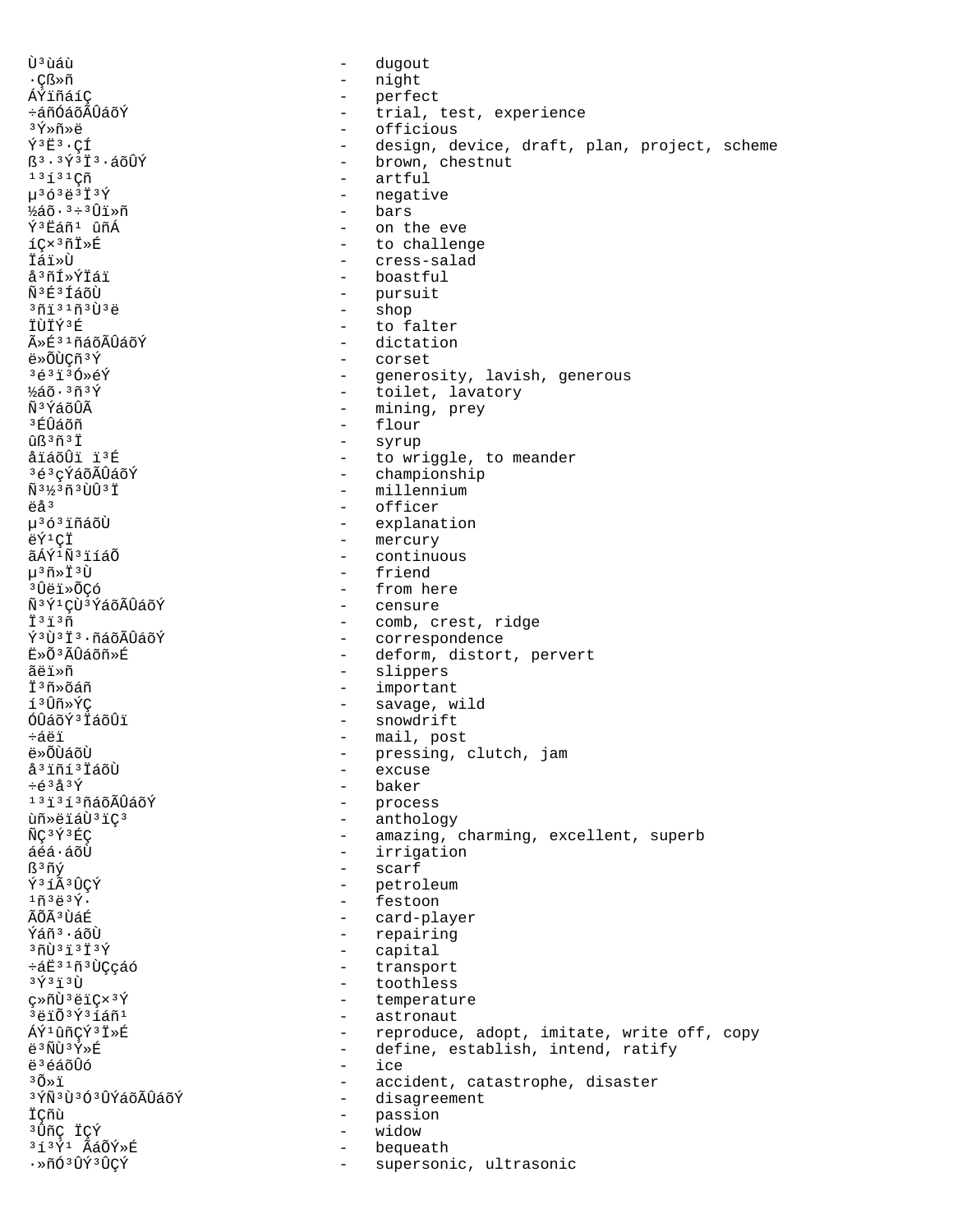Ù³ùáù - dugout
·Çß»ñ - night
ÁÝïñáíÇ - perfect
÷áñÓáõÃÛáõÝ - trial, test, experience
³Ý»ñ»ë - officious
Ý³Ë³·ÇÍ - design, device, draft, plan, project, scheme
ß³·³Ý³Ï³·áõÛÝ - brown, chestnut
¹³í³¹Çñ - artful
µ³ó³ë³Ï³Ý - negative
½áõ·³÷³Ûï»ñ - bars
Ý³Ëáñ¹ ûñÁ - on the eve
íÇ×³ñÏ»É - to challenge
Ïáï»Ù - cress-salad
å³ñÍ»ÝÏáï - boastful
Ñ³É³ÍáõÙ - pursuit
³ñï³¹ñ³Ù³ë - shop
ÏÙÏÝ³É - to falter
Ã»É³¹ñáõÃÛáõÝ - dictation
ë»ÕÙÇñ³Ý - corset
³é³ï³Ó»éÝ - generosity, lavish, generous
½áõ·³ñ³Ý - toilet, lavatory
Ñ³ÝáõÛÃ - mining, prey
³ÉÛáõñ - flour
ûß³ñ³Ï - syrup
åïáõÛï ï³É - to wriggle, to meander
³é³çÝáõÃÛáõÝ - championship
Ñ³½³ñ³ÙÛ³Ï - millennium
ëå³ - officer
µ³ó³ïñáõÙ - explanation
ëÝ¹ÇÏ - mercury
ãÁÝ¹Ñ³ïíáÕ - continuous
µ³ñ»Ï³Ù - friend
³Ûëï»ÕÇó - from here
Ñ³Ý¹ÇÙ³ÝáõÃÛáõÝ - censure
Ï³ï³ñ - comb, crest, ridge
Ý³Ù³Ï³·ñáõÃÛáõÝ - correspondence
Ë»Õ³ÃÛáõñ»É - deform, distort, pervert
ãëï»ñ - slippers
Ï³ñ»õáñ - important
í³Ûñ»ÝÇ - savage, wild
ÓÛáõÝ³ÏáõÛï - snowdrift
÷áëï - mail, post
ë»ÕÙáõÙ - pressing, clutch, jam
å³ïñí³ÏáõÙ - excuse
÷é³å³Ý - baker
¹³ï³í³ñáõÃÛáõÝ - process
ùñ»ëïáÙ³ïÇ³ - anthology
ÑÇ³Ý³ÉÇ - amazing, charming, excellent, superb
áéá·áõÙ - irrigation
ß³ñý - scarf
Ý³íÃ³ÛÇÝ - petroleum
¹ñ³ë³Ý· - festoon
ÃÕÃ³ÙáÉ - card-player
Ýáñá·áõÙ - repairing
³ñÙ³ï³Ï³Ý - capital
÷áË³¹ñ³ÙÇçáó - transport
³Ý³ï³Ù - toothless
ç»ñÙ³ëïÇ×³Ý - temperature
³ëïÕ³Ý³íáñ¹ - astronaut
ÁÝ¹ûñÇÝ³Ï»É - reproduce, adopt, imitate, write off, copy
ë³ÑÙ³Ý»É - define, establish, intend, ratify
ë³éáõÛó - ice
³Õ»ï - accident, catastrophe, disaster
³ÝÑ³Ù³Ó³ÛÝáõÃÛáõÝ - disagreement
ÏÇñù - passion
³ÛñÇ ÏÇÝ - widow
³í³Ý¹ Ãáõ»É - bequeath
·»ñÓ³ÛÝ³ÛÇÝ - supersonic, ultrasonic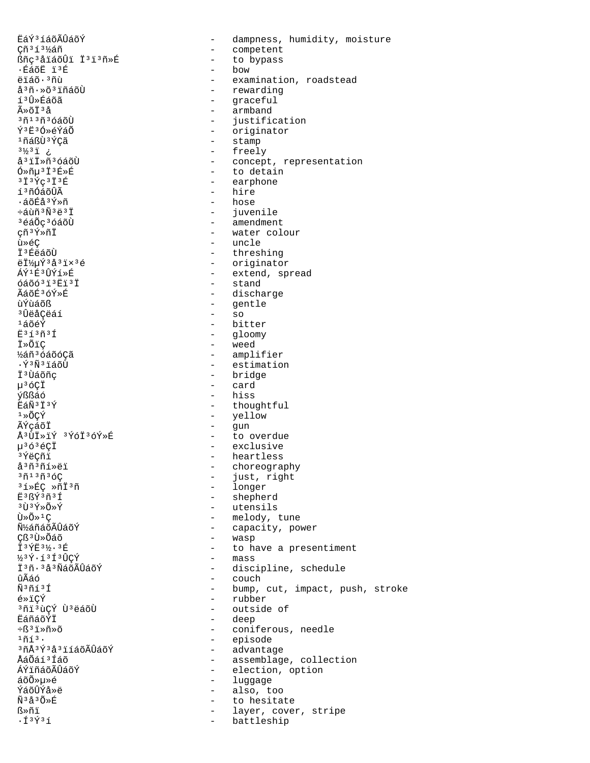```
ËáÝ³íáõÃÛáõÝ                    -   dampness, humidity, moisture
Çñ³í³½áñ                        -   competent
ßñç³åïáõÛï Ï³ï³ñ»É              -   to bypass
·ÉáõË ï³É                       -   bow
ëïáõ·³ñù                        -   examination, roadstead
å³ñ·»õ³ïñáõÙ                    -   rewarding
í³Û»Éáõã                        -   graceful
Ã»õÏ³å                          -   armband
³ñ¹³ñ³óáõÙ                      -   justification
Ý³Ë³Ó»éÝáÕ                      -   originator
¹ñáßÙ³ÝÇã                       -   stamp
³½³ï ¿                          -   freely
å³ïÏ»ñ³óáõÙ                     -   concept, representation
Ó»ñµ³Ï³É»É                      -   to detain
³Ï³Ýç³Ï³É                       -   earphone
í³ñÓáõÛÃ                        -   hire
·áõÉå³Ý»ñ                       -   hose
÷áùñ³Ñ³ë³Ï                      -   juvenile
³éáÕç³óáõÙ                      -   amendment
çñ³Ý»ñÏ                         -   water colour
ù»éÇ                            -   uncle
Ï³ÉëáõÙ                         -   threshing
ëÏ½µÝ³å³ï×³é                    -   originator
ÁÝ¹É³ÛÝí»É                      -   extend, spread
óáõó³ï³Ëï³Ï                     -   stand
ÃáõÉ³óÝ»É                       -   discharge
ùÝùáõß                          -   gentle
³ÛëåÇëáí                        -   so
¹áõéÝ                           -   bitter
Ë³í³ñ³Í                         -   gloomy
Ï»ÕïÇ                           -   weed
½áñ³óáõóÇã                      -   amplifier
·Ý³Ñ³ïáõÙ                       -   estimation
Ï³Ùáõñç                         -   bridge
µ³óÇÏ                           -   card
ýßßáó                           -   hiss
ËáÑ³Ï³Ý                         -   thoughtful
¹»ÕÇÝ                           -   yellow
ÃÝçáõÏ                          -   gun
Å³ÙÏ»ïÝ ³ÝóÏ³óÝ»É               -   to overdue
µ³ó³éÇÏ                         -   exclusive
³ÝëÇñï                          -   heartless
å³ñ³ñí»ëï                       -   choreography
³ñ¹³ñ³óÇ                        -   just, right
³í»ÉÇ »ñÏ³ñ                     -   longer
Ë³ßÝ³ñ³Í                        -   shepherd
³Ù³Ý»Õ»Ý                        -   utensils
Ù»Õ»¹Ç                          -   melody, tune
Ñ½áñáõÃÛáõÝ                     -   capacity, power
Çß³Ù»Õáõ                        -   wasp
Ï³ÝË³½·³É                       -   to have a presentiment
½³Ý·í³Í³ÛÇÝ                     -   mass
Ï³ñ·³å³ÑáõÃÛáõÝ                 -   discipline, schedule
ûÃáó                            -   couch
Ñ³ñí³Í                          -   bump, cut, impact, push, stroke
é»ïÇÝ                           -   rubber
³ñï³ùÇÝ Ù³ëáõÙ                  -   outside of
ËáñáõÝÏ                         -   deep
÷ß³ï»ñ»õ                        -   coniferous, needle
¹ñí³·                           -   episode
³ñÅ³Ý³å³ïíáõÃÛáõÝ               -   advantage
ÅáÕáí³Íáõ                       -   assemblage, collection
ÁÝïñáõÃÛáõÝ                     -   election, option
áõÕ»µ»é                         -   luggage
ÝáõÛÝå»ë                        -   also, too
Ñ³å³Õ»É                         -   to hesitate
ß»ñï                            -   layer, cover, stripe
·Í³Ý³í                          -   battleship
```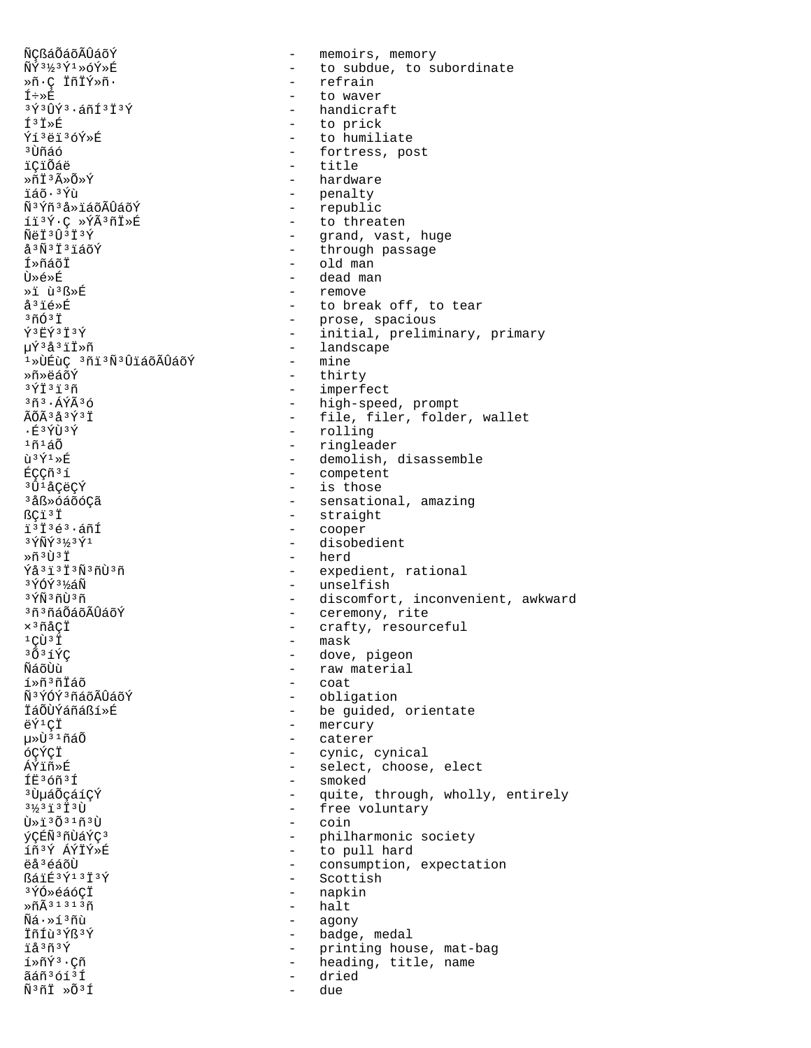ÑÇßáÕáõÃÛáõÝ - memoirs, memory
ÑÝ³½³Ý¹»óÝ»É - to subdue, to subordinate
»ñ·Ç ÏñÏÝ»ñ· - refrain
Í÷»É - to waver
³Ý³ÛÝ³·áñÍ³Ï³Ý - handicraft
Í³Ï»É - to prick
Ýí³ëï³óÝ»É - to humiliate
³Ùñáó - fortress, post
ïÇïÕáë - title
»ñÏ³Ã»Õ»Ý - hardware
ïáõ·³Ýù - penalty
Ñ³Ýñ³å»ïáõÃÛáõÝ - republic
íï³Ý·Ç »ÝÃ³ñÏ»É - to threaten
ÑëÏ³Û³Ï³Ý - grand, vast, huge
å³Ñ³Ï³ïáõÝ - through passage
Í»ñáõÏ - old man
Ù»é»É - dead man
»ï ù³ß»É - remove
å³ïé»É - to break off, to tear
³ñÓ³Ï - prose, spacious
Ý³ËÝ³Ï³Ý - initial, preliminary, primary
µÝ³å³ïÏ»ñ - landscape
¹»ÙÉùÇ ³ñï³Ñ³ÛïáõÃÛáõÝ - mine
»ñ»ëáõÝ - thirty
³ÝÏ³ï³ñ - imperfect
³ñ³·ÁÝÃ³ó - high-speed, prompt
ÃÕÃ³å³Ý³Ï - file, filer, folder, wallet
·É³ÝÙ³Ý - rolling
¹ñ¹áÕ - ringleader
ù³Ý¹»É - demolish, disassemble
ÉÇÇñ³í - competent
³Û¹åÇëÇÝ - is those
³åß»óáõóÇã - sensational, amazing
ßÇï³Ï - straight
ï³Ï³é³·áñÍ - cooper
³ÝÑÝ³½³Ý¹ - disobedient
»ñ³Ù³Ï - herd
Ýå³ï³Ï³Ñ³ñÙ³ñ - expedient, rational
³ÝÓÝ³½áÑ - unselfish
³ÝÑ³ñÙ³ñ - discomfort, inconvenient, awkward
³ñ³ñáÕáõÃÛáõÝ - ceremony, rite
×³ñåÇÏ - crafty, resourceful
¹ÇÙ³Ï - mask
³Õ³íÝÇ - dove, pigeon
ÑáõÙù - raw material
í»ñ³ñÏáõ - coat
Ñ³ÝÓÝ³ñáõÃÛáõÝ - obligation
ÏáÕÙÝáñáßí»É - be guided, orientate
ëÝ¹ÇÏ - mercury
µ»Ù³¹ñáÕ - caterer
óÇÝÇÏ - cynic, cynical
ÁÝïñ»É - select, choose, elect
ÍË³óñ³Í - smoked
³ÙµáÕçáíÇÝ - quite, through, wholly, entirely
³½³ï³Ï³Ù - free voluntary
Ù»ï³Õ³¹ñ³Ù - coin
ýÇÉÑ³ñÙáÝÇ³ - philharmonic society
íñ³Ý ÁÝÏÝ»É - to pull hard
ëå³éáõÙ - consumption, expectation
ßáïÉ³Ý¹³Ï³Ý - Scottish
³ÝÓ»éáóÇÏ - napkin
»ñÃ³¹³¹³ñ - halt
Ñá·»í³ñù - agony
ÏñÍù³Ýß³Ý - badge, medal
ïå³ñ³Ý - printing house, mat-bag
í»ñÝ³·Çñ - heading, title, name
ãáñ³óí³Í - dried
Ñ³ñÏ »Õ³Í - due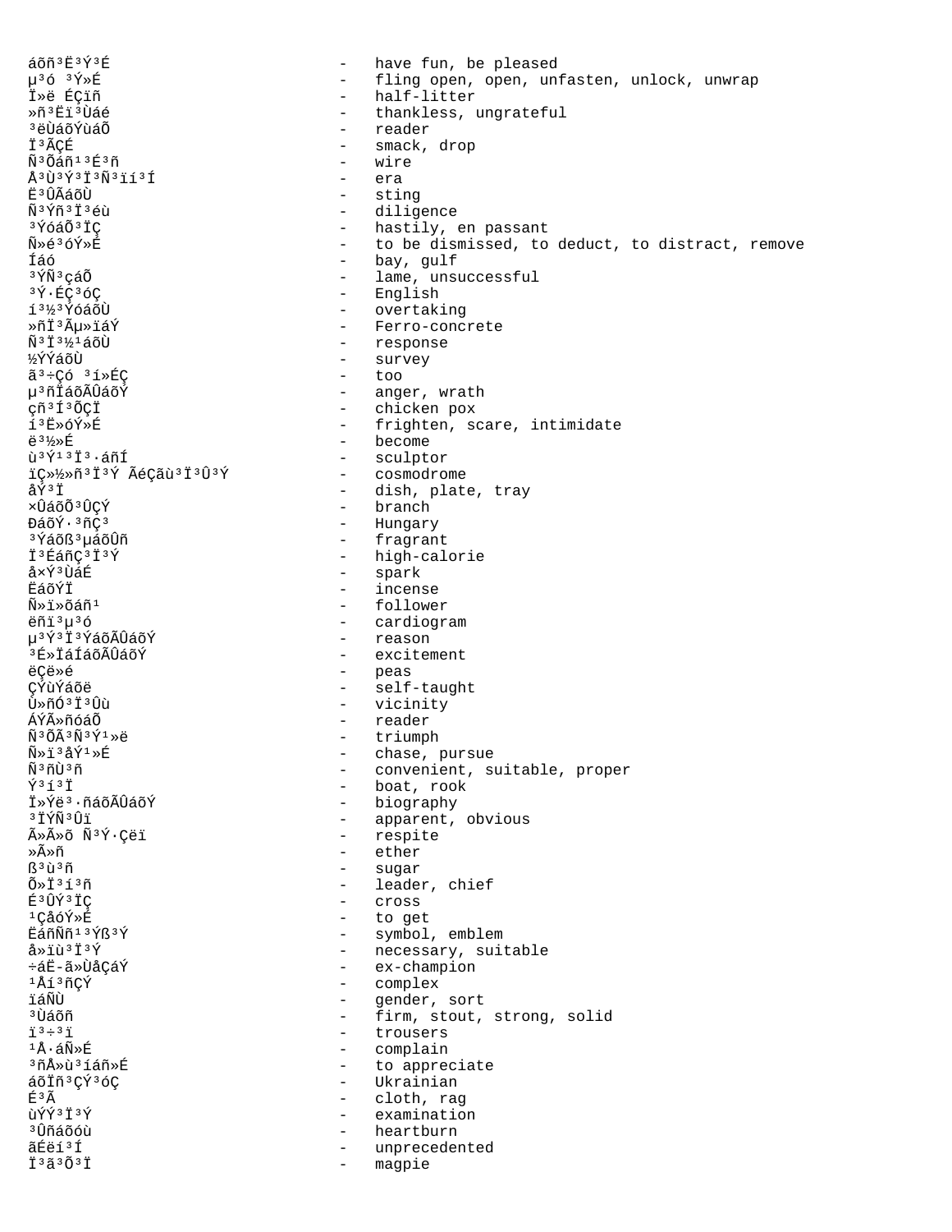áõñ³Ë³Ý³É - have fun, be pleased
µ³ó ³Ý»É - fling open, open, unfasten, unlock, unwrap
Ï»ë ÉÇïñ - half-litter
»ñ³Ëï³Ùáé - thankless, ungrateful
³ëÙáõÝùáÕ - reader
Ï³ÃÇÉ - smack, drop
Ñ³Õáñ¹³É³ñ - wire
Å³Ù³Ý³Ï³Ñ³ïí³Í - era
Ë³ÛÃáõÙ - sting
Ñ³Ýñ³Ï³éù - diligence
³ÝóáÕ³ÏÇ - hastily, en passant
Ñ»é³óÝ»É - to be dismissed, to deduct, to distract, remove
Íáó - bay, gulf
³ÝÑ³çáÕ - lame, unsuccessful
³Ý·ÉÇ³óÇ - English
í³½³ÝóáõÙ - overtaking
»ñÏ³Ãµ»ïáÝ - Ferro-concrete
Ñ³Ï³½¹áõÙ - response
½ÝÝáõÙ - survey
ã³÷Çó ³í»ÉÇ - too
µ³ñÏáõÃÛáõÝ - anger, wrath
çñ³Í³ÕÇÏ - chicken pox
í³Ë»óÝ»É - frighten, scare, intimidate
ë³½»É - become
ù³Ý¹³Ï³·áñÍ - sculptor
ïÇ»½»ñ³Ï³Ý ÃéÇãù³Ï³Û³Ý - cosmodrome
åÝ³Ï - dish, plate, tray
×ÛáõÕ³ÛÇÝ - branch
ÐáõÝ·³ñÇ³ - Hungary
³Ýáõß³µáõÛñ - fragrant
Ï³ÉáñÇ³Ï³Ý - high-calorie
å×Ý³ÙáÉ - spark
ËáõÝÏ - incense
Ñ»ï»õáñ¹ - follower
ëñï³µ³ó - cardiogram
µ³Ý³Ï³ÝáõÃÛáõÝ - reason
³É»ÏáÍáõÃÛáõÝ - excitement
ëÇë»é - peas
ÇÝùÝáõë - self-taught
Ù»ñÓ³Ï³Ûù - vicinity
ÁÝÃ»ñóáÕ - reader
Ñ³ÕÃ³Ñ³Ý¹»ë - triumph
Ñ»ï³åÝ¹»É - chase, pursue
Ñ³ñÙ³ñ - convenient, suitable, proper
Ý³í³Ï - boat, rook
Ï»Ýë³·ñáõÃÛáõÝ - biography
³ÏÝÑ³Ûï - apparent, obvious
Ã»Ã»õ Ñ³Ý·Çëï - respite
»Ã»ñ - ether
ß³ù³ñ - sugar
Õ»Ï³í³ñ - leader, chief
É³ÛÝ³ÏÇ - cross
¹ÇåóÝ»É - to get
ËáñÑñ¹³Ýß³Ý - symbol, emblem
å»ïù³Ï³Ý - necessary, suitable
÷áË-ã»ÙåÇáÝ - ex-champion
¹Åí³ñÇÝ - complex
ïáÑÙ - gender, sort
³Ùáõñ - firm, stout, strong, solid
ï³÷³ï - trousers
¹Å·áÑ»É - complain
³ñÅ»ù³íáñ»É - to appreciate
áõÏñ³ÇÝ³óÇ - Ukrainian
É³Ã - cloth, rag
ùÝÝ³Ï³Ý - examination
³Ûñáõóù - heartburn
ãÉëí³Í - unprecedented
Ï³ã³Õ³Ï - magpie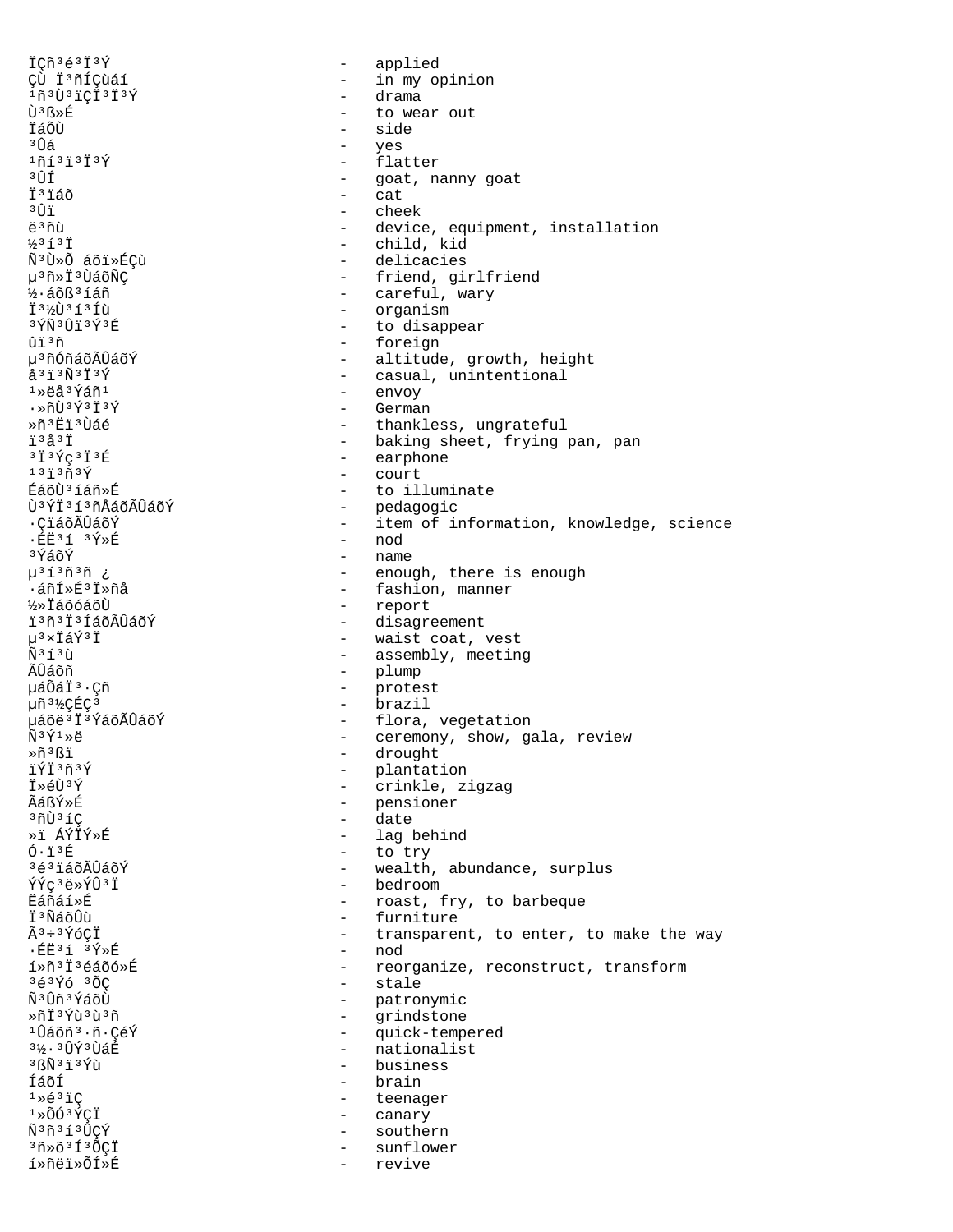ÏÇñ³é³Ï³Ý - applied
ÇÙ Ï³ñÍÇùáí - in my opinion
¹ñ³Ù³ïÇÏ³Ï³Ý - drama
Ù³ß»É - to wear out
ÏáÕÙ - side
³Ûá - yes
¹ñí³ï³Ï³Ý - flatter
³ÛÍ - goat, nanny goat
Ï³ïáõ - cat
³Ûï - cheek
ë³ñù - device, equipment, installation
½³í³Ï - child, kid
Ñ³Ù»Õ áõï»ÉÇù - delicacies
µ³ñ»Ï³ÙáõÑÇ - friend, girlfriend
½·áõß³íáñ - careful, wary
Ï³½Ù³í³Íù - organism
³ÝÑ³Ûï³Ý³É - to disappear
ûï³ñ - foreign
µ³ñÓñáõÃÛáõÝ - altitude, growth, height
å³ï³Ñ³Ï³Ý - casual, unintentional
¹»ëå³Ýáñ¹ - envoy
·»ñÙ³Ý³Ï³Ý - German
»ñ³Ëï³Ùáé - thankless, ungrateful
ï³å³Ï - baking sheet, frying pan, pan
³Ï³Ýç³Ï³É - earphone
¹³ï³ñ³Ý - court
ÉáõÙ³íáñ»É - to illuminate
Ù³ÝÏ³í³ñÅáõÃÛáõÝ - pedagogic
·ÇïáõÃÛáõÝ - item of information, knowledge, science
·ÉËÇ³í ³Ý»É - nod
³ÝáõÝ - name
µ³í³ñ³ñ ¿ - enough, there is enough
·áñÍ»É³Ï»ñå - fashion, manner
½»Ïáõóáõ٠- report
ï³ñ³Ï³ÍáõÃÛáõÝ - disagreement
µ³×ÏáÝ³Ï - waist coat, vest
Ñ³í³ù - assembly, meeting
ÃÛáõñ - plump
µáÕáÏ³·Çñ - protest
µñ³½ÇÉÇ³ - brazil
µáõë³Ï³ÝáõÃÛáõÝ - flora, vegetation
Ñ³Ý¹»ë - ceremony, show, gala, review
»ñ³ßï - drought
ïÝÏ³ñ³Ý - plantation
Ï»éÙ³Ý - crinkle, zigzag
ÃáßÝ»É - pensioner
³ñÙ³íÇ - date
»ï ÁÝÏÝ»É - lag behind
Ó·ï³É - to try
³é³ïáõÃÛáõÝ - wealth, abundance, surplus
ÝÝç³ë»ÝÛ³Ï - bedroom
Ëáñáí»É - roast, fry, to barbeque
Ï³ÑáõÛù - furniture
Ã³÷³ÝóÇÏ - transparent, to enter, to make the way
·ÉËÇ³í ³Ý»É - nod
í»ñ³Ï³éáõó»É - reorganize, reconstruct, transform
³é³Ýó ³ÕÇ - stale
Ñ³Ûñ³ÝáõÝ - patronymic
»ñÏ³Ýù³ù³ñ - grindstone
¹ÛáõÙ³·ñ·ÇéÝ - quick-tempered
³½·³ÛÝ³ÙáÉ - nationalist
³ßÑ³ï³Ýù - business
ÍáõÍ - brain
¹»é³ïÇ - teenager
¹»ÕÓ³ÝÇÏ - canary
Ñ³ñ³í³ÛÇÝ - southern
³ñ»õ³Í³ÕÇÏ - sunflower
í»ñëï»ÕÍ»É - revive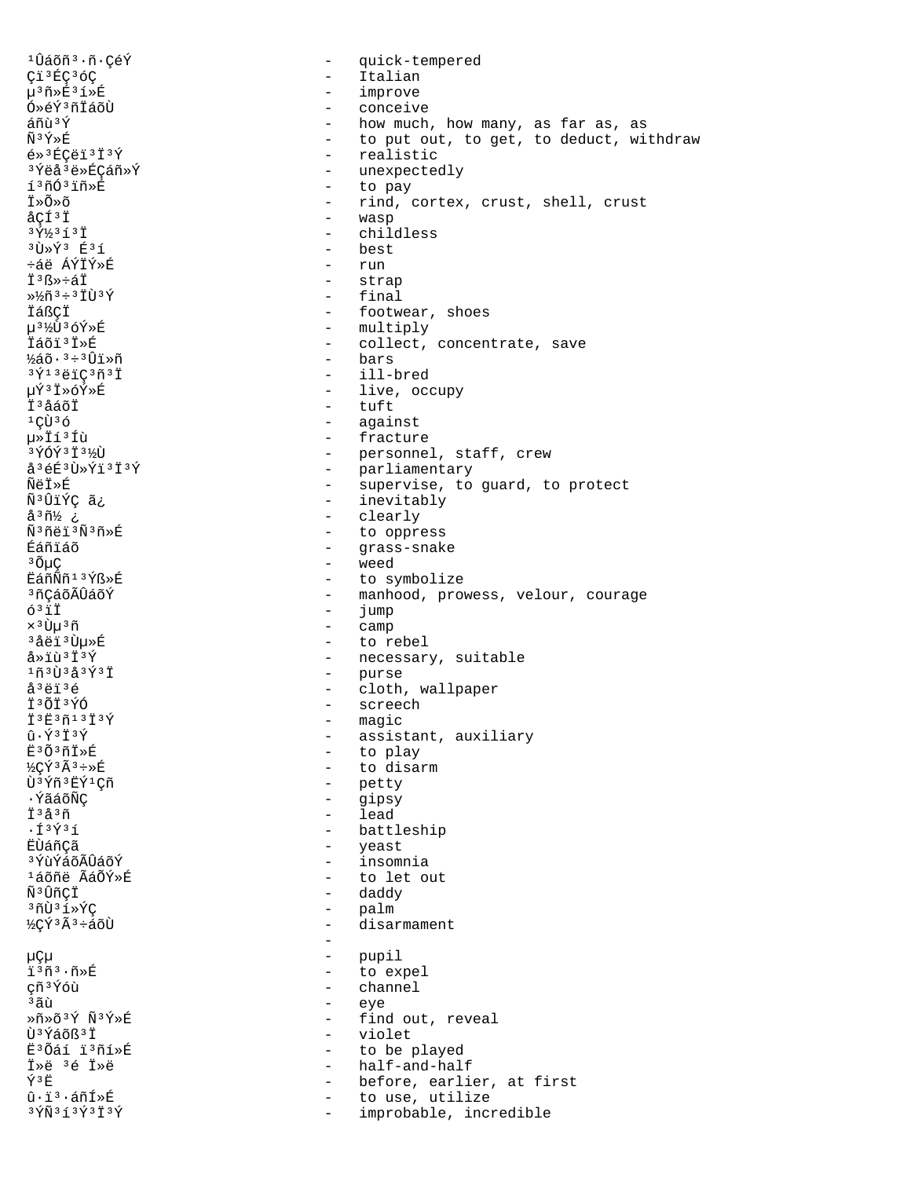¹Ûáõñ³·ñ·ÇéÝ - quick-tempered
Çï³ÉÇ³óÇ - Italian
µ³ñ»É³í»É - improve
Ó»éÝ³ñÏáõÙ - conceive
áñù³Ý - how much, how many, as far as, as
Ñ³Ý»É - to put out, to get, to deduct, withdraw
é»³ÉÇëï³Ï³Ý - realistic
³Ýëå³ë»ÉÇáñ»Ý - unexpectedly
í³ñÓ³ïñ»É - to pay
Ï»Õ»õ - rind, cortex, crust, shell, crust
åÇÍ³Ï - wasp
³Ý½³í³Ï - childless
³Ù»Ý³ É³í - best
÷áë ÁÝÏÝ»É - run
Ï³ß»÷áÏ - strap
»½ñ³÷³ÏÙ³Ý - final
ÏáßÇÏ - footwear, shoes
µ³½Ù³óÝ»É - multiply
Ïáõï³Ï»É - collect, concentrate, save
½áõ·³÷³Ûï»ñ - bars
³Ý¹³ëïÇ³ñ³Ï - ill-bred
µÝ³Ï»óÝ»É - live, occupy
Ï³ååáõÏ - tuft
¹ÇÙ³ó - against
µ»Ïí³Íù - fracture
³ÝÓÝ³Ï³½Ù - personnel, staff, crew
å³éÉ³Ù»Ýï³Ï³Ý - parliamentary
ÑëÏ»É - supervise, to guard, to protect
Ñ³ÛïÝÇ ã¿ - inevitably
å³ñ½ ¿ - clearly
Ñ³ñëï³Ñ³ñ»É - to oppress
Éáñïáõ - grass-snake
³ÕµÇ - weed
ËáñÑñ¹³Ýß»É - to symbolize
³ñÇáõÃÛáõÝ - manhood, prowess, velour, courage
ó³ïÏ - jump
×³Ùµ³ñ - camp
³åëï³Ùµ»É - to rebel
å»ïù³Ï³Ý - necessary, suitable
¹ñ³Ù³å³Ý³Ï - purse
å³ëï³é - cloth, wallpaper
Ï³ÕÏ³ÝÓ - screech
Ï³Ë³ñ¹³Ï³Ý - magic
û·Ý³Ï³Ý - assistant, auxiliary
Ë³Õ³ñÏ»É - to play
½ÇÝ³Ã³÷»É - to disarm
Ù³Ýñ³ËÝ¹Çñ - petty
·ÝãáõÑÇ - gipsy
Ï³å³ñ - lead
·Í³Ý³í - battleship
ËÙáñÇã - yeast
³ÝùÝáõÃÛáõÝ - insomnia
¹áõñë ÃáÕÝ»É - to let out
Ñ³ÛñÇÏ - daddy
³ñÙ³í»ÝÇ - palm
½ÇÝ³Ã³÷áõÙ - disarmament
 - 
µÇµ - pupil
ï³ñ³·ñ»É - to expel
çñ³Ýóù - channel
³ãù - eye
»ñ»õ³Ý Ñ³Ý»É - find out, reveal
Ù³Ýáõß³Ï - violet
Ë³Õáí ï³ñí»É - to be played
Ï»ë ³é Ï»ë - half-and-half
Ý³Ë - before, earlier, at first
û·ï³·áñÍ»É - to use, utilize
³ÝÑ³í³Ý³Ï³Ý - improbable, incredible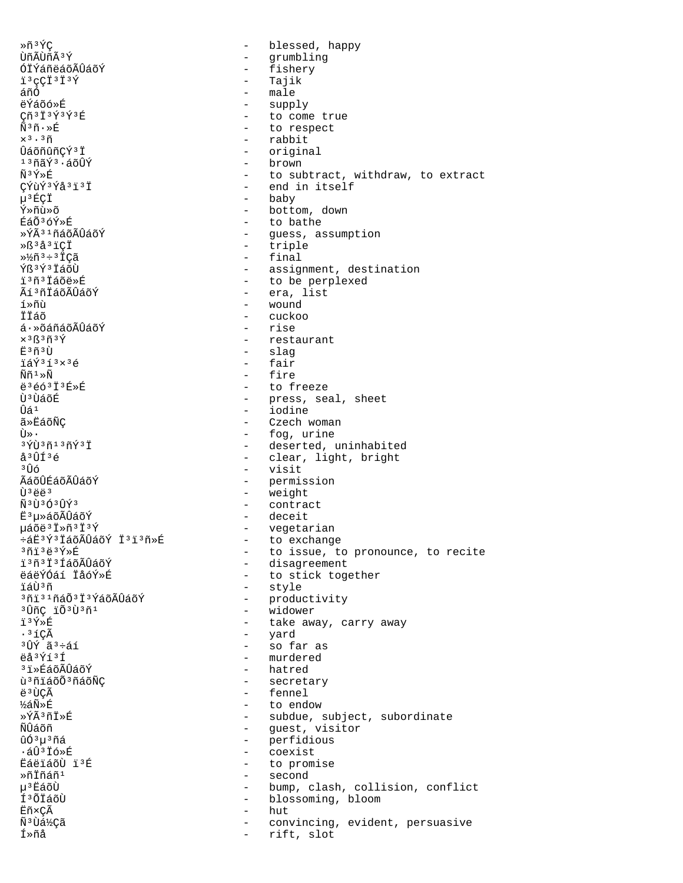»ñ³ÝÇ - blessed, happy
ÙñÃÙñÃ³Ý - grumbling
ÓÏÝáñëáõÃÛáõÝ - fishery
ï³çÇÏ³Ï³Ý - Tajik
áñÓ - male
ëÝáõó»É - supply
Çñ³Ï³Ý³Ý³É - to come true
Ñ³ñ·»É - to respect
×³·³ñ - rabbit
ÛáõñûñÇÝ³Ï - original
¹³ñãÝ³·áõÛÝ - brown
Ñ³Ý»É - to subtract, withdraw, to extract
ÇÝùÝ³Ýå³ï³Ï - end in itself
µ³ÉÇÏ - baby
Ý»ñù»õ - bottom, down
ÉáÕ³óÝ»É - to bathe
»ÝÃ³¹ñáõÃÛáõÝ - guess, assumption
»ß³å³ïÇÏ - triple
»½ñ³÷³ÏÇã - final
Ýß³Ý³ÏáõÙ - assignment, destination
ï³ñ³Ïáõë»É - to be perplexed
Ãí³ñÏáõÃÛáõÝ - era, list
í»ñù - wound
ÏÏáõ - cuckoo
á·»õáñáõÃÛáõÝ - rise
×³ß³ñ³Ý - restaurant
Ë³ñ³Ù - slag
ïáÝ³í³×³é - fair
Ññ¹»Ñ - fire
ë³éó³Ï³É»É - to freeze
Ù³ÙáõÉ - press, seal, sheet
Ûá¹ - iodine
ã»ËáõÑÇ - Czech woman
Ù»· - fog, urine
³ÝÙ³ñ¹³ñÝ³Ï - deserted, uninhabited
å³ÛÍ³é - clear, light, bright
³Ûó - visit
ÃáõÛÉáõÃÛáõÝ - permission
Ù³ëë³ - weight
Ñ³Ù³Ó³ÛÝ³ - contract
Ë³µ»áõÃÛáõÝ - deceit
µáõë³Ï»ñ³Ï³Ý - vegetarian
÷áË³Ý³ÏáõÃÛáõÝ Ï³ï³ñ»É - to exchange
³ñï³ë³Ý»É - to issue, to pronounce, to recite
ï³ñ³Ï³ÍáõÃÛáõÝ - disagreement
ëáëÝÓáí Ïåó»É - to stick together
ïáÙ³ñ - style
³ñï³¹ñáÕ³Ï³ÝáõÃÛáõÝ - productivity
³ÛñÇ ïÕ³Ù³ñ¹ - widower
ï³Ý»É - take away, carry away
·³íÇÃ - yard
³ÛÝ ã³÷áí - so far as
ëå³Ýí³Í - murdered
³ï»ÉáõÃÛáõÝ - hatred
ù³ñïáõÕ³ñáõÑÇ - secretary
ë³ÙÇÃ - fennel
½áÑ»É - to endow
»ÝÃ³ñÏ»É - subdue, subject, subordinate
ÑÛáõñ - guest, visitor
ûÓ³µ³ñá - perfidious
·áÛ³Ïó»É - coexist
ËáëïáõÙ ï³É - to promise
»ñÏñáñ¹ - second
µ³ËáõÙ - bump, clash, collision, conflict
Í³ÕÏáõÙ - blossoming, bloom
Ëñ×ÇÃ - hut
Ñ³Ùá½Çã - convincing, evident, persuasive
Í»ñå - rift, slot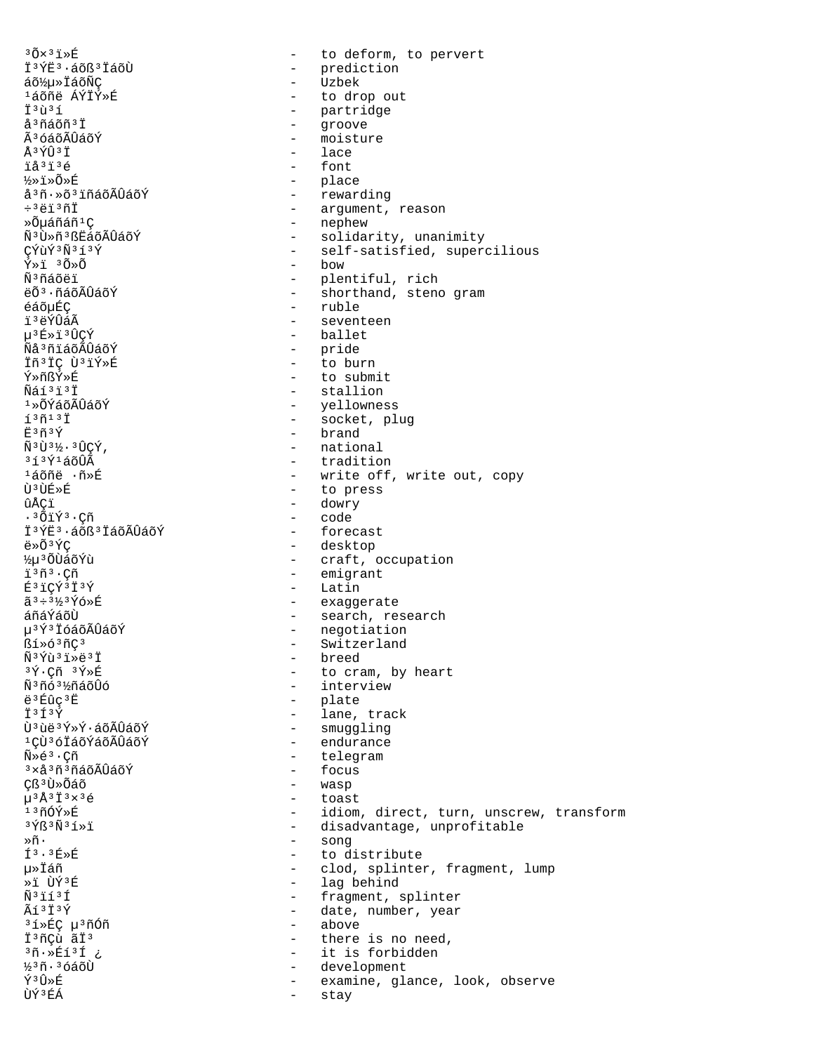³Õ×³ï»É - to deform, to pervert
Ï³ÝË³·áõß³ÏáõÙ - prediction
áõ½µ»ÏáõÑÇ - Uzbek
¹áõñë ÁÝÏÝ»É - to drop out
Ï³ù³í - partridge
å³ñáõñ³Ï - groove
Ã³óáõÃÛáõÝ - moisture
Å³ÝÛ³Ï - lace
ïå³ï³é - font
½»ï»Õ»É - place
å³ñ·»õ³ïñáõÃÛáõÝ - rewarding
÷³ëï³ñÏ - argument, reason
»Õµáñáñ¹Ç - nephew
Ñ³Ù»ñ³ßËáõÃÛáõÝ - solidarity, unanimity
ÇÝùÝ³Ñ³í³Ý - self-satisfied, supercilious
Ý»ï ³Õ»Õ - bow
Ñ³ñáõëï - plentiful, rich
ëÕ³·ñáõÃÛáõÝ - shorthand, steno gram
éáõµÉÇ - ruble
ï³ëÝÛáÃ - seventeen
µ³É»ï³ÛÇÝ - ballet
Ñå³ñïáõÃÛáõÝ - pride
Ïñ³ÏÇ Ù³ïÝ»É - to burn
Ý»ñßÝ»É - to submit
Ñáí³ï³Ï - stallion
¹»ÕÝáõÃÛáõÝ - yellowness
í³ñ¹³Ï - socket, plug
Ë³ñ³Ý - brand
Ñ³Ù³½·³ÛÇÝ, - national
³í³Ý¹áõÛÃ - tradition
¹áõñë ·ñ»É - write off, write out, copy
Ù³ÙÉ»É - to press
ûÅÇï - dowry
·³ÕïÝ³·Çñ - code
Ï³ÝË³·áõß³ÏáõÃÛáõÝ - forecast
ë»Õ³ÝÇ - desktop
½µ³ÕÙáõÝù - craft, occupation
ï³ñ³·Çñ - emigrant
É³ïÇÝ³Ï³Ý - Latin
ã³÷³½³Ýó»É - exaggerate
áñáÝáõÙ - search, research
µ³Ý³ÏóáõÃÛáõÝ - negotiation
ßí»ó³ñÇ³ - Switzerland
Ñ³Ýù³ï»ë³Ï - breed
³Ý·Çñ ³Ý»É - to cram, by heart
Ñ³ñó³½ñáõÛó - interview
ë³Éûç³Ë - plate
Ï³Í³Ý - lane, track
Ù³ùë³Ý»Ý·áõÃÛáõÝ - smuggling
¹ÇÙ³óÏáõÝáõÃÛáõÝ - endurance
Ñ»é³·Çñ - telegram
³×å³ñ³ñáõÃÛáõÝ - focus
Çß³Ù»Õáõ - wasp
µ³Å³Ï³×³é - toast
¹³ñÓÝ»É - idiom, direct, turn, unscrew, transform
³Ýß³Ñ³í»ï - disadvantage, unprofitable
»ñ· - song
Í³·³É»É - to distribute
µ»Ïáñ - clod, splinter, fragment, lump
»ï ÙÝ³É - lag behind
Ñ³ïí³Í - fragment, splinter
Ãí³Ï³Ý - date, number, year
³í»ÉÇ µ³ñÓñ - above
Ï³ñÇù ãÏ³ - there is no need,
³ñ·»Éí³Í ¿ - it is forbidden
½³ñ·³óáõÙ - development
Ý³Û»É - examine, glance, look, observe
ÙÝ³ÉÁ - stay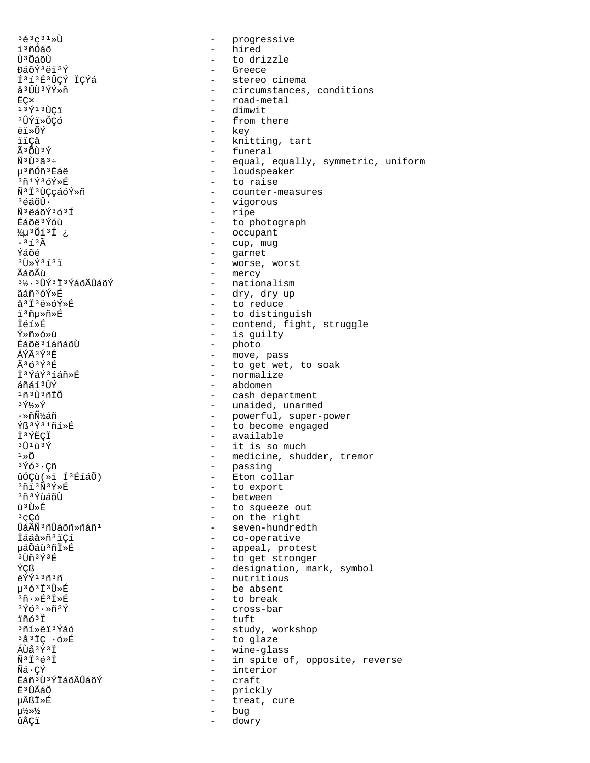³é³ç³¹»Ù - progressive
í³ñÛáõ - hired
Ù³ÕáõÙ - to drizzle
ÐáõÝ³ëï³Ý - Greece
Í³í³É³ÛÇÝ ÏÇÝá - stereo cinema
å³ÛÙ³ÝÝ»ñ - circumstances, conditions
ËÇ× - road-metal
¹³Ý¹³ÙÇï - dimwit
³ÛÝï»ÕÇó - from there
ëï»ÕÝ - key
ïïÇå - knitting, tart
Ã³ÕÙ³Ý - funeral
Ñ³Ù³ã³÷ - equal, equally, symmetric, uniform
µ³ñÓñ³Ëáë - loudspeaker
³ñ¹Ý³óÝ»É - to raise
Ñ³Ï³ÙÇçáóÝ»ñ - counter-measures
³éáõÛ· - vigorous
Ñ³ëáõÝ³ó³Í - ripe
Éáõë³Ýóù - to photograph
½µ³Õí³Í ¿ - occupant
·³í³Ã - cup, mug
Ýéõé - garnet
³Ù»Ý³í³ï - worse, worst
ÃáõÃù - mercy
³½·³ÛÝ³Ï³ÝáõÃÛáõÝ - nationalism
ãáñ³óÝ»É - dry, dry up
å³Ï³ë»óÝ»É - to reduce
ï³ñµ»ñ»É - to distinguish
Ïéí»É - contend, fight, struggle
Ý»ñ»ó»ù - is guilty
Éáõë³íáñáõÙ - photo
ÁÝÃ³Ý³É - move, pass
Ã³ó³Ý³É - to get wet, to soak
Ï³ÝáÝ³íáñ»É - normalize
áñáí³ÛÝ - abdomen
¹ñ³Ù³ñÏÕ - cash department
³Ý½»Ý - unaided, unarmed
·»ñÑ½áñ - powerful, super-power
Ýß³Ý³¹ñí»É - to become engaged
Ï³ÝËÇÏ - available
³Û¹ù³Ý - it is so much
¹»Õ - medicine, shudder, tremor
³Ýó³·Çñ - passing
ûÓÇù(»ï Í³ÉíáÕ) - Eton collar
³ñï³Ñ³Ý»É - to export
³ñ³ÝùáõÙ - between
ù³Ù»É - to squeeze out
³çÇó - on the right
ÛáÃÝ³ñÛáõñ»ñáñ¹ - seven-hundredth
Ïáåå»ñ³ïÇí - co-operative
µáÕáù³ñÏ»É - appeal, protest
³Ùñ³Ý³É - to get stronger
ÝÇß - designation, mark, symbol
ëÝÝ¹³ñ³ñ - nutritious
µ³ó³Ï³Û»É - be absent
³ñ·»É³Ï»É - to break
³Ýó³·»ñ³Ý - cross-bar
ïñó³Ï - tuft
³ñí»ëï³Ýáó - study, workshop
³å³ÏÇ ·ó»É - to glaze
ÁÙå³Ý³Ï - wine-glass
Ñ³Ï³é³Ï - in spite of, opposite, reverse
Ñá·ÇÝ - interior
Ëáñ³Ù³ÝÏáõÃÛáõÝ - craft
Ë³ÛÃáõ - prickly
µÅßÏ»É - treat, cure
µ½»½ - bug
ûÅÇï - dowry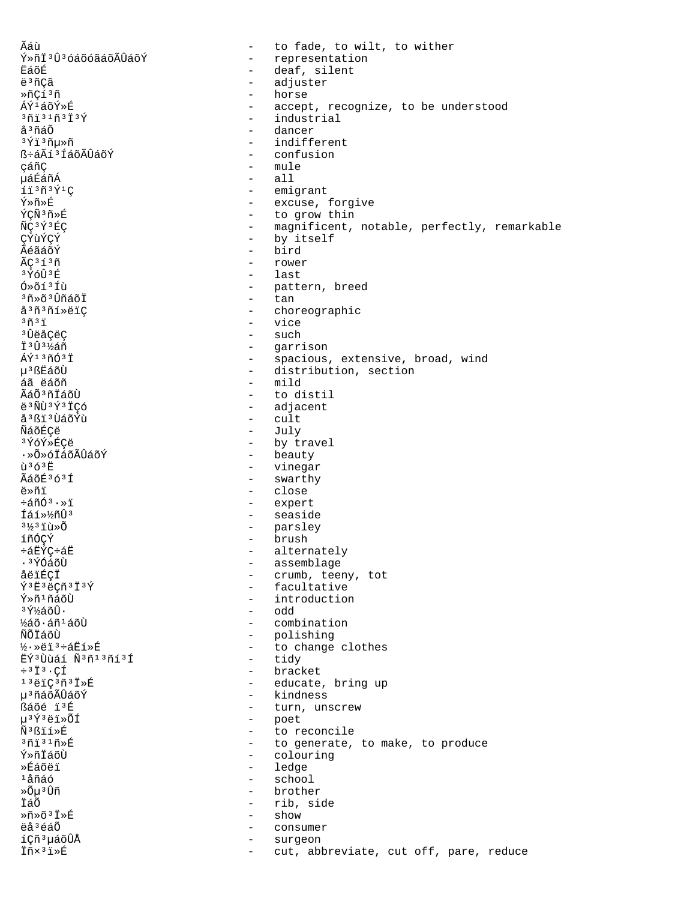Ãáù - to fade, to wilt, to wither
Ý»ñÏ³Û³óáõóãáõÃÛáõÝ - representation
ËáõÉ - deaf, silent
ë³ñÇã - adjuster
»ñÇí³ñ - horse
ÁÝ¹áõÝ»É - accept, recognize, to be understood
³ñï³¹ñ³Ï³Ý - industrial
å³ñáÕ - dancer
³Ýï³ñµ»ñ - indifferent
ß÷áÃí³ÍáõÃÛáõÝ - confusion
çáñÇ - mule
µáÉáñÁ - all
íï³ñ³Ý¹Ç - emigrant
Ý»ñ»É - excuse, forgive
ÝÇÑ³ñ»É - to grow thin
ÑÇ³Ý³ÉÇ - magnificent, notable, perfectly, remarkable
ÇÝùÝÇÝ - by itself
ÃéãáõÝ - bird
ÃÇ³í³ñ - rower
³ÝóÛ³É - last
Ó»õí³Íù - pattern, breed
³ñ»õ³ÛñáõÏ - tan
å³ñ³ñí»ëïÇ - choreographic
³ñ³ï - vice
³ÛëåÇëÇ - such
Ï³Û³½áñ - garrison
ÁÝ¹³ñÓ³Ï - spacious, extensive, broad, wind
µ³ßËáõÙ - distribution, section
áã ëáõñ - mild
ÃáÕ³ñÏáõÙ - to distil
ë³ÑÙ³Ý³ÏÇó - adjacent
å³ßï³ÙáõÝù - cult
ÑáõÉÇë - July
³ÝóÝ»ÉÇë - by travel
·»Õ»óÏáõÃÛáõÝ - beauty
ù³ó³Ë - vinegar
ÃáõÉ³ó³Í - swarthy
ë»ñï - close
÷áñÓ³·»ï - expert
Íáí»½ñÛ³ - seaside
³½³ïù»Õ - parsley
íñÓÇÝ - brush
÷áËÝÇ÷áË - alternately
·³ÝÓáõÙ - assemblage
åëïÉÇÏ - crumb, teeny, tot
Ý³Ë³ëÇñ³Ï³Ý - facultative
Ý»ñ¹ñáõÙ - introduction
³Ý½áõÛ· - odd
½áõ·áñ¹áõÙ - combination
ÑÕÏáõÙ - polishing
½·»ëï³÷áËí»É - to change clothes
ËÝ³Ùùáí Ñ³ñ¹³ñí³Í - tidy
÷³Ï³·ÇÍ - bracket
¹³ëïÇ³ñ³Ï»É - educate, bring up
µ³ñáõÃÛáõÝ - kindness
ßáõé ï³É - turn, unscrew
µ³Ý³ëï»ÕÍ - poet
Ñ³ßïí»É - to reconcile
³ñï³¹ñ»É - to generate, to make, to produce
Ý»ñÏáõÙ - colouring
»Éáõëï - ledge
¹åñáó - school
»Õµ³Ûñ - brother
ÏáÕ - rib, side
»ñ»õ³Ï»É - show
ëå³éáÕ - consumer
íÇñ³µáõÛÅ - surgeon
Ïñ×³ï»É - cut, abbreviate, cut off, pare, reduce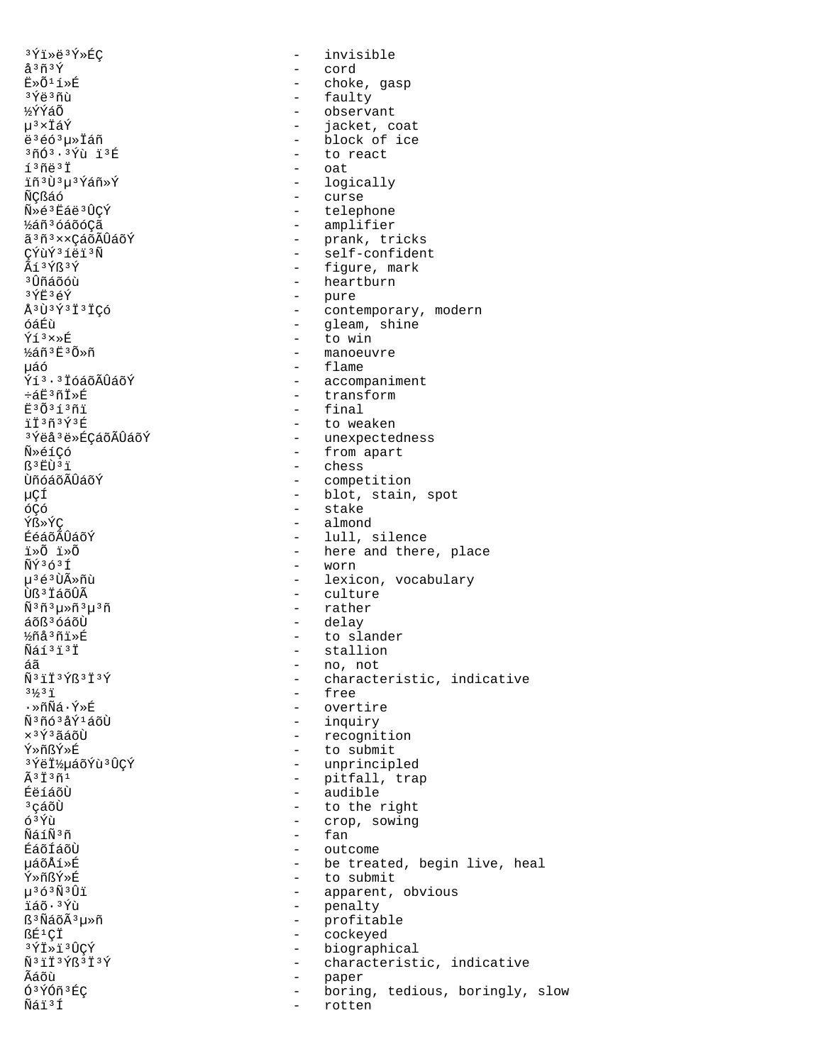³Ýï»ë³Ý»ÉÇ - invisible
å³ñ³Ý - cord
Ë»Õ¹í»É - choke, gasp
³Ýë³ñù - faulty
½ÝÝáÕ - observant
µ³×ÏáÝ - jacket, coat
ë³éó³µ»Ïáñ - block of ice
³ñÓ³·³Ýù ï³É - to react
í³ñë³Ï - oat
ïñ³Ù³µ³Ýáñ»Ý - logically
ÑÇßáó - curse
Ñ»é³Ëáë³ÛÇÝ - telephone
½áñ³óáõóÇã - amplifier
ã³ñ³××ÇáõÃÛáõÝ - prank, tricks
ÇÝùÝ³íëï³Ñ - self-confident
Åí³Ýß³Ý - figure, mark
³Ûñáõóù - heartburn
³ÝË³éÝ - pure
Å³Ù³Ý³Ï³ÏÇó - contemporary, modern
óáÉù - gleam, shine
Ýí³×»É - to win
½áñ³Ë³Õ»ñ - manoeuvre
µáó - flame
Ýí³·³ÏóáõÃÛáõÝ - accompaniment
÷áË³ñÏ»É - transform
Ë³Õ³í³ñï - final
ïÏ³ñ³Ý³É - to weaken
³Ýëå³ë»ÉÇáõÃÛáõÝ - unexpectedness
Ñ»éíÇó - from apart
ß³ËÙ³ï - chess
ÙñóáõÃÛáõÝ - competition
µÇÍ - blot, stain, spot
óÇó - stake
Ýß»ÝÇ - almond
ÉéáõÃÛáõÝ - lull, silence
ï»Õ ï»Õ - here and there, place
ÑÝ³ó³Í - worn
µ³é³ÙÃ»ñù - lexicon, vocabulary
Ùß³ÏáõÛÃ - culture
Ñ³ñ³µ»ñ³µ³ñ - rather
áõß³óáõÙ - delay
½ñå³ñï»É - to slander
Ñáí³ï³Ï - stallion
áã - no, not
Ñ³ïÏ³Ýß³Ï³Ý - characteristic, indicative
³½³ï - free
·»ñÑá·Ý»É - overtire
Ñ³ñó³åÝ¹áõÙ - inquiry
×³Ý³ãáõÙ - recognition
Ý»ñßÝ»É - to submit
³ÝëÏ½µáõÝù³ÛÇÝ - unprincipled
Ã³Ï³ñ¹ - pitfall, trap
ÉëíáõÙ - audible
³çáõÙ - to the right
ó³Ýù - crop, sowing
ÑáíÑ³ñ - fan
ÉáõÍáõÙ - outcome
µáõÅí»É - be treated, begin live, heal
Ý»ñßÝ»É - to submit
µ³ó³Ñ³Ûï - apparent, obvious
ïáõ·³Ýù - penalty
ß³ÑáõÃ³µ»ñ - profitable
ßÉ¹ÇÏ - cockeyed
³ÝÏ»ï³ÛÇÝ - biographical
Ñ³ïÏ³Ýß³Ï³Ý - characteristic, indicative
Ãáõù - paper
Ó³ÝÓñ³ÉÇ - boring, tedious, boringly, slow
Ñáï³Í - rotten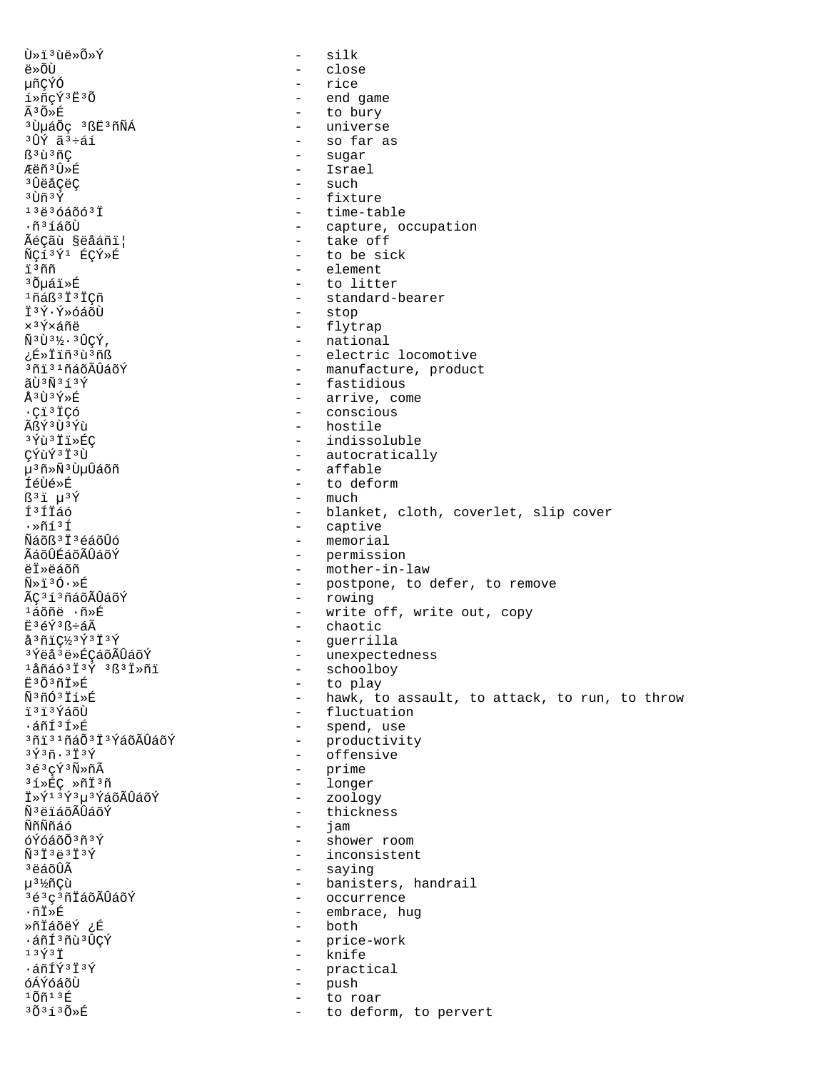Ù»ï³ùë»Õ»Ý - silk
ë»ÕÙ - close
µñÇÝÓ - rice
í»ñçÝ³Ë³Õ - end game
Ã³Õ»É - to bury
³ÙµáÕç ³ßË³ñÑÁ - universe
³ÛÝ ã³÷áí - so far as
ß³ù³ñÇ - sugar
Æëñ³Û»É - Israel
³ÛëåÇëÇ - such
³Ùñ³Ý - fixture
¹³ë³óáõó³Ï - time-table
·ñ³íáõÙ - capture, occupation
ÃéÇãù §ëåáñï¦ - take off
ÑÇí³Ý¹ ÉÇÝ»É - to be sick
ï³ññ - element
³Õµáï»É - to litter
¹ñáß³Ï³ÏÇñ - standard-bearer
Ï³Ý·Ý»óáõÙ - stop
×³Ý×áñë - flytrap
Ñ³Ù³½·³ÛÇÝ, - national
¿É»Ïïñ³ù³ñß - electric locomotive
³ñï³¹ñáõÃÛáõÝ - manufacture, product
ãÙ³Ñ³í³Ý - fastidious
Å³Ù³Ý»É - arrive, come
·Çï³ÏÇó - conscious
ÃßÝ³Ù³Ýù - hostile
³Ýù³Ïï»ÉÇ - indissoluble
ÇÝùÝ³Ï³Ù - autocratically
µ³ñ»Ñ³ÙµÛáõñ - affable
ÍéÙé»É - to deform
ß³ï µ³Ý - much
Í³ÍÏáó - blanket, cloth, coverlet, slip cover
·»ñí³Í - captive
Ñáõß³Ï³éáõÛó - memorial
ÃáõÛÉáõÃÛáõÝ - permission
ëÏ»ëáõñ - mother-in-law
Ñ»ï³Ó·»É - postpone, to defer, to remove
ÃÇ³í³ñáõÃÛáõÝ - rowing
¹áõñë ·ñ»É - write off, write out, copy
Ë³éÝ³ß÷áÃ - chaotic
å³ñïÇ½³Ý³Ï³Ý - guerrilla
³Ýëå³ë»ÉÇáõÃÛáõÝ - unexpectedness
¹åñáó³Ï³Ý ³ß³Ï»ñï - schoolboy
Ë³Õ³ñÏ»É - to play
Ñ³ñÓ³Ïí»É - hawk, to assault, to attack, to run, to throw
ï³ï³ÝáõÙ - fluctuation
·áñÍ³Í»É - spend, use
³ñï³¹ñáÕ³Ï³ÝáõÃÛáõÝ - productivity
³Ý³ñ·³Ï³Ý - offensive
³é³çÝ³Ñ»ñÃ - prime
³í»ÉÇ »ñÏ³ñ - longer
Ï»Ý¹³Ý³µ³ÝáõÃÛáõÝ - zoology
Ñ³ëïáõÃÛáõÝ - thickness
ÑñÑñáó - jam
óÝóáõÕ³ñ³Ý - shower room
Ñ³Ï³ë³Ï³Ý - inconsistent
³ëáõÛÃ - saying
µ³½ñÇù - banisters, handrail
³é³ç³ñÏáõÃÛáõÝ - occurrence
·ñÏ»É - embrace, hug
»ñÏáõëÝ ¿É - both
·áñÍ³ñù³ÛÇÝ - price-work
¹³Ý³Ï - knife
·áñÍÝ³Ï³Ý - practical
óÝóáõÙ - push
¹Õñ¹³É - to roar
³Õ³í³Õ»É - to deform, to pervert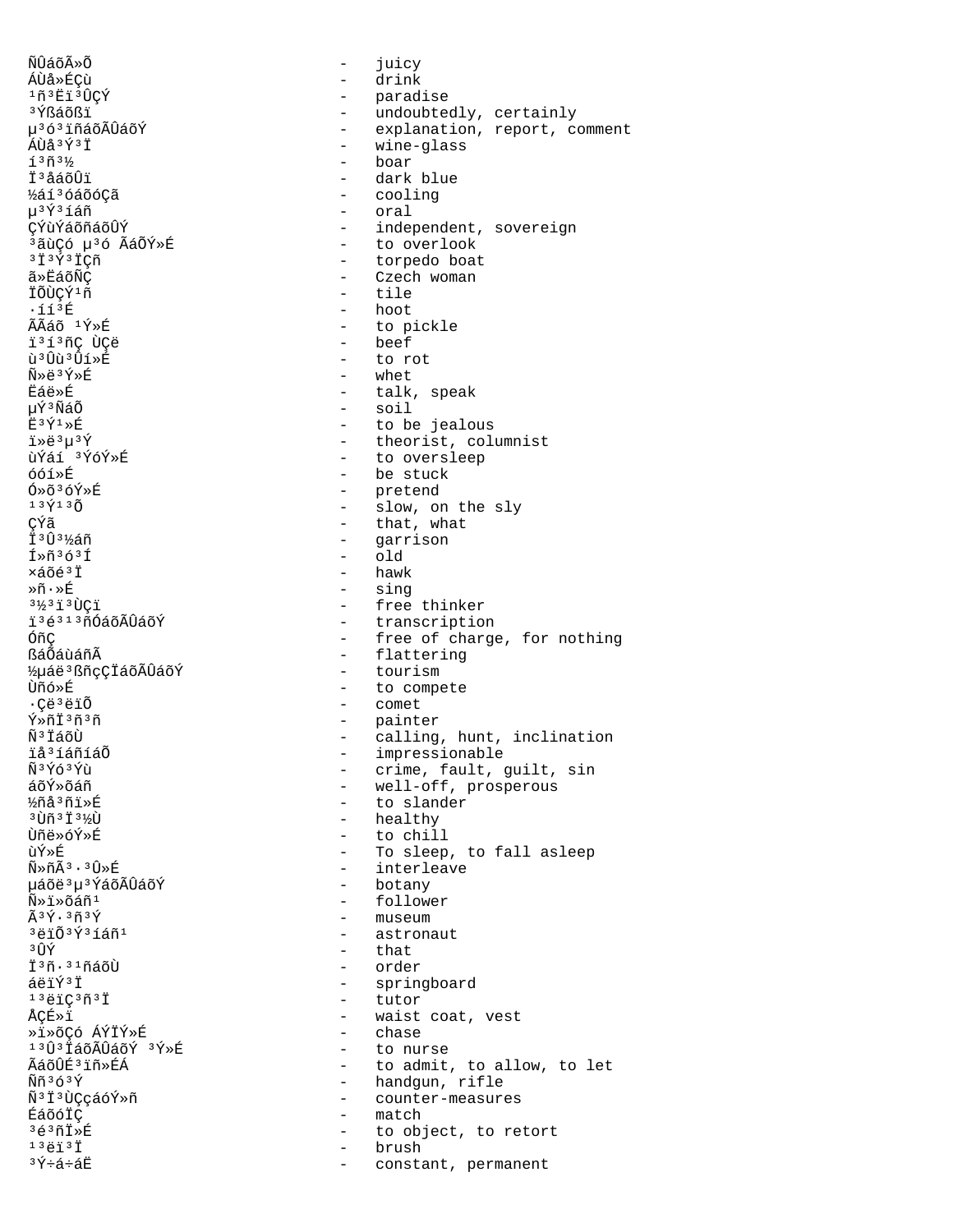ÑÛáõÃ»Õ - juicy
ÁÙå»ÉÇù - drink
¹ñ³Ëï³ÛÇÝ - paradise
³Ýßáõßï - undoubtedly, certainly
µ³ó³ïñáõÃÛáõÝ - explanation, report, comment
ÁÙå³Ý³Ï - wine-glass
í³ñ³½ - boar
Ï³åáõÛï - dark blue
½áí³óáõóÇã - cooling
µ³Ý³íáñ - oral
ÇÝùÝáõñáõÛÝ - independent, sovereign
³ãùÇó µ³ó ÃáÕÝ»É - to overlook
³Ï³Ý³ÏÇñ - torpedo boat
ã»ËáõÑÇ - Czech woman
ÏÕÙÇÝ¹ñ - tile
·íí³É - hoot
ÃÃáõ ¹Ý»É - to pickle
ï³í³ñÇ ÙÇë - beef
ù³Ûù³Ûí»É - to rot
Ñ»ë³Ý»É - whet
Ëáë»É - talk, speak
µÝ³ÑáÕ - soil
Ë³Ý¹»É - to be jealous
ï»ë³µ³Ý - theorist, columnist
ùÝáí ³ÝóÝ»É - to oversleep
óóí»É - be stuck
Ó»õ³óÝ»É - pretend
¹³Ý¹³Õ - slow, on the sly
ÇÝã - that, what
Ï³Û³½áñ - garrison
Í»ñ³ó³Í - old
×áõé³Ï - hawk
»ñ·»É - sing
³½³ï³ÙÇï - free thinker
ï³é³¹³ñÓáõÃÛáõÝ - transcription
ÓñÇ - free of charge, for nothing
ßáÕáùáñÃ - flattering
½µáë³ßñçÇÏáõÃÛáõÝ - tourism
Ùñó»É - to compete
·Çë³ëïÕ - comet
Ý»ñÏ³ñ³ñ - painter
Ñ³ÏáõÙ - calling, hunt, inclination
ïå³íáñíáÕ - impressionable
Ñ³Ýó³Ýù - crime, fault, guilt, sin
áõÝ»õáñ - well-off, prosperous
½ñå³ñï»É - to slander
³Ùñ³Ï³½Ù - healthy
Ùñë»óÝ»É - to chill
ùÝ»É - To sleep, to fall asleep
Ñ»ñÃ³·³Û»É - interleave
µáõë³µ³ÝáõÃÛáõÝ - botany
Ñ»ï»õáñ¹ - follower
Ã³Ý·³ñ³Ý - museum
³ëïÕ³Ý³íáñ¹ - astronaut
³ÛÝ - that
Ï³ñ·³¹ñáõÙ - order
áëïÝ³Ï - springboard
¹³ëïÇ³ñ³Ï - tutor
ÅÇÉ»ï - waist coat, vest
»ï»õÇó ÁÝÏÝ»É - chase
¹³Û³ÏáõÃÛáõÝ ³Ý»É - to nurse
ÃáõÛÉ³ïñ»ÉÁ - to admit, to allow, to let
Ññ³ó³Ý - handgun, rifle
Ñ³Ï³ÙÇçáóÝ»ñ - counter-measures
ÉáõóÏÇ - match
³é³ñÏ»É - to object, to retort
¹³ëï³Ï - brush
³Ý÷á÷áË - constant, permanent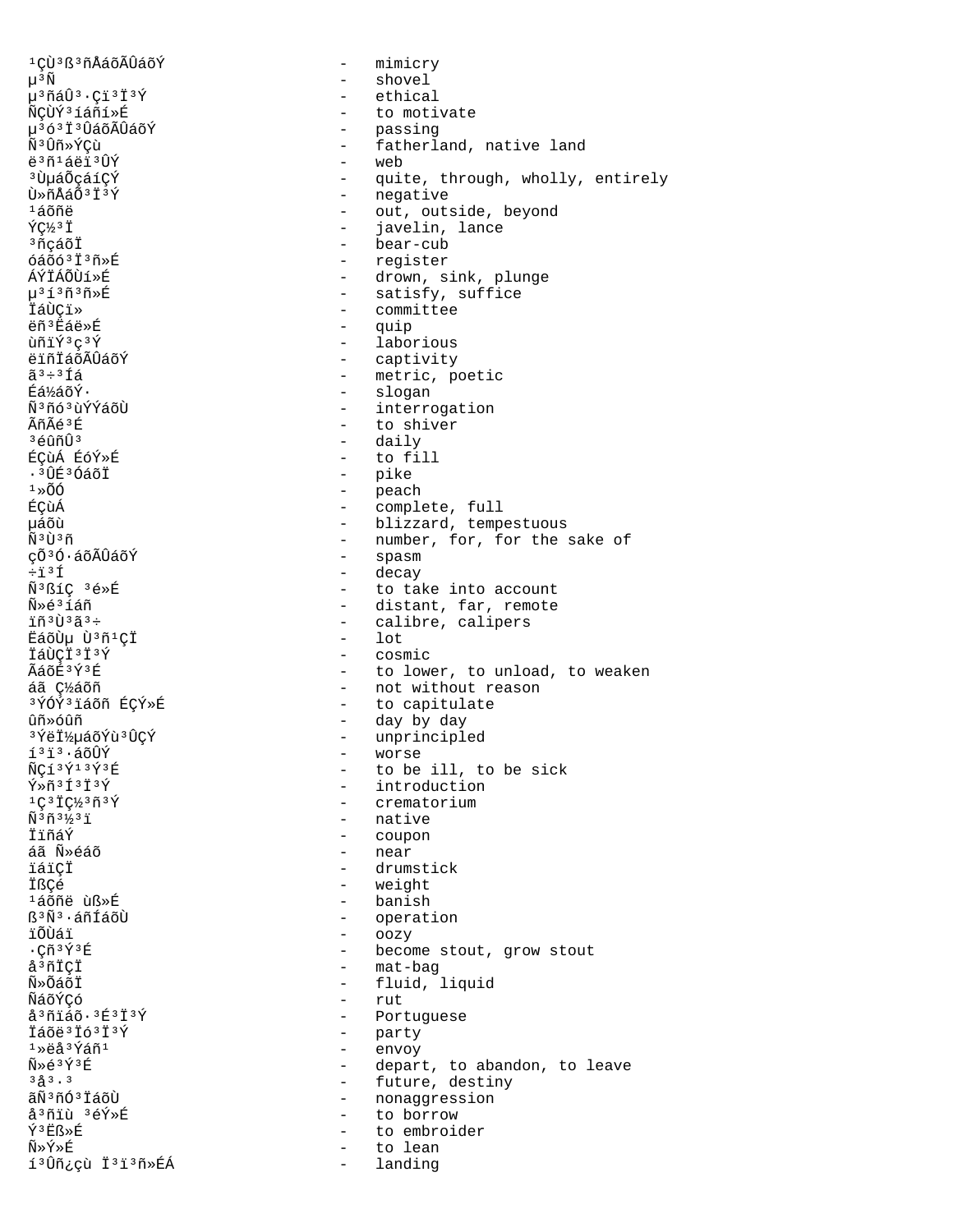¹ÇÙ³ß³ñÅáõÃÛáõÝ - mimicry
µ³Ñ - shovel
µ³ñáÛ³·Çï³Ï³Ý - ethical
ÑÇÙÝ³íáñí»É - to motivate
µ³ó³Ï³ÛáõÃÛáõÝ - passing
Ñ³Ûñ»ÝÇù - fatherland, native land
ë³ñ¹áëï³ÛÝ - web
³ÙµáÕçáíÇÝ - quite, through, wholly, entirely
Ù»ñÅáÕ³Ï³Ý - negative
¹áõñë - out, outside, beyond
ÝÇ½³Ï - javelin, lance
³ñçáõÏ - bear-cub
óáõó³Ï³ñ»É - register
ÁÝÏÁÕÙí»É - drown, sink, plunge
µ³í³ñ³ñ»É - satisfy, suffice
ÏáÙÇï» - committee
ëñ³Ëáë»É - quip
ùñïÝ³ç³Ý - laborious
ëïñÏáõÃÛáõÝ - captivity
ã³÷³Íá - metric, poetic
Éá½áõÝ· - slogan
Ñ³ñó³ùÝÝáõÙ - interrogation
ÃñÃé³É - to shiver
³éûñÛ³ - daily
ÉÇùÁ ÉóÝ»É - to fill
·³ÛÉ³ÓáõÏ - pike
¹»ÕÓ - peach
ÉÇùÁ - complete, full
µáõù - blizzard, tempestuous
Ñ³Ù³ñ - number, for, for the sake of
çÕ³Ó·áõÃÛáõÝ - spasm
÷ï³Í - decay
Ñ³ßíÇ ³é»É - to take into account
Ñ»é³íáñ - distant, far, remote
ïñ³Ù³ã³÷ - calibre, calipers
ËáõÙµ Ù³ñ¹ÇÏ - lot
ÏáÙÇÏ³Ï³Ý - cosmic
ÃáõË³Ý³É - to lower, to unload, to weaken
áã Ç½áõñ - not without reason
³ÝÓÝ³ïáõñ ÉÇÝ»É - to capitulate
ûñ»óûñ - day by day
³ÝëÏ½µáõÝù³ÛÇÝ - unprincipled
í³ï³·áõÛÝ - worse
ÑÇí³Ý¹³Ý³É - to be ill, to be sick
Ý»ñ³Í³Ï³Ý - introduction
¹Ç³ÏÇ½³ñ³Ý - crematorium
Ñ³ñ³½³ï - native
ÏïñáÝ - coupon
áã Ñ»éáõ - near
ïáïÇÏ - drumstick
ÏßÇé - weight
¹áõñë ùß»É - banish
ß³Ñ³·áñÍáõÙ - operation
ïÕÙáï - oozy
·Çñ³Ý³É - become stout, grow stout
å³ñÏÇÏ - mat-bag
Ñ»ÕáõÏ - fluid, liquid
ÑáõÝÇó - rut
å³ñïáõ·³É³Ï³Ý - Portuguese
Ïáõë³Ïó³Ï³Ý - party
¹»ëå³Ýáñ¹ - envoy
Ñ»é³Ý³É - depart, to abandon, to leave
³å³·³ - future, destiny
ãÑ³ñÓ³ÏáõÙ - nonaggression
å³ñïù ³éÝ»É - to borrow
Ý³Ëß»É - to embroider
Ñ»Ý»É - to lean
í³Ûñ¿çù Ï³ï³ñ»ÉÁ - landing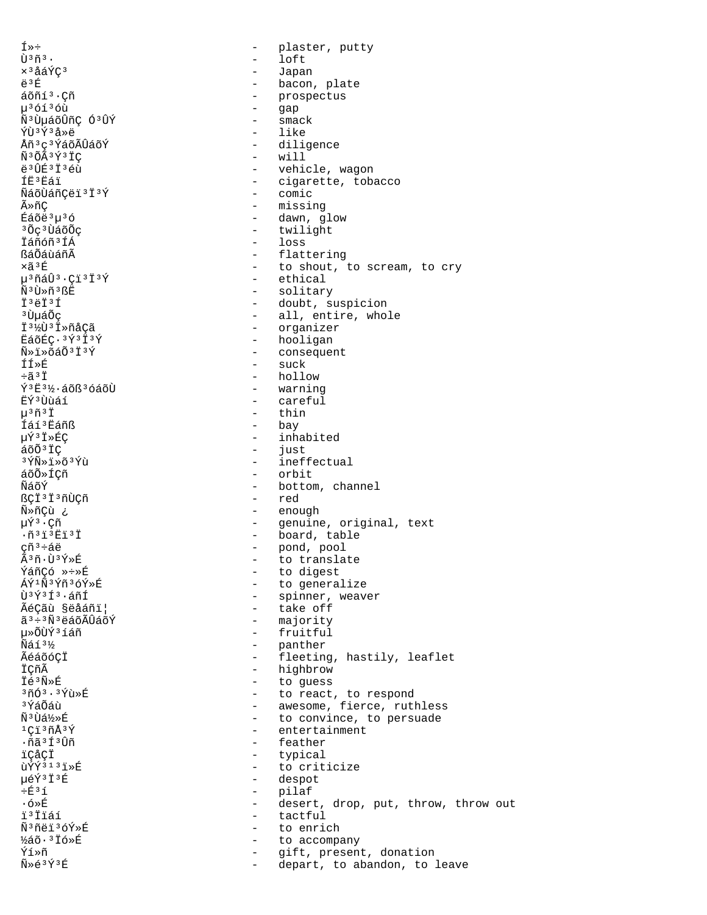Í»÷ - plaster, putty
Ù³ñ³· - loft
×³åáÝÇ³ - Japan
ë³É - bacon, plate
áõñí³·Çñ - prospectus
µ³óí³óù - gap
Ñ³ÙµáõÛñÇ Ó³ÛÝ - smack
ÝÙ³Ý³å»ë - like
Åñ³ç³ÝáõÃÛáõÝ - diligence
Ñ³ÕÃ³Ý³ÏÇ - will
ë³ÛÉ³Ï³éù - vehicle, wagon
ÍË³Ëáï - cigarette, tobacco
ÑáõÙáñÇëï³Ï³Ý - comic
Ã»ñÇ - missing
Éáõë³µ³ó - dawn, glow
³Õç³ÙáõÕç - twilight
Ïáñáõëï³ÍÁ - loss
ßáÕáùáñÃ - flattering
×ã³É - to shout, to scream, to cry
µ³ñáÛ³·Çï³Ï³Ý - ethical
Ñ³Ù»ñ³ßË - solitary
Ï³ëÏ³Í - doubt, suspicion
³ÙµáÕç - all, entire, whole
Ï³½Ù³Ï»ñåÇã - organizer
ËáõÉÇ·³Ý³Ï³Ý - hooligan
Ñ»ï»õáÕ³Ï³Ý - consequent
ÍÍ»É - suck
÷ã³Ï - hollow
Ý³Ë³½·áõß³óáõÙ - warning
ËÝ³Ùùáí - careful
µ³ñ³Ï - thin
Íáí³Ëáñß - bay
µÝ³Ï»ÉÇ - inhabited
áõÕ³ÏÇ - just
³ÝÑ»ï»õ³Ýù - ineffectual
áõÕ»ÍÇñ - orbit
ÑáõÝ - bottom, channel
ßÇÏ³Ï³ñÙÇñ - red
Ñ»ñÇù ¿ - enough
µÝ³·Çñ - genuine, original, text
·ñ³ï³Ëï³Ï - board, table
çñ³÷áë - pond, pool
Ã³ñ·Ù³Ý»É - to translate
ÝáñÇó »÷»É - to digest
ÁÝ¹Ñ³Ýñ³óÝ»É - to generalize
Ù³Ý³Í³·áñÍ - spinner, weaver
ÃéÇãù §ëåáñï¦ - take off
ã³÷³Ñ³ëáõÃÛáõÝ - majority
µ»ÕÙÝ³íáñ - fruitful
Ñáí³½ - panther
ÃéáõóÇÏ - fleeting, hastily, leaflet
ÏÇñÃ - highbrow
Ïé³Ñ»É - to guess
³ñÓ³·³Ýù»É - to react, to respond
³ÝáÕáù - awesome, fierce, ruthless
Ñ³Ùá½»É - to convince, to persuade
¹Çï³ñÅ³Ý - entertainment
·ñã³Í³Ûñ - feather
ïÇåÇÏ - typical
ùÝÝ³¹³ï»É - to criticize
µéÝ³Ï³É - despot
÷É³í - pilaf
·ó»É - desert, drop, put, throw, throw out
ï³Ïïáí - tactful
Ñ³ñëï³óÝ»É - to enrich
½áõ·³Ïó»É - to accompany
Ýí»ñ - gift, present, donation
Ñ»é³Ý³É - depart, to abandon, to leave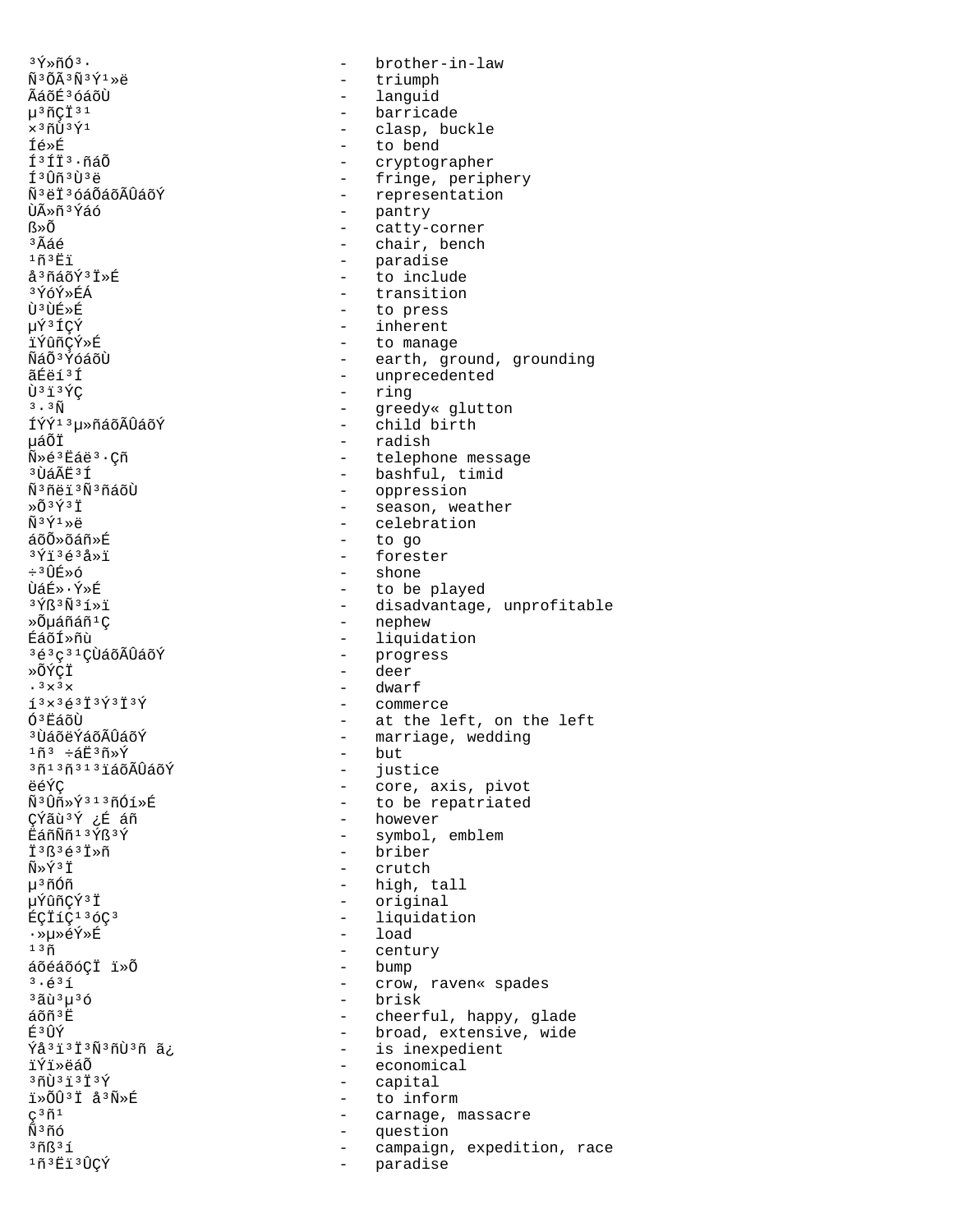³Ý»ñÓ³· - brother-in-law
Ñ³ÕÃ³Ñ³Ý¹»ë - triumph
ÃáõÉ³óáõÙ - languid
µ³ñÇÏ³¹ - barricade
×³ñÙ³Ý¹ - clasp, buckle
Íé»É - to bend
Í³ÍÏ³·ñáÕ - cryptographer
Í³Ûñ³Ù³ë - fringe, periphery
Ñ³ëÏ³óáÕáõÃÛáõÝ - representation
ÙÃ»ñ³Ýáó - pantry
ß»Õ - catty-corner
³Ãáé - chair, bench
¹ñ³Ëï - paradise
å³ñáõÝ³Ï»É - to include
³ÝóÝ»ÉÁ - transition
Ù³ÙÉ»É - to press
µÝ³ÍÇÝ - inherent
ïÝûñÇÝ»É - to manage
ÑáÕ³ÝóáõÙ - earth, ground, grounding
ãÉëí³Í - unprecedented
Ù³ï³ÝÇ - ring
³·³Ñ - greedy« glutton
ÍÝ¹³µ»ñáõÃÛáõÝ - child birth
µáÕÏ - radish
Ñ»é³Ëáë³·Çñ - telephone message
³ÙáÃË³Í - bashful, timid
Ñ³ñëï³Ñ³ñáõÙ - oppression
»Õ³Ý³Ï - season, weather
Ñ³Ý¹»ë - celebration
áõÕ»õáñ»É - to go
³Ýï³é³å»ï - forester
÷³ÛÉ»ó - shone
ÙáÉ»·Ý»É - to be played
³Ýß³Ñ³í»ï - disadvantage, unprofitable
»Õµáñáñ¹Ç - nephew
ÉáõÍ»ñù - liquidation
³é³ç³¹ÇÙáõÃÛáõÝ - progress
»ÕÝÇÏ - deer
·³×³× - dwarf
í³×³é³Ï³Ý³Ï³Ý - commerce
Ó³ËáõÙ - at the left, on the left
³ÙáõëÝáõÃÛáõÝ - marriage, wedding
¹ñ³ ÷áË³ñ»Ý - but
³ñ¹³ñ³¹³ïáõÃÛáõÝ - justice
ëéÝÇ - core, axis, pivot
Ñ³Ûñ»Ý³¹³ñÓí»É - to be repatriated
ÇÝãù³Ý ¿É áñ - however
ËáñÑñ¹³Ýß³Ý - symbol, emblem
Ï³ß³é³Ï»ñ - briber
Ñ»Ý³Ï - crutch
µ³ñÓñ - high, tall
µÝûñÇÝ³Ï - original
ÉÇÏíÇ¹³óÇ³ - liquidation
·»µ»éÝ»É - load
¹³ñ - century
áõéáõóÇÏ ï»Õ - bump
³·é³í - crow, raven« spades
³ãù³µ³ó - brisk
áõñ³Ë - cheerful, happy, glade
É³ÛÝ - broad, extensive, wide
Ýå³ï³Ï³Ñ³ñÙ³ñ ã¿ - is inexpedient
ïÝï»ëáÕ - economical
³ñÙ³ï³Ï³Ý - capital
ï»ÕÛ³Ï å³Ñ»É - to inform
ç³ñ¹ - carnage, massacre
Ñ³ñó - question
³ñß³í - campaign, expedition, race
¹ñ³Ëï³ÛÇÝ - paradise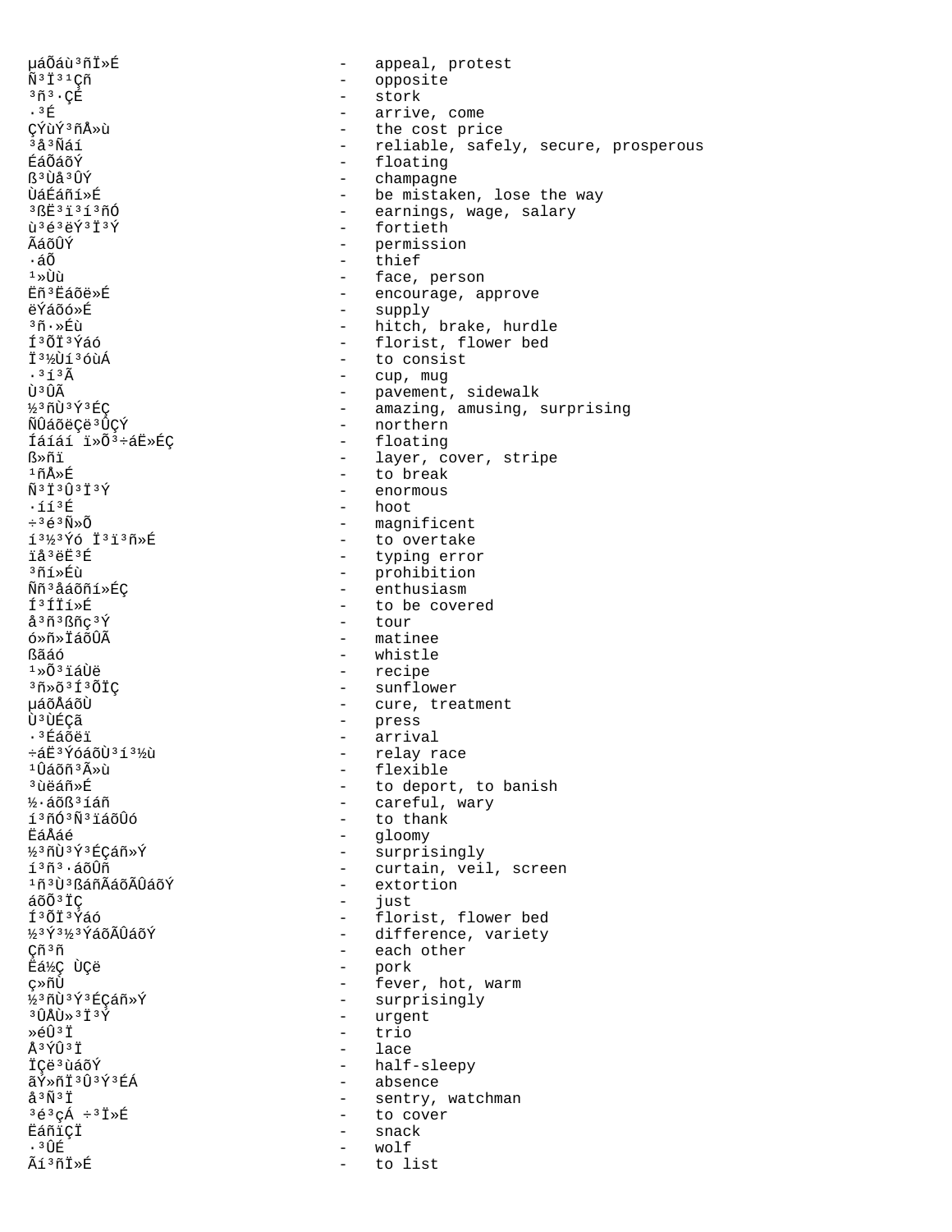µáÕáù³ñÏ»É - appeal, protest
Ñ³Ï³¹Çñ - opposite
³ñ³·ÇÉ - stork
·³É - arrive, come
ÇÝùÝ³ñÅ»ù - the cost price
³å³Ñáí - reliable, safely, secure, prosperous
ÉáÕáõÝ - floating
ß³Ùå³ÛÝ - champagne
ÙáÉáñí»É - be mistaken, lose the way
³ßË³ï³í³ñÓ - earnings, wage, salary
ù³é³ëÝ³Ï³Ý - fortieth
ÃáõÛÉ - permission
·áÕ - thief
¹»Ùù - face, person
Ëñ³Ëáõë»É - encourage, approve
ëÝáõó»É - supply
³ñ·»Éù - hitch, brake, hurdle
Í³ÕÏ³Ýáó - florist, flower bed
Ï³½Ùí³óùÁ - to consist
·³í³Ã - cup, mug
Ù³ÛÃ - pavement, sidewalk
½³ñÙ³Ý³ÉÇ - amazing, amusing, surprising
ÑÛáõëÇë³ÛÇÝ - northern
Íáíáí ï»Õ³÷áË»ÉÇ - floating
ß»ñï - layer, cover, stripe
¹ñÅ»É - to break
Ñ³Ï³Û³Ï³Ý - enormous
·íí³É - hoot
÷³é³Ñ»Õ - magnificent
í³½³Ýó Ï³ï³ñ»É - to overtake
ïå³ëË³É - typing error
³ñí»Éù - prohibition
Ññ³åáõñí»ÉÇ - enthusiasm
Í³ÍÏí»É - to be covered
å³ñ³ßñç³Ý - tour
ó»ñ»ÏáõÛÃ - matinee
ßãáó - whistle
¹»Õ³ïáÙë - recipe
³ñ»õ³Í³ÕÏÇ - sunflower
µáõÅáõÙ - cure, treatment
Ù³ÙÉÇã - press
·³Éáõëï - arrival
÷áË³ÝóáõÙ³í³½ù - relay race
¹Ûáõñ³Ã»ù - flexible
³ùëáñ»É - to deport, to banish
½·áõß³íáñ - careful, wary
í³ñÓ³Ñ³ïáõÛó - to thank
ËáÅáé - gloomy
½³ñÙ³Ý³ÉÇáñ»Ý - surprisingly
í³ñ³·áõÛñ - curtain, veil, screen
¹ñ³Ù³ßáñÃáõÃÛáõÝ - extortion
áõÕ³ÏÇ - just
Í³ÕÏ³Ýáó - florist, flower bed
½³Ý³½³ÝáõÃÛáõÝ - difference, variety
Çñ³ñ - each other
Ëá½Ç ÙÇë - pork
ç»ñÙ - fever, hot, warm
½³ñÙ³Ý³ÉÇáñ»Ý - surprisingly
³ÛÅÙ»³Ï³Ý - urgent
»éÛ³Ï - trio
Å³ÝÛ³Ï - lace
ÏÇë³ùáõÝ - half-sleepy
ãÝ»ñÏ³Û³Ý³ÉÁ - absence
å³Ñ³Ï - sentry, watchman
³é³çÁ ÷³Ï»É - to cover
ËáñïÇÏ - snack
·³ÛÉ - wolf
Ãí³ñÏ»É - to list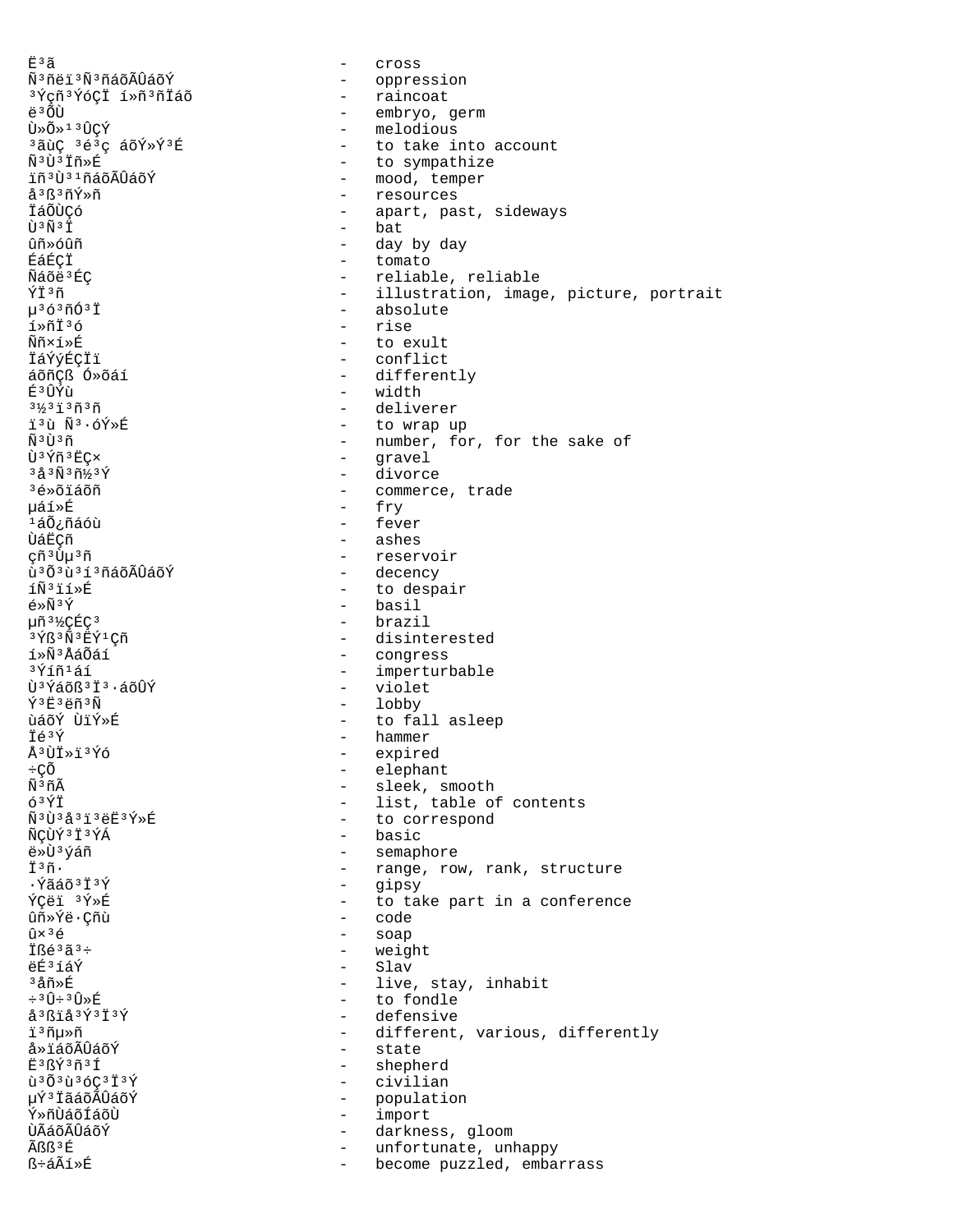Ë³ã - cross
Ñ³ñëï³Ñ³ñáõÃÛáõÝ - oppression
³Ýçñ³ÝóÇÏ í»ñ³ñÏáõ - raincoat
ë³ÕÙ - embryo, germ
Ù»Õ»¹³ÛÇÝ - melodious
³ãùÇ ³é³ç áõÝ»Ý³É - to take into account
Ñ³Ù³Ïñ»É - to sympathize
ïñ³Ù³¹ñáõÃÛáõÝ - mood, temper
å³ß³ñÝ»ñ - resources
ÏáÕÙÇó - apart, past, sideways
Ù³Ñ³Ï - bat
ûñ»óûñ - day by day
ÉáÉÇÏ - tomato
Ñáõë³ÉÇ - reliable, reliable
ÝÏ³ñ - illustration, image, picture, portrait
µ³ó³ñÓ³Ï - absolute
í»ñÏ³ó - rise
Ññ×í»É - to exult
ÏáÝýÉÇÏï - conflict
áõñÇß Ó»õáí - differently
É³ÛÝù - width
³½³ï³ñ³ñ - deliverer
ï³ù Ñ³·óÝ»É - to wrap up
Ñ³Ù³ñ - number, for, for the sake of
Ù³Ýñ³ËÇ× - gravel
³å³Ñ³ñ½³Ý - divorce
³é»õïáõñ - commerce, trade
µáí»É - fry
¹áÕ¿ñáóù - fever
ÙáËÇñ - ashes
çñ³Ùµ³ñ - reservoir
ù³Õ³ù³í³ñáõÃÛáõÝ - decency
íÑ³ïí»É - to despair
é»Ñ³Ý - basil
µñ³½ÇÉÇ³ - brazil
³Ýß³Ñ³ËÝ¹Çñ - disinterested
í»Ñ³ÅáÕáí - congress
³Ýíñ¹áí - imperturbable
Ù³Ýáõß³Ï³·áõÛÝ - violet
Ý³Ë³ëñ³Ñ - lobby
ùáõÝ ÙïÝ»É - to fall asleep
Ïé³Ý - hammer
Å³ÙÏ»ï³Ýó - expired
÷ÇÕ - elephant
Ñ³ñÃ - sleek, smooth
ó³ÝÏ - list, table of contents
Ñ³Ù³å³ï³ëË³Ý»É - to correspond
ÑÇÙÝ³Ï³ÝÁ - basic
ë»Ù³ýáñ - semaphore
Ï³ñ· - range, row, rank, structure
·Ýãáõ³Ï³Ý - gipsy
ÝÇëï ³Ý»É - to take part in a conference
ûñ»Ýë·Çñù - code
û×³é - soap
Ïßé³ã³÷ - weight
ëÉ³íáÝ - Slav
³åñ»É - live, stay, inhabit
÷³Û÷³Û»É - to fondle
å³ßïå³Ý³Ï³Ý - defensive
ï³ñµ»ñ - different, various, differently
å»ïáõÃÛáõÝ - state
Ë³ßÝ³ñ³Í - shepherd
ù³Õ³ù³óÇ³Ï³Ý - civilian
µÝ³ÏãáõÃÛáõÝ - population
Ý»ñÙáõÍáõÙ - import
ÙÃáõÃÛáõÝ - darkness, gloom
Ãß³É - unfortunate, unhappy
ß÷áÃí»É - become puzzled, embarrass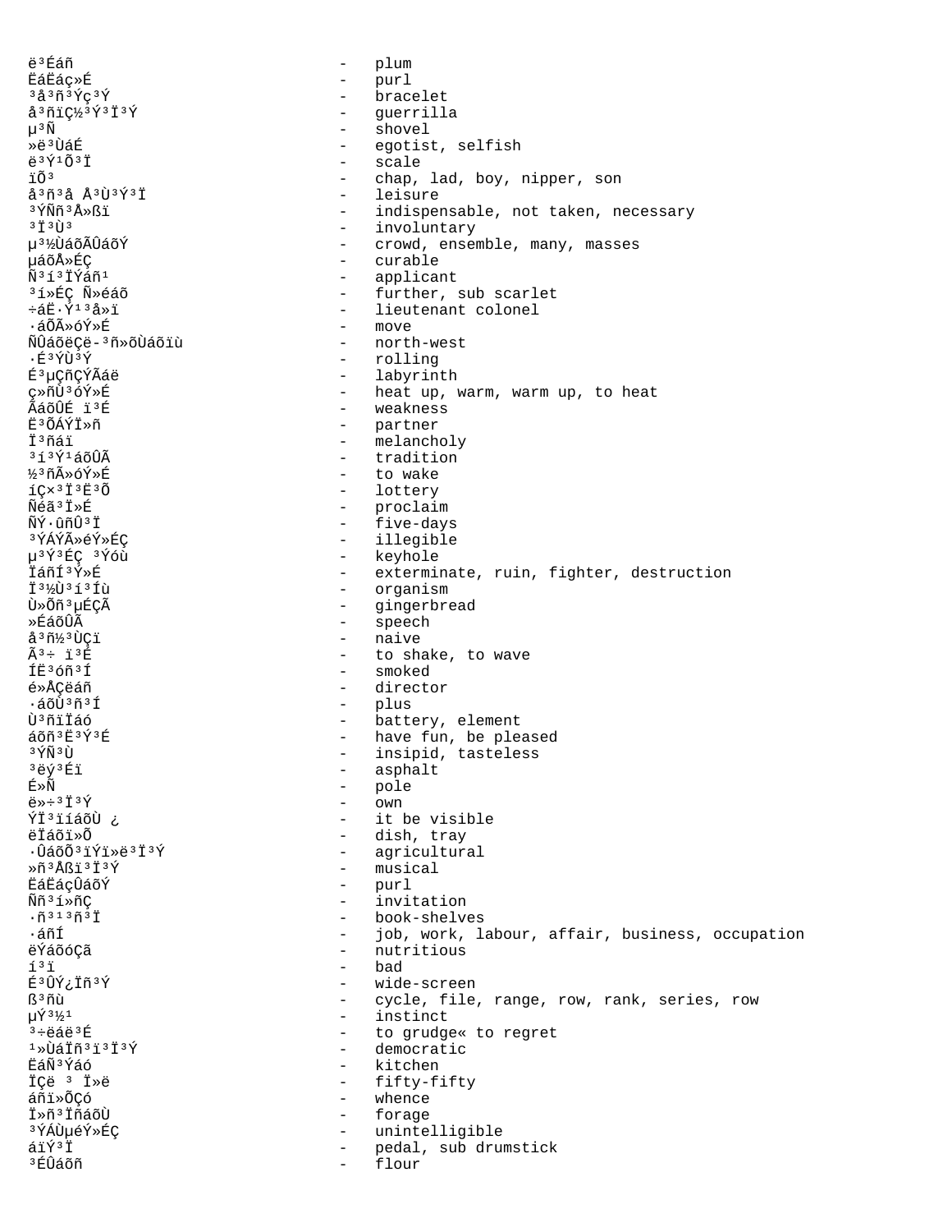ë³Éáñ - plum
ËáËáç»É - purl
³å³ñ³Ýç³Ý - bracelet
å³ñïÇ½³Ý³Ï³Ý - guerrilla
µ³Ñ - shovel
»ë³ÙáÉ - egotist, selfish
ë³Ý¹Õ³Ï - scale
ïÕ³ - chap, lad, boy, nipper, son
å³ñ³å Å³Ù³Ý³Ï - leisure
³ÝÑñ³Å»ßï - indispensable, not taken, necessary
³Ï³Ù³ - involuntary
µ³½ÙáõÃÛáõÝ - crowd, ensemble, many, masses
µáõÅ»ÉÇ - curable
Ñ³í³ÏÝáñ¹ - applicant
³í»ÉÇ Ñ»éáõ - further, sub scarlet
÷áË·Ý¹³å»ï - lieutenant colonel
·áÕÃ»óÝ»É - move
ÑÛáõëÇë-³ñ»õÙáõïù - north-west
·É³ÝÙ³Ý - rolling
É³µÇñÇÝÃáë - labyrinth
ç»ñÙ³óÝ»É - heat up, warm, warm up, to heat
ÃáõÛÉ ï³É - weakness
Ë³ÕÁÝÏ»ñ - partner
Ï³ñáï - melancholy
³í³Ý¹áõÛÃ - tradition
½³ñÃ»óÝ»É - to wake
íÇ×³Ï³Ë³Õ - lottery
Ñéã³Ï»É - proclaim
ÑÝ·ûñÛ³Ï - five-days
³ÝÁÝÃ»éÝ»ÉÇ - illegible
µ³Ý³ÉÇ ³Ýóù - keyhole
ÏáñÍ³Ý»É - exterminate, ruin, fighter, destruction
Ï³½Ù³í³Íù - organism
Ù»Õñ³µÉÇÃ - gingerbread
»ÉáõÛÃ - speech
å³ñ½³ÙÇï - naive
Ã³÷ ï³É - to shake, to wave
ÍË³óñ³Í - smoked
é»ÅÇëáñ - director
·áõÙ³ñ³Í - plus
Ù³ñïÏáó - battery, element
áõñ³Ë³Ý³É - have fun, be pleased
³ÝÑ³Ù - insipid, tasteless
³ëý³Éï - asphalt
É»Ñ - pole
ë»÷³Ï³Ý - own
ÝÏ³ïíáõÙ ¿ - it be visible
ëÏáõï»Õ - dish, tray
·ÛáõÕ³ïÝï»ë³Ï³Ý - agricultural
»ñ³Åßï³Ï³Ý - musical
ËáËáçÛáõÝ - purl
Ññ³í»ñÇ - invitation
·ñ³¹³ñ³Ï - book-shelves
·áñÍ - job, work, labour, affair, business, occupation
ëÝáõóÇã - nutritious
í³ï - bad
É³ÛÝ¿Ïñ³Ý - wide-screen
ß³ñù - cycle, file, range, row, rank, series, row
µÝ³½¹ - instinct
³÷ëáë³É - to grudge« to regret
¹»ÙáÏñ³ï³Ï³Ý - democratic
ËáÑ³Ýáó - kitchen
ÏÇë ³ Ï»ë - fifty-fifty
áñï»ÕÇó - whence
Ï»ñ³ÏñáõÙ - forage
³ÝÁÙµéÝ»ÉÇ - unintelligible
áïÝ³Ï - pedal, sub drumstick
³ÉÛáõñ - flour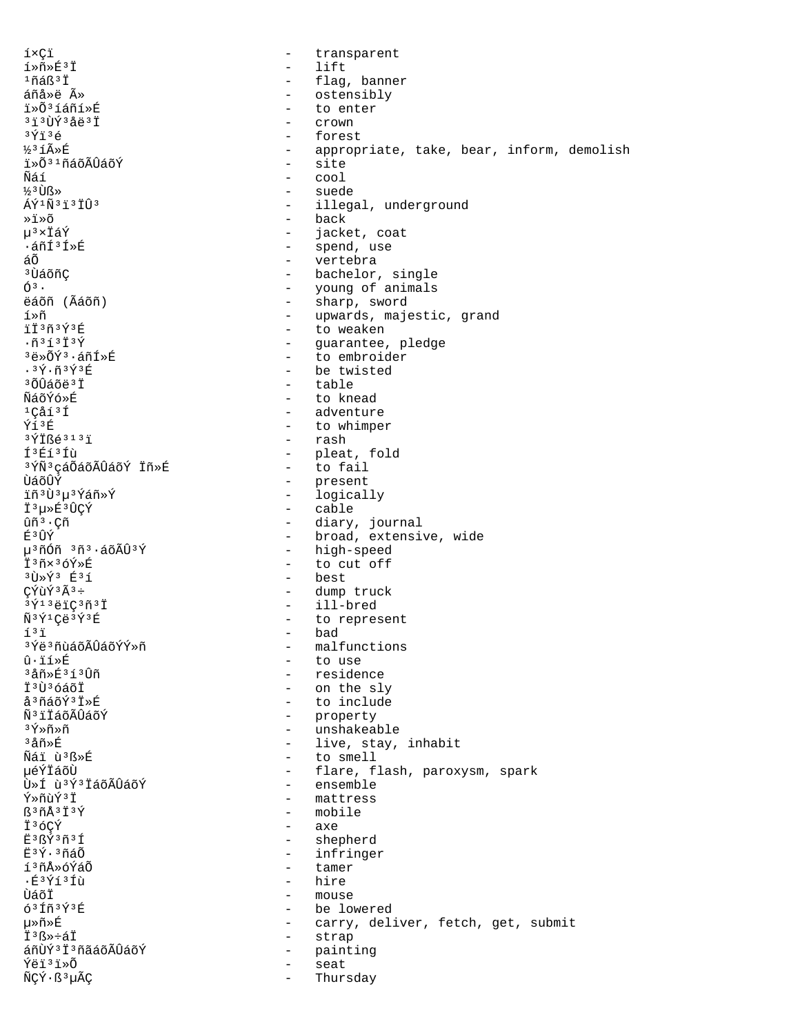í×Çï - transparent
í»ñ»É³Ï - lift
¹ñáß³Ï - flag, banner
áñå»ë Ã» - ostensibly
ï»Õ³íáñí»É - to enter
³ï³ÙÝ³åë³Ï - crown
³Ýï³é - forest
½³íÃ»É - appropriate, take, bear, inform, demolish
ï»Õ³¹ñáõÃÛáõÝ - site
Ñáí - cool
½³Ùß» - suede
ÁÝ¹Ñ³ï³ÏÛ³ - illegal, underground
»ï»õ - back
µ³×ÏáÝ - jacket, coat
·áñÍ³Í»É - spend, use
áÕ - vertebra
³ÙáõñÇ - bachelor, single
Ó³· - young of animals
ëáõñ (Ãáõñ) - sharp, sword
í»ñ - upwards, majestic, grand
ïÏ³ñ³Ý³É - to weaken
·ñ³í³Ï³Ý - guarantee, pledge
³ë»ÕÝ³·áñÍ»É - to embroider
·³Ý·ñ³Ý³É - be twisted
³ÕÛáõë³Ï - table
ÑáõÝó»É - to knead
¹Çåí³Í - adventure
Ýí³É - to whimper
³ÝÏßé³¹³ï - rash
Í³Éí³Íù - pleat, fold
³ÝÑ³çáÕáõÃÛáõÝ Ïñ»É - to fail
ÙáõÛÝ - present
ïñ³Ù³µ³Ýáñ»Ý - logically
Ï³µ»É³ÛÇÝ - cable
ûñ³·Çñ - diary, journal
É³ÛÝ - broad, extensive, wide
µ³ñÓñ ³ñ³·áõÃÛ³Ý - high-speed
Ï³ñ×³óÝ»É - to cut off
³Ù»Ý³ É³í - best
ÇÝùÝ³Ã³÷ - dump truck
³Ý¹³ëïÇ³ñ³Ï - ill-bred
Ñ³Ý¹Çë³Ý³É - to represent
í³ï - bad
³Ýë³ñùáõÃÛáõÝÝ»ñ - malfunctions
û·ïí»É - to use
³åñ»É³í³Ûñ - residence
Ï³Ù³óáõÏ - on the sly
å³ñáõÝ³Ï»É - to include
Ñ³ïÏáõÃÛáõÝ - property
³Ý»ñ»ñ - unshakeable
³åñ»É - live, stay, inhabit
Ñáï ù³ß»É - to smell
µéÝÏáõÙ - flare, flash, paroxysm, spark
Ù»Í ù³Ý³ÏáõÃÛáõÝ - ensemble
Ý»ñùÝ³Ï - mattress
ß³ñÅ³Ï³Ý - mobile
Ï³óÇÝ - axe
Ë³ßÝ³ñ³Í - shepherd
Ë³Ý·³ñáÕ - infringer
í³ñÅ»óÝáÕ - tamer
·É³Ýí³Íù - hire
ÙáõÏ - mouse
ó³Íñ³Ý³É - be lowered
µ»ñ»É - carry, deliver, fetch, get, submit
Ï³ß»÷áÏ - strap
áñÙÝ³Ï³ñãáõÃÛáõÝ - painting
Ýëï³ï»Õ - seat
ÑÇÝ·ß³µÃÇ - Thursday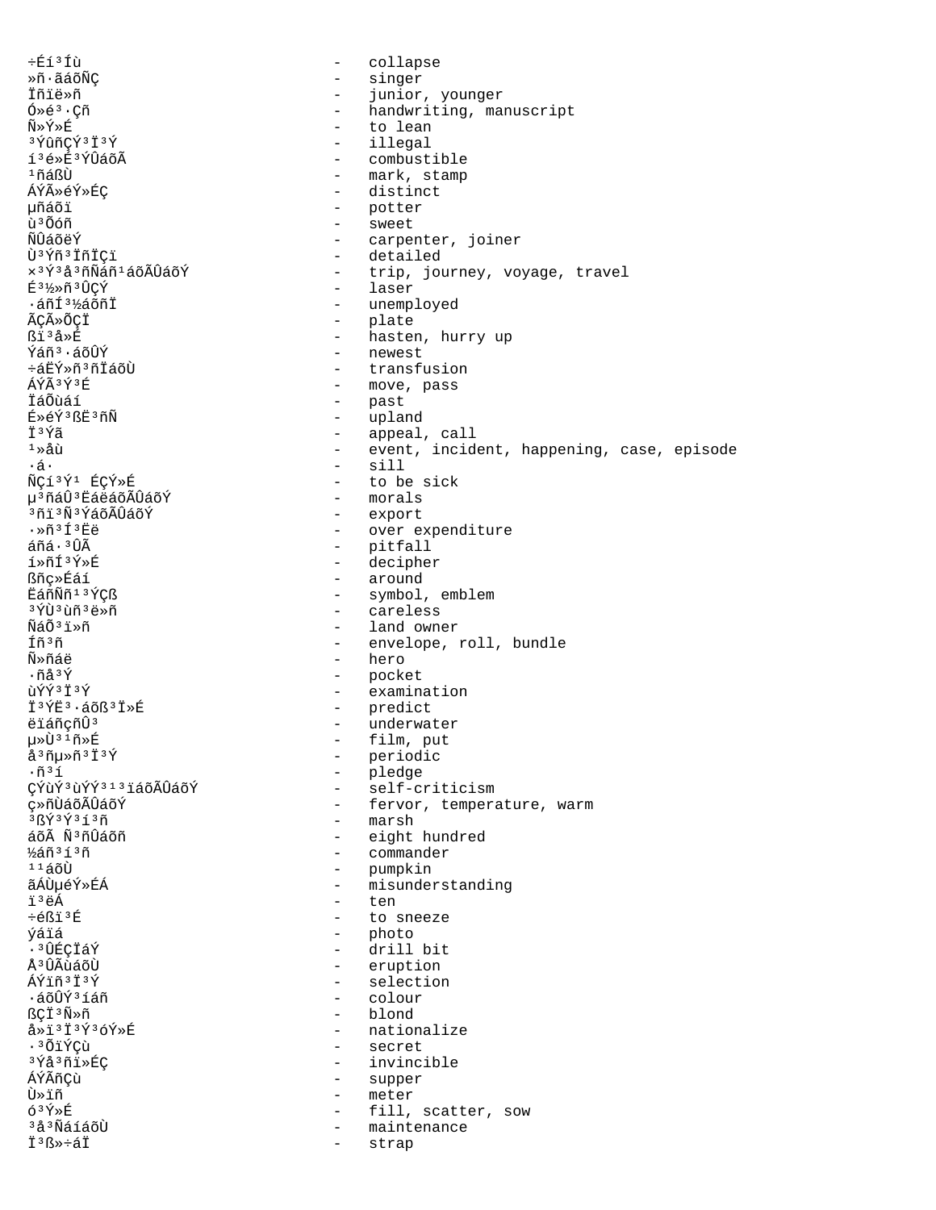÷Éí³Íù - collapse
»ñ·ãáõÑÇ - singer
Ïñïë»ñ - junior, younger
Ó»é³·Çñ - handwriting, manuscript
Ñ»Ý»É - to lean
³ÝûñÇÝ³Ï³Ý - illegal
í³é»É³ÝÛáõÃ - combustible
¹ñáßÙ - mark, stamp
ÁÝÃ»éÝ»ÉÇ - distinct
µñáõï - potter
ù³Õóñ - sweet
ÑÛáõëÝ - carpenter, joiner
Ù³Ýñ³ÏñÏÇï - detailed
×³Ý³å³ñÑáñ¹áõÃÛáõÝ - trip, journey, voyage, travel
É³½»ñ³ÛÇÝ - laser
·áñÍ³½áõñÏ - unemployed
ÃÇÃ»ÕÇÏ - plate
ßï³å»É - hasten, hurry up
Ýáñ³·áõÛÝ - newest
÷áËÝ»ñ³ñÏáõÙ - transfusion
ÁÝÃ³Ý³É - move, pass
ÏáÕùáí - past
É»éÝ³ßË³ñÑ - upland
Ï³Ýã - appeal, call
¹»åù - event, incident, happening, case, episode
·á· - sill
ÑÇí³Ý¹ ÉÇÝ»É - to be sick
µ³ñáÛ³ËáëáõÃÛáõÝ - morals
³ñï³Ñ³ÝáõÃÛáõÝ - export
·»ñ³Í³Ëë - over expenditure
áñá·³ÛÃ - pitfall
í»ñÍ³Ý»É - decipher
ßñç»Éáí - around
ËáñÑñ¹³ÝÇß - symbol, emblem
³ÝÙ³ùñ³ë»ñ - careless
ÑáÕ³ï»ñ - land owner
Íñ³ñ - envelope, roll, bundle
Ñ»ñáë - hero
·ñå³Ý - pocket
ùÝÝ³Ï³Ý - examination
Ï³ÝË³·áõß³Ï»É - predict
ëïáñçñÛ³ - underwater
µ»Ù³¹ñ»É - film, put
å³ñµ»ñ³Ï³Ý - periodic
·ñ³í - pledge
ÇÝùÝ³ùÝÝ³¹³ïáõÃÛáõÝ - self-criticism
ç»ñÙáõÃÛáõÝ - fervor, temperature, warm
³ßÝ³Ý³í³ñ - marsh
áõÃ Ñ³ñÛáõñ - eight hundred
½áñ³í³ñ - commander
¹¹áõÙ - pumpkin
ãÁÙµéÝ»ÉÁ - misunderstanding
ï³ëÁ - ten
÷éßï³É - to sneeze
ýáïá - photo
·³ÛÉÇÏáÝ - drill bit
Å³ÛÃùáõÙ - eruption
ÁÝïñ³Ï³Ý - selection
·áõÛÝ³íáñ - colour
ßÇÏ³Ñ»ñ - blond
å»ï³Ï³Ý³óÝ»É - nationalize
·³ÕïÝÇù - secret
³Ýå³ñï»ÉÇ - invincible
ÁÝÃñÇù - supper
Ù»ïñ - meter
ó³Ý»É - fill, scatter, sow
³å³ÑáíáõÙ - maintenance
Ï³ß»÷áÏ - strap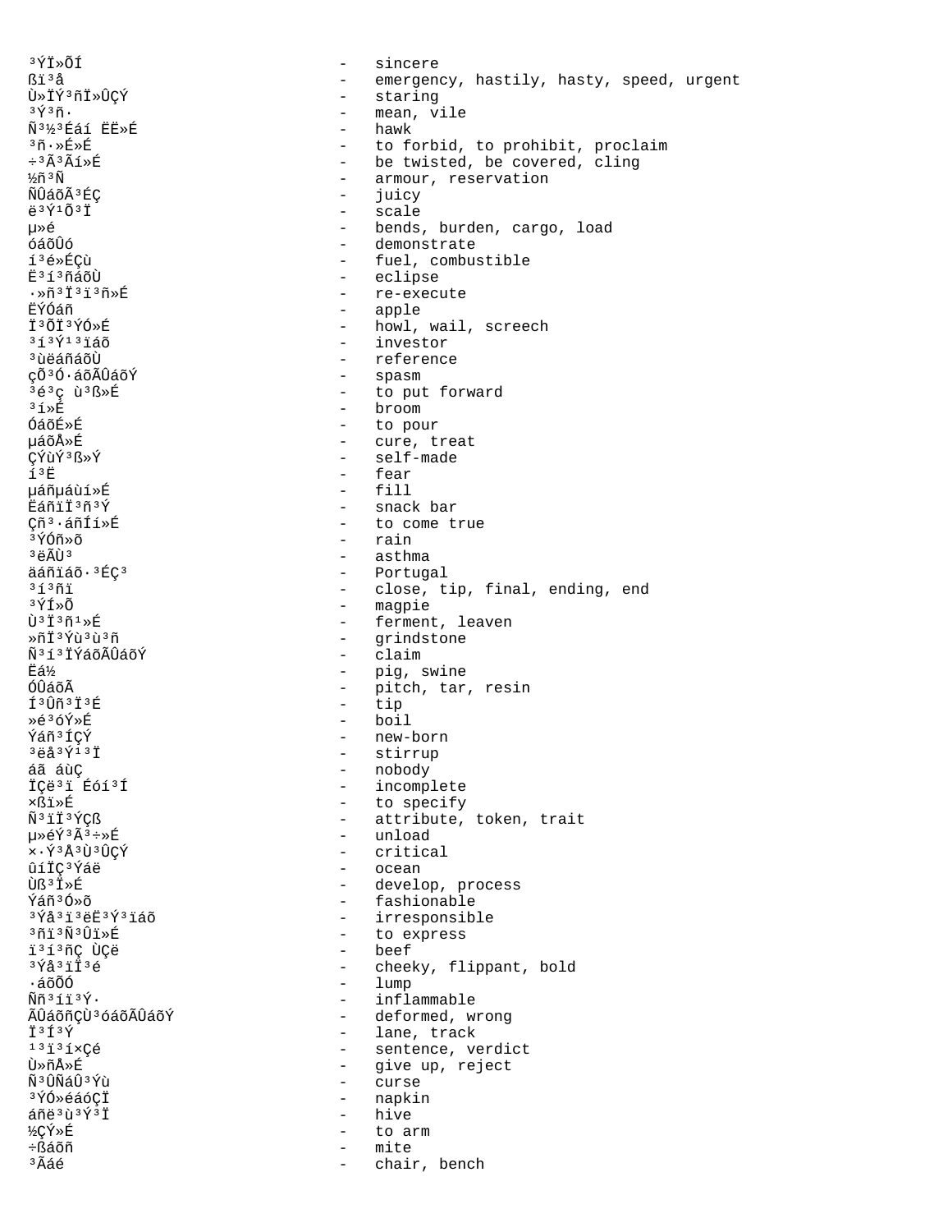³ÝÏ»ÕÍ - sincere
ßï³å - emergency, hastily, hasty, speed, urgent
Ù»ÏÝ³ñÏ»ÛÇÝ - staring
³Ý³ñ· - mean, vile
Ñ³½³Éáí ÉË»É - hawk
³ñ·»É»É - to forbid, to prohibit, proclaim
÷³Ã³Ãí»É - be twisted, be covered, cling
½ñ³Ñ - armour, reservation
ÑÛáõÃ³ÉÇ - juicy
ë³Ý¹Õ³Ï - scale
µ»é - bends, burden, cargo, load
óáõÛó - demonstrate
í³é»ÉÇù - fuel, combustible
Ë³í³ñáõÙ - eclipse
·»ñ³Ï³ï³ñ»É - re-execute
ËÝÓáñ - apple
Ï³ÕÏ³ÝÓ»É - howl, wail, screech
³í³Ý¹³ïáõ - investor
³ùëáñáõÙ - reference
çÕ³Ó·áõÃÛáõÝ - spasm
³é³ç ù³ß»É - to put forward
³í»É - broom
ÓáõÉ»É - to pour
µáõÅ»É - cure, treat
ÇÝùÝ³ß»Ý - self-made
í³Ë - fear
µáñµáùí»É - fill
ËáñïÏ³ñ³Ý - snack bar
Çñ³·áñÍí»É - to come true
³ÝÓñ»õ - rain
³ëÃÙ³ - asthma
äáñïáõ·³ÉÇ³ - Portugal
³í³ñï - close, tip, final, ending, end
³ÝÍ»Õ - magpie
Ù³Ï³ñ¹»É - ferment, leaven
»ñÏ³Ýù³ù³ñ - grindstone
Ñ³í³ÏÝáõÃÛáõÝ - claim
Ëá½ - pig, swine
ÓÛáõÃ - pitch, tar, resin
Í³Ûñ³Ï³É - tip
»é³óÝ»É - boil
Ýáñ³ÍÇÝ - new-born
³ëå³Ý¹³Ï - stirrup
áã áùÇ - nobody
ÏÇë³ï Éóí³Í - incomplete
×ßï»É - to specify
Ñ³ïÏ³ÝÇß - attribute, token, trait
µ»éÝ³Ã³÷»É - unload
×·Ý³Å³Ù³ÛÇÝ - critical
ûíÏÇ³Ýáë - ocean
Ùß³Ï»É - develop, process
Ýáñ³Ó»õ - fashionable
³Ýå³ï³ëË³Ý³ïáõ - irresponsible
³ñï³Ñ³Ûï»É - to express
ï³í³ñÇ ÙÇë - beef
³Ýå³ïÏ³é - cheeky, flippant, bold
·áõÕÓ - lump
Ññ³íï³Ý· - inflammable
ÃÛáõñÇÙ³óáõÃÛáõÝ - deformed, wrong
Ï³Í³Ý - lane, track
¹³ï³í×Çé - sentence, verdict
Ù»ñÅ»É - give up, reject
Ñ³ÛÑáÛ³Ýù - curse
³ÝÓ»éáóÇÏ - napkin
áñë³ù³Ý³Ï - hive
½ÇÝ»É - to arm
÷ßáõñ - mite
³Ãáé - chair, bench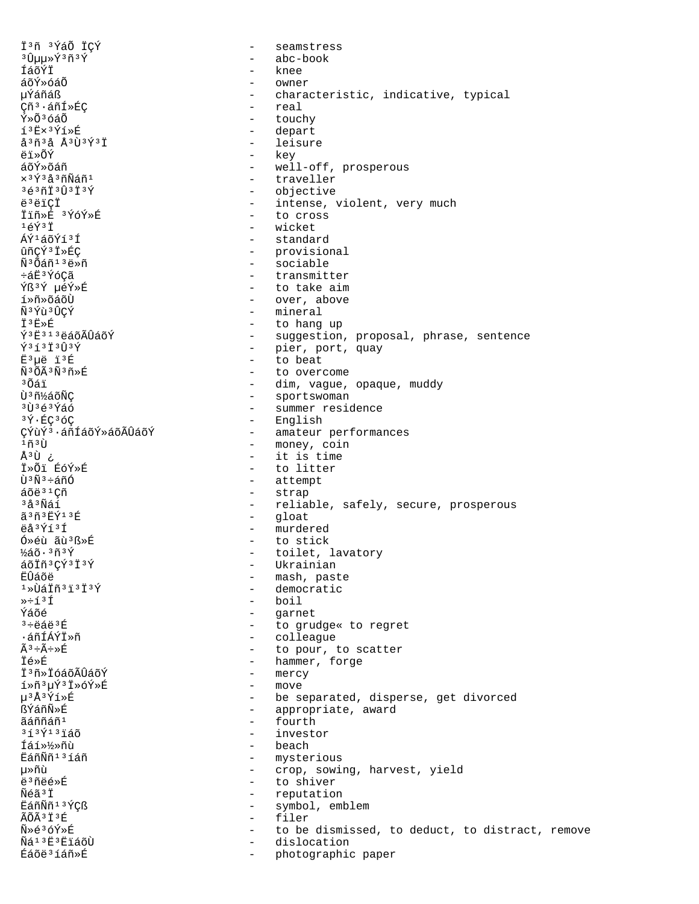Ï³ñ ³ÝáÕ ÏÇÝ - seamstress
³Ûµµ»Ý³ñ³Ý - abc-book
ÍáõÝÏ - knee
áõÝ»óáÕ - owner
µÝáñáß - characteristic, indicative, typical
Çñ³·áñÍ»ÉÇ - real
Ý»Õ³óáÕ - touchy
í³Ë×³Ýí»É - depart
å³ñ³å Å³Ù³Ý³Ï - leisure
ëï»ÕÝ - key
áõÝ»õáñ - well-off, prosperous
×³Ý³å³ñÑáñ¹ - traveller
³é³ñÏ³Û³Ï³Ý - objective
ë³ëïÇÏ - intense, violent, very much
Ïïñ»É ³ÝóÝ»É - to cross
¹éÝ³Ï - wicket
ÁÝ¹áõÝí³Í - standard
ûñÇÝ³Ï»ÉÇ - provisional
Ñ³Õáñ¹³ë»ñ - sociable
÷áË³ÝóÇã - transmitter
Ýß³Ý µéÝ»É - to take aim
í»ñ»õáõÙ - over, above
Ñ³Ýù³ÛÇÝ - mineral
Ï³Ë»É - to hang up
Ý³Ë³¹³ëáõÃÛáõÝ - suggestion, proposal, phrase, sentence
Ý³í³Ï³Û³Ý - pier, port, quay
Ë³µë ï³É - to beat
Ñ³ÕÃ³Ñ³ñ»É - to overcome
³Õáï - dim, vague, opaque, muddy
Ù³ñ½áõÑÇ - sportswoman
³Ù³é³Ýáó - summer residence
³Ý·ÉÇ³óÇ - English
ÇÝùÝ³·áñÍáõÝ»áõÃÛáõÝ - amateur performances
¹ñ³Ù - money, coin
Å³Ù ¿ - it is time
Ï»Õï ÉóÝ»É - to litter
Ù³Ñ³÷áñÓ - attempt
áõë³¹Çñ - strap
³å³Ñáí - reliable, safely, secure, prosperous
ã³ñ³ËÝ¹³É - gloat
ëå³Ýí³Í - murdered
Ó»éù ãù³ß»É - to stick
½áõ·³ñ³Ý - toilet, lavatory
áõÏñ³ÇÝ³Ï³Ý - Ukrainian
ËÛáõë - mash, paste
¹»ÙáÏñ³ï³Ï³Ý - democratic
»÷í³Í - boil
Ýéõé - garnet
³÷ëáë³É - to grudge« to regret
·áñÍÁÝÏ»ñ - colleague
Ã³÷Ã÷»É - to pour, to scatter
Ïé»É - hammer, forge
Ï³ñ»ÏóáõÃÛáõÝ - mercy
í»ñ³µÝ³Ï»óÝ»É - move
µ³Å³Ýí»É - be separated, disperse, get divorced
ßÝáñÑ»É - appropriate, award
ãáññáñ¹ - fourth
³í³Ý¹³ïáõ - investor
Íáí»½»ñù - beach
ËáñÑñ¹³íáñ - mysterious
µ»ñù - crop, sowing, harvest, yield
ë³ñëé»É - to shiver
Ñéã³Ï - reputation
ËáñÑñ¹³ÝÇß - symbol, emblem
ÃÕÃ³Ï³É - filer
Ñ»é³óÝ»É - to be dismissed, to deduct, to distract, remove
Ñá¹³Ë³ËïáõÙ - dislocation
Éáõë³íáñ»É - photographic paper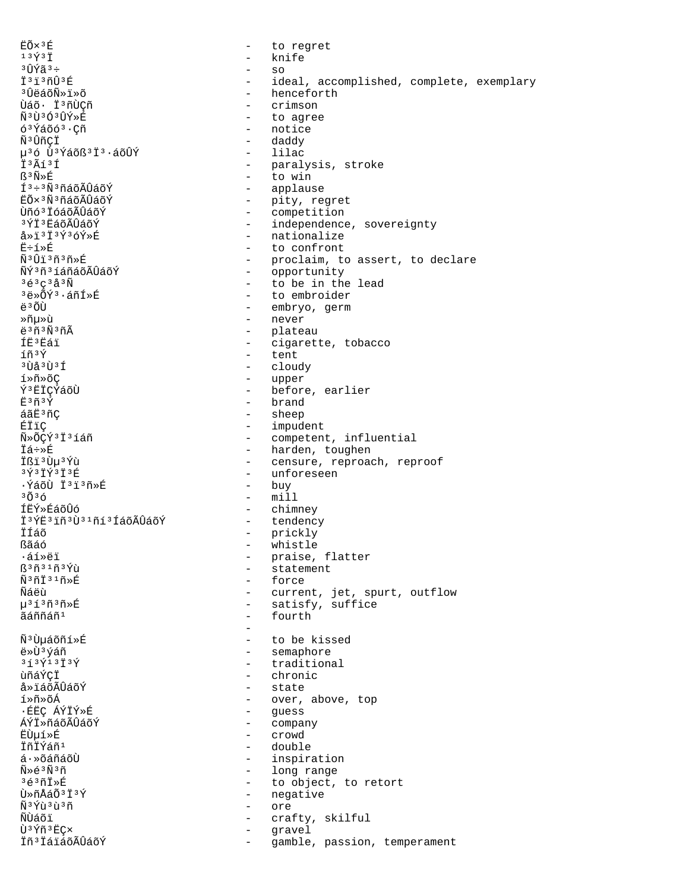ËÕ×³É - to regret
¹³Ý³Ï - knife
³ÛÝã³÷ - so
Ï³ï³ñÛ³É - ideal, accomplished, complete, exemplary
³ÛëáõÑ»ï»õ - henceforth
Ùáõ· Ï³ñÙÇñ - crimson
Ñ³Ù³Ó³ÛÝ»É - to agree
ó³Ýáõó³·Çñ - notice
Ñ³ÛñÇÏ - daddy
µ³ó Ù³Ýáõß³Ï³·áõÛÝ - lilac
Ï³Ãí³Í - paralysis, stroke
ß³Ñ»É - to win
Í³÷³Ñ³ñáõÃÛáõÝ - applause
ËÕ×³Ñ³ñáõÃÛáõÝ - pity, regret
Ùñó³ÏóáõÃÛáõÝ - competition
³ÝÏ³ËáõÃÛáõÝ - independence, sovereignty
å»ï³Ï³Ý³óÝ»É - nationalize
Ë÷í»É - to confront
Ñ³Ûï³ñ³ñ»É - proclaim, to assert, to declare
ÑÝ³ñ³íáñáõÃÛáõÝ - opportunity
³é³ç³å³Ñ - to be in the lead
³ë»ÕÝ³·áñÍ»É - to embroider
ë³ÕÙ - embryo, germ
»ñµ»ù - never
ë³ñ³Ñ³ñÃ - plateau
ÍË³Ëáï - cigarette, tobacco
íñ³Ý - tent
³Ùå³Ù³Í - cloudy
í»ñ»õÇ - upper
Ý³ËÏÇÝáõÙ - before, earlier
Ë³ñ³Ý - brand
áãË³ñÇ - sheep
ÉÏïÇ - impudent
Ñ»ÕÇÝ³Ï³íáñ - competent, influential
Ïá÷»É - harden, toughen
Ïßï³Ùµ³Ýù - censure, reproach, reproof
³Ý³ÏÝ³Ï³É - unforeseen
·ÝáõÙ Ï³ï³ñ»É - buy
³Õ³ó - mill
ÍËÝ»ÉáõÛó - chimney
Ï³ÝË³ïñ³Ù³¹ñí³ÍáõÃÛáõÝ - tendency
ÏÍáõ - prickly
ßãáó - whistle
·áí»ëï - praise, flatter
ß³ñ³¹ñ³Ýù - statement
Ñ³ñÏ³¹ñ»É - force
Ñáëù - current, jet, spurt, outflow
µ³í³ñ³ñ»É - satisfy, suffice
ãáññáñ¹ - fourth
 -
Ñ³Ùµáõñí»É - to be kissed
ë»Ù³ýáñ - semaphore
³í³Ý¹³Ï³Ý - traditional
ùñáÝÇÏ - chronic
å»ïáõÃÛáõÝ - state
í»ñ»õÁ - over, above, top
·ÉËÇ ÁÝÏÝ»É - guess
ÁÝÏ»ñáõÃÛáõÝ - company
ËÙµí»É - crowd
ÏñÏÝáñ¹ - double
á·»õáñáõÙ - inspiration
Ñ»é³Ñ³ñ - long range
³é³ñÏ»É - to object, to retort
Ù»ñÅáÕ³Ï³Ý - negative
Ñ³Ýù³ù³ñ - ore
ÑÙáõï - crafty, skilful
Ù³Ýñ³ËÇ× - gravel
Ïñ³ÏáïáõÃÛáõÝ - gamble, passion, temperament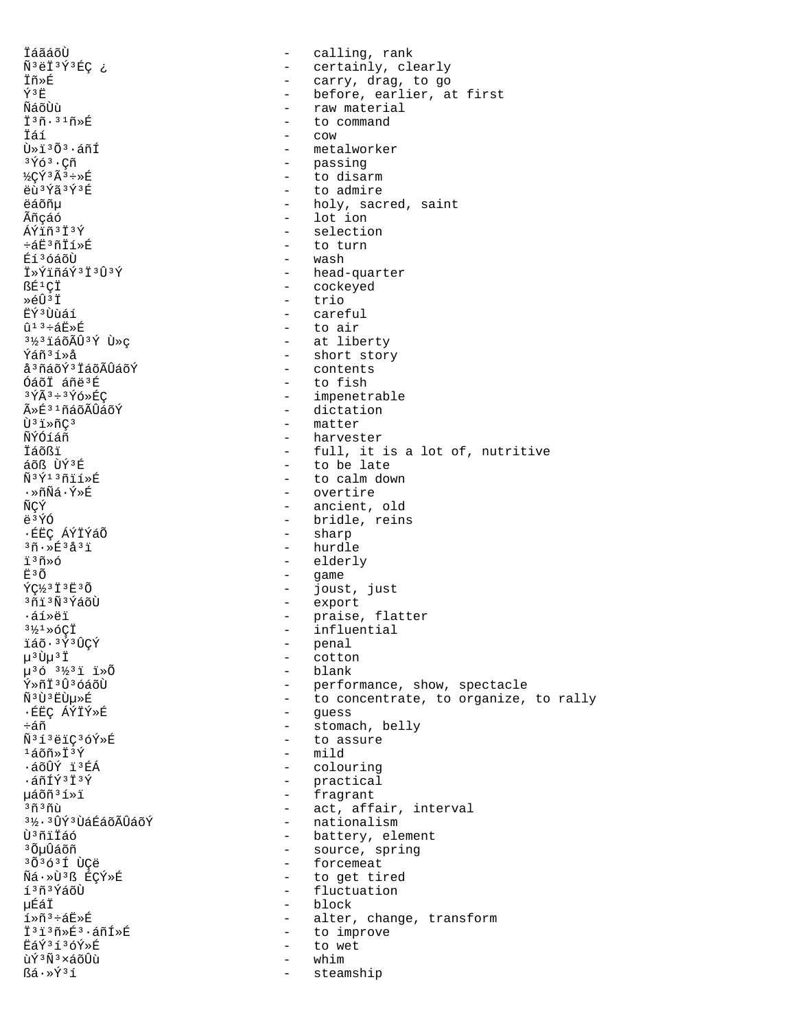ÏáãáõÙ - calling, rank
Ñ³ëÏ³Ý³ÉÇ ¿ - certainly, clearly
Ïñ»É - carry, drag, to go
Ý³Ë - before, earlier, at first
ÑáõÙù - raw material
Ï³ñ·³¹ñ»É - to command
Ïáí - cow
Ù»ï³Õ³·áñÍ - metalworker
³Ýó³·Çñ - passing
½ÇÝ³Ã³÷»É - to disarm
ëù³Ýã³Ý³É - to admire
ëáõñµ - holy, sacred, saint
Ãñçáó - lot ion
ÁÝïñ³Ï³Ý - selection
÷áË³ñÏí»É - to turn
Éí³óáõÙ - wash
Ï»ÝïñáÝ³Ï³Û³Ý - head-quarter
ßÉ¹ÇÏ - cockeyed
»éÛ³Ï - trio
ËÝ³Ùùáí - careful
û¹³÷áË»É - to air
³½³ïáõÃÛ³Ý Ù»ç - at liberty
Ýáñ³í»å - short story
å³ñáõÝ³ÏáõÃÛáõÝ - contents
ÓáõÏ áñë³É - to fish
³ÝÃ³÷³Ýó»ÉÇ - impenetrable
Ã»É³¹ñáõÃÛáõÝ - dictation
Ù³ï»ñÇ³ - matter
ÑÝÓíáñ - harvester
Ïáõßï - full, it is a lot of, nutritive
áõß ÙÝ³É - to be late
Ñ³Ý¹³ñïí»É - to calm down
·»ñÑá·Ý»É - overtire
ÑÇÝ - ancient, old
ë³ÝÓ - bridle, reins
·ÉËÇ ÁÝÏÝáÕ - sharp
³ñ·»É³å³ï - hurdle
ï³ñ»ó - elderly
Ë³Õ - game
ÝÇ½³Ï³Ë³Õ - joust, just
³ñï³Ñ³ÝáõÙ - export
·áí»ëï - praise, flatter
³½¹»óÇÏ - influential
ïáõ·³Ý³ÛÇÝ - penal
µ³Ùµ³Ï - cotton
µ³ó ³½³ï ï»Õ - blank
Ý»ñÏ³Û³óáõÙ - performance, show, spectacle
Ñ³Ù³ËÙµ»É - to concentrate, to organize, to rally
·ÉËÇ ÁÝÏÝ»É - guess
÷áñ - stomach, belly
Ñ³í³ëïÇ³óÝ»É - to assure
¹áõñ»Ï³Ý - mild
·áõÛÝ ï³ÉÁ - colouring
·áñÍÝ³Ï³Ý - practical
µáõñ³í»ï - fragrant
³ñ³ñù - act, affair, interval
³½·³ÛÝ³ÙáÉáõÃÛáõÝ - nationalism
Ù³ñïÏáó - battery, element
³ÕµÛáõñ - source, spring
³Õ³ó³Í ÙÇë - forcemeat
Ñá·»Ù³ß ÉÇÝ»É - to get tired
í³ñ³ÝáõÙ - fluctuation
µÉáÏ - block
í»ñ³÷áË»É - alter, change, transform
Ï³ï³ñ»É³·áñÍ»É - to improve
ËáÝ³í³óÝ»É - to wet
ùÝ³Ñ³×áõÛù - whim
ßá·»Ý³í - steamship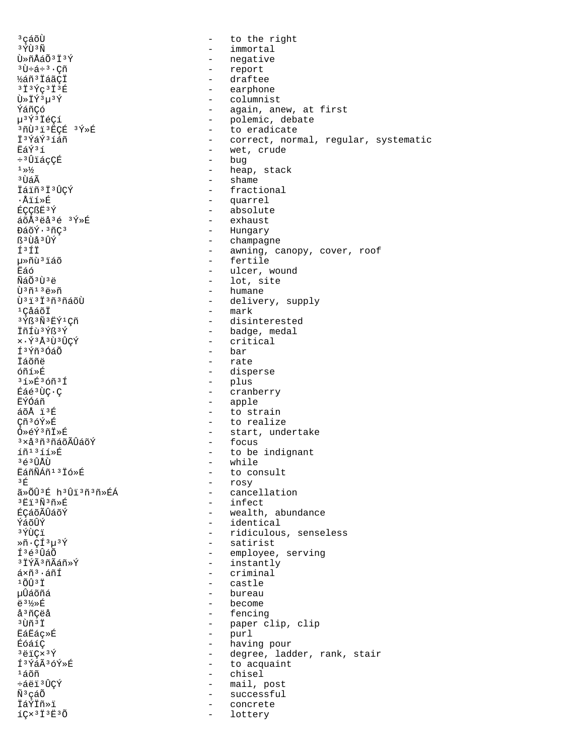³çáõÙ - to the right
³ÝÙ³Ñ - immortal
Ù»ñÅáÕ³Ï³Ý - negative
³Ù÷á÷³·Çñ - report
½áñ³ÏáãÇÏ - draftee
³Ï³Ýç³Ï³É - earphone
Ù»ÏÝ³µ³Ý - columnist
ÝáñÇó - again, anew, at first
µ³Ý³ÏéÇí - polemic, debate
³ñÙ³ï³ËÇÉ ³Ý»É - to eradicate
Ï³ÝáÝ³íáñ - correct, normal, regular, systematic
ËáÝ³í - wet, crude
÷³ÛïáçÇÉ - bug
¹»½ - heap, stack
³ÙáÃ - shame
Ïáïñ³Ï³ÛÇÝ - fractional
·Åïí»É - quarrel
ÉÇÇßË³Ý - absolute
áõÅ³ëå³é ³Ý»É - exhaust
ÐáõÝ·³ñÇ³ - Hungary
ß³Ùå³ÛÝ - champagne
Í³ÍÏ - awning, canopy, cover, roof
µ»ñù³ïáõ - fertile
Ëáó - ulcer, wound
ÑáÕ³Ù³ë - lot, site
Ù³ñ¹³ë»ñ - humane
Ù³ï³Ï³ñ³ñáõÙ - delivery, supply
¹ÇåáõÏ - mark
³Ýß³Ñ³ËÝ¹Çñ - disinterested
ÏñÍù³Ýß³Ý - badge, medal
×·Ý³Å³Ù³ÛÇÝ - critical
Í³Ýñ³ÓáÕ - bar
Ïáõñë - rate
óñí»É - disperse
³í»É³óñ³Í - plus
Éáé³ÙÇ·Ç - cranberry
ËÝÓáñ - apple
áõÅ ï³É - to strain
Çñ³óÝ»É - to realize
Ó»éÝ³ñÏ»É - start, undertake
³×å³ñ³ñáõÃÛáõÝ - focus
íñ¹³íí»É - to be indignant
³é³ÛÅÙ - while
ËáñÑÁñ¹³Ïó»É - to consult
³É - rosy
ã»ÕÛ³É h³Ûï³ñ³ñ»ÉÁ - cancellation
³Ëï³Ñ³ñ»É - infect
ÉÇáõÃÛáõÝ - wealth, abundance
ÝáõÛÝ - identical
³ÝÙÇï - ridiculous, senseless
»ñ·ÇÍ³µ³Ý - satirist
Í³é³ÛáÕ - employee, serving
³ÏÝÃ³ñÃáñ»Ý - instantly
á×ñ³·áñÍ - criminal
¹ÕÛ³Ï - castle
µÛáõñá - bureau
ë³½»É - become
å³ñÇëå - fencing
³Ùñ³Ï - paper clip, clip
ËáËáç»É - purl
ÉóáíÇ - having pour
³ëïÇ×³Ý - degree, ladder, rank, stair
Í³ÝáÃ³óÝ»É - to acquaint
¹áõñ - chisel
÷áëï³ÛÇÝ - mail, post
Ñ³çáÕ - successful
ÏáÝÏñ»ï - concrete
íÇ×³Ï³Ë³Õ - lottery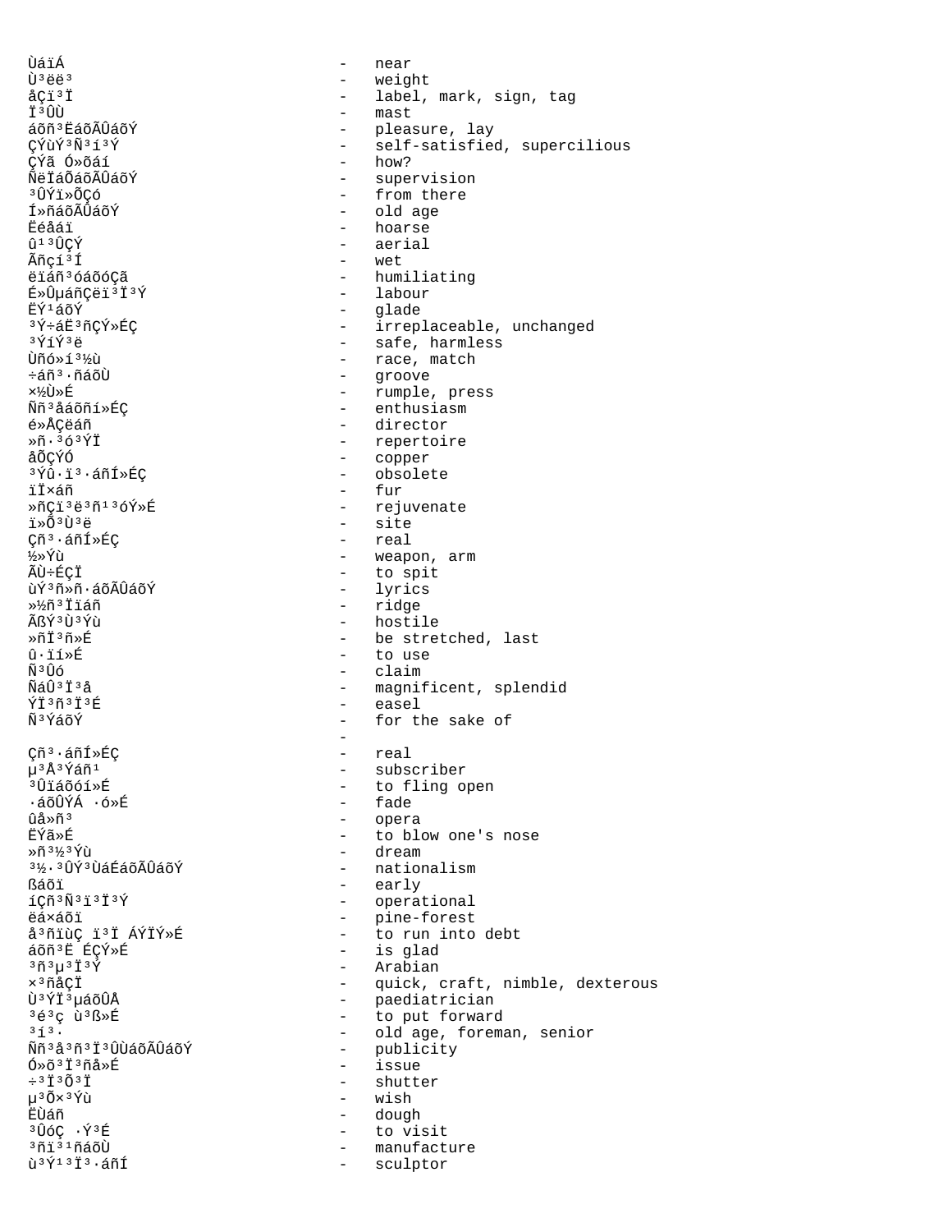ÙáïÁ - near
Ù³ëë³ - weight
åÇï³Ï - label, mark, sign, tag
Ï³ÛÙ - mast
áõñ³ËáõÃÛáõÝ - pleasure, lay
ÇÝùÝ³Ñ³í³Ý - self-satisfied, supercilious
ÇÝã Ó»õáí - how?
ÑëÏáÕáõÃÛáõÝ - supervision
³ÛÝï»ÕÇó - from there
Í»ñáõÃÛáõÝ - old age
Ëéåáï - hoarse
û¹³ÛÇÝ - aerial
Ãñçí³Í - wet
ëïáñ³óáõóÇã - humiliating
É»ÛµáñÇëï³Ï³Ý - labour
ËÝ¹áõÝ - glade
³Ý÷áË³ñÇÝ»ÉÇ - irreplaceable, unchanged
³ÝíÝ³ë - safe, harmless
Ùñó»í³½ù - race, match
÷áñ³·ñáõÙ - groove
×½Ù»É - rumple, press
Ññ³åáõñí»ÉÇ - enthusiasm
é»ÅÇëáñ - director
»ñ·³ó³ÝÏ - repertoire
åÕÇÝÓ - copper
³Ýû·ï³·áñÍ»ÉÇ - obsolete
ïÏ×áñ - fur
»ñÇï³ë³ñ¹³óÝ»É - rejuvenate
ï»Õ³Ù³ë - site
Çñ³·áñÍ»ÉÇ - real
½»Ýù - weapon, arm
ÃÙ÷ÉÇÏ - to spit
ùÝ³ñ»ñ·áõÃÛáõÝ - lyrics
»½ñ³Ïïáñ - ridge
ÃßÝ³Ù³Ýù - hostile
»ñÏ³ñ»É - be stretched, last
û·ïí»É - to use
Ñ³Ûó - claim
ÑáÛ³Ï³å - magnificent, splendid
ÝÏ³ñ³Ï³É - easel
Ñ³ÝáõÝ - for the sake of
-
Çñ³·áñÍ»ÉÇ - real
µ³Å³Ýáñ¹ - subscriber
³Ûïáõóí»É - to fling open
·áõÛÝÁ ·ó»É - fade
ûå»ñ³ - opera
ËÝã»É - to blow one's nose
»ñ³½³Ýù - dream
³½·³ÛÝ³ÙáÉáõÃÛáõÝ - nationalism
ßáõï - early
íÇñ³Ñ³ï³Ï³Ý - operational
ëá×áõï - pine-forest
å³ñïùÇ ï³Ï ÁÝÏÝ»É - to run into debt
áõñ³Ë ÉÇÝ»É - is glad
³ñ³µ³Ï³Ý - Arabian
×³ñåÇÏ - quick, craft, nimble, dexterous
Ù³ÝÏ³µáõÛÅ - paediatrician
³é³ç ù³ß»É - to put forward
³í³· - old age, foreman, senior
Ññ³å³ñ³Ï³ÏÙáõÃÛáõÝ - publicity
Ó»õ³Ï³ñå»É - issue
÷³Ï³Õ³Ï - shutter
µ³Õ×³Ýù - wish
ËÙáñ - dough
³ÛóÇ ·Ý³É - to visit
³ñï³¹ñáõÙ - manufacture
ù³Ý¹³Ï³·áñÍ - sculptor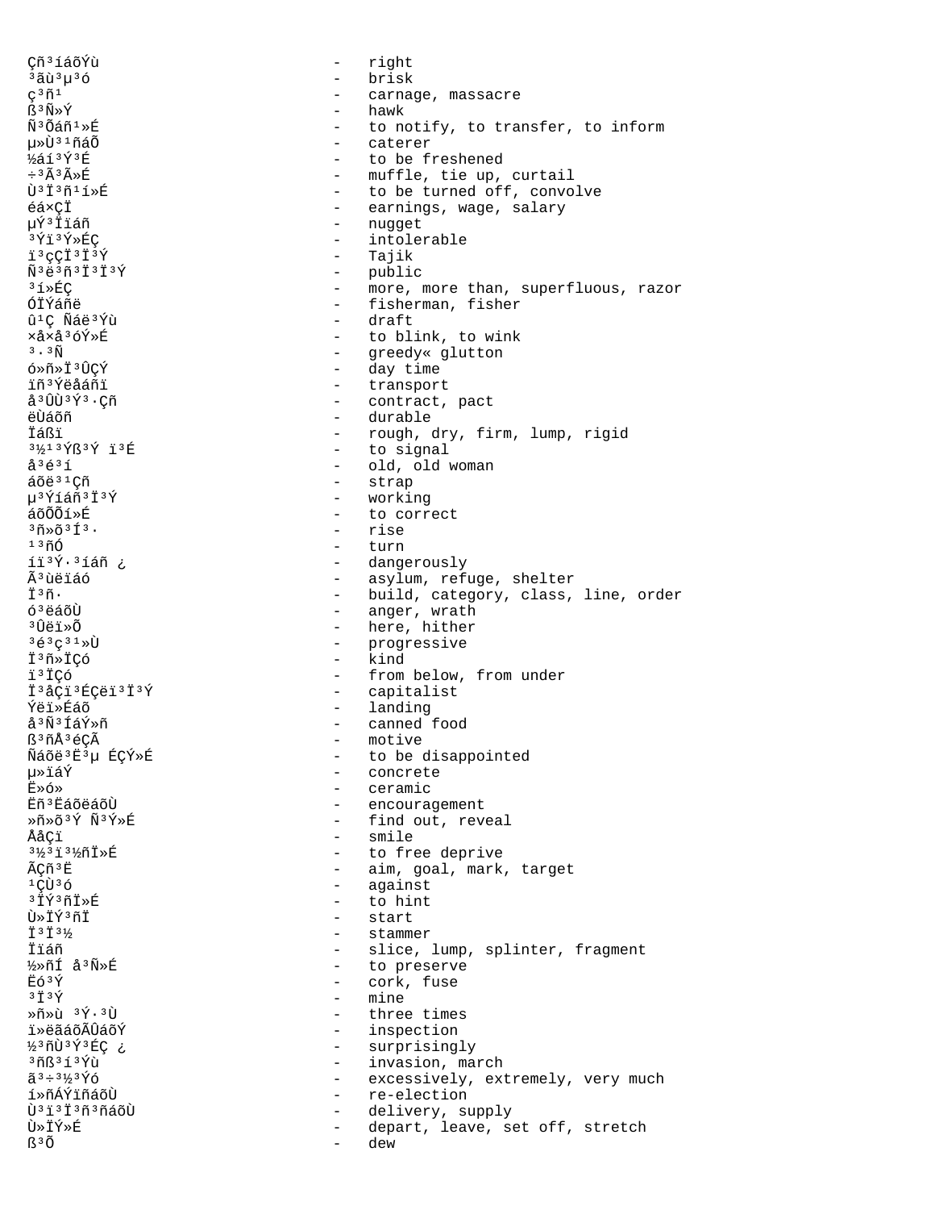Çñ³íáõÝù - right
³ãù³µ³ó - brisk
ç³ñ¹ - carnage, massacre
ß³Ñ»Ý - hawk
Ñ³Õáñ¹»É - to notify, to transfer, to inform
µ»Ù³¹ñáÕ - caterer
½áí³Ý³É - to be freshened
÷³Ã³Ã»É - muffle, tie up, curtail
Ù³Ï³ñ¹í»É - to be turned off, convolve
éá×ÇÏ - earnings, wage, salary
µÝ³Ïïáñ - nugget
³Ýï³Ý»ÉÇ - intolerable
ï³çÇÏ³Ï³Ý - Tajik
Ñ³ë³ñ³Ï³Ï³Ý - public
³í»ÉÇ - more, more than, superfluous, razor
ÓÏÝáñë - fisherman, fisher
û¹Ç Ñáë³Ýù - draft
×å×å³óÝ»É - to blink, to wink
³·³Ñ - greedy« glutton
ó»ñ»Ï³ÛÇÝ - day time
ïñ³Ýëåáñï - transport
å³ÛÙ³Ý³·Çñ - contract, pact
ëÙáõñ - durable
Ïáßï - rough, dry, firm, lump, rigid
³½¹³Ýß³Ý ï³É - to signal
å³é³í - old, old woman
áõë³¹Çñ - strap
µ³Ýíáñ³Ï³Ý - working
áõÕÕí»É - to correct
³ñ»õ³Í³· - rise
¹³ñÓ - turn
íï³Ý·³íáñ ¿ - dangerously
Ã³ùëïáó - asylum, refuge, shelter
Ï³ñ· - build, category, class, line, order
ó³ëáõÙ - anger, wrath
³Ûëï»Õ - here, hither
³é³ç³¹»Ù - progressive
Ï³ñ»ÏÇó - kind
ï³ÏÇó - from below, from under
Ï³åÇï³ÉÇëï³Ï³Ý - capitalist
Ýëï»Éáõ - landing
å³Ñ³ÍáÝ»ñ - canned food
ß³ñÅ³éÇÃ - motive
Ñáõë³Ë³µ ÉÇÝ»É - to be disappointed
µ»ïáÝ - concrete
Ë»ó» - ceramic
Ëñ³ËáõëáõÙ - encouragement
»ñ»õ³Ý Ñ³Ý»É - find out, reveal
ÅåÇï - smile
³½³ï³½ñÏ»É - to free deprive
ÃÇñ³Ë - aim, goal, mark, target
¹ÇÙ³ó - against
³ÏÝ³ñÏ»É - to hint
Ù»ÏÝ³ñÏ - start
Ï³Ï³½ - stammer
Ïïáñ - slice, lump, splinter, fragment
½»ñÍ å³Ñ»É - to preserve
Ëó³Ý - cork, fuse
³Ï³Ý - mine
»ñ»ù ³Ý·³Ù - three times
ï»ëãáõÃÛáõÝ - inspection
½³ñÙ³Ý³ÉÇ ¿ - surprisingly
³ñß³í³Ýù - invasion, march
ã³÷³½³Ýó - excessively, extremely, very much
í»ñÁÝïñáõÙ - re-election
Ù³ï³Ï³ñ³ñáõÙ - delivery, supply
Ù»ÏÝ»É - depart, leave, set off, stretch
ß³Õ - dew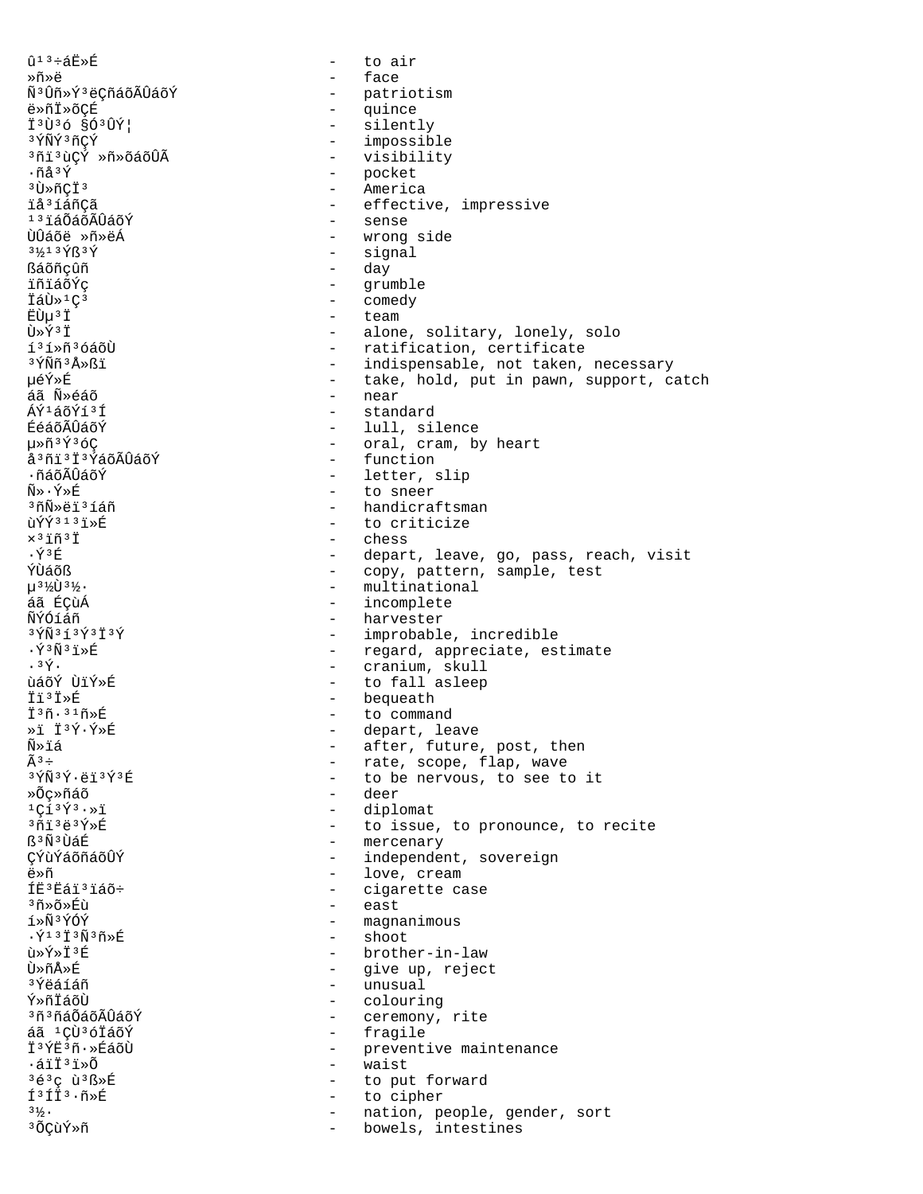û¹³÷áË»É - to air
»ñ»ë - face
Ñ³Ûñ»Ý³ëÇñáõÃÛáõÝ - patriotism
ë»ñÏ»õÇÉ - quince
Ï³Ù³ó §Ó³ÛÝ¦ - silently
³ÝÑÝ³ñÇÝ - impossible
³ñï³ùÇÝ »ñ»õáõÛÃ - visibility
·ñå³Ý - pocket
³Ù»ñÇÏ³ - America
ïå³íáñÇã - effective, impressive
¹³ïáÕáõÃÛáõÝ - sense
ÙÛáõë »ñ»ëÁ - wrong side
³½¹³Ýß³Ý - signal
ßáõñçûñ - day
ïñïáõÝç - grumble
ÏáÙ»¹Ç³ - comedy
ËÙµ³Ï - team
Ù»Ý³Ï - alone, solitary, lonely, solo
í³í»ñ³óáõÙ - ratification, certificate
³ÝÑñ³Å»ßï - indispensable, not taken, necessary
µéÝ»É - take, hold, put in pawn, support, catch
áã Ñ»éáõ - near
ÁÝ¹áõÝí³Í - standard
ÉéáõÃÛáõÝ - lull, silence
µ»ñ³Ý³óÇ - oral, cram, by heart
å³ñï³Ï³ÝáõÃÛáõÝ - function
·ñáõÃÛáõÝ - letter, slip
Ñ»·Ý»É - to sneer
³ñÑ»ëï³íáñ - handicraftsman
ùÝÝ³¹³ï»É - to criticize
×³ïñ³Ï - chess
·Ý³É - depart, leave, go, pass, reach, visit
ÝÙáõß - copy, pattern, sample, test
µ³½Ù³½· - multinational
áã ÉÇùÁ - incomplete
ÑÝÓíáñ - harvester
³ÝÑ³í³Ý³Ï³Ý - improbable, incredible
·Ý³Ñ³ï»É - regard, appreciate, estimate
·³Ý· - cranium, skull
ùáõÝ ÙïÝ»É - to fall asleep
Ïï³Ï»É - bequeath
Ï³ñ·³¹ñ»É - to command
»ï Ï³Ý·Ý»É - depart, leave
Ñ»ïá - after, future, post, then
Ã³÷ - rate, scope, flap, wave
³ÝÑ³Ý·ëï³Ý³É - to be nervous, to see to it
»Õç»ñáõ - deer
¹Çí³Ý³·»ï - diplomat
³ñï³ë³Ý»É - to issue, to pronounce, to recite
ß³Ñ³ÙáÉ - mercenary
ÇÝùÝáõñáõÛÝ - independent, sovereign
ë»ñ - love, cream
ÍË³Ëáï³ïáõ÷ - cigarette case
³ñ»õ»Éù - east
í»Ñ³ÝÓÝ - magnanimous
·Ý¹³Ï³Ñ³ñ»É - shoot
ù»Ý»Ï³É - brother-in-law
Ù»ñÅ»É - give up, reject
³Ýëáíáñ - unusual
Ý»ñÏáõÙ - colouring
³ñ³ñáÕáõÃÛáõÝ - ceremony, rite
áã ¹ÇÙ³óÏáõÝ - fragile
Ï³ÝË³ñ·»ÉáõÙ - preventive maintenance
·áïÏ³ï»Õ - waist
³é³ç ù³ß»É - to put forward
Í³ÍÏ³·ñ»É - to cipher
³½· - nation, people, gender, sort
³ÕÇùÝ»ñ - bowels, intestines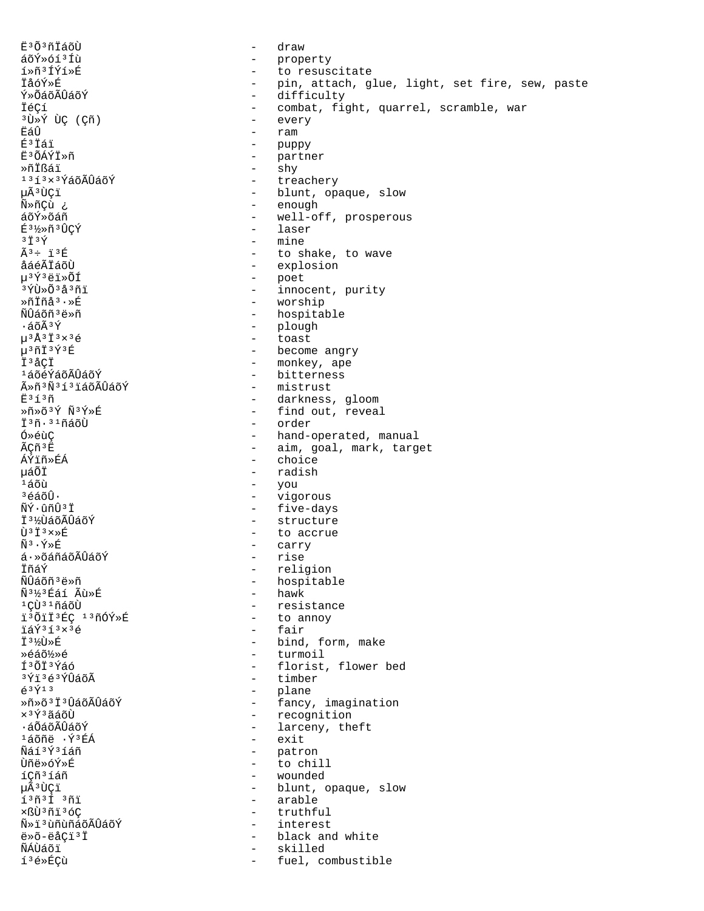Ë³Õ³ñÏáõÙ - draw
áõÝ»óí³Íù - property
í»ñ³ÍÝí»É - to resuscitate
ÏåóÝ»É - pin, attach, glue, light, set fire, sew, paste
Ý»ÕáõÃÛáõÝ - difficulty
ÏéÇí - combat, fight, quarrel, scramble, war
³Ù»Ý ÙÇ (Çñ) - every
ËáÛ - ram
É³Ïáï - puppy
Ë³ÕÁÝÏ»ñ - partner
»ñÏßáï - shy
¹³í³×³ÝáõÃÛáõÝ - treachery
µÃ³ÙÇï - blunt, opaque, slow
Ñ»ñÇù ¿ - enough
áõÝ»õáñ - well-off, prosperous
É³½»ñ³ÛÇÝ - laser
³Ï³Ý - mine
Ã³÷ ï³É - to shake, to wave
åáéÃÏáõÙ - explosion
µ³Ý³ëï»ÕÍ - poet
³ÝÙ»Õ³å³ñï - innocent, purity
»ñÏñå³·»É - worship
ÑÛáõñ³ë»ñ - hospitable
·áõÃ³Ý - plough
µ³Å³Ï³×³é - toast
µ³ñÏ³Ý³É - become angry
Ï³åÇÏ - monkey, ape
¹áõéÝáõÃÛáõÝ - bitterness
Ã»ñ³Ñ³í³ïáõÃÛáõÝ - mistrust
Ë³í³ñ - darkness, gloom
»ñ»õ³Ý Ñ³Ý»É - find out, reveal
Ï³ñ·³¹ñáõÙ - order
Ó»éùÇ - hand-operated, manual
ÃÇñ³Ë - aim, goal, mark, target
ÁÝïñ»ÉÁ - choice
µáÕÏ - radish
¹áõù - you
³éáõÛ· - vigorous
ÑÝ·ûñÛ³Ï - five-days
Ï³½ÙáõÃÛáõÝ - structure
Ù³Ï³×»É - to accrue
Ñ³·Ý»É - carry
á·»õáñáõÃÛáõÝ - rise
ÏñáÝ - religion
ÑÛáõñ³ë»ñ - hospitable
Ñ³½³Éáí Ãù»É - hawk
¹ÇÙ³¹ñáõÙ - resistance
ï³ÕïÏ³ÉÇ ¹³ñÓÝ»É - to annoy
ïáÝ³í³×³é - fair
Ï³½Ù»É - bind, form, make
»éáõ½»é - turmoil
Í³ÕÏ³Ýáó - florist, flower bed
³Ýï³é³ÝÛáõÃ - timber
é³Ý¹³ - plane
»ñ»õ³Ï³ÛáõÃÛáõÝ - fancy, imagination
×³Ý³ãáõÙ - recognition
·áÕáõÃÛáõÝ - larceny, theft
¹áõñë ·Ý³ÉÁ - exit
Ñáí³Ý³íáñ - patron
Ùñë»óÝ»É - to chill
íÇñ³íáñ - wounded
µÃ³ÙÇï - blunt, opaque, slow
í³ñ³Ï ³ñï - arable
×ßÙ³ñï³óÇ - truthful
Ñ»ï³ùñùñáõÃÛáõÝ - interest
ë»õ-ëåÇï³Ï - black and white
ÑÁÙáõï - skilled
í³é»ÉÇù - fuel, combustible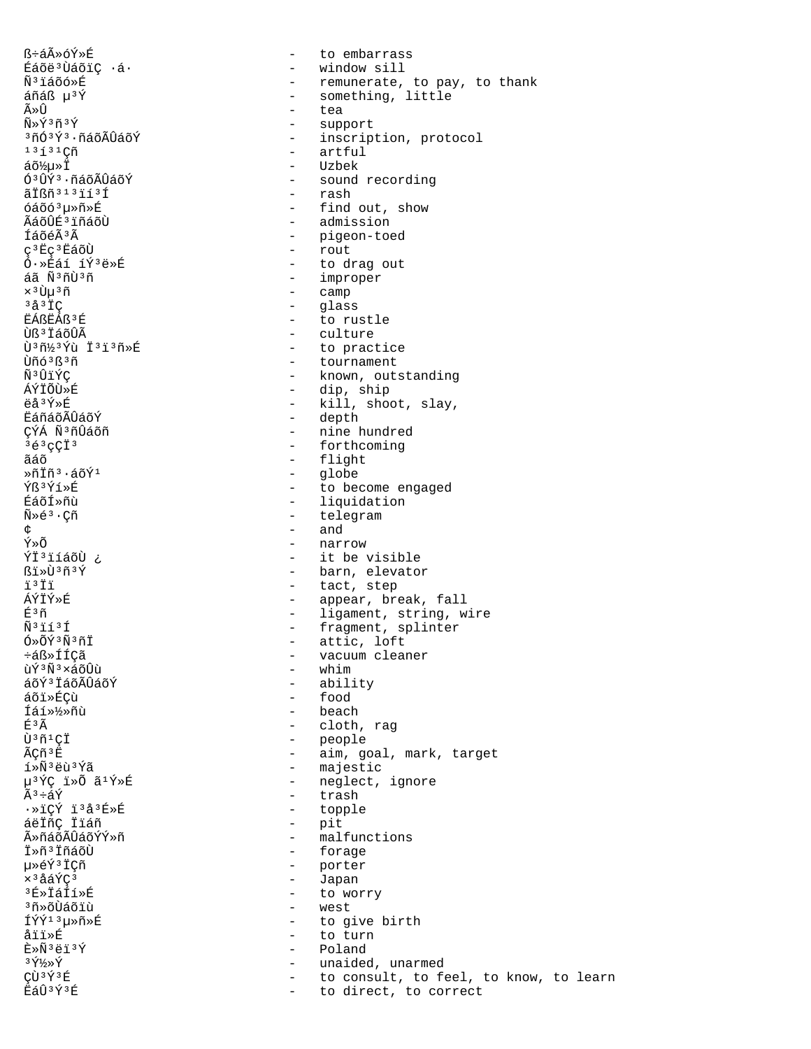ß÷áÃ»óÝ»É - to embarrass
ÉáõëªÙáõïÇ ·á· - window sill
Ñ³ïáõó»É - remunerate, to pay, to thank
áñáß µ³Ý - something, little
Ã»Û - tea
Ñ»Ý³ñ³Ý - support
³ñÓ³Ý³·ñáõÃÛáõÝ - inscription, protocol
¹³í³¹Çñ - artful
áõ½µ»Ï - Uzbek
Ó³ÛÝ³·ñáõÃÛáõÝ - sound recording
ãÏßñ³¹³ïí³Í - rash
óáõó³µ»ñ»É - find out, show
ÃáõÛÉ³ïñáõÙ - admission
ÍáõéÃ³Ã - pigeon-toed
ç³Ëç³ËáõÙ - rout
Ó·»Éáí íÝ³ë»É - to drag out
áã Ñ³ñÙ³ñ - improper
×³Ùµ³ñ - camp
³å³ÏÇ - glass
ËÁßËÁß³É - to rustle
Ùß³ÏáõÛÃ - culture
Ù³ñ½³Ýù Ï³ï³ñ»É - to practice
Ùñó³ß³ñ - tournament
Ñ³ÛïÝÇ - known, outstanding
ÁÝÏÕÙ»É - dip, ship
ëå³Ý»É - kill, shoot, slay,
ËáñáõÃÛáõÝ - depth
ÇÝÁ Ñ³ñÛáõñ - nine hundred
³é³çÇÏ³ - forthcoming
ãáõ - flight
»ñÏñ³·áõÝ¹ - globe
Ýß³Ýí»É - to become engaged
ÉáõÍ»ñù - liquidation
Ñ»é³·Çñ - telegram
¢ - and
Ý»Õ - narrow
ÝÏ³ïíáõÙ ¿ - it be visible
ßï»Ù³ñ³Ý - barn, elevator
ï³Ïï - tact, step
ÁÝÏÝ»É - appear, break, fall
É³ñ - ligament, string, wire
Ñ³ïí³Í - fragment, splinter
Ó»ÕÝ³Ñ³ñÏ - attic, loft
÷áß»ÍÍÇã - vacuum cleaner
ùÝ³Ñ³×áõÛù - whim
áõÝ³ÏáõÃÛáõÝ - ability
áõï»ÉÇù - food
Íáí»½»ñù - beach
É³Ã - cloth, rag
Ù³ñ¹ÇÏ - people
ÃÇñ³Ë - aim, goal, mark, target
í»Ñ³ëù³Ýã - majestic
µ³ÝÇ ï»Õ ã¹Ý»É - neglect, ignore
Ã³÷áÝ - trash
·»ïÇÝ ï³å³É»É - topple
áëÏñÇ Ïïáñ - pit
Ã»ñáõÃÛáõÝÝ»ñ - malfunctions
Ï»ñ³ÏñáõÙ - forage
µ»éÝ³ÏÇñ - porter
×³åáÝÇ³ - Japan
³É»ÏáÍ»É - to worry
³ñ»õÙáõïù - west
ÍÝÝ¹³µ»ñ»É - to give birth
åïï»É - to turn
È»Ñ³ëï³Ý - Poland
³Ý½»Ý - unaided, unarmed
ÇÙ³Ý³É - to consult, to feel, to know, to learn
ËáÛ³Ý³É - to direct, to correct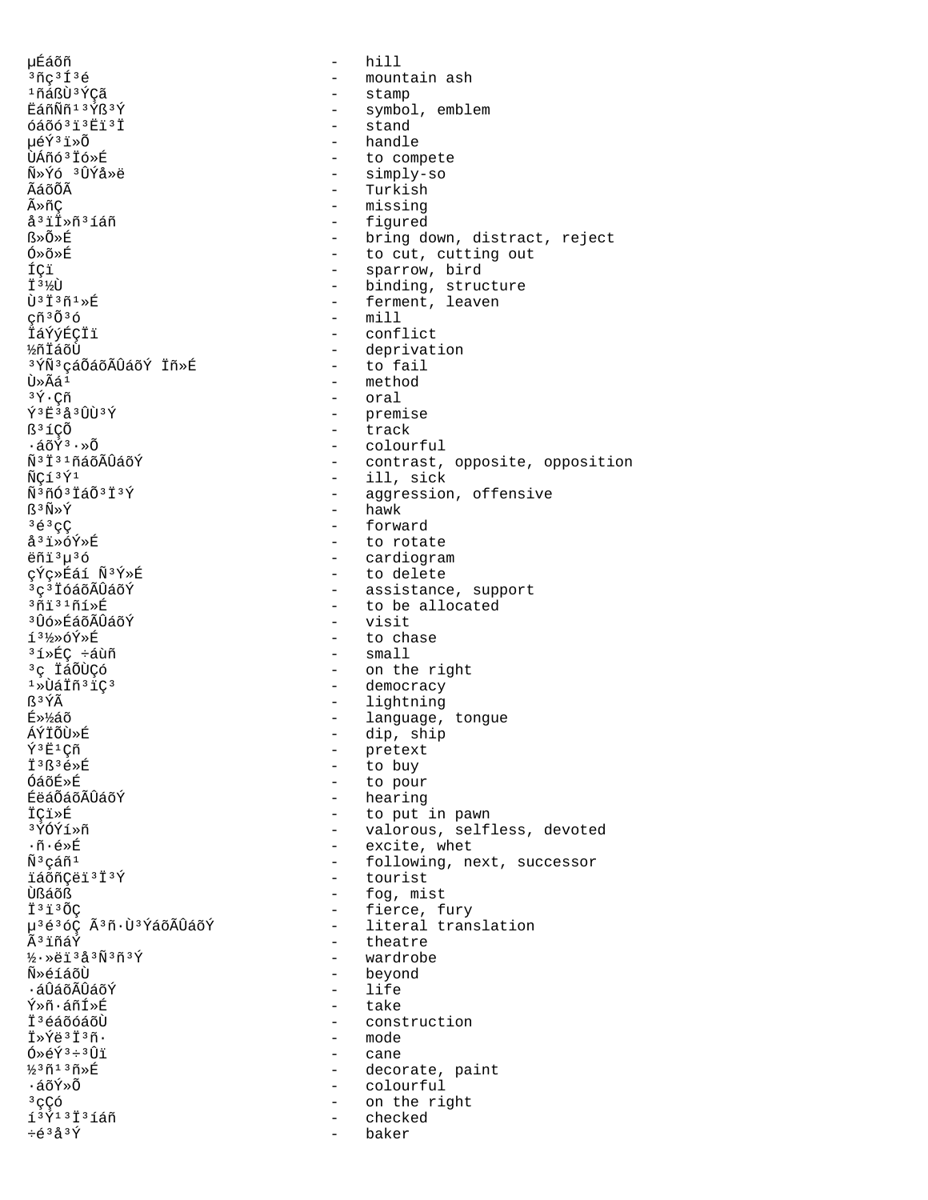µÉáõñ - hill
³ñç³Í³é - mountain ash
¹ñáßÙ³ÝÇã - stamp
ËáñÑñ¹³Ýß³Ý - symbol, emblem
óáõó³ï³Ëï³Ï - stand
µéÝ³ï»Õ - handle
ÙÁñó³Ïó»É - to compete
Ñ»Ýó ³ÛÝå»ë - simply-so
ÃáõñùÃ - Turkish
Ã»ñÇ - missing
å³ïÏ»ñ³íáñ - figured
ß»Õ»É - bring down, distract, reject
Ó»õ»É - to cut, cutting out
ÍÇï - sparrow, bird
Ï³½Ù - binding, structure
Ù³Ï³ñ¹»É - ferment, leaven
çñ³Õ³ó - mill
ÏáÝýÉÇÏï - conflict
½ñÏáõÙ - deprivation
³ÝÑ³çáÕáõÃÛáõÝ Ïñ»É - to fail
Ù»Ãá¹ - method
³Ý·Çñ - oral
Ý³Ë³å³ÛÙ³Ý - premise
ß³íÇÕ - track
·áõÝ³·»Õ - colourful
Ñ³Ï³¹ñáõÃÛáõÝ - contrast, opposite, opposition
ÑÇí³Ý¹ - ill, sick
Ñ³ñÓ³ÏáÕ³Ï³Ý - aggression, offensive
ß³Ñ»Ý - hawk
³é³çÇ - forward
å³ï»óÝ»É - to rotate
ëñï³µ³ó - cardiogram
çÝç»Éáí Ñ³Ý»É - to delete
³ç³ÏóáõÃÛáõÝ - assistance, support
³ñï³¹ñí»É - to be allocated
³Ûó»ÉáõÃÛáõÝ - visit
í³½»óÝ»É - to chase
³í»ÉÇ ÷áùñ - small
³ç ÏáÕÙÇó - on the right
¹»ÙáÏñ³ïÇ³ - democracy
ß³ÝÃ - lightning
É»½áõ - language, tongue
ÁÝÏÕÙ»É - dip, ship
Ý³Ë¹Çñ - pretext
Ï³ß³é»É - to buy
ÓáõÉ»É - to pour
ÉëáÕáõÃÛáõÝ - hearing
ÏÇï»É - to put in pawn
³ÝÓÝí»ñ - valorous, selfless, devoted
·ñ·é»É - excite, whet
Ñ³çáñ¹ - following, next, successor
ïáõñÇëï³Ï³Ý - tourist
Ùßáõß - fog, mist
Ï³ï³ÕÇ - fierce, fury
µ³é³óÇ Ã³ñ·Ù³ÝáõÃÛáõÝ - literal translation
Ã³ïñáÝ - theatre
½·»ëï³å³Ñ³ñ³Ý - wardrobe
Ñ»éíáõÙ - beyond
·áÛáõÃÛáõÝ - life
Ý»ñ·áñÍ»É - take
Ï³éáõóáõÙ - construction
Ï»Ýë³Ï³ñ· - mode
Ó»éÝ³÷³Ûï - cane
½³ñ¹³ñ»É - decorate, paint
·áõÝ»Õ - colourful
³çÇó - on the right
í³Ý¹³Ï³íáñ - checked
÷é³å³Ý - baker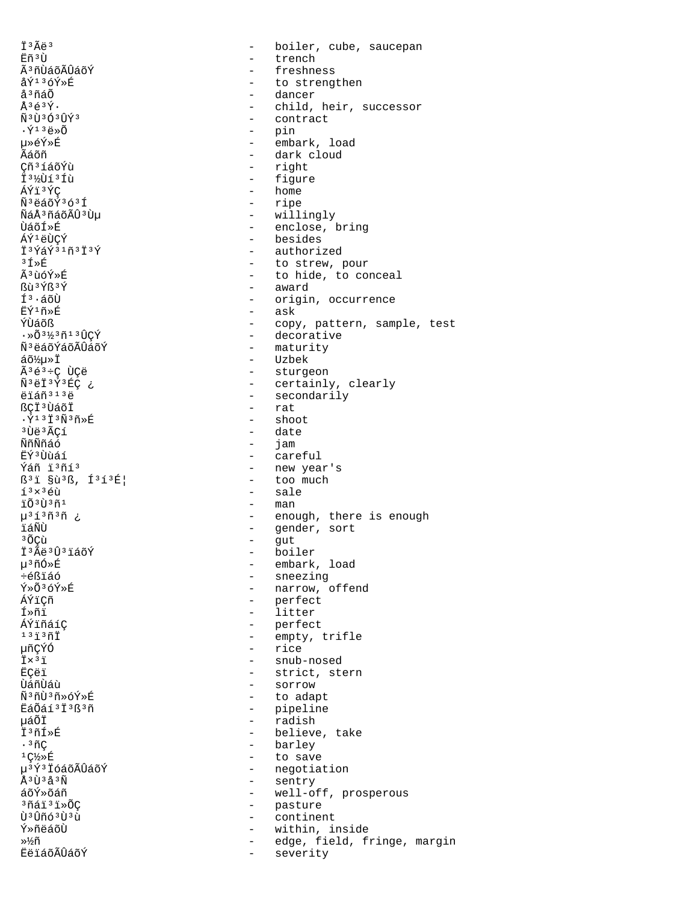Ï³Ãë³ - boiler, cube, saucepan
Ëñ³Ù - trench
Ã³ñÙáõÃÛáõÝ - freshness
åÝ¹³óÝ»É - to strengthen
å³ñáÕ - dancer
Å³é³Ý· - child, heir, successor
Ñ³Ù³Ó³ÛÝ³ - contract
·Ý¹³ë»Õ - pin
µ»éÝ»É - embark, load
Ãáõñ - dark cloud
Çñ³íáõÝù - right
Ï³½Ùí³Íù - figure
ÁÝï³ÝÇ - home
Ñ³ëáõÝ³ó³Í - ripe
ÑáÅ³ñáõÃÛ³Ùµ - willingly
ÙáõÍ»É - enclose, bring
ÁÝ¹ëÙÇÝ - besides
Ï³ÝáÝ³¹ñ³Ï³Ý - authorized
³Í»É - to strew, pour
Ã³ùóÝ»É - to hide, to conceal
ßù³Ýß³Ý - award
Í³·áõÙ - origin, occurrence
ËÝ¹ñ»É - ask
ÝÙáõß - copy, pattern, sample, test
·»Õ³½³ñ¹³ÛÇÝ - decorative
Ñ³ëáõÝáõÃÛáõÝ - maturity
áõ½µ»Ï - Uzbek
Ã³é³÷Ç ÙÇë - sturgeon
Ñ³ëÏ³Ý³ÉÇ ¿ - certainly, clearly
ëïáñ³¹³ë - secondarily
ßÇÏ³ÙáõÏ - rat
·Ý¹³Ï³Ñ³ñ»É - shoot
³Ùë³ÃÇí - date
ÑñÑñáó - jam
ËÝ³Ùùáí - careful
Ýáñ ï³ñí³ - new year's
ß³ï §ù³ß, Í³í³É¦ - too much
í³×³éù - sale
ïÕ³Ù³ñ¹ - man
µ³í³ñ³ñ ¿ - enough, there is enough
ïáÑÙ - gender, sort
³ÕÇù - gut
Ï³Ãë³Û³ïáõÝ - boiler
µ³ñÓ»É - embark, load
÷éßïáó - sneezing
Ý»Õ³óÝ»É - narrow, offend
ÁÝïÇñ - perfect
Í»ñï - litter
ÁÝïñáíÇ - perfect
¹³ï³ñÏ - empty, trifle
µñÇÝÓ - rice
Ï×³ï - snub-nosed
ËÇëï - strict, stern
ÙáñÙáù - sorrow
Ñ³ñÙ³ñ»óÝ»É - to adapt
ËáÕáí³Ï³ß³ñ - pipeline
µáÕÏ - radish
Ï³ñÍ»É - believe, take
·³ñÇ - barley
¹Ç½»É - to save
µ³Ý³ÏóáõÃÛáõÝ - negotiation
Å³Ù³å³Ñ - sentry
áõÝ»õáñ - well-off, prosperous
³ñáï³ï»ÕÇ - pasture
Ù³Ûñó³Ù³ù - continent
Ý»ñëáõÙ - within, inside
»½ñ - edge, field, fringe, margin
ËëïáõÃÛáõÝ - severity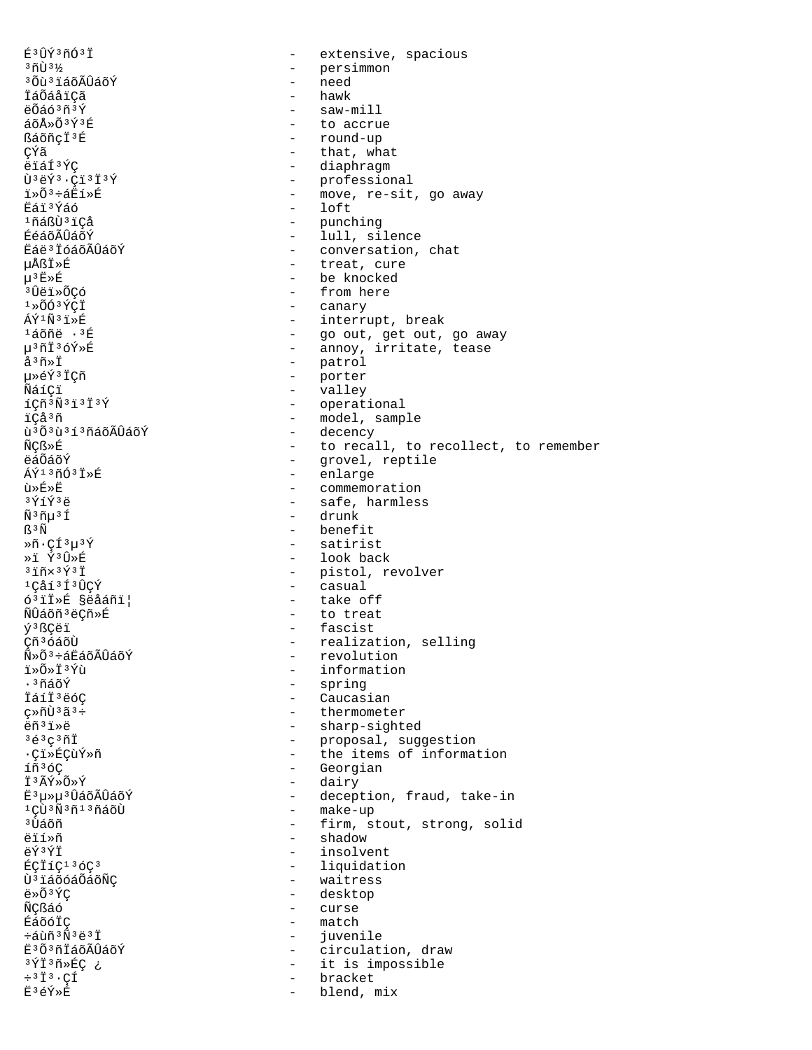É³ÛÝ³ñÓ³Ï - extensive, spacious
³ñÙ³½ - persimmon
³Õù³ïáõÃÛáõÝ - need
ÏáÕáåïÇã - hawk
ëÕáó³ñ³Ý - saw-mill
áõÅ»Õ³Ý³É - to accrue
ßáõñçÏ³É - round-up
ÇÝã - that, what
ëïáÍ³ÝÇ - diaphragm
Ù³ëÝ³·Çï³Ï³Ý - professional
ï»Õ³÷áËí»É - move, re-sit, go away
Ëáï³Ýáó - loft
¹ñáßÙ³ïÇå - punching
ÉéáõÃÛáõÝ - lull, silence
Ëáë³ÏóáõÃÛáõÝ - conversation, chat
μÅßÏ»É - treat, cure
μ³Ë»É - be knocked
³Ûëï»ÕÇó - from here
¹»ÕÓ³ÝÇÏ - canary
ÁÝ¹Ñ³ï»É - interrupt, break
¹áõñë ·³É - go out, get out, go away
μ³ñÏ³óÝ»É - annoy, irritate, tease
å³ñ»Ï - patrol
μ»éÝ³ÏÇñ - porter
ÑáíÇï - valley
íÇñ³Ñ³ï³Ï³Ý - operational
ïÇå³ñ - model, sample
ù³Õ³ù³í³ñáõÃÛáõÝ - decency
ÑÇß»É - to recall, to recollect, to remember
ëáÕáõÝ - grovel, reptile
ÁÝ¹³ñÓ³Ï»É - enlarge
ù»É»Ë - commemoration
³ÝíÝ³ë - safe, harmless
Ñ³ñμ³Í - drunk
ß³Ñ - benefit
»ñ·ÇÍ³μ³Ý - satirist
»ï Ý³Û»É - look back
³ïñ×³Ý³Ï - pistol, revolver
¹Çåí³Í³ÛÇÝ - casual
ó³ïÏ»É §ëåáñï¦ - take off
ÑÛáõñ³ëÇñ»É - to treat
ý³ßÇëï - fascist
Çñ³óáõÙ - realization, selling
Ñ»Õ³÷áËáõÃÛáõÝ - revolution
ï»Õ»Ï³Ýù - information
·³ñáõÝ - spring
ÏáíÏ³ëóÇ - Caucasian
ç»ñÙ³ã³÷ - thermometer
ëñ³ï»ë - sharp-sighted
³é³ç³ñÏ - proposal, suggestion
·Çï»ÉÇùÝ»ñ - the items of information
íñ³óÇ - Georgian
Ï³ÃÝ»Õ»Ý - dairy
Ë³μ»μ³ÛáõÃÛáõÝ - deception, fraud, take-in
¹ÇÙ³Ñ³ñ¹³ñáõÙ - make-up
³Ùáõñ - firm, stout, strong, solid
ëïí»ñ - shadow
ëÝ³ÝÏ - insolvent
ÉÇÏíÇ¹³óÇ³ - liquidation
Ù³ïáõóáÕáõÑÇ - waitress
ë»Õ³ÝÇ - desktop
ÑÇßáó - curse
ÉáõóÏÇ - match
÷áùñ³Ñ³ë³Ï - juvenile
Ë³Õ³ñÏáõÃÛáõÝ - circulation, draw
³ÝÏ³ñ»ÉÇ ¿ - it is impossible
÷³Ï³·ÇÍ - bracket
Ë³éÝ»É - blend, mix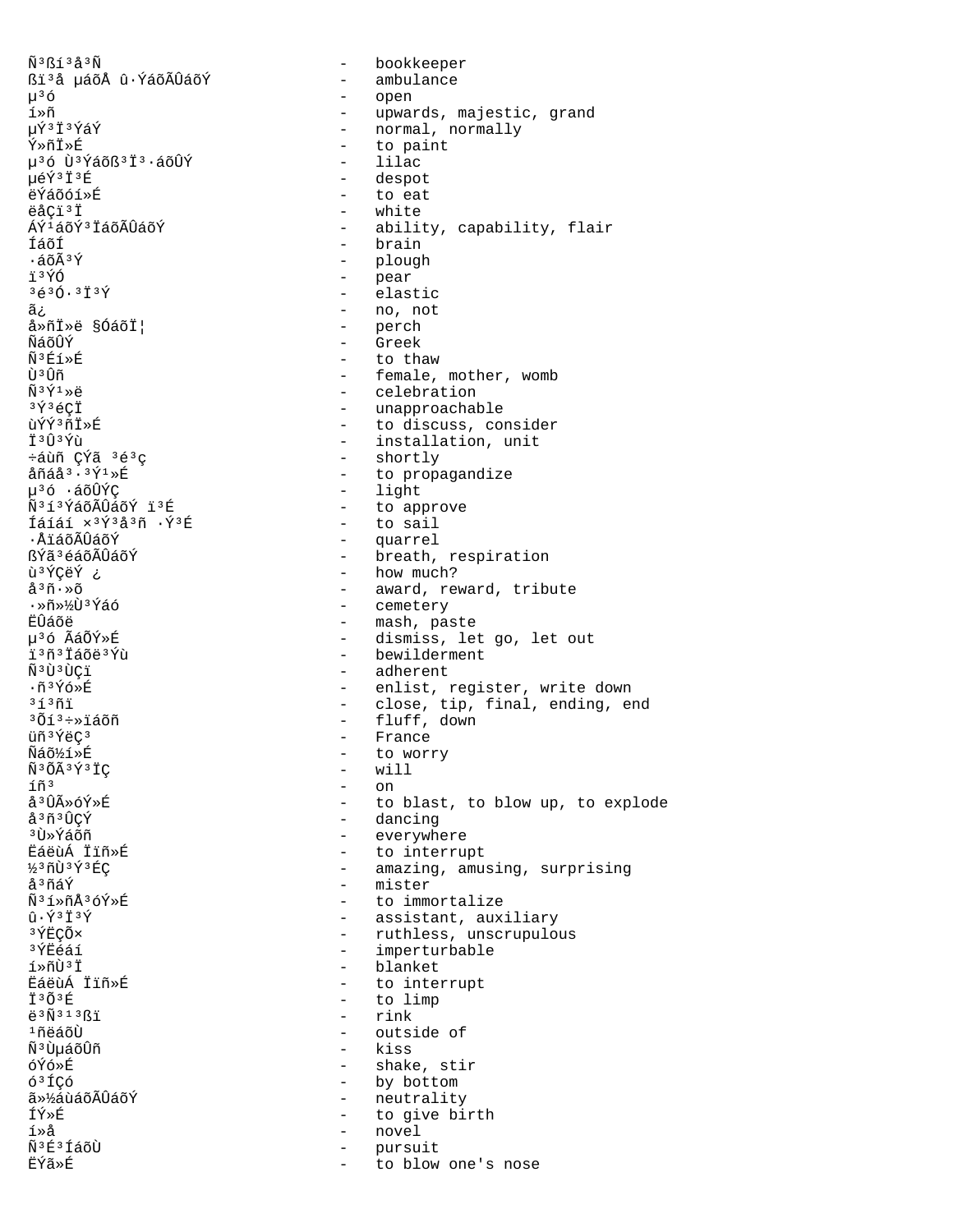Ñ³ßí³å³Ñ - bookkeeper
ßï³å µáõÅ û·ÝáõÃÛáõÝ - ambulance
µ³ó - open
í»ñ - upwards, majestic, grand
µÝ³Ï³ÝáÝ - normal, normally
Ý»ñÏ»É - to paint
µ³ó Ù³Ýáõß³Ï³·áõÛÝ - lilac
µéÝ³Ï³É - despot
ëÝáõóí»É - to eat
ëåÇï³Ï - white
ÁÝ¹áõÝ³ÏáõÃÛáõÝ - ability, capability, flair
Íáõí - brain
·áõÃ³Ý - plough
ï³ÝÓ - pear
³é³Ó·³Ï³Ý - elastic
ã¿ - no, not
å»ñÏ»ë §ÓáõÏ¦ - perch
ÑáõÛÝ - Greek
Ñ³Éí»É - to thaw
Ù³Ûñ - female, mother, womb
Ñ³Ý¹»ë - celebration
³Ý³éÇÏ - unapproachable
ùÝÝ³ñÏ»É - to discuss, consider
Ï³Û³Ýù - installation, unit
÷áùñ ÇÝã ³é³ç - shortly
åñáå³·³Ý¹»É - to propagandize
µ³ó ·áõÛÝÇ - light
Ñ³í³ÝáõÃÛáõÝ ï³É - to approve
Íáíáí ×³Ý³å³ñÑ ·Ý³É - to sail
·ÅïáõÃÛáõÝ - quarrel
ßÝã³éáõÃÛáõÝ - breath, respiration
ù³ÝÇëÝ ¿ - how much?
å³ñ·»õ - award, reward, tribute
·»ñ»½Ù³Ýáó - cemetery
ËÛáõë - mash, paste
µ³ó ÃáÕÝ»É - dismiss, let go, let out
ï³ñ³Ïáõë³Ýù - bewilderment
Ñ³Ù³ÙÇï - adherent
·ñ³Ýó»É - enlist, register, write down
³í³ñï - close, tip, final, ending, end
³Õí³÷»ïáõñ - fluff, down
üñ³ÝëÇ³ - France
Ñáõ½í»É - to worry
Ñ³ÕÃ³Ý³ÏÇ - will
íñ³ - on
å³ÛÃ»óÝ»É - to blast, to blow up, to explode
å³ñ³ÛÇÝ - dancing
³Ù»ÝáõÑ - everywhere
ËáëùÁ Ïïñ»É - to interrupt
½³ñÙ³Ý³ÉÇ - amazing, amusing, surprising
å³ñáÝ - mister
Ñ³í»ñÅ³óÝ»É - to immortalize
û·Ý³Ï³Ý - assistant, auxiliary
³ÝËÇÕ× - ruthless, unscrupulous
³ÝËéáí - imperturbable
í»ñÙ³Ï - blanket
ËáëùÁ Ïïñ»É - to interrupt
Ï³Õ³É - to limp
ë³Ñ³¹³ßï - rink
¹ñëáõÙ - outside of
Ñ³ÙµáõÛñ - kiss
óÝó»É - shake, stir
ó³ÍÇó - by bottom
ã»½áùáõÃÛáõÝ - neutrality
ÍÝ»É - to give birth
í»å - novel
Ñ³É³ÍáõÙ - pursuit
ËÝã»É - to blow one's nose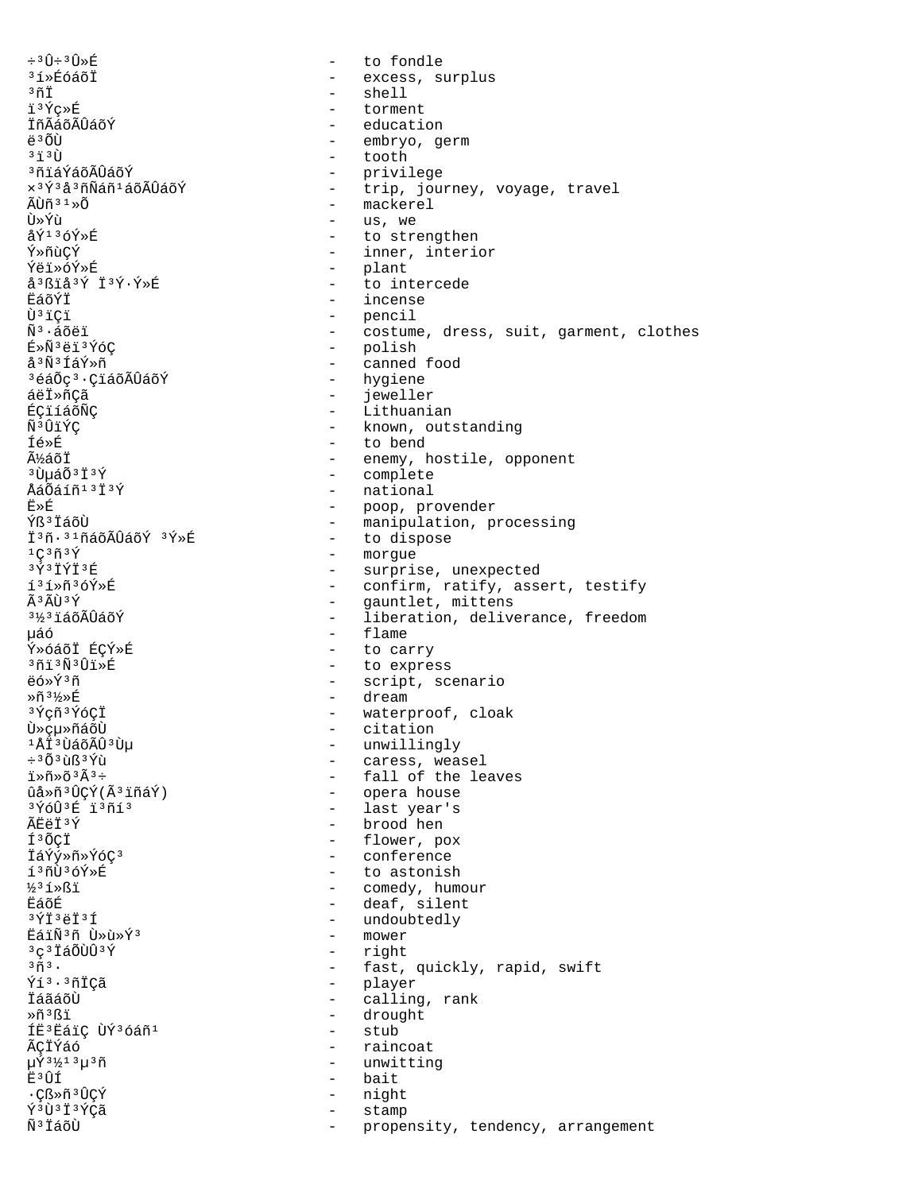÷³Û÷³Û»É - to fondle
³í»ÉóáõÏ - excess, surplus
³ñÏ - shell
ï³Ýç»É - torment
ÏñÃáõÃÛáõÝ - education
ë³ÕÙ - embryo, germ
³ï³Ù - tooth
³ñïáÝáõÃÛáõÝ - privilege
×³Ý³å³ñÑáñ¹áõÃÛáõÝ - trip, journey, voyage, travel
ÃÙñ³¹»Õ - mackerel
Ù»Ýù - us, we
åÝ¹³óÝ»É - to strengthen
Ý»ñùÇÝ - inner, interior
Ýëï»óÝ»É - plant
å³ßïå³Ý Ï³Ý·Ý»É - to intercede
ËáõÝÏ - incense
Ù³ïÇï - pencil
Ñ³·áõëï - costume, dress, suit, garment, clothes
É»Ñ³ëï³ÝóÇ - polish
å³Ñ³ÍáÝ»ñ - canned food
³éáÕç³·ÇïáõÃÛáõÝ - hygiene
áëÏ»ñÇã - jeweller
ÉÇïíáõÑÇ - Lithuanian
Ñ³ÛïÝÇ - known, outstanding
Íé»É - to bend
Ã½áõÏ - enemy, hostile, opponent
³ÙµáÕ³Ï³Ý - complete
ÅáÕáíñ¹³Ï³Ý - national
Ë»É - poop, provender
Ýß³ÏáõÙ - manipulation, processing
Ï³ñ·³¹ñáõÃÛáõÝ ³Ý»É - to dispose
¹Ç³ñ³Ý - morgue
³Ý³ÏÝÏ³É - surprise, unexpected
í³í»ñ³óÝ»É - confirm, ratify, assert, testify
Ã³ÃÙ³Ý - gauntlet, mittens
³½³ïáõÃÛáõÝ - liberation, deliverance, freedom
µáó - flame
Ý»óáõÏ ÉÇÝ»É - to carry
³ñï³Ñ³Ûï»É - to express
ëó»Ý³ñ - script, scenario
»ñ³½»É - dream
³Ýçñ³ÝóÇÏ - waterproof, cloak
Ù»çµ»ñáõÙ - citation
¹ÅÏ³ÙáõÃÛ³Ùµ - unwillingly
÷³Õ³ùß³Ýù - caress, weasel
ï»ñ»õ³Ã³÷ - fall of the leaves
ûå»ñ³ÛÇÝ(Ã³ïñáÝ) - opera house
³ÝóÛ³É ï³ñí³ - last year's
ÃËëÏ³Ý - brood hen
Í³ÕÇÏ - flower, pox
ÏáÝý»ñ»ÝóÇ³ - conference
í³ñÙ³óÝ»É - to astonish
½³í»ßï - comedy, humour
ËáõÉ - deaf, silent
³ÝÏ³ëÏ³Í - undoubtedly
ËáïÑ³ñ Ù»ù»Ý³ - mower
³ç³ÏáÕÙÛ³Ý - right
³ñ³· - fast, quickly, rapid, swift
Ýí³·³ñÏÇã - player
ÏáãáõÙ - calling, rank
»ñ³ßï - drought
ÍË³ËáïÇ ÙÝ³óáñ¹ - stub
ÃÇÏÝáó - raincoat
µÝ³½¹³µ³ñ - unwitting
Ë³ÛÍ - bait
·Çß»ñ³ÛÇÝ - night
Ý³Ù³Ï³ÝÇã - stamp
Ñ³ÏáõÙ - propensity, tendency, arrangement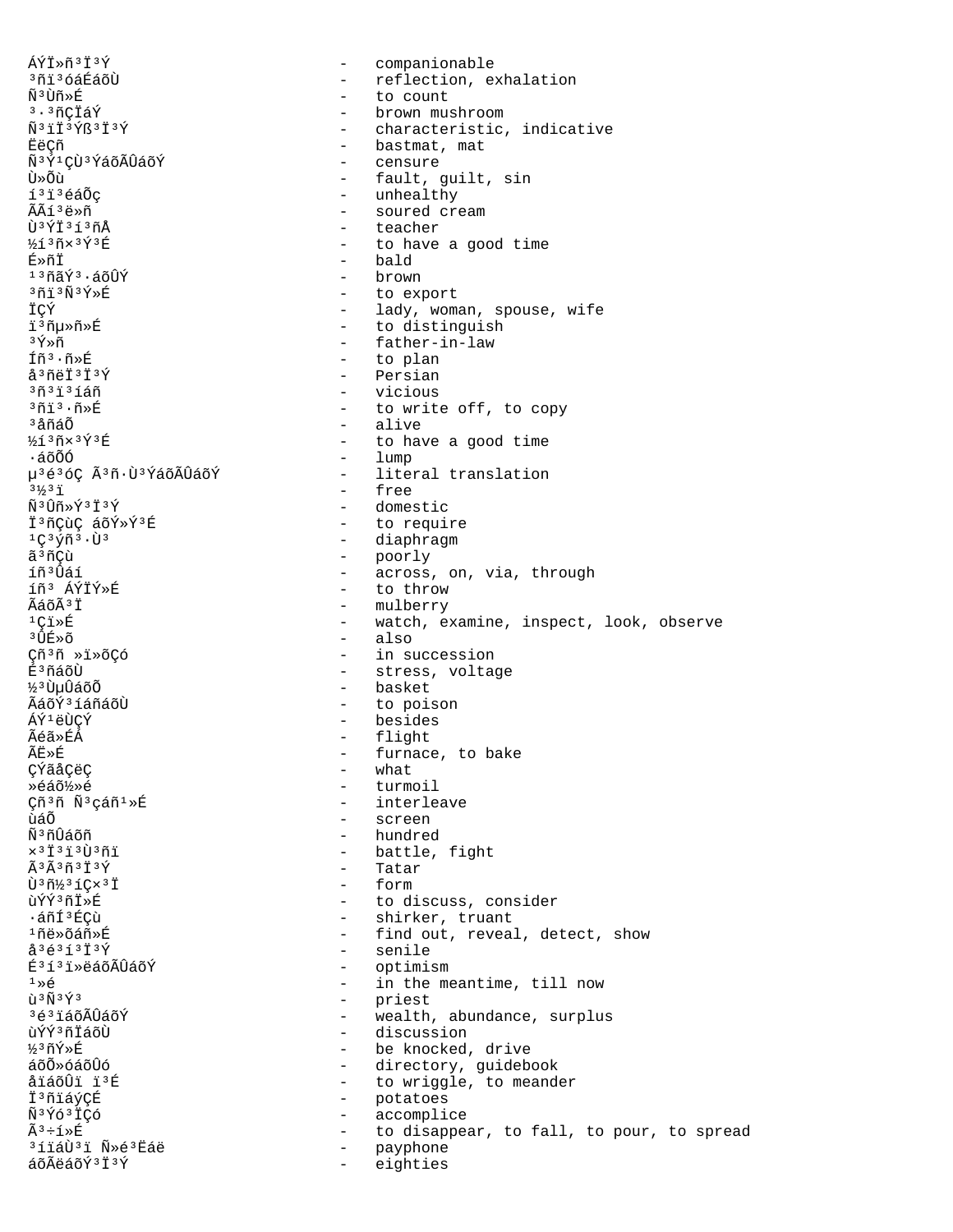ÁÝÏ»ñ³Ï³Ý - companionable
³ñï³óáÉáõÙ - reflection, exhalation
Ñ³Ùñ»É - to count
³·³ñÇÏáÝ - brown mushroom
Ñ³ïÏ³Ýß³Ï³Ý - characteristic, indicative
ËëÇñ - bastmat, mat
Ñ³Ý¹ÇÙ³ÝáõÃÛáõÝ - censure
Ù»Õù - fault, guilt, sin
í³ï³éáÕç - unhealthy
ÃÃí³ë»ñ - soured cream
Ù³ÝÏ³í³ñÅ - teacher
½í³ñ×³Ý³É - to have a good time
É»ñÏ - bald
¹³ñãÝ³·áõÛÝ - brown
³ñï³Ñ³Ý»É - to export
ÏÇÝ - lady, woman, spouse, wife
ï³ñµ»ñ»É - to distinguish
³Ý»ñ - father-in-law
Íñ³·ñ»É - to plan
å³ñëÏ³Ï³Ý - Persian
³ñ³ï³íáñ - vicious
³ñï³·ñ»É - to write off, to copy
³åñáÕ - alive
½í³ñ×³Ý³É - to have a good time
·áõÕÓ - lump
µ³é³óÇ Ã³ñ·Ù³ÝáõÃÛáõÝ - literal translation
³½³ï - free
Ñ³Ûñ»Ý³Ï³Ý - domestic
Ï³ñÇùÇ áõÝ»Ý³É - to require
¹Ç³ýñ³·Ù³ - diaphragm
ã³ñÇù - poorly
íñ³Ûáí - across, on, via, through
íñ³ ÁÝÏÝ»É - to throw
ÃáõÃ³Ï - mulberry
¹Çï»É - watch, examine, inspect, look, observe
³ÛÉ»õ - also
Çñ³ñ »ï»õÇó - in succession
É³ñáõÙ - stress, voltage
½³ÙµÛáõÕ - basket
ÃáõÝ³íáñáõÙ - to poison
ÁÝ¹ëÙÇÝ - besides
Ãéã»ÉÁ - flight
ÃË»É - furnace, to bake
ÇÝãåÇëÇ - what
»éáõ½»é - turmoil
Çñ³ñ Ñ³çáñ¹»É - interleave
ùáÕ - screen
Ñ³ñÛáõñ - hundred
×³Ï³ï³Ù³ñï - battle, fight
Ã³Ã³ñ³Ï³Ý - Tatar
Ù³ñ½³íÇ×³Ï - form
ùÝÝ³ñÏ»É - to discuss, consider
·áñÍ³ÉÇù - shirker, truant
¹ñë»õáñ»É - find out, reveal, detect, show
å³é³í³Ï³Ý - senile
É³í³ï»ëáõÃÛáõÝ - optimism
¹»é - in the meantime, till now
ù³Ñ³Ý³ - priest
³é³ïáõÃÛáõÝ - wealth, abundance, surplus
ùÝÝ³ñÏáõÙ - discussion
½³ñÝ»É - be knocked, drive
áõÕ»óáõÛó - directory, guidebook
åïáõÛï ï³É - to wriggle, to meander
Ï³ñïáýÇÉ - potatoes
Ñ³Ýó³ÏÇó - accomplice
Ã³÷í»É - to disappear, to fall, to pour, to spread
³íïáÙ³ï Ñ»é³Ëáë - payphone
áõÃëáõÝ³Ï³Ý - eighties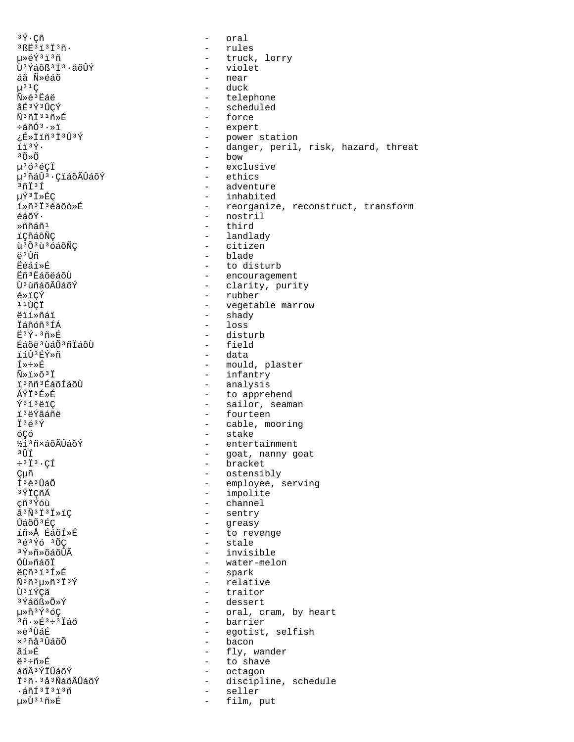³Ý·Çñ - oral
³ßË³ï³Ï³ñ· - rules
µ»éÝ³ï³ñ - truck, lorry
Ù³Ýáõß³Ï³·áõÛÝ - violet
áã Ñ»éáõ - near
µ³¹Ç - duck
Ñ»é³Ëáë - telephone
åÉ³Ý³ÛÇÝ - scheduled
Ñ³ñÏ³¹ñ»É - force
÷áñÓ³·»ï - expert
¿É»Ïïñ³Ï³Û³Ý - power station
íï³Ý· - danger, peril, risk, hazard, threat
³Õ»Õ - bow
µ³ó³éÇÏ - exclusive
µ³ñáÛ³·ÇïáõÃÛáõÝ - ethics
³ñÏ³Í - adventure
µÝ³Ï»ÉÇ - inhabited
í»ñ³Ï³éáõó»É - reorganize, reconstruct, transform
éáõÝ· - nostril
»ññáñ¹ - third
ïÇñáõÑÇ - landlady
ù³Õ³ù³óáõÑÇ - citizen
ë³Ûñ - blade
Ëéáí»É - to disturb
Ëñ³ËáõëáõÙ - encouragement
Ù³ùñáõÃÛáõÝ - clarity, purity
é»ïÇÝ - rubber
¹¹ÙÇÏ - vegetable marrow
ëïí»ñáï - shady
Ïáñáõ³ÍÁ - loss
Ë³Ý·³ñ»É - disturb
Éáõë³ùáÕ³ñÏáõÙ - field
ïíÛ³ÉÝ»ñ - data
Í»÷»É - mould, plaster
Ñ»ï»õ³Ï - infantry
ï³ññ³ÉáõÍáõÙ - analysis
ÁÝÏ³É»É - to apprehend
Ý³í³ëïÇ - sailor, seaman
ï³ëÝãáñë - fourteen
Ï³é³Ý - cable, mooring
óÇó - stake
½í³ñ×áõÃÛáõÝ - entertainment
³ÛÍ - goat, nanny goat
÷³Ï³·ÇÍ - bracket
Çµñ - ostensibly
Í³é³ÛáÕ - employee, serving
³ÝÏÇñÃ - impolite
çñ³Ýóù - channel
å³Ñ³Ï³Ï»ïÇ - sentry
ÛáõÕ³ÉÇ - greasy
íñ»Å ÉáõÍ»É - to revenge
³é³Ýó ³ÕÇ - stale
³Ý»ñ»õáõÛÃ - invisible
ÓÙ»ñáõÏ - water-melon
ëÇñ³ï³Í»É - spark
Ñ³ñ³µ»ñ³Ï³Ý - relative
Ù³ïÝÇã - traitor
³Ýáõß»Õ»Ý - dessert
µ»ñ³Ý³óÇ - oral, cram, by heart
³ñ·»É³÷³Ïáó - barrier
»ë³ÙáÉ - egotist, selfish
×³ñå³ÛáõÕ - bacon
ãí»É - fly, wander
ë³÷ñ»É - to shave
áõÃ³ÝÏÛáõÝ - octagon
Ï³ñ·³å³ÑáõÃÛáõÝ - discipline, schedule
·áñÍ³Ï³ï³ñ - seller
µ»Ù³¹ñ»É - film, put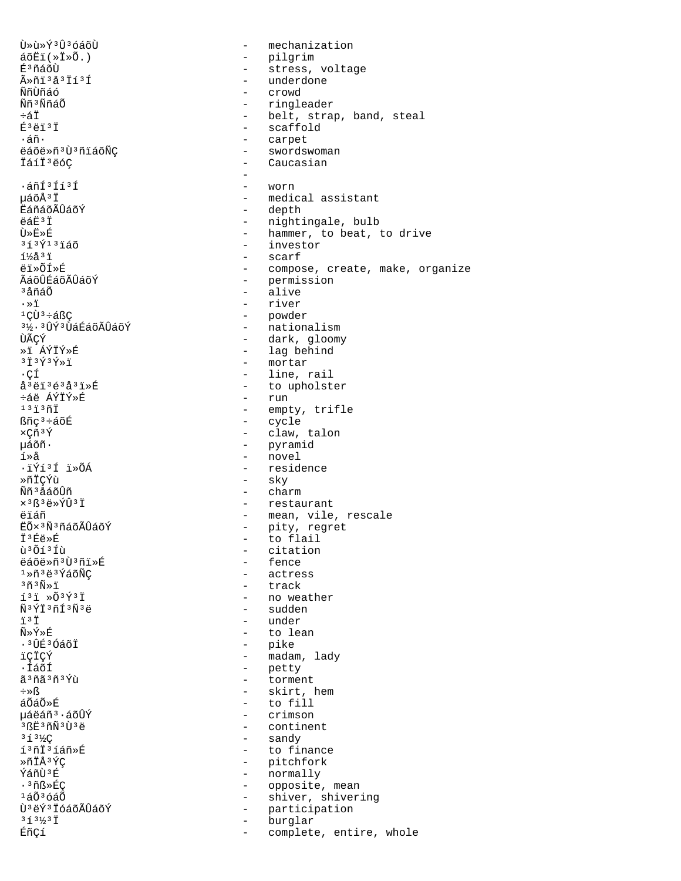Ù»ù»Ý³Û³óáõÙ - mechanization
áõËï(»Ï»Õ.) - pilgrim
É³ñáõÙ - stress, voltage
Ã»ñï³å³Ïí³Í - underdone
ÑñÙñáó - crowd
Ññ³ÑñáÕ - ringleader
÷áÏ - belt, strap, band, steal
É³ëï³Ï - scaffold
·áñ· - carpet
ëáõë»ñ³Ù³ñïáõÑÇ - swordswoman
ÏáíÏ³ëóÇ - Caucasian
 - 
·áñÍ³Íí³Í - worn
µáõÅ³Ï - medical assistant
ËáñáõÃÛáõÝ - depth
ëáË³Ï - nightingale, bulb
Ù»ë»É - hammer, to beat, to drive
³í³Ý¹³ïáõ - investor
í½å³ï - scarf
ëï»ÕÍ»É - compose, create, make, organize
ÃáõÛÉáõÃÛáõÝ - permission
³åñáÕ - alive
·»ï - river
¹ÇÙ³÷áßÇ - powder
³½·³ÛÝ³ÙáÉáõÃÛáõÝ - nationalism
ÙÃÇÝ - dark, gloomy
»ï ÁÝÏÝ»É - lag behind
³Ï³Ý³Ý»ï - mortar
·ÇÍ - line, rail
å³ëï³é³å³ï»É - to upholster
÷áë ÁÝÏÝ»É - run
¹³ï³ñÏ - empty, trifle
ßñç³÷áõÉ - cycle
×Çñ³Ý - claw, talon
µáõñ· - pyramid
í»å - novel
·ïÝí³Í ï»ÕÁ - residence
»ñÏÇÝù - sky
Ññ³åáõÛñ - charm
×³ß³ë»ÝÛ³Ï - restaurant
ëïáñ - mean, vile, rescale
ËÕ×³Ñ³ñáõÃÛáõÝ - pity, regret
Ï³Éë»É - to flail
ù³Õí³Íù - citation
ëáõë»ñ³Ù³ñï»É - fence
¹»ñ³ë³ÝáõÑÇ - actress
³ñ³Ñ»ï - track
í³ï »Õ³Ý³Ï - no weather
Ñ³ÝÏ³ñÍ³Ñ³ë - sudden
ï³Ï - under
Ñ»Ý»É - to lean
·³ÛÉ³ÓáõÏ - pike
ïÇÏÇÝ - madam, lady
·ÍáõÍ - petty
ã³ñã³ñ³Ýù - torment
÷»ß - skirt, hem
áÕáÕ»É - to fill
µáëáñ³·áõÛÝ - crimson
³ßË³ñÑ³Ù³ë - continent
³í³½Ç - sandy
í³ñÏ³íáñ»É - to finance
»ñÏÅ³ÝÇ - pitchfork
ÝáñÙ³É - normally
·³ñß»ÉÇ - opposite, mean
¹áÕ³óáÕ - shiver, shivering
Ù³ëÝ³ÏóáõÃÛáõÝ - participation
³í³½³Ï - burglar
ÉñÇí - complete, entire, whole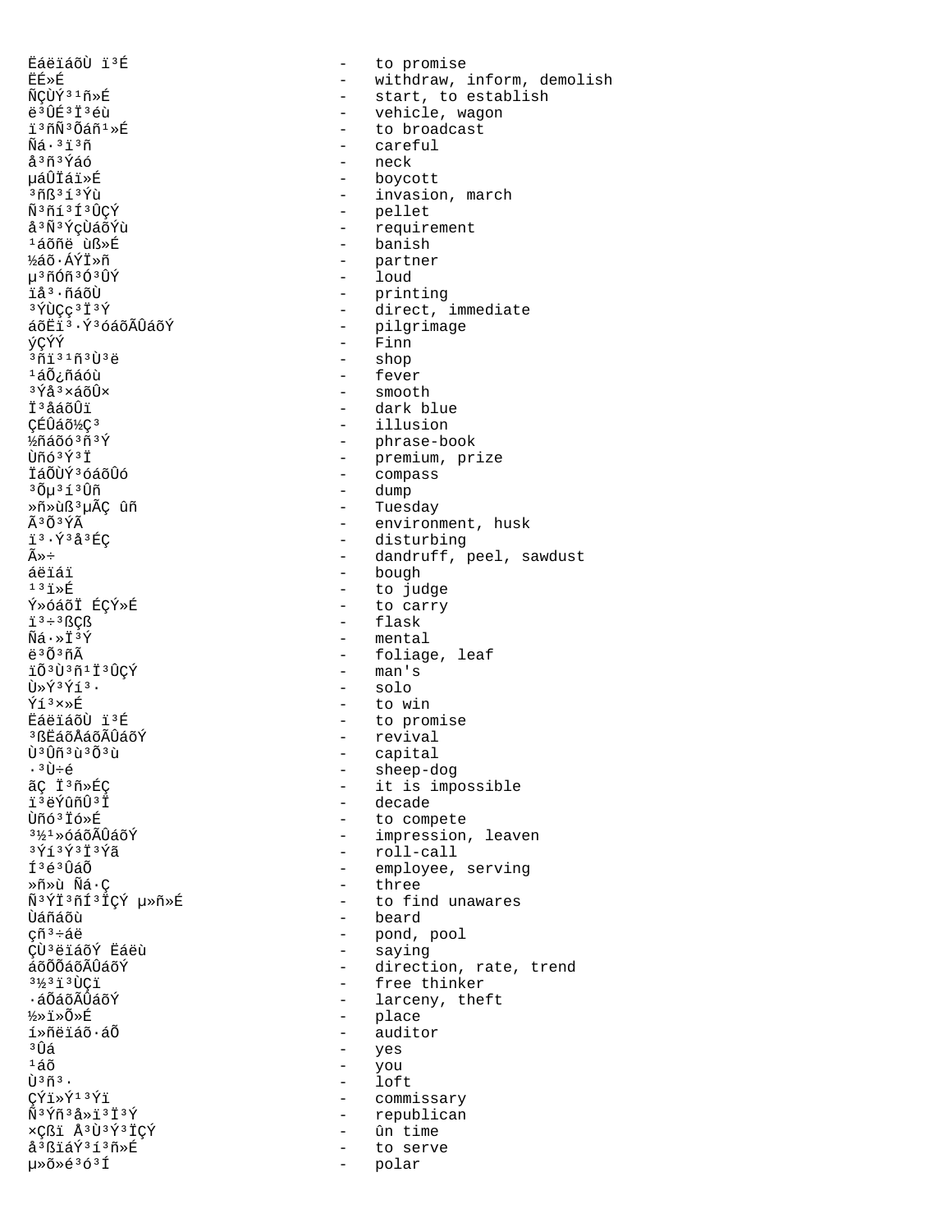ËáëïáõÙ ï³É - to promise
ËÉ»É - withdraw, inform, demolish
ÑÇÙÝ³¹ñ»É - start, to establish
ë³ÛÉ³Ï³éù - vehicle, wagon
ï³ñÑ³Õáñ¹»É - to broadcast
Ñá·³ï³ñ - careful
å³ñ³Ýáó - neck
µáÛÏáï»É - boycott
³ñß³í³Ýù - invasion, march
Ñ³ñí³Í³ÛÇÝ - pellet
å³Ñ³ÝçÙáõÝù - requirement
¹áõñë ùß»É - banish
½áõ·ÁÝÏ»ñ - partner
µ³ñÓñ³Ó³ÛÝ - loud
ïå³·ñáõÙ - printing
³ÝÙÇç³Ï³Ý - direct, immediate
áõËï³·Ý³óáõÃÛáõÝ - pilgrimage
ýÇÝÝ - Finn
³ñï³¹ñ³Ù³ë - shop
¹áÕ¿ñáóù - fever
³Ýå³×áõÛ× - smooth
Ï³åáõÛï - dark blue
ÇÉÛáõ½Ç³ - illusion
½ñáõó³ñ³Ý - phrase-book
Ùñó³Ý³Ï - premium, prize
ÏáÕÙÝ³óáõÛó - compass
³Õµ³í³Ûñ - dump
»ñ»ùß³µÃÇ ûñ - Tuesday
Ã³Õ³ÝÃ - environment, husk
ï³·Ý³å³ÉÇ - disturbing
Ã»÷ - dandruff, peel, sawdust
áëïáï - bough
¹³ï»É - to judge
Ý»óáõÏ ÉÇÝ»É - to carry
ï³÷³ßÇß - flask
Ñá·»Ï³Ý - mental
ë³Õ³ñÃ - foliage, leaf
ïÕ³Ù³ñ¹Ï³ÛÇÝ - man's
Ù»Ý³Ýí³· - solo
Ýí³×»É - to win
ËáëïáõÙ ï³É - to promise
³ßËáõÅáõÃÛáõÝ - revival
Ù³Ûñ³ù³Õ³ù - capital
·³Ù÷é - sheep-dog
ãÇ Ï³ñ»ÉÇ - it is impossible
ï³ëÝûñÛ³Ï - decade
Ùñó³Ïó»É - to compete
³½¹»óáõÃÛáõÝ - impression, leaven
³Ýí³Ý³Ï³Ýã - roll-call
Í³é³ÛáÕ - employee, serving
»ñ»ù Ñá·Ç - three
Ñ³ÝÏ³ñÍ³ÏÇÝ µ»ñ»É - to find unawares
Ùáñáõù - beard
çñ³÷áë - pond, pool
ÇÙ³ëïáõÝ Ëáëù - saying
áõÕÕáõÃÛáõÝ - direction, rate, trend
³½³ï³ÙÇï - free thinker
·áÕáõÃÛáõÝ - larceny, theft
½»ï»Õ»É - place
í»ñëïáõ·áÕ - auditor
³Ûá - yes
¹áõ - you
Ù³ñ³· - loft
ÇÝï»Ý¹³Ýï - commissary
Ñ³Ýñ³å»ï³Ï³Ý - republican
×Çßï Å³Ù³Ý³ÏÇÝ - ûn time
å³ßïáÝ³í³ñ»É - to serve
µ»õ»é³ó³Í - polar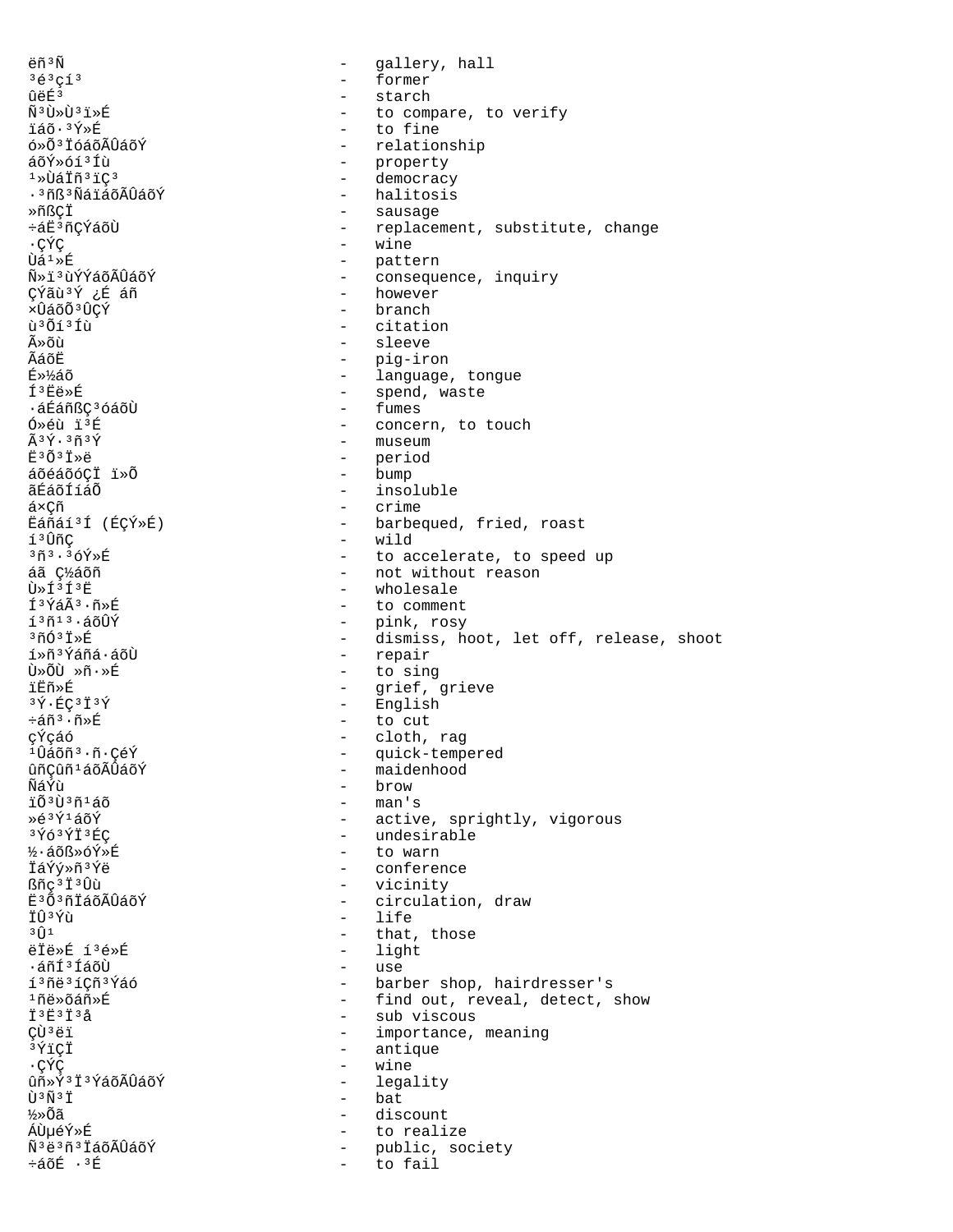ëñ³Ñ - gallery, hall
³é³çí³ - former
ûëÉ³ - starch
Ñ³Ù»Ù³ï»É - to compare, to verify
ïáõ·³Ý»É - to fine
ó»Õ³ÏóáõÃÛáõÝ - relationship
áõÝ»óí³Íù - property
¹»ÙáÏñ³ïÇ³ - democracy
·³ñß³ÑáïáõÃÛáõÝ - halitosis
»ñßÇÏ - sausage
÷áË³ñÇÝáõÙ - replacement, substitute, change
·ÇÝÇ - wine
Ùá¹»É - pattern
Ñ»ï³ùÝÝáõÃÛáõÝ - consequence, inquiry
ÇÝãù³Ý ¿É áñ - however
×ÛáõÕ³ÛÇÝ - branch
ù³Õí³Íù - citation
Ã»õù - sleeve
ÃáõË - pig-iron
É»½áõ - language, tongue
Í³Ëë»É - spend, waste
·áÉáñßÇ³óáõÙ - fumes
Ó»éù ï³É - concern, to touch
Ã³Ý·³ñ³Ý - museum
Ë³Õ³Ï»ë - period
áõéáõóÇÏ ï»Õ - bump
ãÉáõÍíáÕ - insoluble
á×Çñ - crime
Ëáñáí³Í (ÉÇÝ»É) - barbequed, fried, roast
í³ÛñÇ - wild
³ñ³·³óÝ»É - to accelerate, to speed up
áã Ç½áõñ - not without reason
Ù»Í³Í³Ë - wholesale
Í³ÝáÃ³·ñ»É - to comment
í³ñ¹³·áõÛÝ - pink, rosy
³ñÓ³Ï»É - dismiss, hoot, let off, release, shoot
í»ñ³Ýáñá·áõÙ - repair
Ù»ÕÙ »ñ·»É - to sing
ïËñ»É - grief, grieve
³Ý·ÉÇ³Ï³Ý - English
÷áñ³·ñ»É - to cut
çÝçáó - cloth, rag
¹Ûáõñ³·ñ·ÇéÝ - quick-tempered
ûñÇûñ¹áõÃÛáõÝ - maidenhood
ÑáÝù - brow
ïÕ³Ù³ñ¹áõ - man's
»é³Ý¹áõÝ - active, sprightly, vigorous
³Ýó³ÝÏ³ÉÇ - undesirable
½·áõß»óÝ»É - to warn
ÏáÝý»ñ³Ýë - conference
ßñç³Ï³Ûù - vicinity
Ë³Õ³ñÏáõÃÛáõÝ - circulation, draw
ÏÛ³Ýù - life
³Û¹ - that, those
ëÏë»É í³é»É - light
·áñÍ³ÍáõÙ - use
í³ñë³íÇñ³Ýáó - barber shop, hairdresser's
¹ñë»õáñ»É - find out, reveal, detect, show
Ï³Ë³Ï³å - sub viscous
ÇÙ³ëï - importance, meaning
³ÝïÇÏ - antique
·ÇÝÇ - wine
ûñ»Ý³Ï³ÝáõÃÛáõÝ - legality
Ù³Ñ³Ï - bat
½»Õã - discount
ÁÙµéÝ»É - to realize
Ñ³ë³ñ³ÏáõÃÛáõÝ - public, society
÷áõÉ ·³É - to fail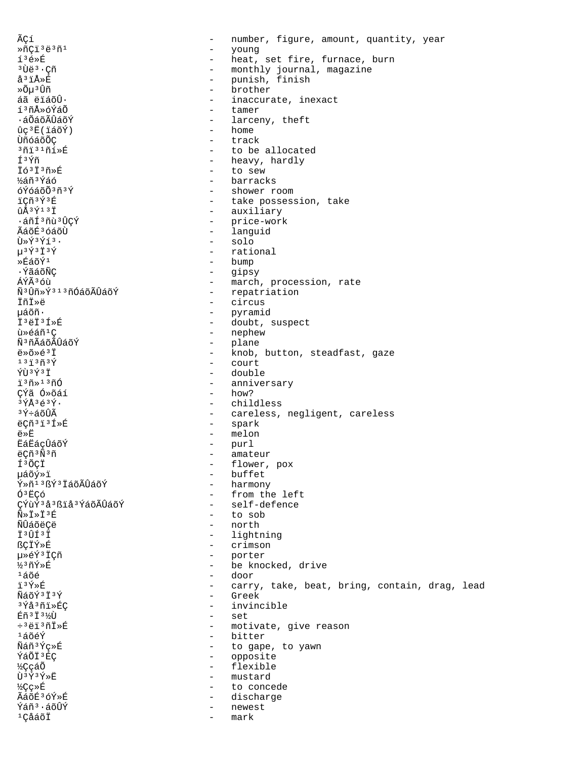ÃÇí - number, figure, amount, quantity, year
»ñÇï³ë³ñ¹ - young
í³é»É - heat, set fire, furnace, burn
³Ùë³·Çñ - monthly journal, magazine
å³ïÅ»É - punish, finish
»Õµ³Ûñ - brother
áã ëïáõÛ· - inaccurate, inexact
í³ñÅ»óÝáÕ - tamer
·áÕáõÃÛáõÝ - larceny, theft
ûç³Ë(ïáõÝ) - home
ÙñóáõÕÇ - track
³ñï³¹ñí»É - to be allocated
Í³Ýñ - heavy, hardly
Ïó³Ï³ñ»É - to sew
½áñ³Ýáó - barracks
óÝóáõÕ³ñ³Ý - shower room
ïÇñ³Ý³É - take possession, take
ûÅ³Ý¹³Ï - auxiliary
·áñÍ³ñù³ÛÇÝ - price-work
ÃáõÉ³óáõÙ - languid
Ù»Ý³Ýí³· - solo
µ³Ý³Ï³Ý - rational
»ÉáõÝ¹ - bump
·ÝãáõÑÇ - gipsy
ÁÝÃ³óù - march, procession, rate
Ñ³Ûñ»Ý³¹³ñÓáõÃÛáõÝ - repatriation
ÏñÏ»ë - circus
µáõñ· - pyramid
Ï³ëÏ³Í»É - doubt, suspect
ù»éáñ¹Ç - nephew
Ñ³ñÃáõÃÛáõÝ - plane
ë»õ»é³Ï - knob, button, steadfast, gaze
¹³ï³ñ³Ý - court
ÝÙ³Ý³Ï - double
ï³ñ»¹³ñÓ - anniversary
ÇÝã Ó»õáí - how?
³ÝÅ³é³Ý· - childless
³Ý÷áõÛÃ - careless, negligent, careless
ëÇñ³ï³Í»É - spark
ë»Ë - melon
ËáËáçÛáõÝ - purl
ëÇñ³Ñ³ñ - amateur
Í³ÕÇÏ - flower, pox
µáõý»ï - buffet
Ý»ñ¹³ßÝ³ÏáõÃÛáõÝ - harmony
Ó³ËÇó - from the left
ÇÝùÝ³å³ßïå³ÝáõÃÛáõÝ - self-defence
Ñ»Ï»Ï³É - to sob
ÑÛáõëÇë - north
Ï³ÛÍ³Ï - lightning
ßÇÏÝ»É - crimson
µ»éÝ³ÏÇñ - porter
½³ñÝ»É - be knocked, drive
¹áõé - door
ï³Ý»É - carry, take, beat, bring, contain, drag, lead
ÑáõÝ³Ï³Ý - Greek
³Ýå³ñï»ÉÇ - invincible
Éñ³Ï³½Ù - set
÷³ëï³ñÏ»É - motivate, give reason
¹áõéÝ - bitter
Ñáñ³Ýç»É - to gape, to yawn
ÝáÕÏ³ÉÇ - opposite
½ÇçáÕ - flexible
Ù³Ý³Ý»Ë - mustard
½Çç»É - to concede
ÃáõÉ³óÝ»É - discharge
Ýáñ³·áõÛÝ - newest
¹ÇåáõÏ - mark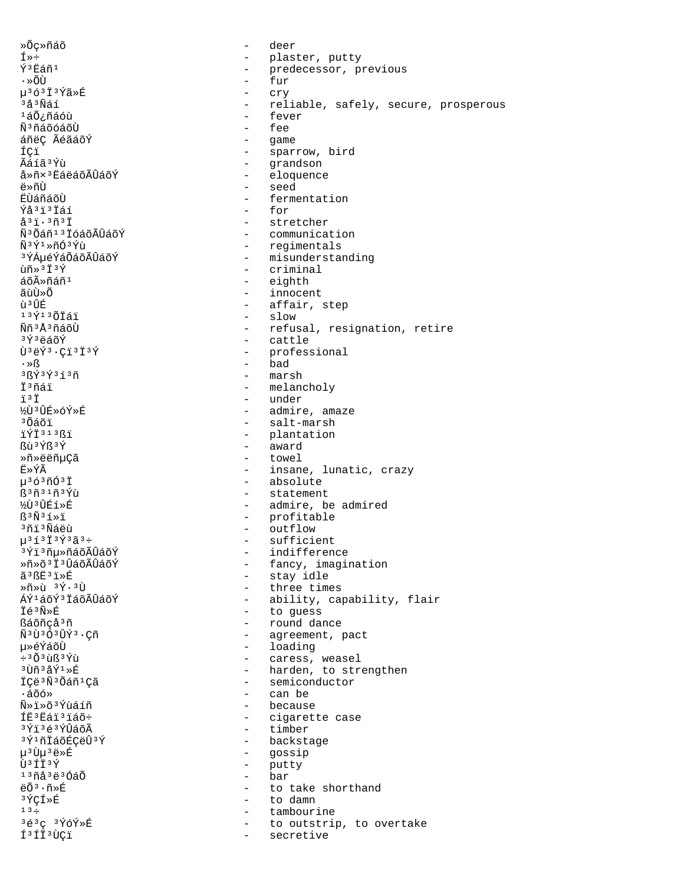»Õç»ñáõ - deer
Í»÷ - plaster, putty
Ý³Ëáñ¹ - predecessor, previous
·»ÕÙ - fur
µ³ó³Ï³Ýã»É - cry
³å³Ñáí - reliable, safely, secure, prosperous
¹áÕ¿ñáóù - fever
Ñ³ñáõóáõÙ - fee
áñëÇ ÃéãáõÝ - game
ÍÇï - sparrow, bird
Ãáíã³Ýù - grandson
å»ñ×³ËáëáõÃÛáõÝ - eloquence
ë»ñÙ - seed
ËÙáñáõÙ - fermentation
Ýå³ï³Ïáí - for
å³ï·³ñ³Ï - stretcher
Ñ³Õáñ¹³ÏóáõÃÛáõÝ - communication
Ñ³Ý¹»ñÓ³Ýù - regimentals
³ÝÁµéÝáÕáõÃÛáõÝ - misunderstanding
ùñ»³Ï³Ý - criminal
áõÃ»ñáñ¹ - eighth
ãùÙ»Õ - innocent
ù³ÛÉ - affair, step
¹³Ý¹³ÕÏáï - slow
Ññ³Å³ñáõÙ - refusal, resignation, retire
³Ý³ëáõÝ - cattle
Ù³ëÝ³·Çï³Ï³Ý - professional
·»ß - bad
³ßÝ³Ý³í³ñ - marsh
Ï³ñáï - melancholy
ï³Ï - under
½Ù³ÛÉ»óÝ»É - admire, amaze
³Õáõï - salt-marsh
ïÝÏ³¹³ßï - plantation
ßù³Ýß³Ý - award
»ñ»ëëñµÇã - towel
Ë»ÝÃ - insane, lunatic, crazy
µ³ó³ñÓ³Ï - absolute
ß³ñ³¹ñ³Ýù - statement
½Ù³ÛÉí»É - admire, be admired
ß³Ñ³í»ï - profitable
³ñï³Ñáëù - outflow
µ³í³Ï³Ý³ã³÷ - sufficient
³Ýï³ñµ»ñáõÃÛáõÝ - indifference
»ñ»õ³Ï³ÛáõÃÛáõÝ - fancy, imagination
ã³ßË³ï»É - stay idle
»ñ»ù ³Ý·³Ù - three times
ÁÝ¹áõÝ³ÏáõÃÛáõÝ - ability, capability, flair
Ïé³Ñ»É - to guess
ßáõñç³å³ñ - round dance
Ñ³Ù³Ó³ÛÝ³·Çñ - agreement, pact
µ»éÝáõÙ - loading
÷³Õ³ùß³Ýù - caress, weasel
³Ùñ³åÝ¹»É - harden, to strengthen
ÏÇë³Ñ³Õáñ¹Çã - semiconductor
·áõó» - can be
Ñ»ï»õ³Ýùáíñ - because
ÍË³Ëáï³ïáõ÷ - cigarette case
³Ýï³é³ÝÛáõÃ - timber
³Ý¹ñÏáõÉÇëÛ³Ý - backstage
µ³Ùµ³ë»É - gossip
Ù³ÍÏ³Ý - putty
¹³ñå³ë³ÓáÕ - bar
ëÕ³·ñ»É - to take shorthand
³ÝÇÍ»É - to damn
¹³÷ - tambourine
³é³ç ³ÝóÝ»É - to outstrip, to overtake
Í³ÍÏ³ÙÇï - secretive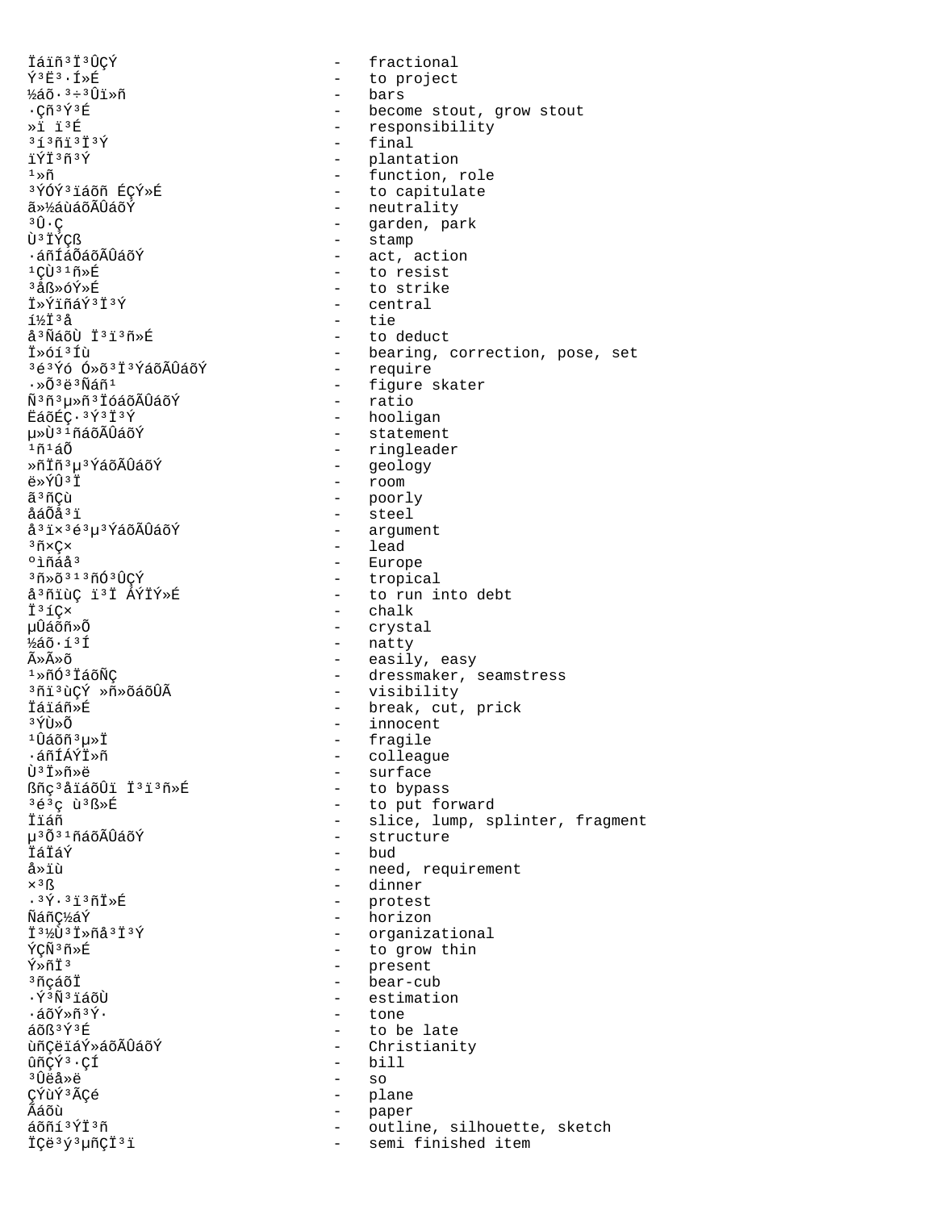Ïáïñ³Ï³ÛÇÝ - fractional
Ý³Ë³·Í»É - to project
½áõ·³÷³Ûï»ñ - bars
·Çñ³Ý³É - become stout, grow stout
»ï ï³É - responsibility
³í³ñï³Ï³Ý - final
ïÝÏ³ñ³Ý - plantation
¹»ñ - function, role
³ÝÓÝ³ïáõñ ÉÇÝ»É - to capitulate
ã»½áùáõÃÛáõÝ - neutrality
³Û·Ç - garden, park
Ù³ÏÝÇß - stamp
·áñÍáÕáõÃÛáõÝ - act, action
¹ÇÙ³¹ñ»É - to resist
³åß»óÝ»É - to strike
Ï»ÝïñáÝ³Ï³Ý - central
í½Ï³å - tie
å³ÑáõÙ Ï³ï³ñ»É - to deduct
Ï»óí³Íù - bearing, correction, pose, set
³é³Ýó Ó»õ³Ï³ÝáõÃÛáõÝ - require
·»Õ³ë³Ñáñ¹ - figure skater
Ñ³ñ³µ»ñ³ÏóáõÃÛáõÝ - ratio
ËáõÉÇ·³Ý³Ï³Ý - hooligan
µ»Ù³¹ñáõÃÛáõÝ - statement
¹ñ¹áÕ - ringleader
»ñÏñ³µ³ÝáõÃÛáõÝ - geology
ë»ÝÛ³Ï - room
ã³ñÇù - poorly
åáÕå³ï - steel
å³ï×³é³µ³ÝáõÃÛáõÝ - argument
³ñ×Ç× - lead
ºìñáå³ - Europe
³ñ»õ³¹³ñÓ³ÛÇÝ - tropical
å³ñïùÇ ï³Ï ÁÝÏÝ»É - to run into debt
Ï³íÇ× - chalk
µÛáõñ»Õ - crystal
½áõ·í³Í - natty
Ã»Ã»õ - easily, easy
¹»ñÓ³ÏáõÑÇ - dressmaker, seamstress
³ñï³ùÇÝ »ñ»õáõÛÃ - visibility
Ïáïñ»É - break, cut, prick
³ÝÙ»Õ - innocent
¹Ûáõñ³µ»Ï - fragile
·áñÍÁÝÏ»ñ - colleague
Ù³Ï»ñ»ë - surface
ßñç³åïáõÛï Ï³ï³ñ»É - to bypass
³é³ç ù³ß»É - to put forward
Ïïáñ - slice, lump, splinter, fragment
µ³Õ³¹ñáõÃÛáõÝ - structure
ÏáÏáÝ - bud
å»ïù - need, requirement
×³ß - dinner
·³Ý·³ï³ñÏ»É - protest
ÑáñÇ½áÝ - horizon
Ï³½Ù³Ï»ñå³Ï³Ý - organizational
ÝÇÑ³ñ»É - to grow thin
Ý»ñÏ³ - present
³ñçáõÏ - bear-cub
·Ý³Ñ³ïáõÙ - estimation
·áõÝ»ñ³Ý· - tone
áõß³Ý³É - to be late
ùñÇëïáÝ»áõÃÛáõÝ - Christianity
ûñÇÝ³·ÇÍ - bill
³Ûëå»ë - so
ÇÝùÝ³ÃÇé - plane
Ãáõù - paper
áõñí³ÝÏ³ñ - outline, silhouette, sketch
ÏÇë³ý³µñÇÏ³ï - semi finished item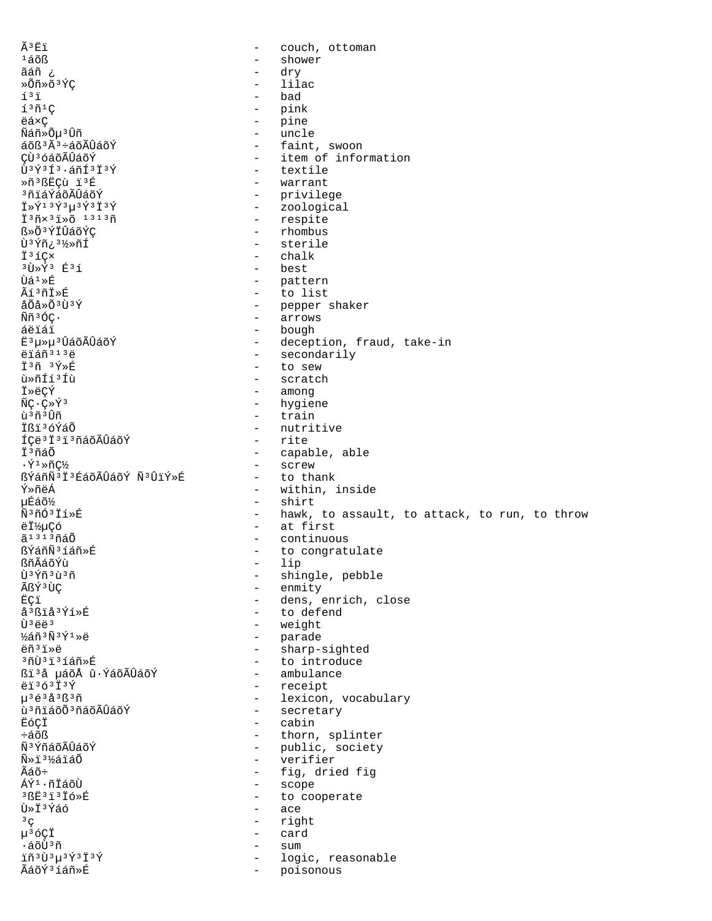Ã³Ëï - couch, ottoman
¹áõß - shower
ãáñ ¿ - dry
»Õñ»õ³ÝÇ - lilac
í³ï - bad
í³ñ¹Ç - pink
ëá×Ç - pine
Ñáñ»Õµ³Ûñ - uncle
áõß³Ã³÷áõÃÛáõÝ - faint, swoon
ÇÙ³óáõÃÛáõÝ - item of information
Ù³Ý³Í³·áñÍ³Ï³Ý - textile
»ñ³ßËÇù ï³É - warrant
³ñïáÝáõÃÛáõÝ - privilege
Ï»Ý¹³Ý³µ³Ý³Ï³Ý - zoological
Ï³ñ×³ï»õ ¹³¹³ñ - respite
ß»Õ³ÝÏÛáõÝÇ - rhombus
Ù³Ýñ¿³½»ñÍ - sterile
Ï³íÇ× - chalk
³Ù»Ý³ É³í - best
Ùá¹»É - pattern
Ãí³ñÏ»É - to list
åÕå»Õ³Ù³Ý - pepper shaker
Ññ³ÓÇ· - arrows
áëïáï - bough
Ë³µ»µ³ÛáõÃÛáõÝ - deception, fraud, take-in
ëïáñ³¹³ë - secondarily
Ï³ñ ³Ý»É - to sew
ù»ñÍí³Íù - scratch
Ï»ëÇÝ - among
ÑÇ·Ç»Ý³ - hygiene
ù³ñ³Ûñ - train
Ïßï³óÝáÕ - nutritive
ÍÇë³Ï³ï³ñáõÃÛáõÝ - rite
Ï³ñáÕ - capable, able
·Ý¹»ñÇ½ - screw
ßÝáñÑ³Ï³ÉáõÃÛáõÝ Ñ³ÛïÝ»É - to thank
Ý»ñëÁ - within, inside
µÉáõ½ - shirt
Ñ³ñÓ³Ïí»É - hawk, to assault, to attack, to run, to throw
ëÏ½µÇó - at first
ã¹³¹³ñáÕ - continuous
ßÝáñÑ³íáñ»É - to congratulate
ßñÃáõÝù - lip
Ù³Ýñ³ù³ñ - shingle, pebble
ÃßÝ³ÙÇ - enmity
ËÇï - dens, enrich, close
å³ßïå³Ýí»É - to defend
Ù³ëë³ - weight
½áñ³Ñ³Ý¹»ë - parade
ëñ³ï»ë - sharp-sighted
³ñÙ³ï³íáñ»É - to introduce
ßï³å µáõÅ û·ÝáõÃÛáõÝ - ambulance
ëï³ó³Ï³Ý - receipt
µ³é³å³ß³ñ - lexicon, vocabulary
ù³ñïáõÕ³ñáõÃÛáõÝ - secretary
ËóÇÏ - cabin
÷áõß - thorn, splinter
Ñ³ÝñáõÃÛáõÝ - public, society
Ñ»ï³½áïáÕ - verifier
Ãáõ÷ - fig, dried fig
ÁÝ¹·ñÏáõÙ - scope
³ßË³ï³Ïó»É - to cooperate
Ù»Ï³Ýáó - ace
³ç - right
µ³óÇÏ - card
·áõÙ³ñ - sum
ïñ³Ù³µ³Ý³Ï³Ý - logic, reasonable
ÃáõÝ³íáñ»É - poisonous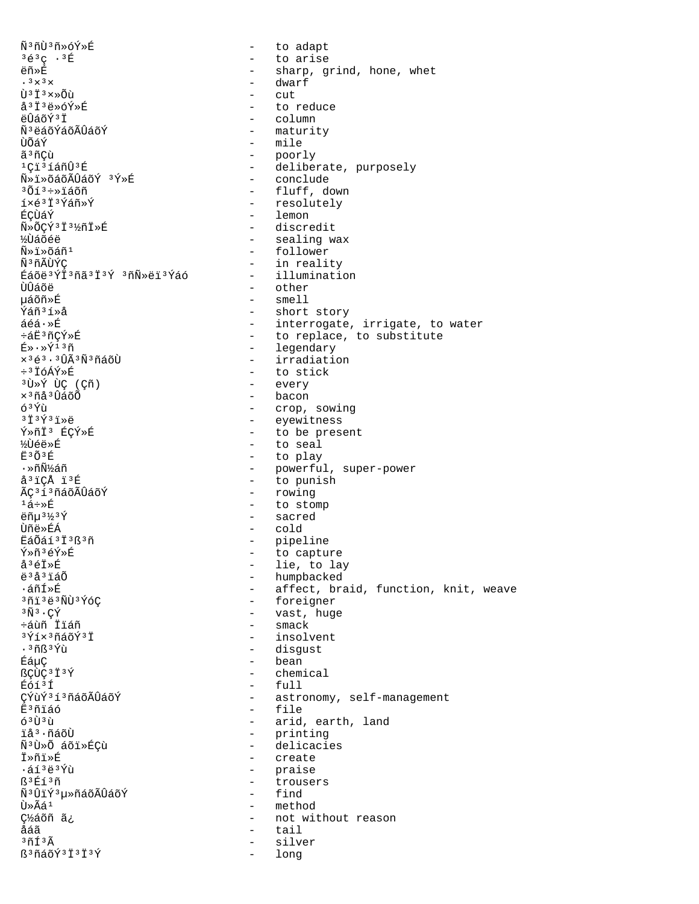Ñ³ñÙ³ñ»óÝ»É - to adapt
³é³ç ·³É - to arise
ëñ»É - sharp, grind, hone, whet
·³×³× - dwarf
Ù³Ï³×»Õù - cut
å³Ï³ë»óÝ»É - to reduce
ëÛáõÝ³Ï - column
Ñ³ëáõÝáõÃÛáõÝ - maturity
ÙÕáÝ - mile
ã³ñÇù - poorly
¹Çï³íáñÛ³É - deliberate, purposely
Ñ»ï»õáõÃÛáõÝ ³Ý»É - conclude
³Õí³÷»ïáõñ - fluff, down
í×é³Ï³Ýáñ»Ý - resolutely
ÉÇÙáÝ - lemon
Ñ»ÕÇÝ³Ï³½ñÏ»É - discredit
½Ùáõéë - sealing wax
Ñ»ï»õáñ¹ - follower
Ñ³ñÃÙÝÇ - in reality
Éáõë³ÝÏ³ñã³Ï³Ý ³ñÑ»ëï³Ýáó - illumination
ÙÛáõë - other
µáõñ»É - smell
Ýáñ³í»å - short story
áéá·»É - interrogate, irrigate, to water
÷áË³ñÇÝ»É - to replace, to substitute
É»·»Ý¹³ñ - legendary
×³é³·³ÛÃ³Ñ³ñáõÙ - irradiation
÷³ÏóÝ»É - to stick
³Ù»Ý ÙÇ (Çñ) - every
×³ñå³ÛáõÕ - bacon
ó³Ýù - crop, sowing
³Ï³Ý³ï»ë - eyewitness
Ý»ñÏ³ ÉÇÝ»É - to be present
½Ùéë»É - to seal
Ë³Õ³É - to play
·»ñÑ½áñ - powerful, super-power
å³ïÇÅ ï³É - to punish
ÃÇ³í³ñáõÃÛáõÝ - rowing
¹á÷»É - to stomp
ëñµ³½³Ý - sacred
Ùñë»ÉÁ - cold
ËáÕáí³Ï³ß³ñ - pipeline
Ý»ñ³éÝ»É - to capture
å³éÏ»É - lie, to lay
ë³å³ïáÕ - humpbacked
·áñÍ»É - affect, braid, function, knit, weave
³ñï³ë³ÑÙ³ÝóÇ - foreigner
³Ñ³·ÇÝ - vast, huge
÷áùñ Ïïáñ - smack
³Ýí×³ñáõÝ³Ï - insolvent
·³ñß³Ýù - disgust
ÉáµÇ - bean
ßÇÙÇ³Ï³Ý - chemical
Éóí³Í - full
ÇÝùÝ³í³ñáõÃÛáõÝ - astronomy, self-management
Ë³ñïáó - file
ó³Ù³ù - arid, earth, land
ïå³·ñáõÙ - printing
Ñ³Ù»Õ áõï»ÉÇù - delicacies
Ï»ñï»É - create
·áí³ë³Ýù - praise
ß³Éí³ñ - trousers
Ñ³ÛïÝ³µ»ñáõÃÛáõÝ - find
Ù»Ãá¹ - method
Ç½áõñ ã¿ - not without reason
åáã - tail
³ñÍ³Ã - silver
ß³ñáõÝ³Ï³Ï³Ý - long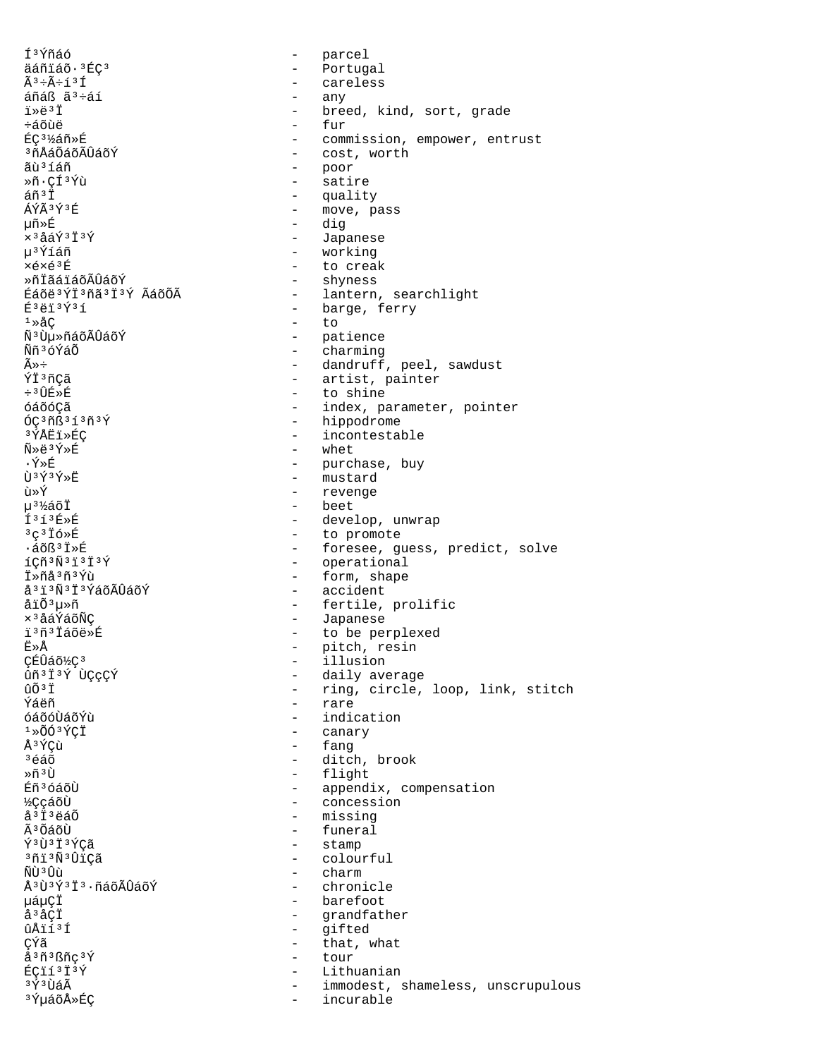Í³Ýñáó - parcel
äáñïáõ·³ÉÇ³ - Portugal
Ã³÷Ã÷í³Í - careless
áñáß ã³÷áí - any
ï»ë³Ï - breed, kind, sort, grade
÷áõùë - fur
ÉÇ³½áñ»É - commission, empower, entrust
³ñÅáÕáõÃÛáõÝ - cost, worth
ãù³íáñ - poor
»ñ·ÇÍ³Ýù - satire
áñ³Ï - quality
ÁÝÃ³Ý³É - move, pass
µñ»É - dig
×³åáÝ³Ï³Ý - Japanese
µ³Ýíáñ - working
×é×é³É - to creak
»ñÏãáïáõÃÛáõÝ - shyness
Éáõë³ÝÏ³ñã³Ï³Ý ÃáõÕÃ - lantern, searchlight
É³ëï³Ý³í - barge, ferry
¹»åÇ - to
Ñ³Ùµ»ñáõÃÛáõÝ - patience
Ññ³óÝáÕ - charming
Ã»÷ - dandruff, peel, sawdust
ÝÏ³ñÇã - artist, painter
÷³ÛÉ»É - to shine
óáõóÇã - index, parameter, pointer
ÓÇ³ñß³í³ñ³Ý - hippodrome
³ÝÅËï»ÉÇ - incontestable
Ñ»ë³Ý»É - whet
·Ý»É - purchase, buy
Ù³Ý³Ý»Ë - mustard
ù»Ý - revenge
µ³½áõÏ - beet
Í³í³É»É - develop, unwrap
³ç³Ïó»É - to promote
·áõß³Ï»É - foresee, guess, predict, solve
íÇñ³Ñ³ï³Ï³Ý - operational
Ï»ñå³ñ³Ýù - form, shape
å³ï³Ñ³Ï³ÝáõÃÛáõÝ - accident
åïÕ³µ»ñ - fertile, prolific
×³åáÝáõÑÇ - Japanese
ï³ñ³Ïáõë»É - to be perplexed
Ë»Å - pitch, resin
ÇÉÛáõ½Ç³ - illusion
ûñ³Ï³Ý ÙÇçÇÝ - daily average
ûÕ³Ï - ring, circle, loop, link, stitch
Ýáëñ - rare
óáõóÙáõÝù - indication
¹»ÕÓ³ÝÇÏ - canary
Å³ÝÇù - fang
³éáõ - ditch, brook
»ñ³Ù - flight
Éñ³óáõÙ - appendix, compensation
½ÇçáõÙ - concession
å³Ï³ëáÕ - missing
Ã³ÕáõÙ - funeral
Ý³Ù³Ï³ÝÇã - stamp
³ñï³Ñ³ÛïÇã - colourful
ÑÙ³Ûù - charm
Å³Ù³Ý³Ï³·ñáõÃÛáõÝ - chronicle
µáµÇÏ - barefoot
å³åÇÏ - grandfather
ûÅïí³Í - gifted
ÇÝã - that, what
å³ñ³ßñç³Ý - tour
ÉÇïí³Ï³Ý - Lithuanian
³Ý³ÙáÃ - immodest, shameless, unscrupulous
³ÝµáõÅ»ÉÇ - incurable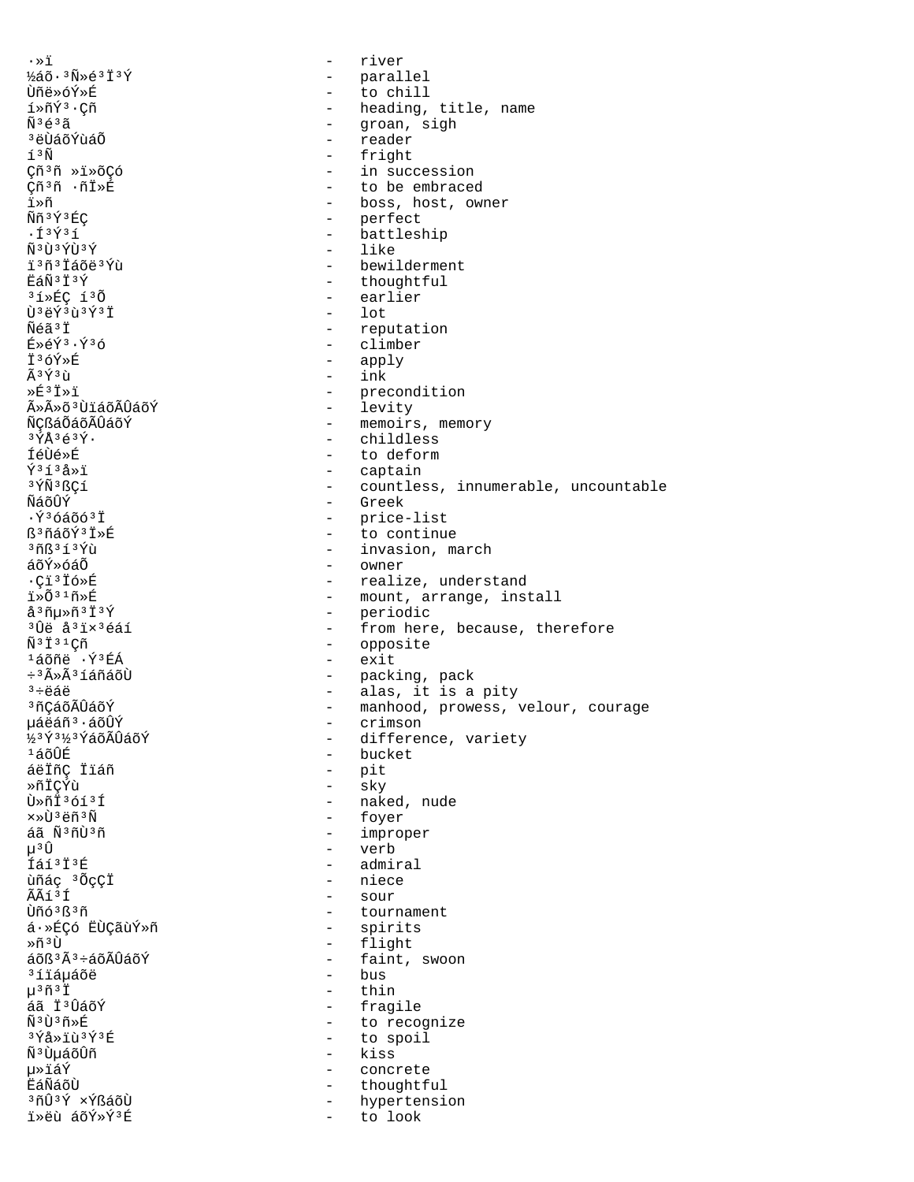·»ï - river
½áõ·³Ñ»é³Ï³Ý - parallel
Ùñë»óÝ»É - to chill
í»ñÝ³·Çñ - heading, title, name
Ñ³é³ã - groan, sigh
³ëÙáõÝùáÕ - reader
í³Ë - fright
Çñ³ñ »ï»õÇó - in succession
Çñ³ñ ·ñÏ»É - to be embraced
ï»ñ - boss, host, owner
Ññ³Ý³ÉÇ - perfect
·Í³Ý³í - battleship
Ñ³Ù³ÝÙ³Ý - like
ï³ñ³Ïáõë³Ýù - bewilderment
ËáÑ³Ï³Ý - thoughtful
³í»ÉÇ í³Õ - earlier
Ù³ëÝ³ù³Ý³Ï - lot
Ñéã³Ï - reputation
É»éÝ³·Ý³ó - climber
Ï³óÝ»É - apply
Ã³Ý³ù - ink
»É³Ï»ï - precondition
Ã»Ã»õ³ÙïáõÃÛáõÝ - levity
ÑÇßáÕáõÃÛáõÝ - memoirs, memory
³ÝÅ³é³Ý· - childless
ÍéÙé»É - to deform
Ý³í³å»ï - captain
³ÝÑ³ßÇí - countless, innumerable, uncountable
ÑáõÛÝ - Greek
·Ý³óáõó³Ï - price-list
ß³ñáõÝ³Ï»É - to continue
³ñß³í³Ýù - invasion, march
áõÝ»óáÕ - owner
·Çï³Ïó»É - realize, understand
ï»Õ³¹ñ»É - mount, arrange, install
å³ñµ»ñ³Ï³Ý - periodic
³Ûë å³ï×³éáí - from here, because, therefore
Ñ³Ï³¹Çñ - opposite
¹áõñë ·Ý³ÉÁ - exit
÷³Ã»Ã³íáñáõÙ - packing, pack
³÷ëáë - alas, it is a pity
³ñÇáõÃÛáõÝ - manhood, prowess, velour, courage
µáëáñ³·áõÛÝ - crimson
½³Ý³½³ÝáõÃÛáõÝ - difference, variety
¹áõÛÉ - bucket
áëÏñÇ Ïïáñ - pit
»ñÏÇÝù - sky
Ù»ñÏ³óí³Í - naked, nude
×»Ù³ëñ³Ñ - foyer
áã Ñ³ñÙ³ñ - improper
µ³Û - verb
Íáí³Ï³É - admiral
ùñáç ³ÕçÇÏ - niece
ÃÃí³Í - sour
Ùñó³ß³ñ - tournament
á·»ÉÇó ËÙÇãùÝ»ñ - spirits
»ñ³Ù - flight
áõß³Ã³÷áõÃÛáõÝ - faint, swoon
³íïáµáõë - bus
µ³ñ³Ï - thin
áã Ï³ÛáõÝ - fragile
Ñ³Ù³ñ»É - to recognize
³Ýå»ïù³Ý³É - to spoil
Ñ³ÙµáõÛñ - kiss
µ»ïáÝ - concrete
ËáÑáõÙ - thoughtful
³ñÛ³Ý ×ÝßáõÙ - hypertension
ï»ëù áõÝ»Ý³É - to look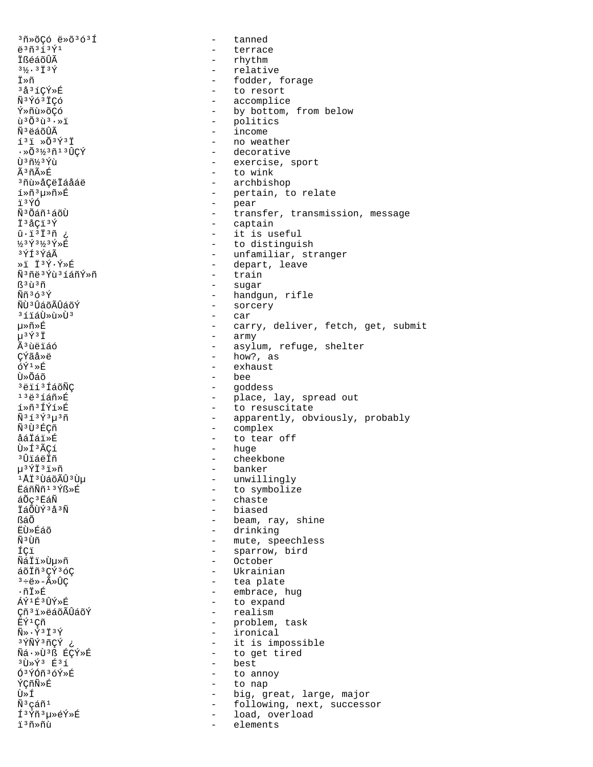³ñ»õÇó ë»Õ³ó³Í - tanned
ë³ñ³í³Ý¹ - terrace
ÏßéáõÛÃ - rhythm
³½·³Ï³Ý - relative
Ï»ñ - fodder, forage
³å³íÇÝ»É - to resort
Ñ³Ýó³ÏÇó - accomplice
Ý»ñù»õÇó - by bottom, from below
ù³Õ³ù³·»ï - politics
Ñ³ëáõÛÃ - income
í³ï »Õ³Ý³Ï - no weather
·»Õ³½³ñ¹³ÛÇÝ - decorative
Ù³ñ½³Ýù - exercise, sport
Ã³ñÃ»É - to wink
³ñù»åÇëÏáåáë - archbishop
í»ñ³µ»ñ»É - pertain, to relate
ï³ÝÓ - pear
Ñ³Õáñ¹áõÙ - transfer, transmission, message
Ï³åÇï³Ý - captain
û·ï³Ï³ñ ¿ - it is useful
½³Ý³½³Ý»É - to distinguish
³ÝÍ³ÝáÃ - unfamiliar, stranger
»ï Ï³Ý·Ý»É - depart, leave
Ñ³ñë³Ýù³íáñÝ»ñ - train
ß³ù³ñ - sugar
Ññ³ó³Ý - handgun, rifle
ÑÙ³ÛáõÃÛáõÝ - sorcery
³íïáÙ»ù»Ù³ - car
µ»ñ»É - carry, deliver, fetch, get, submit
µ³Ý³Ï - army
Ã³ùëïáó - asylum, refuge, shelter
ÇÝãå»ë - how?, as
óÝ¹»É - exhaust
Ù»Õáõ - bee
³ëïí³ÍáõÑÇ - goddess
¹³ë³íáñ»É - place, lay, spread out
í»ñ³ÍÝí»É - to resuscitate
Ñ³í³Ý³µ³ñ - apparently, obviously, probably
Ñ³Ù³ÉÇñ - complex
åáÏáï»É - to tear off
Ù»Í³ÃÇí - huge
³ÛïáëÏñ - cheekbone
µ³ÝÏ³ï»ñ - banker
¹ÅÏ³ÙáõÃÛ³Ùµ - unwillingly
ËáñÑñ¹³Ýß»É - to symbolize
áÕç³ËáÑ - chaste
ÏáÕÙÝ³å³Ñ - biased
ßáÕ - beam, ray, shine
ËÙ»Éáõ - drinking
Ñ³Ùñ - mute, speechless
ÍÇï - sparrow, bird
ÑáÏï»Ùµ»ñ - October
áõÏñ³ÇÝ³óÇ - Ukrainian
³÷ë»-Ã»ÛÇ - tea plate
·ñÏ»É - embrace, hug
ÁÝ¹É³ÛÝ»É - to expand
Çñ³ï»ëáõÃÛáõÝ - realism
ËÝ¹Çñ - problem, task
Ñ»·Ý³Ï³Ý - ironical
³ÝÑÝ³ñÇÝ ¿ - it is impossible
Ñá·»Ù³ß ÉÇÝ»É - to get tired
³Ù»Ý³ É³í - best
Ó³ÝÓñ³óÝ»É - to annoy
ÝÇñÑ»É - to nap
Ù»Í - big, great, large, major
Ñ³çáñ¹ - following, next, successor
Í³Ýñ³µ»éÝ»É - load, overload
ï³ñ»ñù - elements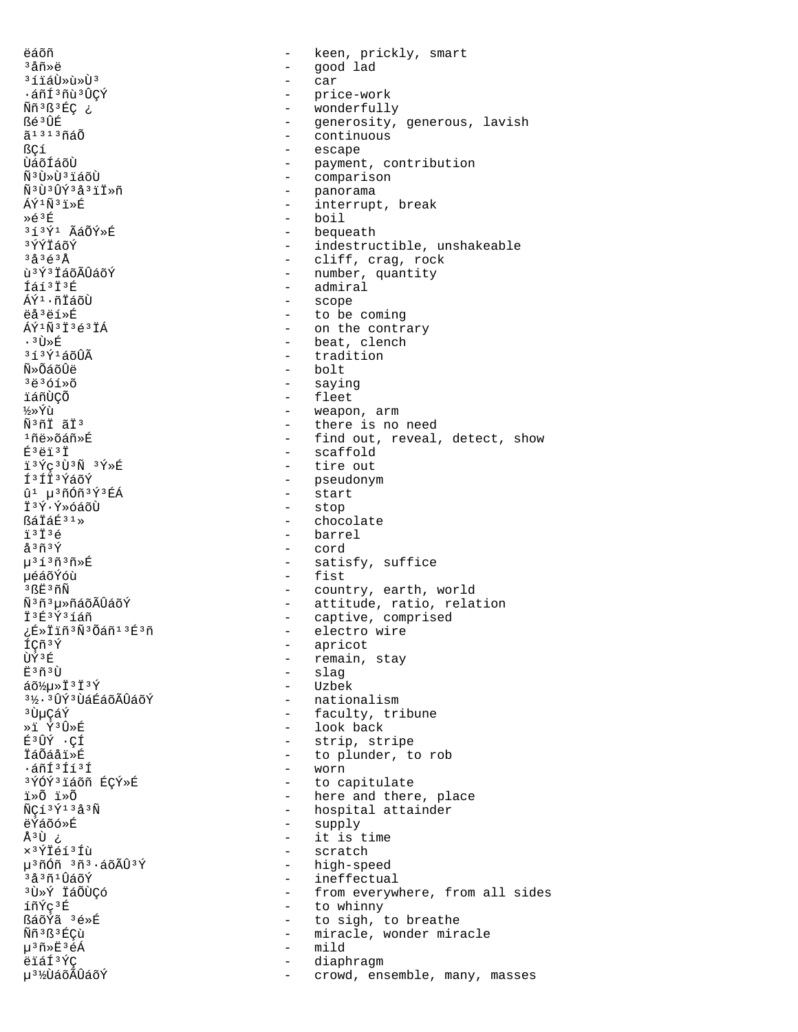ëáõñ - keen, prickly, smart
³åñ»ë - good lad
³íïáÙ»ù»Ù³ - car
·áñÍ³ñù³ÛÇÝ - price-work
Ññ³ß³ÉÇ ¿ - wonderfully
ßé³ÛÉ - generosity, generous, lavish
ã¹³¹³ñáÕ - continuous
ßÇí - escape
ÙáõÍáõÙ - payment, contribution
Ñ³Ù»Ù³ïáõÙ - comparison
Ñ³Ù³ÛÝ³å³ïÏ»ñ - panorama
ÁÝ¹Ñ³ï»É - interrupt, break
»é³É - boil
³í³Ý¹ ÃáÕÝ»É - bequeath
³ÝÝÏáõÝ - indestructible, unshakeable
³å³é³Å - cliff, crag, rock
ù³Ý³ÏáõÃÛáõÝ - number, quantity
Íáí³Ï³É - admiral
ÁÝ¹·ñÏáõÙ - scope
ëå³ëí»É - to be coming
ÁÝ¹Ñ³Ï³é³ÏÁ - on the contrary
·³Ù»É - beat, clench
³í³Ý¹áõÛÃ - tradition
Ñ»ÕáõÛë - bolt
³ë³óí»õ - saying
ïáñÙÇÕ - fleet
½»Ýù - weapon, arm
Ñ³ñÏ ãÏ³ - there is no need
¹ñë»õáñ»É - find out, reveal, detect, show
É³ëï³Ï - scaffold
ï³Ýç³Ù³Ñ ³Ý»É - tire out
Í³ÍÏ³ÝáõÝ - pseudonym
û¹ µ³ñÓñ³Ý³ÉÁ - start
Ï³Ý·Ý»óáõÙ - stop
ßáÏáÉ³¹» - chocolate
ï³Ï³é - barrel
å³ñ³Ý - cord
µ³í³ñ³ñ»É - satisfy, suffice
µéáõÝóù - fist
³ßË³ñÑ - country, earth, world
Ñ³ñ³µ»ñáõÃÛáõÝ - attitude, ratio, relation
Ï³É³Ý³íáñ - captive, comprised
¿É»Ïïñ³Ñ³Õáñ¹³É³ñ - electro wire
ÍÇñ³Ý - apricot
ÙÝ³É - remain, stay
Ë³ñ³Ù - slag
áõ½µ»Ï³Ï³Ý - Uzbek
³½·³ÛÝ³ÙáÉáõÃÛáõÝ - nationalism
³ÙµÇáÝ - faculty, tribune
»ï Ý³Û»É - look back
É³ÛÝ ·ÇÍ - strip, stripe
ÏáÕáåï»É - to plunder, to rob
·áñÍ³Íí³Í - worn
³ÝÓÝ³ïáõñ ÉÇÝ»É - to capitulate
ï»Õ ï»Õ - here and there, place
ÑÇí³Ý¹³å³Ñ - hospital attainder
ëÝáõó»É - supply
Å³Ù ¿ - it is time
×³ÝÏéí³Íù - scratch
µ³ñÓñ³ñ³·áõÃÛ³Ý - high-speed
³å³ñ¹ÛáõÝ - ineffectual
³Ù»Ý ÏáÕÙÇó - from everywhere, from all sides
íñÝç³É - to whinny
ßáõÝã ³é»É - to sigh, to breathe
Ññ³ß³ÉÇù - miracle, wonder miracle
µ³ñ»Ë³éÁ - mild
ëïáÍ³ÝÇ - diaphragm
µ³½ÙáõÃÛáõÝ - crowd, ensemble, many, masses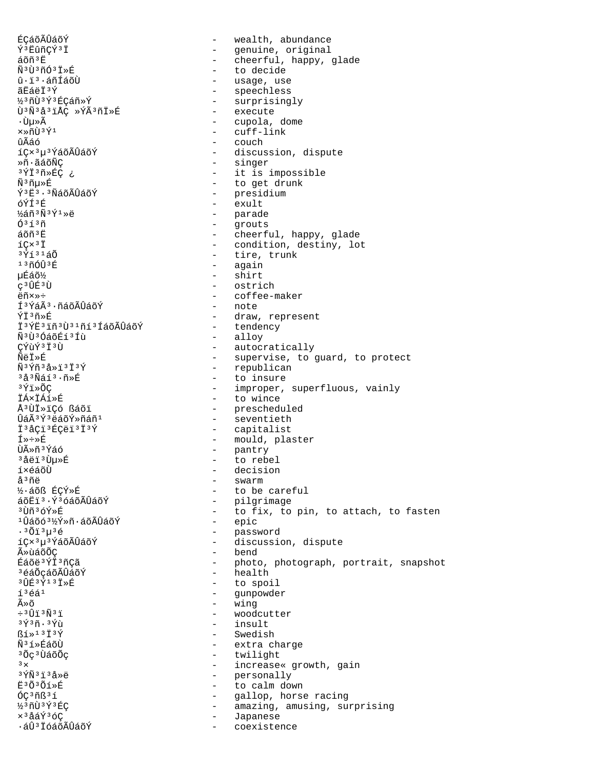ÉÇáõÃÛáõÝ - wealth, abundance
Ý³ËûñÇÝ³Ï - genuine, original
áõñ³Ë - cheerful, happy, glade
Ñ³Ù³ñÓ³Ï»É - to decide
û·ï³·áñÍáõÙ - usage, use
ãËáëÏ³Ý - speechless
½³ñÙ³Ý³ÉÇáñ»Ý - surprisingly
Ù³Ñ³å³ïÅÇ »ÝÃ³ñÏ»É - execute
·Ùµ»Ã - cupola, dome
×»ñÙ³Ý¹ - cuff-link
ûÃáó - couch
íÇ×³µ³ÝáõÃÛáõÝ - discussion, dispute
»ñ·ãáõÑÇ - singer
³ÝÏ³ñ»ÉÇ ¿ - it is impossible
Ñ³ñµ»É - to get drunk
Ý³Ë³·³ÑáõÃÛáõÝ - presidium
óÝÍ³É - exult
½áñ³Ñ³Ý¹»ë - parade
Ó³í³ñ - grouts
áõñ³Ë - cheerful, happy, glade
íÇ×³Ï - condition, destiny, lot
³Ýí³¹áÕ - tire, trunk
¹³ñÓÛ³É - again
µÉáõ½ - shirt
ç³ÛÉ³Ù - ostrich
ëñ×»÷ - coffee-maker
Í³ÝáÃ³·ñáõÃÛáõÝ - note
ÝÏ³ñ»É - draw, represent
Ï³ÝË³ïñ³Ù³¹ñí³ÍáõÃÛáõÝ - tendency
Ñ³Ù³ÓáõÉí³Íù - alloy
ÇÝùÝ³Ï³Ù - autocratically
ÑëÏ»É - supervise, to guard, to protect
Ñ³Ýñ³å»ï³Ï³Ý - republican
³å³Ñáí³·ñ»É - to insure
³Ýï»ÕÇ - improper, superfluous, vainly
ÏÁ×ÏÁí»É - to wince
Å³ÙÏ»ïÇó ßáõï - prescheduled
ÛáÃ³Ý³ëáõÝ»ñáñ¹ - seventieth
Ï³åÇï³ÉÇëï³Ï³Ý - capitalist
Í»÷»É - mould, plaster
ÙÃ»ñ³Ýáó - pantry
³åëï³Ùµ»É - to rebel
í×éáõÙ - decision
å³ñë - swarm
½·áõß ÉÇÝ»É - to be careful
áõËï³·Ý³óáõÃÛáõÝ - pilgrimage
³Ùñ³óÝ»É - to fix, to pin, to attach, to fasten
¹Ûáõó³½Ý»ñ·áõÃÛáõÝ - epic
·³Õï³µ³é - password
íÇ×³µ³ÝáõÃÛáõÝ - discussion, dispute
Ã»ùáõÕÇ - bend
Éáõë³ÝÏ³ñÇã - photo, photograph, portrait, snapshot
³éáÕçáõÃÛáõÝ - health
³ÛÉ³Ý¹³Ï»É - to spoil
í³éá¹ - gunpowder
Ã»õ - wing
÷³Ûï³Ñ³ï - woodcutter
³Ý³ñ·³Ýù - insult
ßí»¹³Ï³Ý - Swedish
Ñ³í»ÉáõÙ - extra charge
³Õç³ÙáõÕç - twilight
³× - increase« growth, gain
³ÝÑ³ï³å»ë - personally
Ë³Õ³Õí»É - to calm down
ÓÇ³ñß³í - gallop, horse racing
½³ñÙ³Ý³ÉÇ - amazing, amusing, surprising
×³åáÝ³óÇ - Japanese
·áÛ³ÏóáõÃÛáõÝ - coexistence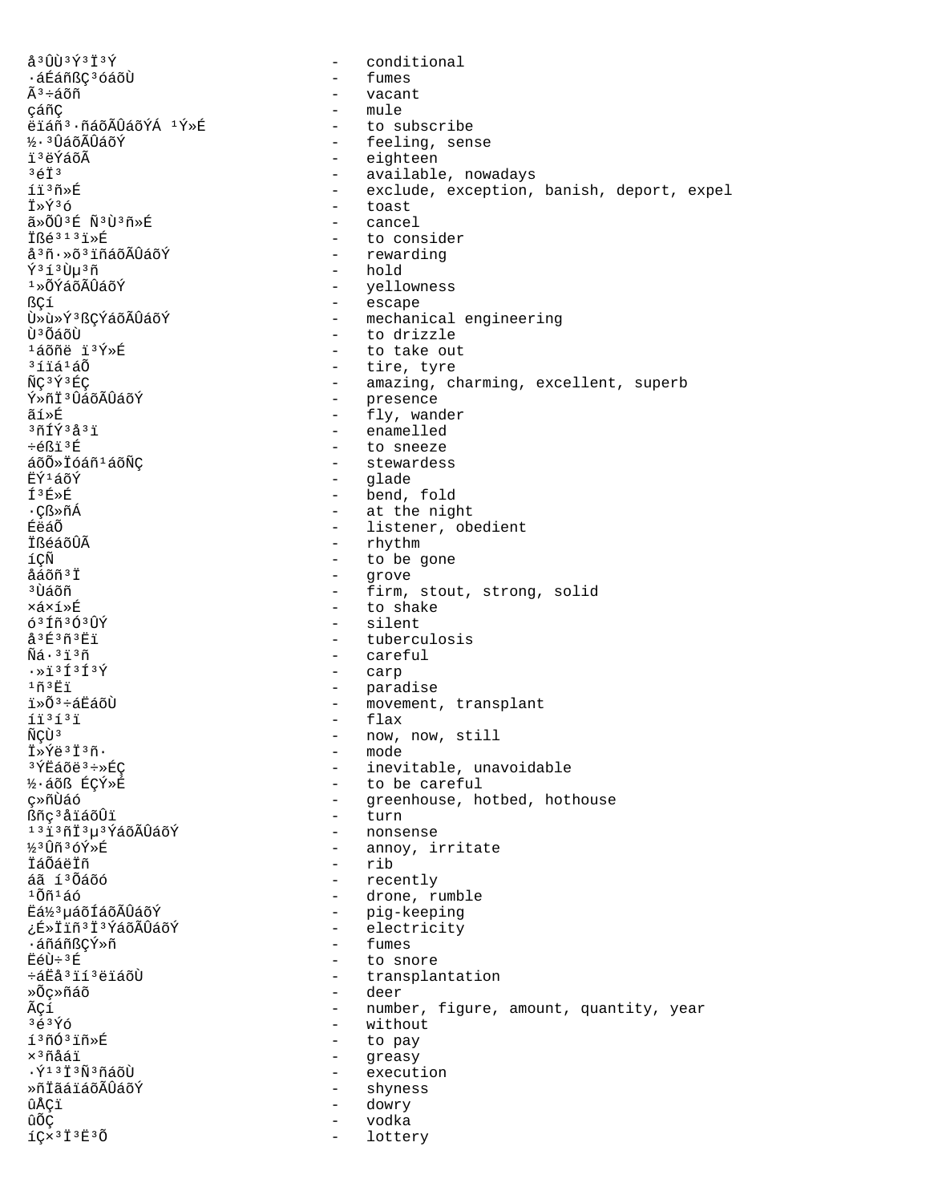å³ÛÙ³Ý³Ï³Ý - conditional
·áÉáñßÇ³óáõÙ - fumes
Ã³÷áõñ - vacant
çáñÇ - mule
ëïáñ³·ñáõÃÛáõÝÁ ¹Ý»É - to subscribe
½·³ÛáõÃÛáõÝ - feeling, sense
ï³ëÝáõÃ - eighteen
³éÏ³ - available, nowadays
íï³ñ»É - exclude, exception, banish, deport, expel
Ï»Ý³ó - toast
ã»ÕÛ³É Ñ³Ù³ñ»É - cancel
Ïßé³¹³ï»É - to consider
å³ñ·»õ³ïñáõÃÛáõÝ - rewarding
Ý³í³Ùµ³ñ - hold
¹»ÕÝáõÃÛáõÝ - yellowness
ßÇí - escape
Ù»ù»Ý³ßÇÝáõÃÛáõÝ - mechanical engineering
Ù³ÕáõÙ - to drizzle
¹áõñë ï³Ý»É - to take out
³íïá¹áÕ - tire, tyre
ÑÇ³Ý³ÉÇ - amazing, charming, excellent, superb
Ý»ñÏ³ÛáõÃÛáõÝ - presence
ãí»É - fly, wander
³ñÍÝ³å³ï - enamelled
÷éßï³É - to sneeze
áõÕ»Ïóáñ¹áõÑÇ - stewardess
ËÝ¹áõÝ - glade
Í³É»É - bend, fold
·Çß»ñÁ - at the night
ÉëáÕ - listener, obedient
ÏßéáõÛÃ - rhythm
íÇÑ - to be gone
åáõñ³Ï - grove
³Ùáõñ - firm, stout, strong, solid
×á×í»É - to shake
ó³Íñ³Ó³ÛÝ - silent
å³É³ñ³Ëï - tuberculosis
Ñá·³ï³ñ - careful
·»ï³Í³Ý - carp
¹ñ³Ëï - paradise
ï»Õ³÷áËáõÙ - movement, transplant
íï³í³ï - flax
ÑÇÙ³ - now, now, still
Ï»Ýë³Ï³ñ· - mode
³ÝËáõë³÷»ÉÇ - inevitable, unavoidable
½·áõß ÉÇÝ»É - to be careful
ç»ñÙáó - greenhouse, hotbed, hothouse
ßñç³åïáõÛï - turn
¹³ï³ñÏ³µ³ÝáõÃÛáõÝ - nonsense
½³Ûñ³óÝ»É - annoy, irritate
ÏáÕáëÏñ - rib
áã í³Õáõó - recently
¹Õñ¹áó - drone, rumble
Ëá½³µáõÍáõÃÛáõÝ - pig-keeping
¿É»Ïïñ³Ï³ÝáõÃÛáõÝ - electricity
·áñáñßÇÝ»ñ - fumes
ËéÙ÷³É - to snore
÷áËå³ïí³ëïáõÙ - transplantation
»Õç»ñáõ - deer
ÃÇí - number, figure, amount, quantity, year
³é³Ýó - without
í³ñÓ³ïñ»É - to pay
×³ñåáï - greasy
·Ý¹³Ï³Ñ³ñáõÙ - execution
»ñÏãáïáõÃÛáõÝ - shyness
ûÅÇï - dowry
ûÕÇ - vodka
íÇ×³Ï³Ë³Õ - lottery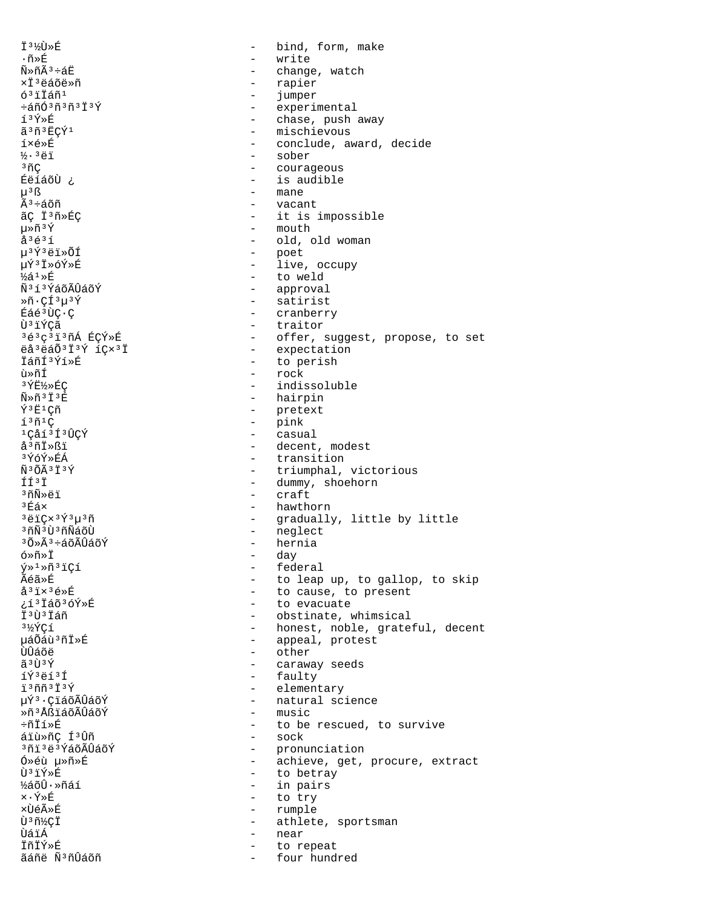Ï³½Ù»É - bind, form, make
·ñ»É - write
Ñ»ñÃ³÷áË - change, watch
×Ï³ëáõë»ñ - rapier
ó³ïÏáñ¹ - jumper
÷áñÓ³ñ³ñ³Ï³Ý - experimental
í³Ý»É - chase, push away
ã³ñ³ËÇÝ¹ - mischievous
í×é»É - conclude, award, decide
½·³ëï - sober
³ñÇ - courageous
Éëíáõ٠¿ - is audible
µ³ß - mane
Ã³÷áõñ - vacant
ãÇ Ï³ñ»ÉÇ - it is impossible
µ»ñ³Ý - mouth
å³é³í - old, old woman
µ³Ý³ëï»ÕÍ - poet
µÝ³Ï»óÝ»É - live, occupy
½á¹»É - to weld
Ñ³í³ÝáõÃÛáõÝ - approval
»ñ·ÇÍ³µ³Ý - satirist
Éáé³ÙÇ·Ç - cranberry
Ù³ïÝÇã - traitor
³é³ç³ï³ñÁ ÉÇÝ»É - offer, suggest, propose, to set
ëå³ëáÕ³Ï³Ý íÇ×³Ï - expectation
ÏáñÍ³Ýí»É - to perish
ù»ñÍ - rock
³ÝË½»ÉÇ - indissoluble
Ñ»ñ³Ï³É - hairpin
Ý³Ë¹Çñ - pretext
í³ñ¹Ç - pink
¹Çåí³Í³ÛÇÝ - casual
å³ñÏ»ßï - decent, modest
³ÝóÝ»ÉÁ - transition
Ñ³ÕÃ³Ï³Ý - triumphal, victorious
ÍÍ³Ï - dummy, shoehorn
³ñÑ»ëï - craft
³Éá× - hawthorn
³ëïÇ×³Ý³µ³ñ - gradually, little by little
³ñÑ³Ù³ñÑáõÙ - neglect
³Õ»Ã³÷áõÃÛáõÝ - hernia
ó»ñ»Ï - day
ý»¹»ñ³ïÇí - federal
Ãéã»É - to leap up, to gallop, to skip
å³ï×³é»É - to cause, to present
¿í³Ïáõ³óÝ»É - to evacuate
Ï³Ù³Ïáñ - obstinate, whimsical
³½ÝÇí - honest, noble, grateful, decent
µáÕáù³ñÏ»É - appeal, protest
ÙÛáõë - other
ã³Ù³Ý - caraway seeds
íÝ³ëí³Í - faulty
ï³ññ³Ï³Ý - elementary
µÝ³·ÇïáõÃÛáõÝ - natural science
»ñ³ÅßïáõÃÛáõÝ - music
÷ñÏí»É - to be rescued, to survive
áïù»ñÇ Í³Ûñ - sock
³ñï³ë³ÝáõÃÛáõÝ - pronunciation
Ó»éù µ»ñ»É - achieve, get, procure, extract
Ù³ïÝ»É - to betray
½áõÛ·»ñáí - in pairs
×·Ý»É - to try
×ÙéÃ»É - rumple
Ù³ñ½ÇÏ - athlete, sportsman
ÙáïÁ - near
ÏñÏÝ»É - to repeat
ãáñë Ñ³ñÛáõñ - four hundred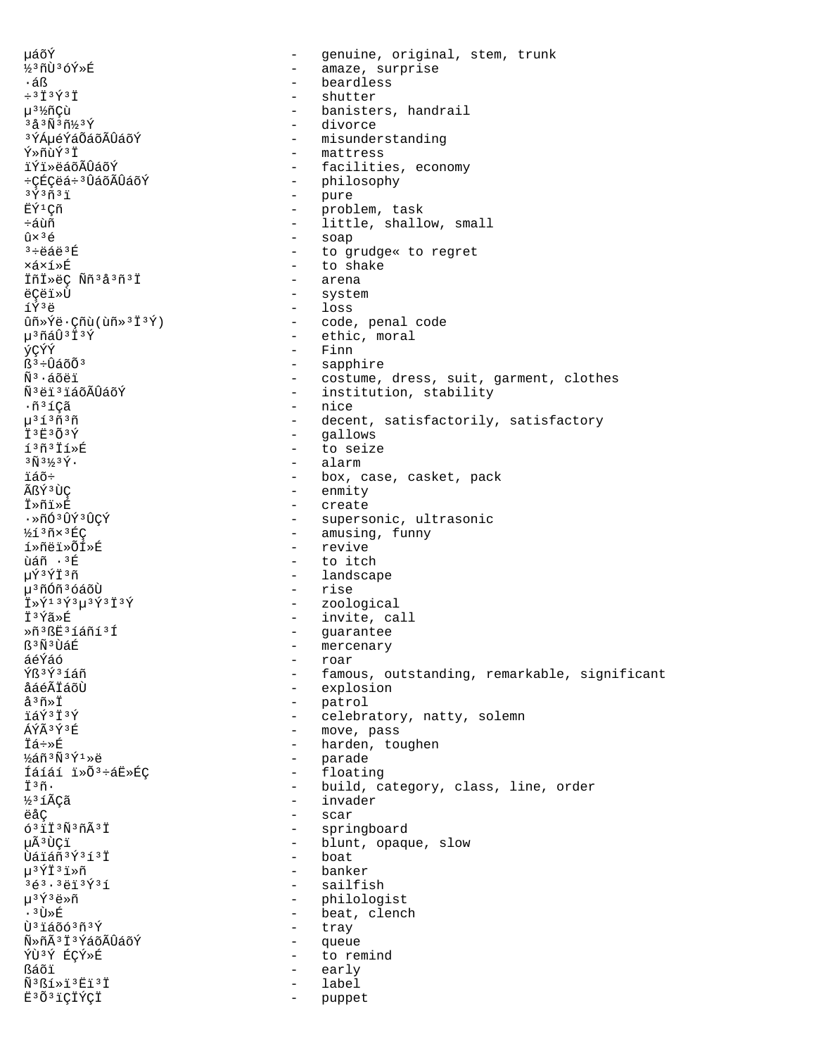µáõÝ - genuine, original, stem, trunk
½³ñÙ³óÝ»É - amaze, surprise
·áß - beardless
÷³Ï³Ý³Ï - shutter
µ³½ñÇù - banisters, handrail
³å³Ñ³ñ½³Ý - divorce
³ÝÁµéÝáÕáõÃÛáõÝ - misunderstanding
Ý»ñùÝ³Ï - mattress
ïÝï»ëáõÃÛáõÝ - facilities, economy
÷ÇÉÇëá÷³ÛáõÃÛáõÝ - philosophy
³Ý³ñ³ï - pure
ËÝ¹Çñ - problem, task
÷áùñ - little, shallow, small
û×³é - soap
³÷ëáë³É - to grudge« to regret
×á×í»É - to shake
ÏñÏ»ëÇ Ññ³å³ñ³Ï - arena
ëÇëï»Ù - system
íÝ³ë - loss
ûñ»Ýë·Çñù(ùñ»³Ï³Ý) - code, penal code
µ³ñáÛ³Ï³Ý - ethic, moral
ýÇÝÝ - Finn
ß³÷ÛáõÕ³ - sapphire
Ñ³·áõëï - costume, dress, suit, garment, clothes
Ñ³ëï³ïáõÃÛáõÝ - institution, stability
·ñ³íÇã - nice
µ³í³ñ³ñ - decent, satisfactorily, satisfactory
Ï³Ë³Õ³Ý - gallows
í³ñ³Ïí»É - to seize
³Ñ³½³Ý· - alarm
ïáõ÷ - box, case, casket, pack
ÃßÝ³ÙÇ - enmity
Ï»ñï»É - create
·»ñÓ³ÛÝ³ÛÇÝ - supersonic, ultrasonic
½í³ñ×³ÉÇ - amusing, funny
í»ñëï»ÕÍ»É - revive
ùáñ ·³É - to itch
µÝ³ÝÏ³ñ - landscape
µ³ñÓñ³óáõÙ - rise
Ï»Ý¹³Ý³µ³Ý³Ï³Ý - zoological
Ï³Ýã»É - invite, call
»ñ³ßË³íáñí³Í - guarantee
ß³Ñ³ÙáÉ - mercenary
áéÝáó - roar
Ýß³Ý³íáñ - famous, outstanding, remarkable, significant
åáéÃÏáõÙ - explosion
å³ñ»Ï - patrol
ïáÝ³Ï³Ý - celebratory, natty, solemn
ÁÝÃ³Ý³É - move, pass
Ïá÷»É - harden, toughen
½áñ³Ñ³Ý¹»ë - parade
Íáíáí ï»Õ³÷áË»ÉÇ - floating
Ï³ñ· - build, category, class, line, order
½³íÃÇã - invader
ëåÇ - scar
ó³ïÏ³Ñ³ñÃ³Ï - springboard
µÃ³ÙÇï - blunt, opaque, slow
Ùáïáñ³Ý³í³Ï - boat
µ³ÝÏ³ï»ñ - banker
³é³·³ëï³Ý³í - sailfish
µ³Ý³ë»ñ - philologist
·³Ù»É - beat, clench
Ù³ïáõó³ñ³Ý - tray
Ñ»ñÃ³Ï³ÝáõÃÛáõÝ - queue
ÝÙ³Ý ÉÇÝ»É - to remind
ßáõï - early
Ñ³ßí»ï³Ë³Ï - label
Ë³Õ³ïÇÏÝÇÏ - puppet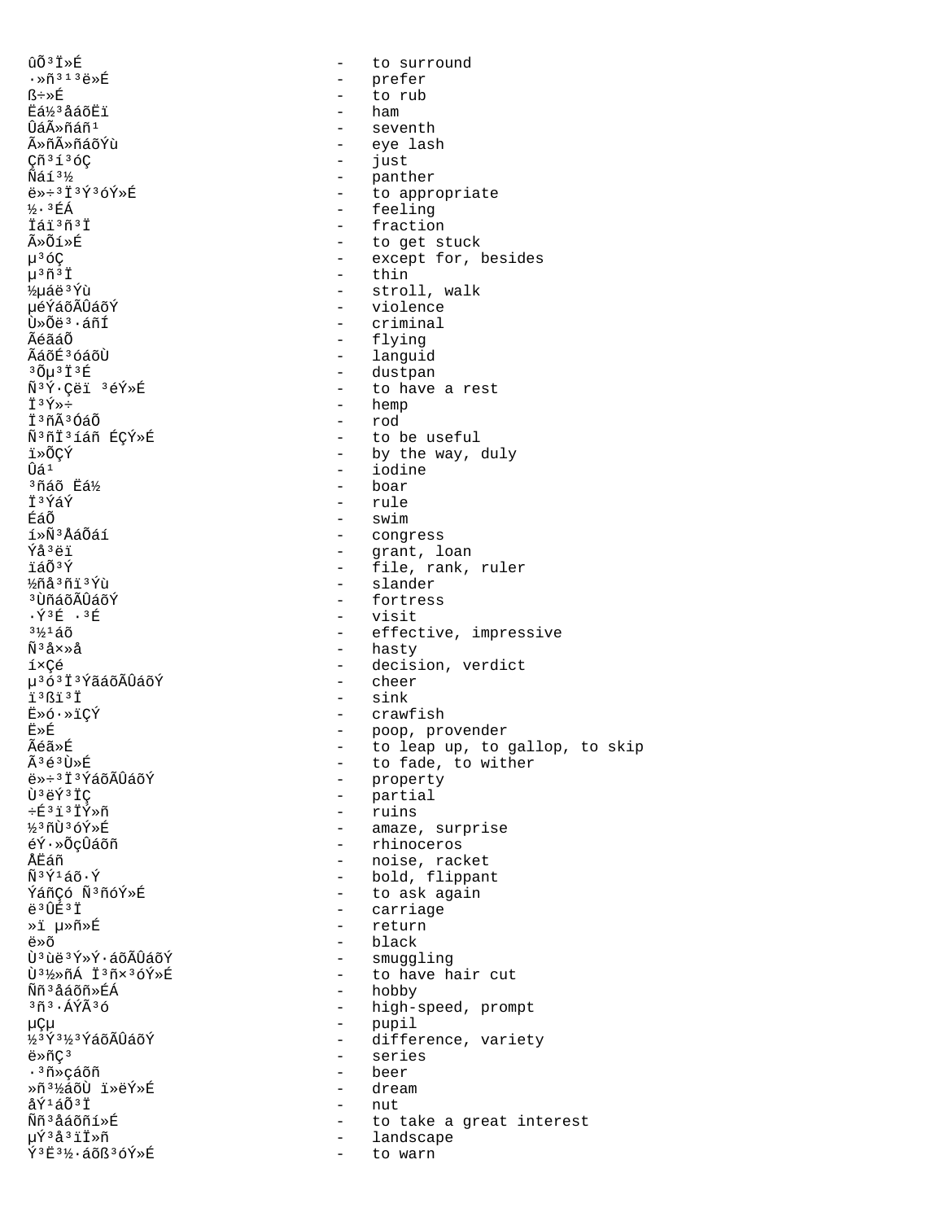ûÕ³Ï»É - to surround
·»ñ³¹³ë»É - prefer
ß÷»É - to rub
Ëá½³åáõËï - ham
ÛáÃ»ñáñ¹ - seventh
Ã»ñÃ»ñáõÝù - eye lash
Çñ³í³óÇ - just
Ñáí³½ - panther
ë»÷³Ï³Ý³óÝ»É - to appropriate
½·³ÉÁ - feeling
Ïáï³ñ³Ï - fraction
Ã»Õí»É - to get stuck
µ³óÇ - except for, besides
µ³ñ³Ï - thin
½µáë³Ýù - stroll, walk
µéÝáõÃÛáõÝ - violence
Ù»Õë³·áñÍ - criminal
ÃéãáÕ - flying
ÃáõÉ³óáõÙ - languid
³Õµ³Ï³É - dustpan
Ñ³Ý·Çëï ³éÝ»É - to have a rest
Ï³Ý»÷ - hemp
Ï³ñÃ³ÓáÕ - rod
Ñ³ñÏ³íáñ ÉÇÝ»É - to be useful
ï»ÕÇÝ - by the way, duly
Ûá¹ - iodine
³ñáõ Ëá½ - boar
Ï³ÝáÝ - rule
ÉáÕ - swim
í»Ñ³ÅáÕáí - congress
Ýå³ëï - grant, loan
ïáÕ³Ý - file, rank, ruler
½ñå³ñï³Ýù - slander
³ÙñáõÃÛáõÝ - fortress
·Ý³É ·³É - visit
³½¹áõ - effective, impressive
Ñ³å×»å - hasty
í×Çé - decision, verdict
µ³ó³Ï³ÝãáõÃÛáõÝ - cheer
ï³ßï³Ï - sink
Ë»ó·»ïÇÝ - crawfish
Ë»É - poop, provender
Ãéã»É - to leap up, to gallop, to skip
Ã³é³Ù»É - to fade, to wither
ë»÷³Ï³ÝáõÃÛáõÝ - property
Ù³ëÝ³ÏÇ - partial
÷É³ï³ÏÝ»ñ - ruins
½³ñÙ³óÝ»É - amaze, surprise
éÝ·»ÕçÛáõñ - rhinoceros
ÅËáñ - noise, racket
Ñ³Ý¹áõ·Ý - bold, flippant
ÝáñÇó Ñ³ñóÝ»É - to ask again
ë³ÛÉ³Ï - carriage
»ï µ»ñ»É - return
ë»õ - black
Ù³ùë³Ý»Ý·áõÃÛáõÝ - smuggling
Ù³½»ñÁ Ï³ñ×³óÝ»É - to have hair cut
Ññ³åáõñ»ÉÁ - hobby
³ñ³·ÁÝÃ³ó - high-speed, prompt
µÇµ - pupil
½³Ý³½³ÝáõÃÛáõÝ - difference, variety
ë»ñÇ³ - series
·³ñ»çáõñ - beer
»ñ³½áõÙ ï»ëÝ»É - dream
åÝ¹áÕ³Ï - nut
Ññ³åáõñí»É - to take a great interest
µÝ³å³ïÏ»ñ - landscape
Ý³Ë³½·áõß³óÝ»É - to warn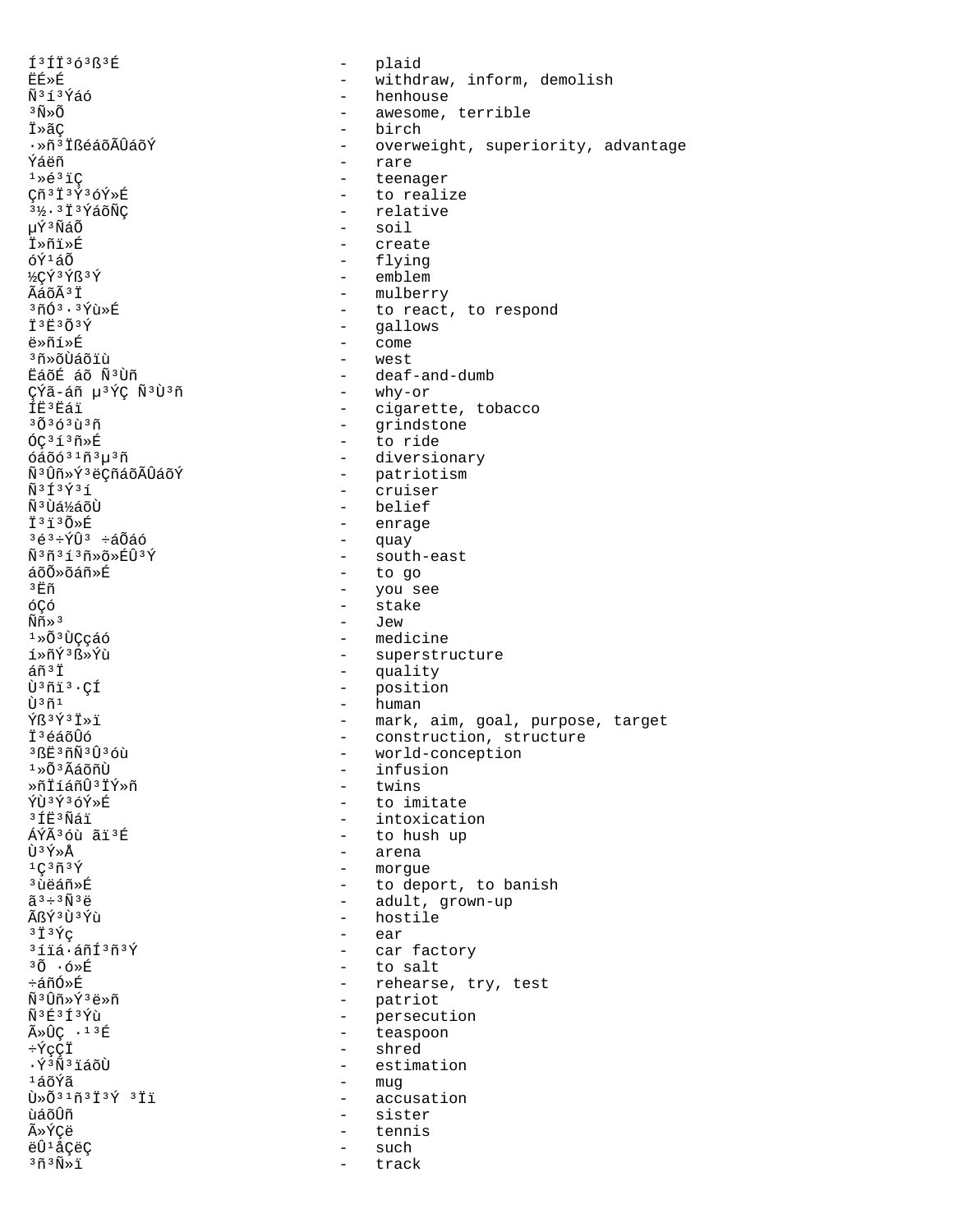Í³ÍÏ³ó³ß³É - plaid
ËÉ»É - withdraw, inform, demolish
Ñ³í³Ýáó - henhouse
³Ñ»Õ - awesome, terrible
Ï»ãÇ - birch
·»ñ³ÏßéáõÃÛáõÝ - overweight, superiority, advantage
Ýáëñ - rare
¹»é³ïÇ - teenager
Çñ³Ï³Ý³óÝ»É - to realize
³½·³Ï³ÝáõÑÇ - relative
µÝ³ÑáÕ - soil
Ï»ñï»É - create
óÝ¹áÕ - flying
½ÇÝ³Ýß³Ý - emblem
ÃáõÃ³Ï - mulberry
³ñÓ³·³Ýù»É - to react, to respond
Ï³Ë³Õ³Ý - gallows
ë»ñí»É - come
³ñ»õÙáõïù - west
ËáõÉ áõ Ñ³Ùñ - deaf-and-dumb
ÇÝã-áñ µ³ÝÇ Ñ³Ù³ñ - why-or
ÍË³Ëáï - cigarette, tobacco
³Õ³ó³ù³ñ - grindstone
ÓÇ³í³ñ»É - to ride
óáõó³¹ñ³µ³ñ - diversionary
Ñ³Ûñ»Ý³ëÇñáõÃÛáõÝ - patriotism
Ñ³Í³Ý³í - cruiser
Ñ³Ùá½áõÙ - belief
Ï³ï³Õ»É - enrage
³é³÷ÝÛ³ ÷áÕáó - quay
Ñ³ñ³í³ñ»õ»ÉÛ³Ý - south-east
áõÕ»õáñ»É - to go
³Ëñ - you see
óÇó - stake
Ññ»³ - Jew
¹»Õ³ÙÇçáó - medicine
í»ñÝ³ß»Ýù - superstructure
áñ³Ï - quality
Ù³ñï³·ÇÍ - position
Ù³ñ¹ - human
Ýß³Ý³Ï»ï - mark, aim, goal, purpose, target
Ï³éáõÛó - construction, structure
³ßË³ñÑ³Û³óù - world-conception
¹»Õ³ÃáõñÙ - infusion
»ñÏíáñÛ³ÏÝ»ñ - twins
ÝÙ³Ý³óÝ»É - to imitate
³ÍË³Ñáï - intoxication
ÁÝÃ³óù ãï³É - to hush up
Ù³Ý»Å - arena
¹Ç³ñ³Ý - morgue
³ùëáñ»É - to deport, to banish
ã³÷³Ñ³ë - adult, grown-up
ÃßÝ³Ù³Ýù - hostile
³Ï³Ýç - ear
³íïá·áñÍ³ñ³Ý - car factory
³Õ ·ó»É - to salt
÷áñÓ»É - rehearse, try, test
Ñ³Ûñ»Ý³ë»ñ - patriot
Ñ³É³Í³Ýù - persecution
Ã»ÛÇ ·¹³É - teaspoon
÷ÝçÇÏ - shred
·Ý³Ñ³ïáõÙ - estimation
¹áõÝã - mug
Ù»Õ³¹ñ³Ï³Ý ³Ïï - accusation
ùáõÛñ - sister
Ã»ÝÇë - tennis
ëÛ¹åÇëÇ - such
³ñ³Ñ»ï - track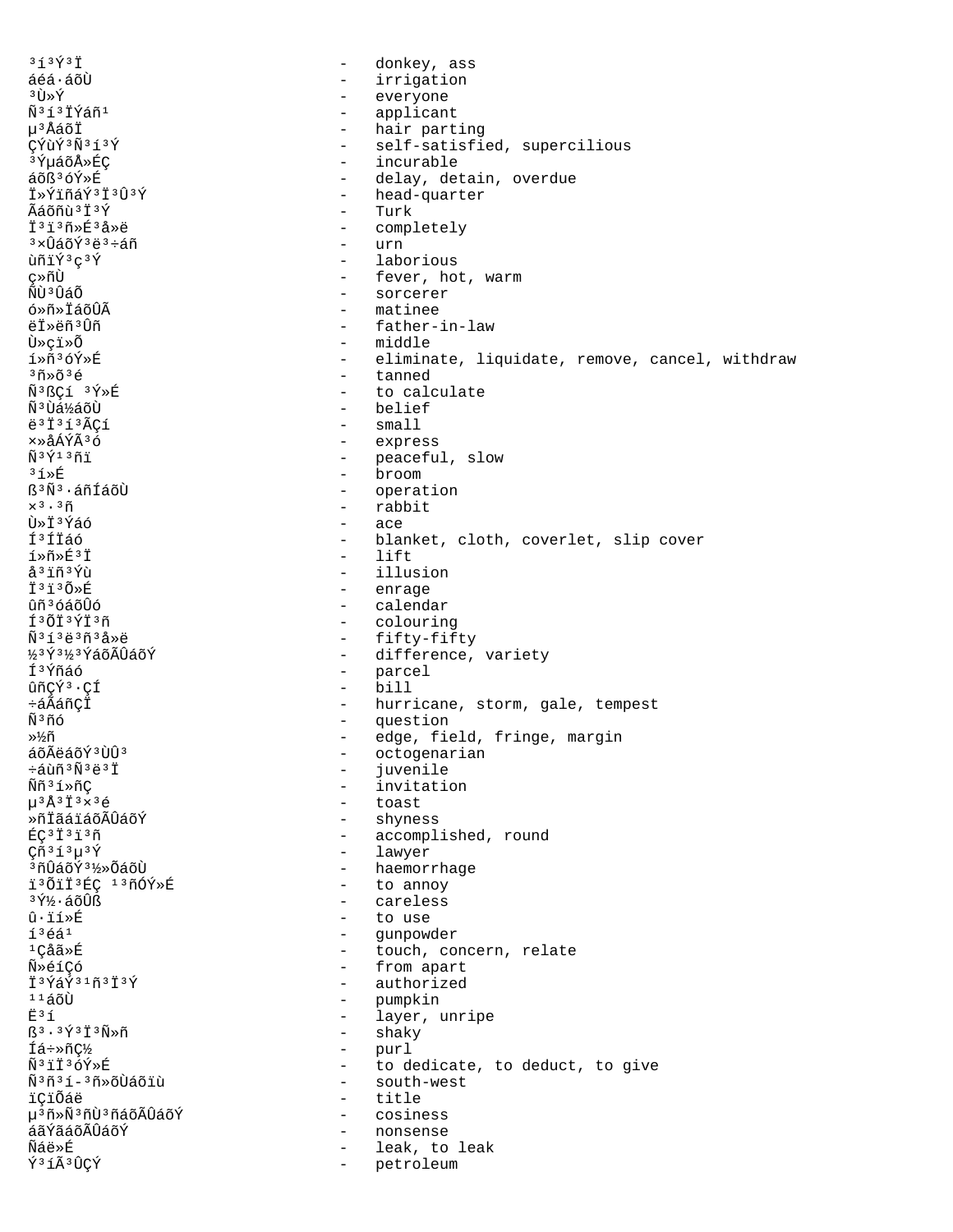³í³Ý³Ï - donkey, ass
áéá·áõÙ - irrigation
³Ù»Ý - everyone
Ñ³í³ÏÝáñ¹ - applicant
µ³ÅáõÏ - hair parting
ÇÝùÝ³Ñ³í³Ý - self-satisfied, supercilious
³ÝµáõÅ»ÉÇ - incurable
áõß³óÝ»É - delay, detain, overdue
Ï»ÝïñáÝ³Ï³Û³Ý - head-quarter
Ãáõñù³Ï³Ý - Turk
Ï³ï³ñ»É³å»ë - completely
³×ÛáõÝ³ë³÷áñ - urn
ùñïÝ³ç³Ý - laborious
ç»ñÙ - fever, hot, warm
ÑÙ³ÛáÕ - sorcerer
ó»ñ»ÏáõÛÃ - matinee
ëÏ»ëñ³Ûñ - father-in-law
Ù»çï»Õ - middle
í»ñ³óÝ»É - eliminate, liquidate, remove, cancel, withdraw
³ñ»õ³é - tanned
Ñ³ßÇí ³Ý»É - to calculate
Ñ³Ùá½áõÙ - belief
ë³Ï³í³ÃÇí - small
×»åÁÝÃ³ó - express
Ñ³Ý¹³ñï - peaceful, slow
³í»É - broom
ß³Ñ³·áñÍáõÙ - operation
×³·³ñ - rabbit
Ù»Ï³Ýáó - ace
Í³ÍÏáó - blanket, cloth, coverlet, slip cover
í»ñ»É³Ï - lift
å³ïñ³Ýù - illusion
Ï³ï³Õ»É - enrage
ûñ³óáõÛó - calendar
Í³ÕÏ³ÝÏ³ñ - colouring
Ñ³í³ë³ñ³å»ë - fifty-fifty
½³Ý³½³ÝáõÃÛáõÝ - difference, variety
Í³Ýñáó - parcel
ûñÇÝ³·ÇÍ - bill
÷áÃáñÇÏ - hurricane, storm, gale, tempest
Ñ³ñó - question
»½ñ - edge, field, fringe, margin
áõÃëáõÝ³ÙÛ³ - octogenarian
÷áùñ³Ñ³ë³Ï - juvenile
Ññ³í»ñÇ - invitation
µ³Å³Ï³×³é - toast
»ñÏãáïáõÃÛáõÝ - shyness
ÉÇ³Ï³ï³ñ - accomplished, round
Çñ³í³µ³Ý - lawyer
³ñÛáõÝ³½»ÕáõÙ - haemorrhage
ï³ÕïÏ³ÉÇ ¹³ñÓÝ»É - to annoy
³Ý½·áõÛß - careless
û·ïí»É - to use
í³éá¹ - gunpowder
¹Çåã»É - touch, concern, relate
Ñ»éíÇó - from apart
Ï³ÝáÝ³¹ñ³Ï³Ý - authorized
¹¹áõÙ - pumpkin
Ë³í - layer, unripe
ß³·³Ý³Ï³Ñ»ñ - shaky
Íá÷»ñÇ½ - purl
Ñ³ïÏ³óÝ»É - to dedicate, to deduct, to give
Ñ³ñ³í-³ñ»õÙáõïù - south-west
ïÇïÕáë - title
µ³ñ»Ñ³ñÙ³ñáõÃÛáõÝ - cosiness
áãÝãáõÃÛáõÝ - nonsense
Ñáë»É - leak, to leak
Ý³íÃ³ÛÇÝ - petroleum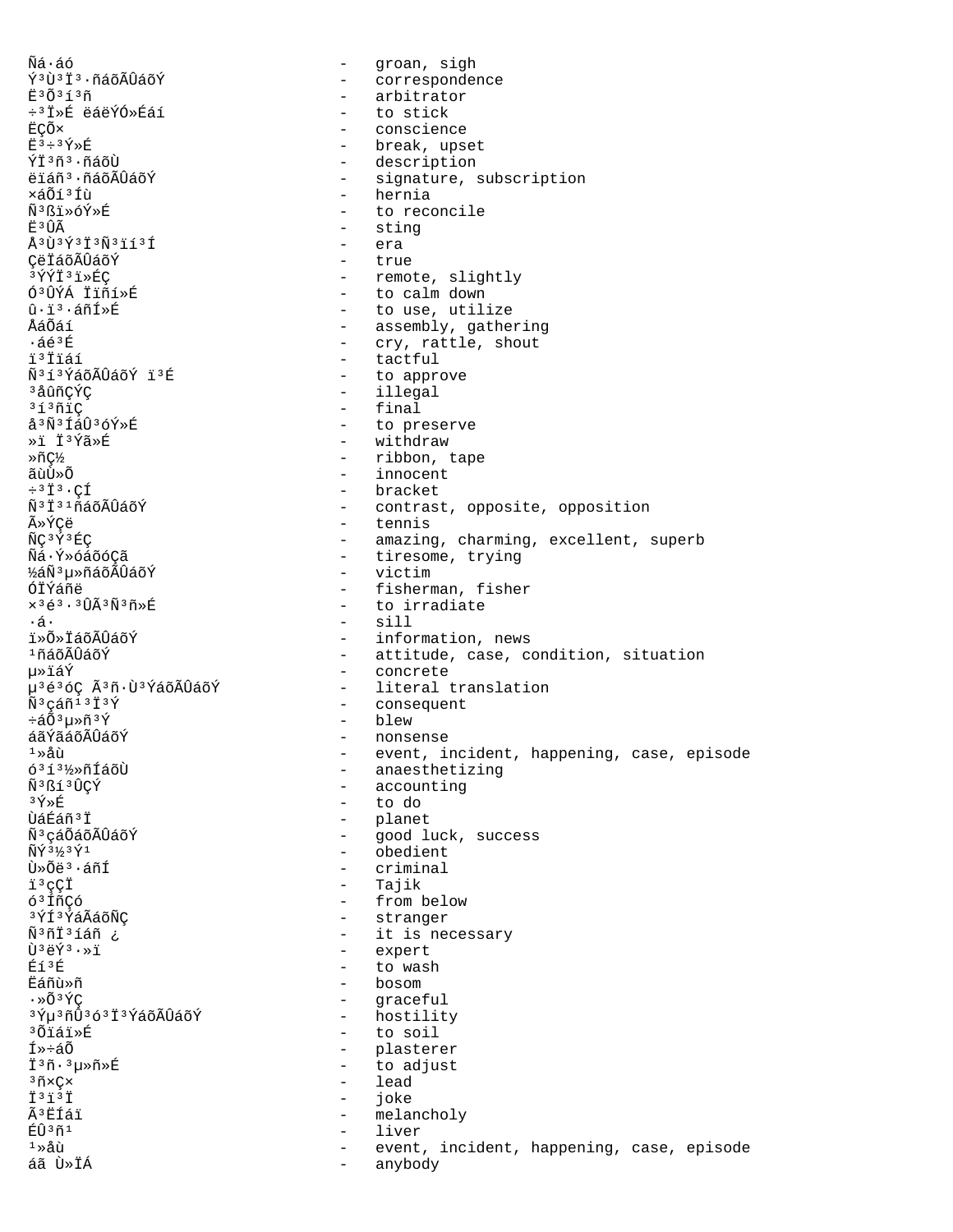Ñá·áó - groan, sigh
Ý³Ù³Ï³·ñáõÃÛáõÝ - correspondence
Ë³Õ³Ï³ñ - arbitrator
÷³Ï»É ëáëÝÓ»Éáí - to stick
ËÇÕ× - conscience
Ë³÷³Ý»É - break, upset
ÝÏ³ñ³·ñáõÙ - description
ëïáñ³·ñáõÃÛáõÝ - signature, subscription
×áÕí³Íù - hernia
Ñ³ßï»óÝ»É - to reconcile
Ë³ÛÃ - sting
Å³Ù³Ý³Ï³Ñ³ïí³Í - era
ÇëÏáõÃÛáõÝ - true
³ÝÝÏ³ï»ÉÇ - remote, slightly
Ó³ÛÝÁ Ïïñí»É - to calm down
û·ï³·áñÍ»É - to use, utilize
ÅáÕáí - assembly, gathering
·áé³É - cry, rattle, shout
ï³Ïïáí - tactful
Ñ³í³ÝáõÃÛáõÝ ï³É - to approve
³åûñÇÝÇ - illegal
³í³ñïÇ - final
å³Ñ³ÍáÛ³óÝ»É - to preserve
»ï Ï³Ýã»É - withdraw
»ñÇ½ - ribbon, tape
ãùÙ»Õ - innocent
÷³Ï³·ÇÍ - bracket
Ñ³Ï³¹ñáõÃÛáõÝ - contrast, opposite, opposition
Ã»ÝÇë - tennis
ÑÇ³Ý³ÉÇ - amazing, charming, excellent, superb
Ñá·Ý»óáõóÇã - tiresome, trying
½áÑ³µ»ñáõÃÛáõÝ - victim
ÓÏÝáñë - fisherman, fisher
×³é³·³ÛÃ³Ñ³ñ»É - to irradiate
·á· - sill
ï»Õ»ÏáõÃÛáõÝ - information, news
¹ñáõÃÛáõÝ - attitude, case, condition, situation
µ»ïáÝ - concrete
µ³é³óÇ Ã³ñ·Ù³ÝáõÃÛáõÝ - literal translation
Ñ³çáñ¹³Ï³Ý - consequent
÷áÕ³µ»ñ³Ý - blew
áãÝãáõÃÛáõÝ - nonsense
¹»åù - event, incident, happening, case, episode
ó³í³½»ñÍáõÙ - anaesthetizing
Ñ³ßí³ÛÇÝ - accounting
³Ý»É - to do
ÙáÉáñ³Ï - planet
Ñ³çáÕáõÃÛáõÝ - good luck, success
ÑÝ³½³Ý¹ - obedient
Ù»Õë³·áñÍ - criminal
ï³çÇÏ - Tajik
ó³ÍñÇó - from below
³ÝÍ³ÝáÃáõÑÇ - stranger
Ñ³ñÏ³íáñ ¿ - it is necessary
Ù³ëÝ³·»ï - expert
Éí³É - to wash
Ëáñù»ñ - bosom
·»Õ³ÝÇ - graceful
³Ýµ³ñÛ³ó³Ï³ÝáõÃÛáõÝ - hostility
³Õïáï»É - to soil
Í»÷áÕ - plasterer
Ï³ñ·³µ»ñ»É - to adjust
³ñ×Ç× - lead
Ï³ï³Ï - joke
Ã³ËÍáï - melancholy
ÉÛ³ñ¹ - liver
¹»åù - event, incident, happening, case, episode
áã Ù»ÏÁ - anybody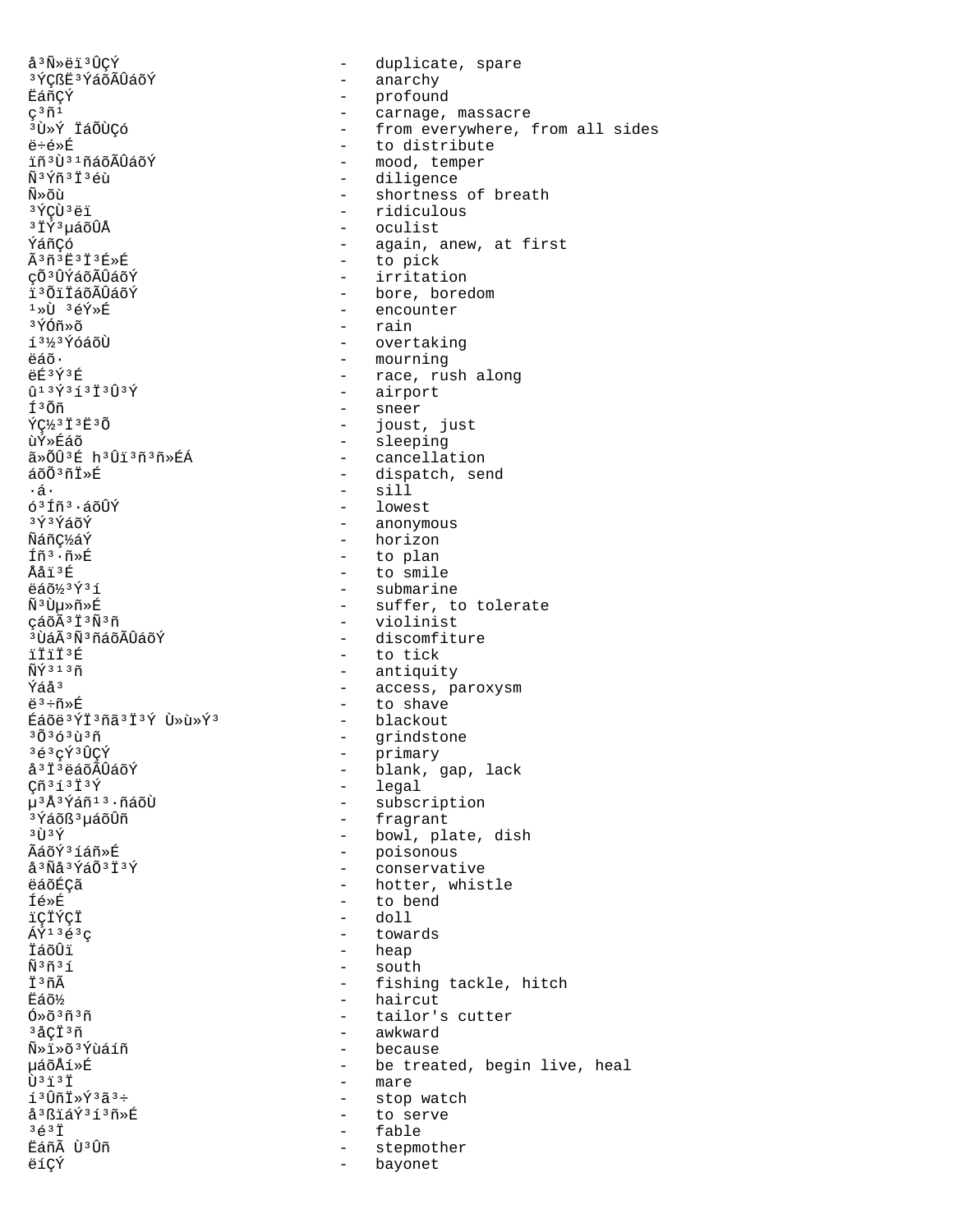å³Ñ»ëï³ÛÇÝ - duplicate, spare
³ÝÇßË³ÝáõÃÛáõÝ - anarchy
ËáñÇÝ - profound
ç³ñ¹ - carnage, massacre
³Ù»Ý ÏáÕÙÇó - from everywhere, from all sides
ë÷é»É - to distribute
ïñ³Ù³¹ñáõÃÛáõÝ - mood, temper
Ñ³Ýñ³Ï³éù - diligence
Ñ»õù - shortness of breath
³ÝÇÙ³ëï - ridiculous
³ÏÝ³µáõÅ - oculist
ÝáñÇó - again, anew, at first
Ã³ñ³Ë³Ï³É»É - to pick
çÕ³ÛÝáõÃÛáõÝ - irritation
ï³ÕïÏáõÃÛáõÝ - bore, boredom
¹»Ù ³éÝ»É - encounter
³ÝÓñ»õ - rain
í³½³ÝóáõÙ - overtaking
ëáõ· - mourning
ëÉ³Ý³É - race, rush along
û¹³Ý³í³Ï³Û³Ý - airport
Í³Õñ - sneer
ÝÇ½³Ï³Ë³Õ - joust, just
ùÝ»Éáõ - sleeping
ã»ÕÛ³É h³Ûï³ñ³ñ»ÉÁ - cancellation
áõÕ³ñÏ»É - dispatch, send
·á· - sill
ó³Íñ³·áõÛÝ - lowest
³Ý³ÝáõÝ - anonymous
ÑáñÇ½áÝ - horizon
Íñ³·ñ»É - to plan
Ååï³É - to smile
ëáõ½³Ý³í - submarine
Ñ³Ùµ»ñ»É - suffer, to tolerate
çáõÃ³Ï³Ñ³ñ - violinist
³ÙáÃ³Ñ³ñáõÃÛáõÝ - discomfiture
ïÏïÏ³É - to tick
ÑÝ³¹³ñ - antiquity
Ýáå³ - access, paroxysm
ë³÷ñ»É - to shave
Éáõë³ÝÏ³ñã³Ï³Ý Ù»ù»Ý³ - blackout
³Õ³ó³ù³ñ - grindstone
³é³çÝ³ÛÇÝ - primary
å³Ï³ëáõÃÛáõÝ - blank, gap, lack
Çñ³í³Ï³Ý - legal
µ³Å³Ýáñ¹³·ñáõÙ - subscription
³Ýáõß³µáõÛñ - fragrant
³Ù³Ý - bowl, plate, dish
ÃáõÝ³íáñ»É - poisonous
å³Ñå³ÝáÕ³Ï³Ý - conservative
ëáõÉÇã - hotter, whistle
Íé»É - to bend
ïÇÏÝÇÏ - doll
ÁÝ¹³é³ç - towards
ÏáõÛï - heap
Ñ³ñ³í - south
Ï³ñÃ - fishing tackle, hitch
Ëáõ½ - haircut
Ó»õ³ñ³ñ - tailor's cutter
³åÇÏ³ñ - awkward
Ñ»ï»õ³Ýùáíñ - because
µáõÅí»É - be treated, begin live, heal
Ù³ï³Ï - mare
í³ÛñÏ»Ý³ã³÷ - stop watch
å³ßïáÝ³í³ñ»É - to serve
³é³Ï - fable
ËáñÃ Ù³Ûñ - stepmother
ëíÇÝ - bayonet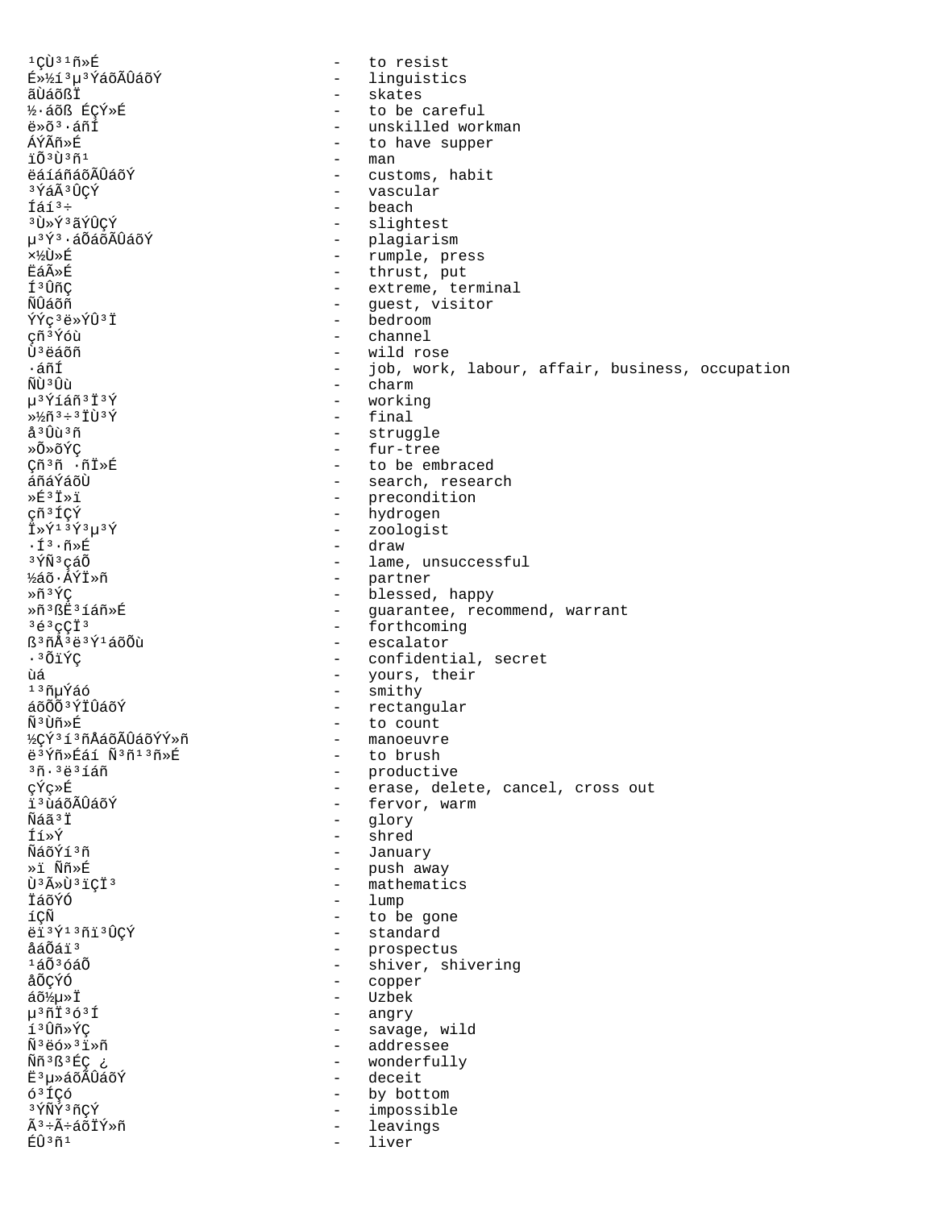¹ÇÙ³¹ñ»É - to resist
É»½í³µ³ÝáõÃÛáõÝ - linguistics
ãÙáõßÏ - skates
½·áõß ÉÇÝ»É - to be careful
ë»õ³·áñÍ - unskilled workman
ÁÝÃñ»É - to have supper
ïÕ³Ù³ñ¹ - man
ëáíáñáõÃÛáõÝ - customs, habit
³ÝáÃ³ÛÇÝ - vascular
Íáí³÷ - beach
³Ù»Ý³ãÝÇÝ - slightest
µ³Ý³·áÕáõÃÛáõÝ - plagiarism
×½Ù»É - rumple, press
ËáÃ»É - thrust, put
Í³ÛñÇ - extreme, terminal
ÑÛáõñ - guest, visitor
ÝÝç³ë»ÝÛ³Ï - bedroom
çñ³Ýóù - channel
Ù³ëáõñ - wild rose
·áñÍ - job, work, labour, affair, business, occupation
ÑÙ³Ûù - charm
µ³Ýíáñ³Ï³Ý - working
»½ñ³÷³ÏÙ³Ý - final
å³Ûù³ñ - struggle
»Õ»õÝÇ - fur-tree
Çñ³ñ ·ñÏ»É - to be embraced
áñáÝáõÙ - search, research
»É³Ï»ï - precondition
çñ³ÍÇÝ - hydrogen
Ï»Ý¹³Ý³µ³Ý - zoologist
·Í³·ñ»É - draw
³ÝÑ³çáÕ - lame, unsuccessful
½áõ·ÁÝÏ»ñ - partner
»ñ³ÝÇ - blessed, happy
»ñ³ßË³íáñ»É - guarantee, recommend, warrant
³é³çÇÏ³ - forthcoming
ß³ñÅ³ë³Ý¹áõÕù - escalator
·³ÕïÝÇ - confidential, secret
ùá - yours, their
¹³ñµÝáó - smithy
áõÕÕ³ÝÏÛáõÝ - rectangular
Ñ³Ùñ»É - to count
½ÇÝ³í³ñÅáõÃÛáõÝÝ»ñ - manoeuvre
ë³Ýñ»Éáí Ñ³ñ¹³ñ»É - to brush
³ñ·³ë³íáñ - productive
çÝç»É - erase, delete, cancel, cross out
ï³ùáõÃÛáõÝ - fervor, warm
Ñáã³Ï - glory
Íí»Ý - shred
ÑáõÝí³ñ - January
»ï Ññ»É - push away
Ù³Ã»Ù³ïÇÏ³ - mathematics
ÏáõÝÓ - lump
íÇÑ - to be gone
ëï³Ý¹³ñï³ÛÇÝ - standard
ååáÕáï³ - prospectus
¹áÕ³óáÕ - shiver, shivering
åÕÇÝÓ - copper
áõ½µ»Ï - Uzbek
µ³ñÏ³ó³Í - angry
í³Ûñ»ÝÇ - savage, wild
Ñ³ëó»³ï»ñ - addressee
Ññ³ß³ÉÇ ¿ - wonderfully
Ë³µ»áõÃÛáõÝ - deceit
ó³ÍÇó - by bottom
³ÝÑÝ³ñÇÝ - impossible
Ã³÷Ã÷áõÏÝ»ñ - leavings
ÉÛ³ñ¹ - liver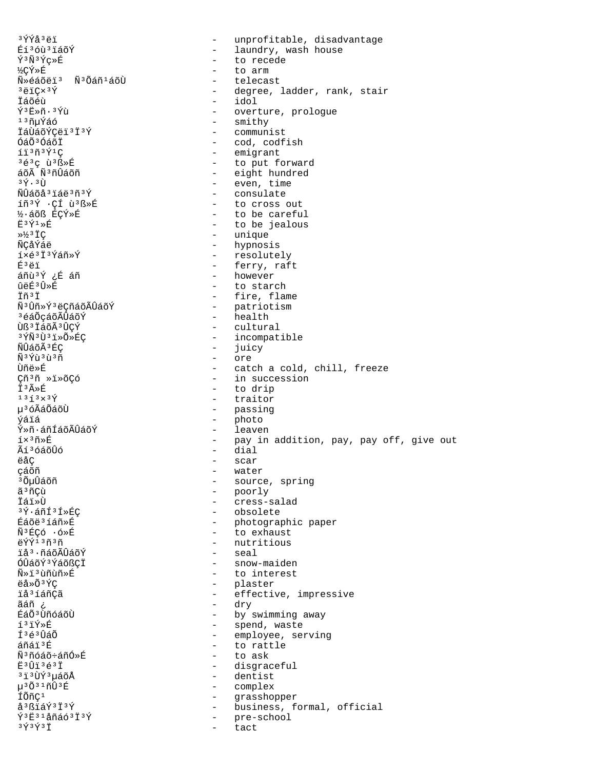³ÝÝå³ëï - unprofitable, disadvantage
Éí³óù³ïáõÝ - laundry, wash house
Ý³Ñ³Ýç»É - to recede
½ÇÝ»É - to arm
Ñ»éáõëï³  Ñ³Õáñ¹áõÙ - telecast
³ëïÇ×³Ý - degree, ladder, rank, stair
Ïéáõù - idol
Ý³Ë»ñ·³Ýù - overture, prologue
¹³ñµÝáó - smithy
ÏáÙáõÝÇëï³Ï³Ý - communist
ÓáÕ³ÓáõÏ - cod, codfish
íï³ñ³Ý¹Ç - emigrant
³é³ç ù³ß»É - to put forward
áõÃ Ñ³ñÛáõñ - eight hundred
³Ý·³Ù - even, time
ÑÛáõå³ïáë³ñ³Ý - consulate
íñ³Ý ·ÇÍ ù³ß»É - to cross out
½·áõß ÉÇÝ»É - to be careful
Ë³Ý¹»É - to be jealous
»½³ÏÇ - unique
ÑÇåÝáë - hypnosis
í×é³Ï³Ýáñ»Ý - resolutely
É³ëï - ferry, raft
áñù³Ý ¿É áñ - however
ûëÉ³Û»É - to starch
Ïñ³Ï - fire, flame
Ñ³Ûñ»Ý³ëÇñáõÃÛáõÝ - patriotism
³éáÕçáõÃÛáõÝ - health
Ùß³ÏáõÃ³ÛÇÝ - cultural
³ÝÑ³Ù³ï»Õ»ÉÇ - incompatible
ÑÛáõÃ³ÉÇ - juicy
Ñ³Ýù³ù³ñ - ore
Ùñë»É - catch a cold, chill, freeze
Çñ³ñ »ï»õÇó - in succession
Ï³Ã»É - to drip
¹³í³×³Ý - traitor
µ³óÃáÕáõÙ - passing
ýáïá - photo
Ý»ñ·áñÍáõÃÛáõÝ - leaven
í×³ñ»É - pay in addition, pay, pay off, give out
Ãí³óáõÛó - dial
ëåÇ - scar
çáõñ - water
³ÕµÛáõñ - source, spring
ã³ñÇù - poorly
Ïáï»Ù - cress-salad
³Ý·áñÍ³Í»ÉÇ - obsolete
Éáõë³íáñ»É - photographic paper
Ñ³ÉÇó ·ó»É - to exhaust
ëÝÝ¹³ñ³ñ - nutritious
ïå³·ñáõÃÛáõÝ - seal
ÓÛáõÝ³ÝáõßÇÏ - snow-maiden
Ñ»ï³ùñùñ»É - to interest
ëå»Õ³ÝÇ - plaster
ïå³íáñÇã - effective, impressive
ãáñ ¿ - dry
ÉáÕ³ÙñóáõÙ - by swimming away
í³ïÝ»É - spend, waste
Í³é³ÛáÕ - employee, serving
áñáï³É - to rattle
Ñ³ñóáõ÷áñÓ»É - to ask
Ë³Ûï³é³Ï - disgraceful
³ï³ÙÝ³µáõÅ - dentist
µ³Õ³¹ñÛ³É - complex
ÍõñÇ¹ - grasshopper
å³ßïáÝ³Ï³Ý - business, formal, official
Ý³Ë³¹åñáó³Ï³Ý - pre-school
³Ý³Ý³Ï - tact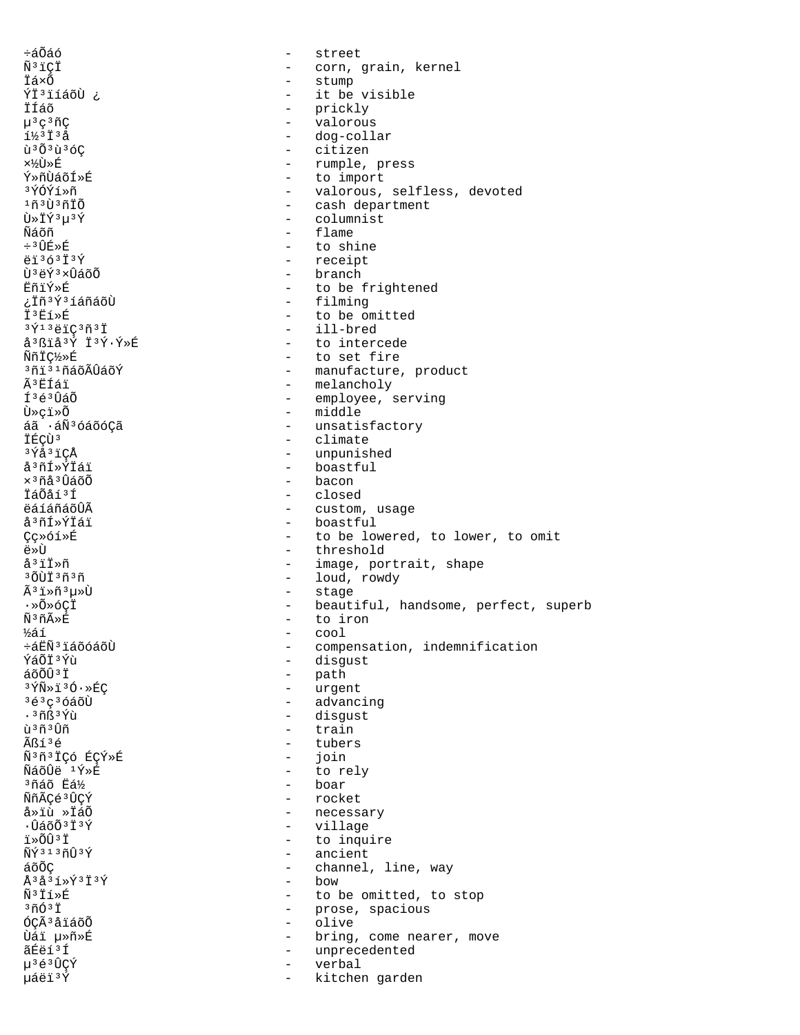÷áÕáó - street
Ñ³ïÇÏ - corn, grain, kernel
Ïá×Õ - stump
ÝÏ³ïíáõÙ ¿ - it be visible
ÏÍáõ - prickly
µ³ç³ñÇ - valorous
í½³Ï³å - dog-collar
ù³Õ³ù³óÇ - citizen
×½Ù»É - rumple, press
Ý»ñÙáõÍ»É - to import
³ÝÓÝí»ñ - valorous, selfless, devoted
¹ñ³Ù³ñÏÕ - cash department
Ù»ÏÝ³µ³Ý - columnist
Ñáõñ - flame
÷³ÛÉ»É - to shine
ëï³ó³Ï³Ý - receipt
Ù³ëÝ³×ÛáõÕ - branch
ËñïÝ»É - to be frightened
¿Ïñ³Ý³íáñáõÙ - filming
Ï³Ëí»É - to be omitted
³Ý¹³ëïÇ³ñ³Ï - ill-bred
å³ßïå³Ý Ï³Ý·Ý»É - to intercede
ÑñÏÇ½»É - to set fire
³ñï³¹ñáõÃÛáõÝ - manufacture, product
Ã³ËÍáï - melancholy
Í³é³ÛáÕ - employee, serving
Ù»çï»Õ - middle
áã ·áÑ³óáõóÇã - unsatisfactory
ÏÉÇÙ³ - climate
³Ýå³ïÇÅ - unpunished
å³ñÍ»ÝÏáï - boastful
×³ñå³ÛáõÕ - bacon
ÏáÕåí³Í - closed
ëáíáñáõÛÃ - custom, usage
å³ñÍ»ÝÏáï - boastful
Çç»óí»É - to be lowered, to lower, to omit
ë»Ù - threshold
å³ïÏ»ñ - image, portrait, shape
³ÕÙÏ³ñ³ñ - loud, rowdy
Ã³ï»ñ³µ»Ù - stage
·»Õ»óÇÏ - beautiful, handsome, perfect, superb
Ñ³ñÃ»É - to iron
½áí - cool
÷áËÑ³ïáõóáõÙ - compensation, indemnification
ÝáÕÏ³Ýù - disgust
áõÕÛ³Ï - path
³ÝÑ»ï³Ó·»ÉÇ - urgent
³é³ç³óáõÙ - advancing
·³ñß³Ýù - disgust
ù³ñ³Ûñ - train
Ãßí³é - tubers
Ñ³ñ³ÏÇó ÉÇÝ»É - join
ÑáõÛë ¹Ý»É - to rely
³ñáõ Ëá½ - boar
ÑñÃÇé³ÛÇÝ - rocket
å»ïù »ÏáÕ - necessary
·ÛáõÕ³Ï³Ý - village
ï»ÕÛ³Ï - to inquire
ÑÝ³¹³ñÛ³Ý - ancient
áõÕÇ - channel, line, way
Å³å³í»Ý³Ï³Ý - bow
Ñ³Ïí»É - to be omitted, to stop
³ñÓ³Ï - prose, spacious
ÓÇÃ³åïáõÕ - olive
Ùáï µ»ñ»É - bring, come nearer, move
ãÉëí³Í - unprecedented
µ³é³ÛÇÝ - verbal
µáëï³Ý - kitchen garden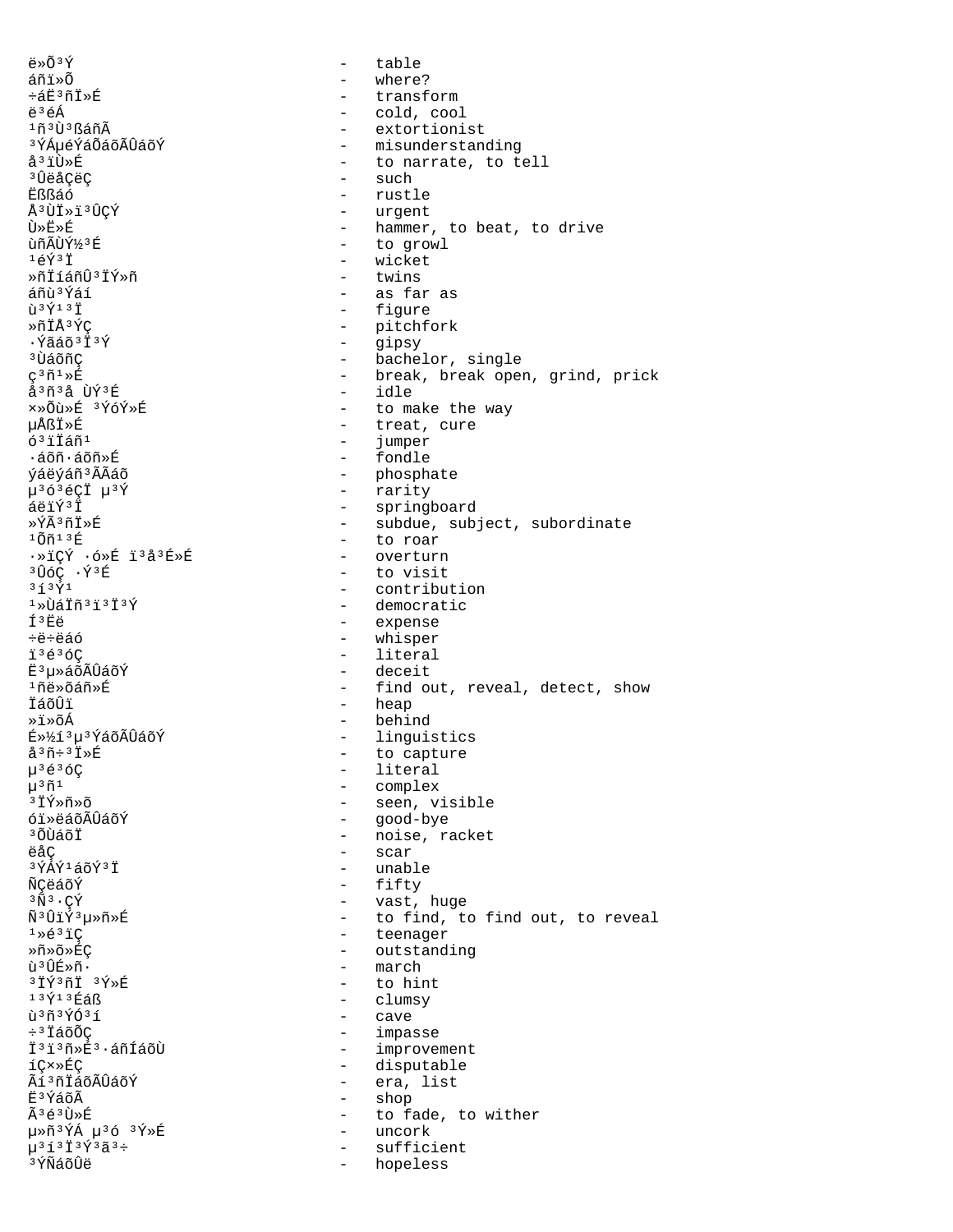```
ë»Õ³Ý                          -   table
áñï»Õ                          -   where?
÷áË³ñÏ»É                       -   transform
ë³éÁ                           -   cold, cool
¹ñ³Ù³ßáñÃ                      -   extortionist
³ÝÁµéÝáÕáõÃÛáõÝ                -   misunderstanding
å³ïÙ»É                         -   to narrate, to tell
³ÛëåÇëÇ                        -   such
Ëßßáó                          -   rustle
Å³ÙÏ»ï³ÛÇÝ                     -   urgent
Ù»Ë»É                          -   hammer, to beat, to drive
ùñÃÙÝ½³É                       -   to growl
¹éÝ³Ï                          -   wicket
»ñÏíáñÛ³ÏÝ»ñ                   -   twins
áñù³Ýáí                        -   as far as
ù³Ý¹³Ï                         -   figure
»ñÏÅ³ÝÇ                        -   pitchfork
·Ýãáõ³Ï³Ý                      -   gipsy
³ÙáõñÇ                         -   bachelor, single
ç³ñ¹»É                         -   break, break open, grind, prick
å³ñ³å ÙÝ³É                     -   idle
×»Õù»É ³ÝóÝ»É                  -   to make the way
µÅßÏ»É                         -   treat, cure
ó³ïÏáñ¹                        -   jumper
·áõñ·áõñ»É                     -   fondle
ýáëýáñ³ÃÃáõ                    -   phosphate
µ³ó³éÇÏ µ³Ý                    -   rarity
áëïÝ³Ï                         -   springboard
»ÝÃ³ñÏ»É                       -   subdue, subject, subordinate
¹Õñ¹³É                         -   to roar
·»ïÇÝ ·ó»É ï³å³É»É             -   overturn
³ÛóÇ ·Ý³É                      -   to visit
³í³Ý¹                          -   contribution
¹»ÙáÏñ³ï³Ï³Ý                   -   democratic
Í³Ëë                           -   expense
÷ë÷ëáó                         -   whisper
ï³é³óÇ                         -   literal
Ë³µ»áõÃÛáõÝ                    -   deceit
¹ñë»Õáñ»É                      -   find out, reveal, detect, show
ÏáõÛï                          -   heap
»ï»õÁ                          -   behind
É»½í³µ³ÝáõÃÛáõÝ                -   linguistics
å³ñ÷³Ï»É                       -   to capture
µ³é³óÇ                         -   literal
µ³ñ¹                           -   complex
³ÏÝ»ñ»õ                        -   seen, visible
óï»ëáõÃÛáõÝ                    -   good-bye
³ÕÙáõÏ                         -   noise, racket
ëåÇ                            -   scar
³ÝÁÝ¹áõÝ³Ï                     -   unable
ÑÇëáõÝ                         -   fifty
³Ñ³·ÇÝ                         -   vast, huge
Ñ³ÛïÝ³µ»ñ»É                    -   to find, to find out, to reveal
¹»é³ïÇ                         -   teenager
»ñ»õ»ÉÇ                        -   outstanding
ù³ÛÉ»ñ·                        -   march
³ÏÝ³ñÏ ³Ý»É                    -   to hint
¹³Ý¹³Éáß                       -   clumsy
ù³ñ³ÝÓ³í                       -   cave
÷³ÏáõÕÇ                        -   impasse
Ï³ï³ñ»É³·áñÍáõÙ                -   improvement
íÇ×»ÉÇ                         -   disputable
Ãí³ñÏáõÃÛáõÝ                   -   era, list
Ë³ÝáõÃ                         -   shop
Ã³é³Ù»É                        -   to fade, to wither
µ»ñ³ÝÁ µ³ó ³Ý»É                -   uncork
µ³í³Ï³Ý³ã³÷                    -   sufficient
³ÝÑáõÛë                        -   hopeless
```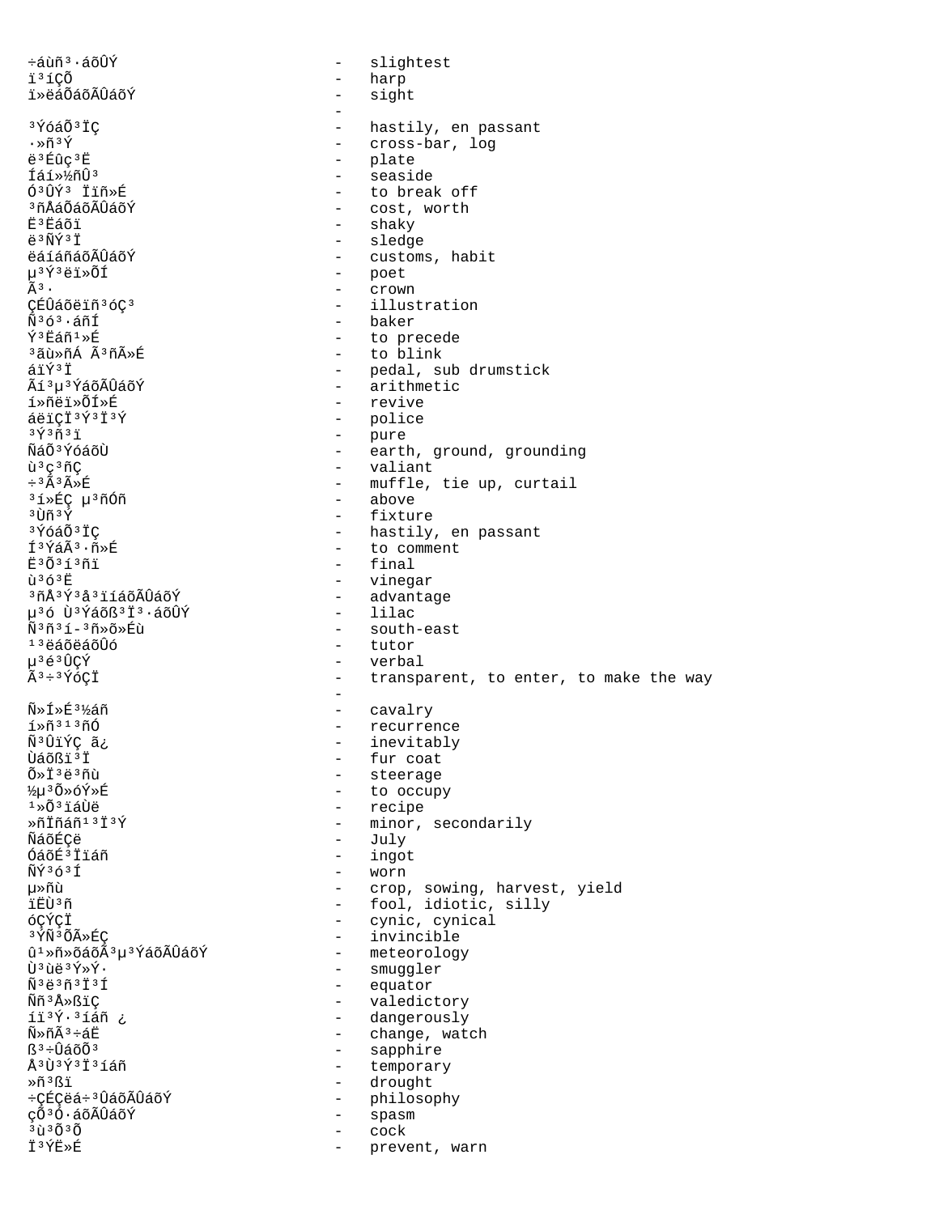÷áùñ³·áõÛÝ - slightest
ï³íÇÕ - harp
ï»ëáÕáõÃÛáõÝ - sight
-
³ÝóáÕ³ÏÇ - hastily, en passant
·»ñ³Ý - cross-bar, log
ë³Éûç³Ë - plate
Íáí»½ñÛ³ - seaside
Ó³ÛÝ³ Ïïñ»É - to break off
³ñÅáÕáõÃÛáõÝ - cost, worth
Ë³Ëáõï - shaky
ë³ÑÝ³Ï - sledge
ëáíáñáõÃÛáõÝ - customs, habit
µ³Ý³ëï»ÕÍ - poet
Ã³· - crown
ÇÉÛáõëïñ³óÇ³ - illustration
Ñ³ó³·áñÍ - baker
Ý³Ëáñ¹»É - to precede
³ãù»ñÁ Ã³ñÃ»É - to blink
áïÝ³Ï - pedal, sub drumstick
Ãí³µ³ÝáõÃÛáõÝ - arithmetic
í»ñëï»ÕÍ»É - revive
áëïÇÏ³Ý³Ï³Ý - police
³Ý³ñ³ï - pure
ÑáÕ³ÝóáõÙ - earth, ground, grounding
ù³ç³ñÇ - valiant
÷³Å³Ã»É - muffle, tie up, curtail
³í»ÉÇ µ³ñÓñ - above
³Ùñ³Ý - fixture
³ÝóáÕ³ÏÇ - hastily, en passant
Í³ÝáÃ³·ñ»É - to comment
Ë³Õ³í³ñï - final
ù³ó³Ë - vinegar
³ñÅ³Ý³å³ïíáõÃÛáõÝ - advantage
µ³ó Ù³ÝáõßÏ³·áõÛÝ - lilac
Ñ³ñ³í-³ñ»õ»Éù - south-east
¹³ëáõëáõÛó - tutor
µ³é³ÛÇÝ - verbal
Ã³÷³ÝóÇÏ - transparent, to enter, to make the way
-
Ñ»Í»É³½áñ - cavalry
í»ñ³¹³ñÓ - recurrence
Ñ³ÛïÝÇ ã¿ - inevitably
ÙáõßÏ³Ï - fur coat
Õ»Ï³ë³ñù - steerage
½µ³Õ»óÝ»É - to occupy
¹»Õ³ïáÙë - recipe
»ñÏñáñ¹³Ï³Ý - minor, secondarily
ÑáõÉÇë - July
ÓáõÉ³Ïïáñ - ingot
ÑÝ³ó³Í - worn
µ»ñù - crop, sowing, harvest, yield
ïËÙ³ñ - fool, idiotic, silly
óÇÝÇÏ - cynic, cynical
³ÝÑ³ÕÃ»ÉÇ - invincible
û¹»ñ»õáõÃ³µ³ÝáõÃÛáõÝ - meteorology
Ù³ùë³Ý»Ý· - smuggler
Ñ³ë³ñ³Ï³Í - equator
Ññ³Å»ßïÇ - valedictory
íï³Ý·³íáñ ¿ - dangerously
Ñ»ñÃ³÷áË - change, watch
ß³÷ÛáõÕ³ - sapphire
Å³Ù³Ý³Ï³íáñ - temporary
»ñ³ßï - drought
÷ÇÉÇëá÷³ÛáõÃÛáõÝ - philosophy
çÕ³Ó·áõÃÛáõÝ - spasm
³ù³Õ³Õ - cock
Ï³ÝË»É - prevent, warn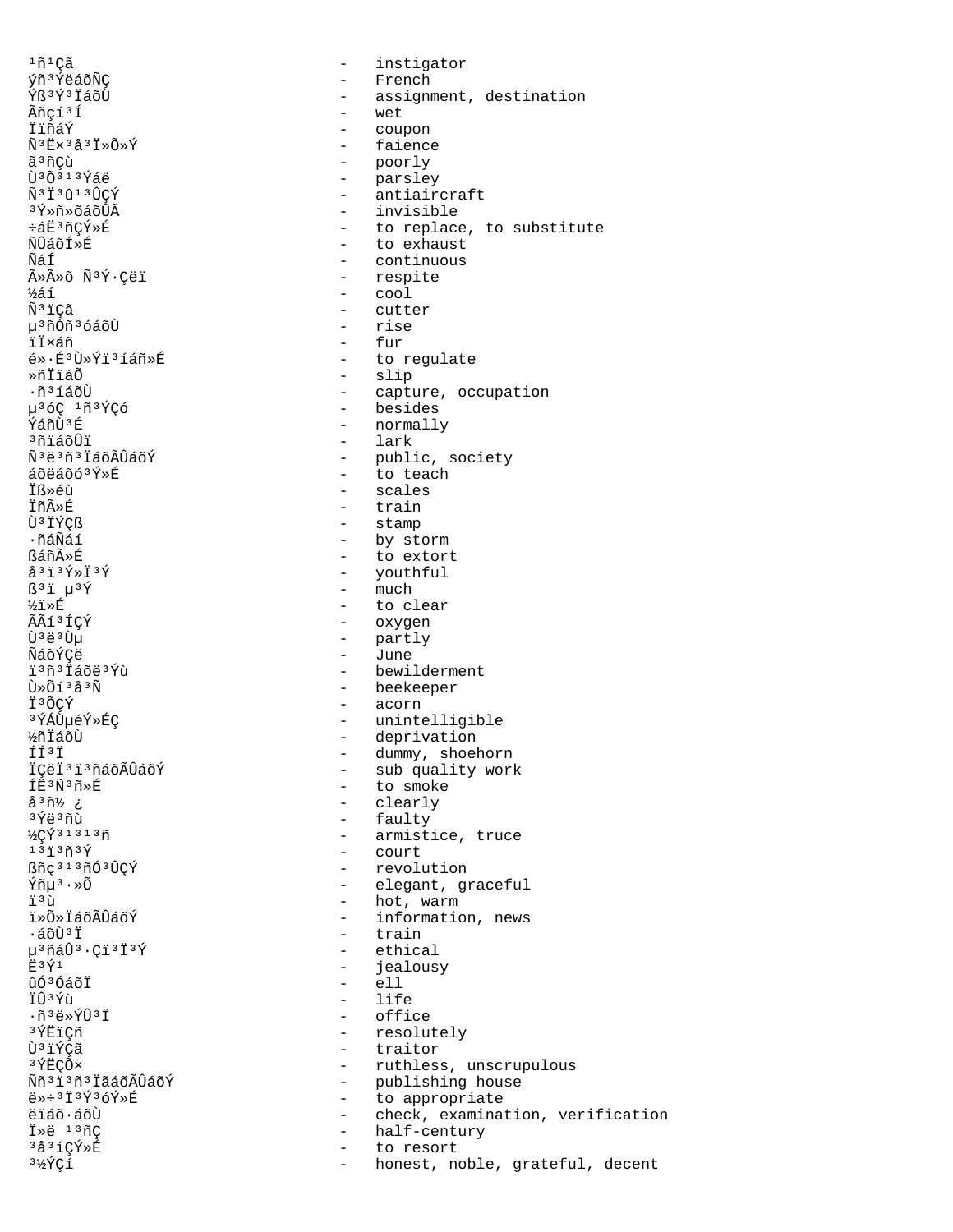¹ñ¹Çã - instigator
ýñ³ÝëáõÑÇ - French
Ýß³Ý³ÏáõÙ - assignment, destination
Ãñçí³Í - wet
ÏïñáÝ - coupon
Ñ³Ë×³å³Ï»Õ»Ý - faience
ã³ñÇù - poorly
Ù³Õ³¹³Ýáë - parsley
Ñ³Ï³û¹³ÛÇÝ - antiaircraft
³Ý»ñ»õáõÛÃ - invisible
÷áË³ñÇÝ»É - to replace, to substitute
ÑÛáõÍ»É - to exhaust
ÑáÍ - continuous
Ã»Ã»õ Ñ³Ý·Çëï - respite
½áí - cool
Ñ³ïÇã - cutter
µ³ñÓñ³óáõÙ - rise
ïÏ×áñ - fur
é»·É³Ù»Ýï³íáñ»É - to regulate
»ñÏïáÕ - slip
·ñ³íáõÙ - capture, occupation
µ³óÇ ¹ñ³ÝÇó - besides
ÝáñÙ³É - normally
³ñïáõÛï - lark
Ñ³ë³ñ³ÏáõÃÛáõÝ - public, society
áõëáõó³Ý»É - to teach
Ïß»éù - scales
ÏñÃ»É - train
Ù³ÏÝÇß - stamp
·ñáÑáí - by storm
ßáñÃ»É - to extort
å³ï³Ý»Ï³Ý - youthful
ß³ï µ³Ý - much
½ï»É - to clear
ÃÃí³ÍÇÝ - oxygen
Ù³ë³Ùµ - partly
ÑáõÝÇë - June
ï³ñ³Ïáõë³Ýù - bewilderment
Ù»Õí³å³Ñ - beekeeper
Ï³ÕÇÝ - acorn
³ÝÁÙµéÝ»ÉÇ - unintelligible
½ñÏáõÙ - deprivation
ÍÍ³Ï - dummy, shoehorn
ÏÇëÏ³ï³ñáõÃÛáõÝ - sub quality work
ÍË³Ñ³ñ»É - to smoke
å³ñ½ ¿ - clearly
³Ýë³ñù - faulty
½ÇÝ³¹³¹³ñ - armistice, truce
¹³ï³ñ³Ý - court
ßñç³¹³ñÓ³ÛÇÝ - revolution
Ýñµ³·»Õ - elegant, graceful
ï³ù - hot, warm
ï»Õ»ÏáõÃÛáõÝ - information, news
·áõÙ³Ï - train
µ³ñáÛ³·Çï³Ï³Ý - ethical
Ë³Ý¹ - jealousy
ûÓ³ÓáõÏ - ell
ÏÛ³Ýù - life
·ñ³ë»ÝÛ³Ï - office
³ÝËïÇñ - resolutely
Ù³ïÝÇã - traitor
³ÝËÇÕ× - ruthless, unscrupulous
Ññ³ï³ñ³ÏãáõÃÛáõÝ - publishing house
ë»÷³Ï³Ý³óÝ»É - to appropriate
ëïáõ·áõÙ - check, examination, verification
Ï»ë ¹³ñÇ - half-century
³å³íÇÝ»É - to resort
³½ÝÇí - honest, noble, grateful, decent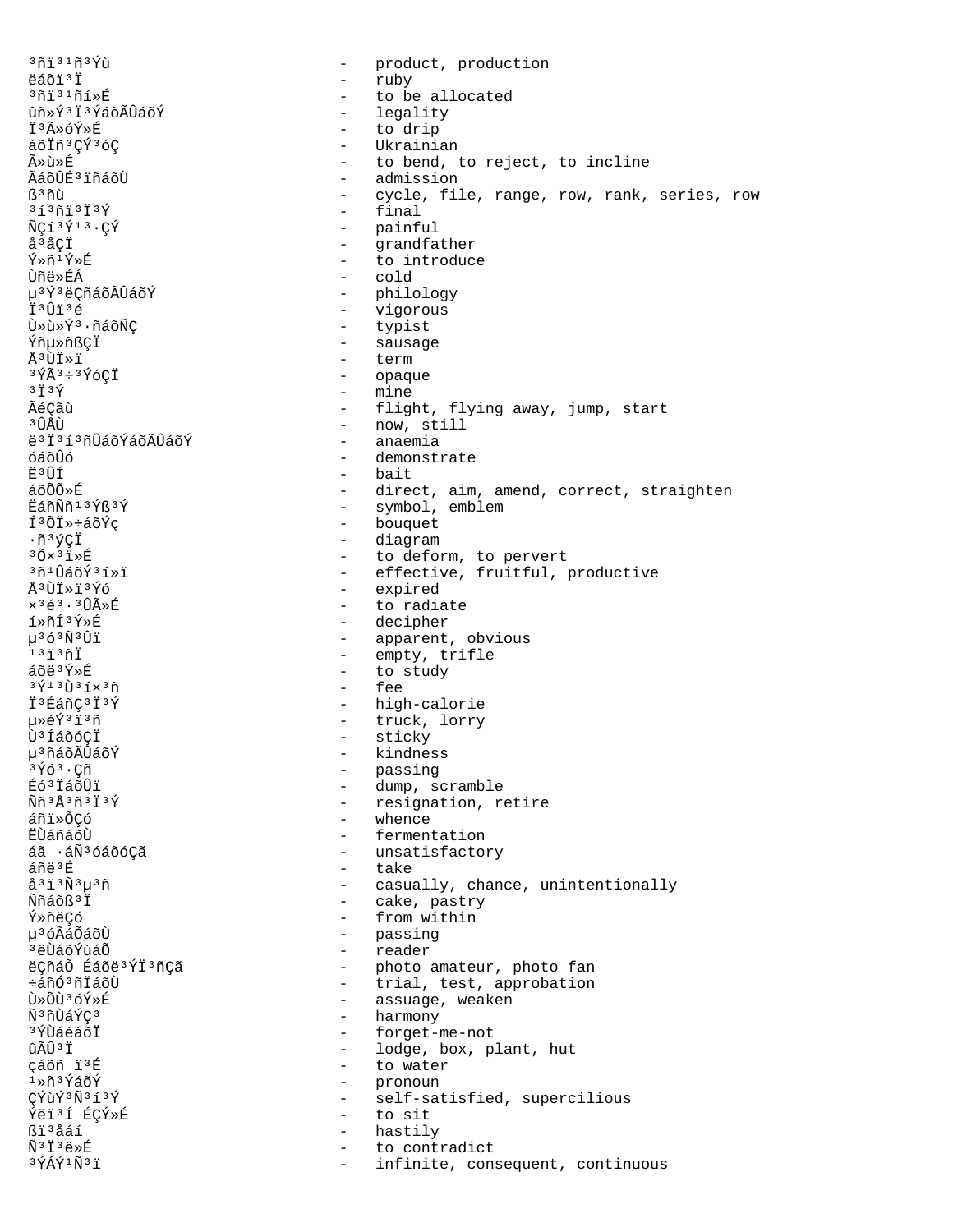³ñï³¹ñ³Ýù - product, production
ëáõï³Ï - ruby
³ñï³¹ñí»É - to be allocated
ûñ»Ý³Ï³ÝáõÃÛáõÝ - legality
Ï³Ã»óÝ»É - to drip
áõÏñ³ÇÝ³óÇ - Ukrainian
Ã»ù»É - to bend, to reject, to incline
ÃáõÛÉ³ïñáõÙ - admission
ß³ñù - cycle, file, range, row, rank, series, row
³í³ñï³Ï³Ý - final
ÑÇí³Ý¹³·ÇÝ - painful
å³åÇÏ - grandfather
Ý»ñ¹Ý»É - to introduce
Ùñë»ÉÁ - cold
µ³Ý³ëÇñáõÃÛáõÝ - philology
Ï³Ûï³é - vigorous
Ù»ù»Ý³·ñáõÑÇ - typist
Ýñµ»ñßÇÏ - sausage
Å³ÙÏ»ï - term
³ÝÃ³÷³ÝóÇÏ - opaque
³Ï³Ý - mine
ÃéÇãù - flight, flying away, jump, start
³ÛÅÙ - now, still
ë³Ï³í³ñÛáõÝáõÃÛáõÝ - anaemia
óáõÛó - demonstrate
Ë³ÛÍ - bait
áõÕÕ»É - direct, aim, amend, correct, straighten
ËáñÑñ¹³Ýß³Ý - symbol, emblem
Í³ÕÏ»÷áõÝç - bouquet
·ñ³ýÇÏ - diagram
³Õ×³ï»É - to deform, to pervert
³ñ¹ÛáõÝ³í»ï - effective, fruitful, productive
Å³ÙÏ»ï³Ýó - expired
×³é³·³ÛÃ»É - to radiate
í»ñÍ³Ý»É - decipher
µ³ó³Ñ³Ûï - apparent, obvious
¹³ï³ñÏ - empty, trifle
áõë³Ý»É - to study
³Ý¹³Ù³í×³ñ - fee
Ï³ÉáñÇ³Ï³Ý - high-calorie
µ»éÝ³ï³ñ - truck, lorry
Ù³ÍáõóÇÏ - sticky
µ³ñáõÃÛáõÝ - kindness
³Ýó³·Çñ - passing
Éó³ÏáõÛï - dump, scramble
Ññ³Å³ñ³Ï³Ý - resignation, retire
áñï»ÕÇó - whence
ËÙáñáõÙ - fermentation
áã ·áÑ³óáõóÇã - unsatisfactory
áñë³É - take
å³ï³Ñ³µ³ñ - casually, chance, unintentionally
Ññáõß³Ï - cake, pastry
Ý»ñëÇó - from within
µ³óÃáÕáõÙ - passing
³ëÙáõÝùáÕ - reader
ëÇñáÕ Éáõë³ÝÏ³ñÇã - photo amateur, photo fan
÷áñÓ³ñÏáõÙ - trial, test, approbation
Ù»ÕÙ³óÝ»É - assuage, weaken
Ñ³ñÙáÝÇ³ - harmony
³ÝÙáéáõÏ - forget-me-not
ûÃÛ³Ï - lodge, box, plant, hut
çáõñ ï³É - to water
¹»ñ³ÝáõÝ - pronoun
ÇÝùÝ³Ñ³í³Ý - self-satisfied, supercilious
Ýëï³Í ÉÇÝ»É - to sit
ßï³åáí - hastily
Ñ³Ï³ë»É - to contradict
³ÝÁÝ¹Ñ³ï - infinite, consequent, continuous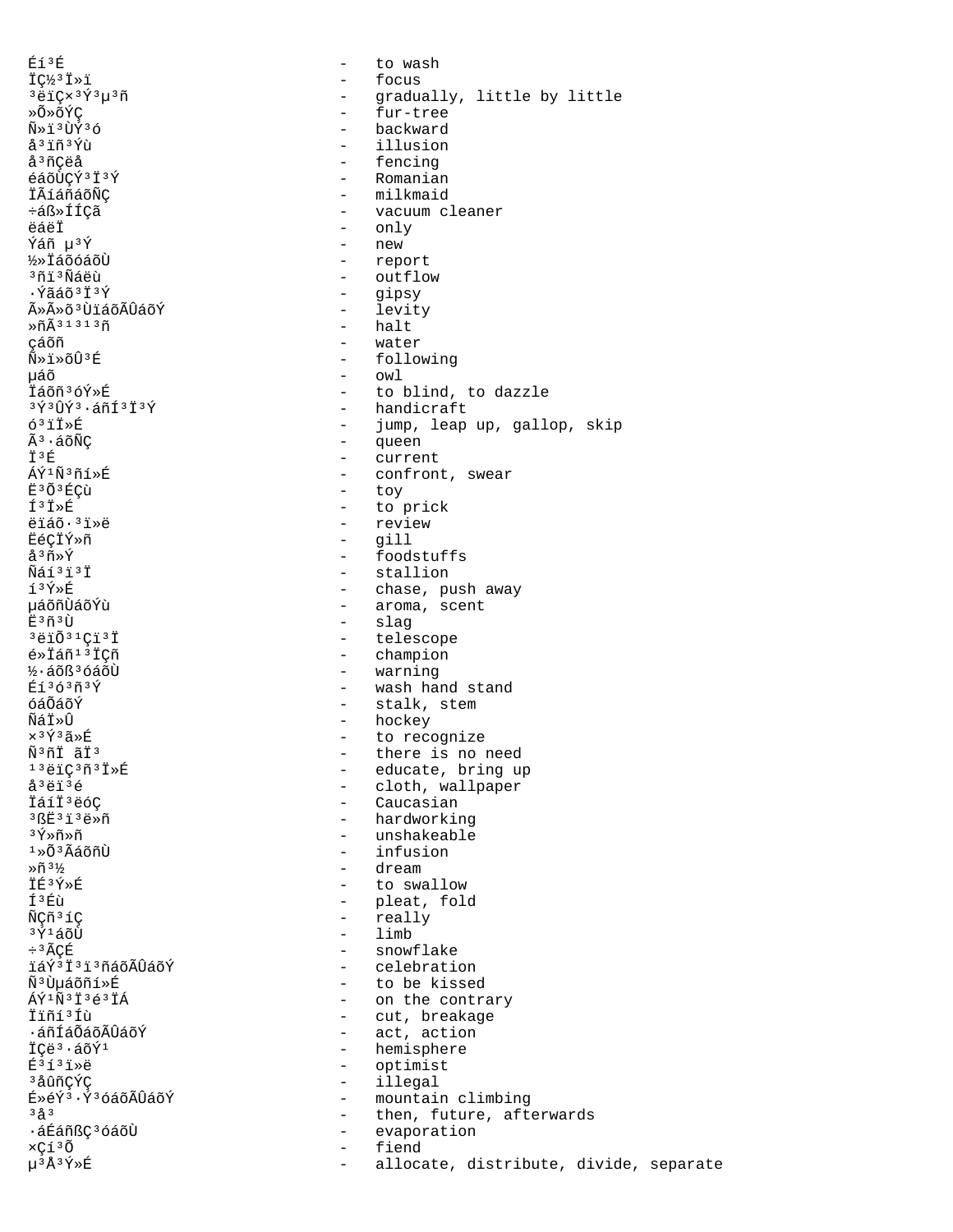Éí³É - to wash
ÏÇ½³Ï»ï - focus
³ëïÇ×³Ý³µ³ñ - gradually, little by little
»Õ»õÝÇ - fur-tree
Ñ»ï³ÙÝ³ó - backward
å³ïñ³Ýù - illusion
å³ñÇëå - fencing
éáõÙÇÝ³Ï³Ý - Romanian
ÏÃíáñáõÑÇ - milkmaid
÷áß»ÍÍÇã - vacuum cleaner
ëáëÏ - only
Ýáñ µ³Ý - new
½»Ïáõóáõ٠ - report
³ñï³Ñáëù - outflow
·Ýãáõ³Ï³Ý - gipsy
Ã»Ã»õ³ÙïáõÃÛáõÝ - levity
»ñÃ³¹³¹³ñ - halt
çáõñ - water
Ñ»ï»õÛ³É - following
µáõ - owl
Ïáõñ³óÝ»É - to blind, to dazzle
³Ý³ÛÝ³·áñÍ³Ï³Ý - handicraft
ó³ïÏ»É - jump, leap up, gallop, skip
Ã³·áõÑÇ - queen
Ï³É - current
ÁÝ¹Ñ³ñí»É - confront, swear
Ë³Õ³ÉÇù - toy
Í³Ï»É - to prick
ëïáõ·³ï»ë - review
ËéÇÏÝ»ñ - gill
å³ñ»Ý - foodstuffs
Ñáí³ï³Ï - stallion
í³Ý»É - chase, push away
µáõñÙáõÝù - aroma, scent
Ë³ñ³Ù - slag
³ëïÕ³¹Çï³Ï - telescope
é»Ïáñ¹³ÏÇñ - champion
½·áõß³óáõÙ - warning
Éí³ó³ñ³Ý - wash hand stand
óáÕáõÝ - stalk, stem
ÑáÏ»Û - hockey
×³Ý³ã»É - to recognize
Ñ³ñÏ ãÏ³ - there is no need
¹³ëïÇ³ñ³Ï»É - educate, bring up
å³ëï³é - cloth, wallpaper
ÏáíÏ³ëóÇ - Caucasian
³ßË³ï³ë»ñ - hardworking
³Ý»ñ»ñ - unshakeable
¹»Õ³ÃáõñÙ - infusion
»ñ³½ - dream
ÏÉ³Ý»É - to swallow
Í³Éù - pleat, fold
ÑÇñ³íÇ - really
³Ý¹áõÙ - limb
÷³ÃÇÉ - snowflake
ïáÝ³Ï³ï³ñáõÃÛáõÝ - celebration
Ñ³Ùµáõñí»É - to be kissed
ÁÝ¹Ñ³Ï³é³ÏÁ - on the contrary
Ïïñí³Íù - cut, breakage
·áñÍáÕáõÃÛáõÝ - act, action
ÏÇë³·áõÝ¹ - hemisphere
É³í³ï»ë - optimist
³åûñÇÝÇ - illegal
É»éÝ³·Ý³óáõÃÛáõÝ - mountain climbing
³å³ - then, future, afterwards
·áÉáñßÇ³óáõÙ - evaporation
×Çí³Õ - fiend
µ³Å³Ý»É - allocate, distribute, divide, separate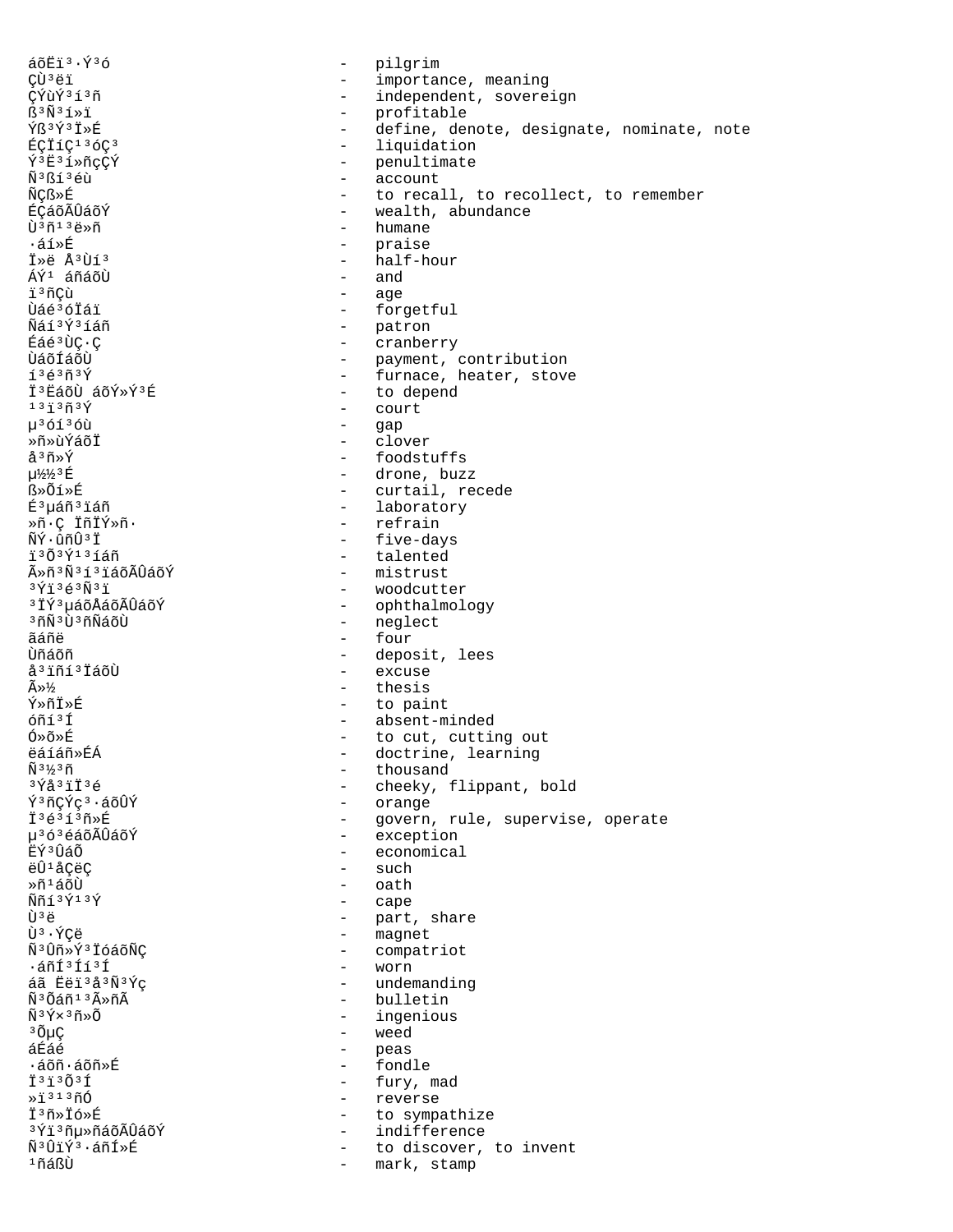áõËï³·Ý³ó - pilgrim
ÇÙ³ëï - importance, meaning
ÇÝùÝ³í³ñ - independent, sovereign
ß³Ñ³í»ï - profitable
Ýß³Ý³Ï»É - define, denote, designate, nominate, note
ÉÇÏíÇ¹³óÇ³ - liquidation
Ý³Ë³í»ñçÇÝ - penultimate
Ñ³ßí³éù - account
ÑÇß»É - to recall, to recollect, to remember
ÉÇáõÃÛáõÝ - wealth, abundance
Ù³ñ¹³ë»ñ - humane
·áí»É - praise
Ï»ë Å³Ùí³ - half-hour
ÁÝ¹ áñáõÙ - and
ï³ñÇù - age
Ùáé³óÏáï - forgetful
Ñáí³Ý³íáñ - patron
Éáé³ÙÇ·Ç - cranberry
ÙáõÍáõÙ - payment, contribution
í³é³ñ³Ý - furnace, heater, stove
Ï³ËáõÙ áõÝ»Ý³É - to depend
¹³ï³ñ³Ý - court
µ³óí³óù - gap
»ñ»ùÝáõÏ - clover
å³ñ»Ý - foodstuffs
µ½½³É - drone, buzz
ß»Õí»É - curtail, recede
É³µáñ³ïáñ - laboratory
»ñ·Ç ÏñÏÝ»ñ· - refrain
ÑÝ·ûñÛ³Ï - five-days
ï³Õ³Ý¹³íáñ - talented
Ã»ñ³Ñ³í³ïáõÃÛáõÝ - mistrust
³Ýï³é³Ñ³ï - woodcutter
³ÏÝ³µáõÅáõÃÛáõÝ - ophthalmology
³ñÑ³Ù³ñÑáõÙ - neglect
ãáñë - four
Ùñáõñ - deposit, lees
å³ïñí³ÏáõÙ - excuse
Ã»½ - thesis
Ý»ñÏ»É - to paint
óñí³Í - absent-minded
Ó»õ»É - to cut, cutting out
ëáíáñ»ÉÁ - doctrine, learning
Ñ³½³ñ - thousand
³Ýå³ïÏ³é - cheeky, flippant, bold
Ý³ñÇÝç³·áõÛÝ - orange
Ï³é³í³ñ»É - govern, rule, supervise, operate
µ³ó³éáõÃÛáõÝ - exception
ËÝ³ÛáÕ - economical
ëÛ¹åÇëÇ - such
»ñ¹áõÙ - oath
Ññí³Ý¹³Ý - cape
Ù³ë - part, share
Ù³·ÝÇë - magnet
Ñ³Ûñ»Ý³ÏóáõÑÇ - compatriot
·áñÍ³Íí³Í - worn
áã Ëëï³å³Ñ³Ýç - undemanding
Ñ³Õáñ¹³Ã»ñÃ - bulletin
Ñ³Ý×³ñ»Õ - ingenious
³ÕµÇ - weed
áÉáé - peas
·áõñ·áõñ»É - fondle
Ï³ï³Õ³Í - fury, mad
»ï³¹³ñÓ - reverse
Ï³ñ»Ïó»É - to sympathize
³Ýï³ñµ»ñáõÃÛáõÝ - indifference
Ñ³ÛïÝ³·áñÍ»É - to discover, to invent
¹ñáßÙ - mark, stamp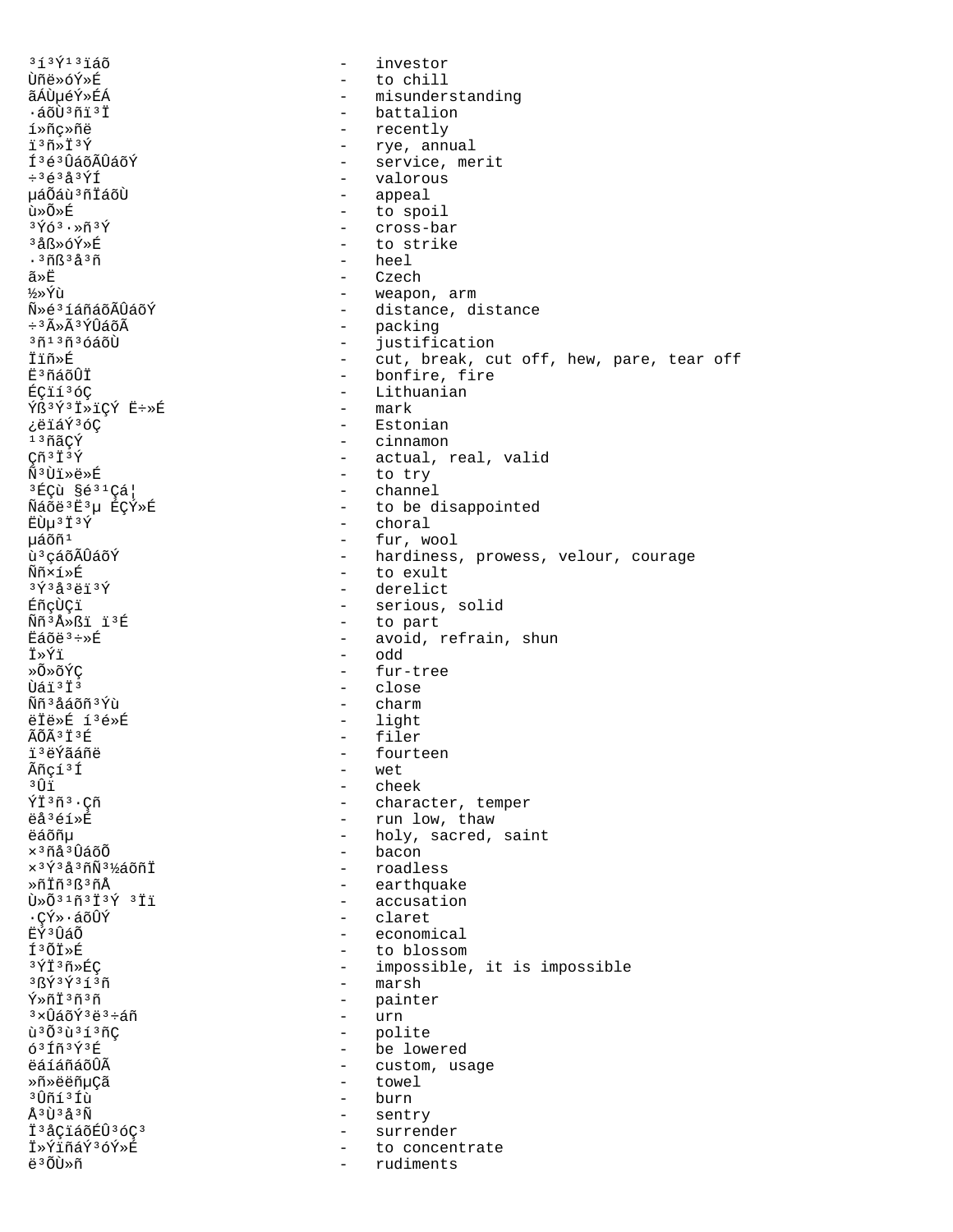³í³Ý¹³ïáõ - investor
Ùñë»óÝ»É - to chill
ãÁÙµéÝ»ÉÁ - misunderstanding
·áõÙ³ñï³Ï - battalion
í»ñç»ñë - recently
ï³ñ»Ï³Ý - rye, annual
Í³é³ÛáõÃÛáõÝ - service, merit
÷³é³å³ÝÍ - valorous
µáÕáù³ñÏáõÙ - appeal
ù»Õ»É - to spoil
³Ýó³·»ñ³Ý - cross-bar
³åß»óÝ»É - to strike
·³ñß³å³ñ - heel
ã»Ë - Czech
½»Ýù - weapon, arm
Ñ»é³íáñáõÃÛáõÝ - distance, distance
÷³Ã»Ã³ÝÛáõÃ - packing
³ñ¹³ñ³óáõÙ - justification
Ïïñ»É - cut, break, cut off, hew, pare, tear off
Ë³ñáõÛÏ - bonfire, fire
ÉÇïí³óÇ - Lithuanian
Ýß³Ý³Ï»ïÇÝ Ë÷»É - mark
¿ëïáÝ³óÇ - Estonian
¹³ñãÇÝ - cinnamon
Çñ³Ï³Ý - actual, real, valid
Ñ³Ùï»ë»É - to try
³ÉÇù §é³¹Çá¦ - channel
Ñáõë³Ë³µ ÉÇÝ»É - to be disappointed
ËÙµ³Ï³Ý - choral
µáõñ¹ - fur, wool
ù³çáõÃÛáõÝ - hardiness, prowess, velour, courage
Ññ×í»É - to exult
³Ý³å³ëï³Ý - derelict
ÉñçÙÇï - serious, solid
Ññ³Å»ßï ï³É - to part
Ëáõë³÷»É - avoid, refrain, shun
Ï»Ýï - odd
»Õ»õÝÇ - fur-tree
Ùáï³Ï³ - close
Ññ³åáõñ³Ýù - charm
ëÏë»É í³é»É - light
ÃÕÃ³Ï³É - filer
ï³ëÝãáñë - fourteen
Ãñçí³Í - wet
³Ûï - cheek
ÝÏ³ñ³·Çñ - character, temper
ëå³éí»É - run low, thaw
ëáõñµ - holy, sacred, saint
×³ñå³ÛáõÕ - bacon
×³Ý³å³ñÑ³½áõñÏ - roadless
»ñÏñ³ß³ñÅ - earthquake
Ù»Õ³¹ñ³Ï³Ý ³Ïï - accusation
·ÇÝ»·áõÛÝ - claret
ËÝ³ÛáÕ - economical
Í³ÕÏ»É - to blossom
³ÝÏ³ñ»ÉÇ - impossible, it is impossible
³ßÝ³Ý³í³ñ - marsh
Ý»ñÏ³ñ³ñ - painter
³×ÛáõÝ³ë³÷áñ - urn
ù³Õ³ù³í³ñÇ - polite
ó³Íñ³Ý³É - be lowered
ëáíáñáõÛÃ - custom, usage
»ñ»ëëñµÇã - towel
³Ûñí³Íù - burn
Å³Ù³å³Ñ - sentry
Ï³åÇïáõÉÛ³óÇ³ - surrender
Ï»ÝïñáÝ³óÝ»É - to concentrate
ë³ÕÙ»ñ - rudiments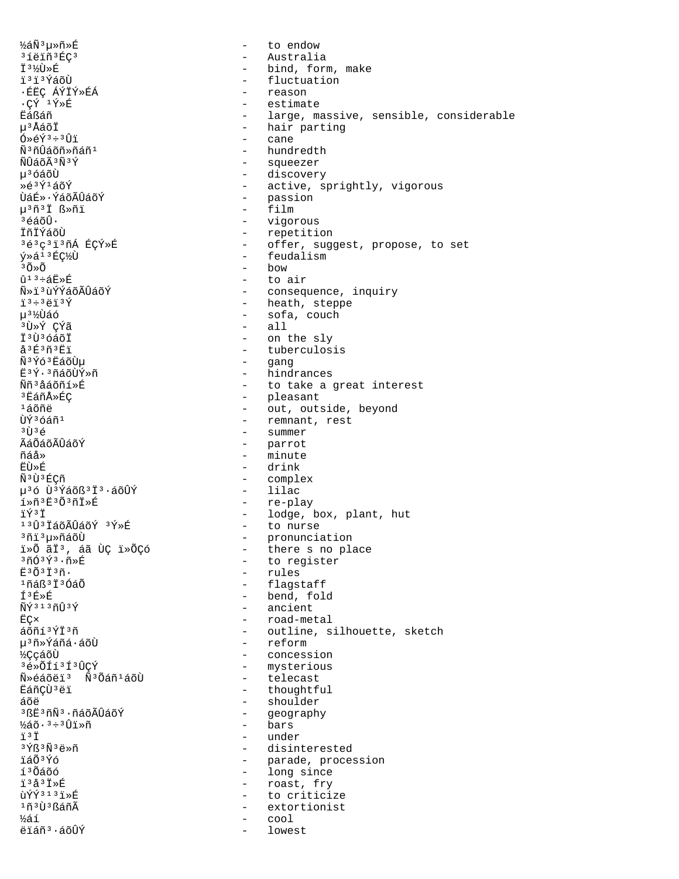½áÑ³µ»ñ»É - to endow
³íëïñ³ÉÇ³ - Australia
Ï³½Ù»É - bind, form, make
ï³ï³ÝáõÙ - fluctuation
·ÉËÇ ÁÝÏÝ»ÉÁ - reason
·ÇÝ ¹Ý»É - estimate
Ëáßáñ - large, massive, sensible, considerable
µ³ÅáõÏ - hair parting
Ó»éÝ³÷³Ûï - cane
Ñ³ñÛáõñ»ñáñ¹ - hundredth
ÑÛáõÃ³Ñ³Ý - squeezer
µ³óáõÙ - discovery
»é³Ý¹áõÝ - active, sprightly, vigorous
ÙáÉ»·ÝáõÃÛáõÝ - passion
µ³ñ³Ï ß»ñï - film
³éáõÛ· - vigorous
ÏñÏÝáõÙ - repetition
³é³ç³ï³ñÁ ÉÇÝ»É - offer, suggest, propose, to set
ý»á¹³ÉÇ½Ù - feudalism
³Õ»Õ - bow
û¹³÷áË»É - to air
Ñ»ï³ùÝÝáõÃÛáõÝ - consequence, inquiry
ï³÷³ëï³Ý - heath, steppe
µ³½Ùáó - sofa, couch
³Ù»Ý ÇÝã - all
Ï³Ù³óáõÏ - on the sly
å³É³ñ³Ëï - tuberculosis
Ñ³Ýó³ËáõÙµ - gang
Ë³Ý·³ñáõÙÝ»ñ - hindrances
Ññ³åáõñí»É - to take a great interest
³ËáñÅ»ÉÇ - pleasant
¹áõñë - out, outside, beyond
ÙÝ³óáñ¹ - remnant, rest
³Ù³é - summer
ÃáÕáõÃÛáõÝ - parrot
ñáå» - minute
ËÙ»É - drink
Ñ³Ù³ÉÇñ - complex
µ³ó Ù³Ýáõß³Ï³·áõÛÝ - lilac
í»ñ³Ë³Õ³ñÏ»É - re-play
ïÝ³Ï - lodge, box, plant, hut
¹³Û³ÏáõÃÛáõÝ ³Ý»É - to nurse
³ñï³µ»ñáõÙ - pronunciation
ï»Õ ãÏ³, áã ÙÇ ï»ÕÇó - there s no place
³ñÓ³Ý³·ñ»É - to register
Ë³Õ³Ï³ñ· - rules
¹ñáß³Ï³ÓáÕ - flagstaff
Í³É»É - bend, fold
ÑÝ³¹³ñÛ³Ý - ancient
ËÇ× - road-metal
áõñí³ÝÏ³ñ - outline, silhouette, sketch
µ³ñ»Ýáñá·áõÙ - reform
½ÇçáõÙ - concession
³é»ÕÍ³Í³ÛÇÝ - mysterious
Ñ»éáõëï³  Ñ³Õáñ¹áõÙ - telecast
ËáñÇÙ³ëï - thoughtful
áõë - shoulder
³ßË³ñÑ³·ñáõÃÛáõÝ - geography
½áõ·³÷³Ûï»ñ - bars
ï³Ï - under
³Ýß³Ñ³ë»ñ - disinterested
ïáÕ³Ýó - parade, procession
í³Õáõó - long since
ï³å³Ï»É - roast, fry
ùÝÝ³¹³ï»É - to criticize
¹ñ³Ù³ßáñÃ - extortionist
½áí - cool
ëïáñ³·áõÛÝ - lowest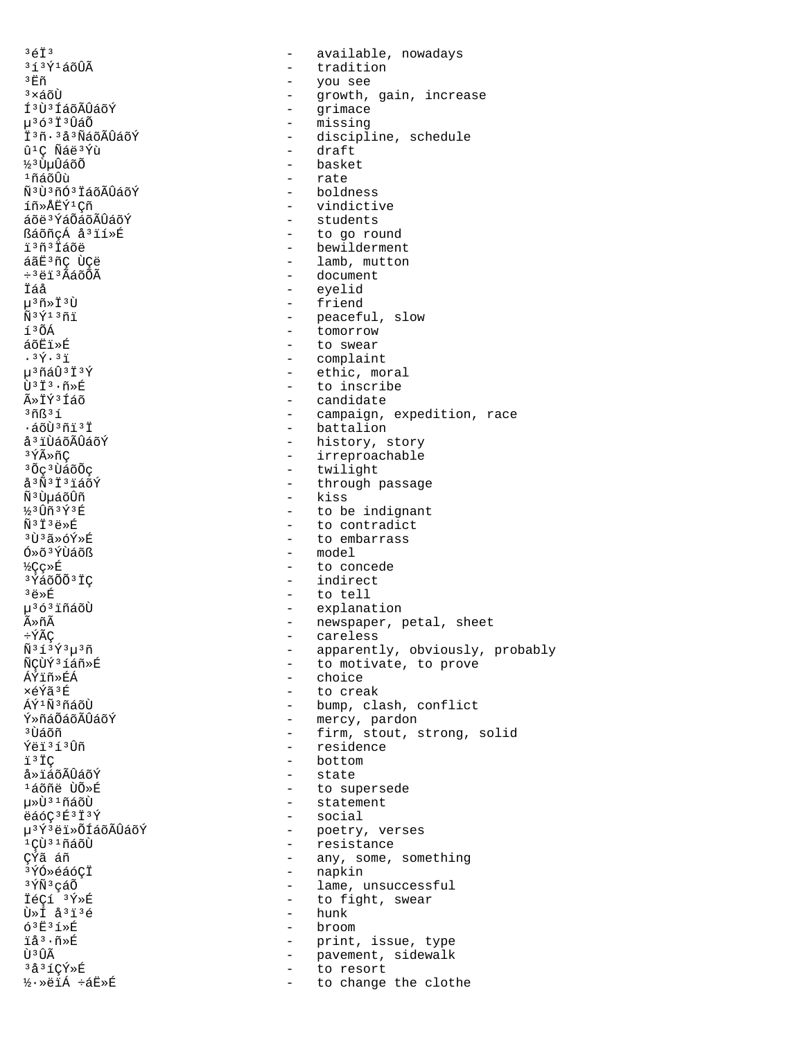³éÏ³ - available, nowadays
³í³Ý¹áõÛÃ - tradition
³Ëñ - you see
³×áõÙ - growth, gain, increase
Í³Ù³ÍáõÃÛáõÝ - grimace
µ³ó³Ï³ÛáÕ - missing
Ï³ñ·³å³ÑáõÃÛáõÝ - discipline, schedule
û¹Ç Ñáë³Ýù - draft
½³ÙµÛáõÕ - basket
¹ñáõÛù - rate
Ñ³Ù³ñÓ³ÏáõÃÛáõÝ - boldness
íñ»ÅËÝ¹Çñ - vindictive
áõë³ÝáÕáõÃÛáõÝ - students
ßáõñçÁ å³ïï»É - to go round
ï³ñ³Íáõë - bewilderment
áãË³ñÇ ÙÇë - lamb, mutton
÷³ëï³ÃáõÕÃ - document
Ïáå - eyelid
µ³ñ»Ï³Ù - friend
Ñ³Ý¹³ñï - peaceful, slow
í³ÕÁ - tomorrow
áõËï»É - to swear
·³Ý·³ï - complaint
µ³ñáÛ³Ï³Ý - ethic, moral
Ù³Ï³·ñ»É - to inscribe
Ã»ÏÝ³Íáõ - candidate
³ñß³í - campaign, expedition, race
·áõÙ³ñï³Ï - battalion
å³ïÙáõÃÛáõÝ - history, story
³ÝÃ»ñÇ - irreproachable
³Õç³ÙáõÕç - twilight
å³Ñ³Ï³ïáõÝ - through passage
Ñ³ÙµáõÛñ - kiss
½³Ûñ³Ý³É - to be indignant
Ñ³Ï³ë»É - to contradict
³Ù³ã»óÝ»É - to embarrass
Ó»õ³ÝÙáõß - model
½Çç»É - to concede
³ÝáõÕÕ³ÏÇ - indirect
³ë»É - to tell
µ³ó³ïñáõÙ - explanation
Ã»ñÃ - newspaper, petal, sheet
÷ÝÃÇ - careless
Ñ³í³Ý³µ³ñ - apparently, obviously, probably
ÑÇÙÝ³íáñ»É - to motivate, to prove
ÁÝïñ»ÉÁ - choice
×éÝã³É - to creak
ÁÝ¹Ñ³ñáõÙ - bump, clash, conflict
Ý»ñáÕáõÃÛáõÝ - mercy, pardon
³Ùáõñ - firm, stout, strong, solid
Ýëï³í³Ûñ - residence
ï³ÏÇ - bottom
å»ïáõÃÛáõÝ - state
¹áõñë ÙÕ»É - to supersede
µ»Ù³¹ñáõÙ - statement
ëáóÇ³É³Ï³Ý - social
µ³Ý³ëï»ÕÍáõÃÛáõÝ - poetry, verses
¹ÇÙ³¹ñáõÙ - resistance
ÇÝã áñ - any, some, something
³ÝÓ»éáóÇÏ - napkin
³ÝÑ³çáÕ - lame, unsuccessful
ÏéÇí ³Ý»É - to fight, swear
Ù»Í å³ï³é - hunk
ó³Ë³í»É - broom
ïå³·ñ»É - print, issue, type
Ù³ÛÃ - pavement, sidewalk
³å³íÇÝ»É - to resort
½·»ëïÁ ÷áË»É - to change the clothe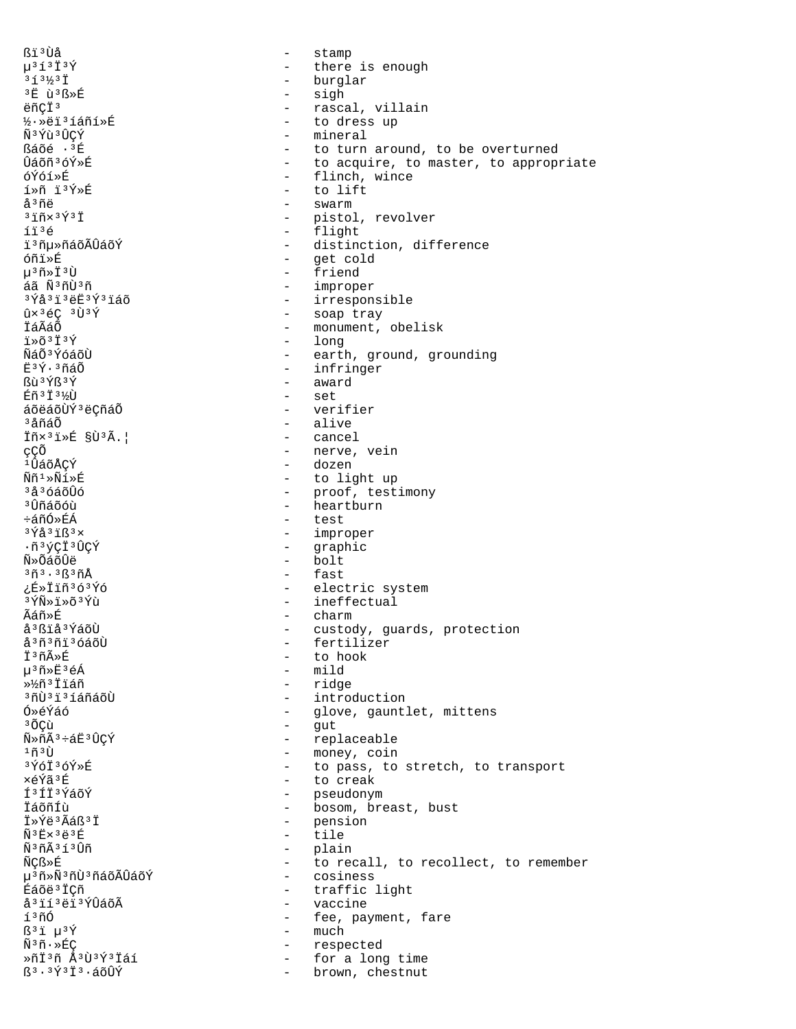ßï³Ùå - stamp
µ³í³Ï³Ý - there is enough
³í³½³Ï - burglar
³Ë ù³ß»É - sigh
ëñÇÏ³ - rascal, villain
½·»ëï³íáñí»É - to dress up
Ñ³Ýù³ÛÇÝ - mineral
ßáõé ·³É - to turn around, to be overturned
Ûáõñ³óÝ»É - to acquire, to master, to appropriate
óÝóí»É - flinch, wince
í»ñ ï³Ý»É - to lift
å³ñë - swarm
³ïñ×³Ý³Ï - pistol, revolver
íï³é - flight
ï³ñµ»ñáõÃÛáõÝ - distinction, difference
óñï»É - get cold
µ³ñ»Ï³Ù - friend
áã Ñ³ñÙ³ñ - improper
³Ýå³ï³ëË³Ý³ïáõ - irresponsible
û×³éÇ ³Ù³Ý - soap tray
ÏáÃáÕ - monument, obelisk
ï»õ³Ï³Ý - long
ÑáÕ³ÝóáõÙ - earth, ground, grounding
Ë³Ý·³ñáÕ - infringer
ßù³Ýß³Ý - award
Éñ³Ï³½Ù - set
áõëáõÙÝ³ëÇñáÕ - verifier
³åñáÕ - alive
Ïñ×³ï»É §Ù³Ã.¦ - cancel
çÇÕ - nerve, vein
¹ÛáõÅÇÝ - dozen
Ññ¹»Ñí»É - to light up
³å³óáõÛó - proof, testimony
³Ûñáõóù - heartburn
÷áñÓ»ÉÁ - test
³Ýå³ïß³× - improper
·ñ³ýÇÏ³ÛÇÝ - graphic
Ñ»ÕáõÛë - bolt
³ñ³·³ß³ñÅ - fast
¿É»Ïïñ³ó³Ýó - electric system
³ÝÑ»ï»õ³Ýù - ineffectual
Ãáñ»É - charm
å³ßïå³ÝáõÙ - custody, guards, protection
å³ñ³ñï³óáõÙ - fertilizer
Ï³ñÃ»É - to hook
µ³ñ»Ë³éÁ - mild
»½ñ³Ïïáñ - ridge
³ñÙ³ï³íáñáõÙ - introduction
Ó»éÝáó - glove, gauntlet, mittens
³ÕÇù - gut
Ñ»ñÃ³÷áË³ÛÇÝ - replaceable
¹ñ³Ù - money, coin
³ÝóÏ³óÝ»É - to pass, to stretch, to transport
×éÝã³É - to creak
Í³ÍÏ³ÝáõÝ - pseudonym
ÏáõñÍù - bosom, breast, bust
Ï»Ýë³Ãáß³Ï - pension
Ñ³Ë×³ë³É - tile
Ñ³ñÃ³í³Ûñ - plain
ÑÇß»É - to recall, to recollect, to remember
µ³ñ»Ñ³ñÙ³ñáõÃÛáõÝ - cosiness
Éáõë³ÏÇñ - traffic light
å³ïí³ë³ÝÛáõÃ - vaccine
í³ñÓ - fee, payment, fare
ß³ï µ³Ý - much
Ñ³ñ·»ÉÇ - respected
»ñÏ³ñ Å³Ù³Ý³Ïáí - for a long time
ß³·³Ý³Ï³·áõÛÝ - brown, chestnut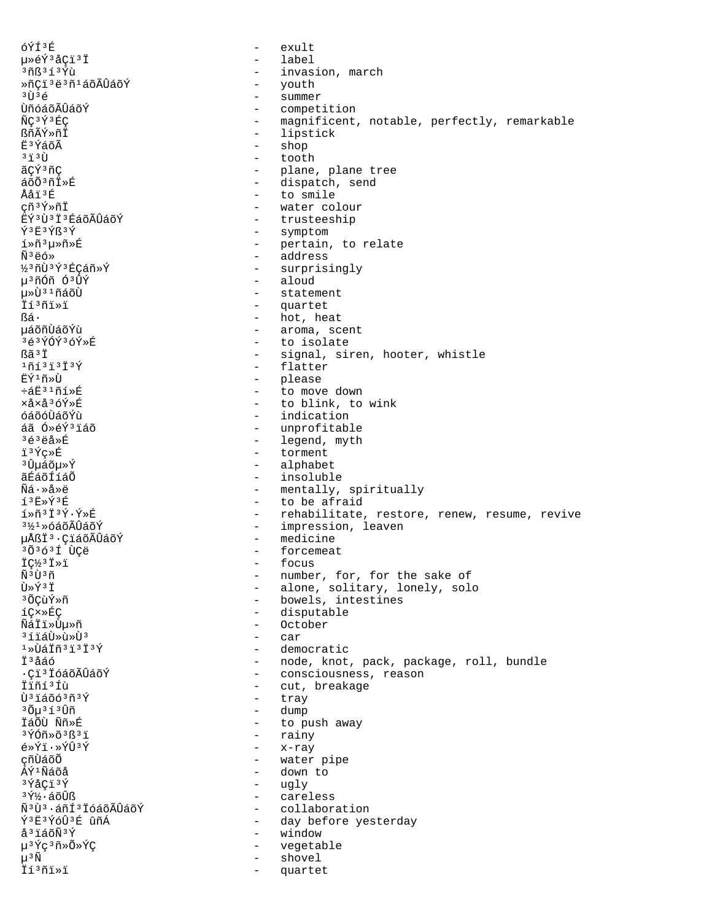óÝÍ³É - exult
µ»éÝ³åÇï³Ï - label
³ñß³í³Ýù - invasion, march
»ñÇï³ë³ñ¹áõÃÛáõÝ - youth
³Ù³é - summer
ÙñóáõÃÛáõÝ - competition
ÑÇ³Ý³ÉÇ - magnificent, notable, perfectly, remarkable
ßñÃÝ»ñÏ - lipstick
Ë³ÝáõÃ - shop
³ï³Ù - tooth
ãÇÝ³ñÇ - plane, plane tree
áõÕ³ñÏ»É - dispatch, send
Ååï³É - to smile
çñ³Ý»ñÏ - water colour
ËÝ³Ù³Ï³ÉáõÃÛáõÝ - trusteeship
Ý³Ë³Ýß³Ý - symptom
í»ñ³µ»ñ»É - pertain, to relate
Ñ³ëó» - address
½³ñÙ³Ý³ÉÇáñ»Ý - surprisingly
µ³ñÓñ Ó³ÛÝ - aloud
µ»Ù³¹ñáõÙ - statement
Ïí³ñï»ï - quartet
ßá· - hot, heat
µáõñÙáõÝù - aroma, scent
³é³ÝÓÝ³óÝ»É - to isolate
ßã³Ï - signal, siren, hooter, whistle
¹ñí³ï³Ï³Ý - flatter
ËÝ¹ñ»Ù - please
÷áË³¹ñí»É - to move down
×å×å³óÝ»É - to blink, to wink
óáõóÙáõÝù - indication
áã Ó»éÝ³ïáõ - unprofitable
³é³ëå»É - legend, myth
ï³Ýç»É - torment
³Ûµáõµ»Ý - alphabet
ãÉáõÍíáÕ - insoluble
Ñá·»å»ë - mentally, spiritually
í³Ë»Ý³É - to be afraid
í»ñ³Ï³Ý·Ý»É - rehabilitate, restore, renew, resume, revive
³½¹»óáõÃÛáõÝ - impression, leaven
µÅßÏ³·ÇïáõÃÛáõÝ - medicine
³Õ³ó³Í ÙÇë - forcemeat
ÏÇ½³Ï»ï - focus
Ñ³Ù³ñ - number, for, for the sake of
Ù»Ý³Ï - alone, solitary, lonely, solo
³ÕÇùÝ»ñ - bowels, intestines
íÇ×»ÉÇ - disputable
ÑáÏï»Ùµ»ñ - October
³íïáÙ»ù»Ù³ - car
¹»ÙáÏñ³ï³Ï³Ý - democratic
Ï³åáó - node, knot, pack, package, roll, bundle
·Çï³ÏóáõÃÛáõÝ - consciousness, reason
Ïïñí³Íù - cut, breakage
Ù³ïáõó³ñ³Ý - tray
³Õµ³í³Ûñ - dump
ÏáÕÙ Ññ»É - to push away
³ÝÓñ»õ³ß³ï - rainy
é»Ýï·»ÝÛ³Ý - x-ray
çñÙáõÕ - water pipe
ÁÝ¹Ñáõå - down to
³ÝåÇï³Ý - ugly
³Ý½·áõÛß - careless
Ñ³Ù³·áñÍ³ÏóáõÃÛáõÝ - collaboration
Ý³Ë³ÝóÛ³É ûñÁ - day before yesterday
å³ïáõÑ³Ý - window
µ³Ýç³ñ»Õ»ÝÇ - vegetable
µ³Ñ - shovel
Ïí³ñï»ï - quartet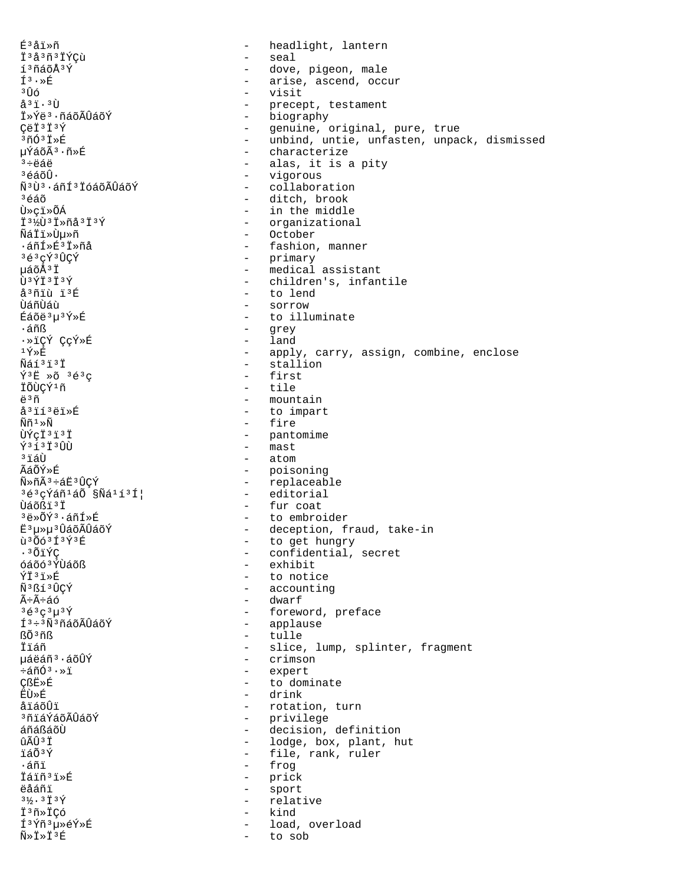É³åï»ñ - headlight, lantern
Ï³å³ñ³ÏÝÇù - seal
í³ñáõÅ³Ý - dove, pigeon, male
Í³·»É - arise, ascend, occur
³Ûó - visit
å³ï·³Ù - precept, testament
Ï»Ýë³·ñáõÃÛáõÝ - biography
ÇëÏ³Ï³Ý - genuine, original, pure, true
³ñÓ³Ï»É - unbind, untie, unfasten, unpack, dismissed
µÝáõÃ³·ñ»É - characterize
³÷ëáë - alas, it is a pity
³éáõÛ· - vigorous
Ñ³Ù³·áñÍ³ÏóáõÃÛáõÝ - collaboration
³éáõ - ditch, brook
Ù»çï»ÕÁ - in the middle
Ï³½Ù³Ï»ñå³Ï³Ý - organizational
ÑáÏï»Ùµ»ñ - October
·áñÍ»É³Ï»ñå - fashion, manner
³é³çÝ³ÛÇÝ - primary
µáõÅ³Ï - medical assistant
Ù³ÝÏ³Ï³Ý - children's, infantile
å³ñïù ï³É - to lend
ÙáñÙáù - sorrow
Éáõë³µ³Ý»É - to illuminate
·áñß - grey
·»ïÇÝ ÇçÝ»É - land
¹Ý»É - apply, carry, assign, combine, enclose
Ñáí³ï³Ï - stallion
Ý³Ë »õ ³é³ç - first
ÏÕÙÇÝ¹ñ - tile
ë³ñ - mountain
å³ïí³ëï»É - to impart
Ññ¹»Ñ - fire
ÙÝçÏ³ï³Ï - pantomime
Ý³í³Ï³ÛÙ - mast
³ïáÙ - atom
ÃáõÝ»É - poisoning
Ñ»ñÃ³÷áË³ÛÇÝ - replaceable
³é³çÝáñ¹áÕ §Ñá¹í³Í¦ - editorial
Ùáõßï³Ï - fur coat
³ë»ÕÝ³·áñÍ»É - to embroider
Ë³µ»µ³ÛáõÃÛáõÝ - deception, fraud, take-in
ù³Õó³Í³Ý³É - to get hungry
·³ÕïÝÇ - confidential, secret
óáõó³ÝÙáõß - exhibit
ÝÏ³ï»É - to notice
Ñ³ßí³ÛÇÝ - accounting
Ã÷Ã÷áó - dwarf
³é³ç³µ³Ý - foreword, preface
Í³÷³Ñ³ñáõÃÛáõÝ - applause
ßÕ³ñß - tulle
Ïïáñ - slice, lump, splinter, fragment
µáëáñ³·áõÛÝ - crimson
÷áñÓ³·»ï - expert
ÇßË»É - to dominate
ËÙ»É - drink
åïáõÛï - rotation, turn
³ñïáÝáõÃÛáõÝ - privilege
áñáßáõÙ - decision, definition
ûÃÛ³Ï - lodge, box, plant, hut
ïáÕ³Ý - file, rank, ruler
·áñï - frog
Ïáïñ³ï»É - prick
ëåáñï - sport
³½·³Ï³Ý - relative
Ï³ñ»ÏÇó - kind
Í³Ýñ³µ»éÝ»É - load, overload
Ñ»Ï»Ï³É - to sob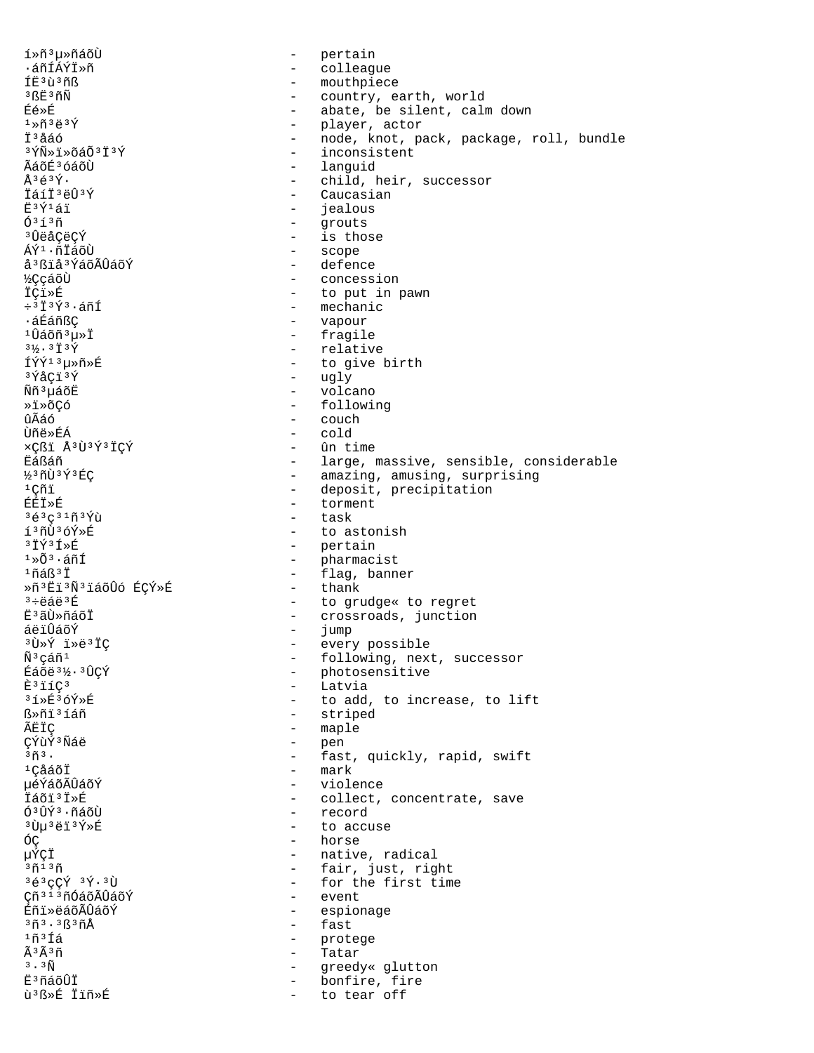í»ñ³µ»ñáõÙ - pertain
·áñÍÁÝÏ»ñ - colleague
ÍË³ù³ñß - mouthpiece
³ßË³ñÑ - country, earth, world
Éé»É - abate, be silent, calm down
¹»ñ³ë³Ý - player, actor
Ï³åáó - node, knot, pack, package, roll, bundle
³ÝÑ»ï»õáÕ³Ï³Ý - inconsistent
ÃáõÉ³óáõÙ - languid
Å³é³Ý· - child, heir, successor
ÏáíÏ³ëÛ³Ý - Caucasian
Ë³Ý¹áï - jealous
Ó³í³ñ - grouts
³ÛëåÇëÇÝ - is those
ÁÝ¹·ñÏáõÙ - scope
å³ßïå³ÝáõÃÛáõÝ - defence
½ÇçáõÙ - concession
ÏÇï»É - to put in pawn
÷³Ï³Ý³·áñÍ - mechanic
·áÉáñßÇ - vapour
¹Ûáõñ³µ»Ï - fragile
³½·³Ï³Ý - relative
ÍÝÝ¹³µ»ñ»É - to give birth
³ÝåÇï³Ý - ugly
Ññ³µáõË - volcano
»ï»õÇó - following
ûÃáó - couch
Ùñë»ÉÁ - cold
×Çßï Å³Ù³Ý³ÏÇÝ - ûn time
Ëáßáñ - large, massive, sensible, considerable
½³ñÙ³Ý³ÉÇ - amazing, amusing, surprising
¹Çñï - deposit, precipitation
ÉÉÏ»É - torment
³é³ç³¹ñ³Ýù - task
í³ñÙ³óÝ»É - to astonish
³ÏÝ³Í»É - pertain
¹»Õ³·áñÍ - pharmacist
¹ñáß³Ï - flag, banner
»ñ³Ëï³Ñ³ïáõÛó ÉÇÝ»É - thank
³÷ëáë³É - to grudge« to regret
Ë³ãÙ»ñáõÏ - crossroads, junction
áëïÛáõÝ - jump
³Ù»Ý ï»ë³ÏÇ - every possible
Ñ³çáñ¹ - following, next, successor
Éáõë³½·³ÛÇÝ - photosensitive
È³ïíÇ³ - Latvia
³í»É³óÝ»É - to add, to increase, to lift
ß»ñï³íáñ - striped
ÃËÏÇ - maple
ÇÝùÝ³Ñáë - pen
³ñ³· - fast, quickly, rapid, swift
¹ÇåáõÏ - mark
µéÝáõÃÛáõÝ - violence
Ïáõï³Ï»É - collect, concentrate, save
Ó³ÛÝ³·ñáõÙ - record
³Ùµ³ëï³Ý»É - to accuse
ÓÇ - horse
µÝÇÏ - native, radical
³ñ¹³ñ - fair, just, right
³é³çÇÝ ³Ý·³Ù - for the first time
Çñ³¹³ñÓáõÃÛáõÝ - event
Éñï»ëáõÃÛáõÝ - espionage
³ñ³·³ß³ñÅ - fast
¹ñ³Íá - protege
Ã³Ã³ñ - Tatar
³·³Ñ - greedy« glutton
Ë³ñáõÛÏ - bonfire, fire
ù³ß»É Ïïñ»É - to tear off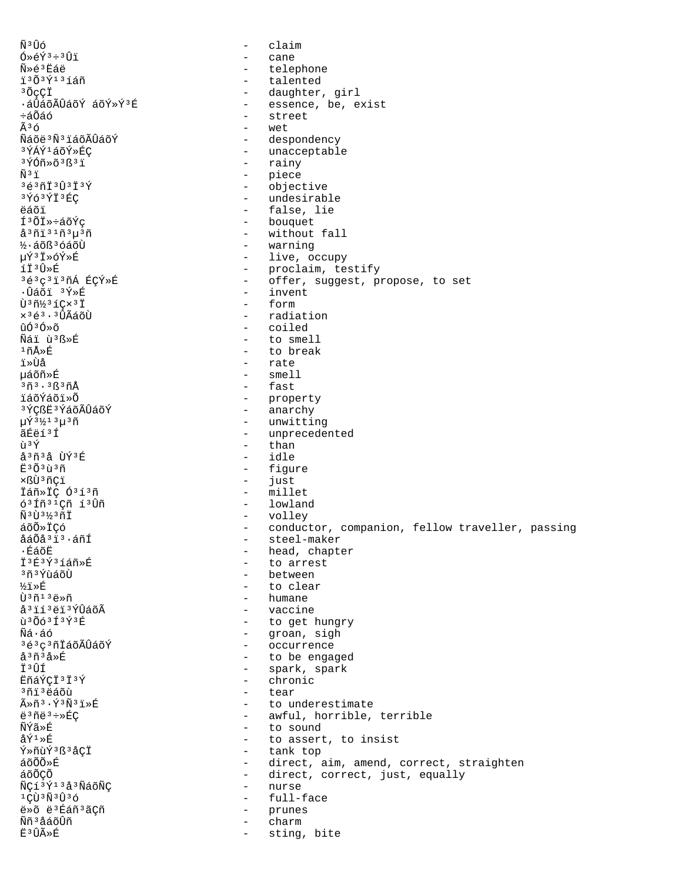Ñ³Ûó - claim
Ó»éÝ³÷³Ûï - cane
Ñ»é³Ëáë - telephone
ï³Õ³Ý¹³íáñ - talented
³ÕçÇÏ - daughter, girl
·áÛáõÃÛáõÝ áõÝ»Ý³É - essence, be, exist
÷áÕáó - street
Ã³ó - wet
Ñáõë³Ñ³ïáõÃÛáõÝ - despondency
³ÝÁÝ¹áõÝ»ÉÇ - unacceptable
³ÝÓñ»õ³ß³ï - rainy
Ñ³ï - piece
³é³ñÏ³Û³Ï³Ý - objective
³Ýó³ÝÏ³ÉÇ - undesirable
ëáõï - false, lie
Í³ÕÏ»÷áõÝç - bouquet
å³ñï³¹ñ³µ³ñ - without fall
½·áõß³óáõÙ - warning
µÝ³Ï»óÝ»É - live, occupy
íÏ³Û»É - proclaim, testify
³é³ç³ï³ñÏ ÉÇÝ»É - offer, suggest, propose, to set
·Ûáõï ³Ý»É - invent
Ù³ñ½³íÇ×³Ï - form
×³é³·³ÛÃáõÙ - radiation
ûÓ³Ó»õ - coiled
Ñáï ù³ß»É - to smell
¹ñÅ»É - to break
ï»Ùå - rate
µáõñ»É - smell
³ñ³·³ß³ñÅ - fast
ïáõÝáõï»Õ - property
³ÝÇßË³ÝáõÃÛáõÝ - anarchy
µÝ³½¹³µ³ñ - unwitting
ãÉëí³Í - unprecedented
ù³Ý - than
å³ñ³å ÙÝ³É - idle
Ë³Õ³ù³ñ - figure
×ßÙ³ñÇï - just
Ïáñ»ÏÇ Ó³í³ñ - millet
ó³Íñ³¹Çñ í³Ûñ - lowland
Ñ³Ù³½³ñÏ - volley
áõÕ»ÏÇó - conductor, companion, fellow traveller, passing
åáÕå³ï³·áñÍ - steel-maker
·ÉáõË - head, chapter
Ï³É³Ý³íáñ»É - to arrest
³ñ³ÝùáõÙ - between
½ï»É - to clear
Ù³ñ¹³ë»ñ - humane
å³ïí³ë³ÝÛáõÃ - vaccine
ù³Õó³Í³Ý³É - to get hungry
Ñá·áó - groan, sigh
³é³ç³ñÏáõÃÛáõÝ - occurrence
å³ñ³å»É - to be engaged
Ï³ÛÍ - spark, spark
ËñáÝÇÏ³Ï³Ý - chronic
³ñï³ëáõù - tear
Ã»ñ³·Ý³Ñ³ï»É - to underestimate
ë³ñë³÷»ÉÇ - awful, horrible, terrible
ÑÝã»É - to sound
åÝ¹»É - to assert, to insist
Ý»ñùÝ³ß³åÇÏ - tank top
áõÕÕ»É - direct, aim, amend, correct, straighten
áõÕÇÕ - direct, correct, just, equally
ÑÇí³Ý¹³å³ÑáõÑÇ - nurse
¹ÇÙ³Ñ³Û³ó - full-face
ë»õ ë³Éáñ³ãÇñ - prunes
Ññ³åáõÛñ - charm
Ë³ÛÃ»É - sting, bite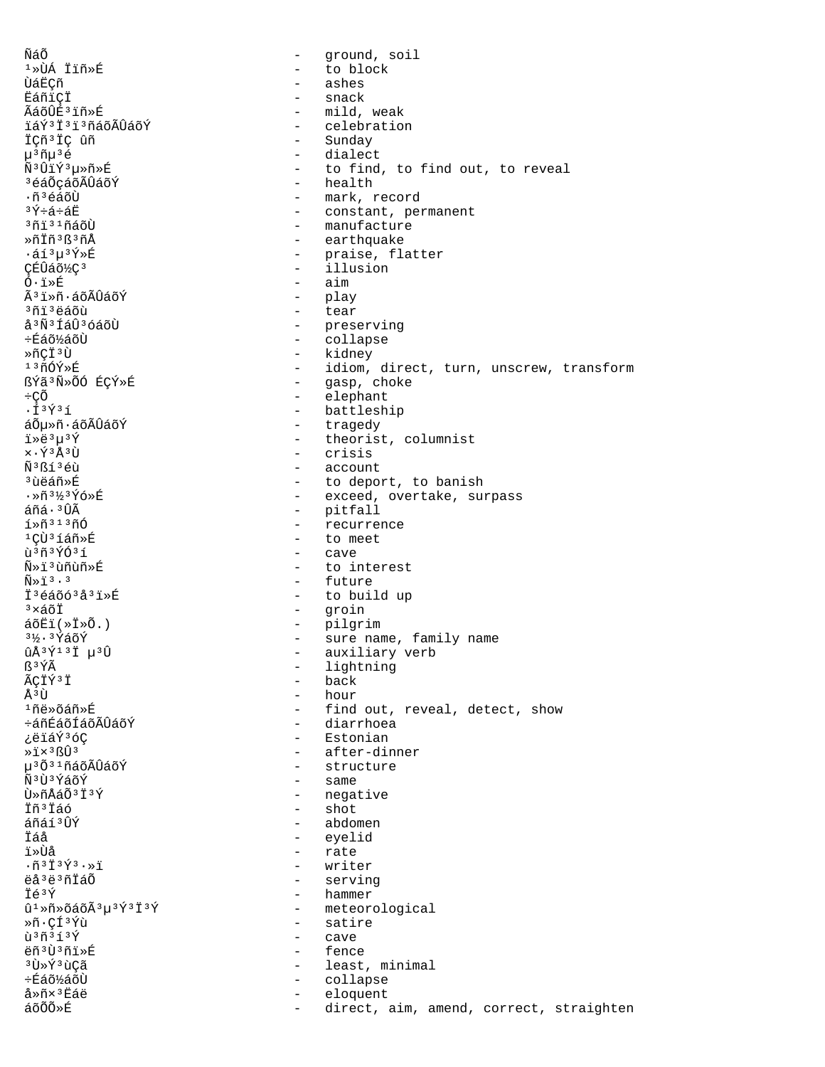ÑáÕ - ground, soil
¹»ÙÁ Ïïñ»É - to block
ÙáËÇñ - ashes
ËáñïÇÏ - snack
ÃáõÛÉ³ïñ»É - mild, weak
ïáÝ³Ï³ï³ñáõÃÛáõÝ - celebration
ÏÇñ³ÏÇ ûñ - Sunday
µ³ñµ³é - dialect
Ñ³ÛïÝ³µ»ñ»É - to find, to find out, to reveal
³éáÕçáõÃÛáõÝ - health
·ñ³éáõÙ - mark, record
³Ý÷á÷áË - constant, permanent
³ñï³¹ñáõÙ - manufacture
»ñÏñ³ß³ñÅ - earthquake
·áí³µ³Ý»É - praise, flatter
ÇÉÛáõ½Ç³ - illusion
Ó·ï»É - aim
Ã³ï»ñ·áõÃÛáõÝ - play
³ñï³ëáõù - tear
å³Ñ³ÍáÛ³óáõÙ - preserving
÷Éáõ½áõÙ - collapse
»ñÇÏ³Ù - kidney
¹³ñÓÝ»É - idiom, direct, turn, unscrew, transform
ßÝã³Ñ»ÕÓ ÉÇÝ»É - gasp, choke
÷ÇÕ - elephant
·Í³Ý³í - battleship
áÕµ»ñ·áõÃÛáõÝ - tragedy
ï»ë³µ³Ý - theorist, columnist
×·Ý³Å³Ù - crisis
Ñ³ßí³éù - account
³ùëáñ»É - to deport, to banish
·»ñ³½³Ýó»É - exceed, overtake, surpass
áñá·³ÛÃ - pitfall
í»ñ³¹³ñÓ - recurrence
¹ÇÙ³íáñ»É - to meet
ù³ñ³ÝÓ³í - cave
Ñ»ï³ùñùñ»É - to interest
Ñ»ï³·³ - future
Ï³éáõó³å³ï»É - to build up
³×áõÏ - groin
áõËï(»Ï»Õ.) - pilgrim
³½·³ÝáõÝ - sure name, family name
ûÅ³Ý¹³Ï µ³Û - auxiliary verb
ß³ÝÃ - lightning
ÃÇÏÝ³Ï - back
Å³Ù - hour
¹ñë»õáñ»É - find out, reveal, detect, show
÷áñÉáõÍáõÃÛáõÝ - diarrhoea
¿ëïáÝ³óÇ - Estonian
»ï×³ßÛ³ - after-dinner
µ³Õ³¹ñáõÃÛáõÝ - structure
Ñ³Ù³ÝáõÝ - same
Ù»ñÅáÕ³Ï³Ý - negative
Ïñ³Ïáó - shot
áñáí³ÛÝ - abdomen
Ïáå - eyelid
ï»Ùå - rate
·ñ³Ï³Ý³·»ï - writer
ëå³ë³ñÏáÕ - serving
Ïé³Ý - hammer
û¹»ñõáõÃ³µ³Ý³Ï³Ý - meteorological
»ñ·ÇÍ³Ýù - satire
ù³ñ³í³Ý - cave
ëñ³Ù³ñï»É - fence
³Ù»Ý³ùÇã - least, minimal
÷Éáõ½áõÙ - collapse
å»ñ×³Ëáë - eloquent
áõÕÕ»É - direct, aim, amend, correct, straighten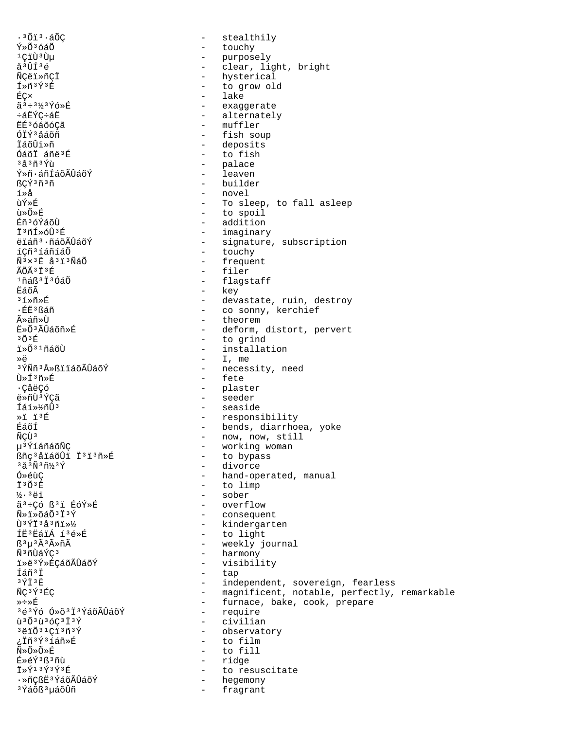·³Õï³·áÕÇ - stealthily
Ý»Õ³óáÕ - touchy
¹ÇïÙ³Ùµ - purposely
å³ÛÍ³é - clear, light, bright
ÑÇëï»ñÇÏ - hysterical
Í»ñ³Ý³É - to grow old
ÉÇ× - lake
ã³÷³½³Ýó»É - exaggerate
÷áËÝÇ÷áË - alternately
ËÉ³óáõóÇã - muffler
ÓÏÝ³åáõñ - fish soup
ÏáõÛï»ñ - deposits
ÓáõÏ áñë³É - to fish
³å³ñ³Ýù - palace
Ý»ñ·áñÍáõÃÛáõÝ - leaven
ßÇÝ³ñ³ñ - builder
í»å - novel
ùÝ»É - To sleep, to fall asleep
ù»Õ»É - to spoil
Éñ³óÝáõÙ - addition
Ï³ñÍ»óÛ³É - imaginary
ëïáñ³·ñáõÃÛáõÝ - signature, subscription
íÇñ³íáñíáÕ - touchy
Ñ³×³Ë å³ï³ÑáÕ - frequent
ÃÕÃ³Ï³É - filer
¹ñáß³Ï³ÓáÕ - flagstaff
ËáõÃ - key
³í»ñ»É - devastate, ruin, destroy
·ÉË³ßáñ - co sonny, kerchief
Ã»áñ»Ù - theorem
Ë»Õ³ÃÛáõñ»É - deform, distort, pervert
³Õ³É - to grind
ï»Õ³¹ñáõÙ - installation
»ë - I, me
³ÝÑñ³Å»ßïáõÃÛáõÝ - necessity, need
Ù»Í³ñ»É - fete
·ÇåëÇó - plaster
ë»ñÙ³ÝÇã - seeder
Íáí»½ñÛ³ - seaside
»ï ï³É - responsibility
ÉáõÍ - bends, diarrhoea, yoke
ÑÇÙ³ - now, now, still
µ³ÝíáñáõÑÇ - working woman
ßñç³åïáõÛï Ï³ï³ñ»É - to bypass
³å³Ñ³ñ½³Ý - divorce
Ó»éùÇ - hand-operated, manual
Ï³Õ³É - to limp
½·³ëï - sober
ã³÷Çó ß³ï ÉóÝ»É - overflow
Ñ»ï»õáÕ³Ï³Ý - consequent
Ù³ÝÏ³å³ñï»½ - kindergarten
ÍË³ËáïÁ í³é»É - to light
ß³µ³Ã³Ã»ñÃ - weekly journal
Ñ³ñÙáÝÇ³ - harmony
ï»ë³Ý»ÉÇáõÃÛáõÝ - visibility
Íáñ³Ï - tap
³ÝÏ³Ë - independent, sovereign, fearless
ÑÇ³Ý³ÉÇ - magnificent, notable, perfectly, remarkable
»÷»É - furnace, bake, cook, prepare
³é³Ýó Ó»õ³Ï³ÝáõÃÛáõÝ - require
ù³Õ³ù³óÇ³Ï³Ý - civilian
³ëïÕ³¹Çï³ñ³Ý - observatory
¿Ïñ³Ý³íáñ»É - to film
Ñ»Õ»É - to fill
É»éÝ³ß³ñù - ridge
Ï»Ý¹³Ý³Ý³É - to resuscitate
·»ñÇßË³ÝáõÃÛáõÝ - hegemony
³Ýáõß³µáõÛñ - fragrant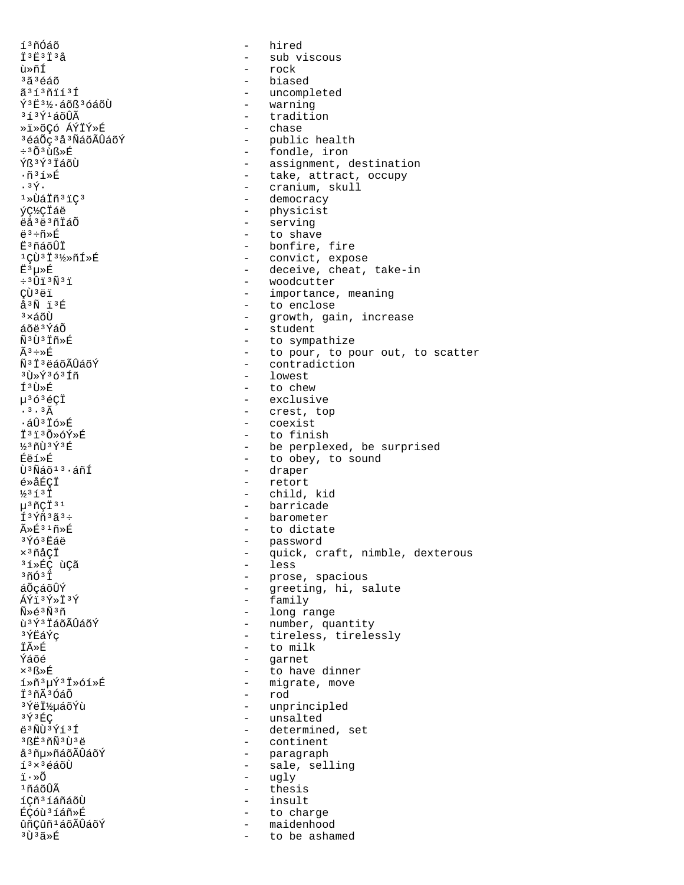í³ñÓáõ - hired
Ï³Ë³Ï³å - sub viscous
ù»ñÍ - rock
³ã³éáõ - biased
ã³í³ñïí³Í - uncompleted
Ý³Ë³½·áõß³óáõÙ - warning
³í³Ý¹áõÛÃ - tradition
»ï»õÇó ÁÝÏÝ»É - chase
³éáÕç³å³ÑáõÃÛáõÝ - public health
÷³Õ³ùß»É - fondle, iron
Ýß³Ý³ÏáõÙ - assignment, destination
·ñ³í»É - take, attract, occupy
·³Ý· - cranium, skull
¹»ÙáÏñ³ïÇ³ - democracy
ýÇ½ÇÏáë - physicist
ëå³ë³ñÏáÕ - serving
ë³÷ñ»É - to shave
Ë³ñáõÛÏ - bonfire, fire
¹ÇÙ³Ï³½»ñÍ»É - convict, expose
Ë³µ»É - deceive, cheat, take-in
÷³Ûï³Ñ³ï - woodcutter
ÇÙ³ëï - importance, meaning
å³Ñ ï³É - to enclose
³×áõÙ - growth, gain, increase
áõë³ÝáÕ - student
Ñ³Ù³Ïñ»É - to sympathize
Ã³÷»É - to pour, to pour out, to scatter
Ñ³Ï³ëáõÃÛáõÝ - contradiction
³Ù»Ý³ó³Íñ - lowest
Í³Ù»É - to chew
µ³ó³éÇÏ - exclusive
·³·³Ã - crest, top
·áÛ³Ïó»É - coexist
Ï³ï³Õ»óÝ»É - to finish
½³ñÙ³Ý³É - be perplexed, be surprised
Éëí»É - to obey, to sound
Ù³Ñáõ¹³·áñÍ - draper
é»åÉÇÏ - retort
½³í³Ï - child, kid
µ³ñÇÏ³¹ - barricade
Í³Ýñ³ã³÷ - barometer
Ã»É³¹ñ»É - to dictate
³Ýó³Ëáë - password
×³ñåÇÏ - quick, craft, nimble, dexterous
³í»ÉÇ ùÇã - less
³ñÓ³Ï - prose, spacious
áÕçáõÛÝ - greeting, hi, salute
ÁÝï³Ý»Ï³Ý - family
Ñ»é³Ñ³ñ - long range
ù³Ý³ÏáõÃÛáõÝ - number, quantity
³ÝËáÝç - tireless, tirelessly
ÏÃ»É - to milk
Ýáõé - garnet
×³ß»É - to have dinner
í»ñ³µÝ³Ï»óí»É - migrate, move
Ï³ñÃ³Óáõ - rod
³ÝëÏ½µáõÝù - unprincipled
³Ý³ÉÇ - unsalted
ë³ÑÙ³Ýí³Í - determined, set
³ßË³ñÑ³Ù³ë - continent
å³ñµ»ñáõÃÛáõÝ - paragraph
í³×³éáõÙ - sale, selling
ï·»Õ - ugly
¹ñáõÛÃ - thesis
íÇñ³íáñáõÙ - insult
ÉÇóù³íáñ»É - to charge
ûñÇûñ¹áõÃÛáõÝ - maidenhood
³Ù³ã»É - to be ashamed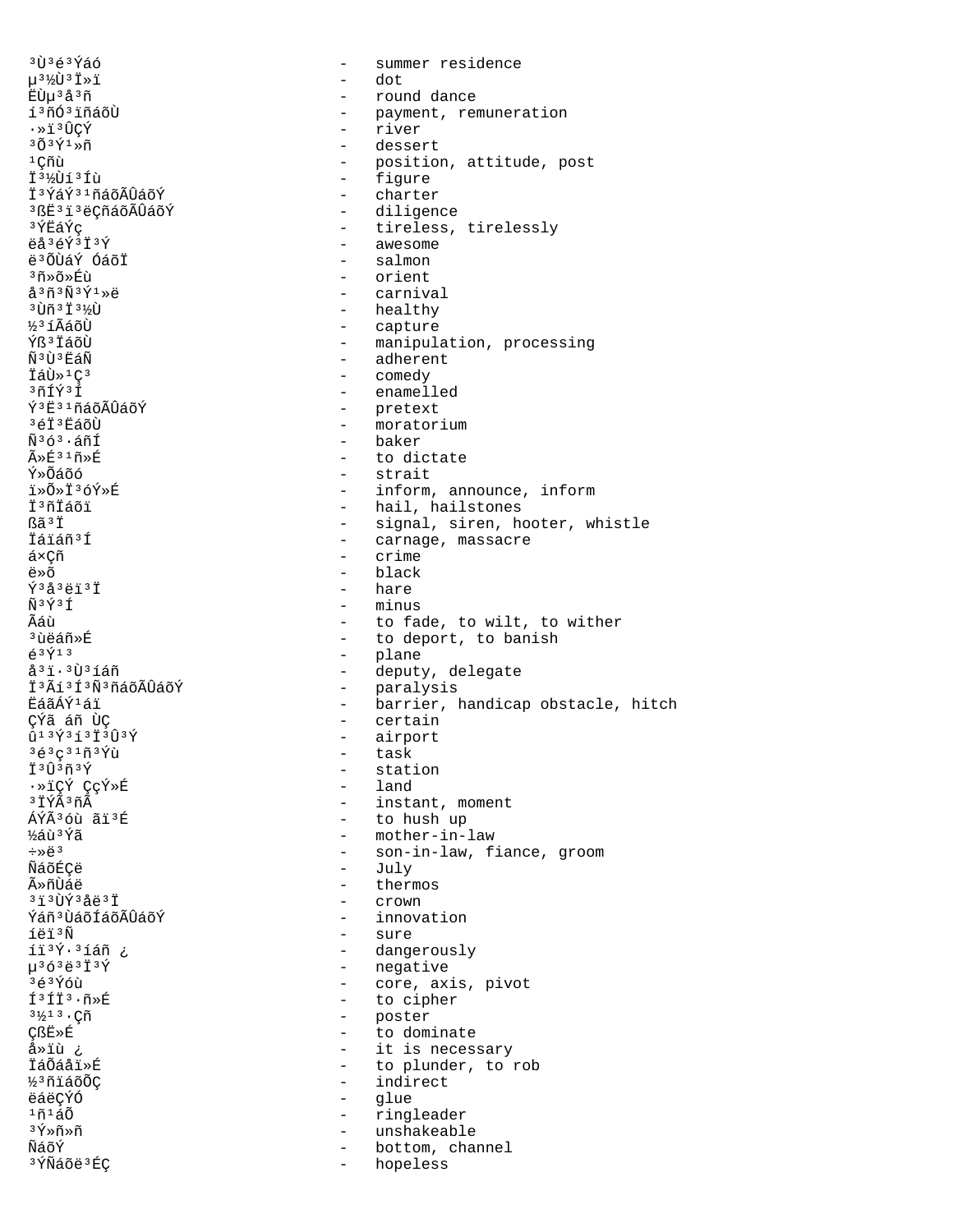³Ù³é³Ýáó - summer residence
µ³½Ù³Ï»ï - dot
ËÙµ³å³ñ - round dance
í³ñÓ³ïñáõÙ - payment, remuneration
·»ï³ÛÇÝ - river
³Õ³Ý¹»ñ - dessert
¹Çñù - position, attitude, post
Ï³½Ùí³Íù - figure
Ï³ÝáÝ³¹ñáõÃÛáõÝ - charter
³ßË³ï³ëÇñáõÃÛáõÝ - diligence
³ÝËáÝç - tireless, tirelessly
ëå³éÝ³Ï³Ý - awesome
ë³ÕÙáÝ ÓáõÏ - salmon
³ñ»õ»Éù - orient
å³ñ³Ñ³Ý¹»ë - carnival
³Ùñ³Ï³½Ù - healthy
½³íÃáõÙ - capture
Ýß³ÏáõÙ - manipulation, processing
Ñ³Ù³ËáÑ - adherent
ÏáÙ»¹Ç³ - comedy
³ñÍÝ³Ï - enamelled
Ý³Ë³¹ñáõÃÛáõÝ - pretext
³éÏ³ËáõÙ - moratorium
Ñ³ó³·áñÍ - baker
Ã»É³¹ñ»É - to dictate
Ý»Õáõó - strait
ï»Õ»Ï³óÝ»É - inform, announce, inform
Ï³ñÏáõï - hail, hailstones
ßã³Ï - signal, siren, hooter, whistle
Ïáïáñ³Í - carnage, massacre
á×Çñ - crime
ë»õ - black
Ý³å³ëï³Ï - hare
Ñ³Ý³Í - minus
Ãáù - to fade, to wilt, to wither
³ùëáñ»É - to deport, to banish
é³Ý¹³ - plane
å³ï·³Ù³íáñ - deputy, delegate
Ï³Ãí³Í³Ñ³ñáõÃÛáõÝ - paralysis
ËáãÁÝ¹áï - barrier, handicap obstacle, hitch
ÇÝã áñ ÙÇ - certain
û¹³Ý³í³Ï³Û³Ý - airport
³é³ç³¹ñ³Ýù - task
Ï³Û³ñ³Ý - station
·»ïÇÝ ÇçÝ»É - land
³ÏÝÃ³ñÃ - instant, moment
ÁÝÃ³óù ãï³É - to hush up
½áù³Ýã - mother-in-law
÷»ë³ - son-in-law, fiance, groom
ÑáõÉÇë - July
Ã»ñÙáë - thermos
³ï³ÙÝ³åë³Ï - crown
Ýáñ³ÙáõÍáõÃÛáõÝ - innovation
íëï³Ñ - sure
íï³Ý·³íáñ ¿ - dangerously
µ³ó³ë³Ï³Ý - negative
³é³Ýóù - core, axis, pivot
Í³ÍÏ³·ñ»É - to cipher
³½¹³·Çñ - poster
ÇßË»É - to dominate
å»ïù ¿ - it is necessary
ÏáÕáåï»É - to plunder, to rob
½³ñïáõÕÇ - indirect
ëáëÇÝÓ - glue
¹ñ¹áÕ - ringleader
³Ý»ñ»ñ - unshakeable
ÑáõÝ - bottom, channel
³ÝÑáõë³ÉÇ - hopeless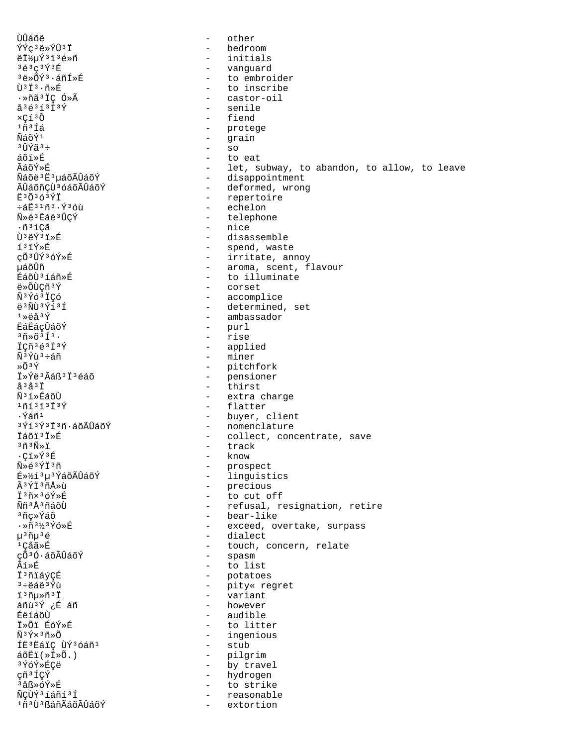ÙÛáõë - other
ÝÝç³ë»ÝÛ³Ï - bedroom
ëÏ½µÝ³ï³é»ñ - initials
³é³ç³Ý³É - vanguard
³ë»ÕÝ³·áñÍ»É - to embroider
Ù³Ï³·ñ»É - to inscribe
·»ñã³ÏÇ Ó»Ã - castor-oil
å³é³í³Ï³Ý - senile
×Çí³Õ - fiend
¹ñ³Íá - protege
ÑáõÝ¹ - grain
³ÛÝã³÷ - so
áõï»É - to eat
ÃáõÝ»É - let, subway, to abandon, to allow, to leave
Ñáõë³Ë³µáõÃÛáõÝ - disappointment
ÃÛáõñÇÙ³óáõÃÛáõÝ - deformed, wrong
Ë³Õ³ó³ÝÏ - repertoire
÷áË³¹ñ³·Ý³óù - echelon
Ñ»é³Ëáë³ÛÇÝ - telephone
·ñ³íÇã - nice
Ù³ëÝ³ï»É - disassemble
í³ïÝ»É - spend, waste
çÕ³ÛÝ³óÝ»É - irritate, annoy
µáõÛñ - aroma, scent, flavour
ÉáõÙ³íáñ»É - to illuminate
ë»ÕÙÇñ³Ý - corset
Ñ³Ýó³ÏÇó - accomplice
ë³ÑÙ³Ýí³Í - determined, set
¹»ëå³Ý - ambassador
ËáËáçÛáõÝ - purl
³ñ»õ³Í³· - rise
ÏÇñ³é³Ï³Ý - applied
Ñ³Ýù³÷áñ - miner
»Õ³Ý - pitchfork
Ï»Ýë³Ãáß³Ï³éáõ - pensioner
å³å³Ï - thirst
Ñ³í»ÉáõÙ - extra charge
¹ñí³ï³Ï³Ý - flatter
·Ýáñ¹ - buyer, client
³Ýí³Ý³Ï³ñ·áõÃÛáõÝ - nomenclature
Ïáõï³Ï»É - collect, concentrate, save
³ñ³Ñ»ï - track
·Çï»Ý³É - know
Ñ»é³ÝÏ³ñ - prospect
É»½í³µ³ÝáõÃÛáõÝ - linguistics
Ã³ÝÏ³ñÅ»ù - precious
Ï³ñ×³óÝ»É - to cut off
Ññ³Å³ñáõÙ - refusal, resignation, retire
³ñç»Ýáõ - bear-like
·»ñ³½³Ýó»É - exceed, overtake, surpass
µ³ñµ³é - dialect
¹Çåã»É - touch, concern, relate
çÕ³Ó·áõÃÛáõÝ - spasm
Ãí»É - to list
Ï³ñïáýÇÉ - potatoes
³÷ëáë³Ýù - pity« regret
ï³ñµ»ñ³Ï - variant
áñù³Ý ¿É áñ - however
ÉëíáõÙ - audible
Ï»Õï ÉóÝ»É - to litter
Ñ³Ý×³ñ»Õ - ingenious
ÍË³ËáïÇ ÙÝ³óáñ¹ - stub
áõËï(»Ï»Õ.) - pilgrim
³ÝóÝ»ÉÇë - by travel
çñ³ÍÇÝ - hydrogen
³åß»óÝ»É - to strike
ÑÇÙÝ³íáñí³Í - reasonable
¹ñ³Ù³ßáñÃáõÃÛáõÝ - extortion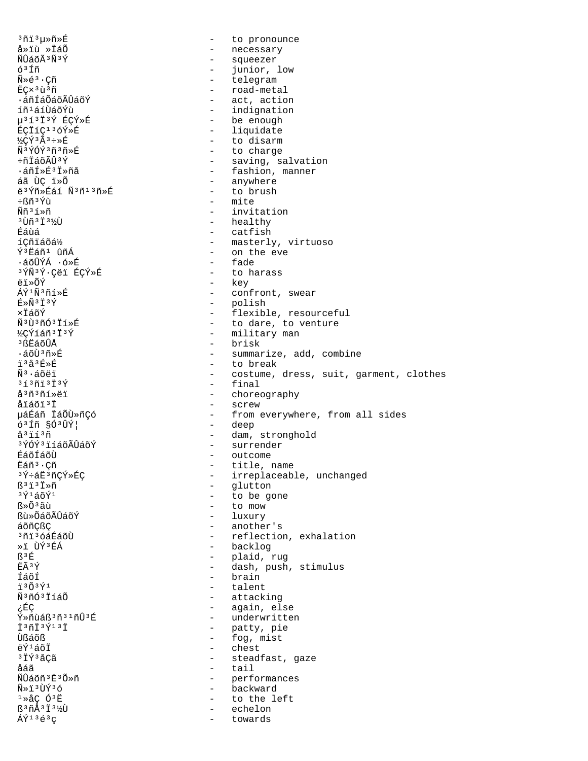³ñï³µ»ñ»É - to pronounce
å»ïù »ÏáÕ - necessary
ÑÛáõÃ³Ñ³Ý - squeezer
ó³Íñ - junior, low
Ñ»é³·Çñ - telegram
ËÇ×³ù³ñ - road-metal
·áñÍáÕáõÃÛáõÝ - act, action
íñ¹áíÙáõÝù - indignation
µ³í³Ï³Ý ÉÇÝ»É - be enough
ÉÇÏíÇ¹³óÝ»É - liquidate
½ÇÝ³Ã³÷»É - to disarm
Ñ³ÝÓÝ³ñ³ñ»É - to charge
÷ñÏáõÃÛ³Ý - saving, salvation
·áñÍ»É³Ï»ñå - fashion, manner
áã ÙÇ ï»Õ - anywhere
ë³Ýñ»Éáí Ñ³ñ¹³ñ»É - to brush
÷ßñ³Ýù - mite
Ññ³í»ñ - invitation
³Ùñ³Ï³½Ù - healthy
Éáùá - catfish
íÇñïáõá½ - masterly, virtuoso
Ý³Ëáñ¹ ûñÁ - on the eve
·áõÛÝÁ ·ó»É - fade
³ÝÑ³Ý·Çëï ÉÇÝ»É - to harass
ëï»ÕÝ - key
ÁÝ¹Ñ³ñí»É - confront, swear
É»Ñ³Ï³Ý - polish
×ÏáõÝ - flexible, resourceful
Ñ³Ù³ñÓ³Ïí»É - to dare, to venture
½ÇÝíáñ³Ï³Ý - military man
³ßËáõÛÅ - brisk
·áõÙ³ñ»É - summarize, add, combine
ï³å³É»É - to break
Ñ³·áõëï - costume, dress, suit, garment, clothes
³í³ñï³Ï³Ý - final
å³ñ³ñí»ëï - choreography
åïáõï³Ï - screw
µáÉáñ ÏáÕÙ»ñÇó - from everywhere, from all sides
ó³Íñ §Ó³ÛÝ¦ - deep
å³ïí³ñ - dam, stronghold
³ÝÓÝ³ïíáõÃÛáõÝ - surrender
ÉáõÍáõÙ - outcome
Ëáñ³·Çñ - title, name
³Ý÷áË³ñÇÝ»ÉÇ - irreplaceable, unchanged
ß³ï³Ï»ñ - glutton
³Ý¹áõÝ¹ - to be gone
ß»Õ³ãù - to mow
ßù»ÕáõÃÛáõÝ - luxury
áõñÇßÇ - another's
³ñï³óáÉáõÙ - reflection, exhalation
»ï ÙÝ³ÉÁ - backlog
ß³É - plaid, rug
ËÃ³Ý - dash, push, stimulus
ÍáõÍ - brain
ï³Õ³Ý¹ - talent
Ñ³ñÓ³ÏíáÕ - attacking
¿ÉÇ - again, else
Ý»ñùáß³ñ³¹ñÛ³É - underwritten
Ï³ñÏ³Ý¹³Ï - patty, pie
Ùßáõß - fog, mist
ëÝ¹áõÏ - chest
³ÏÝ³åÇã - steadfast, gaze
åáã - tail
ÑÛáõñ³Ë³Õ»ñ - performances
Ñ»ï³ÙÝ³ó - backward
¹»åÇ Ó³Ë - to the left
ß³ñÅ³Ï³½Ù - echelon
ÁÝ¹³é³ç - towards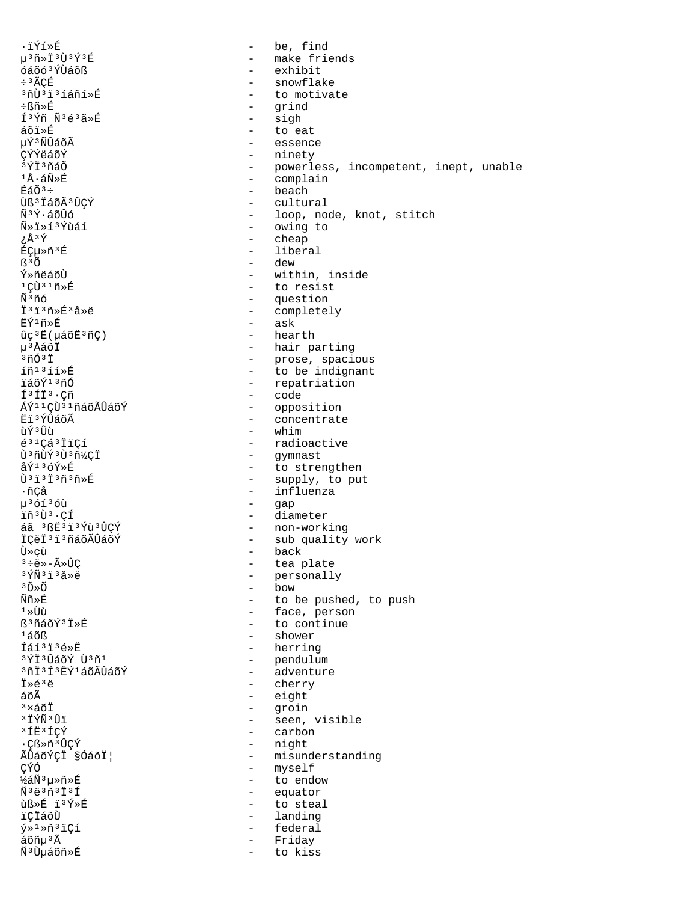·ïÝí»É - be, find
µ³ñ»Ï³Ù³Ý³É - make friends
óáõó³ÝÙáõß - exhibit
÷³ÃÇÉ - snowflake
³ñÙ³ï³íáñí»É - to motivate
÷ßñ»É - grind
Í³Ýñ Ñ³é³ã»É - sigh
áõï»É - to eat
µÝ³ÑÛáõÃ - essence
ÇÝÝëáõÝ - ninety
³ÝÏ³ñáÕ - powerless, incompetent, inept, unable
¹Å·áÑ»É - complain
ÉáÕ³÷ - beach
Ùß³ÏáõÃ³ÛÇÝ - cultural
Ñ³Ý·áõÛó - loop, node, knot, stitch
Ñ»ï»í³Ýùáí - owing to
¿Å³Ý - cheap
ÉÇµ»ñ³É - liberal
ß³Õ - dew
Ý»ñëáõÙ - within, inside
¹ÇÙ³¹ñ»É - to resist
Ñ³ñó - question
Ï³ï³ñ»É³å»ë - completely
ËÝ¹ñ»É - ask
ûç³Ë(µáõË³ñÇ) - hearth
µ³ÅáõÏ - hair parting
³ñÓ³Ï - prose, spacious
íñ¹³íí»É - to be indignant
ïáõÝ¹³ñÓ - repatriation
Í³ÍÏ³·Çñ - code
ÁÝ¹¹ÇÙ³¹ñáõÃÛáõÝ - opposition
Ëï³ÝÛáõÃ - concentrate
ùÝ³Ûù - whim
é³¹Çá³ÏïÇí - radioactive
Ù³ñÙÝ³Ù³ñ½ÇÏ - gymnast
åÝ¹³óÝ»É - to strengthen
Ù³ï³Ï³ñ³ñ»É - supply, to put
·ñÇå - influenza
µ³óí³óù - gap
ïñ³Ù³·ÇÍ - diameter
áã ³ßË³ï³Ýù³ÛÇÝ - non-working
ÏÇëÏ³ï³ñáõÃÛáõÝ - sub quality work
Ù»çù - back
³÷ë»-Ã»ÛÇ - tea plate
³ÝÑ³ï³å»ë - personally
³Õ»Õ - bow
Ññ»É - to be pushed, to push
¹»Ùù - face, person
ß³ñáõÝ³Ï»É - to continue
¹áõß - shower
Íáí³ï³é»Ë - herring
³ÝÏ³ÛáõÝ Ù³ñ¹ - pendulum
³ñÏ³Í³ËÝ¹áõÃÛáõÝ - adventure
Ï»é³ë - cherry
áõÃ - eight
³×áõÏ - groin
³ÏÝÑ³Ûï - seen, visible
³ÍË³ÍÇÝ - carbon
·Çß»ñ³ÛÇÝ - night
ÃÛáõÝÇÏ §ÓáõÏ¦ - misunderstanding
ÇÝÓ - myself
½áÑ³µ»ñ»É - to endow
Ñ³ë³ñ³Ï³Í - equator
ùß»É ï³Ý»É - to steal
ïÇÏáõÙ - landing
ý»¹»ñ³ïÇí - federal
áõñµ³Ã - Friday
Ñ³Ùµáõñ»É - to kiss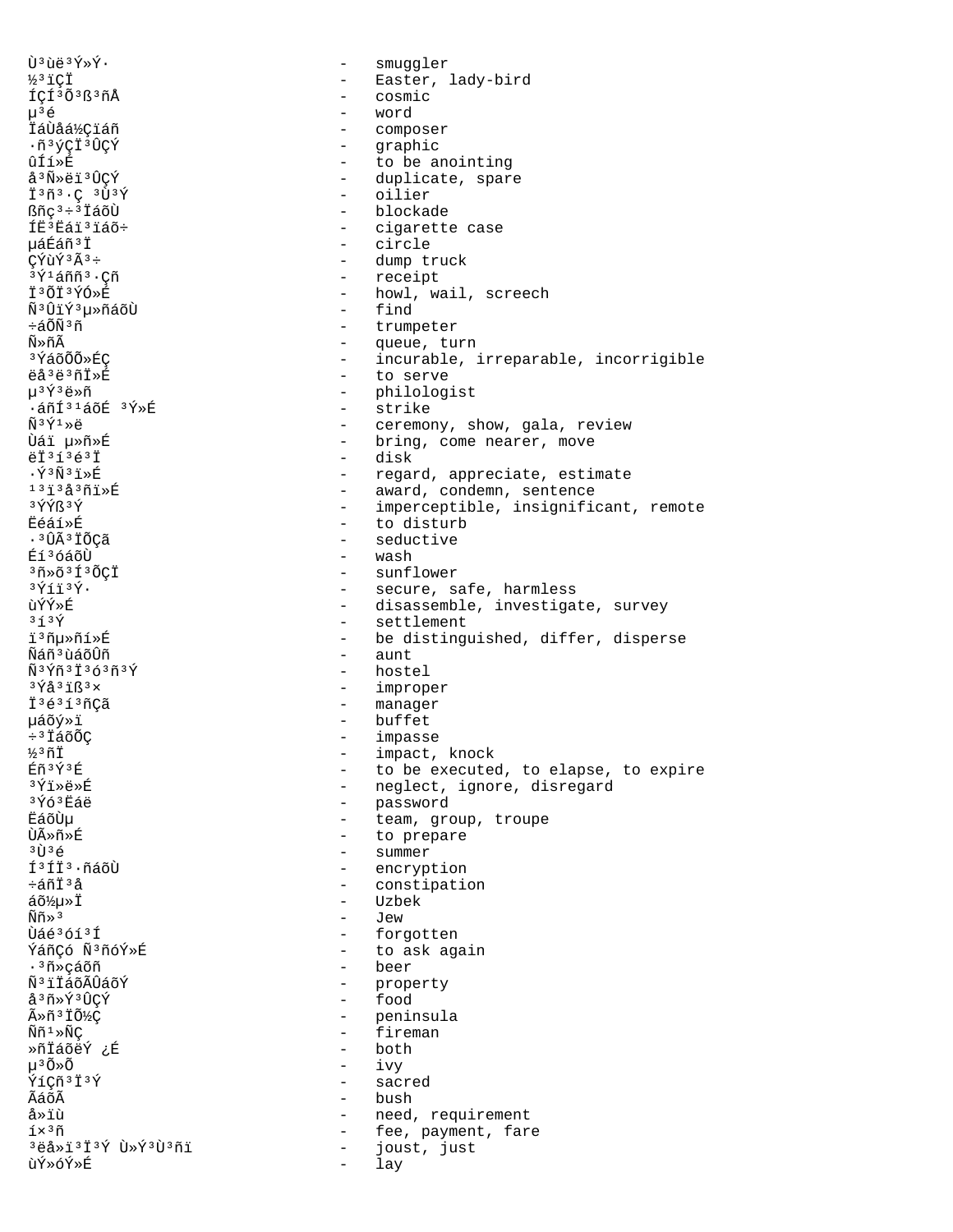Ù³ùë³Ý»Ý·    -   smuggler
½³ïÇÏ    -   Easter, lady-bird
ÍÇÍ³Õ³ß³ñÅ    -   cosmic
µ³é    -   word
ÏáÙåá½Çïáñ    -   composer
·ñ³ýÇÏ³ÛÇÝ    -   graphic
ûÍí»É    -   to be anointing
å³Ñ»ëï³ÛÇÝ    -   duplicate, spare
Ï³ñ³·Ç ³Ù³Ý    -   oilier
ßñç³÷³ÏáõÙ    -   blockade
ÍË³Ëáï³ïáõ÷    -   cigarette case
µáÉáñ³Ï    -   circle
ÇÝùÝ³Ã³÷    -   dump truck
³Ý¹áññ³·Çñ    -   receipt
Ï³ÕÏ³ÝÓ»É    -   howl, wail, screech
Ñ³ÛïÝ³µ»ñáõÙ    -   find
÷áÕÑ³ñ    -   trumpeter
Ñ»ñÃ    -   queue, turn
³ÝáõÕÕ»ÉÇ    -   incurable, irreparable, incorrigible
ëå³ë³ñÏ»É    -   to serve
µ³Ý³ë»ñ    -   philologist
·áñÍ³¹áõÉ ³Ý»É    -   strike
Ñ³Ý¹»ë    -   ceremony, show, gala, review
Ùáï µ»ñ»É    -   bring, come nearer, move
ëÏ³í³é³Ï    -   disk
·Ý³Ñ³ï»É    -   regard, appreciate, estimate
¹³ï³å³ñï»É    -   award, condemn, sentence
³ÝÝß³Ý    -   imperceptible, insignificant, remote
Ëéáí»É    -   to disturb
·³ÛÃ³ÏÕÇã    -   seductive
Éí³óáõÙ    -   wash
³ñ»õ³Í³ÕÇÏ    -   sunflower
³Ýíï³Ý·    -   secure, safe, harmless
ùÝÝ»É    -   disassemble, investigate, survey
³í³Ý    -   settlement
ï³ñµ»ñí»É    -   be distinguished, differ, disperse
Ñáñ³ùáõÛñ    -   aunt
Ñ³Ýñ³Ï³ó³ñ³Ý    -   hostel
³Ýå³ïß³×    -   improper
Ï³é³í³ñÇã    -   manager
µáõý»ï    -   buffet
÷³ÏáõÕÇ    -   impasse
½³ñÏ    -   impact, knock
Éñ³Ý³É    -   to be executed, to elapse, to expire
³Ýï»ë»É    -   neglect, ignore, disregard
³Ýó³Ëáë    -   password
ËáõÙµ    -   team, group, troupe
ÙÃ»ñ»É    -   to prepare
³Ù³é    -   summer
Í³ÍÏ³·ñáõÙ    -   encryption
÷áñÏ³å    -   constipation
áõ½µ»Ï    -   Uzbek
Ññ»³    -   Jew
Ùáé³óí³Í    -   forgotten
ÝáñÇó Ñ³ñóÝ»É    -   to ask again
·³ñ»çáõñ    -   beer
Ñ³ïÏáõÃÛáõÝ    -   property
å³ñ»Ý³ÛÇÝ    -   food
Ã»ñ³ÏÕ½Ç    -   peninsula
Ññ¹»ÑÇ    -   fireman
»ñÏáõëÝ ¿É    -   both
µ³Õ»Õ    -   ivy
ÝíÇñ³Ï³Ý    -   sacred
ÃáõÃ    -   bush
å»ïù    -   need, requirement
í×³ñ    -   fee, payment, fare
³ëå»ï³Ï³Ý Ù»Ý³Ù³ñï    -   joust, just
ùÝ»óÝ»É    -   lay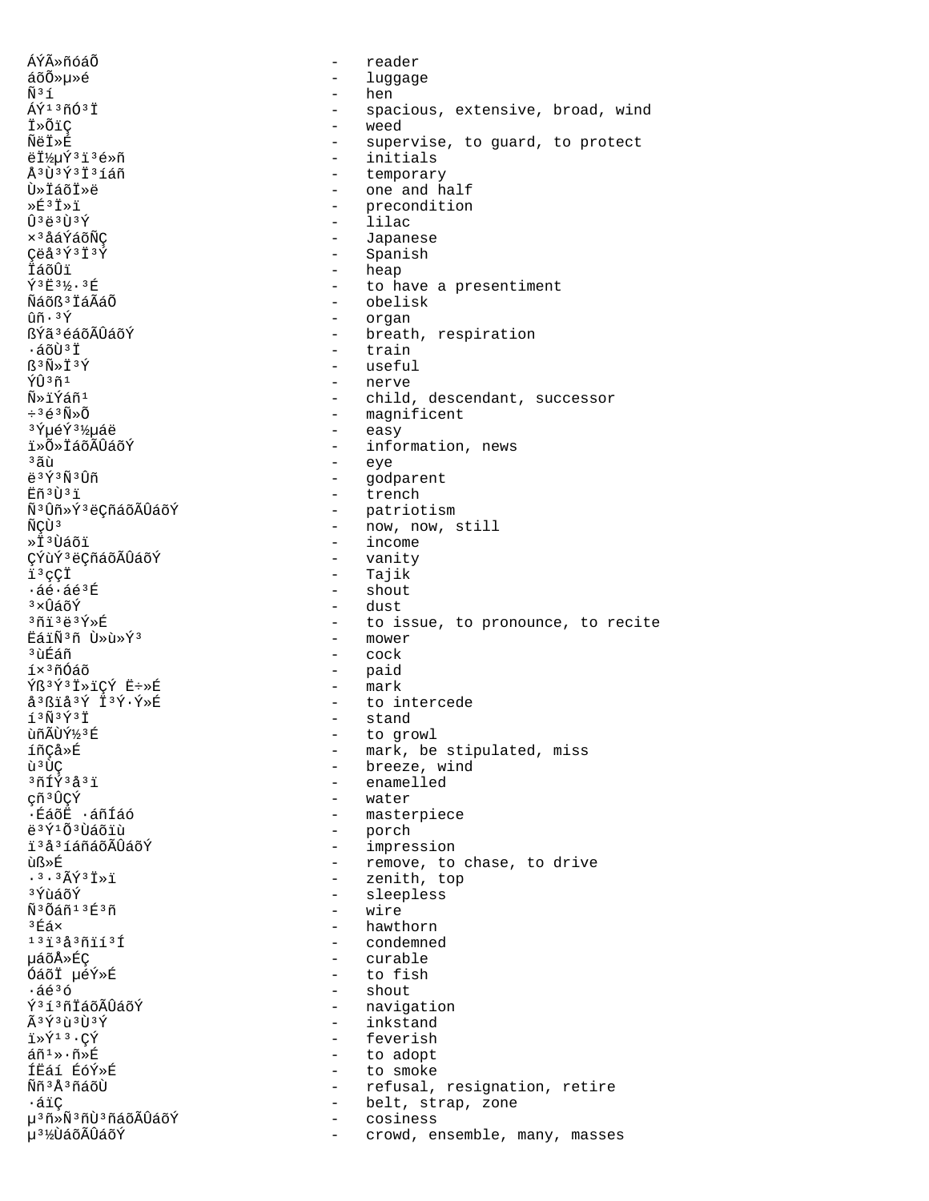ÁÝÃ»ñóáÕ - reader
áõÕ»µ»é - luggage
Ñ³í - hen
ÁÝ¹³ñÓ³Ï - spacious, extensive, broad, wind
Ï»ÕïÇ - weed
ÑëÏ»É - supervise, to guard, to protect
ëÏ½µÝ³ï³é»ñ - initials
Å³Ù³Ý³Ï³íáñ - temporary
Ù»ÏáõÏ»ë - one and half
»É³Ï»ï - precondition
Û³ë³Ù³Ý - lilac
×³åáÝáõÑÇ - Japanese
Çëå³Ý³Ï³Ý - Spanish
ÏáõÛï - heap
Ý³Ë³½·³É - to have a presentiment
Ñáõß³ÏáÃáÕ - obelisk
ûñ·³Ý - organ
ßÝã³éáõÃÛáõÝ - breath, respiration
·áõÙ³Ï - train
ß³Ñ»Ï³Ý - useful
ÝÛ³ñ¹ - nerve
Ñ»ïÝáñ¹ - child, descendant, successor
÷³é³Ñ»Õ - magnificent
³ÝµéÝ³½µáë - easy
ï»Õ»ÏáõÃÛáõÝ - information, news
³ãù - eye
ë³Ý³Ñ³Ûñ - godparent
Ëñ³Ù³ï - trench
Ñ³Ûñ»Ý³ëÇñáõÃÛáõÝ - patriotism
ÑÇÙ³ - now, now, still
»Ï³Ùáõï - income
ÇÝùÝ³ëÇñáõÃÛáõÝ - vanity
ï³çÇÏ - Tajik
·áé·áé³É - shout
³×ÛáõÝ - dust
³ñï³ë³Ý»É - to issue, to pronounce, to recite
ËáïÑ³ñ Ù»ù»Ý³ - mower
³ùÉáñ - cock
í×³ñÓáõ - paid
Ýß³Ý³Ï»ïÇÝ Ë÷»É - mark
å³ßïå³Ý Ï³Ý·Ý»É - to intercede
í³Ñ³Ý³Ï - stand
ùñÃÙÝ½³É - to growl
íñÇå»É - mark, be stipulated, miss
ù³ÙÇ - breeze, wind
³ñÍÝ³å³ï - enamelled
çñ³ÛÇÝ - water
·ÉáõË ·áñÍáó - masterpiece
ë³Ý¹Õ³Ùáõïù - porch
ï³å³íáñáõÃÛáõÝ - impression
ùß»É - remove, to chase, to drive
·³·³ÃÝ³Ï»ï - zenith, top
³ÝùáõÝ - sleepless
Ñ³Õáñ¹³É³ñ - wire
³Éá× - hawthorn
¹³ï³å³ñïí³Í - condemned
µáõÅ»ÉÇ - curable
ÓáõÏ µéÝ»É - to fish
·áé³ó - shout
Ý³í³ñÏáõÃÛáõÝ - navigation
Ã³Ý³ù³Ù³Ý - inkstand
ï»Ý¹³·ÇÝ - feverish
áñ¹»·ñ»É - to adopt
ÍËáí ÉóÝ»É - to smoke
Ññ³Å³ñáõÙ - refusal, resignation, retire
·áïÇ - belt, strap, zone
µ³ñ»Ñ³ñÙ³ñáõÃÛáõÝ - cosiness
µ³½ÙáõÃÛáõÝ - crowd, ensemble, many, masses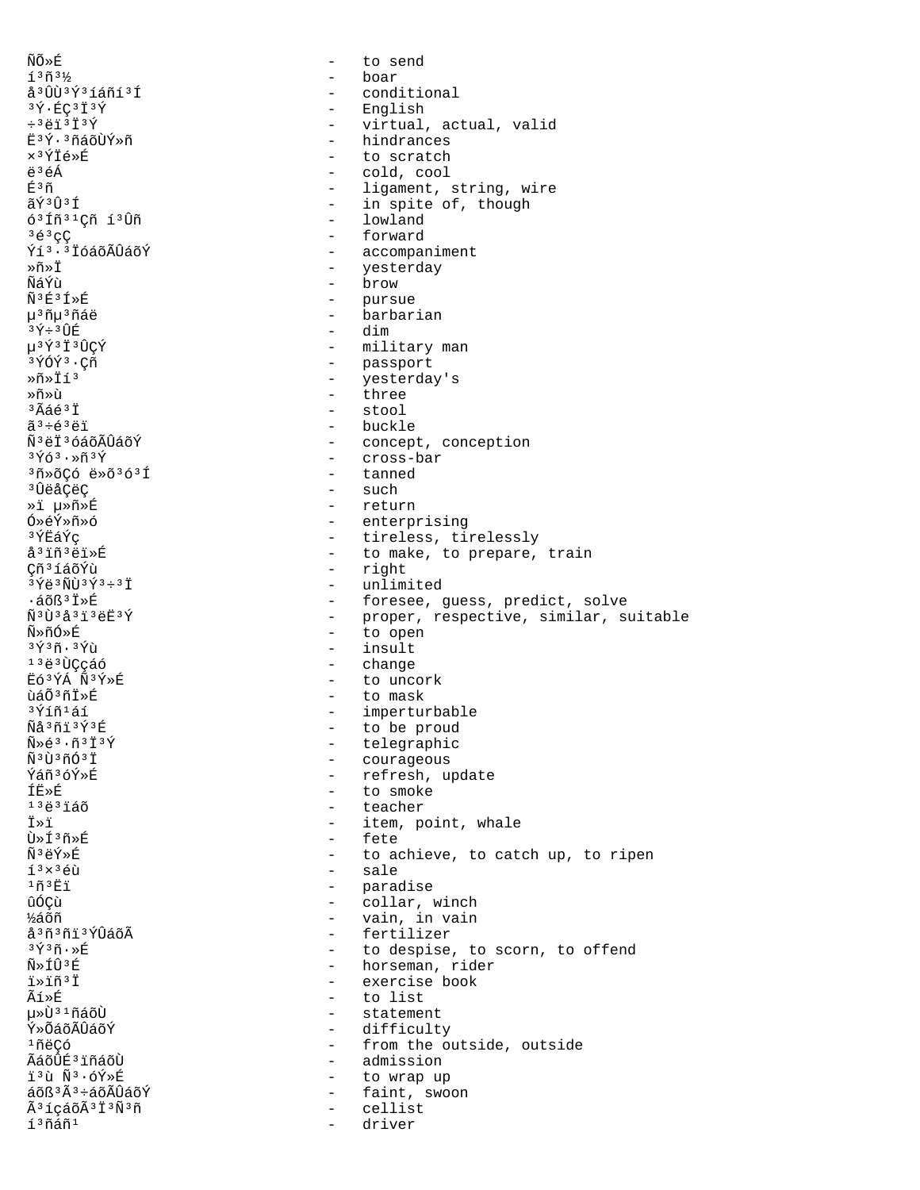ÑÕ»É - to send
í³ñ³½ - boar
å³ÛÙ³Ý³íáñí³Í - conditional
³Ý·ÉÇ³Ï³Ý - English
÷³ëï³Ï³Ý - virtual, actual, valid
Ë³Ý·³ñáõÙÝ»ñ - hindrances
×³ÝÏé»É - to scratch
ë³éÁ - cold, cool
É³ñ - ligament, string, wire
ãÝ³Û³Í - in spite of, though
ó³Íñ³¹Çñ í³Ûñ - lowland
³é³çÇ - forward
Ýí³·³ÏóáõÃÛáõÝ - accompaniment
»ñ»Ï - yesterday
ÑáÝù - brow
Ñ³É³Í»É - pursue
µ³ñµ³ñáë - barbarian
³Ý÷³ÛÉ - dim
µ³Ý³Ï³ÛÇÝ - military man
³ÝÓÝ³·Çñ - passport
»ñ»Ïí³ - yesterday's
»ñ»ù - three
³Ãáé³Ï - stool
ã³÷é³ëï - buckle
Ñ³ëÏ³óáõÃÛáõÝ - concept, conception
³Ýó³·»ñ³Ý - cross-bar
³ñ»õÇó ë»õ³ó³Í - tanned
³ÛëåÇëÇ - such
»ï µ»ñ»É - return
Ó»éÝ»ñ»ó - enterprising
³ÝËáÝç - tireless, tirelessly
å³ïñ³ëï»É - to make, to prepare, train
Çñ³íáõÝù - right
³Ýë³ÑÙ³Ý³÷³Ï - unlimited
·áõß³Ï»É - foresee, guess, predict, solve
Ñ³Ù³å³ï³ëË³Ý - proper, respective, similar, suitable
Ñ»ñÓ»É - to open
³Ý³ñ·³Ýù - insult
¹³ë³ÙÇçáó - change
Ëó³ÝÁ Ñ³Ý»É - to uncork
ùáÕ³ñÏ»É - to mask
³Ýíñ¹áí - imperturbable
Ñå³ñï³Ý³É - to be proud
Ñ»é³·ñ³Ï³Ý - telegraphic
Ñ³Ù³ñÓ³Ï - courageous
Ýáñ³óÝ»É - refresh, update
ÍË»É - to smoke
¹³ë³ïáõ - teacher
Ï»ï - item, point, whale
Ù»Í³ñ»É - fete
Ñ³ëÝ»É - to achieve, to catch up, to ripen
í³×³éù - sale
¹ñ³Ëï - paradise
ûÓÇù - collar, winch
½áõñ - vain, in vain
å³ñ³ñï³ÝÛáõÃ - fertilizer
³Ý³ñ·»É - to despise, to scorn, to offend
Ñ»ÍÛ³É - horseman, rider
ï»ïñ³Ï - exercise book
Ãí»É - to list
µ»Ù³¹ñáõÙ - statement
Ý»ÕáõÃÛáõÝ - difficulty
¹ñëÇó - from the outside, outside
ÃáõÛÉ³ïñáõÙ - admission
ï³ù Ñ³·óÝ»É - to wrap up
áõß³Ã³÷áõÃÛáõÝ - faint, swoon
Ã³íçáõÃ³Ï³Ñ³ñ - cellist
í³ñáñ¹ - driver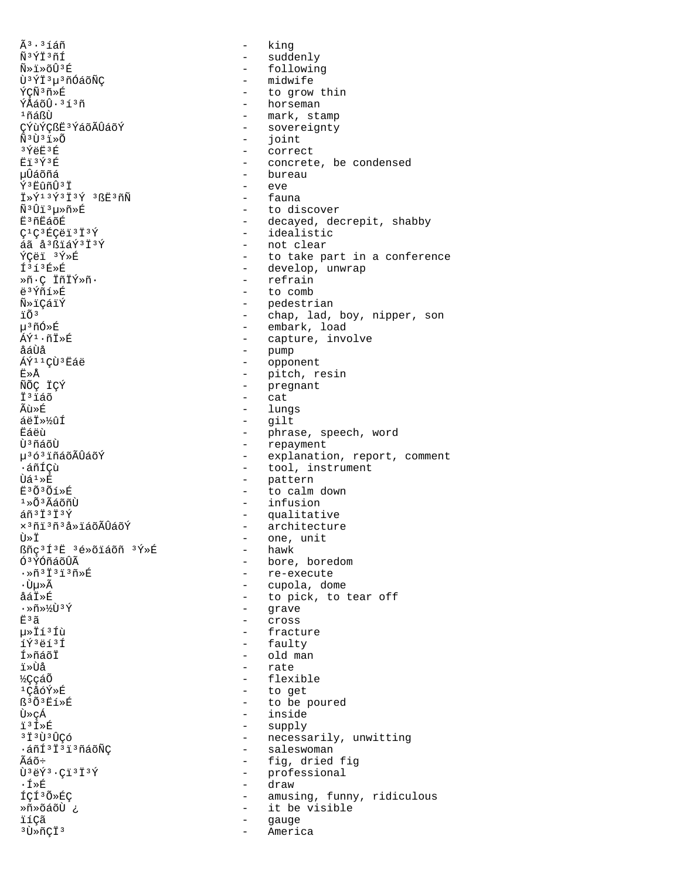Ã³·³íáñ - king
Ñ³ÝÏ³ñÍ - suddenly
Ñ»ï»õÛ³É - following
Ù³ÝÏ³µ³ñÓáõÑÇ - midwife
ÝÇÑ³ñ»É - to grow thin
ÝÅáõÛ·³í³ñ - horseman
¹ñáßÙ - mark, stamp
ÇÝùÝÇßË³ÝáõÃÛáõÝ - sovereignty
Ñ³Ù³ï»Õ - joint
³ÝëË³É - correct
Ëï³Ý³É - concrete, be condensed
µÛáõñá - bureau
Ý³ËûñÛ³Ï - eve
Ï»Ý¹³Ý³Ï³Ý ³ßË³ñÑ - fauna
Ñ³Ûï³µ»ñ»É - to discover
Ë³ñËáõÉ - decayed, decrepit, shabby
Ç¹Ç³ÉÇëï³Ï³Ý - idealistic
áã å³ñ½áÝ³Ï³Ý - not clear
ÝÇëï ³Ý»É - to take part in a conference
Í³í³É»É - develop, unwrap
»ñ·Ç ÏñÏÝ»ñ· - refrain
ë³Ýñí»É - to comb
Ñ»ïÇáïÝ - pedestrian
ïÕ³ - chap, lad, boy, nipper, son
µ³ñÓ»É - embark, load
ÁÝ¹·ñÏ»É - capture, involve
åáÙå - pump
ÁÝ¹¹ÇÙ³Ëáë - opponent
Ë»Å - pitch, resin
ÑÕÇ ÏÇÝ - pregnant
Ï³ïáõ - cat
Ãù»É - lungs
áëÏ»½ûÍ - gilt
Ëáëù - phrase, speech, word
Ù³ñáõÙ - repayment
µ³ó³ïñáõÃÛáõÝ - explanation, report, comment
·áñÍÇù - tool, instrument
Ùá¹»É - pattern
Ë³Õ³Õí»É - to calm down
¹»Õ³ÃáõñÙ - infusion
áñ³Ï³Ï³Ý - qualitative
×³ñï³ñ³å»ïáõÃÛáõÝ - architecture
Ù»Ï - one, unit
ßñç³Í³Ë ³é»õïáõñ ³Ý»É - hawk
Ó³ÝÓñáõÛÃ - bore, boredom
·»ñ³Ï³ï³ñ»É - re-execute
·Ùµ»Ã - cupola, dome
åáÏ»É - to pick, to tear off
·»ñ»½Ù³Ý - grave
Ë³ã - cross
µ»Ïí³Íù - fracture
íÝ³ëí³Í - faulty
Í»ñáõÏ - old man
ï»Ùå - rate
½ÇçáÕ - flexible
¹ÇåóÝ»É - to get
ß³Õ³Ëí»É - to be poured
Ù»çÁ - inside
ï³Ï»É - supply
³Ï³Ù³ÛÇó - necessarily, unwitting
·áñÍ³Ï³ï³ñáõÑÇ - saleswoman
Ãáõ÷ - fig, dried fig
Ù³ëÝ³·Çï³Ï³Ý - professional
·Í»É - draw
ÍÇÍ³Õ»ÉÇ - amusing, funny, ridiculous
»ñ»õáõÙ ¿ - it be visible
ïíÇã - gauge
³Ù»ñÇÏ³ - America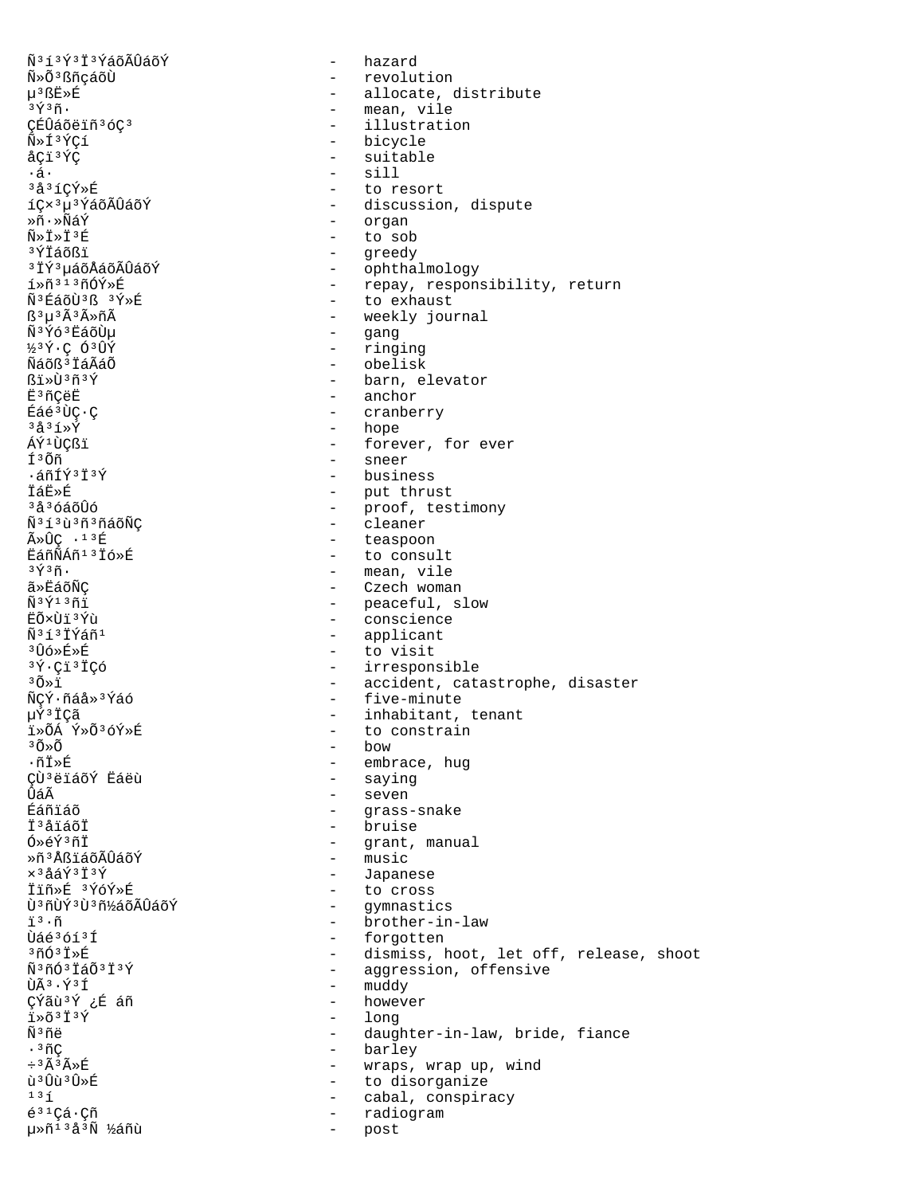Ñ³í³Ý³Ï³ÝáõÃÛáõÝ - hazard
Ñ»Õ³ßñçáõÙ - revolution
µ³ßË»É - allocate, distribute
³Ý³ñ· - mean, vile
ÇÉÛáõëïñ³óÇ³ - illustration
Ñ»Í³ÝÇí - bicycle
åÇï³ÝÇ - suitable
·á· - sill
³å³íÇÝ»É - to resort
íÇ×³µ³ÝáõÃÛáõÝ - discussion, dispute
»ñ·»ÑáÝ - organ
Ñ»Ï»Ï³É - to sob
³ÝÏáõßï - greedy
³ÏÝ³µáõÅáõÃÛáõÝ - ophthalmology
í»ñ³¹³ñÓÝ»É - repay, responsibility, return
Ñ³ÉáõÙ³ß ³Ý»É - to exhaust
ß³µ³Ã³Ã»ñÃ - weekly journal
Ñ³Ýó³ËáõÙµ - gang
½³Ý·Ç Ó³ÛÝ - ringing
Ñáõß³ÏáÃáÕ - obelisk
ßï»Ù³ñ³Ý - barn, elevator
Ë³ñÇëË - anchor
Éáé³ÙÇ·Ç - cranberry
³å³í»Ý - hope
ÁÝ¹ÙÇßï - forever, for ever
Í³Õñ - sneer
·áñÍÝ³Ï³Ý - business
ÏáË»É - put thrust
³å³óáõÛó - proof, testimony
Ñ³í³ù³ñ³ñáõÑÇ - cleaner
Ã»ÛÇ ·¹³É - teaspoon
ËáñÑÁñ¹³Ïó»É - to consult
³Ý³ñ· - mean, vile
ã»ËáõÑÇ - Czech woman
Ñ³Ý¹³ñï - peaceful, slow
ËÕ×Ùï³Ýù - conscience
Ñ³í³ÏÝáñ¹ - applicant
³Ûó»É»É - to visit
³Ý·Çï³ÏÇó - irresponsible
³Õ»ï - accident, catastrophe, disaster
ÑÇÝ·ñáå»³Ýáó - five-minute
µÝ³ÏÇã - inhabitant, tenant
ï»ÕÁ Ý»Õ³óÝ»É - to constrain
³Õ»Õ - bow
·ñÏ»É - embrace, hug
ÇÙ³ëïáÕÝ Ëáëù - saying
ÛáÃ - seven
Éáñïáõ - grass-snake
Ï³åïáõÏ - bruise
Ó»éÝ³ñÏ - grant, manual
»ñ³ÅßïáõÃÛáõÝ - music
×³åáÝ³Ï³Ý - Japanese
Ïïñ»É ³ÝóÝ»É - to cross
Ù³ñÙÝ³Ù³ñ½áõÃÛáõÝ - gymnastics
ï³·ñ - brother-in-law
Ùáé³ó³Í - forgotten
³ñÓ³Ï»É - dismiss, hoot, let off, release, shoot
Ñ³ñÓ³ÏáÕ³Ï³Ý - aggression, offensive
ÙÃ³·Ý³Í - muddy
ÇÝãù³Ý ¿É áñ - however
ï»õ³Ï³Ý - long
Ñ³ñë - daughter-in-law, bride, fiance
·³ñÇ - barley
÷³Ã³Ã»É - wraps, wrap up, wind
ù³Ûù³Û»É - to disorganize
¹³í - cabal, conspiracy
é³¹Çá·Çñ - radiogram
µ»ñ¹³å³Ñ ½áñù - post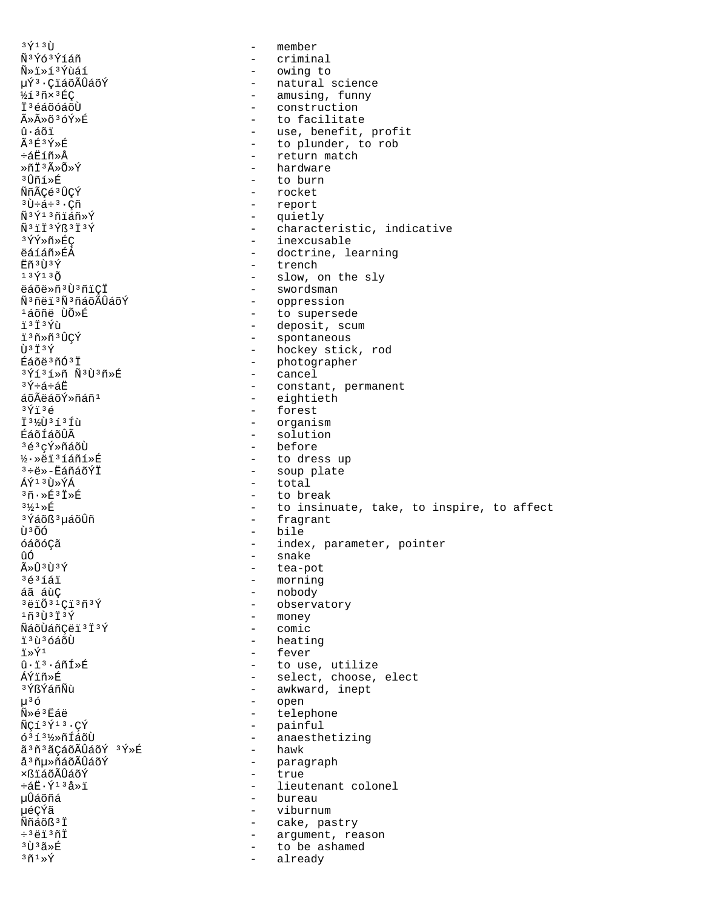³Ý¹³Ù - member
Ñ³Ýó³Ýíáñ - criminal
Ñ»ï»í³Ýùáí - owing to
µÝ³·ÇïáõÃÛáõÝ - natural science
½í³ñ×³ÉÇ - amusing, funny
Ï³éáõóáõÙ - construction
Ã»Ã»õ³óÝ»É - to facilitate
û·áõï - use, benefit, profit
Ã³É³Ý»É - to plunder, to rob
÷áËíñ»Å - return match
»ñÏ³Ã»Õ»Ý - hardware
³Ûñí»É - to burn
ÑñÃÇé³ÛÇÝ - rocket
³Ù÷á÷³·Çñ - report
Ñ³Ý¹³ñïáñ»Ý - quietly
Ñ³ïÏ³Ýß³Ï³Ý - characteristic, indicative
³ÝÝ»ñ»ÉÇ - inexcusable
ëáíáñ»ÉÁ - doctrine, learning
Ëñ³Ù³Ý - trench
¹³Ý¹³Õ - slow, on the sly
ëáõë»ñ³Ù³ñïÇÏ - swordsman
Ñ³ñëï³Ñ³ñáõÃÛáõÝ - oppression
¹áõñë ÙÕ»É - to supersede
ï³Ï³Ýù - deposit, scum
ï³ñ»ñ³ÛÇÝ - spontaneous
Ù³Ï³Ý - hockey stick, rod
ÉáõëÝ³ñÓ³Ï - photographer
³Ýí³í»ñ Ñ³Ù³ñ»É - cancel
³Ý÷á÷áË - constant, permanent
áõÃëáõÝ»ñáñ¹ - eightieth
³Ýï³é - forest
Ï³½Ù³í³Íù - organism
ÉáõÍáõÙÃ - solution
³é³çÝ»ñáõÙ - before
½·»ëï³íáñí»É - to dress up
³÷ë»-Ëáñáõ³Ï - soup plate
ÁÝ¹³Ù»ÝÁ - total
³ñ·»É³Ï»É - to break
³½¹»É - to insinuate, take, to inspire, to affect
³Ýáõß³µáõÛñ - fragrant
Ù³ÕÓ - bile
óáõóÇã - index, parameter, pointer
ûÓ - snake
Ã»Û³Ù³Ý - tea-pot
³é³íáï - morning
áã áùÇ - nobody
³ëïÕ³¹Çï³ñ³Ý - observatory
¹ñ³Ù³Ï³Ý - money
ÑáõÙáñÇëï³Ï³Ý - comic
ï³ù³óáõÙ - heating
ï»Ý¹ - fever
û·ï³·áñÍ»É - to use, utilize
ÁÝïñ»É - select, choose, elect
³ÝßÝáñÑù - awkward, inept
µ³ó - open
Ñ»é³Ëáë - telephone
ÑÇí³Ý¹³·ÇÝ - painful
ó³í³½»ñÍáõÙ - anaesthetizing
ã³ñ³ãÇáõÃÛáõÝ ³Ý»É - hawk
å³ñµ»ñáõÃÛáõÝ - paragraph
×ßïáõÃÛáõÝ - true
÷áË·Ý¹³å»ï - lieutenant colonel
µÛáõñá - bureau
µéÇÝã - viburnum
Ññáõß³Ï - cake, pastry
÷³ëï³ñÏ - argument, reason
³Ù³ã»É - to be ashamed
³ñ¹»Ý - already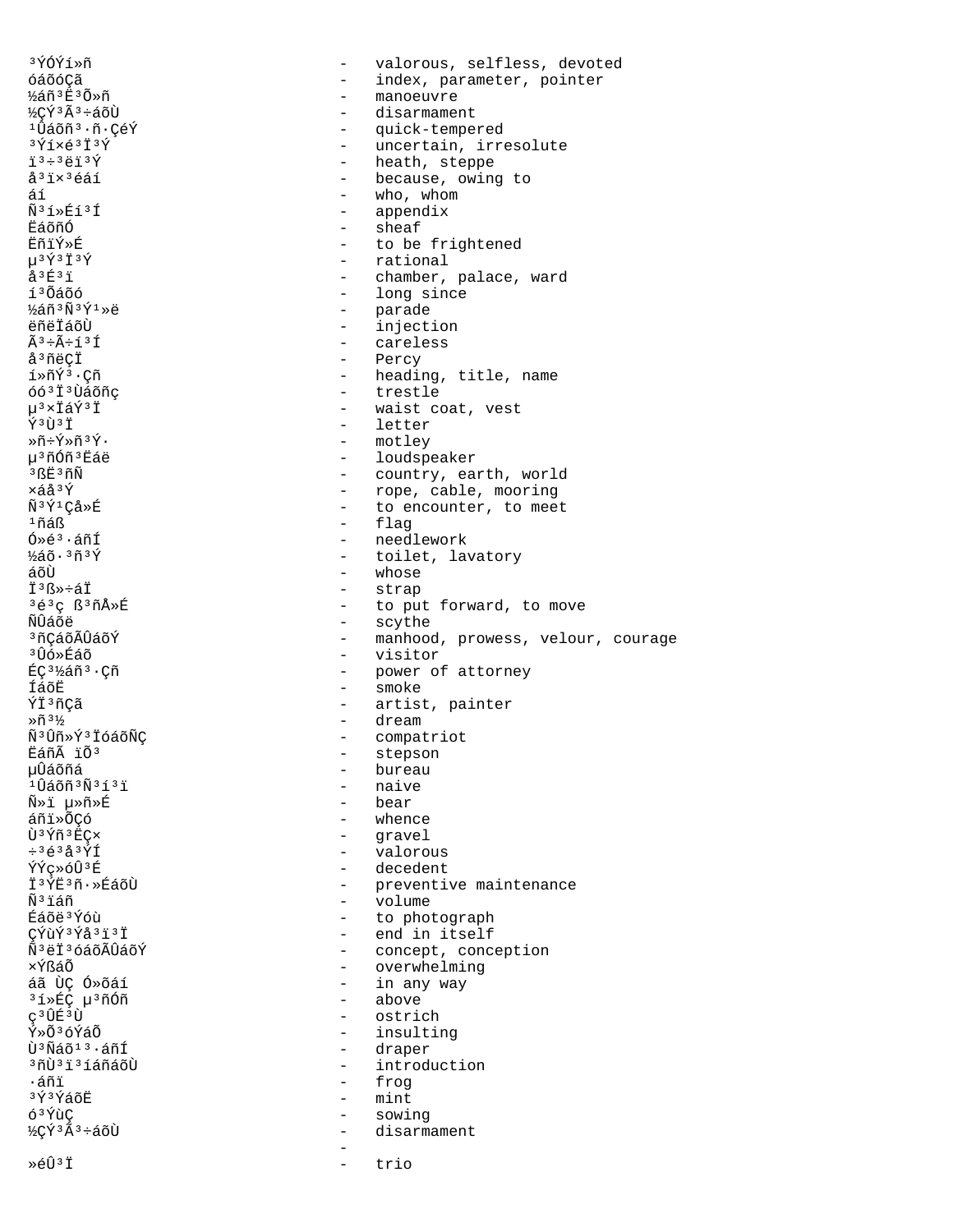³ÝÓÝí»ñ - valorous, selfless, devoted
óáõóÇã - index, parameter, pointer
½áñ³Ë³Õ»ñ - manoeuvre
½ÇÝ³Ã³÷áõÙ - disarmament
¹Ûáõñ³·ñ·ÇéÝ - quick-tempered
³Ýí×é³Ï³Ý - uncertain, irresolute
ï³÷³ëï³Ý - heath, steppe
å³ï×³éáí - because, owing to
áí - who, whom
Ñ³í»Éí³Í - appendix
ËáõñÓ - sheaf
ËñïÝ»É - to be frightened
µ³Ý³Ï³Ý - rational
å³É³ï - chamber, palace, ward
í³Õáõó - long since
½áñ³Ñ³Ý¹»ë - parade
ëñëÏáõÙ - injection
Ã³÷Ã÷í³Í - careless
å³ñëÇÏ - Percy
í»ñÝ³·Çñ - heading, title, name
óó³Ï³Ùáõñç - trestle
µ³×ÏáÝ³Ï - waist coat, vest
Ý³Ù³Ï - letter
»ñ÷Ý»ñ³Ý· - motley
µ³ñÓñ³Ëáë - loudspeaker
³ßË³ñÑ - country, earth, world
×áå³Ý - rope, cable, mooring
Ñ³Ý¹Çå»É - to encounter, to meet
¹ñáß - flag
Ó»é³·áñÍ - needlework
½áõ·³ñ³Ý - toilet, lavatory
áõÙ - whose
Ï³ß»÷áÏ - strap
³é³ç ß³ñÅ»É - to put forward, to move
ÑÛáõë - scythe
³ñÇáõÃÛáõÝ - manhood, prowess, velour, courage
³Ûó»Éáõ - visitor
ÉÇ³½áñ³·Çñ - power of attorney
ÍáõË - smoke
ÝÏ³ñÇã - artist, painter
»ñ³½ - dream
Ñ³Ûñ»Ý³ÏóáõÑÇ - compatriot
ËáñÃ ïÕ³ - stepson
µÛáõñá - bureau
¹Ûáõñ³Ñ³í³ï - naive
Ñ»ï µ»ñ»É - bear
áñï»ÕÇó - whence
Ù³Ýñ³ËÇ× - gravel
÷³é³å³ÝÍ - valorous
ÝÝç»óÛ³É - decedent
Ï³ÝË³ñ·»ÉáõÙ - preventive maintenance
Ñ³ïáñ - volume
Éáõë³Ýóù - to photograph
ÇÝùÝ³Ýå³ï³Ï - end in itself
Ñ³ëÏ³óáõÃÛáõÝ - concept, conception
×ÝßáÕ - overwhelming
áã ÙÇ Ó»õáí - in any way
³í»ÉÇ µ³ñÓñ - above
ç³ÛÉ³Ù - ostrich
Ý»Õ³óÝáÕ - insulting
Ù³Ñáõ¹³·áñÍ - draper
³ñÙ³ï³íáñáõÙ - introduction
·áñï - frog
³Ý³ÝáõË - mint
ó³ÝùÇ - sowing
½ÇÝ³Ã³÷áõÙ - disarmament
 - 
»éÛ³Ï - trio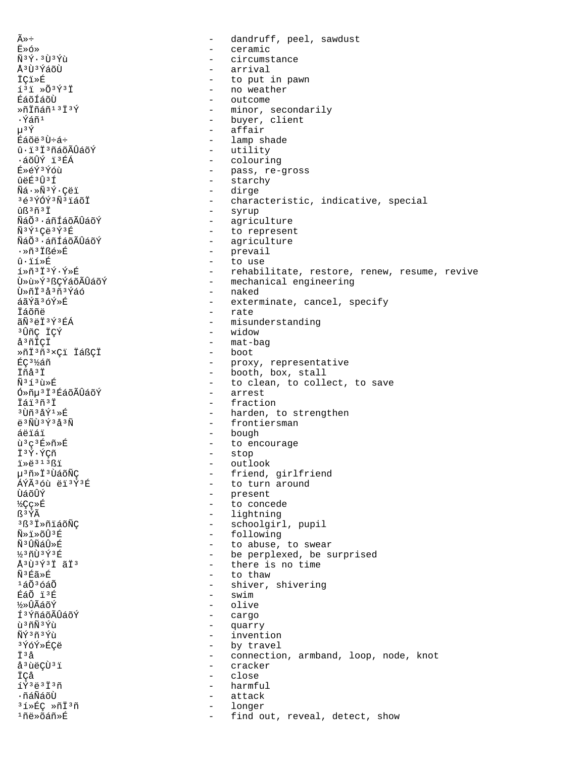Ã»÷ - dandruff, peel, sawdust
Ë»ó» - ceramic
Ñ³Ý·³Ù³Ýù - circumstance
Å³Ù³ÝáõÙ - arrival
ÏÇï»É - to put in pawn
í³ï »Õ³Ý³Ï - no weather
ÉáõÍáõÙ - outcome
»ñÏñáñ¹³Ï³Ý - minor, secondarily
·Ýáñ¹ - buyer, client
µ³Ý - affair
Éáõë³Ù÷á÷ - lamp shade
û·ï³Ï³ñáõÃÛáõÝ - utility
·áõÛÝ ï³ÉÁ - colouring
É»éÝ³Ýóù - pass, re-gross
ûëÉ³Û³Í - starchy
Ñá·»Ñ³Ý·Çëï - dirge
³é³ÝÓÝ³Ñ³ïáõÏ - characteristic, indicative, special
ûß³ñ³Ï - syrup
ÑáÕ³·áñÍáõÃÛáõÝ - agriculture
Ñ³Ý¹Çë³Ý³É - to represent
ÑáÕ³·áñÍáõÃÛáõÝ - agriculture
·»ñ³Ïßé»É - prevail
û·ïí»É - to use
í»ñ³Ï³Ý·Ý»É - rehabilitate, restore, renew, resume, revive
Ù»ù»Ý³ßÇÝáõÃÛáõÝ - mechanical engineering
Ù»ñÏ³å³ñ³Ýáó - naked
áãÝã³óÝ»É - exterminate, cancel, specify
Ïáõñë - rate
ãÑ³ëÏ³Ý³ÉÁ - misunderstanding
³ÛñÇ ÏÇÝ - widow
å³ñÏÇÏ - mat-bag
»ñÏ³ñ³×Çï ÏáßÇÏ - boot
ÉÇ³½áñ - proxy, representative
Ïñå³Ï - booth, box, stall
Ñ³í³ù»É - to clean, to collect, to save
Ó»ñµ³Ï³ÉáõÃÛáõÝ - arrest
Ïáï³ñ³Ï - fraction
³Ùñ³åÝ¹»É - harden, to strengthen
ë³ÑÙ³Ý³å³Ñ - frontiersman
áëïáï - bough
ù³ç³É»ñ»É - to encourage
Ï³Ý·Ýáñ - stop
ï»ë³¹³ßï - outlook
µ³ñ»Ï³ÙáõÑÇ - friend, girlfriend
ÁÝÃ³óù ëï³Ý³É - to turn around
ÙáõÛÝ - present
½Çç»É - to concede
ß³ÝÃ - lightning
³ß³Ï»ñïáõÑÇ - schoolgirl, pupil
Ñ»ï»õÛ³É - following
Ñ³ÛÑáÛ»É - to abuse, to swear
½³ñÙ³Ý³É - be perplexed, be surprised
Å³Ù³Ý³Ï ãÏ³ - there is no time
Ñ³Éã»É - to thaw
¹áÕ³óáÕ - shiver, shivering
ÉáÕ ï³É - swim
½»ÛÃáõÝ - olive
Í³ÝñáõÃÛáõÝ - cargo
ù³ñÑ³Ýù - quarry
ÑÝ³ñ³Ýù - invention
³ÝóÝ»ÉÇë - by travel
Ï³å - connection, armband, loop, node, knot
å³ùëÇÙ³ï - cracker
ÏÇå - close
íÝ³ë³Ï³ñ - harmful
·ñáÑáõÙ - attack
³í»ÉÇ »ñÏ³ñ - longer
¹ñë»õáñ»É - find out, reveal, detect, show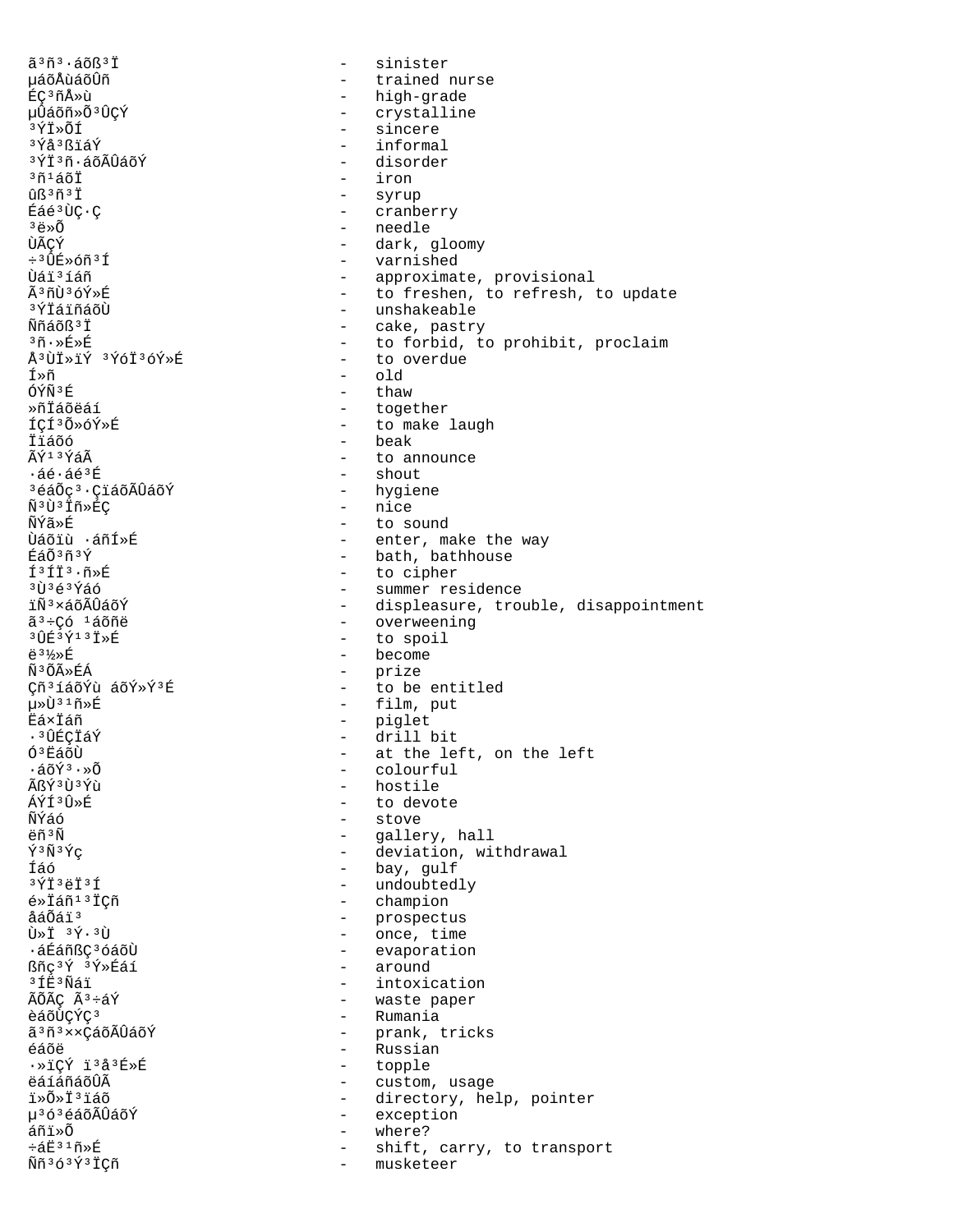ã³ñ³·áõß³Ï - sinister
µáõÅùáõÛñ - trained nurse
ÉÇ³ñÅ»ù - high-grade
µÛáõñ»Õ³ÛÇÝ - crystalline
³ÝÏ»ÕÍ - sincere
³Ýå³ßïáÝ - informal
³ÝÏ³ñ·áõÃÛáõÝ - disorder
³ñ¹áõÏ - iron
ûß³ñ³Ï - syrup
Éáé³ÙÇ·Ç - cranberry
³ë»Õ - needle
ÙÃÇÝ - dark, gloomy
÷³ÛÉ»óñ³Í - varnished
Ùáï³íáñ - approximate, provisional
Ã³ñÙ³óÝ»É - to freshen, to refresh, to update
³ÝÏáïñáõÙ - unshakeable
Ññáõß³Ï - cake, pastry
³ñ·»É»É - to forbid, to prohibit, proclaim
Å³ÙÏ»ïÝ ³ÝóÏ³óÝ»É - to overdue
Í»ñ - old
ÓÝÑ³É - thaw
»ñÏáõëáí - together
ÍÇÍ³Õ»óÝ»É - to make laugh
Ïïáõó - beak
ÃÝ¹³ÝáÃ - to announce
·áé·áé³É - shout
³éáÕç³·ÇïáõÃÛáõÝ - hygiene
Ñ³Ù³Ïñ»ÉÇ - nice
ÑÝã»É - to sound
Ùáõïù ·áñÍ»É - enter, make the way
ÉáÕ³ñ³Ý - bath, bathhouse
Í³ÍÏ³·ñ»É - to cipher
³Ù³é³Ýáó - summer residence
ïÑ³×áõÃÛáõÝ - displeasure, trouble, disappointment
ã³÷Çó ¹áõñë - overweening
³ÛÉ³Ý¹³Ï»É - to spoil
ë³½»É - become
Ñ³ÕÃ»ÉÁ - prize
Çñ³íáõÝù áõÝ»Ý³É - to be entitled
µ»Ù³¹ñ»É - film, put
Ëá×Ïáñ - piglet
·³ÛÉÇÏáÝ - drill bit
Ó³ËáõÙ - at the left, on the left
·áõÝ³·»Õ - colourful
ÃßÝ³Ù³Ýù - hostile
ÁÝÍ³Û»É - to devote
ÑÝáó - stove
ëñ³Ñ - gallery, hall
Ý³Ñ³Ýç - deviation, withdrawal
Íáó - bay, gulf
³ÝÏ³ëÏ³Í - undoubtedly
é»Ïáñ¹³ÏÇñ - champion
åáÕáï³ - prospectus
Ù»Ï ³Ý·³Ù - once, time
·áÉáñßÇ³óáõÙ - evaporation
ßñç³Ý ³Ý»Éáí - around
³ÍË³Ñáï - intoxication
ÃÕÃÇ Ã³÷áÝ - waste paper
èáõÙÇÝÇ³ - Rumania
ã³ñ³××ÇáõÃÛáõÝ - prank, tricks
éáõë - Russian
·»ïÇÝ ï³å³É»É - topple
ëáíáñáõÛÃ - custom, usage
ï»Õ»Ï³ïáõ - directory, help, pointer
µ³ó³éáõÃÛáõÝ - exception
áñï»Õ - where?
÷áË³¹ñ»É - shift, carry, to transport
Ññ³ó³Ý³ÏÇñ - musketeer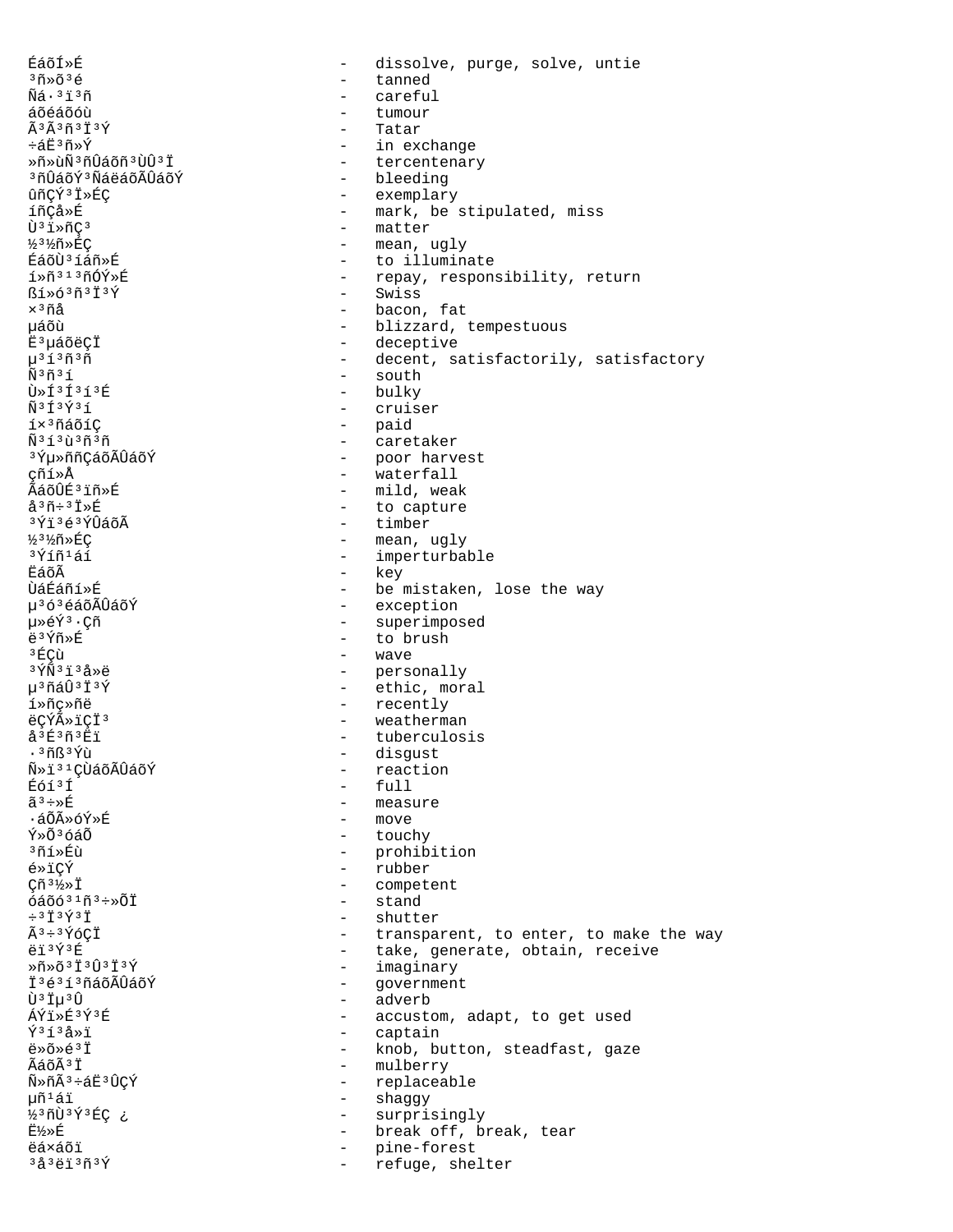ÉáõÍ»É - dissolve, purge, solve, untie
³ñ»õ³é - tanned
Ñá·³ï³ñ - careful
áõéáõóù - tumour
Ã³Ã³ñ³Ï³Ý - Tatar
÷áË³ñ»Ý - in exchange
»ñ»ùÑ³ñÛáõñ³ÙÛ³Ï - tercentenary
³ñÛáõÝ³ÑáëáõÃÛáõÝ - bleeding
ûñÇÝ³Ï»ÉÇ - exemplary
íñÇå»É - mark, be stipulated, miss
Ù³ï»ñÇ³ - matter
½³½ñ»ÉÇ - mean, ugly
ÉáõÙ³íáñ»É - to illuminate
í»ñ³¹³ñÓÝ»É - repay, responsibility, return
ßí»ó³ñ³Ï³Ý - Swiss
×³ñå - bacon, fat
µáõù - blizzard, tempestuous
Ë³µáõëÇÏ - deceptive
µ³í³ñ³ñ - decent, satisfactorily, satisfactory
Ñ³ñ³í - south
Ù»Í³Í³í³É - bulky
Ñ³Í³Ý³í - cruiser
í×³ñáõíÇ - paid
Ñ³í³ù³ñ³ñ - caretaker
³Ýµ»ññÇáõÃÛáõÝ - poor harvest
çñí»Å - waterfall
ÃáõÛÉ³ïñ»É - mild, weak
å³ñ÷³Ï»É - to capture
³Ýï³é³ÝÛáõÃ - timber
½³½ñ»ÉÇ - mean, ugly
³Ýíñ¹áí - imperturbable
ËáõÃ - key
ÙáÉáñí»É - be mistaken, lose the way
µ³ó³éáõÃÛáõÝ - exception
µ»éÝ³·Çñ - superimposed
ë³Ýñ»É - to brush
³ÉÇù - wave
³ÝÑ³ï³å»ë - personally
µ³ñáÛ³Ï³Ý - ethic, moral
í»ñç»ñë - recently
ëÇÝÃ»ïÇÏ³ - weatherman
å³É³ñ³Ëï - tuberculosis
·³ñß³Ýù - disgust
Ñ»ï³¹ÇÙáõÃÛáõÝ - reaction
Éóí³Í - full
ã³÷»É - measure
·áÕÃ»óÝ»É - move
Ý»Õ³óáÕ - touchy
³ñí»Éù - prohibition
é»ïÇÝ - rubber
Çñ³½»Ï - competent
óáõó³¹ñ³÷»ÕÏ - stand
÷³Ï³Ý³Ï - shutter
Ã³÷³ÝóÇÏ - transparent, to enter, to make the way
ëï³Ý³É - take, generate, obtain, receive
»ñ»õ³Ï³Û³Ï³Ý - imaginary
Ï³é³í³ñáõÃÛáõÝ - government
Ù³Ïµ³Û - adverb
ÁÝï»É³Ý³É - accustom, adapt, to get used
Ý³í³å»ï - captain
ë»õ»é³Ï - knob, button, steadfast, gaze
ÃáõÃ³Ï - mulberry
Ñ»ñÃ³÷áË³ÛÇÝ - replaceable
µñ¹áï - shaggy
½³ñÙ³Ý³ÉÇ ¿ - surprisingly
Ë½»É - break off, break, tear
ëá×áõï - pine-forest
³å³ëï³ñ³Ý - refuge, shelter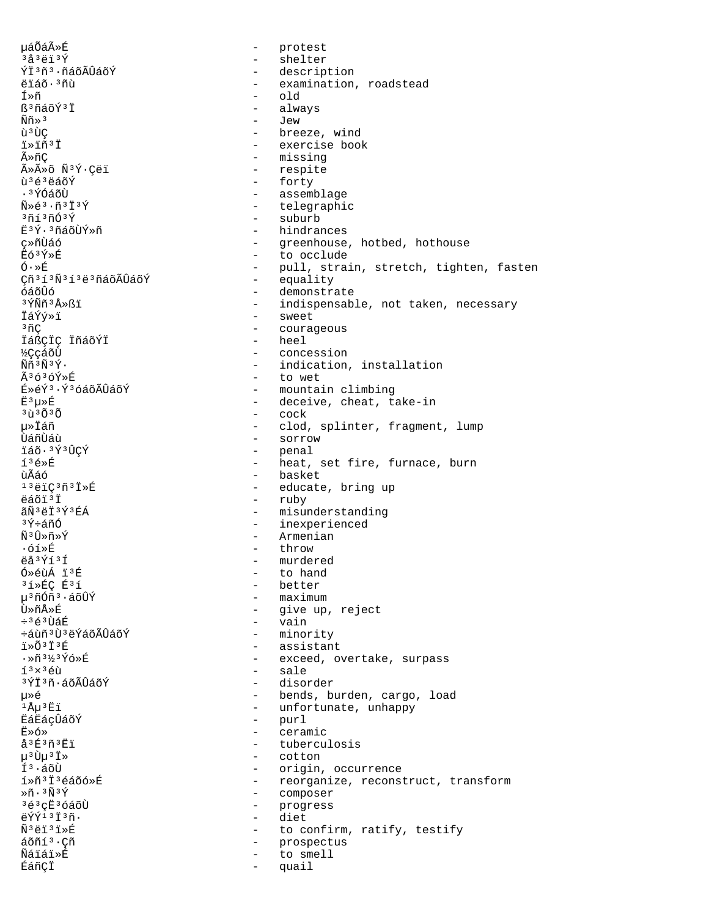µáÕáÃ»É - protest
³å³ëï³Ý - shelter
ÝÏ³ñ³·ñáõÃÛáõÝ - description
ëïáõ·³ñù - examination, roadstead
Í»ñ - old
ß³ñáõÝ³Ï - always
Ññ»³ - Jew
ù³ÙÇ - breeze, wind
ï»ïñ³Ï - exercise book
Ã»ñÇ - missing
Ã»Ã»õ Ñ³Ý·Çëï - respite
ù³é³ëáõÝ - forty
·³ÝÓáõÙ - assemblage
Ñ»é³·ñ³Ï³Ý - telegraphic
³ñí³ñÓ³Ý - suburb
Ë³Ý·³ñáõÙÝ»ñ - hindrances
ç»ñÙáó - greenhouse, hotbed, hothouse
Ëó³Ý»É - to occlude
Ó·»É - pull, strain, stretch, tighten, fasten
Çñ³í³Ñ³í³ë³ñáõÃÛáõÝ - equality
óáõÛó - demonstrate
³ÝÑñ³Å»ßï - indispensable, not taken, necessary
ÏáÝý»ï - sweet
³ñÇ - courageous
ÏáßÇÏÇ ÏñáõÝÏ - heel
½ÇçáõÙ - concession
Ññ³Ñ³Ý· - indication, installation
Ã³ó³óÝ»É - to wet
É»éÝ³·Ý³óáõÃÛáõÝ - mountain climbing
Ë³µ»É - deceive, cheat, take-in
³ù³Õ³Õ - cock
µ»Ïáñ - clod, splinter, fragment, lump
ÙáñÙáù - sorrow
ïáõ·³Ý³ÛÇÝ - penal
í³é»É - heat, set fire, furnace, burn
ùÃáó - basket
¹³ëïÇ³ñ³Ï»É - educate, bring up
ëáõï³Ï - ruby
ãÑ³ëÏ³Ý³ÉÁ - misunderstanding
³Ý÷áñÓ - inexperienced
Ñ³Û»ñ»Ý - Armenian
·óí»É - throw
ëå³Ýí³Í - murdered
Ó»éùÁ ï³É - to hand
³í»ÉÇ É³í - better
µ³ñÓñ³·áõÛÝ - maximum
Ù»ñÅ»É - give up, reject
÷³é³ÙáÉ - vain
÷áùñ³Ù³ëÝáõÃÛáõÝ - minority
ï»Õ³Ï³É - assistant
·»ñ³½³Ýó»É - exceed, overtake, surpass
í³×³éù - sale
³ÝÏ³ñ·áõÃÛáõÝ - disorder
µ»é - bends, burden, cargo, load
¹Åµ³Ëï - unfortunate, unhappy
ËáËáçÛáõÝ - purl
Ë»ó» - ceramic
å³É³ñ³Ëï - tuberculosis
µ³Ùµ³Ï» - cotton
Í³·áõÙ - origin, occurrence
í»ñ³Ï³éáõó»É - reorganize, reconstruct, transform
»ñ·³Ñ³Ý - composer
³é³çË³óáõÙ - progress
ëÝÝ¹³Ï³ñ· - diet
Ñ³ëï³ï»É - to confirm, ratify, testify
áõñí³·Çñ - prospectus
Ñáïáï»É - to smell
ÉáñÇÏ - quail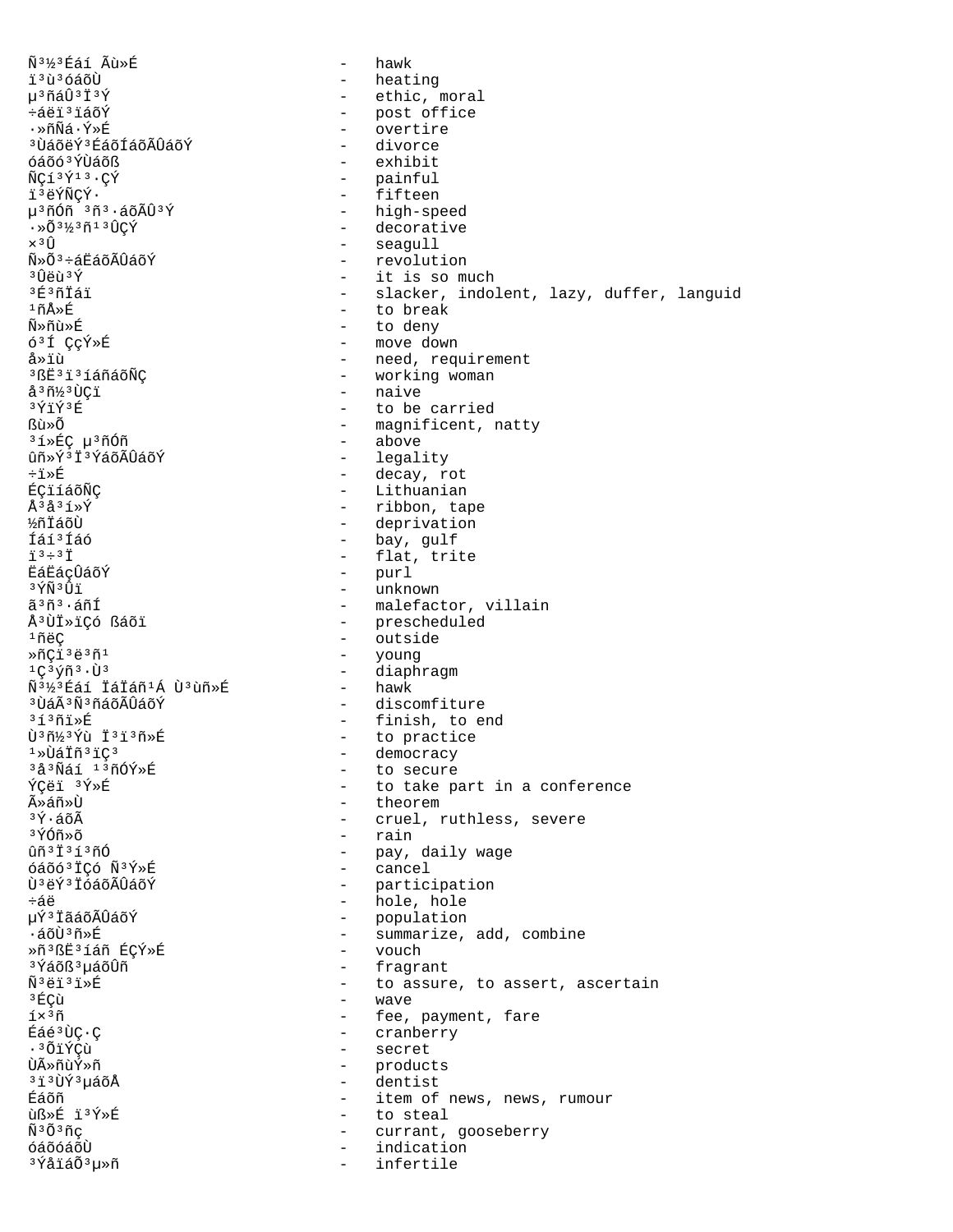Ñ³½³Éáí Ãù»É - hawk
ï³ù³óáõÙ - heating
µ³ñáÛ³Ï³Ý - ethic, moral
÷áëï³ïáõÝ - post office
·»ñÑá·Ý»É - overtire
³ÙáõëÝ³ÉáõÍáõÃÛáõÝ - divorce
óáõó³ÝÙáõß - exhibit
ÑÇí³Ý¹³·ÇÝ - painful
ï³ëÝÑÇÝ· - fifteen
µ³ñÓñ ³ñ³·áõÃÛ³Ý - high-speed
·»Õ³½³ñ¹³ÛÇÝ - decorative
×³Û - seagull
Ñ»Õ³÷áËáõÃÛáõÝ - revolution
³Ûëù³Ý - it is so much
³É³ñÏáï - slacker, indolent, lazy, duffer, languid
¹ñÅ»É - to break
Ñ»ñù»É - to deny
ó³Í ÇçÝ»É - move down
å»ïù - need, requirement
³ßË³ï³íáñáõÑÇ - working woman
å³ñ½³ÙÇï - naive
³ÝïÝ³É - to be carried
ßù»Õ - magnificent, natty
³í»ÉÇ µ³ñÓñ - above
ûñ»Ý³Ï³ÝáõÃÛáõÝ - legality
÷ï»É - decay, rot
ÉÇïíáõÑÇ - Lithuanian
Å³å³í»Ý - ribbon, tape
½ñÏáõÙ - deprivation
Íáí³Íáó - bay, gulf
ï³÷³Ï - flat, trite
ËáËáçÛáõÝ - purl
³ÝÑ³Ûï - unknown
ã³ñ³·áñÍ - malefactor, villain
Å³ÙÏ»ïÇó ßáõï - prescheduled
¹ñëÇ - outside
»ñÇï³ë³ñ¹ - young
¹Ç³ýñ³·Ù³ - diaphragm
Ñ³½³Éáí ÏáÏáñ¹Á Ù³ùñ»É - hawk
³ÙáÃ³Ñ³ñáõÃÛáõÝ - discomfiture
³í³ñï»É - finish, to end
Ù³ñ½³Ýù Ï³ï³ñ»É - to practice
¹»ÙáÏñ³ïÇ³ - democracy
³å³Ñáí ¹³ñÓÝ»É - to secure
ÝÇëï ³Ý»É - to take part in a conference
Ã»áñ»Ù - theorem
³Ý·áõÃ - cruel, ruthless, severe
³ÝÓñ»õ - rain
ûñ³Ï³í³ñÓ - pay, daily wage
óáõó³ÏÇó Ñ³Ý»É - cancel
Ù³ëÝ³ÏóáõÃÛáõÝ - participation
÷áë - hole, hole
µÝ³ÏãáõÃÛáõÝ - population
·áõÙ³ñ»É - summarize, add, combine
»ñ³ßË³íáñ ÉÇÝ»É - vouch
³ÝáõßµáõÛñ - fragrant
Ñ³ëï³ï»É - to assure, to assert, ascertain
³ÉÇù - wave
í×³ñ - fee, payment, fare
Éáé³ÙÇ·Ç - cranberry
·³ÕïÝÇù - secret
ÙÃ»ñùÝ»ñ - products
³ï³ÙÝ³µáõÅ - dentist
Éáõñ - item of news, news, rumour
ùß»É ï³Ý»É - to steal
Ñ³Õ³ñç - currant, gooseberry
óáõóáõÙ - indication
³ÝåïáÕ³µ»ñ - infertile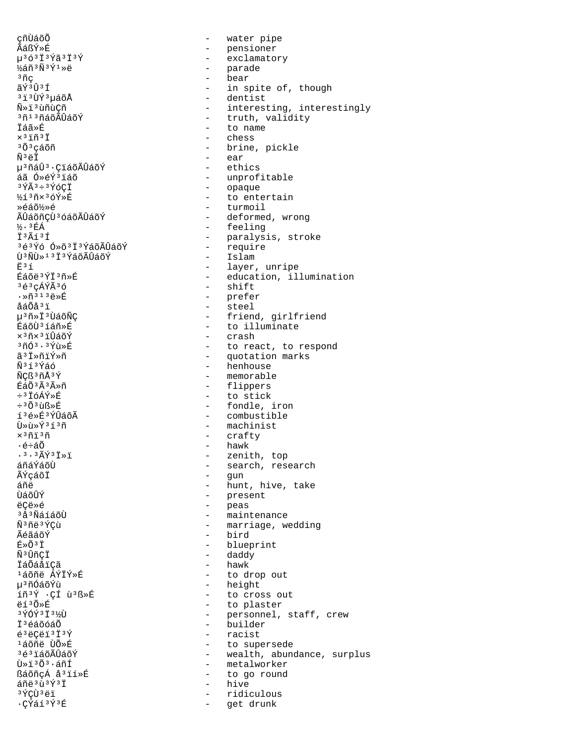çñÙáõÕ - water pipe
ÃáßÝ»É - pensioner
µ³ó³Ï³Ýã³Ï³Ý - exclamatory
½áñ³Ñ³Ý¹»ë - parade
³ñç - bear
ãÝ³Û³Í - in spite of, though
³ï³ÙÝ³µáõÅ - dentist
Ñ»ï³ùñùÇñ - interesting, interestingly
³ñ¹³ñáõÃÛáõÝ - truth, validity
Ïáã»É - to name
×³ïñ³Ï - chess
³Õ³çáõñ - brine, pickle
Ñ³ëÏ - ear
µ³ñáÛ³·ÇïáõÃÛáõÝ - ethics
áã Ó»éÝ³ïáõ - unprofitable
³ÝÃ³÷³ÝóÇÏ - opaque
½í³ñ×³óÝ»É - to entertain
»éáõ½»é - turmoil
ÃÛáõñÇÙ³óáõÃÛáõÝ - deformed, wrong
½·³ÉÁ - feeling
Ï³Ãí³Í - paralysis, stroke
³é³Ýó Ó»õ³Ï³ÝáõÃÛáõÝ - require
Ù³ÑÙ»¹³Ï³ÝáõÃÛáõÝ - Islam
Ë³í - layer, unripe
ÉáõëÏ³ÝÏ³ñ»É - education, illumination
³é³çÁÝÃ³ó - shift
·»ñ³¹³ë»É - prefer
åáÕå³ï - steel
µ³ñ»Ï³ÙáõÑÇ - friend, girlfriend
ÉáõÙ³íáñ»É - to illuminate
×³ñ×³ïÛáõÝ - crash
³ñÓ³·³Ýù»É - to react, to respond
ã³Ï»ñïÝ»ñ - quotation marks
Ñ³í³Ýáó - henhouse
ÑÇß³ñÅ³Ý - memorable
ÉáÕ³Ã³Ã»ñ - flippers
÷³ÏóÁÝ»É - to stick
÷³Õ³ùß»É - fondle, iron
í³é»É³ÝÛáõÃ - combustible
Ù»ù»Ý³í³ñ - machinist
×³ñï³ñ - crafty
·é÷áÕ - hawk
·³·³ÃÝ³Ï»ï - zenith, top
áñáÝáõÙ - search, research
ÃÝçáõÏ - gun
áñë - hunt, hive, take
ÙáõÛÝ - present
ëÇë»é - peas
³å³ÑáíáõÙ - maintenance
Ñ³ñë³ÝÇù - marriage, wedding
ÃéãáõÝ - bird
É»Õ³Ï - blueprint
Ñ³ÛñÇÏ - daddy
ÏáÕáåïÇã - hawk
¹áõñë ÁÝÏÝ»É - to drop out
µ³ñÓñáõÝù - height
íñ³Ý ·ÇÍ ù³ß»É - to cross out
ëí³Õ»É - to plaster
³ÝÓÝ³Ï³½Ù - personnel, staff, crew
Ï³éáõó³Õ - builder
é³ëÇëï³Ï³Ý - racist
¹áõñë ÙÕ»É - to supersede
³é³ïáõÃÛáõÝ - wealth, abundance, surplus
Ù»ï³Õ³·áñÍ - metalworker
ßáõñçÁ å³ïí»É - to go round
áñë³ù³Ý³Ï - hive
³ÝÇÙ³ëï - ridiculous
·ÇÝáí³Ý³É - get drunk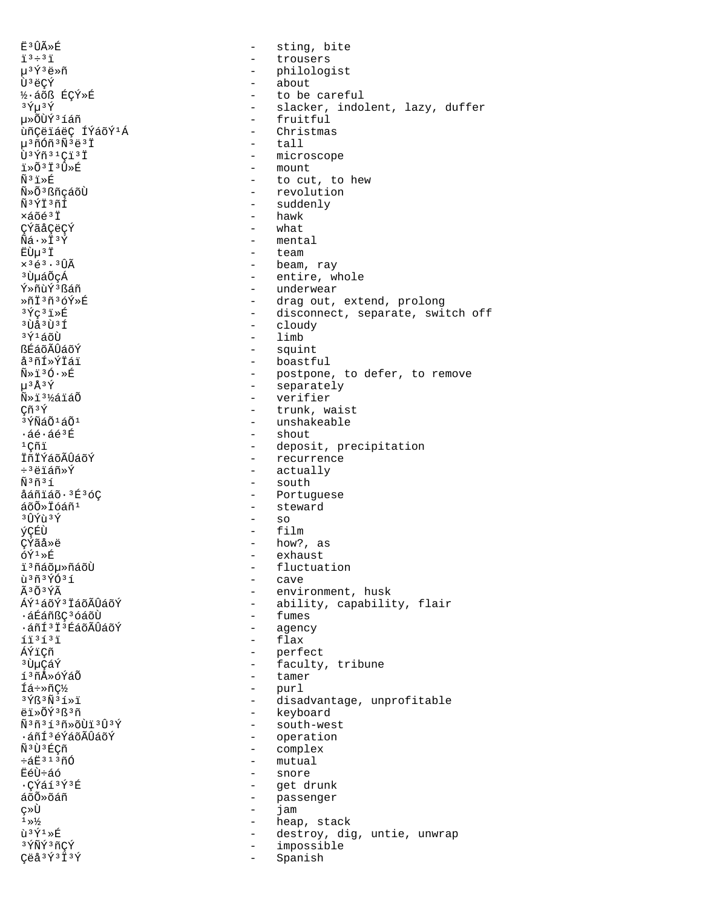Ë³ÛÃ»É - sting, bite
ï³÷³ï - trousers
µ³Ý³ë»ñ - philologist
Ù³ëÇÝ - about
½·áõß ÉÇÝ»É - to be careful
³Ýµ³Ý - slacker, indolent, lazy, duffer
µ»ÕÙÝ³íáñ - fruitful
ùñÇëïáëÇ ÍÝáõÝ¹Á - Christmas
µ³ñÓñ³Ñ³ë³Ï - tall
Ù³Ýñ³¹Çï³Ï - microscope
ï»Õ³Ï³Û»É - mount
Ñ³ï»É - to cut, to hew
Ñ»Õ³ßñçáõÙ - revolution
Ñ³ÝÏ³ñÍ - suddenly
×áõé³Ï - hawk
ÇÝãåÇëÇÝ - what
Ñá·»Ï³Ý - mental
ËÙµ³Ï - team
×³é³·³ÛÃ - beam, ray
³ÙµáÕçÁ - entire, whole
Ý»ñùÝ³ßáñ - underwear
»ñÏ³ñ³óÝ»É - drag out, extend, prolong
³Ýç³ï»É - disconnect, separate, switch off
³Ùå³Ù³Í - cloudy
³Ý¹áõÙ - limb
ßÉáõÃÛáõÝ - squint
å³ñÍ»ÝÏáï - boastful
Ñ»ï³Ó·»É - postpone, to defer, to remove
µ³Å³Ý - separately
Ñ»ï³½áïáÕ - verifier
Çñ³Ý - trunk, waist
³ÝÑáÕ¹áÕ¹ - unshakeable
·áé·áé³É - shout
¹Çñï - deposit, precipitation
ÏñÏÝáõÃÛáõÝ - recurrence
÷³ëïáñ»Ý - actually
Ñ³ñ³í - south
åáñïáõ·³É³óÇ - Portuguese
áõÕ»ÏóáÕ¹ - steward
³ÛÝù³Ý - so
ýÇÉÙ - film
ÇÝãå»ë - how?, as
óÝ¹»É - exhaust
ï³ñáõµ»ñáõÙ - fluctuation
ù³ñ³ÝÓ³í - cave
Ã³Õ³ÝÃ - environment, husk
ÁÝ¹áõÝ³ÏáõÃÛáõÝ - ability, capability, flair
·áÉáñßÇ³óáõÙ - fumes
·áñÍ³Ï³ÉáõÃÛáõÝ - agency
íï³í³ï - flax
ÁÝïÇñ - perfect
³ÙµÇáÝ - faculty, tribune
í³ñÅ»óÝáÕ - tamer
Íá÷»ñÇ½ - purl
³Ýß³Ñ³í»ï - disadvantage, unprofitable
ëï»ÕÝ³ß³ñ - keyboard
Ñ³ñ³í³ñ»õÙï³Û³Ý - south-west
·áñÍ³éÝáõÃÛáõÝ - operation
Ñ³Ù³ÉÇñ - complex
÷áË³¹³ñÓ - mutual
ËéÙ÷áó - snore
·ÇÝáí³Ý³É - get drunk
áõÕ»õáñ - passenger
ç»Ù - jam
¹»½ - heap, stack
ù³Ý¹»É - destroy, dig, untie, unwrap
³ÝÑÝ³ñÇÝ - impossible
Çëå³Ý³Ï³Ý - Spanish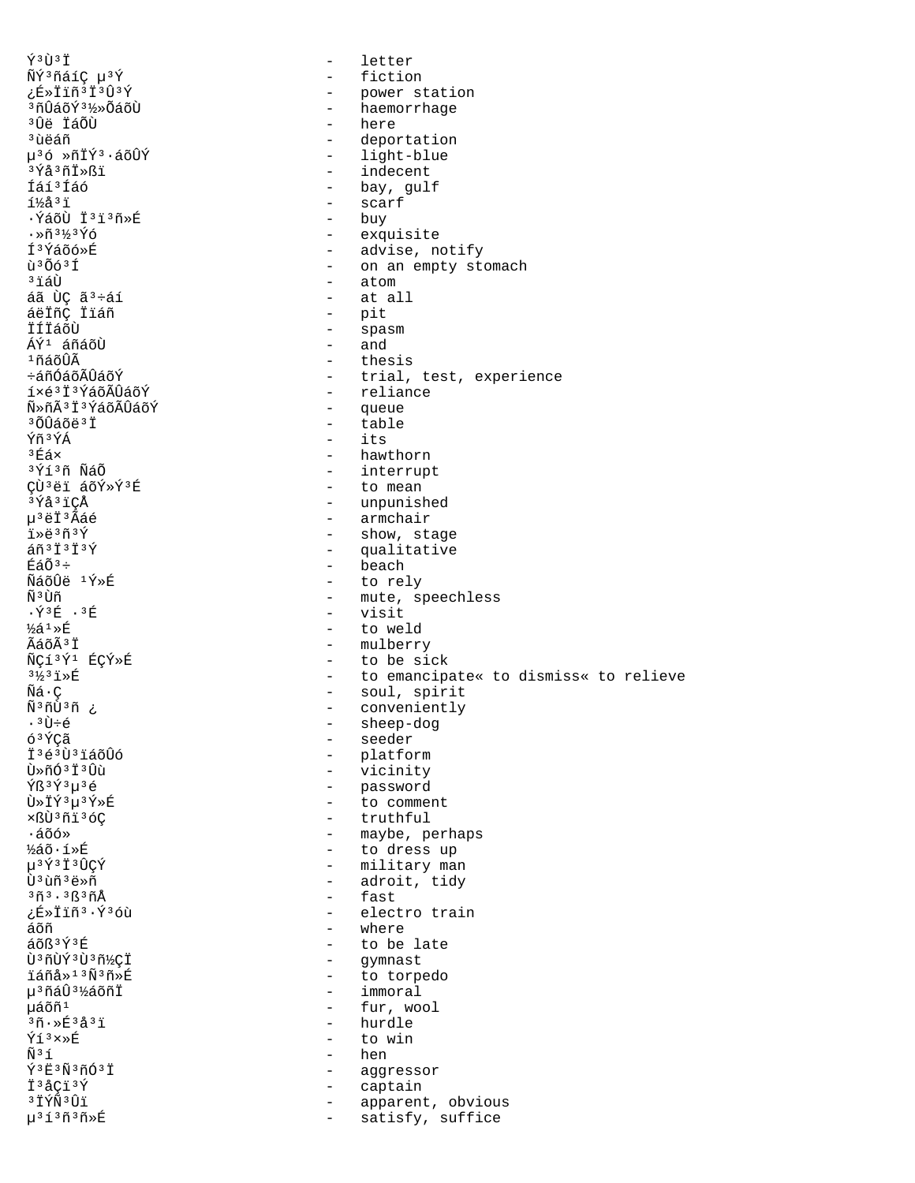Ý³Ù³Ï - letter
ÑÝ³ñáíÇ µ³Ý - fiction
¿É»Ïïñ³Ï³Û³Ý - power station
³ñÛáõÝ³½»ÕáõÙ - haemorrhage
³Ûë ÏáÕÙ - here
³ùëáñ - deportation
µ³ó »ñÏÝ³·áõÛÝ - light-blue
³Ýå³ñÏ»ßï - indecent
Íáí³Íáó - bay, gulf
í½å³ï - scarf
·ÝáõÙ Ï³ï³ñ»É - buy
·»ñ³½³Ýó - exquisite
Í³Ýáõó»É - advise, notify
ù³Õó³Í - on an empty stomach
³ïáÙ - atom
áã ÙÇ ã³÷áí - at all
áëÏñÇ Ïïáñ - pit
ÏÍÏáõÙ - spasm
ÁÝ¹ áñáõÙ - and
¹ñáõÛÃ - thesis
÷áñÓáõÃÛáõÝ - trial, test, experience
í×é³Ï³ÝáõÃÛáõÝ - reliance
Ñ»ñÃ³Ï³ÝáõÃÛáõÝ - queue
³ÕÛáõë³Ï - table
Ýñ³ÝÁ - its
³Éá× - hawthorn
³Ýí³ñ ÑáÕ - interrupt
ÇÙ³ëï áõÝ»Ý³É - to mean
³Ýå³ïÇÅ - unpunished
µ³ëÏ³Ãáé - armchair
ï»ë³ñ³Ý - show, stage
áñ³Ï³Ï³Ý - qualitative
ÉáÕ³÷ - beach
ÑáõÛë ¹Ý»É - to rely
Ñ³Ùñ - mute, speechless
·Ý³É ·³É - visit
½á¹»É - to weld
ÃáõÃ³Ï - mulberry
ÑÇí³Ý¹ ÉÇÝ»É - to be sick
³½³ï»É - to emancipate« to dismiss« to relieve
Ñá·Ç - soul, spirit
Ñ³ñÙ³ñ ¿ - conveniently
·³Ù÷é - sheep-dog
ó³ÝÇã - seeder
Ï³é³Ù³ïáõÛó - platform
Ù»ñÓ³Ï³Ûù - vicinity
Ýß³Ý³µ³é - password
Ù»ÏÝ³µ³Ý»É - to comment
×ßÙ³ñï³óÇ - truthful
·áõó» - maybe, perhaps
½áõ·í»É - to dress up
µ³Ý³Ï³ÛÇÝ - military man
Ù³ùñ³ë»ñ - adroit, tidy
³ñ³·³ß³ñÅ - fast
¿É»Ïïñ³·Ý³óù - electro train
áõñ - where
áõß³Ý³É - to be late
Ù³ñÙÝ³Ù³ñ½ÇÏ - gymnast
ïáñå»¹³Ñ³ñ»É - to torpedo
µ³ñáÛ³½áõñÏ - immoral
µáõñ¹ - fur, wool
³ñ·»É³å³ï - hurdle
Ýí³×»É - to win
Ñ³í - hen
Ý³Ë³Ñ³ñÓ³Ï - aggressor
Ï³åÇï³Ý - captain
³ÏÝÑ³Ûï - apparent, obvious
µ³í³ñ³ñ»É - satisfy, suffice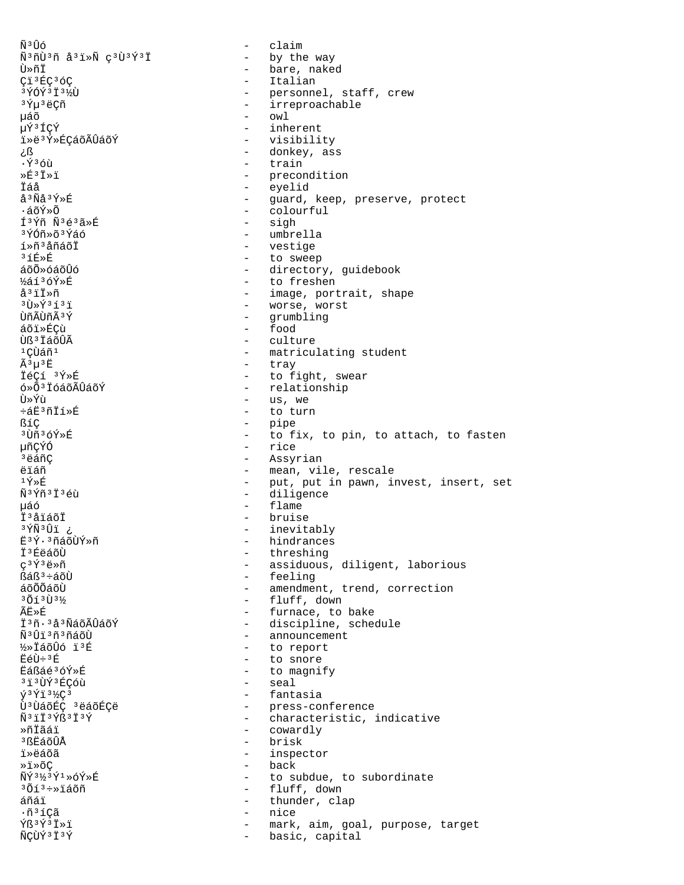Ñ³Ûó - claim
Ñ³ñÙ³ñ å³ï»Ñ ç³Ù³Ý³Ï - by the way
Ù»ñÏ - bare, naked
Çï³ÉÇ³óÇ - Italian
³ÝÓÝ³Ï³½Ù - personnel, staff, crew
³Ýµ³ëÇñ - irreproachable
µáõ - owl
µÝ³ÍÇÝ - inherent
ï»ë³Ý»ÉÇáõÃÛáõÝ - visibility
¿ß - donkey, ass
·Ý³óù - train
»É³Ï»ï - precondition
Ïáå - eyelid
å³Ñå³Ý»É - guard, keep, preserve, protect
·áõÝ»Õ - colourful
Í³Ýñ Ñ³é³ã»É - sigh
³ÝÓñ»õ³Ýáó - umbrella
í»ñ³åñáõÏ - vestige
³íÉ»É - to sweep
áõÕ»óáõÛó - directory, guidebook
½áí³óÝ»É - to freshen
å³ïÏ»ñ - image, portrait, shape
³Ù»Ý³í³ï - worse, worst
ÙñÃÙñÃ³Ý - grumbling
áõï»ÉÇù - food
Ùß³ÏáõÛÃ - culture
¹ÇÙáñ¹ - matriculating student
Ã³µ³Ë - tray
ÏéÇí ³Ý»É - to fight, swear
ó»Õ³ÏóáõÃÛáõÝ - relationship
Ù»Ýù - us, we
÷áË³ñÏí»É - to turn
ßíÇ - pipe
³Ùñ³óÝ»É - to fix, to pin, to attach, to fasten
µñÇÝÓ - rice
³ëáñÇ - Assyrian
ëïáñ - mean, vile, rescale
¹Ý»É - put, put in pawn, invest, insert, set
Ñ³Ýñ³Ï³éù - diligence
µáó - flame
Ï³åïáõÏ - bruise
³ÝÑ³Ûï ¿ - inevitably
Ë³Ý·³ñáõÙÝ»ñ - hindrances
Ï³ÉëáõÙ - threshing
ç³Ý³ë»ñ - assiduous, diligent, laborious
ßáß³÷áõÙ - feeling
áõÕÕáõÙ - amendment, trend, correction
³Õí³Ù³½ - fluff, down
ÃË»É - furnace, to bake
Ï³ñ·³å³ÑáõÃÛáõÝ - discipline, schedule
Ñ³Ûï³ñ³ñáõÙ - announcement
½»ÏáõÛó ï³É - to report
ËéÙ÷³É - to snore
Ëáßáé³óÝ»É - to magnify
³ï³ÙÝ³ÉÇóù - seal
ý³Ýï³½Ç³ - fantasia
Ù³ÙáõÉÇ ³ëáõÉÇë - press-conference
Ñ³ïÏ³Ýß³Ï³Ý - characteristic, indicative
»ñÏãáï - cowardly
³ßËáõÛÅ - brisk
ï»ëáõã - inspector
»ï»õÇ - back
ÑÝ³½³Ý¹»óÝ»É - to subdue, to subordinate
³Õí³÷»ïáõñ - fluff, down
áñáï - thunder, clap
·ñ³íÇã - nice
Ýß³Ý³Ï»ï - mark, aim, goal, purpose, target
ÑÇÙÝ³Ï³Ý - basic, capital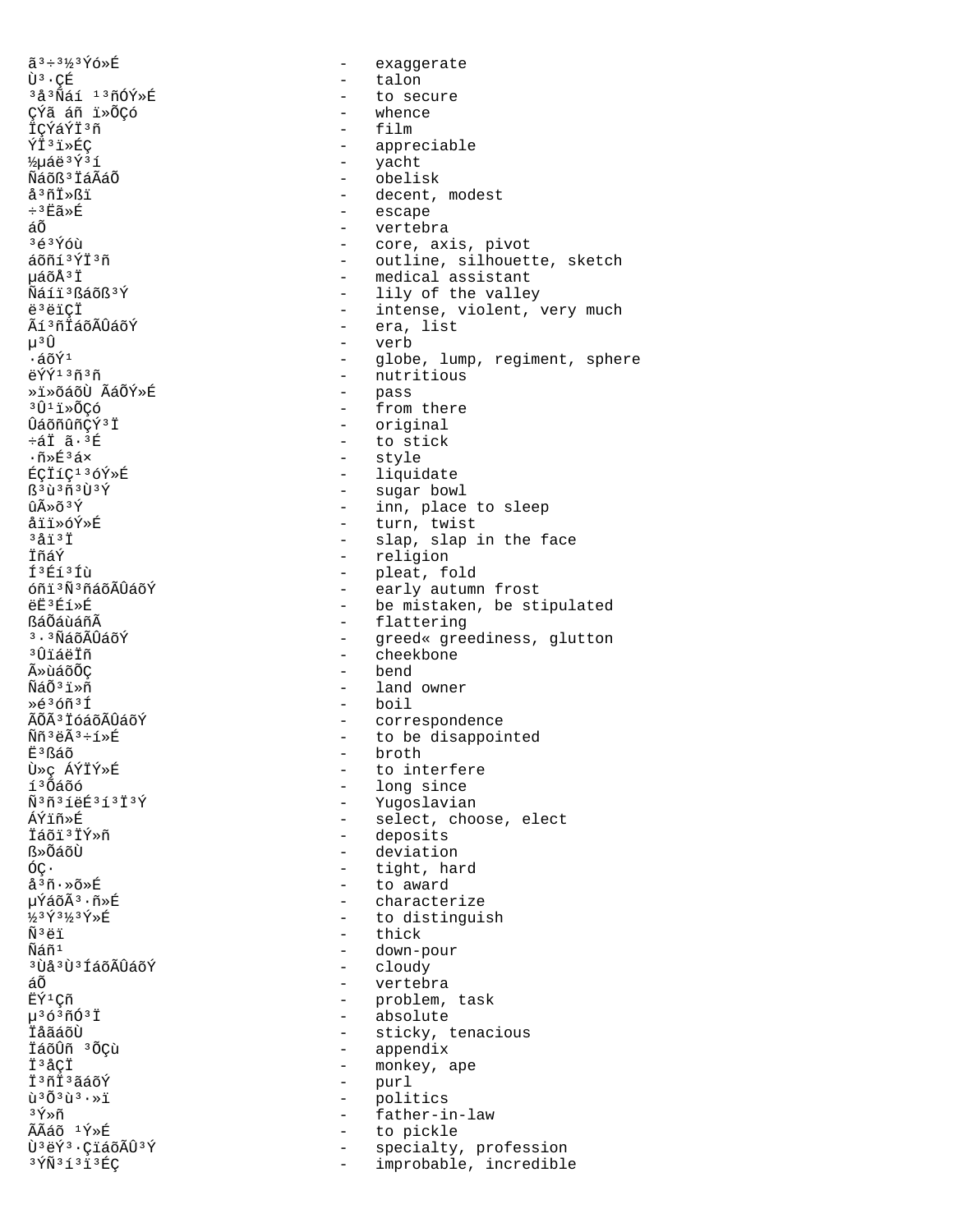ã³÷³½³Ýó»É - exaggerate
Ù³·ÇÉ - talon
³å³Ñáí ¹³ñÓÝ»É - to secure
ÇÝã áñ ï»ÕÇó - whence
ÏÇÝáÝÏ³ñ - film
ÝÏ³ï»ÉÇ - appreciable
½µáë³Ý³í - yacht
Ñáõß³ÏáÃáÕ - obelisk
å³ñÏ»ßï - decent, modest
÷³Ëã»É - escape
áÕ - vertebra
³é³Ýóù - core, axis, pivot
áõñí³ÝÏ³ñ - outline, silhouette, sketch
µáõÅ³Ï - medical assistant
Ñáíï³ßáõß³Ý - lily of the valley
ë³ëïÇÏ - intense, violent, very much
Ãí³ñÏáõÃÛáõÝ - era, list
µ³Û - verb
·áõÝ¹ - globe, lump, regiment, sphere
ëÝÝ¹³ñ³ñ - nutritious
»ï»õáõÙ ÃáÕÝ»É - pass
³Û¹ï»ÕÇó - from there
ÛáõñûñÇÝ³Ï - original
÷áÏ ã·³É - to stick
·ñ»É³á× - style
ÉÇÏíÇ¹³óÝ»É - liquidate
ß³ù³ñ³Ù³Ý - sugar bowl
ûÃ»õ³Ý - inn, place to sleep
åïï»óÝ»É - turn, twist
³åï³Ï - slap, slap in the face
ÏñáÝ - religion
Í³Éí³Íù - pleat, fold
óñï³Ñ³ñáõÃÛáõÝ - early autumn frost
ëË³Éí»É - be mistaken, be stipulated
ßáÕáùáñÃ - flattering
³·³ÑáõÃÛáõÝ - greed« greediness, glutton
³ÛïáëÏñ - cheekbone
Ã»ùáõÕÇ - bend
ÑáÕ³ï»ñ - land owner
»é³óñ³Í - boil
ÃÕÃ³ÏóáõÃÛáõÝ - correspondence
Ññ³ëÃ³÷í»É - to be disappointed
Ë³ßáõ - broth
Ù»ç ÁÝÏÝ»É - to interfere
í³ÕÕáõó - long since
Ñ³ñ³íëÉ³í³Ï³Ý - Yugoslavian
ÁÝïñ»É - select, choose, elect
Ïáõï³ÏÝ»ñ - deposits
ß»ÕáõÙ - deviation
ÓÇ· - tight, hard
å³ñ·»õ»É - to award
µÝáõÃ³·ñ»É - characterize
½³Ý³½³Ý»É - to distinguish
Ñ³ëï - thick
Ñáñ¹ - down-pour
³Ùå³Ù³ÍáõÃÛáõÝ - cloudy
áÕ - vertebra
ËÝ¹Çñ - problem, task
µ³ó³ñÓ³Ï - absolute
ÏåãáõÙ - sticky, tenacious
ÏáõÛñ ³ÕÇù - appendix
Ï³åÇÏ - monkey, ape
Ï³ñÏ³ãáõÝ - purl
ù³Õ³ù³·»ï - politics
³Ý»ñ - father-in-law
ÃÃáõ ¹Ý»É - to pickle
Ù³ëÝ³·ÇïáõÃÛ³Ý - specialty, profession
³ÝÑ³í³ï³ÉÇ - improbable, incredible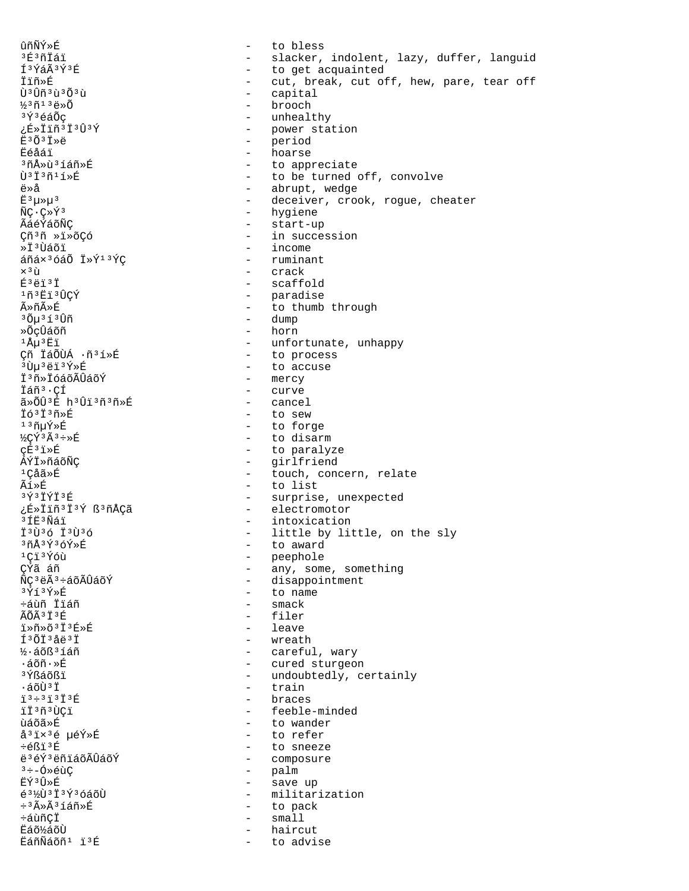ûñÑÝ»É - to bless
³É³ñÏáï - slacker, indolent, lazy, duffer, languid
Í³ÝáÃ³Ý³É - to get acquainted
Ïïñ»É - cut, break, cut off, hew, pare, tear off
Ù³Ûñ³ù³Õ³ù - capital
½³ñ¹³ë»Õ - brooch
³Ý³éáÕç - unhealthy
¿É»Ïïñ³Ï³Û³Ý - power station
Ë³Õ³Ï»ë - period
Ëéåáï - hoarse
³ñÅ»ù³íáñ»É - to appreciate
Ù³Ï³ñ¹í»É - to be turned off, convolve
ë»å - abrupt, wedge
Ë³µ»µ³ - deceiver, crook, rogue, cheater
ÑÇ·Ç»Ý³ - hygiene
ÃáéÝáÕÑÇ - start-up
Çñ³ñ »ïï»õÇó - in succession
»Ï³Ùáõï - income
áñá×³óáÕ Ï»Ý¹³ÝÇ - ruminant
×³ù - crack
É³ëï³Ï - scaffold
¹ñ³Ëï³ÛÇÝ - paradise
Ã»ñÃ»É - to thumb through
³Õµ³í³Ûñ - dump
»ÕçÛáõñ - horn
¹Åµ³Ëï - unfortunate, unhappy
Çñ ÏáÕÙÁ ·ñ³í»É - to process
³Ùµ³ëï³Ý»É - to accuse
Ï³ñ»ÏóáõÃÛáõÝ - mercy
Ïáñ³·ÇÍ - curve
ã»ÕÛ³É h³Ûï³ñ³ñ»É - cancel
Ïó³Ï³ñ»É - to sew
¹³ñµÝ»É - to forge
½ÇÝ³Ã³÷»É - to disarm
çÉ³ï»É - to paralyze
ÁÝÏ»ñáõÑÇ - girlfriend
¹Çåã»É - touch, concern, relate
ÃÍ»É - to list
³Ý³ÏÝÏ³É - surprise, unexpected
¿É»Ïïñ³Ï³Ý ß³ñÅÇã - electromotor
³ÍË³Ñáï - intoxication
Ï³Ù³ó Ï³Ù³ó - little by little, on the sly
³ñÅ³Ý³óÝ»É - to award
¹Çï³Ýóù - peephole
ÇÝã áñ - any, some, something
ÑÇ³ëÃ³÷áõÃÛáõÝ - disappointment
³Ýí³Ý»É - to name
÷áùñ Ïïáñ - smack
ÃÕÃ³Ï³É - filer
ï»ñ»õ³Ï³É»É - leave
Í³ÕÏ³åë³Ï - wreath
½·áõß³íáñ - careful, wary
·áõñ·»É - cured sturgeon
³ÝßáõßïI - undoubtedly, certainly
·áõÙ³Ï - train
ï³÷³ï³Ï³É - braces
ïÏ³ñ³ÙÇï - feeble-minded
ùáõã»É - to wander
å³ï×³é µéÝ»É - to refer
÷éßï³É - to sneeze
ë³éÝ³ëñïáõÃÛáõÝ - composure
³÷-Ó»éùÇ - palm
ËÝ³Û»É - save up
é³½Ù³Ï³Ý³óáõÙ - militarization
÷³Ã»Ã³íáñ»É - to pack
÷áùñÇÏ - small
Ëáõ½áõÙ - haircut
ËáñÑáõñ¹ ï³É - to advise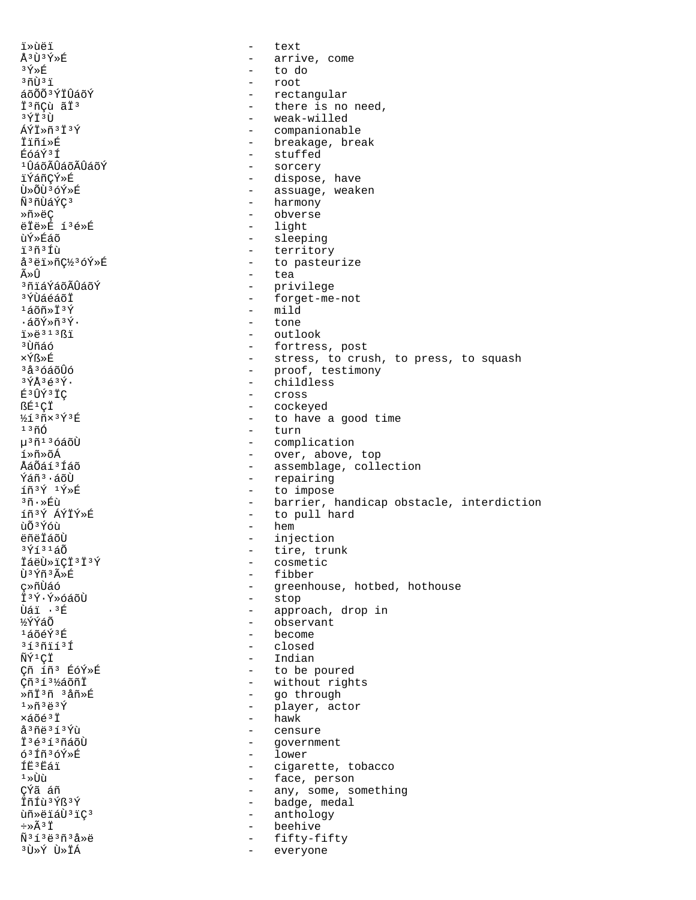ï»ùëï - text
Å³Ù³Ý»É - arrive, come
³Ý»É - to do
³ñÙ³ï - root
áõÕÕ³ÝÏÛáõÝ - rectangular
Ï³ñÇù ãÏ³ - there is no need,
³ÝÏ³Ù - weak-willed
ÁÝÏ»ñ³Ï³Ý - companionable
Ïïñí»É - breakage, break
ÉóáÝ³Í - stuffed
¹ÛáõÃÛáõÃÛáõÝ - sorcery
ïÝáñÇÝ»É - dispose, have
Ù»ÕÙ³óÝ»É - assuage, weaken
Ñ³ñÙáÝÇ³ - harmony
»ñ»ëÇ - obverse
ëÏë»É í³é»É - light
ùÝ»Éáõ - sleeping
ï³ñ³Íù - territory
å³ëï»ñÇ½³óÝ»É - to pasteurize
Ã»Û - tea
³ñïáÝáõÃÛáõÝ - privilege
³ÝÙáéáõÏ - forget-me-not
¹áõñ»Ï³Ý - mild
·áõÝ»ñ³Ý· - tone
ï»ë³¹³ßï - outlook
³Ùñáó - fortress, post
×Ýß»É - stress, to crush, to press, to squash
³å³óáõÛó - proof, testimony
³ÝÅ³é³Ý· - childless
É³ÛÝ³ÏÇ - cross
ßÉ¹ÇÏ - cockeyed
½í³ñ×³Ý³É - to have a good time
¹³ñÓ - turn
µ³ñ¹³óáõÙ - complication
í»ñ»õÁ - over, above, top
ÅáÕáí³Íáõ - assemblage, collection
Ýáñ³·áõÙ - repairing
íñ³Ý ¹Ý»É - to impose
³ñ·»Éù - barrier, handicap obstacle, interdiction
íñ³Ý ÁÝÏÝ»É - to pull hard
ùÕ³Ýóù - hem
ëñëÏáõÙ - injection
³Ýí³¹áÕ - tire, trunk
ÏáëÙ»ïÇÏ³Ï³Ý - cosmetic
Ù³Ýñ³Ã»É - fibber
ç»ñÙáó - greenhouse, hotbed, hothouse
Ï³Ý·Ý»óáõÙ - stop
Ùáï ·³É - approach, drop in
½ÝÝáÕ - observant
¹áõéÝ³É - become
³í³ñïí³Í - closed
ÑÝ¹ÇÏ - Indian
Çñ íñ³ ÉóÝ»É - to be poured
Çñ³í³½áõñÏ - without rights
»ñÏ³ñ ³åñ»É - go through
¹»ñ³ë³Ý - player, actor
×áõé³Ï - hawk
å³ñë³í³Ýù - censure
Ï³é³í³ñáõÙ - government
ó³Íñ³óÝ»É - lower
ÍË³Ëáï - cigarette, tobacco
¹»Ùù - face, person
ÇÝã áñ - any, some, something
ÏñÍù³Ýß³Ý - badge, medal
ùñ»ëïáÙ³ïÇ³ - anthology
÷»Ã³Ï - beehive
Ñ³í³ë³ñ³å»ë - fifty-fifty
³Ù»Ý Ù»ÏÁ - everyone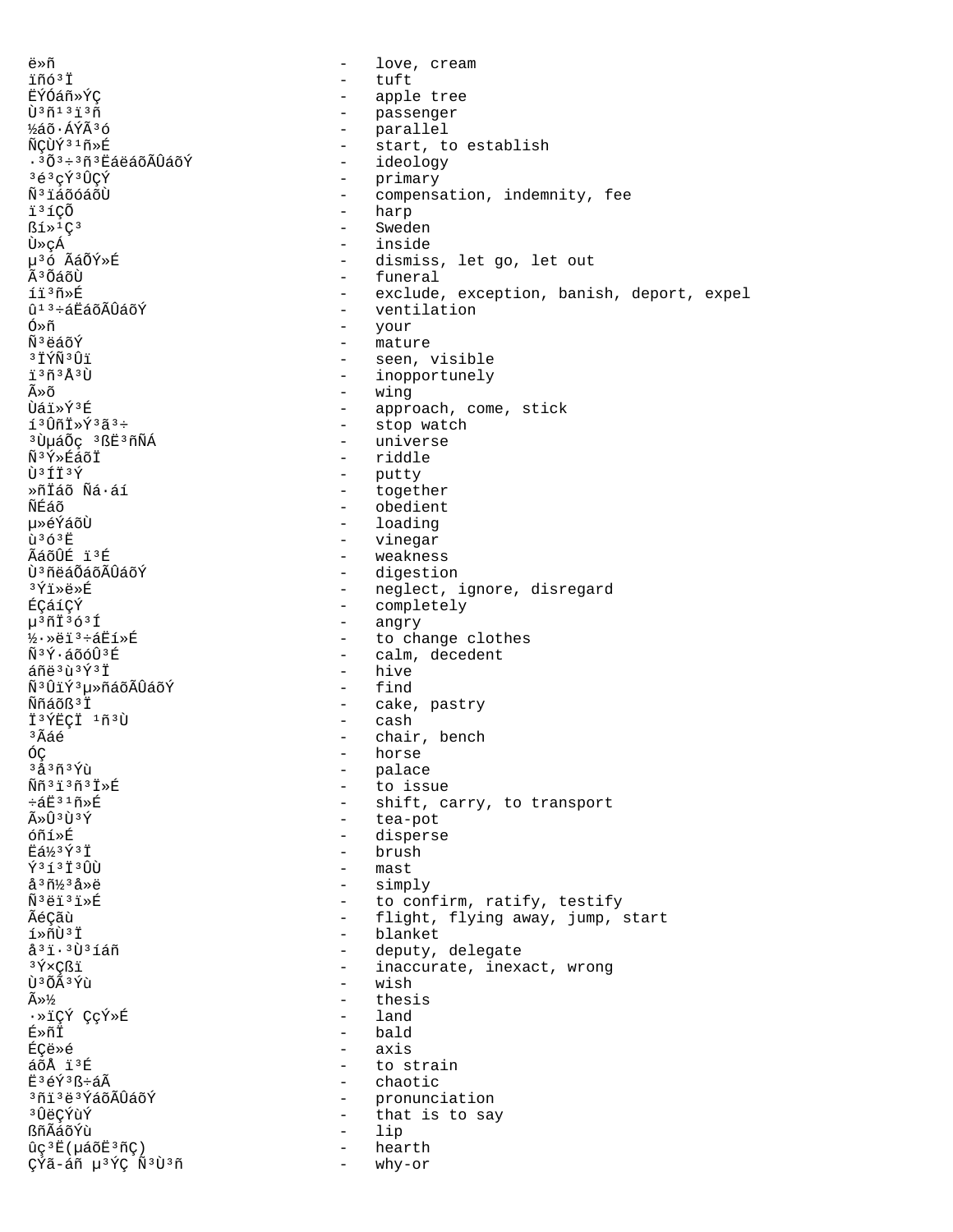ë»ñ - love, cream
ïñó³Ï - tuft
ËÝÓáñ»ÝÇ - apple tree
Ù³ñ¹³ï³ñ - passenger
½áõ·áÝÃ³ó - parallel
ÑÇÙÝ³¹ñ»É - start, to establish
·³Õ³÷³ñ³ËáëáõÃÛáõÝ - ideology
³é³çÝ³ÛÇÝ - primary
Ñ³ïáõóáõÙ - compensation, indemnity, fee
ï³íÇÕ - harp
ßí»¹Ç³ - Sweden
Ù»çÁ - inside
µ³ó ÃáÕÝ»É - dismiss, let go, let out
Ã³ÕáõÙ - funeral
íï³ñ»É - exclude, exception, banish, deport, expel
û¹³÷áËáõÃÛáõÝ - ventilation
Ó»ñ - your
Ñ³ëáõÝ - mature
³ÏÝÑ³Ûï - seen, visible
ï³ñ³Å³Ù - inopportunely
Ã»õ - wing
Ùáï»Ý³É - approach, come, stick
í³ÛñÏ»Ý³ã³÷ - stop watch
³ÙµáÕç ³ßË³ñÑÁ - universe
Ñ³Ý»ÉáõÏ - riddle
Ù³ÍÏ³Ý - putty
»ñÏáõ Ñá·áí - together
ÑÉáõ - obedient
µ»éÝáõÙ - loading
ù³ó³Ë - vinegar
ÃáõÛÉ ï³É - weakness
Ù³ñëáÕáõÃÛáõÝ - digestion
³Ýï»ë»É - neglect, ignore, disregard
ÉÇáíÇÝ - completely
µ³ñÏ³ó³Í - angry
½·»ëï³÷áËí»É - to change clothes
Ñ³Ý·áõóÛ³É - calm, decedent
áñë³ù³Ý³Ï - hive
Ñ³ÛïÝ³µ»ñáõÃÛáõÝ - find
Ññáõß³Ï - cake, pastry
Ï³ÝËÇÏ ¹ñ³Ù - cash
³Ãáé - chair, bench
ÓÇ - horse
³å³ñ³Ýù - palace
Ññ³ï³ñ³Ï»É - to issue
÷áË³¹ñ»É - shift, carry, to transport
Ã»Û³Ù³Ý - tea-pot
óñí»É - disperse
Ëá½³Ý³Ï - brush
Ý³í³Ï³ÛÙ - mast
å³ñ½³å»ë - simply
Ñ³ëï³ï»É - to confirm, ratify, testify
ÃéÇãù - flight, flying away, jump, start
í»ñÙ³Ï - blanket
å³ï·³Ù³íáñ - deputy, delegate
³Ý×Çßï - inaccurate, inexact, wrong
Ù³ÕÃ³Ýù - wish
Ã»½ - thesis
·»ïÇÝ ÇçÝ»É - land
É»ñÏ - bald
ÉÇë»é - axis
áõÅ ï³É - to strain
Ë³éÝ³ß÷áÃ - chaotic
³ñï³ë³ÝáõÃÛáõÝ - pronunciation
³ÛëÇÝùÝ - that is to say
ßñÃáõÝù - lip
ûç³Ë(µáõË³ñÇ) - hearth
ÇÝã-áñ µ³ÝÇ Ñ³Ù³ñ - why-or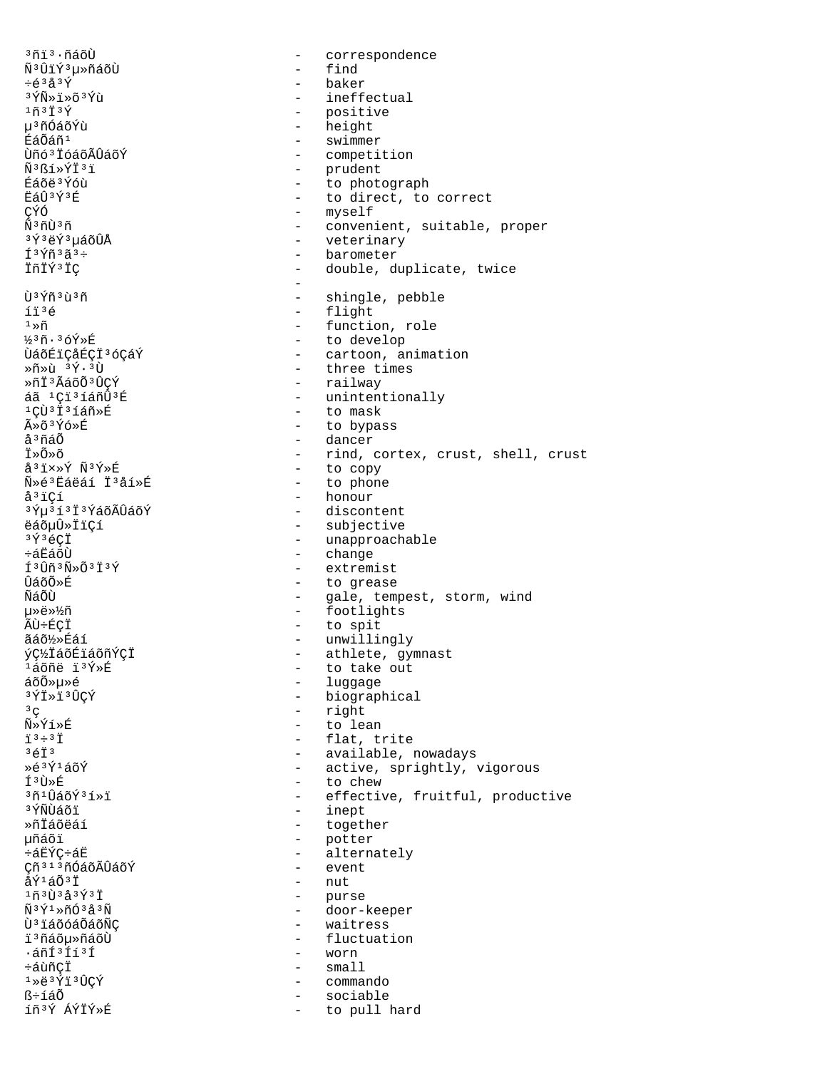³ñï³·ñáõÙ - correspondence
Ñ³ÛïÝ³µ»ñáõÙ - find
÷é³å³Ý - baker
³ÝÑ»ï»õ³Ýù - ineffectual
¹ñ³Ï³Ý - positive
µ³ñÓñáõÃÛáõÝ - height
ÉáÕáñ¹ - swimmer
Ùñó³ÏóáõÃÛáõÝ - competition
Ñ³ßí»ÝÏ³ï - prudent
Éáõë³Ýóù - to photograph
ËáÛ³Ý³É - to direct, to correct
ÇÝÓ - myself
Ñ³ñÙ³ñ - convenient, suitable, proper
³Ý³ëÝ³µáõÛÅ - veterinary
Í³Ýñ³ã³÷ - barometer
ÏñÏÝ³ÏÇ - double, duplicate, twice
 -
Ù³Ýñ³ù³ñ - shingle, pebble
íï³é - flight
¹»ñ - function, role
½³ñ·³óÝ»É - to develop
ÙáõÉïÇåÉÇÏ³óÇáÝ - cartoon, animation
»ñ»ù ³Ý·³Ù - three times
»ñÏ³ÃáõÕ³ÛÇÝ - railway
áã ¹Çï³íáñÛ³É - unintentionally
¹ÇÙ³Ï³íáñ»É - to mask
Ã»õ³Ýó»É - to bypass
å³ñáÕ - dancer
Ï»Õ»õ - rind, cortex, crust, shell, crust
å³ï×»Ý Ñ³Ý»É - to copy
Ñ»é³Ëáëáí Ï³åí»É - to phone
å³ïÇí - honour
³Ýµ³í³Ï³ÝáõÃÛáõÝ - discontent
ëáõµÛ»ÏïÇí - subjective
³Ý³éÇÏ - unapproachable
÷áËáõÙ - change
Í³Ûñ³Ñ»Õ³Ï³Ý - extremist
ÛáõÕ»É - to grease
ÑáÕÙ - gale, tempest, storm, wind
µ»ë»½ñ - footlights
ÃÙ÷ÉÇÏ - to spit
ãáõ½»Éáí - unwillingly
ýÇ½ÏáõÉïáõñÝÇÏ - athlete, gymnast
¹áõñë ï³Ý»É - to take out
áõÕ»µ»é - luggage
³ÝÏ»ï³ÛÇÝ - biographical
³ç - right
Ñ»Ýí»É - to lean
ï³÷³Ï - flat, trite
³éÏ³ - available, nowadays
»é³Ý¹áõÝ - active, sprightly, vigorous
Í³Ù»É - to chew
³ñ¹ÛáõÝ³í»ï - effective, fruitful, productive
³ÝÑÙáõï - inept
»ñÏáõëáí - together
µñáõï - potter
÷áËÝÇ÷áË - alternately
Çñ³¹³ñÓáõÃÛáõÝ - event
åÝ¹áÕ³Ï - nut
¹ñ³Ù³å³Ý³Ï - purse
Ñ³Ý¹»ñÓ³å³Ñ - door-keeper
Ù³ïáõóáÕáõÑÇ - waitress
ï³ñáõµ»ñáõÙ - fluctuation
·áñÍ³Íí³Í - worn
÷áùñÇÏ - small
¹»ë³Ýï³ÛÇÝ - commando
ß÷íáÕ - sociable
íñ³Ý ÁÝÏÝ»É - to pull hard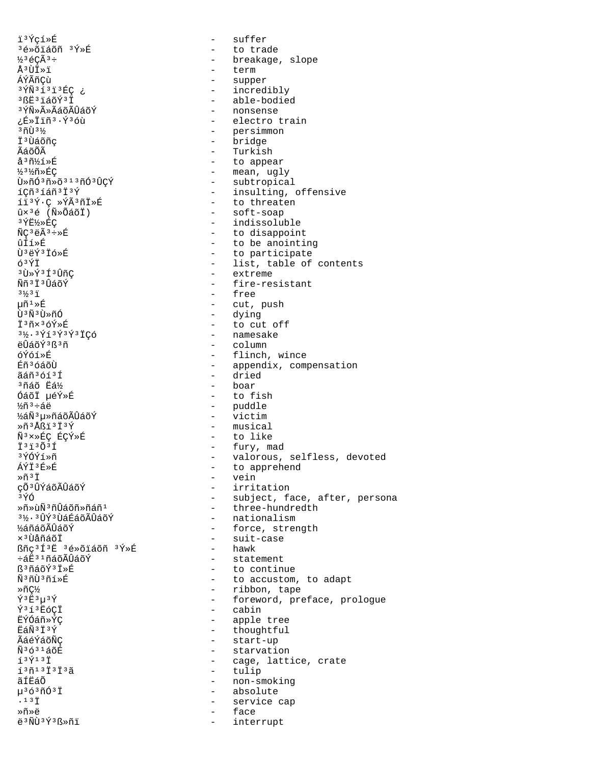ï³Ýçí»É - suffer
³é»õïáõñ ³Ý»É - to trade
½³éÇÃ³÷ - breakage, slope
Å³ÙÏ»ï - term
ÁÝÃñÇù - supper
³ÝÑ³í³ï³ÉÇ ¿ - incredibly
³ßË³ïáõÝ³Ï - able-bodied
³ÝÑ»Ã»ÃáõÃÛáõÝ - nonsense
¿É»Ïïñ³·Ý³óù - electro train
³ñÙ³½ - persimmon
Ï³Ùáõñç - bridge
ÃáõÕÃ - Turkish
å³ñ½í»É - to appear
½³½ñ»ÉÇ - mean, ugly
Ù»ñÓ³ñ»õ³¹³ñÓ³ÛÇÝ - subtropical
íÇñ³íáñ³Ï³Ý - insulting, offensive
íï³Ý·Ç »ÝÃ³ñÏ»É - to threaten
û×³é (Ñ»ÕáõÏ) - soft-soap
³ÝË½»ÉÇ - indissoluble
ÑÇ³ëÃ³÷»É - to disappoint
ûÍí»É - to be anointing
Ù³ëÝ³Ïó»É - to participate
ó³ÝÏ - list, table of contents
³Ù»Ý³Í³ÛñÇ - extreme
Ññ³Ï³ÛáõÝ - fire-resistant
³½³ï - free
µñ¹»É - cut, push
Ù³Ñ³Ù»ñÓ - dying
Ï³ñ×³óÝ»É - to cut off
³½·³Ýí³Ý³Ý³ÏÇó - namesake
ëÛáõÝ³ß³ñ - column
óÝóí»É - flinch, wince
Éñ³óáõÙ - appendix, compensation
ãáñ³óí³Í - dried
³ñáõ Ëá½ - boar
ÓáõÏ µéÝ»É - to fish
½ñ³÷áë - puddle
½áÑ³µ»ñáõÃÛáõÝ - victim
»ñ³Åßï³Ï³Ý - musical
Ñ³×»ÉÇ ÉÇÝ»É - to like
Ï³ï³Õ³Í - fury, mad
³ÝÓÝí»ñ - valorous, selfless, devoted
ÁÝÏ³É»É - to apprehend
»ñ³Ï - vein
çÕ³ÛÝáõÃÛáõÝ - irritation
³ÝÓ - subject, face, after, persona
»ñ»ùÑ³ñÛáõñ»ñáñ¹ - three-hundredth
³½·³ÛÝ³ÙáÉáõÃÛáõÝ - nationalism
½áñáõÃÛáõÝ - force, strength
×³ÙåñáõÏ - suit-case
ßñç³Í³Ë ³é»õïáõñ ³Ý»É - hawk
÷áË³¹ñáõÃÛáõÝ - statement
ß³ñáõÝ³Ï»É - to continue
Ñ³ñÙ³ñí»É - to accustom, to adapt
»ñÇ½ - ribbon, tape
Ý³Ë³µ³Ý - foreword, preface, prologue
Ý³í³ËóÇÏ - cabin
ËÝÓáñ»ÝÇ - apple tree
ËáÑ³Ï³Ý - thoughtful
ÃáéÝáõÑÇ - start-up
Ñ³ó³¹áõÉ - starvation
í³Ý¹³Ï - cage, lattice, crate
í³ñ¹³Ï³Ï³ã - tulip
ãÍËáÕ - non-smoking
µ³ó³ñÓ³Ï - absolute
·¹³Ï - service cap
»ñ»ë - face
ë³ÑÙ³Ý³ß»ñï - interrupt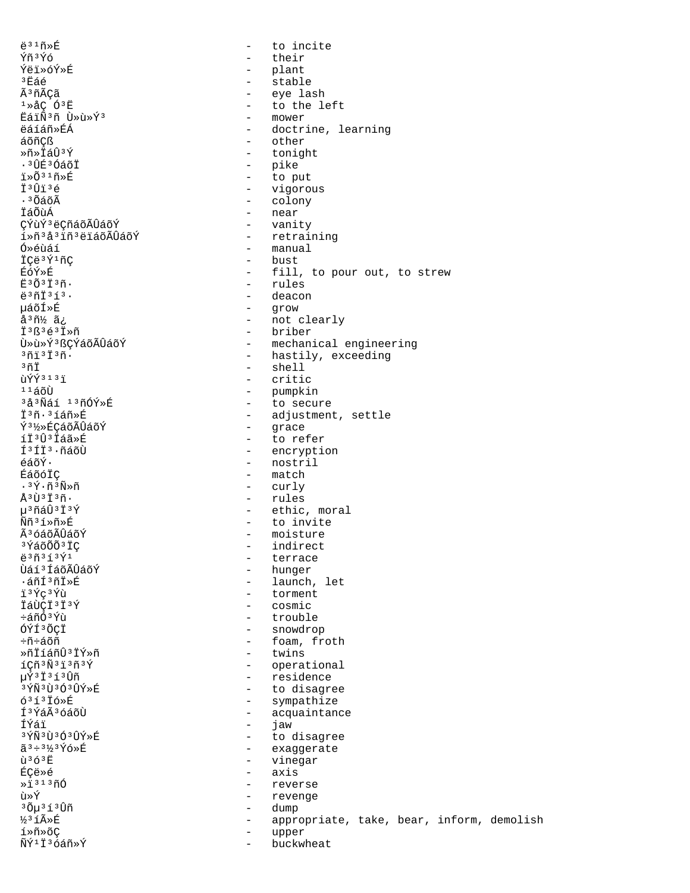ë³¹ñ»É - to incite
Ýñ³Ýó - their
Ýëï»óÝ»É - plant
³Ëáé - stable
Ã³ñÃÇã - eye lash
¹»åÇ Ó³Ë - to the left
ËáïÑ³ñ Ù»ù»Ý³ - mower
ëáíáñ»ÉÁ - doctrine, learning
áõñÇß - other
»ñ»ÏáÛ³Ý - tonight
·³ÛÉ³ÓáõÏ - pike
ï»Õ³¹ñ»É - to put
Ï³Ûï³é - vigorous
·³ÕáõÃ - colony
ÏáÕùÁ - near
ÇÝùÝ³ëÇñáõÃÛáõÝ - vanity
í»ñ³å³ïñ³ëïáõÃÛáõÝ - retraining
Ó»éùáí - manual
ÏÇë³Ý¹ñÇ - bust
ÉóÝ»É - fill, to pour out, to strew
Ë³Õ³Ï³ñ· - rules
ë³ñÏ³í³· - deacon
µáõÍ»É - grow
å³ñ½ ã¿ - not clearly
Ï³ß³é³Ï»ñ - briber
Ù»ù»Ý³ßÇÝáõÃÛáõÝ - mechanical engineering
³ñï³Ï³ñ· - hastily, exceeding
³ñÏ - shell
ùÝÝ³¹³ï - critic
¹¹áõÙ - pumpkin
³å³Ñáí ¹³ñÓÝ»É - to secure
Ï³ñ·³íáñ»É - adjustment, settle
Ý³½»ÉÇáõÃÛáõÝ - grace
íÏ³Û³Ïáã»É - to refer
Í³ÍÏ³·ñáõÙ - encryption
éáõÝ· - nostril
ÉáõóÏÇ - match
·³Ý·ñ³Ñ»ñ - curly
Å³Ù³Ï³ñ· - rules
µ³ñáÛ³Ï³Ý - ethic, moral
Ññ³í»ñ»É - to invite
Ã³óáõÃÛáõÝ - moisture
³ÝáõÕÕ³ÏÇ - indirect
ë³ñ³í³Ý¹ - terrace
Ùáí³ÍáõÃÛáõÝ - hunger
·áñÍ³ñÏ»É - launch, let
ï³Ýç³Ýù - torment
ÏáÙÇÏ³Ï³Ý - cosmic
÷áñÓ³Ýù - trouble
ÓÝÍ³ÕÇÏ - snowdrop
÷ñ÷áõñ - foam, froth
»ñÏáñÛ³ÏÝ»ñ - twins
íÇñ³Ñ³ï³ñ³Ý - operational
µÝ³Ï³í³Ûñ - residence
³ÝÑ³Ù³Ó³ÛÝ»É - to disagree
ó³í³Ïó»É - sympathize
Í³ÝáÃ³óáõÙ - acquaintance
ÍÝáï - jaw
³ÝÑ³Ù³Ó³ÛÝ»É - to disagree
ã³÷³½³Ýó»É - exaggerate
ù³ó³Ë - vinegar
ÉÇë»é - axis
»ï³¹³ñÓ - reverse
ù»Ý - revenge
³Õµ³í³Ûñ - dump
½³íÃ»É - appropriate, take, bear, inform, demolish
í»ñ»õÇ - upper
ÑÝ¹Ï³óáñ»Ý - buckwheat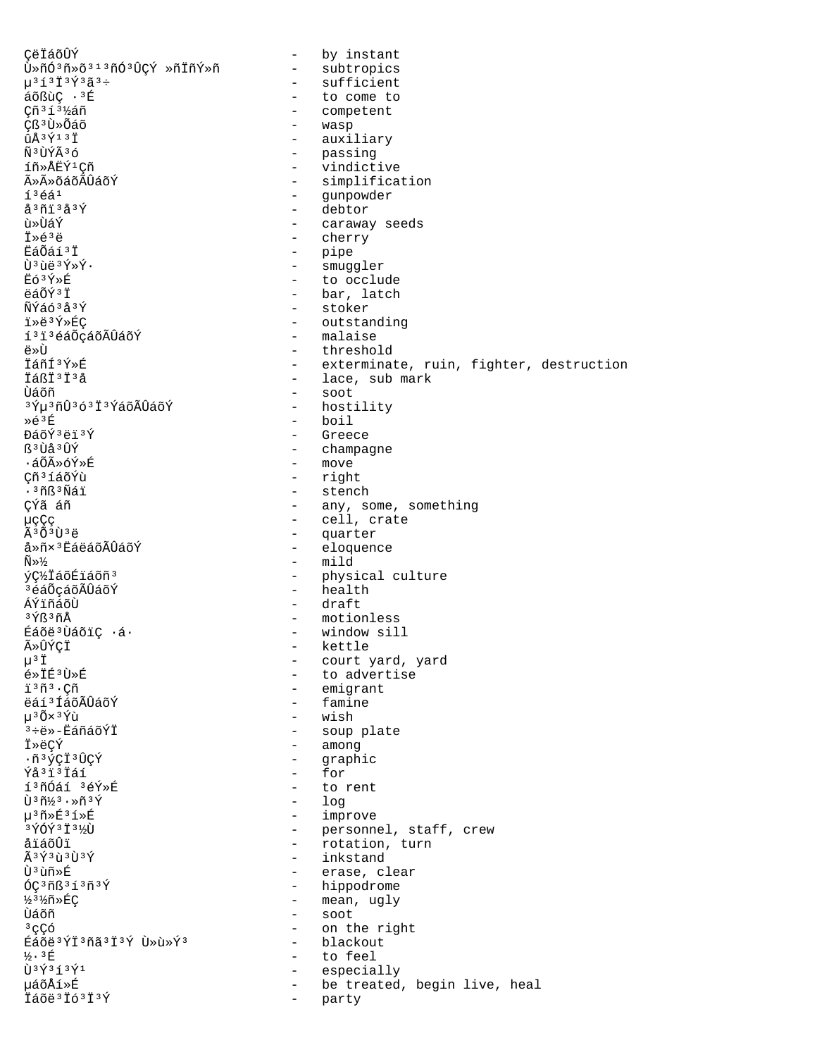ÇëÏáõÛÝ - by instant
Ù»ñÓ³ñ»õ³¹³ñÓ³ÛÇÝ »ñÏñÝ»ñ - subtropics
µ³í³Ï³Ý³ã³÷ - sufficient
áõßùÇ ·³É - to come to
Çñ³í³½áñ - competent
Çß³Ù»Õáõ - wasp
ûÅ³Ý¹³Ï - auxiliary
Ñ³ÙÝÃ³ó - passing
íñ»ÅËÝ¹Çñ - vindictive
Ã»Ã»õ³óáõÙ - simplification
í³éá¹ - gunpowder
å³ñï³å³Ý - debtor
ù»ÙáÝ - caraway seeds
Ï»é³ë - cherry
ËáÕáí³Ï - pipe
Ù³ùë³Ý»Ý· - smuggler
Ëó³Ý»É - to occlude
ëáÕÝ³Ï - bar, latch
ÑÝáó³å³Ý - stoker
ï»ë³Ý»ÉÇ - outstanding
í³ï³éáÕçáõÃÛáõÝ - malaise
ë»Ù - threshold
ÏáñÍ³Ý»É - exterminate, ruin, fighter, destruction
ÏáßÏ³Ï³å - lace, sub mark
Ùáõñ - soot
³Ýµ³ñÛ³ó³Ï³ÝáõÃÛáõÝ - hostility
»é³É - boil
ÐáõÝ³ëï³Ý - Greece
ß³Ùå³ÛÝ - champagne
·áÕÃ»óÝ»É - move
Çñ³íáõÝù - right
·³ñß³Ñáï - stench
ÇÝã áñ - any, some, something
µçÇç - cell, crate
Ã³Õ³Ù³ë - quarter
å»ñ×³ËáëáõÃÛáõÝ - eloquence
Ñ»½ - mild
ýÇ½ÏáõÉïáõñ³ - physical culture
³éáÕçáõÃÛáõÝ - health
ÁÝïñáõÙ - draft
³Ýß³ñÅ - motionless
Éáõë³ÙáõïÇ ·á· - window sill
Ã»ÛÝÇÏ - kettle
µ³Ï - court yard, yard
é»ÏÉ³Ù»É - to advertise
ï³ñ³·Çñ - emigrant
ëáí³ÍáõÃÛáõÝ - famine
µ³Õ×³Ýù - wish
³÷ë»-Ëáñáõ³Ï - soup plate
Ï»ëÇÝ - among
·ñ³ýÇÏ³ÛÇÝ - graphic
Ýå³ï³Ïáí - for
í³ñÓáí ³éÝ»É - to rent
Ù³ñ½³·»ñ³Ý - log
µ³ñ»É³í»É - improve
³ÝÓÝ³Ï³½Ù - personnel, staff, crew
åïáõÛï - rotation, turn
Ã³Ý³ù³Ù³Ý - inkstand
Ù³ùñ»É - erase, clear
ÓÇ³ñß³í³ñ³Ý - hippodrome
½³½ñ»ÉÇ - mean, ugly
Ùáõñ - soot
³çÇó - on the right
Éáõë³ÝÏ³ñã³Ï³Ý Ù»ù»Ý³ - blackout
½·³É - to feel
Ù³Ý³í³Ý¹ - especially
µáõÅí»É - be treated, begin live, heal
Ïáõë³Ïó³Ï³Ý - party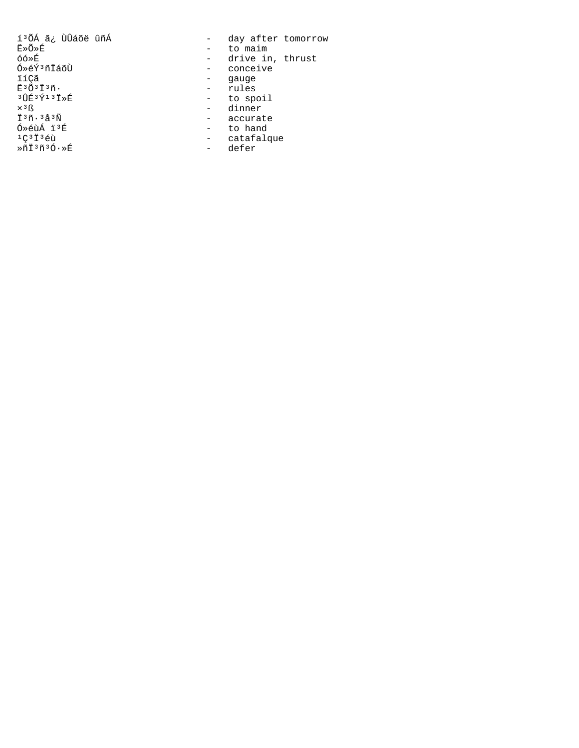í³ÕÁ ã¿ ÙÛáõë ûñÁ - day after tomorrow
Ë»Õ»É - to maim
óó»É - drive in, thrust
Ó»éÝ³ñÏáõÙ - conceive
ïíÇã - gauge
Ë³Ö³Ï³ñ· - rules
³ÛÉ³Ý¹³Ï»É - to spoil
×³ß - dinner
Ï³ñ·³å³Ñ - accurate
Ó»éùÁ ï³É - to hand
¹Ç³Ï³éù - catafalque
»ñÏ³ñ³Ó·»É - defer